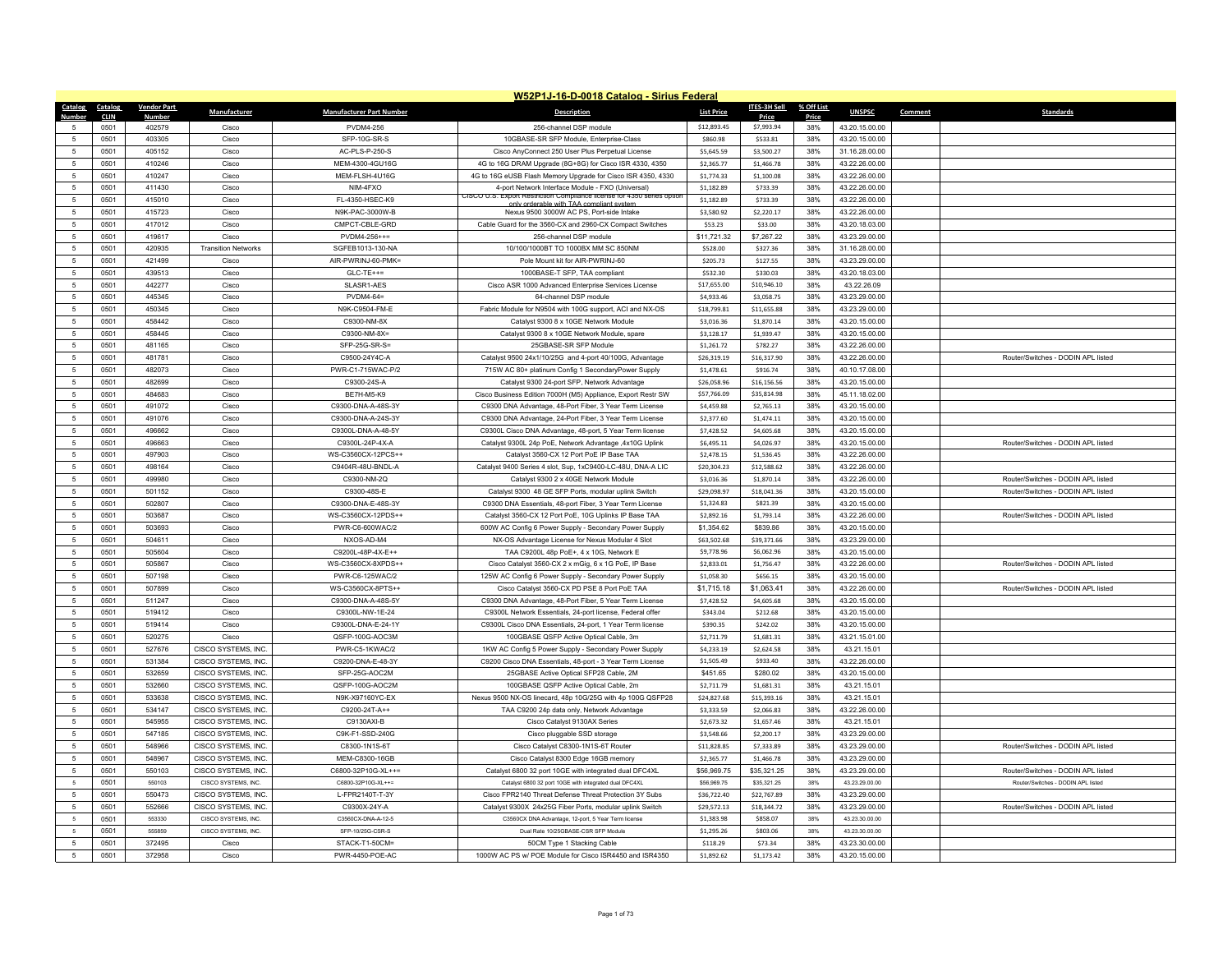# W52P1J-16-D-0018 Catalog - Sirius Federal

| Catalog Number | Catalog CLIN | Vendor Part Number | Manufacturer | Manufacturer Part Number | Description | List Price | ITES-3H Sell Price | % Off List Price | UNSPSC | Comment | Standards |
|---|---|---|---|---|---|---|---|---|---|---|---|
| 5 | 0501 | 402579 | Cisco | PVDM4-256 | 256-channel DSP module | $12,893.45 | $7,993.94 | 38% | 43.20.15.00.00 | | |
| 5 | 0501 | 403305 | Cisco | SFP-10G-SR-S | 10GBASE-SR SFP Module, Enterprise-Class | $860.98 | $533.81 | 38% | 43.20.15.00.00 | | |
| 5 | 0501 | 405152 | Cisco | AC-PLS-P-250-S | Cisco AnyConnect 250 User Plus Perpetual License | $5,645.59 | $3,500.27 | 38% | 31.16.28.00.00 | | |
| 5 | 0501 | 410246 | Cisco | MEM-4300-4GU16G | 4G to 16G DRAM Upgrade (8G+8G) for Cisco ISR 4330, 4350 | $2,365.77 | $1,466.78 | 38% | 43.22.26.00.00 | | |
| 5 | 0501 | 410247 | Cisco | MEM-FLSH-4U16G | 4G to 16G eUSB Flash Memory Upgrade for Cisco ISR 4350, 4330 | $1,774.33 | $1,100.08 | 38% | 43.22.26.00.00 | | |
| 5 | 0501 | 411430 | Cisco | NIM-4FXO | 4-port Network Interface Module - FXO (Universal) | $1,182.89 | $733.39 | 38% | 43.22.26.00.00 | | |
| 5 | 0501 | 415010 | Cisco | FL-4350-HSEC-K9 | CISCO U.S. Export Restriction Compliance license for 4350 series option only orderable with TAA compliant system | $1,182.89 | $733.39 | 38% | 43.22.26.00.00 | | |
| 5 | 0501 | 415723 | Cisco | N9K-PAC-3000W-B | Nexus 9500 3000W AC PS, Port-side Intake | $3,580.92 | $2,220.17 | 38% | 43.22.26.00.00 | | |
| 5 | 0501 | 417012 | Cisco | CMPCT-CBLE-GRD | Cable Guard for the 3560-CX and 2960-CX Compact Switches | $53.23 | $33.00 | 38% | 43.20.18.03.00 | | |
| 5 | 0501 | 419617 | Cisco | PVDM4-256++= | 256-channel DSP module | $11,721.32 | $7,267.22 | 38% | 43.23.29.00.00 | | |
| 5 | 0501 | 420935 | Transition Networks | SGFEB1013-130-NA | 10/100/1000BT TO 1000BX MM SC 850NM | $528.00 | $327.36 | 38% | 31.16.28.00.00 | | |
| 5 | 0501 | 421499 | Cisco | AIR-PWRINJ-60-PMK= | Pole Mount kit for AIR-PWRINJ-60 | $205.73 | $127.55 | 38% | 43.23.29.00.00 | | |
| 5 | 0501 | 439513 | Cisco | GLC-TE++= | 1000BASE-T SFP, TAA compliant | $532.30 | $330.03 | 38% | 43.20.18.03.00 | | |
| 5 | 0501 | 442277 | Cisco | SLASR1-AES | Cisco ASR 1000 Advanced Enterprise Services License | $17,655.00 | $10,946.10 | 38% | 43.22.26.09 | | |
| 5 | 0501 | 445345 | Cisco | PVDM4-64= | 64-channel DSP module | $4,933.46 | $3,058.75 | 38% | 43.23.29.00.00 | | |
| 5 | 0501 | 450345 | Cisco | N9K-C9504-FM-E | Fabric Module for N9504 with 100G support, ACI and NX-OS | $18,799.81 | $11,655.88 | 38% | 43.23.29.00.00 | | |
| 5 | 0501 | 458442 | Cisco | C9300-NM-8X | Catalyst 9300 8 x 10GE Network Module | $3,016.36 | $1,870.14 | 38% | 43.20.15.00.00 | | |
| 5 | 0501 | 458445 | Cisco | C9300-NM-8X= | Catalyst 9300 8 x 10GE Network Module, spare | $3,128.17 | $1,939.47 | 38% | 43.20.15.00.00 | | |
| 5 | 0501 | 481165 | Cisco | SFP-25G-SR-S= | 25GBASE-SR SFP Module | $1,261.72 | $782.27 | 38% | 43.22.26.00.00 | | |
| 5 | 0501 | 481781 | Cisco | C9500-24Y4C-A | Catalyst 9500 24x1/10/25G and 4-port 40/100G, Advantage | $26,319.19 | $16,317.90 | 38% | 43.22.26.00.00 | | Router/Switches - DODIN APL listed |
| 5 | 0501 | 482073 | Cisco | PWR-C1-715WAC-P/2 | 715W AC 80+ platinum Config 1 SecondaryPower Supply | $1,478.61 | $916.74 | 38% | 40.10.17.08.00 | | |
| 5 | 0501 | 482699 | Cisco | C9300-24S-A | Catalyst 9300 24-port SFP, Network Advantage | $26,058.96 | $16,156.56 | 38% | 43.20.15.00.00 | | |
| 5 | 0501 | 484683 | Cisco | BE7H-M5-K9 | Cisco Business Edition 7000H (M5) Appliance, Export Restr SW | $57,766.09 | $35,814.98 | 38% | 45.11.18.02.00 | | |
| 5 | 0501 | 491072 | Cisco | C9300-DNA-A-48S-3Y | C9300 DNA Advantage, 48-Port Fiber, 3 Year Term License | $4,459.88 | $2,765.13 | 38% | 43.20.15.00.00 | | |
| 5 | 0501 | 491076 | Cisco | C9300-DNA-A-24S-3Y | C9300 DNA Advantage, 24-Port Fiber, 3 Year Term License | $2,377.60 | $1,474.11 | 38% | 43.20.15.00.00 | | |
| 5 | 0501 | 496662 | Cisco | C9300L-DNA-A-48-5Y | C9300L Cisco DNA Advantage, 48-port, 5 Year Term license | $7,428.52 | $4,605.68 | 38% | 43.20.15.00.00 | | |
| 5 | 0501 | 496663 | Cisco | C9300L-24P-4X-A | Catalyst 9300L 24p PoE, Network Advantage ,4x10G Uplink | $6,495.11 | $4,026.97 | 38% | 43.20.15.00.00 | | Router/Switches - DODIN APL listed |
| 5 | 0501 | 497903 | Cisco | WS-C3560CX-12PCS++ | Catalyst 3560-CX 12 Port PoE IP Base TAA | $2,478.15 | $1,536.45 | 38% | 43.22.26.00.00 | | |
| 5 | 0501 | 498164 | Cisco | C9404R-48U-BNDL-A | Catalyst 9400 Series 4 slot, Sup, 1xC9400-LC-48U, DNA-A LIC | $20,304.23 | $12,588.62 | 38% | 43.22.26.00.00 | | |
| 5 | 0501 | 499980 | Cisco | C9300-NM-2Q | Catalyst 9300 2 x 40GE Network Module | $3,016.36 | $1,870.14 | 38% | 43.22.26.00.00 | | Router/Switches - DODIN APL listed |
| 5 | 0501 | 501152 | Cisco | C9300-48S-E | Catalyst 9300 48 GE SFP Ports, modular uplink Switch | $29,098.97 | $18,041.36 | 38% | 43.20.15.00.00 | | Router/Switches - DODIN APL listed |
| 5 | 0501 | 502807 | Cisco | C9300-DNA-E-48S-3Y | C9300 DNA Essentials, 48-port Fiber, 3 Year Term License | $1,324.83 | $821.39 | 38% | 43.20.15.00.00 | | |
| 5 | 0501 | 503687 | Cisco | WS-C3560CX-12PDS++ | Catalyst 3560-CX 12 Port PoE, 10G Uplinks IP Base TAA | $2,892.16 | $1,793.14 | 38% | 43.22.26.00.00 | | Router/Switches - DODIN APL listed |
| 5 | 0501 | 503693 | Cisco | PWR-C6-600WAC/2 | 600W AC Config 6 Power Supply - Secondary Power Supply | $1,354.62 | $839.86 | 38% | 43.20.15.00.00 | | |
| 5 | 0501 | 504611 | Cisco | NXOS-AD-M4 | NX-OS Advantage License for Nexus Modular 4 Slot | $63,502.68 | $39,371.66 | 38% | 43.23.29.00.00 | | |
| 5 | 0501 | 505604 | Cisco | C9200L-48P-4X-E++ | TAA C9200L 48p PoE+, 4 x 10G, Network E | $9,778.96 | $6,062.96 | 38% | 43.20.15.00.00 | | |
| 5 | 0501 | 505867 | Cisco | WS-C3560CX-8XPDS++ | Cisco Catalyst 3560-CX 2 x mGig, 6 x 1G PoE, IP Base | $2,833.01 | $1,756.47 | 38% | 43.22.26.00.00 | | Router/Switches - DODIN APL listed |
| 5 | 0501 | 507198 | Cisco | PWR-C6-125WAC/2 | 125W AC Config 6 Power Supply - Secondary Power Supply | $1,058.30 | $656.15 | 38% | 43.20.15.00.00 | | |
| 5 | 0501 | 507899 | Cisco | WS-C3560CX-8PTS++ | Cisco Catalyst 3560-CX PD PSE 8 Port PoE TAA | $1,715.18 | $1,063.41 | 38% | 43.22.26.00.00 | | Router/Switches - DODIN APL listed |
| 5 | 0501 | 511247 | Cisco | C9300-DNA-A-48S-5Y | C9300 DNA Advantage, 48-Port Fiber, 5 Year Term License | $7,428.52 | $4,605.68 | 38% | 43.20.15.00.00 | | |
| 5 | 0501 | 519412 | Cisco | C9300L-NW-1E-24 | C9300L Network Essentials, 24-port license, Federal offer | $343.04 | $212.68 | 38% | 43.20.15.00.00 | | |
| 5 | 0501 | 519414 | Cisco | C9300L-DNA-E-24-1Y | C9300L Cisco DNA Essentials, 24-port, 1 Year Term license | $390.35 | $242.02 | 38% | 43.20.15.00.00 | | |
| 5 | 0501 | 520275 | Cisco | QSFP-100G-AOC3M | 100GBASE QSFP Active Optical Cable, 3m | $2,711.79 | $1,681.31 | 38% | 43.21.15.01.00 | | |
| 5 | 0501 | 527676 | CISCO SYSTEMS, INC. | PWR-C5-1KWAC/2 | 1KW AC Config 5 Power Supply - Secondary Power Supply | $4,233.19 | $2,624.58 | 38% | 43.21.15.01 | | |
| 5 | 0501 | 531384 | CISCO SYSTEMS, INC. | C9200-DNA-E-48-3Y | C9200 Cisco DNA Essentials, 48-port - 3 Year Term License | $1,505.49 | $933.40 | 38% | 43.22.26.00.00 | | |
| 5 | 0501 | 532659 | CISCO SYSTEMS, INC. | SFP-25G-AOC2M | 25GBASE Active Optical SFP28 Cable, 2M | $451.65 | $280.02 | 38% | 43.20.15.00.00 | | |
| 5 | 0501 | 532660 | CISCO SYSTEMS, INC. | QSFP-100G-AOC2M | 100GBASE QSFP Active Optical Cable, 2m | $2,711.79 | $1,681.31 | 38% | 43.21.15.01 | | |
| 5 | 0501 | 533638 | CISCO SYSTEMS, INC. | N9K-X97160YC-EX | Nexus 9500 NX-OS linecard, 48p 10G/25G with 4p 100G QSFP28 | $24,827.68 | $15,393.16 | 38% | 43.21.15.01 | | |
| 5 | 0501 | 534147 | CISCO SYSTEMS, INC. | C9200-24T-A++ | TAA C9200 24p data only, Network Advantage | $3,333.59 | $2,066.83 | 38% | 43.22.26.00.00 | | |
| 5 | 0501 | 545955 | CISCO SYSTEMS, INC. | C9130AXI-B | Cisco Catalyst 9130AX Series | $2,673.32 | $1,657.46 | 38% | 43.21.15.01 | | |
| 5 | 0501 | 547185 | CISCO SYSTEMS, INC. | C9K-F1-SSD-240G | Cisco pluggable SSD storage | $3,548.66 | $2,200.17 | 38% | 43.23.29.00.00 | | |
| 5 | 0501 | 548966 | CISCO SYSTEMS, INC. | C8300-1N1S-6T | Cisco Catalyst C8300-1N1S-6T Router | $11,828.85 | $7,333.89 | 38% | 43.23.29.00.00 | | Router/Switches - DODIN APL listed |
| 5 | 0501 | 548967 | CISCO SYSTEMS, INC. | MEM-C8300-16GB | Cisco Catalyst 8300 Edge 16GB memory | $2,365.77 | $1,466.78 | 38% | 43.23.29.00.00 | | |
| 5 | 0501 | 550103 | CISCO SYSTEMS, INC. | C6800-32P10G-XL++= | Catalyst 6800 32 port 10GE with integrated dual DFC4XL | $56,969.75 | $35,321.25 | 38% | 43.23.29.00.00 | | Router/Switches - DODIN APL listed |
| 5 | 0501 | 550103 | CISCO SYSTEMS, INC. | C6800-32P10G-XL++= | Catalyst 6800 32 port 10GE with integrated dual DFC4XL | $56,969.75 | $35,321.25 | 38% | 43.23.29.00.00 | | Router/Switches - DODIN APL listed |
| 5 | 0501 | 550473 | CISCO SYSTEMS, INC. | L-FPR2140T-T-3Y | Cisco FPR2140 Threat Defense Threat Protection 3Y Subs | $36,722.40 | $22,767.89 | 38% | 43.23.29.00.00 | | |
| 5 | 0501 | 552666 | CISCO SYSTEMS, INC. | C9300X-24Y-A | Catalyst 9300X 24x25G Fiber Ports, modular uplink Switch | $29,572.13 | $18,344.72 | 38% | 43.23.29.00.00 | | Router/Switches - DODIN APL listed |
| 5 | 0501 | 553330 | CISCO SYSTEMS, INC. | C3560CX-DNA-A-12-5 | C3560CX DNA Advantage, 12-port, 5 Year Term license | $1,383.98 | $858.07 | 38% | 43.23.30.00.00 | | |
| 5 | 0501 | 555859 | CISCO SYSTEMS, INC. | SFP-10/25G-CSR-S | Dual Rate 10/25GBASE-CSR SFP Module | $1,295.26 | $803.06 | 38% | 43.23.30.00.00 | | |
| 5 | 0501 | 372495 | Cisco | STACK-T1-50CM= | 50CM Type 1 Stacking Cable | $118.29 | $73.34 | 38% | 43.23.30.00.00 | | |
| 5 | 0501 | 372958 | Cisco | PWR-4450-POE-AC | 1000W AC PS w/ POE Module for Cisco ISR4450 and ISR4350 | $1,892.62 | $1,173.42 | 38% | 43.20.15.00.00 | | |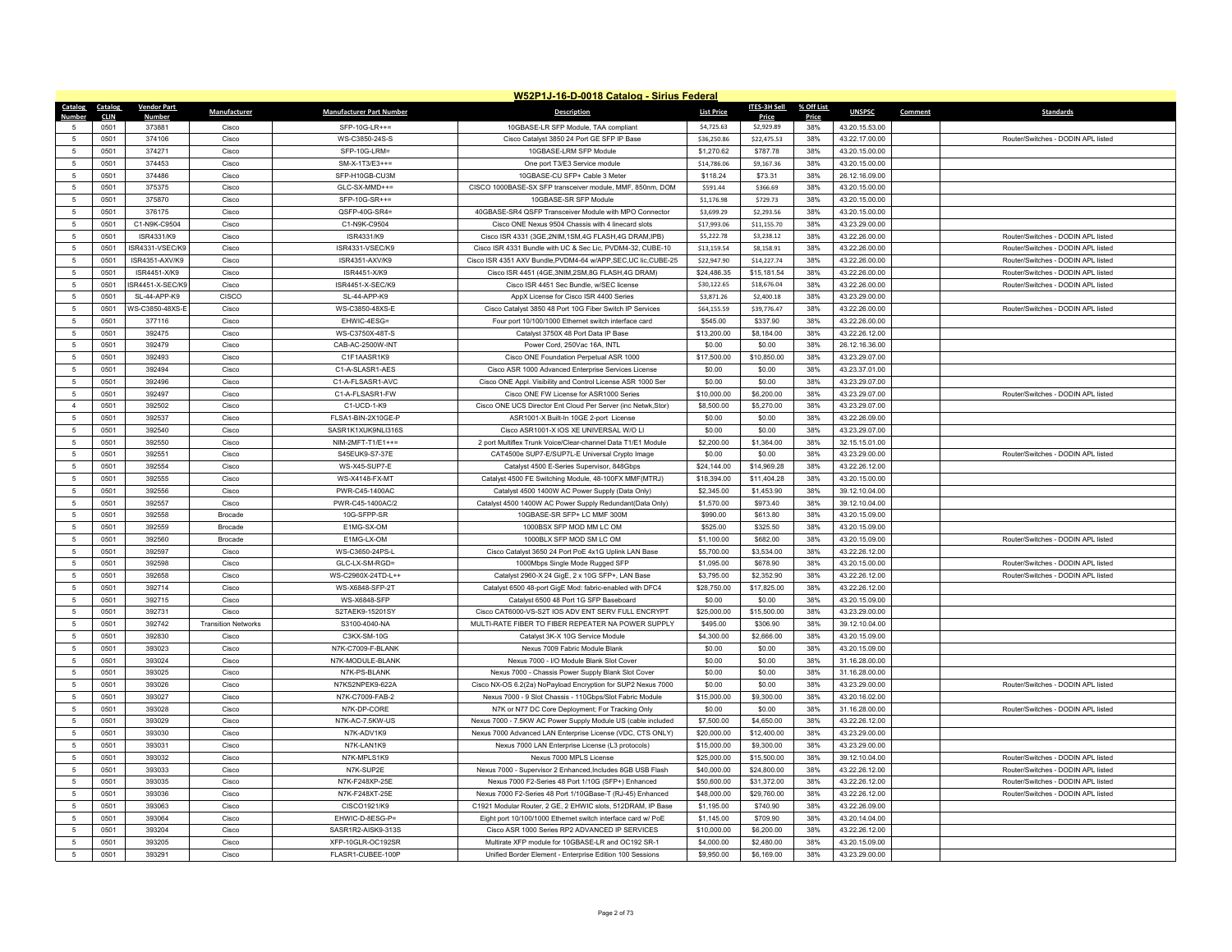# W52P1J-16-D-0018 Catalog - Sirius Federal

| Catalog Number | Catalog CLIN | Vendor Part Number | Manufacturer | Manufacturer Part Number | Description | List Price | ITES-3H Sell Price | % Off List Price | UNSPSC | Comment | Standards |
|---|---|---|---|---|---|---|---|---|---|---|---|
| 5 | 0501 | 373881 | Cisco | SFP-10G-LR++= | 10GBASE-LR SFP Module, TAA compliant | $4,725.63 | $2,929.89 | 38% | 43.20.15.53.00 | | |
| 5 | 0501 | 374106 | Cisco | WS-C3850-24S-S | Cisco Catalyst 3850 24 Port GE SFP IP Base | $36,250.86 | $22,475.53 | 38% | 43.22.17.00.00 | | Router/Switches - DODIN APL listed |
| 5 | 0501 | 374271 | Cisco | SFP-10G-LRM= | 10GBASE-LRM SFP Module | $1,270.62 | $787.78 | 38% | 43.20.15.00.00 | | |
| 5 | 0501 | 374453 | Cisco | SM-X-1T3/E3++= | One port T3/E3 Service module | $14,786.06 | $9,167.36 | 38% | 43.20.15.00.00 | | |
| 5 | 0501 | 374486 | Cisco | SFP-H10GB-CU3M | 10GBASE-CU SFP+ Cable 3 Meter | $118.24 | $73.31 | 38% | 26.12.16.09.00 | | |
| 5 | 0501 | 375375 | Cisco | GLC-SX-MMD++= | CISCO 1000BASE-SX SFP transceiver module, MMF, 850nm, DOM | $591.44 | $366.69 | 38% | 43.20.15.00.00 | | |
| 5 | 0501 | 375870 | Cisco | SFP-10G-SR++= | 10GBASE-SR SFP Module | $1,176.98 | $729.73 | 38% | 43.20.15.00.00 | | |
| 5 | 0501 | 376175 | Cisco | QSFP-40G-SR4= | 40GBASE-SR4 QSFP Transceiver Module with MPO Connector | $3,699.29 | $2,293.56 | 38% | 43.20.15.00.00 | | |
| 5 | 0501 | C1-N9K-C9504 | Cisco | C1-N9K-C9504 | Cisco ONE Nexus 9504 Chassis with 4 linecard slots | $17,993.06 | $11,155.70 | 38% | 43.23.29.00.00 | | |
| 5 | 0501 | ISR4331/K9 | Cisco | ISR4331/K9 | Cisco ISR 4331 (3GE,2NIM,1SM,4G FLASH,4G DRAM,IPB) | $5,222.78 | $3,238.12 | 38% | 43.22.26.00.00 | | Router/Switches - DODIN APL listed |
| 5 | 0501 | ISR4331-VSEC/K9 | Cisco | ISR4331-VSEC/K9 | Cisco ISR 4331 Bundle with UC & Sec Lic, PVDM4-32, CUBE-10 | $13,159.54 | $8,158.91 | 38% | 43.22.26.00.00 | | Router/Switches - DODIN APL listed |
| 5 | 0501 | ISR4351-AXV/K9 | Cisco | ISR4351-AXV/K9 | Cisco ISR 4351 AXV Bundle,PVDM4-64 w/APP,SEC,UC lic,CUBE-25 | $22,947.90 | $14,227.74 | 38% | 43.22.26.00.00 | | Router/Switches - DODIN APL listed |
| 5 | 0501 | ISR4451-X/K9 | Cisco | ISR4451-X/K9 | Cisco ISR 4451 (4GE,3NIM,2SM,8G FLASH,4G DRAM) | $24,486.35 | $15,181.54 | 38% | 43.22.26.00.00 | | Router/Switches - DODIN APL listed |
| 5 | 0501 | ISR4451-X-SEC/K9 | Cisco | ISR4451-X-SEC/K9 | Cisco ISR 4451 Sec Bundle, w/SEC license | $30,122.65 | $18,676.04 | 38% | 43.22.26.00.00 | | Router/Switches - DODIN APL listed |
| 5 | 0501 | SL-44-APP-K9 | CISCO | SL-44-APP-K9 | AppX License for Cisco ISR 4400 Series | $3,871.26 | $2,400.18 | 38% | 43.23.29.00.00 | | |
| 5 | 0501 | WS-C3850-48XS-E | Cisco | WS-C3850-48XS-E | Cisco Catalyst 3850 48 Port 10G Fiber Switch IP Services | $64,155.59 | $39,776.47 | 38% | 43.22.26.00.00 | | Router/Switches - DODIN APL listed |
| 5 | 0501 | 377116 | Cisco | EHWIC-4ESG= | Four port 10/100/1000 Ethernet switch interface card | $545.00 | $337.90 | 38% | 43.22.26.00.00 | | |
| 5 | 0501 | 392475 | Cisco | WS-C3750X-48T-S | Catalyst 3750X 48 Port Data IP Base | $13,200.00 | $8,184.00 | 38% | 43.22.26.12.00 | | |
| 5 | 0501 | 392479 | Cisco | CAB-AC-2500W-INT | Power Cord, 250Vac 16A, INTL | $0.00 | $0.00 | 38% | 26.12.16.36.00 | | |
| 5 | 0501 | 392493 | Cisco | C1F1AASR1K9 | Cisco ONE Foundation Perpetual ASR 1000 | $17,500.00 | $10,850.00 | 38% | 43.23.29.07.00 | | |
| 5 | 0501 | 392494 | Cisco | C1-A-SLASR1-AES | Cisco ASR 1000 Advanced Enterprise Services License | $0.00 | $0.00 | 38% | 43.23.37.01.00 | | |
| 5 | 0501 | 392496 | Cisco | C1-A-FLSASR1-AVC | Cisco ONE Appl. Visibility and Control License ASR 1000 Ser | $0.00 | $0.00 | 38% | 43.23.29.07.00 | | |
| 5 | 0501 | 392497 | Cisco | C1-A-FLSASR1-FW | Cisco ONE FW License for ASR1000 Series | $10,000.00 | $6,200.00 | 38% | 43.23.29.07.00 | | Router/Switches - DODIN APL listed |
| 4 | 0501 | 392502 | Cisco | C1-UCD-1-K9 | Cisco ONE UCS Director Ent Cloud Per Server (inc Netwk,Stor) | $8,500.00 | $5,270.00 | 38% | 43.23.29.07.00 | | |
| 5 | 0501 | 392537 | Cisco | FLSA1-BIN-2X10GE-P | ASR1001-X Built-In 10GE 2-port License | $0.00 | $0.00 | 38% | 43.22.26.09.00 | | |
| 5 | 0501 | 392540 | Cisco | SASR1K1XUK9NLI316S | Cisco ASR1001-X IOS XE UNIVERSAL W/O LI | $0.00 | $0.00 | 38% | 43.23.29.07.00 | | |
| 5 | 0501 | 392550 | Cisco | NIM-2MFT-T1/E1++= | 2 port Multiflex Trunk Voice/Clear-channel Data T1/E1 Module | $2,200.00 | $1,364.00 | 38% | 32.15.15.01.00 | | |
| 5 | 0501 | 392551 | Cisco | S45EUK9-S7-37E | CAT4500e SUP7-E/SUP7L-E Universal Crypto Image | $0.00 | $0.00 | 38% | 43.23.29.00.00 | | Router/Switches - DODIN APL listed |
| 5 | 0501 | 392554 | Cisco | WS-X45-SUP7-E | Catalyst 4500 E-Series Supervisor, 848Gbps | $24,144.00 | $14,969.28 | 38% | 43.22.26.12.00 | | |
| 5 | 0501 | 392555 | Cisco | WS-X4148-FX-MT | Catalyst 4500 FE Switching Module, 48-100FX MMF(MTRJ) | $18,394.00 | $11,404.28 | 38% | 43.20.15.00.00 | | |
| 5 | 0501 | 392556 | Cisco | PWR-C45-1400AC | Catalyst 4500 1400W AC Power Supply (Data Only) | $2,345.00 | $1,453.90 | 38% | 39.12.10.04.00 | | |
| 5 | 0501 | 392557 | Cisco | PWR-C45-1400AC/2 | Catalyst 4500 1400W AC Power Supply Redundant(Data Only) | $1,570.00 | $973.40 | 38% | 39.12.10.04.00 | | |
| 5 | 0501 | 392558 | Brocade | 10G-SFPP-SR | 10GBASE-SR SFP+ LC MMF 300M | $990.00 | $613.80 | 38% | 43.20.15.09.00 | | |
| 5 | 0501 | 392559 | Brocade | E1MG-SX-OM | 1000BSX SFP MOD MM LC OM | $525.00 | $325.50 | 38% | 43.20.15.09.00 | | |
| 5 | 0501 | 392560 | Brocade | E1MG-LX-OM | 1000BLX SFP MOD SM LC OM | $1,100.00 | $682.00 | 38% | 43.20.15.09.00 | | Router/Switches - DODIN APL listed |
| 5 | 0501 | 392597 | Cisco | WS-C3650-24PS-L | Cisco Catalyst 3650 24 Port PoE 4x1G Uplink LAN Base | $5,700.00 | $3,534.00 | 38% | 43.22.26.12.00 | | |
| 5 | 0501 | 392598 | Cisco | GLC-LX-SM-RGD= | 1000Mbps Single Mode Rugged SFP | $1,095.00 | $678.90 | 38% | 43.20.15.00.00 | | Router/Switches - DODIN APL listed |
| 5 | 0501 | 392658 | Cisco | WS-C2960X-24TD-L++ | Catalyst 2960-X 24 GigE, 2 x 10G SFP+, LAN Base | $3,795.00 | $2,352.90 | 38% | 43.22.26.12.00 | | Router/Switches - DODIN APL listed |
| 5 | 0501 | 392714 | Cisco | WS-X6848-SFP-2T | Catalyst 6500 48-port GigE Mod: fabric-enabled with DFC4 | $28,750.00 | $17,825.00 | 38% | 43.22.26.12.00 | | |
| 5 | 0501 | 392715 | Cisco | WS-X6848-SFP | Catalyst 6500 48 Port 1G SFP Baseboard | $0.00 | $0.00 | 38% | 43.20.15.09.00 | | |
| 5 | 0501 | 392731 | Cisco | S2TAEK9-15201SY | Cisco CAT6000-VS-S2T IOS ADV ENT SERV FULL ENCRYPT | $25,000.00 | $15,500.00 | 38% | 43.23.29.00.00 | | |
| 5 | 0501 | 392742 | Transition Networks | S3100-4040-NA | MULTI-RATE FIBER TO FIBER REPEATER NA POWER SUPPLY | $495.00 | $306.90 | 38% | 39.12.10.04.00 | | |
| 5 | 0501 | 392830 | Cisco | C3KX-SM-10G | Catalyst 3K-X 10G Service Module | $4,300.00 | $2,666.00 | 38% | 43.20.15.09.00 | | |
| 5 | 0501 | 393023 | Cisco | N7K-C7009-F-BLANK | Nexus 7009 Fabric Module Blank | $0.00 | $0.00 | 38% | 43.20.15.09.00 | | |
| 5 | 0501 | 393024 | Cisco | N7K-MODULE-BLANK | Nexus 7000 - I/O Module Blank Slot Cover | $0.00 | $0.00 | 38% | 31.16.28.00.00 | | |
| 5 | 0501 | 393025 | Cisco | N7K-PS-BLANK | Nexus 7000 - Chassis Power Supply Blank Slot Cover | $0.00 | $0.00 | 38% | 31.16.28.00.00 | | |
| 5 | 0501 | 393026 | Cisco | N7KS2NPEK9-622A | Cisco NX-OS 6.2(2a) NoPayload Encryption for SUP2 Nexus 7000 | $0.00 | $0.00 | 38% | 43.23.29.00.00 | | Router/Switches - DODIN APL listed |
| 5 | 0501 | 393027 | Cisco | N7K-C7009-FAB-2 | Nexus 7000 - 9 Slot Chassis - 110Gbps/Slot Fabric Module | $15,000.00 | $9,300.00 | 38% | 43.20.16.02.00 | | |
| 5 | 0501 | 393028 | Cisco | N7K-DP-CORE | N7K or N77 DC Core Deployment; For Tracking Only | $0.00 | $0.00 | 38% | 31.16.28.00.00 | | Router/Switches - DODIN APL listed |
| 5 | 0501 | 393029 | Cisco | N7K-AC-7.5KW-US | Nexus 7000 - 7.5KW AC Power Supply Module US (cable included | $7,500.00 | $4,650.00 | 38% | 43.22.26.12.00 | | |
| 5 | 0501 | 393030 | Cisco | N7K-ADV1K9 | Nexus 7000 Advanced LAN Enterprise License (VDC, CTS ONLY) | $20,000.00 | $12,400.00 | 38% | 43.23.29.00.00 | | |
| 5 | 0501 | 393031 | Cisco | N7K-LAN1K9 | Nexus 7000 LAN Enterprise License (L3 protocols) | $15,000.00 | $9,300.00 | 38% | 43.23.29.00.00 | | |
| 5 | 0501 | 393032 | Cisco | N7K-MPLS1K9 | Nexus 7000 MPLS License | $25,000.00 | $15,500.00 | 38% | 39.12.10.04.00 | | Router/Switches - DODIN APL listed |
| 5 | 0501 | 393033 | Cisco | N7K-SUP2E | Nexus 7000 - Supervisor 2 Enhanced,Includes 8GB USB Flash | $40,000.00 | $24,800.00 | 38% | 43.22.26.12.00 | | Router/Switches - DODIN APL listed |
| 5 | 0501 | 393035 | Cisco | N7K-F248XP-25E | Nexus 7000 F2-Series 48 Port 1/10G (SFP+) Enhanced | $50,600.00 | $31,372.00 | 38% | 43.22.26.12.00 | | Router/Switches - DODIN APL listed |
| 5 | 0501 | 393036 | Cisco | N7K-F248XT-25E | Nexus 7000 F2-Series 48 Port 1/10GBase-T (RJ-45) Enhanced | $48,000.00 | $29,760.00 | 38% | 43.22.26.12.00 | | Router/Switches - DODIN APL listed |
| 5 | 0501 | 393063 | Cisco | CISCO1921/K9 | C1921 Modular Router, 2 GE, 2 EHWIC slots, 512DRAM, IP Base | $1,195.00 | $740.90 | 38% | 43.22.26.09.00 | | |
| 5 | 0501 | 393064 | Cisco | EHWIC-D-8ESG-P= | Eight port 10/100/1000 Ethernet switch interface card w/ PoE | $1,145.00 | $709.90 | 38% | 43.20.14.04.00 | | |
| 5 | 0501 | 393204 | Cisco | SASR1R2-AISK9-313S | Cisco ASR 1000 Series RP2 ADVANCED IP SERVICES | $10,000.00 | $6,200.00 | 38% | 43.22.26.12.00 | | |
| 5 | 0501 | 393205 | Cisco | XFP-10GLR-OC192SR | Multirate XFP module for 10GBASE-LR and OC192 SR-1 | $4,000.00 | $2,480.00 | 38% | 43.20.15.09.00 | | |
| 5 | 0501 | 393291 | Cisco | FLASR1-CUBEE-100P | Unified Border Element - Enterprise Edition 100 Sessions | $9,950.00 | $6,169.00 | 38% | 43.23.29.00.00 | | |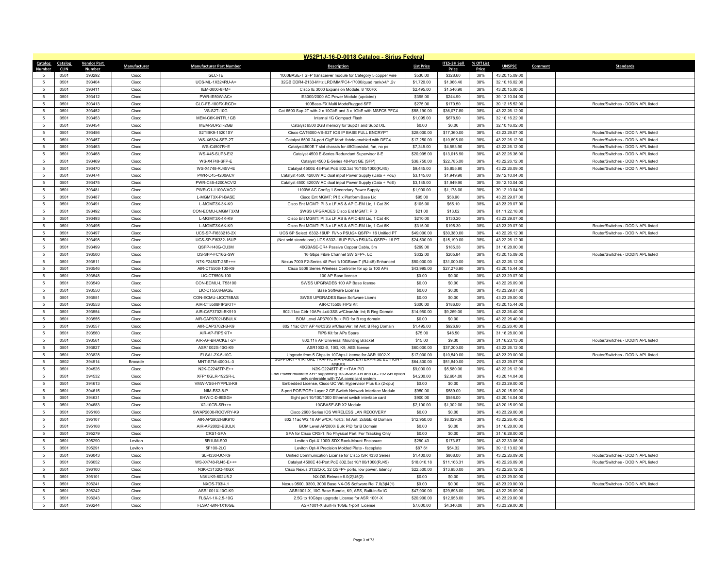## W52P1J-16-D-0018 Catalog - Sirius Federal

| Catalog Number | Catalog CLIN | Vendor Part Number | Manufacturer | Manufacturer Part Number | Description | List Price | ITES-3H Sell Price | % Off List Price | UNSPSC | Comment | Standards |
|---|---|---|---|---|---|---|---|---|---|---|---|
| 5 | 0501 | 393292 | Cisco | GLC-TE | 1000BASE-T SFP transceiver module for Category 5 copper wire | $530.00 | $328.60 | 38% | 43.20.15.09.00 | | |
| 5 | 0501 | 393404 | Cisco | UCS-ML-1X324RU-A= | 32GB DDR4-2133-MHz LRDIMM/PC4-17000/quad rank/x4/1.2v | $1,720.00 | $1,066.40 | 38% | 32.10.16.02.00 | | |
| 5 | 0501 | 393411 | Cisco | IEM-3000-8FM= | Cisco IE 3000 Expansion Module, 8 100FX | $2,495.00 | $1,546.90 | 38% | 43.20.15.00.00 | | |
| 5 | 0501 | 393412 | Cisco | PWR-IE50W-AC= | IE3000/2000 AC Power Module (updated) | $395.00 | $244.90 | 38% | 39.12.10.04.00 | | |
| 5 | 0501 | 393413 | Cisco | GLC-FE-100FX-RGD= | 100Base-FX Multi ModeRugged SFP | $275.00 | $170.50 | 38% | 39.12.15.52.00 | | Router/Switches - DODIN APL listed |
| 5 | 0501 | 393452 | Cisco | VS-S2T-10G | Cat 6500 Sup 2T with 2 x 10GbE and 3 x 1GbE with MSFC5 PFC4 | $58,190.00 | $36,077.80 | 38% | 43.22.26.12.00 | | |
| 5 | 0501 | 393453 | Cisco | MEM-C6K-INTFL1GB | Internal 1G Compact Flash | $1,095.00 | $678.90 | 38% | 32.10.16.22.00 | | |
| 5 | 0501 | 393454 | Cisco | MEM-SUP2T-2GB | Catalyst 6500 2GB memory for Sup2T and Sup2TXL | $0.00 | $0.00 | 38% | 32.10.16.02.00 | | |
| 5 | 0501 | 393456 | Cisco | S2TIBK9-15201SY | Cisco CAT6000-VS-S2T IOS IP BASE FULL ENCRYPT | $28,000.00 | $17,360.00 | 38% | 43.23.29.07.00 | | Router/Switches - DODIN APL listed |
| 5 | 0501 | 393457 | Cisco | WS-X6824-SFP-2T | Catalyst 6500 24-port GigE Mod: fabric-enabled with DFC4 | $17,250.00 | $10,695.00 | 38% | 43.22.26.12.00 | | Router/Switches - DODIN APL listed |
| 5 | 0501 | 393463 | Cisco | WS-C4507R+E | Catalyst4500E 7 slot chassis for 48Gbps/slot, fan, no ps | $7,345.00 | $4,553.90 | 38% | 43.22.26.12.00 | | Router/Switches - DODIN APL listed |
| 5 | 0501 | 393468 | Cisco | WS-X45-SUP8-E/2 | Catalyst 4500 E-Series Redundant Supervisor 8-E | $20,995.00 | $13,016.90 | 38% | 43.22.26.36.00 | | Router/Switches - DODIN APL listed |
| 5 | 0501 | 393469 | Cisco | WS-X4748-SFP-E | Catalyst 4500 E-Series 48-Port GE (SFP) | $36,750.00 | $22,785.00 | 38% | 43.22.26.12.00 | | Router/Switches - DODIN APL listed |
| 5 | 0501 | 393470 | Cisco | WS-X4748-RJ45V+E | Catalyst 4500E 48-Port PoE 802.3at 10/100/1000(RJ45) | $9,445.00 | $5,855.90 | 38% | 43.22.26.09.00 | | Router/Switches - DODIN APL listed |
| 5 | 0501 | 393474 | Cisco | PWR-C45-4200ACV | Catalyst 4500 4200W AC dual input Power Supply (Data + PoE) | $3,145.00 | $1,949.90 | 38% | 39.12.10.04.00 | | |
| 5 | 0501 | 393475 | Cisco | PWR-C45-4200ACV/2 | Catalyst 4500 4200W AC dual input Power Supply (Data + PoE) | $3,145.00 | $1,949.90 | 38% | 39.12.10.04.00 | | |
| 5 | 0501 | 393481 | Cisco | PWR-C1-1100WAC/2 | 1100W AC Config 1 Secondary Power Supply | $1,900.00 | $1,178.00 | 38% | 39.12.10.04.00 | | |
| 5 | 0501 | 393487 | Cisco | L-MGMT3X-PI-BASE | Cisco Ent MGMT: PI 3.x Platform Base Lic | $95.00 | $58.90 | 38% | 43.23.29.07.00 | | |
| 5 | 0501 | 393491 | Cisco | L-MGMT3X-3K-K9 | Cisco Ent MGMT: PI 3.x LF,AS & APIC-EM Lic, 1 Cat 3K | $105.00 | $65.10 | 38% | 43.23.29.07.00 | | |
| 5 | 0501 | 393492 | Cisco | CON-ECMU-LMGMT3XM | SWSS UPGRADES Cisco Ent MGMT: PI 3 | $21.00 | $13.02 | 38% | 81.11.22.18.00 | | |
| 5 | 0501 | 393493 | Cisco | L-MGMT3X-4K-K9 | Cisco Ent MGMT: PI 3.x LF,AS & APIC-EM Lic, 1 Cat 4K | $210.00 | $130.20 | 38% | 43.23.29.07.00 | | |
| 5 | 0501 | 393495 | Cisco | L-MGMT3X-6K-K9 | Cisco Ent MGMT: PI 3.x LF,AS & APIC-EM Lic, 1 Cat 6K | $315.00 | $195.30 | 38% | 43.23.29.07.00 | | Router/Switches - DODIN APL listed |
| 5 | 0501 | 393497 | Cisco | UCS-SP-FI633216-2X | UCS SP Select 6332-16UP FI/No PSU/24 QSFP+ 16 Unified PT | $49,000.00 | $30,380.00 | 38% | 43.22.26.12.00 | | Router/Switches - DODIN APL listed |
| 5 | 0501 | 393498 | Cisco | UCS-SP-FI6332-16UP | (Not sold standalone) UCS 6332-16UP FI/No PSU/24 QSFP+ 16 PT | $24,500.00 | $15,190.00 | 38% | 43.22.26.12.00 | | |
| 5 | 0501 | 393499 | Cisco | QSFP-H40G-CU3M | 40GBASE-CR4 Passive Copper Cable, 3m | $299.00 | $185.38 | 38% | 31.16.28.00.00 | | |
| 5 | 0501 | 393500 | Cisco | DS-SFP-FC16G-SW | 16 Gbps Fibre Channel SW SFP+, LC | $332.00 | $205.84 | 38% | 43.20.15.09.00 | | Router/Switches - DODIN APL listed |
| 5 | 0501 | 393511 | Cisco | N7K-F248XT-25E++= | Nexus 7000 F2-Series 48 Port 1/10GBase-T (RJ-45) Enhanced | $50,000.00 | $31,000.00 | 38% | 43.22.26.12.00 | | |
| 5 | 0501 | 393546 | Cisco | AIR-CT5508-100-K9 | Cisco 5508 Series Wireless Controller for up to 100 APs | $43,995.00 | $27,276.90 | 38% | 43.20.15.44.00 | | |
| 5 | 0501 | 393548 | Cisco | LIC-CT5508-100 | 100 AP Base license | $0.00 | $0.00 | 38% | 43.23.29.07.00 | | |
| 5 | 0501 | 393549 | Cisco | CON-ECMU-LIT58100 | SWSS UPGRADES 100 AP Base license | $0.00 | $0.00 | 38% | 43.22.26.09.00 | | |
| 5 | 0501 | 393550 | Cisco | LIC-CT5508-BASE | Base Software License | $0.00 | $0.00 | 38% | 43.23.29.07.00 | | |
| 5 | 0501 | 393551 | Cisco | CON-ECMU-LICCT8BAS | SWSS UPGRADES Base Software Licens | $0.00 | $0.00 | 38% | 43.23.29.00.00 | | |
| 5 | 0501 | 393553 | Cisco | AIR-CT5508FIPSKIT= | AIR-CT5508 FIPS Kit | $300.00 | $186.00 | 38% | 43.20.15.44.00 | | |
| 5 | 0501 | 393554 | Cisco | AIR-CAP3702I-BK910 | 802.11ac Ctrlr 10APs 4x4:3SS w/CleanAir; Int; B Reg Domain | $14,950.00 | $9,269.00 | 38% | 43.22.26.40.00 | | |
| 5 | 0501 | 393555 | Cisco | AIR-CAP3702I-BBULK | BOM Level AP3700i Bulk PID for B reg domain | $0.00 | $0.00 | 38% | 43.22.26.40.00 | | |
| 5 | 0501 | 393557 | Cisco | AIR-CAP3702I-B-K9 | 802.11ac Ctrlr AP 4x4:3SS w/CleanAir; Int Ant; B Reg Domain | $1,495.00 | $926.90 | 38% | 43.22.26.40.00 | | |
| 5 | 0501 | 393560 | Cisco | AIR-AP-FIPSKIT= | FIPS Kit for APs Spare | $75.00 | $46.50 | 38% | 31.16.28.00.00 | | |
| 5 | 0501 | 393561 | Cisco | AIR-AP-BRACKET-2= | 802.11n AP Universal Mounting Bracket | $15.00 | $9.30 | 38% | 31.16.23.13.00 | | Router/Switches - DODIN APL listed |
| 5 | 0501 | 393827 | Cisco | ASR1002X-10G-K9 | ASR1002-X, 10G, K9, AES license | $60,000.00 | $37,200.00 | 38% | 43.22.26.12.00 | | |
| 5 | 0501 | 393828 | Cisco | FLSA1-2X-5-10G | Upgrade from 5 Gbps to 10Gbps License for ASR 1002-X | $17,000.00 | $10,540.00 | 38% | 43.23.29.00.00 | | Router/Switches - DODIN APL listed |
| 5 | 0502 | 394514 | Brocade | MNT-STM-4000-L-3 | SUPPORT - VIRTUAL TRAFFIC MANAGER ENTERPRISE EDITION - 5GBPS | $64,800.00 | $51,840.00 | 20% | 43.23.29.07.00 | | |
| 5 | 0501 | 394526 | Cisco | N2K-C2248TP-E++ | N2K-C2248TP-E ++TAA PID | $9,000.00 | $5,580.00 | 38% | 43.22.26.12.00 | | |
| 5 | 0501 | 394532 | Cisco | XFP10GLR-192SR-L | Low Power multirate XFP supporting 10GBASE-LR and OC-192 SR option only orderable with TAA compliant system | $4,200.00 | $2,604.00 | 38% | 43.20.14.04.00 | | |
| 5 | 0501 | 394613 | Cisco | VMW-VS6-HYPPLS-K9 | Embedded License, Cisco UC Virt. Hypervisor Plus 6.x (2-cpu) | $0.00 | $0.00 | 38% | 43.23.29.00.00 | | |
| 5 | 0501 | 394615 | Cisco | NIM-ES2-8-P | 8-port POE/POE+ Layer 2 GE Switch Network Interface Module | $950.00 | $589.00 | 38% | 43.20.15.09.00 | | |
| 5 | 0501 | 394631 | Cisco | EHWIC-D-8ESG= | Eight port 10/100/1000 Ethernet switch interface card | $900.00 | $558.00 | 38% | 43.20.14.04.00 | | |
| 5 | 0501 | 394683 | Cisco | X2-10GB-SR++= | 10GBASE-SR X2 Module | $2,100.00 | $1,302.00 | 38% | 43.20.15.09.00 | | |
| 5 | 0501 | 395106 | Cisco | SWAP2600-RCOVRY-K9 | Cisco 2600 Series IOS WIRELESS LAN RECOVERY | $0.00 | $0.00 | 38% | 43.23.29.00.00 | | |
| 5 | 0501 | 395107 | Cisco | AIR-AP2802I-BK910 | 802.11ac W2 10 AP w/CA; 4x4:3; Int Ant; 2xGbE -B Domain | $12,950.00 | $8,029.00 | 38% | 43.22.26.40.00 | | |
| 5 | 0501 | 395108 | Cisco | AIR-AP2802I-BBULK | BOM Level AP2800i Bulk PID for B Domain | $0.00 | $0.00 | 38% | 31.16.28.00.00 | | |
| 5 | 0501 | 395279 | Cisco | CRS1-SPA | SPA for Cisco CRS-1; No Physical Part; For Tracking Only | $0.00 | $0.00 | 38% | 31.16.28.00.00 | | |
| 5 | 0501 | 395290 | Leviton | 5R1UM-S03 | Leviton Opt-X 1000i SDX Rack-Mount Enclosure | $280.43 | $173.87 | 38% | 43.22.33.06.00 | | |
| 5 | 0501 | 395291 | Leviton | 5F100-2LC | Leviton Opt-X Precision Molded Plate - faceplate | $87.61 | $54.32 | 38% | 39.12.13.02.00 | | |
| 5 | 0501 | 396043 | Cisco | SL-4330-UC-K9 | Unified Communication License for Cisco ISR 4330 Series | $1,400.00 | $868.00 | 38% | 43.22.26.09.00 | | Router/Switches - DODIN APL listed |
| 5 | 0501 | 396052 | Cisco | WS-X4748-RJ45-E++= | Catalyst 4500E 48-Port PoE 802.3at 10/100/1000(RJ45) | $18,010.18 | $11,166.31 | 38% | 43.22.26.09.00 | | Router/Switches - DODIN APL listed |
| 5 | 0501 | 396100 | Cisco | N3K-C3132Q-40GX | Cisco Nexus 3132Q-X, 32 QSFP+ ports, low power, latency | $22,500.00 | $13,950.00 | 38% | 43.22.26.12.00 | | |
| 5 | 0501 | 396101 | Cisco | N3KUK9-602U5.2 | NX-OS Release 6.0(2)U5(2) | $0.00 | $0.00 | 38% | 43.23.29.00.00 | | |
| 5 | 0501 | 396241 | Cisco | NXOS-703I4.1 | Nexus 9500, 9300, 3000 Base NX-OS Software Rel 7.0(3)I4(1) | $0.00 | $0.00 | 38% | 43.23.29.00.00 | | Router/Switches - DODIN APL listed |
| 5 | 0501 | 396242 | Cisco | ASR1001X-10G-K9 | ASR1001-X, 10G Base Bundle, K9, AES, Built-in 6x1G | $47,900.00 | $29,698.00 | 38% | 43.22.26.09.00 | | |
| 5 | 0501 | 396243 | Cisco | FLSA1-1X-2.5-10G | 2.5G to 10Gbps upgrade License for ASR 1001-X | $20,900.00 | $12,958.00 | 38% | 43.23.29.00.00 | | |
| 5 | 0501 | 396244 | Cisco | FLSA1-BIN-1X10GE | ASR1001-X Built-In 10GE 1-port License | $7,000.00 | $4,340.00 | 38% | 43.23.29.00.00 | | |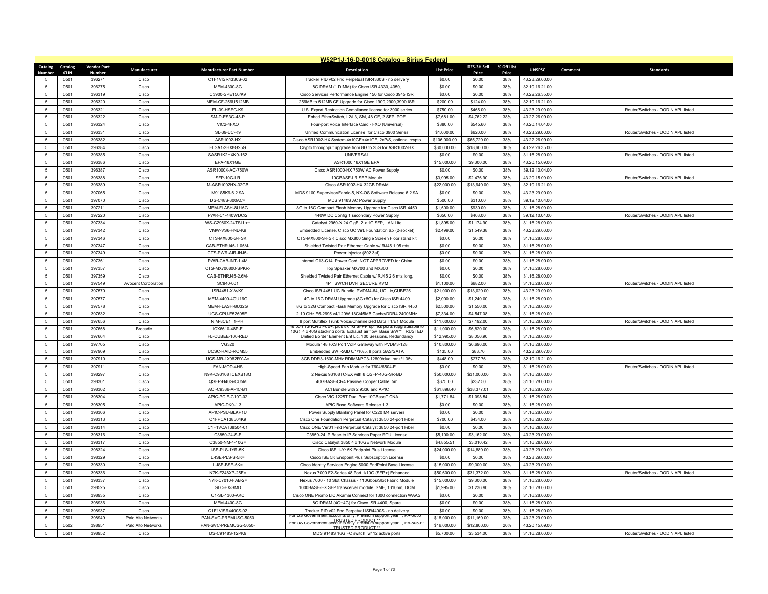# W52P1J-16-D-0018 Catalog - Sirius Federal

| Catalog Number | Catalog CLIN | Vendor Part Number | Manufacturer | Manufacturer Part Number | Description | List Price | ITES-3H Sell Price | % Off List Price | UNSPSC | Comment | Standards |
|---|---|---|---|---|---|---|---|---|---|---|---|
| 5 | 0501 | 396271 | Cisco | C1F1VISR4330S-02 | Tracker PID v02 Fnd Perpetual ISR4330S - no delivery | $0.00 | $0.00 | 38% | 43.23.29.00.00 | | |
| 5 | 0501 | 396275 | Cisco | MEM-4300-8G | 8G DRAM (1 DIMM) for Cisco ISR 4330, 4350, | $0.00 | $0.00 | 38% | 32.10.16.21.00 | | |
| 5 | 0501 | 396319 | Cisco | C3900-SPE150/K9 | Cisco Services Performance Engine 150 for Cisco 3945 ISR | $0.00 | $0.00 | 38% | 43.22.26.35.00 | | |
| 5 | 0501 | 396320 | Cisco | MEM-CF-256U512MB | 256MB to 512MB CF Upgrade for Cisco 1900,2900,3900 ISR | $200.00 | $124.00 | 38% | 32.10.16.21.00 | | |
| 5 | 0501 | 396321 | Cisco | FL-39-HSEC-K9 | U.S. Export Restriction Compliance license for 3900 series | $750.00 | $465.00 | 38% | 43.23.29.00.00 | | Router/Switches - DODIN APL listed |
| 5 | 0501 | 396322 | Cisco | SM-D-ES3G-48-P | Enhcd EtherSwitch, L2/L3, SM, 48 GE, 2 SFP, POE | $7,681.00 | $4,762.22 | 38% | 43.22.26.09.00 | | |
| 5 | 0501 | 396324 | Cisco | VIC2-4FXO | Four-port Voice Interface Card - FXO (Universal) | $880.00 | $545.60 | 38% | 43.20.14.04.00 | | |
| 5 | 0501 | 396331 | Cisco | SL-39-UC-K9 | Unified Communication License for Cisco 3900 Series | $1,000.00 | $620.00 | 38% | 43.23.29.00.00 | | Router/Switches - DODIN APL listed |
| 5 | 0501 | 396382 | Cisco | ASR1002-HX | Cisco ASR1002-HX System,4x10GE+4x1GE, 2xP/S, optional crypto | $106,000.00 | $65,720.00 | 38% | 43.22.26.09.00 | | |
| 5 | 0501 | 396384 | Cisco | FLSA1-2HX8G25G | Crypto throughput upgrade from 8G to 25G for ASR1002-HX | $30,000.00 | $18,600.00 | 38% | 43.22.26.35.00 | | |
| 5 | 0501 | 396385 | Cisco | SASR1K2HXK9-162 | UNIVERSAL | $0.00 | $0.00 | 38% | 31.16.28.00.00 | | Router/Switches - DODIN APL listed |
| 5 | 0501 | 396386 | Cisco | EPA-18X1GE | ASR1000 18X1GE EPA | $15,000.00 | $9,300.00 | 38% | 43.20.15.09.00 | | |
| 5 | 0501 | 396387 | Cisco | ASR1000X-AC-750W | Cisco ASR1000-HX 750W AC Power Supply | $0.00 | $0.00 | 38% | 39.12.10.04.00 | | |
| 5 | 0501 | 396388 | Cisco | SFP-10G-LR | 10GBASE-LR SFP Module | $3,995.00 | $2,476.90 | 38% | 43.20.15.09.00 | | Router/Switches - DODIN APL listed |
| 5 | 0501 | 396389 | Cisco | M-ASR1002HX-32GB | Cisco ASR1002-HX 32GB DRAM | $22,000.00 | $13,640.00 | 38% | 32.10.16.21.00 | | |
| 5 | 0501 | 397065 | Cisco | M91S5K9-6.2.9A | MDS 9100 Supervisor/Fabric-5, NX-OS Software Release 6.2.9A | $0.00 | $0.00 | 38% | 43.23.29.00.00 | | |
| 5 | 0501 | 397070 | Cisco | DS-C48S-300AC= | MDS 9148S AC Power Supply | $500.00 | $310.00 | 38% | 39.12.10.04.00 | | |
| 5 | 0501 | 397211 | Cisco | MEM-FLASH-8U16G | 8G to 16G Compact Flash Memory Upgrade for Cisco ISR 4450 | $1,500.00 | $930.00 | 38% | 31.16.28.00.00 | | |
| 5 | 0501 | 397220 | Cisco | PWR-C1-440WDC/2 | 440W DC Config 1 secondary Power Supply | $650.00 | $403.00 | 38% | 39.12.10.04.00 | | Router/Switches - DODIN APL listed |
| 5 | 0501 | 397334 | Cisco | WS-C2960X-24TSLL++ | Catalyst 2960-X 24 GigE, 2 x 1G SFP, LAN Lite | $1,895.00 | $1,174.90 | 38% | 31.16.28.00.00 | | |
| 5 | 0501 | 397342 | Cisco | VMW-VS6-FND-K9 | Embedded License, Cisco UC Virt. Foundation 6.x (2-socket) | $2,499.00 | $1,549.38 | 38% | 43.23.29.00.00 | | |
| 5 | 0501 | 397346 | Cisco | CTS-MX800-S-FSK | CTS-MX800-S-FSK Cisco MX800 Single Screen Floor stand kit | $0.00 | $0.00 | 38% | 31.16.28.00.00 | | |
| 5 | 0501 | 397347 | Cisco | CAB-ETHRJ45-1.05M- | Shielded Twisted Pair Ethernet Cable w/ RJ45 1.05 mts | $0.00 | $0.00 | 38% | 31.16.28.00.00 | | |
| 5 | 0501 | 397349 | Cisco | CTS-PWR-AIR-INJ5- | Power Injector (802.3af) | $0.00 | $0.00 | 38% | 31.16.28.00.00 | | |
| 5 | 0501 | 397351 | Cisco | PWR-CAB-INT-1.4M | Internal C13-C14 Power Cord NOT APPROVED for China, | $0.00 | $0.00 | 38% | 31.16.28.00.00 | | |
| 5 | 0501 | 397357 | Cisco | CTS-MX700800-SPKR- | Top Speaker MX700 and MX800 | $0.00 | $0.00 | 38% | 31.16.28.00.00 | | |
| 5 | 0501 | 397359 | Cisco | CAB-ETHRJ45-2.6M- | Shielded Twisted Pair Ethernet Cable w/ RJ45 2.6 mts long, | $0.00 | $0.00 | 38% | 31.16.28.00.00 | | |
| 5 | 0501 | 397549 | Avocent Corporation | SC840-001 | 4PT SWCH DVI-I SECURE KVM | $1,100.00 | $682.00 | 38% | 31.16.28.00.00 | | Router/Switches - DODIN APL listed |
| 5 | 0501 | 397570 | Cisco | ISR4451-X-V/K9 | Cisco ISR 4451 UC Bundle, PVDM4-64, UC Lic,CUBE25 | $21,000.00 | $13,020.00 | 38% | 43.23.29.00.00 | | |
| 5 | 0501 | 397577 | Cisco | MEM-4400-4GU16G | 4G to 16G DRAM Upgrade (8G+8G) for Cisco ISR 4400 | $2,000.00 | $1,240.00 | 38% | 31.16.28.00.00 | | |
| 5 | 0501 | 397578 | Cisco | MEM-FLASH-8U32G | 8G to 32G Compact Flash Memory Upgrade for Cisco ISR 4450 | $2,500.00 | $1,550.00 | 38% | 31.16.28.00.00 | | |
| 5 | 0501 | 397632 | Cisco | UCS-CPU-E52695E | 2.10 GHz E5-2695 v4/120W 18C/45MB Cache/DDR4 2400MHz | $7,334.00 | $4,547.08 | 38% | 31.16.28.00.00 | | |
| 5 | 0501 | 397656 | Cisco | NIM-8CE1T1-PRI | 8 port Multiflex Trunk Voice/Channelized Data T1/E1 Module | $11,600.00 | $7,192.00 | 38% | 31.16.28.00.00 | | Router/Switches - DODIN APL listed |
| 5 | 0501 | 397658 | Brocade | ICX6610-48P-E | 48 port 1G RJ45 PoE+, plus 8x 1G SFPP uplinks ports (upgradeable to 10G), 4 x 40G stacking ports, Exhaust air flow, Base S/W** TRUSTED | $11,000.00 | $6,820.00 | 38% | 31.16.28.00.00 | | |
| 5 | 0501 | 397664 | Cisco | FL-CUBEE-100-RED | Unified Border Element Ent Lic, 100 Sessions, Redundancy | $12,995.00 | $8,056.90 | 38% | 31.16.28.00.00 | | |
| 5 | 0501 | 397705 | Cisco | VG320 | Modular 48 FXS Port VoIP Gateway with PVDM3-128 | $10,800.00 | $6,696.00 | 38% | 31.16.28.00.00 | | |
| 5 | 0501 | 397909 | Cisco | UCSC-RAID-ROM55 | Embedded SW RAID 0/1/10/5, 8 ports SAS/SATA | $135.00 | $83.70 | 38% | 43.23.29.07.00 | | |
| 5 | 0501 | 397910 | Cisco | UCS-MR-1X082RY-A= | 8GB DDR3-1600-MHz RDIMM/PC3-12800/dual rank/1.35v | $448.00 | $277.76 | 38% | 32.10.16.21.00 | | |
| 5 | 0501 | 397911 | Cisco | FAN-MOD-4HS | High-Speed Fan Module for 7604/6504-E | $0.00 | $0.00 | 38% | 31.16.28.00.00 | | Router/Switches - DODIN APL listed |
| 5 | 0501 | 398297 | Cisco | N9K-C93108TCEXB18Q | 2 Nexus 93108TC-EX with 8 QSFP-40G-SR-BD | $50,000.00 | $31,000.00 | 38% | 31.16.28.00.00 | | |
| 5 | 0501 | 398301 | Cisco | QSFP-H40G-CU5M | 40GBASE-CR4 Passive Copper Cable, 5m | $375.00 | $232.50 | 38% | 31.16.28.00.00 | | |
| 5 | 0501 | 398302 | Cisco | ACI-C9336-APIC-B1 | ACI Bundle with 2 9336 and APIC | $61,898.40 | $38,377.01 | 38% | 31.16.28.00.00 | | |
| 5 | 0501 | 398304 | Cisco | APIC-PCIE-C10T-02 | Cisco VIC 1225T Dual Port 10GBaseT CNA | $1,771.84 | $1,098.54 | 38% | 31.16.28.00.00 | | |
| 5 | 0501 | 398305 | Cisco | APIC-DK9-1.3 | APIC Base Software Release 1.3 | $0.00 | $0.00 | 38% | 31.16.28.00.00 | | |
| 5 | 0501 | 398306 | Cisco | APIC-PSU-BLKP1U | Power Supply Blanking Panel for C220 M4 servers | $0.00 | $0.00 | 38% | 31.16.28.00.00 | | |
| 5 | 0501 | 398313 | Cisco | C1FPCAT38504K9 | Cisco One Foundation Perpetual Catalyst 3850 24-port Fiber | $700.00 | $434.00 | 38% | 31.16.28.00.00 | | |
| 5 | 0501 | 398314 | Cisco | C1F1VCAT38504-01 | Cisco ONE Ver01 Fnd Perpetual Catalyst 3850 24-port Fiber | $0.00 | $0.00 | 38% | 31.16.28.00.00 | | |
| 5 | 0501 | 398316 | Cisco | C3850-24-S-E | C3850-24 IP Base to IP Services Paper RTU License | $5,100.00 | $3,162.00 | 38% | 43.23.29.00.00 | | |
| 5 | 0501 | 398317 | Cisco | C3850-NM-4-10G= | Cisco Catalyst 3850 4 x 10GE Network Module | $4,855.51 | $3,010.42 | 38% | 31.16.28.00.00 | | |
| 5 | 0501 | 398324 | Cisco | ISE-PLS-1YR-5K | Cisco ISE 1-Yr 5K Endpoint Plus License | $24,000.00 | $14,880.00 | 38% | 43.23.29.00.00 | | |
| 5 | 0501 | 398329 | Cisco | L-ISE-PLS-S-5K= | Cisco ISE 5K Endpoint Plus Subscription License | $0.00 | $0.00 | 38% | 43.23.29.00.00 | | |
| 5 | 0501 | 398330 | Cisco | L-ISE-BSE-5K= | Cisco Identity Services Engine 5000 EndPoint Base License | $15,000.00 | $9,300.00 | 38% | 43.23.29.00.00 | | |
| 5 | 0501 | 398336 | Cisco | N7K-F248XP-25E= | Nexus 7000 F2-Series 48 Port 1/10G (SFP+) Enhanced | $50,600.00 | $31,372.00 | 38% | 31.16.28.00.00 | | Router/Switches - DODIN APL listed |
| 5 | 0501 | 398337 | Cisco | N7K-C7010-FAB-2= | Nexus 7000 - 10 Slot Chassis - 110Gbps/Slot Fabric Module | $15,000.00 | $9,300.00 | 38% | 31.16.28.00.00 | | |
| 5 | 0501 | 398525 | Cisco | GLC-EX-SMD | 1000BASE-EX SFP transceiver module, SMF, 1310nm, DOM | $1,995.00 | $1,236.90 | 38% | 31.16.28.00.00 | | |
| 5 | 0501 | 398935 | Cisco | C1-SL-1300-AKC | Cisco ONE Promo LIC Akamai Connect for 1300 connection WAAS | $0.00 | $0.00 | 38% | 31.16.28.00.00 | | |
| 5 | 0501 | 398936 | Cisco | MEM-4400-8G | 8G DRAM (4G+4G) for Cisco ISR 4400, Spare | $0.00 | $0.00 | 38% | 31.16.28.00.00 | | |
| 5 | 0501 | 398937 | Cisco | C1F1VISR4400S-02 | Tracker PID v02 Fnd Perpetual ISR4400S - no delivery | $0.00 | $0.00 | 38% | 31.16.28.00.00 | | |
| 5 | 0501 | 398949 | Palo Alto Networks | PAN-SVC-PREMUSG-5050 | For US Government accounts only. Premium support year 1, PA-5050 ** TRUSTED PRODUCT ** | $18,000.00 | $11,160.00 | 38% | 43.23.29.00.00 | | |
| 5 | 0502 | 398951 | Palo Alto Networks | PAN-SVC-PREMUSG-5050- | For US Government accounts only. Premium support year 1, PA-5050 ** TRUSTED PRODUCT ** | $16,000.00 | $12,800.00 | 20% | 43.20.15.09.00 | | |
| 5 | 0501 | 398952 | Cisco | DS-C9148S-12PK9 | MDS 9148S 16G FC switch, w/ 12 active ports | $5,700.00 | $3,534.00 | 38% | 31.16.28.00.00 | | Router/Switches - DODIN APL listed |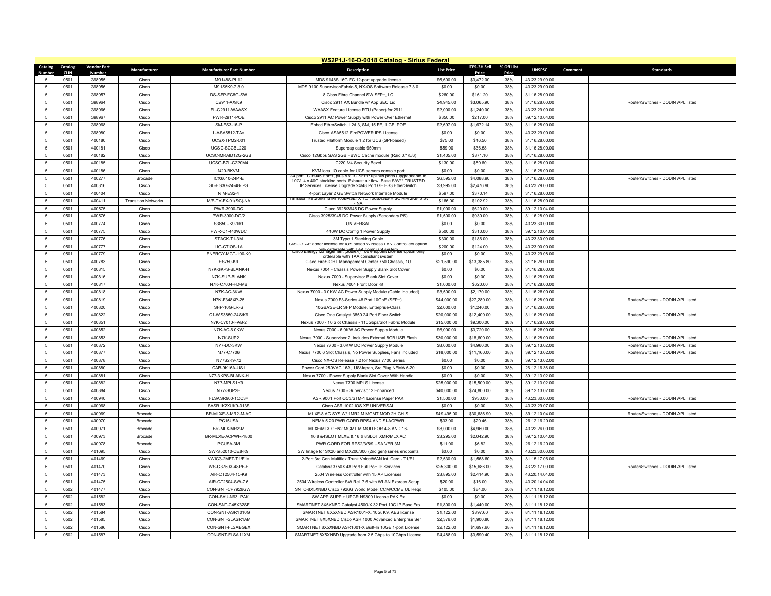## W52P1J-16-D-0018 Catalog - Sirius Federal

| Catalog Number | Catalog CLIN | Vendor Part Number | Manufacturer | Manufacturer Part Number | Description | List Price | ITES-3H Sell Price | % Off List Price | UNSPSC | Comment | Standards |
|---|---|---|---|---|---|---|---|---|---|---|---|
| 5 | 0501 | 398955 | Cisco | M9148S-PL12 | MDS 9148S 16G FC 12-port upgrade license | $5,600.00 | $3,472.00 | 38% | 43.23.29.00.00 | | |
| 5 | 0501 | 398956 | Cisco | M91S5K9-7.3.0 | MDS 9100 Supervisor/Fabric-5, NX-OS Software Release 7.3.0 | $0.00 | $0.00 | 38% | 43.23.29.00.00 | | |
| 5 | 0501 | 398957 | Cisco | DS-SFP-FC8G-SW | 8 Gbps Fibre Channel SW SFP+, LC | $260.00 | $161.20 | 38% | 31.16.28.00.00 | | |
| 5 | 0501 | 398964 | Cisco | C2911-AX/K9 | Cisco 2911 AX Bundle w/ App,SEC Lic | $4,945.00 | $3,065.90 | 38% | 31.16.28.00.00 | | Router/Switches - DODIN APL listed |
| 5 | 0501 | 398966 | Cisco | FL-C2911-WAASX | WAASX Feature License RTU (Paper) for 2911 | $2,000.00 | $1,240.00 | 38% | 43.23.29.00.00 | | |
| 5 | 0501 | 398967 | Cisco | PWR-2911-POE | Cisco 2911 AC Power Supply with Power Over Ethernet | $350.00 | $217.00 | 38% | 39.12.10.04.00 | | |
| 5 | 0501 | 398968 | Cisco | SM-ES3-16-P | Enhcd EtherSwitch, L2/L3, SM, 15 FE, 1 GE, POE | $2,697.00 | $1,672.14 | 38% | 31.16.28.00.00 | | |
| 5 | 0501 | 398980 | Cisco | L-ASA5512-TA= | Cisco ASA5512 FirePOWER IPS License | $0.00 | $0.00 | 38% | 43.23.29.00.00 | | |
| 5 | 0501 | 400180 | Cisco | UCSX-TPM2-001 | Trusted Platform Module 1.2 for UCS (SPI-based) | $75.00 | $46.50 | 38% | 31.16.28.00.00 | | |
| 5 | 0501 | 400181 | Cisco | UCSC-SCCBL220 | Supercap cable 950mm | $59.00 | $36.58 | 38% | 31.16.28.00.00 | | |
| 5 | 0501 | 400182 | Cisco | UCSC-MRAID12G-2GB | Cisco 12Gbps SAS 2GB FBWC Cache module (Raid 0/1/5/6) | $1,405.00 | $871.10 | 38% | 31.16.28.00.00 | | |
| 5 | 0501 | 400185 | Cisco | UCSC-BZL-C220M4 | C220 M4 Security Bezel | $130.00 | $80.60 | 38% | 31.16.28.00.00 | | |
| 5 | 0501 | 400186 | Cisco | N20-BKVM | KVM local IO cable for UCS servers console port | $0.00 | $0.00 | 38% | 31.16.28.00.00 | | |
| 5 | 0501 | 400277 | Brocade | ICX6610-24P-E | 24 port 1G RJ45 PoE+, plus 8 x 1G SFPP uplinks ports (upgradeable to 10G), 4 x 40G stacking ports. Exhaust air flow. Base S/W** TRUSTED | $6,595.00 | $4,088.90 | 38% | 31.16.28.00.00 | | Router/Switches - DODIN APL listed |
| 5 | 0501 | 400316 | Cisco | SL-ES3G-24-48-IPS | IP Services License Upgrade 24/48 Port GE ES3 EtherSwitch | $3,995.00 | $2,476.90 | 38% | 43.23.29.00.00 | | |
| 5 | 0501 | 400404 | Cisco | NIM-ES2-4 | 4-port Layer 2 GE Switch Network Interface Module | $597.00 | $370.14 | 38% | 31.16.28.00.00 | | |
| 5 | 0501 | 400411 | Transition Networks | M/E-TX-FX-01(SC)-NA | Transition Networks MINI 100BASETX TO 100BASEFX SC MM 2KM 3.3V - NA | $166.00 | $102.92 | 38% | 31.16.28.00.00 | | |
| 5 | 0501 | 400575 | Cisco | PWR-3900-DC | Cisco 3925/3945 DC Power Supply | $1,000.00 | $620.00 | 38% | 39.12.10.04.00 | | |
| 5 | 0501 | 400576 | Cisco | PWR-3900-DC/2 | Cisco 3925/3945 DC Power Supply (Secondary PS) | $1,500.00 | $930.00 | 38% | 31.16.28.00.00 | | |
| 5 | 0501 | 400774 | Cisco | S3850UK9-161 | UNIVERSAL | $0.00 | $0.00 | 38% | 43.23.30.00.00 | | |
| 5 | 0501 | 400775 | Cisco | PWR-C1-440WDC | 440W DC Config 1 Power Supply | $500.00 | $310.00 | 38% | 39.12.10.04.00 | | |
| 5 | 0501 | 400776 | Cisco | STACK-T1-3M | 3M Type 1 Stacking Cable | $300.00 | $186.00 | 38% | 43.23.30.00.00 | | |
| 5 | 0501 | 400777 | Cisco | LIC-CTIOS-1A | CISCO AP adder license for IOS based Wireless LAN Controllers option only orderable with TAA compliant system | $200.00 | $124.00 | 38% | 43.23.00.00.00 | | |
| 5 | 0501 | 400779 | Cisco | ENERGY-MGT-100-K9 | Cisco Energy Management (JouleX) 100 endpoint License option only orderable with TAA compliant system | $0.00 | $0.00 | 38% | 43.23.29.08.00 | | |
| 5 | 0501 | 400783 | Cisco | FS750-K9 | Cisco FireSIGHT Management Center 750 Chassis, 1U | $21,590.00 | $13,385.80 | 38% | 31.16.28.00.00 | | |
| 5 | 0501 | 400815 | Cisco | N7K-3KPS-BLANK-H | Nexus 7004 - Chassis Power Supply Blank Slot Cover | $0.00 | $0.00 | 38% | 31.16.28.00.00 | | |
| 5 | 0501 | 400816 | Cisco | N7K-SUP-BLANK | Nexus 7000 - Supervisor Blank Slot Cover | $0.00 | $0.00 | 38% | 31.16.28.00.00 | | |
| 5 | 0501 | 400817 | Cisco | N7K-C7004-FD-MB | Nexus 7004 Front Door Kit | $1,000.00 | $620.00 | 38% | 31.16.28.00.00 | | |
| 5 | 0501 | 400818 | Cisco | N7K-AC-3KW | Nexus 7000 - 3.0KW AC Power Supply Module (Cable Included) | $3,500.00 | $2,170.00 | 38% | 31.16.28.00.00 | | |
| 5 | 0501 | 400819 | Cisco | N7K-F348XP-25 | Nexus 7000 F3-Series 48 Port 10GbE (SFP+) | $44,000.00 | $27,280.00 | 38% | 31.16.28.00.00 | | Router/Switches - DODIN APL listed |
| 5 | 0501 | 400820 | Cisco | SFP-10G-LR-S | 10GBASE-LR SFP Module, Enterprise-Class | $2,000.00 | $1,240.00 | 38% | 31.16.28.00.00 | | |
| 5 | 0501 | 400822 | Cisco | C1-WS3850-24S/K9 | Cisco One Catalyst 3850 24 Port Fiber Switch | $20,000.00 | $12,400.00 | 38% | 31.16.28.00.00 | | Router/Switches - DODIN APL listed |
| 5 | 0501 | 400851 | Cisco | N7K-C7010-FAB-2 | Nexus 7000 - 10 Slot Chassis - 110Gbps/Slot Fabric Module | $15,000.00 | $9,300.00 | 38% | 31.16.28.00.00 | | |
| 5 | 0501 | 400852 | Cisco | N7K-AC-6.0KW | Nexus 7000 - 6.0KW AC Power Supply Module | $6,000.00 | $3,720.00 | 38% | 31.16.28.00.00 | | |
| 5 | 0501 | 400853 | Cisco | N7K-SUP2 | Nexus 7000 - Supervisor 2, Includes External 8GB USB Flash | $30,000.00 | $18,600.00 | 38% | 31.16.28.00.00 | | Router/Switches - DODIN APL listed |
| 5 | 0501 | 400872 | Cisco | N77-DC-3KW | Nexus 7700 - 3.0KW DC Power Supply Module | $8,000.00 | $4,960.00 | 38% | 39.12.13.02.00 | | Router/Switches - DODIN APL listed |
| 5 | 0501 | 400877 | Cisco | N77-C7706 | Nexus 7700 6 Slot Chassis, No Power Supplies, Fans included | $18,000.00 | $11,160.00 | 38% | 39.12.13.02.00 | | Router/Switches - DODIN APL listed |
| 5 | 0501 | 400878 | Cisco | N77S2K9-72 | Cisco NX-OS Release 7.2 for Nexus 7700 Series | $0.00 | $0.00 | 38% | 39.12.13.02.00 | | |
| 5 | 0501 | 400880 | Cisco | CAB-9K16A-US1 | Power Cord 250VAC 16A, US/Japan, Src Plug NEMA 6-20 | $0.00 | $0.00 | 38% | 26.12.16.36.00 | | |
| 5 | 0501 | 400881 | Cisco | N77-3KPS-BLANK-H | Nexus 7700 - Power Supply Blank Slot Cover With Handle | $0.00 | $0.00 | 38% | 39.12.13.02.00 | | |
| 5 | 0501 | 400882 | Cisco | N77-MPLS1K9 | Nexus 7700 MPLS License | $25,000.00 | $15,500.00 | 38% | 39.12.13.02.00 | | |
| 5 | 0501 | 400884 | Cisco | N77-SUP2E | Nexus 7700 - Supervisor 2 Enhanced | $40,000.00 | $24,800.00 | 38% | 39.12.13.02.00 | | |
| 5 | 0501 | 400940 | Cisco | FLSASR900-1OC3= | ASR 9001 Port OC3/STM-1 License Paper PAK | $1,500.00 | $930.00 | 38% | 43.23.30.00.00 | | Router/Switches - DODIN APL listed |
| 5 | 0501 | 400968 | Cisco | SASR1K2XUK9-313S | Cisco ASR 1002 IOS XE UNIVERSAL | $0.00 | $0.00 | 38% | 43.23.29.07.00 | | |
| 5 | 0501 | 400969 | Brocade | BR-MLXE-8-MR2-M-AC | MLXE-8 AC SYS W/ 1MR2 M MGMT MOD 2HIGH S | $49,495.00 | $30,686.90 | 38% | 39.12.10.04.00 | | Router/Switches - DODIN APL listed |
| 5 | 0501 | 400970 | Brocade | PC15USA | NEMA 5.20 PWR CORD RPS4 AND SI-ACPWR | $33.00 | $20.46 | 38% | 26.12.16.20.00 | | |
| 5 | 0501 | 400971 | Brocade | BR-MLX-MR2-M | MLXE/MLX GEN2 MGMT M MOD FOR 4-8 AND 16- | $8,000.00 | $4,960.00 | 38% | 43.22.26.00.00 | | |
| 5 | 0501 | 400973 | Brocade | BR-MLXE-ACPWR-1800 | 16 8 &4SLOT MLXE & 16 & 8SLOT XMR/MLX AC | $3,295.00 | $2,042.90 | 38% | 39.12.10.04.00 | | |
| 5 | 0501 | 400978 | Brocade | PCUSA-3M | PWR CORD FOR RPS2/3/5/9 USA VER 3M | $11.00 | $6.82 | 38% | 26.12.16.20.00 | | |
| 5 | 0501 | 401095 | Cisco | SW-S52010-CE8-K9 | SW Image for SX20 and MX200/300 (2nd gen) series endpoints | $0.00 | $0.00 | 38% | 43.23.30.00.00 | | |
| 5 | 0501 | 401469 | Cisco | VWIC3-2MFT-T1/E1= | 2-Port 3rd Gen Multiflex Trunk Voice/WAN Int. Card - T1/E1 | $2,530.00 | $1,568.60 | 38% | 31.15.17.06.00 | | |
| 5 | 0501 | 401470 | Cisco | WS-C3750X-48PF-E | Catalyst 3750X 48 Port Full PoE IP Services | $25,300.00 | $15,686.00 | 38% | 43.22.17.00.00 | | Router/Switches - DODIN APL listed |
| 5 | 0501 | 401473 | Cisco | AIR-CT2504-15-K9 | 2504 Wireless Controller with 15 AP Licenses | $3,895.00 | $2,414.90 | 38% | 43.20.14.04.00 | | |
| 5 | 0501 | 401475 | Cisco | AIR-CT2504-SW-7.6 | 2504 Wireless Controller SW Rel. 7.6 with WLAN Express Setup | $20.00 | $16.00 | 38% | 43.20.14.04.00 | | |
| 5 | 0502 | 401477 | Cisco | CON-SNT-CP7926GW | SNTC-8X5XNBD Cisco 7926G World Mode; CCM/CCME UL Reqd | $105.00 | $84.00 | 20% | 81.11.18.12.00 | | |
| 5 | 0502 | 401582 | Cisco | CON-SAU-N93LPAK | SW APP SUPP + UPGR N9300 License PAK Ex | $0.00 | $0.00 | 20% | 81.11.18.12.00 | | |
| 5 | 0502 | 401583 | Cisco | CON-SNT-C45X32SF | SMARTNET 8X5XNBD Catalyst 4500-X 32 Port 10G IP Base Fro | $1,800.00 | $1,440.00 | 20% | 81.11.18.12.00 | | |
| 5 | 0502 | 401584 | Cisco | CON-SNT-ASR1010G | SMARTNET 8X5XNBD ASR1001-X, 10G, K9, AES license | $1,122.00 | $897.60 | 20% | 81.11.18.12.00 | | |
| 5 | 0502 | 401585 | Cisco | CON-SNT-SLASR1AM | SMARTNET 8X5XNBD Cisco ASR 1000 Advanced Enterprise Ser | $2,376.00 | $1,900.80 | 20% | 81.11.18.12.00 | | |
| 5 | 0502 | 401586 | Cisco | CON-SNT-FLSABGEX | SMARTNET 8X5XNBD ASR1001-X Built-In 10GE 1-port License | $2,122.00 | $1,697.60 | 38% | 81.11.18.12.00 | | |
| 5 | 0502 | 401587 | Cisco | CON-SNT-FLSA11XM | SMARTNET 8X5XNBD Upgrade from 2.5 Gbps to 10Gbps License | $4,488.00 | $3,590.40 | 20% | 81.11.18.12.00 | | |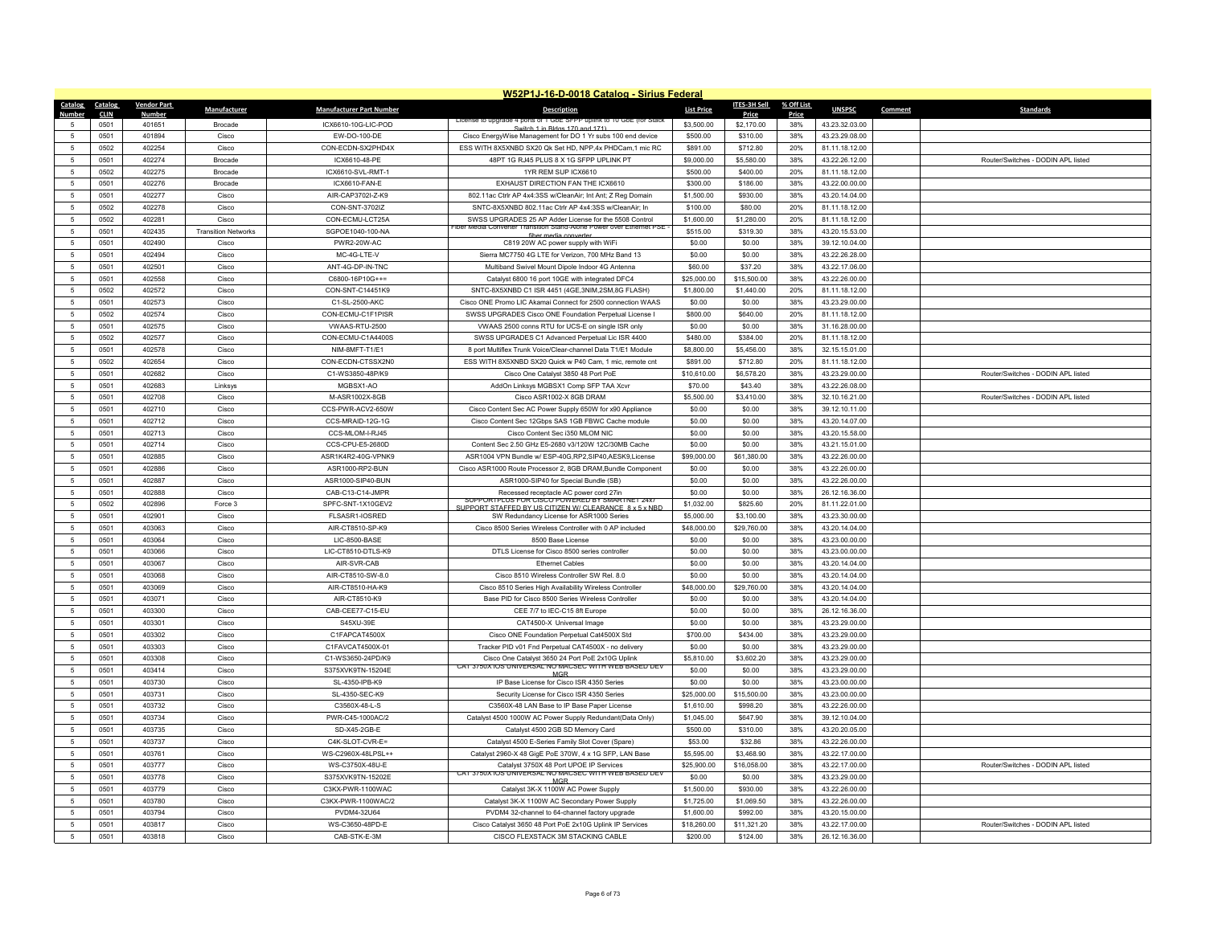## W52P1J-16-D-0018 Catalog - Sirius Federal

| Catalog Number | Catalog CLIN | Vendor Part Number | Manufacturer | Manufacturer Part Number | Description | List Price | ITES-3H Sell Price | % Off List Price | UNSPSC | Comment | Standards |
|---|---|---|---|---|---|---|---|---|---|---|---|
| 5 | 0501 | 401651 | Brocade | ICX6610-10G-LIC-POD | License to upgrade 4 ports of 1 GbE SFPP uplink to 10 GbE (for Stack Switch 1 in Bldgs 170 and 171) | $3,500.00 | $2,170.00 | 38% | 43.23.32.03.00 | | |
| 5 | 0501 | 401894 | Cisco | EW-DO-100-DE | Cisco EnergyWise Management for DO 1 Yr subs 100 end device | $500.00 | $310.00 | 38% | 43.23.29.08.00 | | |
| 5 | 0502 | 402254 | Cisco | CON-ECDN-SX2PHD4X | ESS WITH 8X5XNBD SX20 Qk Set HD, NPP,4x PHDCam,1 mic RC | $891.00 | $712.80 | 20% | 81.11.18.12.00 | | |
| 5 | 0501 | 402274 | Brocade | ICX6610-48-PE | 48PT 1G RJ45 PLUS 8 X 1G SFPP UPLINK PT | $9,000.00 | $5,580.00 | 38% | 43.22.26.12.00 | | Router/Switches - DODIN APL listed |
| 5 | 0502 | 402275 | Brocade | ICX6610-SVL-RMT-1 | 1YR REM SUP ICX6610 | $500.00 | $400.00 | 20% | 81.11.18.12.00 | | |
| 5 | 0501 | 402276 | Brocade | ICX6610-FAN-E | EXHAUST DIRECTION FAN THE ICX6610 | $300.00 | $186.00 | 38% | 43.22.00.00.00 | | |
| 5 | 0501 | 402277 | Cisco | AIR-CAP3702I-Z-K9 | 802.11ac Ctrlr AP 4x4:3SS w/CleanAir; Int Ant; Z Reg Domain | $1,500.00 | $930.00 | 38% | 43.20.14.04.00 | | |
| 5 | 0502 | 402278 | Cisco | CON-SNT-3702IZ | SNTC-8X5XNBD 802.11ac Ctrlr AP 4x4:3SS w/CleanAir; In | $100.00 | $80.00 | 20% | 81.11.18.12.00 | | |
| 5 | 0502 | 402281 | Cisco | CON-ECMU-LCT25A | SWSS UPGRADES 25 AP Adder License for the 5508 Control | $1,600.00 | $1,280.00 | 20% | 81.11.18.12.00 | | |
| 5 | 0501 | 402435 | Transition Networks | SGPOE1040-100-NA | Fiber Media Converter Transition Stand-Alone Power over Ethernet PSE - fiber media converter | $515.00 | $319.30 | 38% | 43.20.15.53.00 | | |
| 5 | 0501 | 402490 | Cisco | PWR2-20W-AC | C819 20W AC power supply with WiFi | $0.00 | $0.00 | 38% | 39.12.10.04.00 | | |
| 5 | 0501 | 402494 | Cisco | MC-4G-LTE-V | Sierra MC7750 4G LTE for Verizon, 700 MHz Band 13 | $0.00 | $0.00 | 38% | 43.22.26.28.00 | | |
| 5 | 0501 | 402501 | Cisco | ANT-4G-DP-IN-TNC | Multiband Swivel Mount Dipole Indoor 4G Antenna | $60.00 | $37.20 | 38% | 43.22.17.06.00 | | |
| 5 | 0501 | 402558 | Cisco | C6800-16P10G+== | Catalyst 6800 16 port 10GE with integrated DFC4 | $25,000.00 | $15,500.00 | 38% | 43.22.26.00.00 | | |
| 5 | 0502 | 402572 | Cisco | CON-SNT-C14451K9 | SNTC-8X5XNBD C1 ISR 4451 (4GE,3NIM,2SM,8G FLASH) | $1,800.00 | $1,440.00 | 20% | 81.11.18.12.00 | | |
| 5 | 0501 | 402573 | Cisco | C1-SL-2500-AKC | Cisco ONE Promo LIC Akamai Connect for 2500 connection WAAS | $0.00 | $0.00 | 38% | 43.23.29.00.00 | | |
| 5 | 0502 | 402574 | Cisco | CON-ECMU-C1F1PISR | SWSS UPGRADES Cisco ONE Foundation Perpetual License I | $800.00 | $640.00 | 20% | 81.11.18.12.00 | | |
| 5 | 0501 | 402575 | Cisco | VWAAS-RTU-2500 | VWAAS 2500 conns RTU for UCS-E on single ISR only | $0.00 | $0.00 | 38% | 31.16.28.00.00 | | |
| 5 | 0502 | 402577 | Cisco | CON-ECMU-C1A4400S | SWSS UPGRADES C1 Advanced Perpetual Lic ISR 4400 | $480.00 | $384.00 | 20% | 81.11.18.12.00 | | |
| 5 | 0501 | 402578 | Cisco | NIM-8MFT-T1/E1 | 8 port Multiflex Trunk Voice/Clear-channel Data T1/E1 Module | $8,800.00 | $5,456.00 | 38% | 32.15.15.01.00 | | |
| 5 | 0502 | 402654 | Cisco | CON-ECDN-CTSSX2N0 | ESS WITH 8X5XNBD SX20 Quick w P40 Cam, 1 mic, remote cnt | $891.00 | $712.80 | 20% | 81.11.18.12.00 | | |
| 5 | 0501 | 402682 | Cisco | C1-WS3850-48P/K9 | Cisco One Catalyst 3850 48 Port PoE | $10,610.00 | $6,578.20 | 38% | 43.23.29.00.00 | | Router/Switches - DODIN APL listed |
| 5 | 0501 | 402683 | Linksys | MGBSX1-AO | AddOn Linksys MGBSX1 Comp SFP TAA Xcvr | $70.00 | $43.40 | 38% | 43.22.26.08.00 | | |
| 5 | 0501 | 402708 | Cisco | M-ASR1002X-8GB | Cisco ASR1002-X 8GB DRAM | $5,500.00 | $3,410.00 | 38% | 32.10.16.21.00 | | Router/Switches - DODIN APL listed |
| 5 | 0501 | 402710 | Cisco | CCS-PWR-ACV2-650W | Cisco Content Sec AC Power Supply 650W for x90 Appliance | $0.00 | $0.00 | 38% | 39.12.10.11.00 | | |
| 5 | 0501 | 402712 | Cisco | CCS-MRAID-12G-1G | Cisco Content Sec 12Gbps SAS 1GB FBWC Cache module | $0.00 | $0.00 | 38% | 43.20.14.07.00 | | |
| 5 | 0501 | 402713 | Cisco | CCS-MLOM-I-RJ45 | Cisco Content Sec i350 MLOM NIC | $0.00 | $0.00 | 38% | 43.20.15.58.00 | | |
| 5 | 0501 | 402714 | Cisco | CCS-CPU-E5-2680D | Content Sec 2.50 GHz E5-2680 v3/120W 12C/30MB Cache | $0.00 | $0.00 | 38% | 43.21.15.01.00 | | |
| 5 | 0501 | 402885 | Cisco | ASR1K4R2-40G-VPNK9 | ASR1004 VPN Bundle w/ ESP-40G,RP2,SIP40,AESK9,License | $99,000.00 | $61,380.00 | 38% | 43.22.26.00.00 | | |
| 5 | 0501 | 402886 | Cisco | ASR1000-RP2-BUN | Cisco ASR1000 Route Processor 2, 8GB DRAM,Bundle Component | $0.00 | $0.00 | 38% | 43.22.26.00.00 | | |
| 5 | 0501 | 402887 | Cisco | ASR1000-SIP40-BUN | ASR1000-SIP40 for Special Bundle (SB) | $0.00 | $0.00 | 38% | 43.22.26.00.00 | | |
| 5 | 0501 | 402888 | Cisco | CAB-C13-C14-JMPR | Recessed receptacle AC power cord 27in | $0.00 | $0.00 | 38% | 26.12.16.36.00 | | |
| 5 | 0502 | 402896 | Force 3 | SPFC-SNT-1X10GEV2 | SUPPORTPLUS FOR CISCO POWERED BY SMARTNET 24X7 SUPPORT STAFFED BY US CITIZEN W/ CLEARANCE 8 x 5 x NBD | $1,032.00 | $825.60 | 20% | 81.11.22.01.00 | | |
| 5 | 0501 | 402901 | Cisco | FLSASR1-IOSRED | SW Redundancy License for ASR1000 Series | $5,000.00 | $3,100.00 | 38% | 43.23.30.00.00 | | |
| 5 | 0501 | 403063 | Cisco | AIR-CT8510-SP-K9 | Cisco 8500 Series Wireless Controller with 0 AP included | $48,000.00 | $29,760.00 | 38% | 43.20.14.04.00 | | |
| 5 | 0501 | 403064 | Cisco | LIC-8500-BASE | 8500 Base License | $0.00 | $0.00 | 38% | 43.23.00.00.00 | | |
| 5 | 0501 | 403066 | Cisco | LIC-CT8510-DTLS-K9 | DTLS License for Cisco 8500 series controller | $0.00 | $0.00 | 38% | 43.23.00.00.00 | | |
| 5 | 0501 | 403067 | Cisco | AIR-SVR-CAB | Ethernet Cables | $0.00 | $0.00 | 38% | 43.20.14.04.00 | | |
| 5 | 0501 | 403068 | Cisco | AIR-CT8510-SW-8.0 | Cisco 8510 Wireless Controller SW Rel. 8.0 | $0.00 | $0.00 | 38% | 43.20.14.04.00 | | |
| 5 | 0501 | 403069 | Cisco | AIR-CT8510-HA-K9 | Cisco 8510 Series High Availability Wireless Controller | $48,000.00 | $29,760.00 | 38% | 43.20.14.04.00 | | |
| 5 | 0501 | 403071 | Cisco | AIR-CT8510-K9 | Base PID for Cisco 8500 Series Wireless Controller | $0.00 | $0.00 | 38% | 43.20.14.04.00 | | |
| 5 | 0501 | 403300 | Cisco | CAB-CEE77-C15-EU | CEE 7/7 to IEC-C15 8ft Europe | $0.00 | $0.00 | 38% | 26.12.16.36.00 | | |
| 5 | 0501 | 403301 | Cisco | S45XU-39E | CAT4500-X Universal Image | $0.00 | $0.00 | 38% | 43.23.29.00.00 | | |
| 5 | 0501 | 403302 | Cisco | C1FAPCAT4500X | Cisco ONE Foundation Perpetual Cat4500X Std | $700.00 | $434.00 | 38% | 43.23.29.00.00 | | |
| 5 | 0501 | 403303 | Cisco | C1FAVCAT4500X-01 | Tracker PID v01 Fnd Perpetual CAT4500X - no delivery | $0.00 | $0.00 | 38% | 43.23.29.00.00 | | |
| 5 | 0501 | 403308 | Cisco | C1-WS3650-24PD/K9 | Cisco One Catalyst 3650 24 Port PoE 2x10G Uplink | $5,810.00 | $3,602.20 | 38% | 43.23.29.00.00 | | |
| 5 | 0501 | 403414 | Cisco | S375XVK9TN-15204E | CAT 3750X IOS UNIVERSAL NO MACSEC WITH WEB BASED DEV MGR | $0.00 | $0.00 | 38% | 43.23.29.00.00 | | |
| 5 | 0501 | 403730 | Cisco | SL-4350-IPB-K9 | IP Base License for Cisco ISR 4350 Series | $0.00 | $0.00 | 38% | 43.23.00.00.00 | | |
| 5 | 0501 | 403731 | Cisco | SL-4350-SEC-K9 | Security License for Cisco ISR 4350 Series | $25,000.00 | $15,500.00 | 38% | 43.23.00.00.00 | | |
| 5 | 0501 | 403732 | Cisco | C3560X-48-L-S | C3560X-48 LAN Base to IP Base Paper License | $1,610.00 | $998.20 | 38% | 43.22.26.00.00 | | |
| 5 | 0501 | 403734 | Cisco | PWR-C45-1000AC/2 | Catalyst 4500 1000W AC Power Supply Redundant(Data Only) | $1,045.00 | $647.90 | 38% | 39.12.10.04.00 | | |
| 5 | 0501 | 403735 | Cisco | SD-X45-2GB-E | Catalyst 4500 2GB SD Memory Card | $500.00 | $310.00 | 38% | 43.20.20.05.00 | | |
| 5 | 0501 | 403737 | Cisco | C4K-SLOT-CVR-E= | Catalyst 4500 E-Series Family Slot Cover (Spare) | $53.00 | $32.86 | 38% | 43.22.26.00.00 | | |
| 5 | 0501 | 403761 | Cisco | WS-C2960X-48LPSL++ | Catalyst 2960-X 48 GigE PoE 370W, 4 x 1G SFP, LAN Base | $5,595.00 | $3,468.90 | 38% | 43.22.17.00.00 | | |
| 5 | 0501 | 403777 | Cisco | WS-C3750X-48U-E | Catalyst 3750X 48 Port UPOE IP Services | $25,900.00 | $16,058.00 | 38% | 43.22.17.00.00 | | Router/Switches - DODIN APL listed |
| 5 | 0501 | 403778 | Cisco | S375XVK9TN-15202E | CAT 3750X IOS UNIVERSAL NO MACSEC WITH WEB BASED DEV MGR | $0.00 | $0.00 | 38% | 43.23.29.00.00 | | |
| 5 | 0501 | 403779 | Cisco | C3KX-PWR-1100WAC | Catalyst 3K-X 1100W AC Power Supply | $1,500.00 | $930.00 | 38% | 43.22.26.00.00 | | |
| 5 | 0501 | 403780 | Cisco | C3KX-PWR-1100WAC/2 | Catalyst 3K-X 1100W AC Secondary Power Supply | $1,725.00 | $1,069.50 | 38% | 43.22.26.00.00 | | |
| 5 | 0501 | 403794 | Cisco | PVDM4-32U64 | PVDM4 32-channel to 64-channel factory upgrade | $1,600.00 | $992.00 | 38% | 43.20.15.00.00 | | |
| 5 | 0501 | 403817 | Cisco | WS-C3650-48PD-E | Cisco Catalyst 3650 48 Port PoE 2x10G Uplink IP Services | $18,260.00 | $11,321.20 | 38% | 43.22.17.00.00 | | Router/Switches - DODIN APL listed |
| 5 | 0501 | 403818 | Cisco | CAB-STK-E-3M | CISCO FLEXSTACK 3M STACKING CABLE | $200.00 | $124.00 | 38% | 26.12.16.36.00 | | |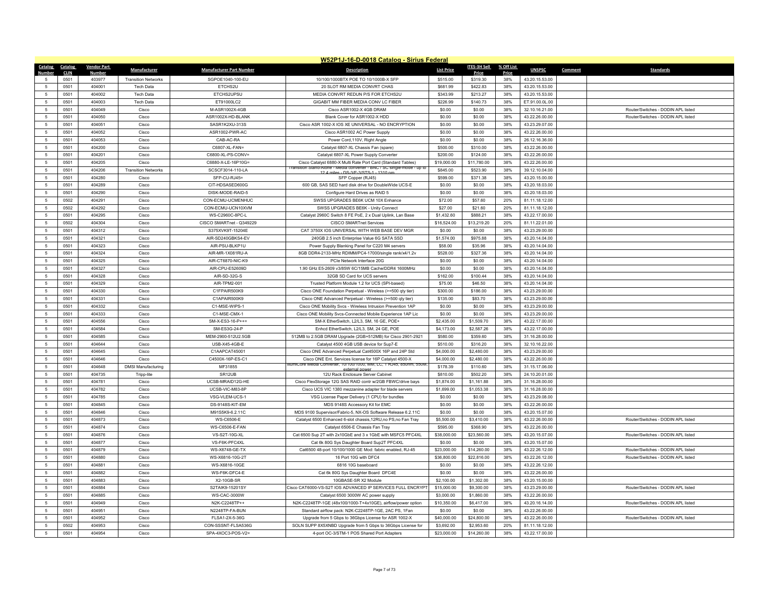# W52P1J-16-D-0018 Catalog - Sirius Federal

| Catalog Number | Catalog CLIN | Vendor Part Number | Manufacturer | Manufacturer Part Number | Description | List Price | ITES-3H Sell Price | % Off List Price | UNSPSC | Comment | Standards |
|---|---|---|---|---|---|---|---|---|---|---|---|
| 5 | 0501 | 403977 | Transition Networks | SGPOE1040-100-EU | 10/100/1000BTX POE TO 10/1000B-X SFP | $515.00 | $319.30 | 38% | 43.20.15.53.00 | | |
| 5 | 0501 | 404001 | Tech Data | ETCHS2U | 20 SLOT RM MEDIA CONVRT CHAS | $681.99 | $422.83 | 38% | 43.20.15.53.00 | | |
| 5 | 0501 | 404002 | Tech Data | ETCHS2UPSU | MEDIA CONVRT REDUN P/S FOR ETCHS2U | $343.99 | $213.27 | 38% | 43.20.15.53.00 | | |
| 5 | 0501 | 404003 | Tech Data | ET91000LC2 | GIGABIT MM FIBER MEDIA CONV LC FIBER | $226.99 | $140.73 | 38% | ET.91.00.0L.00 | | |
| 5 | 0501 | 404049 | Cisco | M-ASR1002X-4GB | Cisco ASR1002-X 4GB DRAM | $0.00 | $0.00 | 38% | 32.10.16.21.00 | | Router/Switches - DODIN APL listed |
| 5 | 0501 | 404050 | Cisco | ASR1002X-HD-BLANK | Blank Cover for ASR1002-X HDD | $0.00 | $0.00 | 38% | 43.22.26.00.00 | | Router/Switches - DODIN APL listed |
| 5 | 0501 | 404051 | Cisco | SASR1K2XU-313S | Cisco ASR 1002-X IOS XE UNIVERSAL - NO ENCRYPTION | $0.00 | $0.00 | 38% | 43.23.29.07.00 | | |
| 5 | 0501 | 404052 | Cisco | ASR1002-PWR-AC | Cisco ASR1002 AC Power Supply | $0.00 | $0.00 | 38% | 43.22.26.00.00 | | |
| 5 | 0501 | 404053 | Cisco | CAB-AC-RA | Power Cord,110V, Right Angle | $0.00 | $0.00 | 38% | 26.12.16.36.00 | | |
| 5 | 0501 | 404200 | Cisco | C6807-XL-FAN= | Catalyst 6807-XL Chassis Fan (spare) | $500.00 | $310.00 | 38% | 43.22.26.00.00 | | |
| 5 | 0501 | 404201 | Cisco | C6800-XL-PS-CONV= | Catalyst 6807-XL Power Supply Converter | $200.00 | $124.00 | 38% | 43.22.26.00.00 | | |
| 5 | 0501 | 404205 | Cisco | C6880-X-LE-16P10G= | Cisco Catalyst 6880-X Multi Rate Port Card (Standard Tables) | $19,000.00 | $11,780.00 | 38% | 43.22.26.00.00 | | |
| 5 | 0501 | 404206 | Transition Networks | SCSCF3014-110-LA | Transition Stand-Alone - Media converter - BNC / SC single-mode - up to 12.4 miles - DS-3/E-3/STS-1 - 1310 nm | $845.00 | $523.90 | 38% | 39.12.10.04.00 | | |
| 5 | 0501 | 404280 | Cisco | SFP-CU-RJ45= | SFP Copper (RJ45) | $599.00 | $371.38 | 38% | 43.20.15.00.00 | | |
| 5 | 0501 | 404289 | Cisco | CIT-HDSASED600G | 600 GB, SAS SED hard disk drive for DoubleWide UCS-E | $0.00 | $0.00 | 38% | 43.20.18.03.00 | | |
| 5 | 0501 | 404290 | Cisco | DISK-MODE-RAID-5 | Configure Hard Drives as RAID 5 | $0.00 | $0.00 | 38% | 43.20.18.03.00 | | |
| 5 | 0502 | 404291 | Cisco | CON-ECMU-UCMENHUC | SWSS UPGRADES BE6K UCM 10X Enhance | $72.00 | $57.60 | 20% | 81.11.18.12.00 | | |
| 5 | 0502 | 404292 | Cisco | CON-ECMU-UCN10XVM | SWSS UPGRADES BE6K - Unity Connect | $27.00 | $21.60 | 20% | 81.11.18.12.00 | | |
| 5 | 0501 | 404295 | Cisco | WS-C2960C-8PC-L | Catalyst 2960C Switch 8 FE PoE, 2 x Dual Uplink, Lan Base | $1,432.60 | $888.21 | 38% | 43.22.17.00.00 | | |
| 5 | 0502 | 404304 | Cisco | CISCO SMARTnet - Q349229 | CISCO SMARTnet Services | $16,524.00 | $13,219.20 | 20% | 81.11.22.01.00 | | |
| 5 | 0501 | 404312 | Cisco | S375XVK9T-15204E | CAT 3750X IOS UNIVERSAL WITH WEB BASE DEV MGR | $0.00 | $0.00 | 38% | 43.23.29.00.00 | | |
| 5 | 0501 | 404321 | Cisco | AIR-SD240GBKS4-EV | 240GB 2.5 inch Enterprise Value 6G SATA SSD | $1,574.00 | $975.88 | 38% | 43.20.14.04.00 | | |
| 5 | 0501 | 404323 | Cisco | AIR-PSU-BLKP1U | Power Supply Blanking Panel for C220 M4 servers | $58.00 | $35.96 | 38% | 43.20.14.04.00 | | |
| 5 | 0501 | 404324 | Cisco | AIR-MR-1X081RU-A | 8GB DDR4-2133-MHz RDIMM/PC4-17000/single rank/x4/1.2v | $528.00 | $327.36 | 38% | 43.20.14.04.00 | | |
| 5 | 0501 | 404325 | Cisco | AIR-CT6870-NIC-K9 | PCIe Network Interface 20G | $0.00 | $0.00 | 38% | 43.20.14.04.00 | | |
| 5 | 0501 | 404327 | Cisco | AIR-CPU-E52609D | 1.90 GHz E5-2609 v3/85W 6C/15MB Cache/DDR4 1600MHz | $0.00 | $0.00 | 38% | 43.20.14.04.00 | | |
| 5 | 0501 | 404328 | Cisco | AIR-SD-32G-S | 32GB SD Card for UCS servers | $162.00 | $100.44 | 38% | 43.20.14.04.00 | | |
| 5 | 0501 | 404329 | Cisco | AIR-TPM2-001 | Trusted Platform Module 1.2 for UCS (SPI-based) | $75.00 | $46.50 | 38% | 43.20.14.04.00 | | |
| 5 | 0501 | 404330 | Cisco | C1FPAIR500K9 | Cisco ONE Foundation Perpetual - Wireless (>=500 qty tier) | $300.00 | $186.00 | 38% | 43.23.29.00.00 | | |
| 5 | 0501 | 404331 | Cisco | C1APAIR500K9 | Cisco ONE Advanced Perpetual - Wireless (>=500 qty tier) | $135.00 | $83.70 | 38% | 43.23.29.00.00 | | |
| 5 | 0501 | 404332 | Cisco | C1-MSE-WIPS-1 | Cisco ONE Mobility Svcs - Wireless Intrusion Prevention 1AP | $0.00 | $0.00 | 38% | 43.23.29.00.00 | | |
| 5 | 0501 | 404333 | Cisco | C1-MSE-CMX-1 | Cisco ONE Mobility Svcs-Connected Mobile Experience 1AP Lic | $0.00 | $0.00 | 38% | 43.23.29.00.00 | | |
| 5 | 0501 | 404556 | Cisco | SM-X-ES3-16-P++= | SM-X EtherSwitch, L2/L3, SM, 16 GE, POE+ | $2,435.00 | $1,509.70 | 38% | 43.22.17.00.00 | | |
| 5 | 0501 | 404584 | Cisco | SM-ES3G-24-P | Enhcd EtherSwitch, L2/L3, SM, 24 GE, POE | $4,173.00 | $2,587.26 | 38% | 43.22.17.00.00 | | |
| 5 | 0501 | 404585 | Cisco | MEM-2900-512U2.5GB | 512MB to 2.5GB DRAM Upgrade (2GB+512MB) for Cisco 2901-2921 | $580.00 | $359.60 | 38% | 31.16.28.00.00 | | |
| 5 | 0501 | 404644 | Cisco | USB-X45-4GB-E | Catalyst 4500 4GB USB device for Sup7-E | $510.00 | $316.20 | 38% | 32.10.16.22.00 | | |
| 5 | 0501 | 404645 | Cisco | C1AAPCAT45001 | Cisco ONE Advanced Perpetual Cat4500X 16P and 24P Std | $4,000.00 | $2,480.00 | 38% | 43.23.29.00.00 | | |
| 5 | 0501 | 404646 | Cisco | C4500X-16P-ES-C1 | Cisco ONE Ent. Services license for 16P Catalyst 4500-X | $4,000.00 | $2,480.00 | 38% | 43.22.26.00.00 | | |
| 5 | 0501 | 404648 | DMSI Manufacturing | MF31855 | IllumiCore Media Converter, 10/100/1000, MM, LC, 1 RJ45, 850nm, 550M, external power | $178.39 | $110.60 | 38% | 31.15.17.06.00 | | |
| 5 | 0501 | 404735 | Tripp-lite | SR12UB | 12U Rack Enclosure Server Cabinet | $810.00 | $502.20 | 38% | 24.10.20.01.00 | | |
| 5 | 0501 | 404781 | Cisco | UCSB-MRAID12G-HE | Cisco FlexStorage 12G SAS RAID contr w/2GB FBWC/drive bays | $1,874.00 | $1,161.88 | 38% | 31.16.28.00.00 | | |
| 5 | 0501 | 404782 | Cisco | UCSB-VIC-M83-8P | Cisco UCS VIC 1380 mezzanine adapter for blade servers | $1,699.00 | $1,053.38 | 38% | 31.16.28.00.00 | | |
| 5 | 0501 | 404785 | Cisco | VSG-VLEM-UCS-1 | VSG License Paper Delivery (1 CPU) for bundles | $0.00 | $0.00 | 38% | 43.23.29.08.00 | | |
| 5 | 0501 | 404845 | Cisco | DS-9148S-KIT-EM | MDS 9148S Accessory Kit for EMC | $0.00 | $0.00 | 38% | 43.22.26.00.00 | | |
| 5 | 0501 | 404846 | Cisco | M91S5K9-6.2.11C | MDS 9100 Supervisor/Fabric-5, NX-OS Software Release 6.2.11C | $0.00 | $0.00 | 38% | 43.20.15.07.00 | | |
| 5 | 0501 | 404873 | Cisco | WS-C6506-E | Catalyst 6500 Enhanced 6-slot chassis,12RU,no PS,no Fan Tray | $5,500.00 | $3,410.00 | 38% | 43.22.26.00.00 | | Router/Switches - DODIN APL listed |
| 5 | 0501 | 404874 | Cisco | WS-C6506-E-FAN | Catalyst 6506-E Chassis Fan Tray | $595.00 | $368.90 | 38% | 43.22.26.00.00 | | |
| 5 | 0501 | 404876 | Cisco | VS-S2T-10G-XL | Cat 6500 Sup 2T with 2x10GbE and 3 x 1GbE with MSFC5 PFC4XL | $38,000.00 | $23,560.00 | 38% | 43.20.15.07.00 | | Router/Switches - DODIN APL listed |
| 5 | 0501 | 404877 | Cisco | VS-F6K-PFC4XL | Cat 6k 80G Sys Daughter Board Sup2T PFC4XL | $0.00 | $0.00 | 38% | 43.20.15.07.00 | | |
| 5 | 0501 | 404879 | Cisco | WS-X6748-GE-TX | Cat6500 48-port 10/100/1000 GE Mod: fabric enabled, RJ-45 | $23,000.00 | $14,260.00 | 38% | 43.22.26.12.00 | | Router/Switches - DODIN APL listed |
| 5 | 0501 | 404880 | Cisco | WS-X6816-10G-2T | 16 Port 10G with DFC4 | $36,800.00 | $22,816.00 | 38% | 43.22.26.12.00 | | Router/Switches - DODIN APL listed |
| 5 | 0501 | 404881 | Cisco | WS-X6816-10GE | 6816 10G baseboard | $0.00 | $0.00 | 38% | 43.22.26.12.00 | | |
| 5 | 0501 | 404882 | Cisco | WS-F6K-DFC4-E | Cat 6k 80G Sys Daughter Board DFC4E | $0.00 | $0.00 | 38% | 43.22.26.00.00 | | |
| 5 | 0501 | 404883 | Cisco | X2-10GB-SR | 10GBASE-SR X2 Module | $2,100.00 | $1,302.00 | 38% | 43.20.15.00.00 | | |
| 5 | 0501 | 404884 | Cisco | S2TAIK9-15201SY | Cisco CAT6000-VS-S2T IOS ADVANCED IP SERVICES FULL ENCRYPT | $15,000.00 | $9,300.00 | 38% | 43.23.29.00.00 | | Router/Switches - DODIN APL listed |
| 5 | 0501 | 404885 | Cisco | WS-CAC-3000W | Catalyst 6500 3000W AC power supply | $3,000.00 | $1,860.00 | 38% | 43.22.26.00.00 | | |
| 5 | 0501 | 404949 | Cisco | N2K-C2248TP++ | N2K-C2248TP-1GE (48x100/1000-T+4x10GE), airflow/power option | $10,350.00 | $6,417.00 | 38% | 43.20.16.14.00 | | Router/Switches - DODIN APL listed |
| 5 | 0501 | 404951 | Cisco | N2248TP-FA-BUN | Standard airflow pack: N2K-C2248TP-1GE, 2AC PS, 1Fan | $0.00 | $0.00 | 38% | 43.22.26.00.00 | | |
| 5 | 0501 | 404952 | Cisco | FLSA1-2X-5-36G | Upgrade from 5 Gbps to 36Gbps License for ASR 1002-X | $40,000.00 | $24,800.00 | 38% | 43.22.26.00.00 | | Router/Switches - DODIN APL listed |
| 5 | 0502 | 404953 | Cisco | CON-SSSNT-FLSA536G | SOLN SUPP 8X5XNBD Upgrade from 5 Gbps to 36Gbps License for | $3,692.00 | $2,953.60 | 20% | 81.11.18.12.00 | | |
| 5 | 0501 | 404954 | Cisco | SPA-4XOC3-POS-V2= | 4-port OC-3/STM-1 POS Shared Port Adapters | $23,000.00 | $14,260.00 | 38% | 43.22.17.00.00 | | |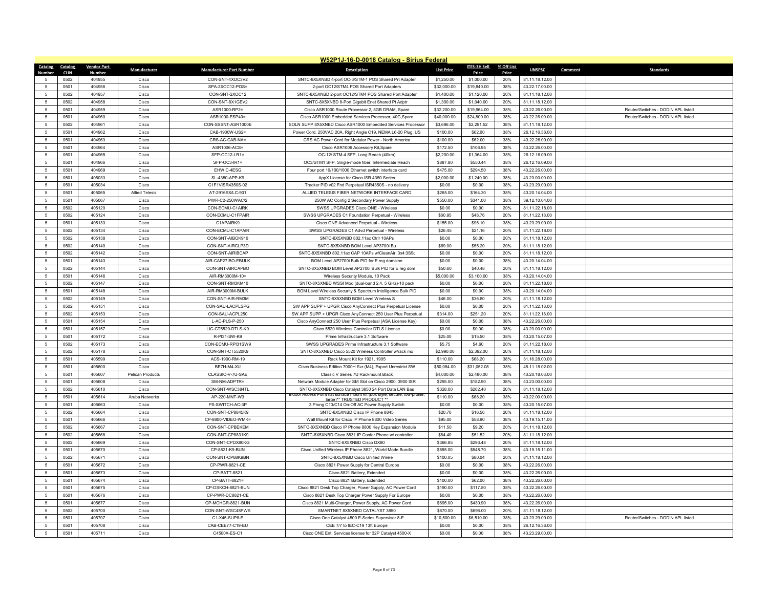## W52P1J-16-D-0018 Catalog - Sirius Federal

| Catalog Number | Catalog CLIN | Vendor Part Number | Manufacturer | Manufacturer Part Number | Description | List Price | ITES-3H Sell Price | % Off List Price | UNSPSC | Comment | Standards |
|---|---|---|---|---|---|---|---|---|---|---|---|
| 5 | 0502 | 404955 | Cisco | CON-SNT-4XOC3V2 | SNTC-8X5XNBD 4-port OC-3/STM-1 POS Shared Prt Adapter | $1,250.00 | $1,000.00 | 20% | 81.11.18.12.00 | | |
| 5 | 0501 | 404956 | Cisco | SPA-2XOC12-POS= | 2-port OC12/STM4 POS Shared Port Adapters | $32,000.00 | $19,840.00 | 38% | 43.22.17.00.00 | | |
| 5 | 0502 | 404957 | Cisco | CON-SNT-2XOC12 | SNTC-8X5XNBD 2-port OC12/STM4 POS Shared Port Adapter | $1,400.00 | $1,120.00 | 20% | 81.11.18.12.00 | | |
| 5 | 0502 | 404958 | Cisco | CON-SNT-8X1GEV2 | SNTC-8X5XNBD 8-Port Gigabit Enet Shared Pt Adptr | $1,300.00 | $1,040.00 | 20% | 81.11.18.12.00 | | |
| 5 | 0501 | 404959 | Cisco | ASR1000-RP2= | Cisco ASR1000 Route Processor 2, 8GB DRAM, Spare | $32,200.00 | $19,964.00 | 38% | 43.22.26.00.00 | | Router/Switches - DODIN APL listed |
| 5 | 0501 | 404960 | Cisco | ASR1000-ESP40= | Cisco ASR1000 Embedded Services Processor, 40G,Spare | $40,000.00 | $24,800.00 | 38% | 43.22.26.00.00 | | Router/Switches - DODIN APL listed |
| 5 | 0502 | 404961 | Cisco | CON-SSSNT-ASR1000E | SOLN SUPP 8X5XNBD Cisco ASR1000 Embedded Services Processor | $3,696.00 | $2,291.52 | 38% | 81.11.18.12.00 | | |
| 5 | 0501 | 404962 | Cisco | CAB-1900W-US2= | Power Cord, 250VAC 20A, Right Angle C19, NEMA L6-20 Plug, US | $100.00 | $62.00 | 38% | 26.12.16.36.00 | | |
| 5 | 0501 | 404963 | Cisco | CRS-AC-CAB-NA= | CRS AC Power Cord for Modular Power - North America | $100.00 | $62.00 | 38% | 43.22.26.00.00 | | |
| 5 | 0501 | 404964 | Cisco | ASR1006-ACS= | Cisco ASR1006 Accessory Kit,Spare | $172.50 | $106.95 | 38% | 43.22.26.00.00 | | |
| 5 | 0501 | 404965 | Cisco | SFP-OC12-LR1= | OC-12/ STM-4 SFP, Long Reach (40km) | $2,200.00 | $1,364.00 | 38% | 26.12.16.09.00 | | |
| 5 | 0501 | 404966 | Cisco | SFP-OC3-IR1= | OC3/STM1 SFP, Single-mode fiber, Intermediate Reach | $887.80 | $550.44 | 38% | 26.12.16.09.00 | | |
| 5 | 0501 | 404969 | Cisco | EHWIC-4ESG | Four port 10/100/1000 Ethernet switch interface card | $475.00 | $294.50 | 38% | 43.22.26.00.00 | | |
| 5 | 0501 | 405033 | Cisco | SL-4350-APP-K9 | AppX License for Cisco ISR 4350 Series | $2,000.00 | $1,240.00 | 38% | 43.23.00.00.00 | | |
| 5 | 0501 | 405034 | Cisco | C1F1VISR4350S-02 | Tracker PID v02 Fnd Perpetual ISR4350S - no delivery | $0.00 | $0.00 | 38% | 43.23.29.00.00 | | |
| 5 | 0501 | 405065 | Allied Telesis | AT-2916SX/LC-901 | ALLIED TELESIS FIBER NETWORK INTERFACE CARD | $265.00 | $164.30 | 38% | 43.20.14.04.00 | | |
| 5 | 0501 | 405067 | Cisco | PWR-C2-250WAC/2 | 250W AC Config 2 Secondary Power Supply | $550.00 | $341.00 | 38% | 39.12.10.04.00 | | |
| 5 | 0502 | 405120 | Cisco | CON-ECMU-C1AIRK | SWSS UPGRADES Cisco ONE - Wireless | $0.00 | $0.00 | 20% | 81.11.22.18.00 | | |
| 5 | 0502 | 405124 | Cisco | CON-ECMU-C1FPAIR | SWSS UPGRADES C1 Foundation Perpetual - Wireless | $60.95 | $48.76 | 20% | 81.11.22.18.00 | | |
| 5 | 0501 | 405133 | Cisco | C1APAIRK9 | Cisco ONE Advanced Perpetual - Wireless | $155.00 | $96.10 | 38% | 43.23.29.00.00 | | |
| 5 | 0502 | 405134 | Cisco | CON-ECMU-C1APAIR | SWSS UPGRADES C1 Advd Perpetual - Wireless | $26.45 | $21.16 | 20% | 81.11.22.18.00 | | |
| 5 | 0502 | 405138 | Cisco | CON-SNT-AIBOK910 | SNTC-8X5XNBD 802.11ac Ctrlr 10APs | $0.00 | $0.00 | 20% | 81.11.18.12.00 | | |
| 5 | 0502 | 405140 | Cisco | CON-SNT-AIRCLP3D | SNTC-8X5XNBD BOM Level AP3700i Bu | $69.00 | $55.20 | 20% | 81.11.18.12.00 | | |
| 5 | 0502 | 405142 | Cisco | CON-SNT-AIRIBCAP | SNTC-8X5XNBD 802.11ac CAP 10APs w/CleanAir; 3x4:3SS; | $0.00 | $0.00 | 20% | 81.11.18.12.00 | | |
| 5 | 0501 | 405143 | Cisco | AIR-CAP27IBO-EBULK | BOM Level AP2700i Bulk PID for E reg domainn | $0.00 | $0.00 | 38% | 43.20.14.04.00 | | |
| 5 | 0502 | 405144 | Cisco | CON-SNT-AIRCAPBO | SNTC-8X5XNBD BOM Level AP2700i Bulk PID for E reg dom | $50.60 | $40.48 | 20% | 81.11.18.12.00 | | |
| 5 | 0501 | 405146 | Cisco | AIR-RM3000M-10= | Wireless Security Module, 10 Pack | $5,000.00 | $3,100.00 | 38% | 43.20.14.04.00 | | |
| 5 | 0502 | 405147 | Cisco | CON-SNT-RM3KM10 | SNTC-8X5XNBD WSSI Mod (dual-band 2.4, 5 GHz)-10 pack | $0.00 | $0.00 | 20% | 81.11.22.18.00 | | |
| 5 | 0501 | 405148 | Cisco | AIR-RM3000M-BULK | BOM Level Wireless Security & Spectrum Intelligence Bulk PID | $0.00 | $0.00 | 38% | 43.20.14.04.00 | | |
| 5 | 0502 | 405149 | Cisco | CON-SNT-AIR-RM3M | SNTC-8X5XNBD BOM Level Wireless S | $46.00 | $36.80 | 20% | 81.11.18.12.00 | | |
| 5 | 0502 | 405151 | Cisco | CON-SAU-LACPLSPG | SW APP SUPP + UPGR Cisco AnyConnect Plus Perpetual License | $0.00 | $0.00 | 20% | 81.11.22.18.00 | | |
| 5 | 0502 | 405153 | Cisco | CON-SAU-ACPL250 | SW APP SUPP + UPGR Cisco AnyConnect 250 User Plus Perpetual | $314.00 | $251.20 | 20% | 81.11.22.18.00 | | |
| 5 | 0501 | 405154 | Cisco | L-AC-PLS-P-250 | Cisco AnyConnect 250 User Plus Perpetual (ASA License Key) | $0.00 | $0.00 | 38% | 43.22.26.00.00 | | |
| 5 | 0501 | 405157 | Cisco | LIC-CT5520-DTLS-K9 | Cisco 5520 Wireless Controller DTLS License | $0.00 | $0.00 | 38% | 43.23.00.00.00 | | |
| 5 | 0501 | 405172 | Cisco | R-PI31-SW-K9 | Prime Infrastructure 3.1 Software | $25.00 | $15.50 | 38% | 43.20.15.07.00 | | |
| 5 | 0502 | 405173 | Cisco | CON-ECMU-RPI31SW9 | SWSS UPGRADES Prime Infrastructure 3.1 Software | $5.75 | $4.60 | 20% | 81.11.22.18.00 | | |
| 5 | 0502 | 405178 | Cisco | CON-SNT-CT5520K9 | SNTC-8X5XNBD Cisco 5520 Wireless Controller w/rack mo | $2,990.00 | $2,392.00 | 20% | 81.11.18.12.00 | | |
| 5 | 0501 | 405599 | Cisco | ACS-1900-RM-19 | Rack Mount Kit for 1921, 1905 | $110.00 | $68.20 | 38% | 31.16.28.00.00 | | |
| 5 | 0501 | 405600 | Cisco | BE7H-M4-XU | Cisco Business Edition 7000H Svr (M4), Export Unrestrict SW | $50,084.00 | $31,052.08 | 38% | 45.11.18.02.00 | | |
| 5 | 0501 | 405607 | Pelican Products | CLASSIC-V-7U-SAE | Classic V Series 7U Rackmount Black | $4,000.00 | $2,480.00 | 38% | 43.20.18.03.00 | | |
| 5 | 0501 | 405608 | Cisco | SM-NM-ADPTR= | Network Module Adapter for SM Slot on Cisco 2900, 3900 ISR | $295.00 | $182.90 | 38% | 43.23.00.00.00 | | |
| 5 | 0502 | 405610 | Cisco | CON-SNT-WSC384TL | SNTC-8X5XNBD Cisco Catalyst 3850 24 Port Data LAN Bas | $328.00 | $262.40 | 20% | 81.11.18.12.00 | | |
| 5 | 0501 | 405614 | Aruba Networks | AP-220-MNT-W3 | Indoor Access Point flat surface mount kit (box style, secure, low-profile, large)** TRUSTED PRODUCT ** | $110.00 | $68.20 | 38% | 43.22.00.00.00 | | |
| 5 | 0501 | 405663 | Cisco | PS-SWITCH-AC-3P | 3 Prong C13/C14 On-Off AC Power Supply Switch | $0.00 | $0.00 | 38% | 43.20.15.07.00 | | |
| 5 | 0502 | 405664 | Cisco | CON-SNT-CP8845K9 | SNTC-8X5XNBD Cisco IP Phone 8845 | $20.70 | $16.56 | 20% | 81.11.18.12.00 | | |
| 5 | 0501 | 405666 | Cisco | CP-8800-VIDEO-WMK= | Wall Mount Kit for Cisco IP Phone 8800 Video Series | $95.00 | $58.90 | 38% | 43.19.15.11.00 | | |
| 5 | 0502 | 405667 | Cisco | CON-SNT-CPBEKEM | SNTC-8X5XNBD Cisco IP Phone 8800 Key Expansion Module | $11.50 | $9.20 | 20% | 81.11.18.12.00 | | |
| 5 | 0502 | 405668 | Cisco | CON-SNT-CP8831K9 | SNTC-8X5XNBD Cisco 8831 IP Confer Phone w/ controller | $64.40 | $51.52 | 20% | 81.11.18.12.00 | | |
| 5 | 0502 | 405669 | Cisco | CON-SNT-CPDX80KG | SNTC-8X5XNBD Cisco DX80 | $366.85 | $293.48 | 20% | 81.11.18.12.00 | | |
| 5 | 0501 | 405670 | Cisco | CP-8821-K9-BUN | Cisco Unified Wireless IP Phone 8821, World Mode Bundle | $885.00 | $548.70 | 38% | 43.19.15.11.00 | | |
| 5 | 0502 | 405671 | Cisco | CON-SNT-CP88K9BN | SNTC-8X5XNBD Cisco Unified Wirele | $100.05 | $80.04 | 20% | 81.11.18.12.00 | | |
| 5 | 0501 | 405672 | Cisco | CP-PWR-8821-CE | Cisco 8821 Power Supply for Central Europe | $0.00 | $0.00 | 38% | 43.22.26.00.00 | | |
| 5 | 0501 | 405673 | Cisco | CP-BATT-8821 | Cisco 8821 Battery, Extended | $0.00 | $0.00 | 38% | 43.22.26.00.00 | | |
| 5 | 0501 | 405674 | Cisco | CP-BATT-8821= | Cisco 8821 Battery, Extended | $100.00 | $62.00 | 38% | 43.22.26.00.00 | | |
| 5 | 0501 | 405675 | Cisco | CP-DSKCH-8821-BUN | Cisco 8821 Desk Top Charger, Power Supply, AC Power Cord | $190.00 | $117.80 | 38% | 43.22.26.00.00 | | |
| 5 | 0501 | 405676 | Cisco | CP-PWR-DC8821-CE | Cisco 8821 Desk Top Charger Power Supply For Europe | $0.00 | $0.00 | 38% | 43.22.26.00.00 | | |
| 5 | 0501 | 405677 | Cisco | CP-MCHGR-8821-BUN | Cisco 8821 Multi-Charger, Power Supply, AC Power Cord | $695.00 | $430.90 | 38% | 43.22.26.00.00 | | |
| 5 | 0502 | 405700 | Cisco | CON-SNT-WSC48PWS | SMARTNET 8X5XNBD CATALYST 3850 | $870.00 | $696.00 | 20% | 81.11.18.12.00 | | |
| 5 | 0501 | 405707 | Cisco | C1-X45-SUP8-E | Cisco One Catalyst 4500 E-Series Supervisor 8-E | $10,500.00 | $6,510.00 | 38% | 43.23.29.00.00 | | Router/Switches - DODIN APL listed |
| 5 | 0501 | 405708 | Cisco | CAB-CEE77-C19-EU | CEE 7/7 to IEC-C19 13ft Europe | $0.00 | $0.00 | 38% | 26.12.16.36.00 | | |
| 5 | 0501 | 405711 | Cisco | C4500X-ES-C1 | Cisco ONE Ent. Services license for 32P Catalyst 4500-X | $0.00 | $0.00 | 38% | 43.23.29.00.00 | | |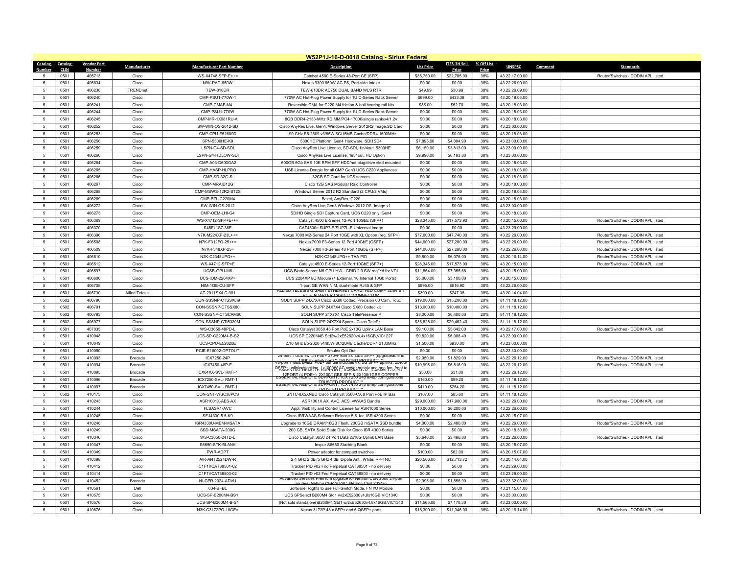# W52P1J-16-D-0018 Catalog - Sirius Federal

| Catalog Number | Catalog CLIN | Vendor Part Number | Manufacturer | Manufacturer Part Number | Description | List Price | ITES-3H Sell Price | % Off List Price | UNSPSC | Comment | Standards |
|---|---|---|---|---|---|---|---|---|---|---|---|
| 5 | 0501 | 405713 | Cisco | WS-X4748-SFP-E++= | Catalyst 4500 E-Series 48-Port GE (SFP) | $36,750.00 | $22,785.00 | 38% | 43.22.17.00.00 | | Router/Switches - DODIN APL listed |
| 5 | 0501 | 405834 | Cisco | N9K-PAC-650W | Nexus 9300 650W AC PS, Port-side Intake | $0.00 | $0.00 | 38% | 43.22.26.00.00 | | |
| 5 | 0501 | 406238 | TRENDnet | TEW-810DR | TEW-810DR AC750 DUAL BAND WLS RTR | $49.99 | $30.99 | 38% | 43.22.26.09.00 | | |
| 5 | 0501 | 406240 | Cisco | CMP-PSU1-770W-1 | 770W AC Hot-Plug Power Supply for 1U C-Series Rack Server | $699.00 | $433.38 | 38% | 43.20.18.03.00 | | |
| 5 | 0501 | 406241 | Cisco | CMP-CMAF-M4 | Reversible CMA for C220 M4 friction & ball bearing rail kits | $85.00 | $52.70 | 38% | 43.20.18.03.00 | | |
| 5 | 0501 | 406244 | Cisco | CMP-PSU1-770W | 770W AC Hot-Plug Power Supply for 1U C-Series Rack Server | $0.00 | $0.00 | 38% | 43.20.18.03.00 | | |
| 5 | 0501 | 406245 | Cisco | CMP-MR-1X081RU-A | 8GB DDR4-2133-MHz RDIMM/PC4-17000/single rank/x4/1.2v | $0.00 | $0.00 | 38% | 43.20.18.03.00 | | |
| 5 | 0501 | 406252 | Cisco | SW-WIN-OS-2012-SD | Cisco AnyRes Live, Gen4, Windows Server 2012R2 Image,SD Card | $0.00 | $0.00 | 38% | 43.23.00.00.00 | | |
| 5 | 0501 | 406253 | Cisco | CMP-CPU-E52609D | 1.90 GHz E5-2609 v3/85W 6C/15MB Cache/DDR4 1600MHz | $0.00 | $0.00 | 38% | 43.20.18.03.00 | | |
| 5 | 0501 | 406256 | Cisco | SPN-5300HE-K9 | 5300HE Platform, Gen4 Hardware, SDI1SD4 | $7,895.00 | $4,894.90 | 38% | 43.23.00.00.00 | | |
| 5 | 0501 | 406259 | Cisco | LSPN-G4-SD-SDI | Cisco AnyRes Live License, SD-SDI, 1in/4out, 5300HE | $6,150.00 | $3,813.00 | 38% | 43.23.00.00.00 | | |
| 5 | 0501 | 406260 | Cisco | LSPN-G4-HDLOW-SDI | Cisco AnyRes Live License, 1in/4out, HD Option | $9,990.00 | $6,193.80 | 38% | 43.23.00.00.00 | | |
| 5 | 0501 | 406264 | Cisco | CMP-A03-D600GA2 | 600GB 6Gb SAS 10K RPM SFF HDD/hot plug/drive sled mounted | $0.00 | $0.00 | 38% | 43.20.18.03.00 | | |
| 5 | 0501 | 406265 | Cisco | CMP-HASP-HLPRO | USB License Dongle for all CMP Gen3 UCS C220 Appliances | $0.00 | $0.00 | 38% | 43.20.18.03.00 | | |
| 5 | 0501 | 406266 | Cisco | CMP-SD-32G-S | 32GB SD Card for UCS servers | $0.00 | $0.00 | 38% | 43.20.18.03.00 | | |
| 5 | 0501 | 406267 | Cisco | CMP-MRAID12G | Cisco 12G SAS Modular Raid Controller | $0.00 | $0.00 | 38% | 43.20.18.03.00 | | |
| 5 | 0501 | 406268 | Cisco | CMP-MSWS-12R2-ST2S | Windows Server 2012 R2 Standard (2 CPU/2 VMs) | $0.00 | $0.00 | 38% | 43.20.18.03.00 | | |
| 5 | 0501 | 406269 | Cisco | CMP-BZL-C220M4 | Bezel, AnyRes, C220 | $0.00 | $0.00 | 38% | 43.20.18.03.00 | | |
| 5 | 0501 | 406272 | Cisco | SW-WIN-OS-2012 | Cisco AnyRes Live Gen3 Windows 2012 OS Image v1 | $0.00 | $0.00 | 38% | 43.23.00.00.00 | | |
| 5 | 0501 | 406273 | Cisco | CMP-OEM-LHI-G4 | SD/HD Single SDI Capture Card, UCS C220 only, Gen4 | $0.00 | $0.00 | 38% | 43.20.18.03.00 | | |
| 5 | 0501 | 406369 | Cisco | WS-X4712-SFP+E++= | Catalyst 4500 E-Series 12-Port 10GbE (SFP+) | $28,345.00 | $17,573.90 | 38% | 43.20.15.00.00 | | Router/Switches - DODIN APL listed |
| 5 | 0501 | 406370 | Cisco | S45EU-S7-38E | CAT4500e SUP7-E/SUP7L-E Universal Image | $0.00 | $0.00 | 38% | 43.23.29.00.00 | | |
| 5 | 0501 | 406396 | Cisco | N7K-M224XP-23L++= | Nexus 7000 M2-Series 24 Port 10GE with XL Option (req. SFP+) | $77,000.00 | $47,740.00 | 38% | 43.22.26.00.00 | | Router/Switches - DODIN APL listed |
| 5 | 0501 | 406508 | Cisco | N7K-F312FQ-25++= | Nexus 7000 F3-Series 12 Port 40GbE (QSFP) | $44,000.00 | $27,280.00 | 38% | 43.22.26.00.00 | | Router/Switches - DODIN APL listed |
| 5 | 0501 | 406509 | Cisco | N7K-F348XP-25= | Nexus 7000 F3-Series 48 Port 10GbE (SFP+) | $44,000.00 | $27,280.00 | 38% | 43.22.26.00.00 | | Router/Switches - DODIN APL listed |
| 5 | 0501 | 406510 | Cisco | N2K-C2348UPQ++ | N2K-C2348UPQ++ TAA PID | $9,800.00 | $6,076.00 | 38% | 43.20.16.14.00 | | Router/Switches - DODIN APL listed |
| 5 | 0501 | 406512 | Cisco | WS-X4712-SFP+E | Catalyst 4500 E-Series 12-Port 10GbE (SFP+) | $28,345.00 | $17,573.90 | 38% | 43.20.15.00.00 | | Router/Switches - DODIN APL listed |
| 5 | 0501 | 406597 | Cisco | UCSB-GPU-M6 | UCS Blade Server M6 GPU HW - GRID 2.0 SW req™d for VDI | $11,864.00 | $7,355.68 | 38% | 43.20.15.00.00 | | |
| 5 | 0501 | 406600 | Cisco | UCS-IOM-2204XP= | UCS 2204XP I/O Module (4 External, 16 Internal 10Gb Ports) | $5,000.00 | $3,100.00 | 38% | 43.20.15.00.00 | | |
| 5 | 0501 | 406708 | Cisco | NIM-1GE-CU-SFP | 1-port GE WAN NIM, dual-mode RJ45 & SFP | $995.00 | $616.90 | 38% | 43.22.26.00.00 | | |
| 5 | 0501 | 406730 | Allied Telesis | AT-2911SX/LC-901 | ALLIED TELESIS GIGABIT ETHERNET CARD, FED COMP 32/64 BIT PCIE ADAPTER CARD LC CONNECTOR | $399.00 | $247.38 | 38% | 43.20.14.04.00 | | |
| 5 | 0502 | 406790 | Cisco | CON-SSSNP-CTSSX8I9 | SOLN SUPP 24X7X4 Cisco SX80 Codec, Precision 60 Cam, Touc | $19,000.00 | $15,200.00 | 20% | 81.11.18.12.00 | | |
| 5 | 0502 | 406791 | Cisco | CON-SSSNP-CTSSX80 | SOLN SUPP 24X7X4 Cisco SX80 Codec kit | $13,000.00 | $10,400.00 | 20% | 81.11.18.12.00 | | |
| 5 | 0502 | 406793 | Cisco | CON-SSSNP-CTSCAM60 | SOLN SUPP 24X7X4 Cisco TelePresence P | $8,000.00 | $6,400.00 | 20% | 81.11.18.12.00 | | |
| 5 | 0502 | 406977 | Cisco | CON-SSSNP-CTI5320M | SOLN SUPP 24X7X4 Spare - Cisco TelePr | $36,828.00 | $29,462.40 | 20% | 81.11.18.12.00 | | |
| 5 | 0501 | 407035 | Cisco | WS-C3650-48PD-L | Cisco Catalyst 3650 48 Port PoE 2x10G Uplink LAN Base | $9,100.00 | $5,642.00 | 38% | 43.22.17.00.00 | | Router/Switches - DODIN APL listed |
| 5 | 0501 | 410048 | Cisco | UCS-SP-C220M4-B-S2 | UCS SP C220M4S Std2w/2xE52620v4,4x16GB,VIC1227 | $9,820.00 | $6,088.40 | 38% | 43.23.00.00.00 | | |
| 5 | 0501 | 410049 | Cisco | UCS-CPU-E52620E | 2.10 GHz E5-2620 v4/85W 8C/20MB Cache/DDR4 2133MHz | $1,500.00 | $930.00 | 38% | 43.23.00.00.00 | | |
| 5 | 0501 | 410050 | Cisco | PCIE-E16002-OPTOUT | Emulex Opt Out | $0.00 | $0.00 | 38% | 43.23.30.00.00 | | |
| 5 | 0501 | 410093 | Brocade | ICX7250-24P | 24-port 1 GbE switch PoE+ 370W with 8x1GbE SFP+ (upgradeable to 10GbE) uplink ports** TRUSTED PRODUCT ** | $2,950.00 | $1,829.00 | 38% | 43.22.26.12.00 | | Router/Switches - DODIN APL listed |
| 5 | 0501 | 410094 | Brocade | ICX7450-48P-E | 48-port 1 GbE switch PoE+ bundle includes 4x10G SFP+ uplinks, 2x40G QSFP+ uplinks/stacking, 1x1000W AC power supply and one fan, front to | $10,995.00 | $6,816.90 | 38% | 43.22.26.12.00 | | Router/Switches - DODIN APL listed |
| 5 | 0501 | 410095 | Brocade | ICX64XX-SVL- RMT-1 | ESSENTIAL REMOTE SUPPORT, ICX6430-C12, ICX6450-C12-PD, 12PORT (4 POE+), 2X100/1GBE SFP & 2X100/1GBE COPPER | $50.00 | $31.00 | 38% | 43.22.26.12.00 | | |
| 5 | 0501 | 410096 | Brocade | ICX7250-SVL- RMT-1 | ESSENTIAL REMOTE SUPPORT, ICX 7250 24p &48p configurations TRUSTED PRODUCT ** | $160.00 | $99.20 | 38% | 81.11.18.12.00 | | |
| 5 | 0501 | 410097 | Brocade | ICX7450-SVL- RMT-1 | ESSENTIAL REMOTE SUPPORT, ICX 7450 24p &48p configurations TRUSTED PRODUCT ** | $410.00 | $254.20 | 38% | 81.11.18.12.00 | | |
| 5 | 0502 | 410173 | Cisco | CON-SNT-WSC38PCS | SNTC-8X5XNBD Cisco Catalyst 3560-CX 8 Port PoE IP Bas | $107.00 | $85.60 | 20% | 81.11.18.12.00 | | |
| 5 | 0501 | 410243 | Cisco | ASR1001X-AES-AX | ASR1001X AX, AVC, AES, vWAAS Bundle | $29,000.00 | $17,980.00 | 38% | 43.22.26.00.00 | | Router/Switches - DODIN APL listed |
| 5 | 0501 | 410244 | Cisco | FLSASR1-AVC | Appl. Visibility and Control License for ASR1000 Series | $10,000.00 | $6,200.00 | 38% | 43.22.26.00.00 | | |
| 5 | 0501 | 410245 | Cisco | SF-I4330-5.5-K9 | Cisco ISRWAAS Software Release 5.5 for ISR 4300 Series | $0.00 | $0.00 | 38% | 43.20.15.07.00 | | |
| 5 | 0501 | 410248 | Cisco | ISR4330U-MEM-MSATA | Upgrade to 16GB DRAM/16GB Flash, 200GB mSATA SSD bundle | $4,000.00 | $2,480.00 | 38% | 43.22.26.00.00 | | Router/Switches - DODIN APL listed |
| 5 | 0501 | 410249 | Cisco | SSD-MSATA-200G | 200 GB, SATA Solid State Disk for Cisco ISR 4300 Series | $0.00 | $0.00 | 38% | 43.20.18.30.00 | | |
| 5 | 0501 | 410346 | Cisco | WS-C3650-24TD-L | Cisco Catalyst 3650 24 Port Data 2x10G Uplink LAN Base | $5,640.00 | $3,496.80 | 38% | 43.22.26.00.00 | | Router/Switches - DODIN APL listed |
| 5 | 0501 | 410347 | Cisco | S6650-STK-BLANK | Inspur S6650 Stacking Blank | $0.00 | $0.00 | 38% | 43.20.15.07.00 | | |
| 5 | 0501 | 410349 | Cisco | PWR-ADPT | Power adaptor for compact switches | $100.00 | $62.00 | 38% | 43.20.15.07.00 | | |
| 5 | 0501 | 410398 | Cisco | AIR-ANT2524DW-R | 2.4 GHz 2 dBi/5 GHz 4 dBi Dipole Ant., White, RP-TNC | $20,506.00 | $12,713.72 | 38% | 43.20.14.04.00 | | |
| 5 | 0501 | 410412 | Cisco | C1F1VCAT38501-02 | Tracker PID v02 Fnd Perpetual CAT38501 - no delivery | $0.00 | $0.00 | 38% | 43.23.29.00.00 | | |
| 5 | 0501 | 410414 | Cisco | C1F1VCAT38503-02 | Tracker PID v02 Fnd Perpetual CAT38503 - no delivery | $0.00 | $0.00 | 38% | 43.23.29.00.00 | | |
| 5 | 0501 | 410452 | Brocade | NI-CER-2024-ADVU | Advanced Services Premium upgrade for NetIron CER 2000 24-port routers (NetIron CER 2024C, NetIron CER 2024F) | $2,995.00 | $1,856.90 | 38% | 43.23.32.03.00 | | |
| 5 | 0501 | 410561 | Dell | 634-BFBL | Software, Rights to use Full-Switch Mode, FN I/O Module | $0.00 | $0.00 | 38% | 43.21.15.01.00 | | |
| 5 | 0501 | 410575 | Cisco | UCS-SP-B200M4-BS1 | UCS SPSelect B200M4 Std1 w/2xE52630v4,8x16GB,VIC1340 | $0.00 | $0.00 | 38% | 43.23.00.00.00 | | |
| 5 | 0501 | 410576 | Cisco | UCS-SP-B200M4-B-S1 | (Not sold standalone)B200M4 Std1 w/2xE52630v4,8x16GB,VIC1340 | $11,565.00 | $7,170.30 | 38% | 43.23.00.00.00 | | |
| 5 | 0501 | 410676 | Cisco | N3K-C3172PQ-10GE= | Nexus 3172P 48 x SFP+ and 6 QSFP+ ports | $18,300.00 | $11,346.00 | 38% | 43.20.16.14.00 | | Router/Switches - DODIN APL listed |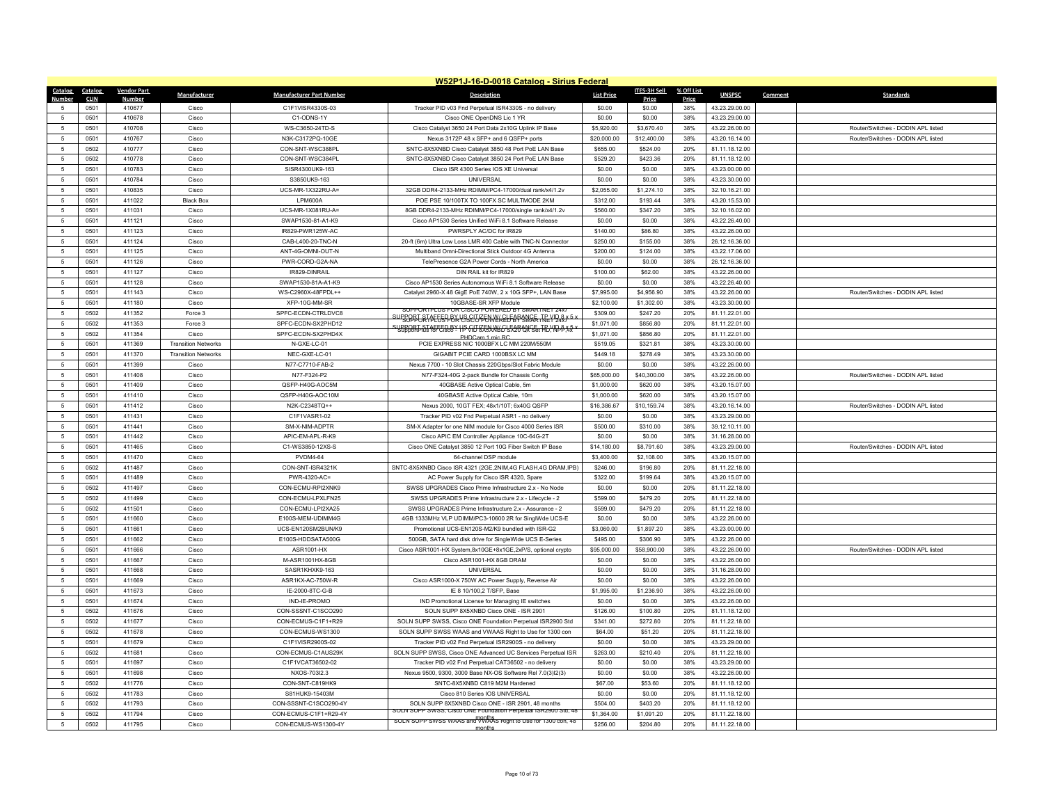# W52P1J-16-D-0018 Catalog - Sirius Federal

| Catalog Number | Catalog CLIN | Vendor Part Number | Manufacturer | Manufacturer Part Number | Description | List Price | ITES-3H Sell Price | % Off List Price | UNSPSC | Comment | Standards |
|---|---|---|---|---|---|---|---|---|---|---|---|
| 5 | 0501 | 410677 | Cisco | C1F1VISR4330S-03 | Tracker PID v03 Fnd Perpetual ISR4330S - no delivery | $0.00 | $0.00 | 38% | 43.23.29.00.00 | | |
| 5 | 0501 | 410678 | Cisco | C1-ODNS-1Y | Cisco ONE OpenDNS Lic 1 YR | $0.00 | $0.00 | 38% | 43.23.29.00.00 | | |
| 5 | 0501 | 410708 | Cisco | WS-C3650-24TD-S | Cisco Catalyst 3650 24 Port Data 2x10G Uplink IP Base | $5,920.00 | $3,670.40 | 38% | 43.22.26.00.00 | | Router/Switches - DODIN APL listed |
| 5 | 0501 | 410767 | Cisco | N3K-C3172PQ-10GE | Nexus 3172P 48 x SFP+ and 6 QSFP+ ports | $20,000.00 | $12,400.00 | 38% | 43.20.16.14.00 | | Router/Switches - DODIN APL listed |
| 5 | 0502 | 410777 | Cisco | CON-SNT-WSC388PL | SNTC-8X5XNBD Cisco Catalyst 3850 48 Port PoE LAN Base | $655.00 | $524.00 | 20% | 81.11.18.12.00 | | |
| 5 | 0502 | 410778 | Cisco | CON-SNT-WSC384PL | SNTC-8X5XNBD Cisco Catalyst 3850 24 Port PoE LAN Base | $529.20 | $423.36 | 20% | 81.11.18.12.00 | | |
| 5 | 0501 | 410783 | Cisco | SISR4300UK9-163 | Cisco ISR 4300 Series IOS XE Universal | $0.00 | $0.00 | 38% | 43.23.00.00.00 | | |
| 5 | 0501 | 410784 | Cisco | S3850UK9-163 | UNIVERSAL | $0.00 | $0.00 | 38% | 43.23.30.00.00 | | |
| 5 | 0501 | 410835 | Cisco | UCS-MR-1X322RU-A= | 32GB DDR4-2133-MHz RDIMM/PC4-17000/dual rank/x4/1.2v | $2,055.00 | $1,274.10 | 38% | 32.10.16.21.00 | | |
| 5 | 0501 | 411022 | Black Box | LPM600A | POE PSE 10/100TX TO 100FX SC MULTMODE 2KM | $312.00 | $193.44 | 38% | 43.20.15.53.00 | | |
| 5 | 0501 | 411031 | Cisco | UCS-MR-1X081RU-A= | 8GB DDR4-2133-MHz RDIMM/PC4-17000/single rank/x4/1.2v | $560.00 | $347.20 | 38% | 32.10.16.02.00 | | |
| 5 | 0501 | 411121 | Cisco | SWAP1530-81-A1-K9 | Cisco AP1530 Series Unified WiFi 8.1 Software Release | $0.00 | $0.00 | 38% | 43.22.26.40.00 | | |
| 5 | 0501 | 411123 | Cisco | IR829-PWR125W-AC | PWRSPLY AC/DC for IR829 | $140.00 | $86.80 | 38% | 43.22.26.00.00 | | |
| 5 | 0501 | 411124 | Cisco | CAB-L400-20-TNC-N | 20-ft (6m) Ultra Low Loss LMR 400 Cable with TNC-N Connector | $250.00 | $155.00 | 38% | 26.12.16.36.00 | | |
| 5 | 0501 | 411125 | Cisco | ANT-4G-OMNI-OUT-N | Multiband Omni-Directional Stick Outdoor 4G Antenna | $200.00 | $124.00 | 38% | 43.22.17.06.00 | | |
| 5 | 0501 | 411126 | Cisco | PWR-CORD-G2A-NA | TelePresence G2A Power Cords - North America | $0.00 | $0.00 | 38% | 26.12.16.36.00 | | |
| 5 | 0501 | 411127 | Cisco | IR829-DINRAIL | DIN RAIL kit for IR829 | $100.00 | $62.00 | 38% | 43.22.26.00.00 | | |
| 5 | 0501 | 411128 | Cisco | SWAP1530-81A-A1-K9 | Cisco AP1530 Series Autonomous WiFi 8.1 Software Release | $0.00 | $0.00 | 38% | 43.22.26.40.00 | | |
| 5 | 0501 | 411143 | Cisco | WS-C2960X-48FPDL++ | Catalyst 2960-X 48 GigE PoE 740W, 2 x 10G SFP+, LAN Base | $7,995.00 | $4,956.90 | 38% | 43.22.26.00.00 | | Router/Switches - DODIN APL listed |
| 5 | 0501 | 411180 | Cisco | XFP-10G-MM-SR | 10GBASE-SR XFP Module | $2,100.00 | $1,302.00 | 38% | 43.23.30.00.00 | | |
| 5 | 0502 | 411352 | Force 3 | SPFC-ECDN-CTRLDVC8 | SUPPORTPLUS FOR CISCO POWERED BY SMARTNET 24x7 SUPPORT STAFFED BY US CITIZEN W/ CLEARANCE, TP VID 8 x 5 x | $309.00 | $247.20 | 20% | 81.11.22.01.00 | | |
| 5 | 0502 | 411353 | Force 3 | SPFC-ECDN-SX2PHD12 | SUPPORTPLUS FOR CISCO POWERED BY SMARTNET 24x7 SUPPORT STAFFED BY US CITIZEN W/ CLEARANCE, TP VID 8 x 5 x | $1,071.00 | $856.80 | 20% | 81.11.22.01.00 | | |
| 5 | 0502 | 411354 | Cisco | SPFC-ECDN-SX2PHD4X | SupportPlus for Cisco - TP VID 8X5XNBD SX20 QK Set HD, NPP,4x PHDCam 1 mic RC | $1,071.00 | $856.80 | 20% | 81.11.22.01.00 | | |
| 5 | 0501 | 411369 | Transition Networks | N-GXE-LC-01 | PCIE EXPRESS NIC 1000BFX LC MM 220M/550M | $519.05 | $321.81 | 38% | 43.23.30.00.00 | | |
| 5 | 0501 | 411370 | Transition Networks | NEC-GXE-LC-01 | GIGABIT PCIE CARD 1000BSX LC MM | $449.18 | $278.49 | 38% | 43.23.30.00.00 | | |
| 5 | 0501 | 411399 | Cisco | N77-C7710-FAB-2 | Nexus 7700 - 10 Slot Chassis 220Gbps/Slot Fabric Module | $0.00 | $0.00 | 38% | 43.22.26.00.00 | | |
| 5 | 0501 | 411408 | Cisco | N77-F324-P2 | N77-F324-40G 2-pack Bundle for Chassis Config | $65,000.00 | $40,300.00 | 38% | 43.22.26.00.00 | | Router/Switches - DODIN APL listed |
| 5 | 0501 | 411409 | Cisco | QSFP-H40G-AOC5M | 40GBASE Active Optical Cable, 5m | $1,000.00 | $620.00 | 38% | 43.20.15.07.00 | | |
| 5 | 0501 | 411410 | Cisco | QSFP-H40G-AOC10M | 40GBASE Active Optical Cable, 10m | $1,000.00 | $620.00 | 38% | 43.20.15.07.00 | | |
| 5 | 0501 | 411412 | Cisco | N2K-C2348TQ++ | Nexus 2000, 10GT FEX; 48x1/10T; 6x40G QSFP | $16,386.67 | $10,159.74 | 38% | 43.20.16.14.00 | | Router/Switches - DODIN APL listed |
| 5 | 0501 | 411431 | Cisco | C1F1VASR1-02 | Tracker PID v02 Fnd Perpetual ASR1 - no delivery | $0.00 | $0.00 | 38% | 43.23.29.00.00 | | |
| 5 | 0501 | 411441 | Cisco | SM-X-NIM-ADPTR | SM-X Adapter for one NIM module for Cisco 4000 Series ISR | $500.00 | $310.00 | 38% | 39.12.10.11.00 | | |
| 5 | 0501 | 411442 | Cisco | APIC-EM-APL-R-K9 | Cisco APIC EM Controller Appliance 10C-64G-2T | $0.00 | $0.00 | 38% | 31.16.28.00.00 | | |
| 5 | 0501 | 411465 | Cisco | C1-WS3850-12XS-S | Cisco ONE Catalyst 3850 12 Port 10G Fiber Switch IP Base | $14,180.00 | $8,791.60 | 38% | 43.23.29.00.00 | | Router/Switches - DODIN APL listed |
| 5 | 0501 | 411470 | Cisco | PVDM4-64 | 64-channel DSP module | $3,400.00 | $2,108.00 | 38% | 43.20.15.07.00 | | |
| 5 | 0502 | 411487 | Cisco | CON-SNT-ISR4321K | SNTC-8X5XNBD Cisco ISR 4321 (2GE,2NIM,4G FLASH,4G DRAM,IPB) | $246.00 | $196.80 | 20% | 81.11.22.18.00 | | |
| 5 | 0501 | 411489 | Cisco | PWR-4320-AC= | AC Power Supply for Cisco ISR 4320, Spare | $322.00 | $199.64 | 38% | 43.20.15.07.00 | | |
| 5 | 0502 | 411497 | Cisco | CON-ECMU-RPI2XNK9 | SWSS UPGRADES Cisco Prime Infrastructure 2.x - No Node | $0.00 | $0.00 | 20% | 81.11.22.18.00 | | |
| 5 | 0502 | 411499 | Cisco | CON-ECMU-LPXLFN25 | SWSS UPGRADES Prime Infrastructure 2.x - Lifecycle - 2 | $599.00 | $479.20 | 20% | 81.11.22.18.00 | | |
| 5 | 0502 | 411501 | Cisco | CON-ECMU-LPI2XA25 | SWSS UPGRADES Prime Infrastructure 2.x - Assurance - 2 | $599.00 | $479.20 | 20% | 81.11.22.18.00 | | |
| 5 | 0501 | 411660 | Cisco | E100S-MEM-UDIMM4G | 4GB 1333MHz VLP UDIMM/PC3-10600 2R for SinglWde UCS-E | $0.00 | $0.00 | 38% | 43.22.26.00.00 | | |
| 5 | 0501 | 411661 | Cisco | UCS-EN120SM2BUN/K9 | Promotional UCS-EN120S-M2/K9 bundled with ISR-G2 | $3,060.00 | $1,897.20 | 38% | 43.23.00.00.00 | | |
| 5 | 0501 | 411662 | Cisco | E100S-HDDSATA500G | 500GB, SATA hard disk drive for SingleWide UCS E-Series | $495.00 | $306.90 | 38% | 43.22.26.00.00 | | |
| 5 | 0501 | 411666 | Cisco | ASR1001-HX | Cisco ASR1001-HX System,8x10GE+8x1GE,2xP/S, optional crypto | $95,000.00 | $58,900.00 | 38% | 43.22.26.00.00 | | Router/Switches - DODIN APL listed |
| 5 | 0501 | 411667 | Cisco | M-ASR1001HX-8GB | Cisco ASR1001-HX 8GB DRAM | $0.00 | $0.00 | 38% | 43.22.26.00.00 | | |
| 5 | 0501 | 411668 | Cisco | SASR1KHXK9-163 | UNIVERSAL | $0.00 | $0.00 | 38% | 31.16.28.00.00 | | |
| 5 | 0501 | 411669 | Cisco | ASR1KX-AC-750W-R | Cisco ASR1000-X 750W AC Power Supply, Reverse Air | $0.00 | $0.00 | 38% | 43.22.26.00.00 | | |
| 5 | 0501 | 411673 | Cisco | IE-2000-8TC-G-B | IE 8 10/100,2 T/SFP, Base | $1,995.00 | $1,236.90 | 38% | 43.22.26.00.00 | | |
| 5 | 0501 | 411674 | Cisco | IND-IE-PROMO | IND Promotional License for Managing IE switches | $0.00 | $0.00 | 38% | 43.22.26.00.00 | | |
| 5 | 0502 | 411676 | Cisco | CON-SSSNT-C1SCO290 | SOLN SUPP 8X5XNBD Cisco ONE - ISR 2901 | $126.00 | $100.80 | 20% | 81.11.18.12.00 | | |
| 5 | 0502 | 411677 | Cisco | CON-ECMUS-C1F1+R29 | SOLN SUPP SWSS, Cisco ONE Foundation Perpetual ISR2900 Std | $341.00 | $272.80 | 20% | 81.11.22.18.00 | | |
| 5 | 0502 | 411678 | Cisco | CON-ECMUS-WS1300 | SOLN SUPP SWSS WAAS and VWAAS Right to Use for 1300 con | $64.00 | $51.20 | 20% | 81.11.22.18.00 | | |
| 5 | 0501 | 411679 | Cisco | C1F1VISR2900S-02 | Tracker PID v02 Fnd Perpetual ISR2900S - no delivery | $0.00 | $0.00 | 38% | 43.23.29.00.00 | | |
| 5 | 0502 | 411681 | Cisco | CON-ECMUS-C1AUS29K | SOLN SUPP SWSS, Cisco ONE Advanced UC Services Perpetual ISR | $263.00 | $210.40 | 20% | 81.11.22.18.00 | | |
| 5 | 0501 | 411697 | Cisco | C1F1VCAT36502-02 | Tracker PID v02 Fnd Perpetual CAT36502 - no delivery | $0.00 | $0.00 | 38% | 43.23.29.00.00 | | |
| 5 | 0501 | 411698 | Cisco | NXOS-703I2.3 | Nexus 9500, 9300, 3000 Base NX-OS Software Rel 7.0(3)I2(3) | $0.00 | $0.00 | 38% | 43.22.26.00.00 | | |
| 5 | 0502 | 411776 | Cisco | CON-SNT-C819HK9 | SNTC-8X5XNBD C819 M2M Hardened | $67.00 | $53.60 | 20% | 81.11.18.12.00 | | |
| 5 | 0502 | 411783 | Cisco | S81HUK9-15403M | Cisco 810 Series IOS UNIVERSAL | $0.00 | $0.00 | 20% | 81.11.18.12.00 | | |
| 5 | 0502 | 411793 | Cisco | CON-SSSNT-C1SCO290-4Y | SOLN SUPP 8X5XNBD Cisco ONE - ISR 2901, 48 months | $504.00 | $403.20 | 20% | 81.11.18.12.00 | | |
| 5 | 0502 | 411794 | Cisco | CON-ECMUS-C1F1+R29-4Y | SOLN SUPP SWSS, Cisco ONE Foundation Perpetual ISR2900 Std, 48 months | $1,364.00 | $1,091.20 | 20% | 81.11.22.18.00 | | |
| 5 | 0502 | 411795 | Cisco | CON-ECMUS-WS1300-4Y | SOLN SUPP SWSS WAAS and VWAAS Right to Use for 1300 con, 48 months | $256.00 | $204.80 | 20% | 81.11.22.18.00 | | |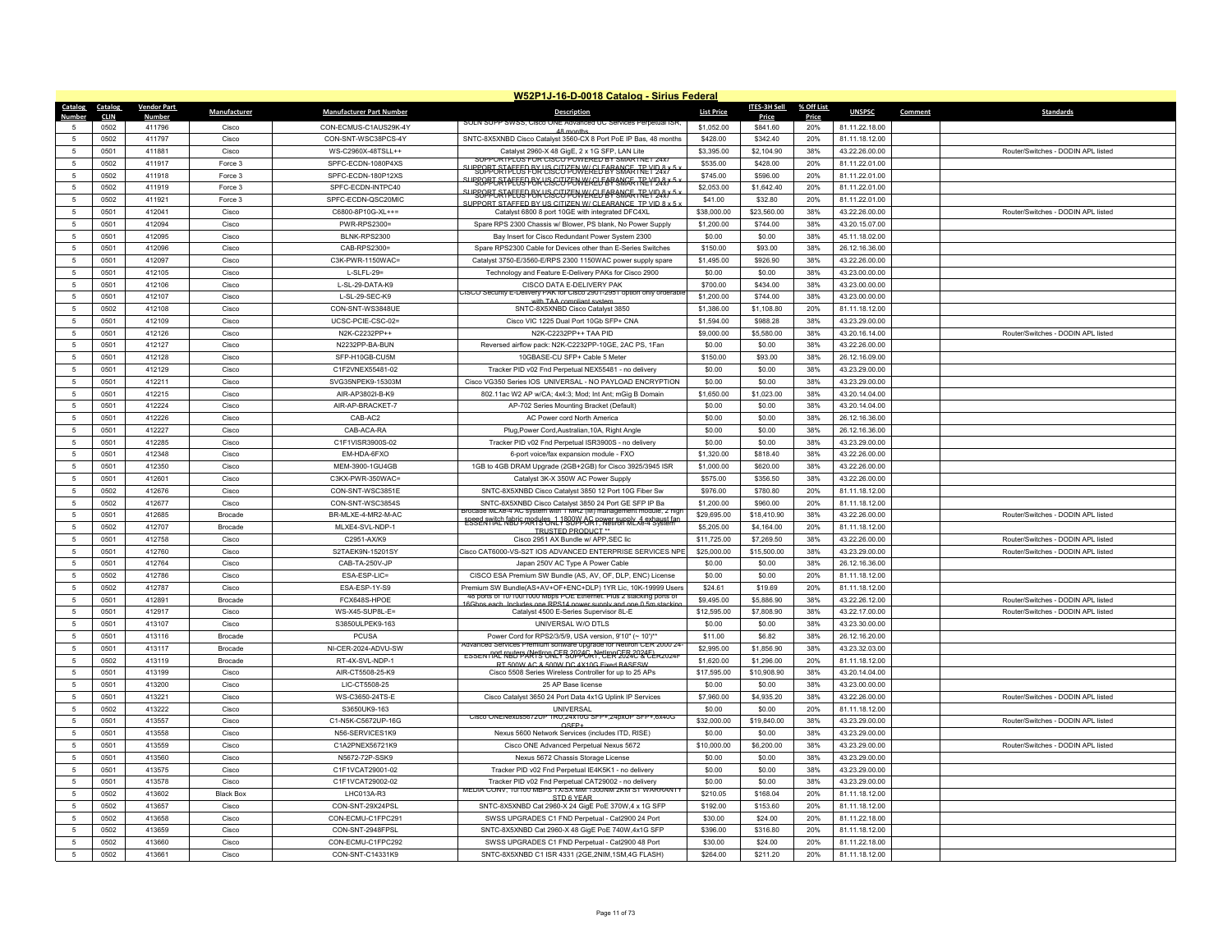## W52P1J-16-D-0018 Catalog - Sirius Federal

| Catalog Number | Catalog CLIN | Vendor Part Number | Manufacturer | Manufacturer Part Number | Description | List Price | ITES-3H Sell Price | % Off List Price | UNSPSC | Comment | Standards |
|---|---|---|---|---|---|---|---|---|---|---|---|
| 5 | 0502 | 411796 | Cisco | CON-ECMUS-C1AUS29K-4Y | SOLN SUPP SWSS, Cisco ONE Advanced UC Services Perpetual ISR, 48 months | $1,052.00 | $841.60 | 20% | 81.11.22.18.00 | | |
| 5 | 0502 | 411797 | Cisco | CON-SNT-WSC38PCS-4Y | SNTC-8X5XNBD Cisco Catalyst 3560-CX 8 Port PoE IP Bas, 48 months | $428.00 | $342.40 | 20% | 81.11.18.12.00 | | |
| 5 | 0501 | 411881 | Cisco | WS-C2960X-48TSLL++ | Catalyst 2960-X 48 GigE, 2 x 1G SFP, LAN Lite | $3,395.00 | $2,104.90 | 38% | 43.22.26.00.00 | | Router/Switches - DODIN APL listed |
| 5 | 0502 | 411917 | Force 3 | SPFC-ECDN-1080P4XS | SUPPORTPLUS FOR CISCO POWERED BY SMARTNET 24X7 SUPPORT STAFFED BY US CITIZEN W/ CLEARANCE TP VID 8 x 5 x | $535.00 | $428.00 | 20% | 81.11.22.01.00 | | |
| 5 | 0502 | 411918 | Force 3 | SPFC-ECDN-180P12XS | SUPPORTPLUS FOR CISCO POWERED BY SMARTNET 24X7 SUPPORT STAFFED BY US CITIZEN W/ CLEARANCE TP VID 8 x 5 x | $745.00 | $596.00 | 20% | 81.11.22.01.00 | | |
| 5 | 0502 | 411919 | Force 3 | SPFC-ECDN-INTPC40 | SUPPORTPLUS FOR CISCO POWERED BY SMARTNET 24X7 SUPPORT STAFFED BY US CITIZEN W/ CLEARANCE TP VID 8 x 5 x | $2,053.00 | $1,642.40 | 20% | 81.11.22.01.00 | | |
| 5 | 0502 | 411921 | Force 3 | SPFC-ECDN-QSC20MIC | SUPPORT STAFFED BY US CITIZEN W/ CLEARANCE TP VID 8 x 5 x | $41.00 | $32.80 | 20% | 81.11.22.01.00 | | |
| 5 | 0501 | 412041 | Cisco | C6800-8P10G-XL++= | Catalyst 6800 8 port 10GE with integrated DFC4XL | $38,000.00 | $23,560.00 | 38% | 43.22.26.00.00 | | Router/Switches - DODIN APL listed |
| 5 | 0501 | 412094 | Cisco | PWR-RPS2300= | Spare RPS 2300 Chassis w/ Blower, PS blank, No Power Supply | $1,200.00 | $744.00 | 38% | 43.20.15.07.00 | | |
| 5 | 0501 | 412095 | Cisco | BLNK-RPS2300 | Bay Insert for Cisco Redundant Power System 2300 | $0.00 | $0.00 | 38% | 45.11.18.02.00 | | |
| 5 | 0501 | 412096 | Cisco | CAB-RPS2300= | Spare RPS2300 Cable for Devices other than E-Series Switches | $150.00 | $93.00 | 38% | 26.12.16.36.00 | | |
| 5 | 0501 | 412097 | Cisco | C3K-PWR-1150WAC= | Catalyst 3750-E/3560-E/RPS 2300 1150WAC power supply spare | $1,495.00 | $926.90 | 38% | 43.22.26.00.00 | | |
| 5 | 0501 | 412105 | Cisco | L-SLFL-29= | Technology and Feature E-Delivery PAKs for Cisco 2900 | $0.00 | $0.00 | 38% | 43.23.00.00.00 | | |
| 5 | 0501 | 412106 | Cisco | L-SL-29-DATA-K9 | CISCO DATA E-DELIVERY PAK | $700.00 | $434.00 | 38% | 43.23.00.00.00 | | |
| 5 | 0501 | 412107 | Cisco | L-SL-29-SEC-K9 | CISCO Security E-Delivery PAK for Cisco 2901-2951 option only orderable with TAA compliant system | $1,200.00 | $744.00 | 38% | 43.23.00.00.00 | | |
| 5 | 0502 | 412108 | Cisco | CON-SNT-WS3848UE | SNTC-8X5XNBD Cisco Catalyst 3850 | $1,386.00 | $1,108.80 | 20% | 81.11.18.12.00 | | |
| 5 | 0501 | 412109 | Cisco | UCSC-PCIE-CSC-02= | Cisco VIC 1225 Dual Port 10Gb SFP+ CNA | $1,594.00 | $988.28 | 38% | 43.23.29.00.00 | | |
| 5 | 0501 | 412126 | Cisco | N2K-C2232PP++ | N2K-C2232PP++ TAA PID | $9,000.00 | $5,580.00 | 38% | 43.20.16.14.00 | | Router/Switches - DODIN APL listed |
| 5 | 0501 | 412127 | Cisco | N2232PP-BA-BUN | Reversed airflow pack: N2K-C2232PP-10GE, 2AC PS, 1Fan | $0.00 | $0.00 | 38% | 43.22.26.00.00 | | |
| 5 | 0501 | 412128 | Cisco | SFP-H10GB-CU5M | 10GBASE-CU SFP+ Cable 5 Meter | $150.00 | $93.00 | 38% | 26.12.16.09.00 | | |
| 5 | 0501 | 412129 | Cisco | C1F2VNEX55481-02 | Tracker PID v02 Fnd Perpetual NEX55481 - no delivery | $0.00 | $0.00 | 38% | 43.23.29.00.00 | | |
| 5 | 0501 | 412211 | Cisco | SVG35NPEK9-15303M | Cisco VG350 Series IOS UNIVERSAL - NO PAYLOAD ENCRYPTION | $0.00 | $0.00 | 38% | 43.23.29.00.00 | | |
| 5 | 0501 | 412215 | Cisco | AIR-AP3802I-B-K9 | 802.11ac W2 AP w/CA; 4x4:3; Mod; Int Ant; mGig B Domain | $1,650.00 | $1,023.00 | 38% | 43.20.14.04.00 | | |
| 5 | 0501 | 412224 | Cisco | AIR-AP-BRACKET-7 | AP-702 Series Mounting Bracket (Default) | $0.00 | $0.00 | 38% | 43.20.14.04.00 | | |
| 5 | 0501 | 412226 | Cisco | CAB-AC2 | AC Power cord North America | $0.00 | $0.00 | 38% | 26.12.16.36.00 | | |
| 5 | 0501 | 412227 | Cisco | CAB-ACA-RA | Plug,Power Cord,Australian,10A, Right Angle | $0.00 | $0.00 | 38% | 26.12.16.36.00 | | |
| 5 | 0501 | 412285 | Cisco | C1F1VISR3900S-02 | Tracker PID v02 Fnd Perpetual ISR3900S - no delivery | $0.00 | $0.00 | 38% | 43.23.29.00.00 | | |
| 5 | 0501 | 412348 | Cisco | EM-HDA-6FXO | 6-port voice/fax expansion module - FXO | $1,320.00 | $818.40 | 38% | 43.22.26.00.00 | | |
| 5 | 0501 | 412350 | Cisco | MEM-3900-1GU4GB | 1GB to 4GB DRAM Upgrade (2GB+2GB) for Cisco 3925/3945 ISR | $1,000.00 | $620.00 | 38% | 43.22.26.00.00 | | |
| 5 | 0501 | 412601 | Cisco | C3KX-PWR-350WAC= | Catalyst 3K-X 350W AC Power Supply | $575.00 | $356.50 | 38% | 43.22.26.00.00 | | |
| 5 | 0502 | 412676 | Cisco | CON-SNT-WSC3851E | SNTC-8X5XNBD Cisco Catalyst 3850 12 Port 10G Fiber Sw | $976.00 | $780.80 | 20% | 81.11.18.12.00 | | |
| 5 | 0502 | 412677 | Cisco | CON-SNT-WSC3854S | SNTC-8X5XNBD Cisco Catalyst 3850 24 Port GE SFP IP Ba | $1,200.00 | $960.00 | 20% | 81.11.18.12.00 | | |
| 5 | 0501 | 412685 | Brocade | BR-MLXE-4-MR2-M-AC | Brocade MLXe-4 AC system with 1 MR2 (M) management module, 2 high speed switch fabric modules, 1 1800W AC power supply, 4 exhaust fan | $29,695.00 | $18,410.90 | 38% | 43.22.26.00.00 | | Router/Switches - DODIN APL listed |
| 5 | 0502 | 412707 | Brocade | MLXE4-SVL-NDP-1 | ESSENTIAL NBD PARTS ONLY SUPPORT, NetIron MLXe-4 System TRUSTED PRODUCT ** | $5,205.00 | $4,164.00 | 20% | 81.11.18.12.00 | | |
| 5 | 0501 | 412758 | Cisco | C2951-AX/K9 | Cisco 2951 AX Bundle w/ APP,SEC lic | $11,725.00 | $7,269.50 | 38% | 43.22.26.00.00 | | Router/Switches - DODIN APL listed |
| 5 | 0501 | 412760 | Cisco | S2TAEK9N-15201SY | Cisco CAT6000-VS-S2T IOS ADVANCED ENTERPRISE SERVICES NPE | $25,000.00 | $15,500.00 | 38% | 43.23.29.00.00 | | Router/Switches - DODIN APL listed |
| 5 | 0501 | 412764 | Cisco | CAB-250V-JP | Japan 250V AC Type A Power Cable | $0.00 | $0.00 | 38% | 26.12.16.36.00 | | |
| 5 | 0502 | 412786 | Cisco | ESA-ESP-LIC= | CISCO ESA Premium SW Bundle (AS, AV, OF, DLP, ENC) License | $0.00 | $0.00 | 20% | 81.11.18.12.00 | | |
| 5 | 0502 | 412787 | Cisco | ESA-ESP-1Y-S9 | Premium SW Bundle(AS+AV+OF+ENC+DLP) 1YR Lic, 10K-19999 Users | $24.61 | $19.69 | 20% | 81.11.18.12.00 | | |
| 5 | 0501 | 412891 | Brocade | FCX648S-HPOE | 48 ports of 10/100/1000 Mbps POE Ethernet. Plus 2 stacking ports of 16Gbps each. Includes one RPS14 power supply and one 0.5m stacking | $9,495.00 | $5,886.90 | 38% | 43.22.26.12.00 | | Router/Switches - DODIN APL listed |
| 5 | 0501 | 412917 | Cisco | WS-X45-SUP8L-E= | Catalyst 4500 E-Series Supervisor 8L-E | $12,595.00 | $7,808.90 | 38% | 43.22.17.00.00 | | Router/Switches - DODIN APL listed |
| 5 | 0501 | 413107 | Cisco | S3850ULPEK9-163 | UNIVERSAL W/O DTLS | $0.00 | $0.00 | 38% | 43.23.30.00.00 | | |
| 5 | 0501 | 413116 | Brocade | PCUSA | Power Cord for RPS2/3/5/9, USA version, 9'10" (~ 10')** | $11.00 | $6.82 | 38% | 26.12.16.20.00 | | |
| 5 | 0501 | 413117 | Brocade | NI-CER-2024-ADVU-SW | Advanced Services Premium software upgrade for NetIron CER 2000 24-port routers (NetIron CER 2024C, NetIronCER 2024F) | $2,995.00 | $1,856.90 | 38% | 43.23.32.03.00 | | |
| 5 | 0502 | 413119 | Brocade | RT-4X-SVL-NDP-1 | ESSENTIAL NBD PARTS ONLY SUPPORT, CER 2024C & CER2024F RT 500W AC & 500W DC 4X10G Fixed BASESW | $1,620.00 | $1,296.00 | 20% | 81.11.18.12.00 | | |
| 5 | 0501 | 413199 | Cisco | AIR-CT5508-25-K9 | Cisco 5508 Series Wireless Controller for up to 25 APs | $17,595.00 | $10,908.90 | 38% | 43.20.14.04.00 | | |
| 5 | 0501 | 413200 | Cisco | LIC-CT5508-25 | 25 AP Base license | $0.00 | $0.00 | 38% | 43.23.00.00.00 | | |
| 5 | 0501 | 413221 | Cisco | WS-C3650-24TS-E | Cisco Catalyst 3650 24 Port Data 4x1G Uplink IP Services | $7,960.00 | $4,935.20 | 38% | 43.22.26.00.00 | | Router/Switches - DODIN APL listed |
| 5 | 0502 | 413222 | Cisco | S3650UK9-163 | UNIVERSAL | $0.00 | $0.00 | 20% | 81.11.18.12.00 | | |
| 5 | 0501 | 413557 | Cisco | C1-N5K-C5672UP-16G | Cisco ONENexus5672UP 1RU,24x10G SFP+,24pxUP SFP+,6x40G QSFP+ | $32,000.00 | $19,840.00 | 38% | 43.23.29.00.00 | | Router/Switches - DODIN APL listed |
| 5 | 0501 | 413558 | Cisco | N56-SERVICES1K9 | Nexus 5600 Network Services (includes ITD, RISE) | $0.00 | $0.00 | 38% | 43.23.29.00.00 | | |
| 5 | 0501 | 413559 | Cisco | C1A2PNEX56721K9 | Cisco ONE Advanced Perpetual Nexus 5672 | $10,000.00 | $6,200.00 | 38% | 43.23.29.00.00 | | Router/Switches - DODIN APL listed |
| 5 | 0501 | 413560 | Cisco | N5672-72P-SSK9 | Nexus 5672 Chassis Storage License | $0.00 | $0.00 | 38% | 43.23.29.00.00 | | |
| 5 | 0501 | 413575 | Cisco | C1F1VCAT29001-02 | Tracker PID v02 Fnd Perpetual IE4K5K1 - no delivery | $0.00 | $0.00 | 38% | 43.23.29.00.00 | | |
| 5 | 0501 | 413578 | Cisco | C1F1VCAT29002-02 | Tracker PID v02 Fnd Perpetual CAT29002 - no delivery | $0.00 | $0.00 | 38% | 43.23.29.00.00 | | |
| 5 | 0502 | 413602 | Black Box | LHC013A-R3 | MEDIA CONV, 10/100 MBPS TX/SX MM 1300NM 2KM ST WARRANTY STD 6 YEAR | $210.05 | $168.04 | 20% | 81.11.18.12.00 | | |
| 5 | 0502 | 413657 | Cisco | CON-SNT-29X24PSL | SNTC-8X5XNBD Cat 2960-X 24 GigE PoE 370W,4 x 1G SFP | $192.00 | $153.60 | 20% | 81.11.18.12.00 | | |
| 5 | 0502 | 413658 | Cisco | CON-ECMU-C1FPC291 | SWSS UPGRADES C1 FND Perpetual - Cat2900 24 Port | $30.00 | $24.00 | 20% | 81.11.22.18.00 | | |
| 5 | 0502 | 413659 | Cisco | CON-SNT-2948FPSL | SNTC-8X5XNBD Cat 2960-X 48 GigE PoE 740W,4x1G SFP | $396.00 | $316.80 | 20% | 81.11.18.12.00 | | |
| 5 | 0502 | 413660 | Cisco | CON-ECMU-C1FPC292 | SWSS UPGRADES C1 FND Perpetual - Cat2900 48 Port | $30.00 | $24.00 | 20% | 81.11.22.18.00 | | |
| 5 | 0502 | 413661 | Cisco | CON-SNT-C14331K9 | SNTC-8X5XNBD C1 ISR 4331 (2GE,2NIM,1SM,4G FLASH) | $264.00 | $211.20 | 20% | 81.11.18.12.00 | | |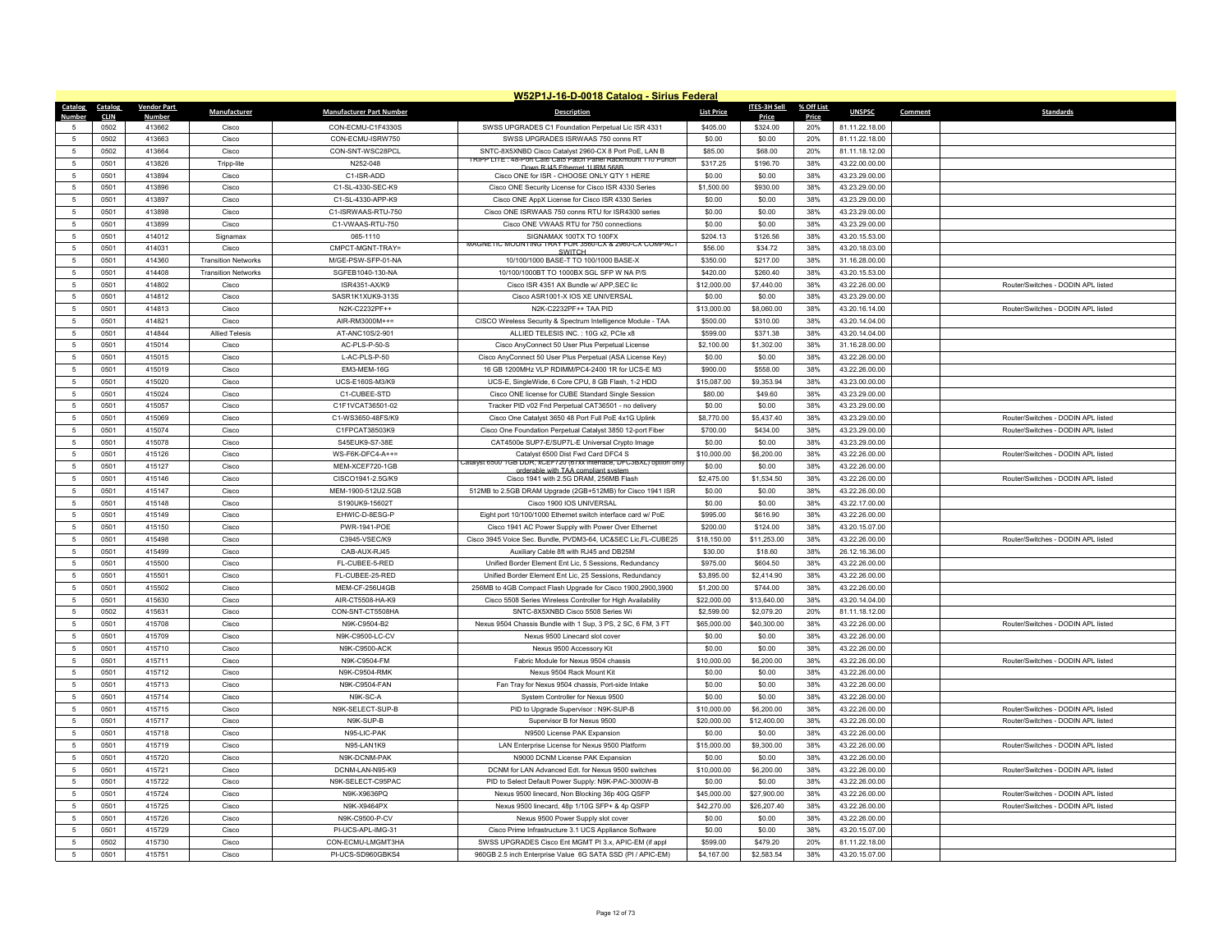## W52P1J-16-D-0018 Catalog - Sirius Federal

| Catalog Number | Catalog CLIN | Vendor Part Number | Manufacturer | Manufacturer Part Number | Description | List Price | ITES-3H Sell Price | % Off List Price | UNSPSC | Comment | Standards |
|---|---|---|---|---|---|---|---|---|---|---|---|
| 5 | 0502 | 413662 | Cisco | CON-ECMU-C1F4330S | SWSS UPGRADES C1 Foundation Perpetual Lic ISR 4331 | $405.00 | $324.00 | 20% | 81.11.22.18.00 | | |
| 5 | 0502 | 413663 | Cisco | CON-ECMU-ISRW750 | SWSS UPGRADES ISRWAAS 750 conns RT | $0.00 | $0.00 | 20% | 81.11.22.18.00 | | |
| 5 | 0502 | 413664 | Cisco | CON-SNT-WSC28PCL | SNTC-8X5XNBD Cisco Catalyst 2960-CX 8 Port PoE, LAN B | $85.00 | $68.00 | 20% | 81.11.18.12.00 | | |
| 5 | 0501 | 413826 | Tripp-lite | N252-048 | TRIPP LITE : 48-Port Cat6 Cat5 Patch Panel Rackmount 110 Punch Down RJ45 Ethernet 1URM 568B | $317.25 | $196.70 | 38% | 43.22.00.00.00 | | |
| 5 | 0501 | 413894 | Cisco | C1-ISR-ADD | Cisco ONE for ISR - CHOOSE ONLY QTY 1 HERE | $0.00 | $0.00 | 38% | 43.23.29.00.00 | | |
| 5 | 0501 | 413896 | Cisco | C1-SL-4330-SEC-K9 | Cisco ONE Security License for Cisco ISR 4330 Series | $1,500.00 | $930.00 | 38% | 43.23.29.00.00 | | |
| 5 | 0501 | 413897 | Cisco | C1-SL-4330-APP-K9 | Cisco ONE AppX License for Cisco ISR 4330 Series | $0.00 | $0.00 | 38% | 43.23.29.00.00 | | |
| 5 | 0501 | 413898 | Cisco | C1-ISRWAAS-RTU-750 | Cisco ONE ISRWAAS 750 conns RTU for ISR4300 series | $0.00 | $0.00 | 38% | 43.23.29.00.00 | | |
| 5 | 0501 | 413899 | Cisco | C1-VWAAS-RTU-750 | Cisco ONE VWAAS RTU for 750 connections | $0.00 | $0.00 | 38% | 43.23.29.00.00 | | |
| 5 | 0501 | 414012 | Signamax | 065-1110 | SIGNAMAX 100TX TO 100FX | $204.13 | $126.56 | 38% | 43.20.15.53.00 | | |
| 5 | 0501 | 414031 | Cisco | CMPCT-MGNT-TRAY= | MAGNETIC MOUNTING TRAY FOR 3560-CX & 2960-CX COMPACT SWITCH | $56.00 | $34.72 | 38% | 43.20.18.03.00 | | |
| 5 | 0501 | 414360 | Transition Networks | M/GE-PSW-SFP-01-NA | 10/100/1000 BASE-T TO 100/1000 BASE-X | $350.00 | $217.00 | 38% | 31.16.28.00.00 | | |
| 5 | 0501 | 414408 | Transition Networks | SGFEB1040-130-NA | 10/100/1000BT TO 1000BX SGL SFP W NA P/S | $420.00 | $260.40 | 38% | 43.20.15.53.00 | | |
| 5 | 0501 | 414802 | Cisco | ISR4351-AX/K9 | Cisco ISR 4351 AX Bundle w/ APP,SEC lic | $12,000.00 | $7,440.00 | 38% | 43.22.26.00.00 | | Router/Switches - DODIN APL listed |
| 5 | 0501 | 414812 | Cisco | SASR1K1XUK9-313S | Cisco ASR1001-X IOS XE UNIVERSAL | $0.00 | $0.00 | 38% | 43.23.29.00.00 | | |
| 5 | 0501 | 414813 | Cisco | N2K-C2232PF++ | N2K-C2232PF++ TAA PID | $13,000.00 | $8,060.00 | 38% | 43.20.16.14.00 | | Router/Switches - DODIN APL listed |
| 5 | 0501 | 414821 | Cisco | AIR-RM3000M++= | CISCO Wireless Security & Spectrum Intelligence Module - TAA | $500.00 | $310.00 | 38% | 43.20.14.04.00 | | |
| 5 | 0501 | 414844 | Allied Telesis | AT-ANC10S/2-901 | ALLIED TELESIS INC. : 10G x2, PCIe x8 | $599.00 | $371.38 | 38% | 43.20.14.04.00 | | |
| 5 | 0501 | 415014 | Cisco | AC-PLS-P-50-S | Cisco AnyConnect 50 User Plus Perpetual License | $2,100.00 | $1,302.00 | 38% | 31.16.28.00.00 | | |
| 5 | 0501 | 415015 | Cisco | L-AC-PLS-P-50 | Cisco AnyConnect 50 User Plus Perpetual (ASA License Key) | $0.00 | $0.00 | 38% | 43.22.26.00.00 | | |
| 5 | 0501 | 415019 | Cisco | EM3-MEM-16G | 16 GB 1200MHz VLP RDIMM/PC4-2400 1R for UCS-E M3 | $900.00 | $558.00 | 38% | 43.22.26.00.00 | | |
| 5 | 0501 | 415020 | Cisco | UCS-E160S-M3/K9 | UCS-E, SingleWide, 6 Core CPU, 8 GB Flash, 1-2 HDD | $15,087.00 | $9,353.94 | 38% | 43.23.00.00.00 | | |
| 5 | 0501 | 415024 | Cisco | C1-CUBEE-STD | Cisco ONE license for CUBE Standard Single Session | $80.00 | $49.60 | 38% | 43.23.29.00.00 | | |
| 5 | 0501 | 415057 | Cisco | C1F1VCAT36501-02 | Tracker PID v02 Fnd Perpetual CAT36501 - no delivery | $0.00 | $0.00 | 38% | 43.23.29.00.00 | | |
| 5 | 0501 | 415069 | Cisco | C1-WS3650-48FS/K9 | Cisco One Catalyst 3650 48 Port Full PoE 4x1G Uplink | $8,770.00 | $5,437.40 | 38% | 43.23.29.00.00 | | Router/Switches - DODIN APL listed |
| 5 | 0501 | 415074 | Cisco | C1FPCAT38503K9 | Cisco One Foundation Perpetual Catalyst 3850 12-port Fiber | $700.00 | $434.00 | 38% | 43.23.29.00.00 | | Router/Switches - DODIN APL listed |
| 5 | 0501 | 415078 | Cisco | S45EUK9-S7-38E | CAT4500e SUP7-E/SUP7L-E Universal Crypto Image | $0.00 | $0.00 | 38% | 43.23.29.00.00 | | |
| 5 | 0501 | 415126 | Cisco | WS-F6K-DFC4-A++= | Catalyst 6500 Dist Fwd Card DFC4 S | $10,000.00 | $6,200.00 | 38% | 43.22.26.00.00 | | Router/Switches - DODIN APL listed |
| 5 | 0501 | 415127 | Cisco | MEM-XCEF720-1GB | Catalyst 6500 1GB DDR, xCEF720 (67xx interface, DFC3BXL) option only orderable with TAA compliant system | $0.00 | $0.00 | 38% | 43.22.26.00.00 | | |
| 5 | 0501 | 415146 | Cisco | CISCO1941-2.5G/K9 | Cisco 1941 with 2.5G DRAM, 256MB Flash | $2,475.00 | $1,534.50 | 38% | 43.22.26.00.00 | | Router/Switches - DODIN APL listed |
| 5 | 0501 | 415147 | Cisco | MEM-1900-512U2.5GB | 512MB to 2.5GB DRAM Upgrade (2GB+512MB) for Cisco 1941 ISR | $0.00 | $0.00 | 38% | 43.22.26.00.00 | | |
| 5 | 0501 | 415148 | Cisco | S190UK9-15602T | Cisco 1900 IOS UNIVERSAL | $0.00 | $0.00 | 38% | 43.22.17.00.00 | | |
| 5 | 0501 | 415149 | Cisco | EHWIC-D-8ESG-P | Eight port 10/100/1000 Ethernet switch interface card w/ PoE | $995.00 | $616.90 | 38% | 43.22.26.00.00 | | |
| 5 | 0501 | 415150 | Cisco | PWR-1941-POE | Cisco 1941 AC Power Supply with Power Over Ethernet | $200.00 | $124.00 | 38% | 43.20.15.07.00 | | |
| 5 | 0501 | 415498 | Cisco | C3945-VSEC/K9 | Cisco 3945 Voice Sec. Bundle, PVDM3-64, UC&SEC Lic,FL-CUBE25 | $18,150.00 | $11,253.00 | 38% | 43.22.26.00.00 | | Router/Switches - DODIN APL listed |
| 5 | 0501 | 415499 | Cisco | CAB-AUX-RJ45 | Auxiliary Cable 8ft with RJ45 and DB25M | $30.00 | $18.60 | 38% | 26.12.16.36.00 | | |
| 5 | 0501 | 415500 | Cisco | FL-CUBEE-5-RED | Unified Border Element Ent Lic, 5 Sessions, Redundancy | $975.00 | $604.50 | 38% | 43.22.26.00.00 | | |
| 5 | 0501 | 415501 | Cisco | FL-CUBEE-25-RED | Unified Border Element Ent Lic, 25 Sessions, Redundancy | $3,895.00 | $2,414.90 | 38% | 43.22.26.00.00 | | |
| 5 | 0501 | 415502 | Cisco | MEM-CF-256U4GB | 256MB to 4GB Compact Flash Upgrade for Cisco 1900,2900,3900 | $1,200.00 | $744.00 | 38% | 43.22.26.00.00 | | |
| 5 | 0501 | 415630 | Cisco | AIR-CT5508-HA-K9 | Cisco 5508 Series Wireless Controller for High Availability | $22,000.00 | $13,640.00 | 38% | 43.20.14.04.00 | | |
| 5 | 0502 | 415631 | Cisco | CON-SNT-CT5508HA | SNTC-8X5XNBD Cisco 5508 Series Wi | $2,599.00 | $2,079.20 | 20% | 81.11.18.12.00 | | |
| 5 | 0501 | 415708 | Cisco | N9K-C9504-B2 | Nexus 9504 Chassis Bundle with 1 Sup, 3 PS, 2 SC, 6 FM, 3 FT | $65,000.00 | $40,300.00 | 38% | 43.22.26.00.00 | | Router/Switches - DODIN APL listed |
| 5 | 0501 | 415709 | Cisco | N9K-C9500-LC-CV | Nexus 9500 Linecard slot cover | $0.00 | $0.00 | 38% | 43.22.26.00.00 | | |
| 5 | 0501 | 415710 | Cisco | N9K-C9500-ACK | Nexus 9500 Accessory Kit | $0.00 | $0.00 | 38% | 43.22.26.00.00 | | |
| 5 | 0501 | 415711 | Cisco | N9K-C9504-FM | Fabric Module for Nexus 9504 chassis | $10,000.00 | $6,200.00 | 38% | 43.22.26.00.00 | | Router/Switches - DODIN APL listed |
| 5 | 0501 | 415712 | Cisco | N9K-C9504-RMK | Nexus 9504 Rack Mount Kit | $0.00 | $0.00 | 38% | 43.22.26.00.00 | | |
| 5 | 0501 | 415713 | Cisco | N9K-C9504-FAN | Fan Tray for Nexus 9504 chassis, Port-side Intake | $0.00 | $0.00 | 38% | 43.22.26.00.00 | | |
| 5 | 0501 | 415714 | Cisco | N9K-SC-A | System Controller for Nexus 9500 | $0.00 | $0.00 | 38% | 43.22.26.00.00 | | |
| 5 | 0501 | 415715 | Cisco | N9K-SELECT-SUP-B | PID to Upgrade Supervisor : N9K-SUP-B | $10,000.00 | $6,200.00 | 38% | 43.22.26.00.00 | | Router/Switches - DODIN APL listed |
| 5 | 0501 | 415717 | Cisco | N9K-SUP-B | Supervisor B for Nexus 9500 | $20,000.00 | $12,400.00 | 38% | 43.22.26.00.00 | | Router/Switches - DODIN APL listed |
| 5 | 0501 | 415718 | Cisco | N95-LIC-PAK | N9500 License PAK Expansion | $0.00 | $0.00 | 38% | 43.22.26.00.00 | | |
| 5 | 0501 | 415719 | Cisco | N95-LAN1K9 | LAN Enterprise License for Nexus 9500 Platform | $15,000.00 | $9,300.00 | 38% | 43.22.26.00.00 | | Router/Switches - DODIN APL listed |
| 5 | 0501 | 415720 | Cisco | N9K-DCNM-PAK | N9000 DCNM License PAK Expansion | $0.00 | $0.00 | 38% | 43.22.26.00.00 | | |
| 5 | 0501 | 415721 | Cisco | DCNM-LAN-N95-K9 | DCNM for LAN Advanced Edt. for Nexus 9500 switches | $10,000.00 | $6,200.00 | 38% | 43.22.26.00.00 | | Router/Switches - DODIN APL listed |
| 5 | 0501 | 415722 | Cisco | N9K-SELECT-C95PAC | PID to Select Default Power Supply: N9K-PAC-3000W-B | $0.00 | $0.00 | 38% | 43.22.26.00.00 | | |
| 5 | 0501 | 415724 | Cisco | N9K-X9636PQ | Nexus 9500 linecard, Non Blocking 36p 40G QSFP | $45,000.00 | $27,900.00 | 38% | 43.22.26.00.00 | | Router/Switches - DODIN APL listed |
| 5 | 0501 | 415725 | Cisco | N9K-X9464PX | Nexus 9500 linecard, 48p 1/10G SFP+ & 4p QSFP | $42,270.00 | $26,207.40 | 38% | 43.22.26.00.00 | | Router/Switches - DODIN APL listed |
| 5 | 0501 | 415726 | Cisco | N9K-C9500-P-CV | Nexus 9500 Power Supply slot cover | $0.00 | $0.00 | 38% | 43.22.26.00.00 | | |
| 5 | 0501 | 415729 | Cisco | PI-UCS-APL-IMG-31 | Cisco Prime Infrastructure 3.1 UCS Appliance Software | $0.00 | $0.00 | 38% | 43.20.15.07.00 | | |
| 5 | 0502 | 415730 | Cisco | CON-ECMU-LMGMT3HA | SWSS UPGRADES Cisco Ent MGMT PI 3.x, APIC-EM (if appl | $599.00 | $479.20 | 20% | 81.11.22.18.00 | | |
| 5 | 0501 | 415751 | Cisco | PI-UCS-SD960GBKS4 | 960GB 2.5 inch Enterprise Value 6G SATA SSD (PI / APIC-EM) | $4,167.00 | $2,583.54 | 38% | 43.20.15.07.00 | | |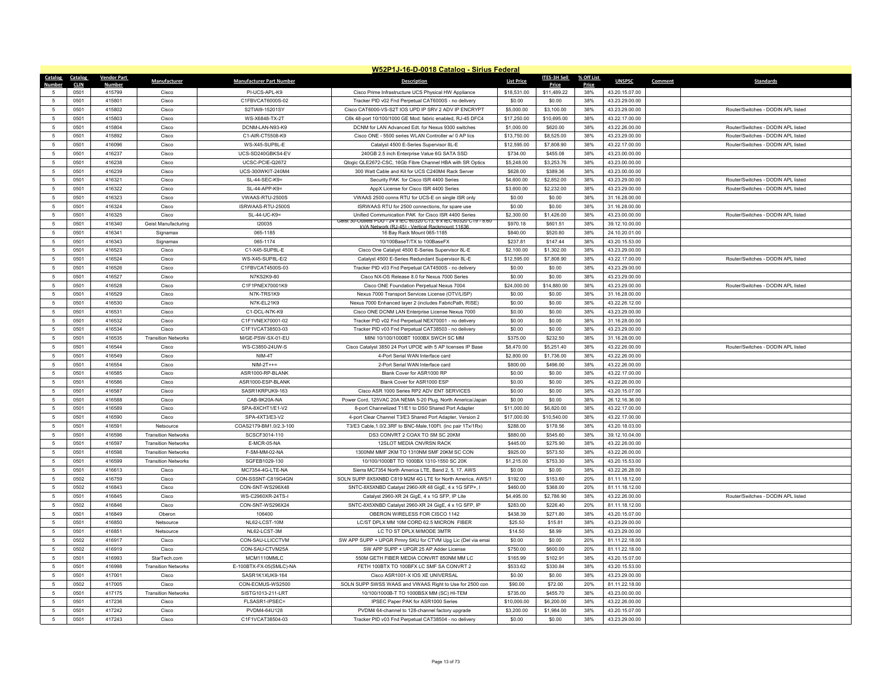# W52P1J-16-D-0018 Catalog - Sirius Federal

| Catalog Number | Catalog CLIN | Vendor Part Number | Manufacturer | Manufacturer Part Number | Description | List Price | ITES-3H Sell Price | % Off List Price | UNSPSC | Comment | Standards |
|---|---|---|---|---|---|---|---|---|---|---|---|
| 5 | 0501 | 415799 | Cisco | PI-UCS-APL-K9 | Cisco Prime Infrastructure UCS Physical HW Appliance | $18,531.00 | $11,489.22 | 38% | 43.20.15.07.00 | | |
| 5 | 0501 | 415801 | Cisco | C1FBVCAT6000S-02 | Tracker PID v02 Fnd Perpetual CAT6000S - no delivery | $0.00 | $0.00 | 38% | 43.23.29.00.00 | | |
| 5 | 0501 | 415802 | Cisco | S2TIAI9-15201SY | Cisco CAT6000-VS-S2T IOS UPD IP SRV 2 ADV IP ENCRYPT | $5,000.00 | $3,100.00 | 38% | 43.23.29.00.00 | | Router/Switches - DODIN APL listed |
| 5 | 0501 | 415803 | Cisco | WS-X6848-TX-2T | C6k 48-port 10/100/1000 GE Mod: fabric enabled, RJ-45 DFC4 | $17,250.00 | $10,695.00 | 38% | 43.22.17.00.00 | | |
| 5 | 0501 | 415804 | Cisco | DCNM-LAN-N93-K9 | DCNM for LAN Advanced Edt. for Nexus 9300 switches | $1,000.00 | $620.00 | 38% | 43.22.26.00.00 | | Router/Switches - DODIN APL listed |
| 5 | 0501 | 415892 | Cisco | C1-AIR-CT5508-K9 | Cisco ONE - 5500 series WLAN Controller w/ 0 AP lics | $13,750.00 | $8,525.00 | 38% | 43.23.29.00.00 | | Router/Switches - DODIN APL listed |
| 5 | 0501 | 416096 | Cisco | WS-X45-SUP8L-E | Catalyst 4500 E-Series Supervisor 8L-E | $12,595.00 | $7,808.90 | 38% | 43.22.17.00.00 | | Router/Switches - DODIN APL listed |
| 5 | 0501 | 416237 | Cisco | UCS-SD240GBKS4-EV | 240GB 2.5 inch Enterprise Value 6G SATA SSD | $734.00 | $455.08 | 38% | 43.23.00.00.00 | | |
| 5 | 0501 | 416238 | Cisco | UCSC-PCIE-Q2672 | Qlogic QLE2672-CSC, 16Gb Fibre Channel HBA with SR Optics | $5,248.00 | $3,253.76 | 38% | 43.23.00.00.00 | | |
| 5 | 0501 | 416239 | Cisco | UCS-300WKIT-240M4 | 300 Watt Cable and Kit for UCS C240M4 Rack Server | $628.00 | $389.36 | 38% | 43.23.00.00.00 | | |
| 5 | 0501 | 416321 | Cisco | SL-44-SEC-K9= | Security PAK for Cisco ISR 4400 Series | $4,600.00 | $2,852.00 | 38% | 43.23.29.00.00 | | Router/Switches - DODIN APL listed |
| 5 | 0501 | 416322 | Cisco | SL-44-APP-K9= | AppX License for Cisco ISR 4400 Series | $3,600.00 | $2,232.00 | 38% | 43.23.29.00.00 | | Router/Switches - DODIN APL listed |
| 5 | 0501 | 416323 | Cisco | VWAAS-RTU-2500S | VWAAS 2500 conns RTU for UCS-E on single ISR only | $0.00 | $0.00 | 38% | 31.16.28.00.00 | | |
| 5 | 0501 | 416324 | Cisco | ISRWAAS-RTU-2500S | ISRWAAS RTU for 2500 connections, for spare use | $0.00 | $0.00 | 38% | 31.16.28.00.00 | | |
| 5 | 0501 | 416325 | Cisco | SL-44-UC-K9= | Unified Communication PAK for Cisco ISR 4400 Series | $2,300.00 | $1,426.00 | 38% | 43.23.00.00.00 | | Router/Switches - DODIN APL listed |
| 5 | 0501 | 416340 | Geist Manufacturing | I20035 | Geist 30-Outlets PDU - 24 x IEC 60320 C13, 6 x IEC 60320 C19 - 8.60 kVA Network (RJ-45) - Vertical Rackmount 11636 | $970.18 | $601.51 | 38% | 39.12.10.00.00 | | |
| 5 | 0501 | 416341 | Signamax | 065-1185 | 16 Bay Rack Mount 065-1185 | $840.00 | $520.80 | 38% | 24.10.20.01.00 | | |
| 5 | 0501 | 416343 | Signamax | 065-1174 | 10/100BaseT/TX to 100BaseFX | $237.81 | $147.44 | 38% | 43.20.15.53.00 | | |
| 5 | 0501 | 416523 | Cisco | C1-X45-SUP8L-E | Cisco One Catalyst 4500 E-Series Supervisor 8L-E | $2,100.00 | $1,302.00 | 38% | 43.23.29.00.00 | | |
| 5 | 0501 | 416524 | Cisco | WS-X45-SUP8L-E/2 | Catalyst 4500 E-Series Redundant Supervisor 8L-E | $12,595.00 | $7,808.90 | 38% | 43.22.17.00.00 | | Router/Switches - DODIN APL listed |
| 5 | 0501 | 416526 | Cisco | C1FBVCAT4500S-03 | Tracker PID v03 Fnd Perpetual CAT4500S - no delivery | $0.00 | $0.00 | 38% | 43.23.29.00.00 | | |
| 5 | 0501 | 416527 | Cisco | N7KS2K9-80 | Cisco NX-OS Release 8.0 for Nexus 7000 Series | $0.00 | $0.00 | 38% | 43.23.29.00.00 | | |
| 5 | 0501 | 416528 | Cisco | C1F1PNEX70001K9 | Cisco ONE Foundation Perpetual Nexus 7004 | $24,000.00 | $14,880.00 | 38% | 43.23.29.00.00 | | Router/Switches - DODIN APL listed |
| 5 | 0501 | 416529 | Cisco | N7K-TRS1K9 | Nexus 7000 Transport Services License (OTV/LISP) | $0.00 | $0.00 | 38% | 31.16.28.00.00 | | |
| 5 | 0501 | 416530 | Cisco | N7K-EL21K9 | Nexus 7000 Enhanced layer 2 (includes FabricPath, RISE) | $0.00 | $0.00 | 38% | 43.22.26.12.00 | | |
| 5 | 0501 | 416531 | Cisco | C1-DCL-N7K-K9 | Cisco ONE DCNM LAN Enterprise License Nexus 7000 | $0.00 | $0.00 | 38% | 43.23.29.00.00 | | |
| 5 | 0501 | 416532 | Cisco | C1F1VNEX70001-02 | Tracker PID v02 Fnd Perpetual NEX70001 - no delivery | $0.00 | $0.00 | 38% | 31.16.28.00.00 | | |
| 5 | 0501 | 416534 | Cisco | C1F1VCAT38503-03 | Tracker PID v03 Fnd Perpetual CAT38503 - no delivery | $0.00 | $0.00 | 38% | 43.23.29.00.00 | | |
| 5 | 0501 | 416535 | Transition Networks | M/GE-PSW-SX-01-EU | MINI 10/100/1000BT 1000BX SWCH SC MM | $375.00 | $232.50 | 38% | 31.16.28.00.00 | | |
| 5 | 0501 | 416544 | Cisco | WS-C3850-24UW-S | Cisco Catalyst 3850 24 Port UPOE with 5 AP licenses IP Base | $8,470.00 | $5,251.40 | 38% | 43.22.26.00.00 | | Router/Switches - DODIN APL listed |
| 5 | 0501 | 416549 | Cisco | NIM-4T | 4-Port Serial WAN Interface card | $2,800.00 | $1,736.00 | 38% | 43.22.26.00.00 | | |
| 5 | 0501 | 416554 | Cisco | NIM-2T++= | 2-Port Serial WAN Interface card | $800.00 | $496.00 | 38% | 43.22.26.00.00 | | |
| 5 | 0501 | 416585 | Cisco | ASR1000-RP-BLANK | Blank Cover for ASR1000 RP | $0.00 | $0.00 | 38% | 43.22.17.00.00 | | |
| 5 | 0501 | 416586 | Cisco | ASR1000-ESP-BLANK | Blank Cover for ASR1000 ESP | $0.00 | $0.00 | 38% | 43.22.26.00.00 | | |
| 5 | 0501 | 416587 | Cisco | SASR1KRPUK9-163 | Cisco ASR 1000 Series RP2 ADV ENT SERVICES | $0.00 | $0.00 | 38% | 43.20.15.07.00 | | |
| 5 | 0501 | 416588 | Cisco | CAB-9K20A-NA | Power Cord, 125VAC 20A NEMA 5-20 Plug, North America/Japan | $0.00 | $0.00 | 38% | 26.12.16.36.00 | | |
| 5 | 0501 | 416589 | Cisco | SPA-8XCHT1/E1-V2 | 8-port Channelized T1/E1 to DS0 Shared Port Adapter | $11,000.00 | $6,820.00 | 38% | 43.22.17.00.00 | | |
| 5 | 0501 | 416590 | Cisco | SPA-4XT3/E3-V2 | 4-port Clear Channel T3/E3 Shared Port Adapter, Version 2 | $17,000.00 | $10,540.00 | 38% | 43.22.17.00.00 | | |
| 5 | 0501 | 416591 | Netsource | COAS2179-BM1.0/2.3-100 | T3/E3 Cable,1.0/2.3RF to BNC-Male,100Ft. (inc pair 1Tx/1Rx) | $288.00 | $178.56 | 38% | 43.20.18.03.00 | | |
| 5 | 0501 | 416596 | Transition Networks | SCSCF3014-110 | DS3 CONVRT 2 COAX TO SM SC 20KM | $880.00 | $545.60 | 38% | 39.12.10.04.00 | | |
| 5 | 0501 | 416597 | Transition Networks | E-MCR-05-NA | 12SLOT MEDIA CNVRSN RACK | $445.00 | $275.90 | 38% | 43.22.26.00.00 | | |
| 5 | 0501 | 416598 | Transition Networks | F-SM-MM-02-NA | 1300NM MMF 2KM TO 1310NM SMF 20KM SC CON | $925.00 | $573.50 | 38% | 43.22.26.00.00 | | |
| 5 | 0501 | 416599 | Transition Networks | SGFEB1029-130 | 10/100/1000BT TO 1000BX 1310-1550 SC 20K | $1,215.00 | $753.30 | 38% | 43.20.15.53.00 | | |
| 5 | 0501 | 416613 | Cisco | MC7354-4G-LTE-NA | Sierra MC7354 North America LTE, Band 2, 5, 17, AWS | $0.00 | $0.00 | 38% | 43.22.26.28.00 | | |
| 5 | 0502 | 416759 | Cisco | CON-SSSNT-C819G4GN | SOLN SUPP 8X5XNBD C819 M2M 4G LTE for North America, AWS/1 | $192.00 | $153.60 | 20% | 81.11.18.12.00 | | |
| 5 | 0502 | 416843 | Cisco | CON-SNT-WS296X48 | SNTC-8X5XNBD Catalyst 2960-XR 48 GigE, 4 x 1G SFP+, I | $460.00 | $368.00 | 20% | 81.11.18.12.00 | | |
| 5 | 0501 | 416845 | Cisco | WS-C2960XR-24TS-I | Catalyst 2960-XR 24 GigE, 4 x 1G SFP, IP Lite | $4,495.00 | $2,786.90 | 38% | 43.22.26.00.00 | | Router/Switches - DODIN APL listed |
| 5 | 0502 | 416846 | Cisco | CON-SNT-WS296X24 | SNTC-8X5XNBD Catalyst 2960-XR 24 GigE, 4 x 1G SFP, IP | $283.00 | $226.40 | 20% | 81.11.18.12.00 | | |
| 5 | 0501 | 416849 | Oberon | 106400 | OBERON WIRELESS FOR CISCO 1142 | $438.39 | $271.80 | 38% | 43.20.15.07.00 | | |
| 5 | 0501 | 416850 | Netsource | NL62-LCST-10M | LC/ST DPLX MM 10M CORD 62.5 MICRON FIBER | $25.50 | $15.81 | 38% | 43.23.29.00.00 | | |
| 5 | 0501 | 416851 | Netsource | NL62-LCST-3M | LC TO ST DPLX M/MODE 3MTR | $14.50 | $8.99 | 38% | 43.23.29.00.00 | | |
| 5 | 0502 | 416917 | Cisco | CON-SAU-LLICCTVM | SW APP SUPP + UPGR Prmry SKU for CTVM Upg Lic (Del via emai | $0.00 | $0.00 | 20% | 81.11.22.18.00 | | |
| 5 | 0502 | 416919 | Cisco | CON-SAU-CTVM25A | SW APP SUPP + UPGR 25 AP Adder License | $750.00 | $600.00 | 20% | 81.11.22.18.00 | | |
| 5 | 0501 | 416993 | StarTech.com | MCM1110MMLC | 550M GETH FIBER MEDIA CONVRT 850NM MM LC | $165.99 | $102.91 | 38% | 43.20.15.07.00 | | |
| 5 | 0501 | 416998 | Transition Networks | E-100BTX-FX-05(SMLC)-NA | FETH 100BTX TO 100BFX LC SMF SA CONVRT 2 | $533.62 | $330.84 | 38% | 43.20.15.53.00 | | |
| 5 | 0501 | 417001 | Cisco | SASR1K1XUK9-164 | Cisco ASR1001-X IOS XE UNIVERSAL | $0.00 | $0.00 | 38% | 43.23.29.00.00 | | |
| 5 | 0502 | 417005 | Cisco | CON-ECMUS-WS2500 | SOLN SUPP SWSS WAAS and VWAAS Right to Use for 2500 con | $90.00 | $72.00 | 20% | 81.11.22.18.00 | | |
| 5 | 0501 | 417175 | Transition Networks | SISTG1013-211-LRT | 10/100/1000B-T TO 1000BSX MM (SC) HI-TEM | $735.00 | $455.70 | 38% | 43.23.00.00.00 | | |
| 5 | 0501 | 417236 | Cisco | FLSASR1-IPSEC= | IPSEC Paper PAK for ASR1000 Series | $10,000.00 | $6,200.00 | 38% | 43.22.26.00.00 | | |
| 5 | 0501 | 417242 | Cisco | PVDM4-64U128 | PVDM4 64-channel to 128-channel factory upgrade | $3,200.00 | $1,984.00 | 38% | 43.20.15.07.00 | | |
| 5 | 0501 | 417243 | Cisco | C1F1VCAT38504-03 | Tracker PID v03 Fnd Perpetual CAT38504 - no delivery | $0.00 | $0.00 | 38% | 43.23.29.00.00 | | |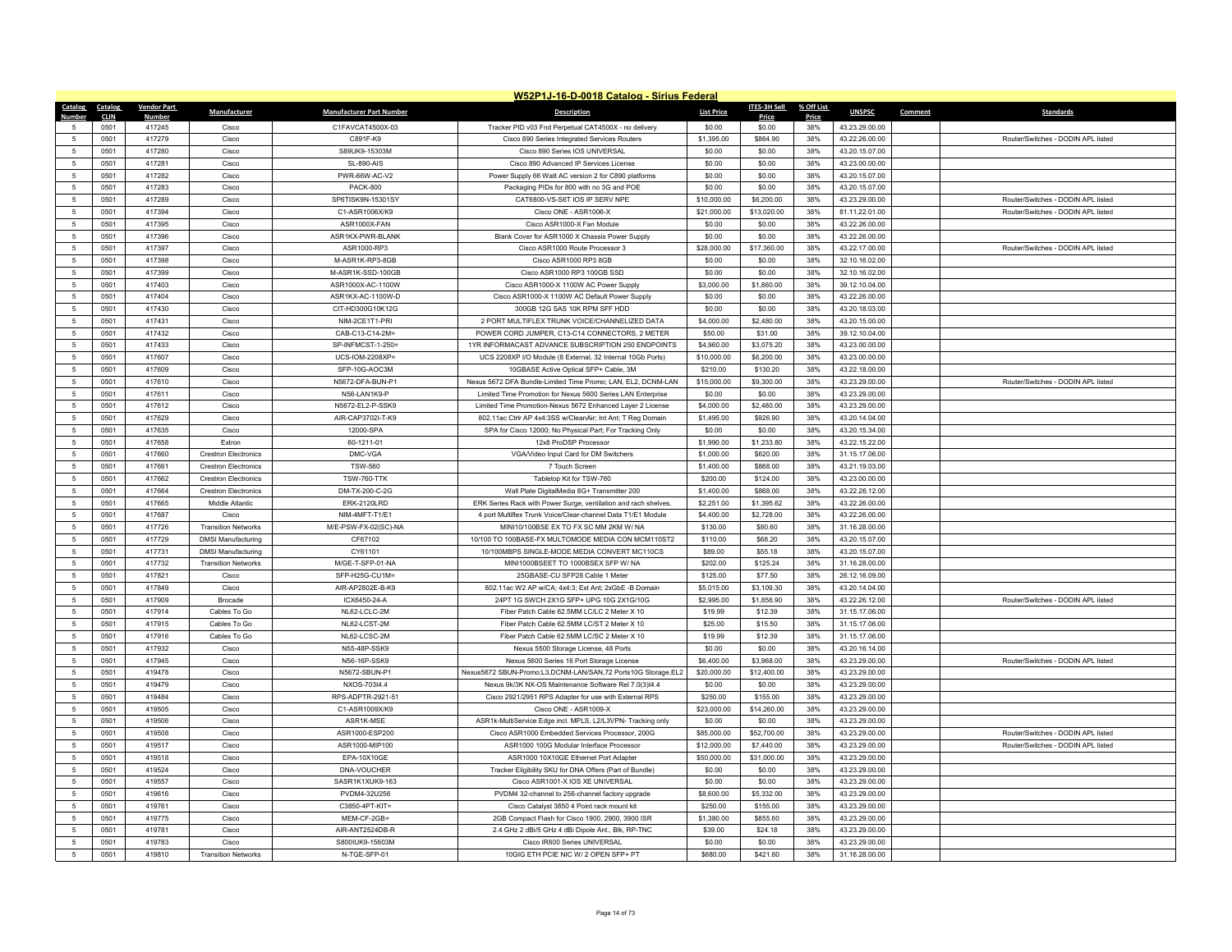# W52P1J-16-D-0018 Catalog - Sirius Federal

| Catalog Number | Catalog CLIN | Vendor Part Number | Manufacturer | Manufacturer Part Number | Description | List Price | ITES-3H Sell Price | % Off List Price | UNSPSC | Comment | Standards |
|---|---|---|---|---|---|---|---|---|---|---|---|
| 5 | 0501 | 417245 | Cisco | C1FAVCAT4500X-03 | Tracker PID v03 Fnd Perpetual CAT4500X - no delivery | $0.00 | $0.00 | 38% | 43.23.29.00.00 | | |
| 5 | 0501 | 417279 | Cisco | C891F-K9 | Cisco 890 Series Integrated Services Routers | $1,395.00 | $864.90 | 38% | 43.22.26.00.00 | | Router/Switches - DODIN APL listed |
| 5 | 0501 | 417280 | Cisco | S89UK9-15303M | Cisco 890 Series IOS UNIVERSAL | $0.00 | $0.00 | 38% | 43.20.15.07.00 | | |
| 5 | 0501 | 417281 | Cisco | SL-890-AIS | Cisco 890 Advanced IP Services License | $0.00 | $0.00 | 38% | 43.23.00.00.00 | | |
| 5 | 0501 | 417282 | Cisco | PWR-66W-AC-V2 | Power Supply 66 Watt AC version 2 for C890 platforms | $0.00 | $0.00 | 38% | 43.20.15.07.00 | | |
| 5 | 0501 | 417283 | Cisco | PACK-800 | Packaging PIDs for 800 with no 3G and POE | $0.00 | $0.00 | 38% | 43.20.15.07.00 | | |
| 5 | 0501 | 417289 | Cisco | SP6TISK9N-15301SY | CAT6800-VS-S6T IOS IP SERV NPE | $10,000.00 | $6,200.00 | 38% | 43.23.29.00.00 | | Router/Switches - DODIN APL listed |
| 5 | 0501 | 417394 | Cisco | C1-ASR1006X/K9 | Cisco ONE - ASR1006-X | $21,000.00 | $13,020.00 | 38% | 81.11.22.01.00 | | Router/Switches - DODIN APL listed |
| 5 | 0501 | 417395 | Cisco | ASR1000X-FAN | Cisco ASR1000-X Fan Module | $0.00 | $0.00 | 38% | 43.22.26.00.00 | | |
| 5 | 0501 | 417396 | Cisco | ASR1KX-PWR-BLANK | Blank Cover for ASR1000 X Chassis Power Supply | $0.00 | $0.00 | 38% | 43.22.26.00.00 | | |
| 5 | 0501 | 417397 | Cisco | ASR1000-RP3 | Cisco ASR1000 Route Processor 3 | $28,000.00 | $17,360.00 | 38% | 43.22.17.00.00 | | Router/Switches - DODIN APL listed |
| 5 | 0501 | 417398 | Cisco | M-ASR1K-RP3-8GB | Cisco ASR1000 RP3 8GB | $0.00 | $0.00 | 38% | 32.10.16.02.00 | | |
| 5 | 0501 | 417399 | Cisco | M-ASR1K-SSD-100GB | Cisco ASR1000 RP3 100GB SSD | $0.00 | $0.00 | 38% | 32.10.16.02.00 | | |
| 5 | 0501 | 417403 | Cisco | ASR1000X-AC-1100W | Cisco ASR1000-X 1100W AC Power Supply | $3,000.00 | $1,860.00 | 38% | 39.12.10.04.00 | | |
| 5 | 0501 | 417404 | Cisco | ASR1KX-AC-1100W-D | Cisco ASR1000-X 1100W AC Default Power Supply | $0.00 | $0.00 | 38% | 43.22.26.00.00 | | |
| 5 | 0501 | 417430 | Cisco | CIT-HD300G10K12G | 300GB 12G SAS 10K RPM SFF HDD | $0.00 | $0.00 | 38% | 43.20.18.03.00 | | |
| 5 | 0501 | 417431 | Cisco | NIM-2CE1T1-PRI | 2 PORT MULTIFLEX TRUNK VOICE/CHANNELIZED DATA | $4,000.00 | $2,480.00 | 38% | 43.20.15.00.00 | | |
| 5 | 0501 | 417432 | Cisco | CAB-C13-C14-2M= | POWER CORD JUMPER, C13-C14 CONNECTORS, 2 METER | $50.00 | $31.00 | 38% | 39.12.10.04.00 | | |
| 5 | 0501 | 417433 | Cisco | SP-INFMCST-1-250= | 1YR INFORMACAST ADVANCE SUBSCRIPTION 250 ENDPOINTS | $4,960.00 | $3,075.20 | 38% | 43.23.00.00.00 | | |
| 5 | 0501 | 417607 | Cisco | UCS-IOM-2208XP= | UCS 2208XP I/O Module (8 External, 32 Internal 10Gb Ports) | $10,000.00 | $6,200.00 | 38% | 43.23.00.00.00 | | |
| 5 | 0501 | 417609 | Cisco | SFP-10G-AOC3M | 10GBASE Active Optical SFP+ Cable, 3M | $210.00 | $130.20 | 38% | 43.22.18.00.00 | | |
| 5 | 0501 | 417610 | Cisco | N5672-DFA-BUN-P1 | Nexus 5672 DFA Bundle-Limited Time Promo; LAN, EL2, DCNM-LAN | $15,000.00 | $9,300.00 | 38% | 43.23.29.00.00 | | Router/Switches - DODIN APL listed |
| 5 | 0501 | 417611 | Cisco | N56-LAN1K9-P | Limited Time Promotion for Nexus 5600 Series LAN Enterprise | $0.00 | $0.00 | 38% | 43.23.29.00.00 | | |
| 5 | 0501 | 417612 | Cisco | N5672-EL2-P-SSK9 | Limited Time Promotion-Nexus 5672 Enhanced Layer 2 License | $4,000.00 | $2,480.00 | 38% | 43.23.29.00.00 | | |
| 5 | 0501 | 417629 | Cisco | AIR-CAP3702I-T-K9 | 802.11ac Ctrlr AP 4x4:3SS w/CleanAir; Int Ant; T Reg Domain | $1,495.00 | $926.90 | 38% | 43.20.14.04.00 | | |
| 5 | 0501 | 417635 | Cisco | 12000-SPA | SPA for Cisco 12000; No Physical Part; For Tracking Only | $0.00 | $0.00 | 38% | 43.20.15.34.00 | | |
| 5 | 0501 | 417658 | Extron | 60-1211-01 | 12x8 ProDSP Processor | $1,990.00 | $1,233.80 | 38% | 43.22.15.22.00 | | |
| 5 | 0501 | 417660 | Crestron Electronics | DMC-VGA | VGA/Video Input Card for DM Switchers | $1,000.00 | $620.00 | 38% | 31.15.17.06.00 | | |
| 5 | 0501 | 417661 | Crestron Electronics | TSW-560 | 7 Touch Screen | $1,400.00 | $868.00 | 38% | 43.21.19.03.00 | | |
| 5 | 0501 | 417662 | Crestron Electronics | TSW-760-TTK | Tabletop Kit for TSW-760 | $200.00 | $124.00 | 38% | 43.23.00.00.00 | | |
| 5 | 0501 | 417664 | Crestron Electronics | DM-TX-200-C-2G | Wall Plate DigitalMedia 8G+ Transmitter 200 | $1,400.00 | $868.00 | 38% | 43.22.26.12.00 | | |
| 5 | 0501 | 417665 | Middle Atlantic | ERK-2120LRD | ERK Series Rack with Power Surge, ventilation and rach shelves. | $2,251.00 | $1,395.62 | 38% | 43.22.26.00.00 | | |
| 5 | 0501 | 417687 | Cisco | NIM-4MFT-T1/E1 | 4 port Multiflex Trunk Voice/Clear-channel Data T1/E1 Module | $4,400.00 | $2,728.00 | 38% | 43.22.26.00.00 | | |
| 5 | 0501 | 417726 | Transition Networks | M/E-PSW-FX-02(SC)-NA | MINI10/100BSE EX TO FX SC MM 2KM W/ NA | $130.00 | $80.60 | 38% | 31.16.28.00.00 | | |
| 5 | 0501 | 417729 | DMSI Manufacturing | CF67102 | 10/100 TO 100BASE-FX MULTOMODE MEDIA CON MCM110ST2 | $110.00 | $68.20 | 38% | 43.20.15.07.00 | | |
| 5 | 0501 | 417731 | DMSI Manufacturing | CY61101 | 10/100MBPS SINGLE-MODE MEDIA CONVERT MC110CS | $89.00 | $55.18 | 38% | 43.20.15.07.00 | | |
| 5 | 0501 | 417732 | Transition Networks | M/GE-T-SFP-01-NA | MINI1000BSEET TO 1000BSEX SFP W/ NA | $202.00 | $125.24 | 38% | 31.16.28.00.00 | | |
| 5 | 0501 | 417821 | Cisco | SFP-H25G-CU1M= | 25GBASE-CU SFP28 Cable 1 Meter | $125.00 | $77.50 | 38% | 26.12.16.09.00 | | |
| 5 | 0501 | 417849 | Cisco | AIR-AP2802E-B-K9 | 802.11ac W2 AP w/CA; 4x4:3; Ext Ant; 2xGbE -B Domain | $5,015.00 | $3,109.30 | 38% | 43.20.14.04.00 | | |
| 5 | 0501 | 417909 | Brocade | ICX6450-24-A | 24PT 1G SWCH 2X1G SFP+ UPG 10G 2X1G/10G | $2,995.00 | $1,856.90 | 38% | 43.22.26.12.00 | | Router/Switches - DODIN APL listed |
| 5 | 0501 | 417914 | Cables To Go | NL62-LCLC-2M | Fiber Patch Cable 62.5MM LC/LC 2 Meter X 10 | $19.99 | $12.39 | 38% | 31.15.17.06.00 | | |
| 5 | 0501 | 417915 | Cables To Go | NL62-LCST-2M | Fiber Patch Cable 62.5MM LC/ST 2 Meter X 10 | $25.00 | $15.50 | 38% | 31.15.17.06.00 | | |
| 5 | 0501 | 417916 | Cables To Go | NL62-LCSC-2M | Fiber Patch Cable 62.5MM LC/SC 2 Meter X 10 | $19.99 | $12.39 | 38% | 31.15.17.06.00 | | |
| 5 | 0501 | 417932 | Cisco | N55-48P-SSK9 | Nexus 5500 Storage License, 48 Ports | $0.00 | $0.00 | 38% | 43.20.16.14.00 | | |
| 5 | 0501 | 417945 | Cisco | N56-16P-SSK9 | Nexus 5600 Series 16 Port Storage License | $6,400.00 | $3,968.00 | 38% | 43.23.29.00.00 | | Router/Switches - DODIN APL listed |
| 5 | 0501 | 419478 | Cisco | N5672-SBUN-P1 | Nexus5672 SBUN-Promo;L3,DCNM-LAN/SAN,72 Ports10G Storage,EL2 | $20,000.00 | $12,400.00 | 38% | 43.23.29.00.00 | | |
| 5 | 0501 | 419479 | Cisco | NXOS-703I4.4 | Nexus 9k/3K NX-OS Maintenance Software Rel 7.0(3)I4.4 | $0.00 | $0.00 | 38% | 43.23.29.00.00 | | |
| 5 | 0501 | 419484 | Cisco | RPS-ADPTR-2921-51 | Cisco 2921/2951 RPS Adapter for use with External RPS | $250.00 | $155.00 | 38% | 43.23.29.00.00 | | |
| 5 | 0501 | 419505 | Cisco | C1-ASR1009X/K9 | Cisco ONE - ASR1009-X | $23,000.00 | $14,260.00 | 38% | 43.23.29.00.00 | | |
| 5 | 0501 | 419506 | Cisco | ASR1K-MSE | ASR1k-MultiService Edge incl. MPLS, L2/L3VPN- Tracking only | $0.00 | $0.00 | 38% | 43.23.29.00.00 | | |
| 5 | 0501 | 419508 | Cisco | ASR1000-ESP200 | Cisco ASR1000 Embedded Services Processor, 200G | $85,000.00 | $52,700.00 | 38% | 43.23.29.00.00 | | Router/Switches - DODIN APL listed |
| 5 | 0501 | 419517 | Cisco | ASR1000-MIP100 | ASR1000 100G Modular Interface Processor | $12,000.00 | $7,440.00 | 38% | 43.23.29.00.00 | | Router/Switches - DODIN APL listed |
| 5 | 0501 | 419518 | Cisco | EPA-10X10GE | ASR1000 10X10GE Ethernet Port Adapter | $50,000.00 | $31,000.00 | 38% | 43.23.29.00.00 | | |
| 5 | 0501 | 419524 | Cisco | DNA-VOUCHER | Tracker Eligibility SKU for DNA Offers (Part of Bundle) | $0.00 | $0.00 | 38% | 43.23.29.00.00 | | |
| 5 | 0501 | 419557 | Cisco | SASR1K1XUK9-163 | Cisco ASR1001-X IOS XE UNIVERSAL | $0.00 | $0.00 | 38% | 43.23.29.00.00 | | |
| 5 | 0501 | 419616 | Cisco | PVDM4-32U256 | PVDM4 32-channel to 256-channel factory upgrade | $8,600.00 | $5,332.00 | 38% | 43.23.29.00.00 | | |
| 5 | 0501 | 419761 | Cisco | C3850-4PT-KIT= | Cisco Catalyst 3850 4 Point rack mount kit | $250.00 | $155.00 | 38% | 43.23.29.00.00 | | |
| 5 | 0501 | 419775 | Cisco | MEM-CF-2GB= | 2GB Compact Flash for Cisco 1900, 2900, 3900 ISR | $1,380.00 | $855.60 | 38% | 43.23.29.00.00 | | |
| 5 | 0501 | 419781 | Cisco | AIR-ANT2524DB-R | 2.4 GHz 2 dBi/5 GHz 4 dBi Dipole Ant., Blk, RP-TNC | $39.00 | $24.18 | 38% | 43.23.29.00.00 | | |
| 5 | 0501 | 419783 | Cisco | S800IUK9-15603M | Cisco IR800 Series UNIVERSAL | $0.00 | $0.00 | 38% | 43.23.29.00.00 | | |
| 5 | 0501 | 419810 | Transition Networks | N-TGE-SFP-01 | 10GIG ETH PCIE NIC W/ 2 OPEN SFP+ PT | $680.00 | $421.60 | 38% | 31.16.28.00.00 | | |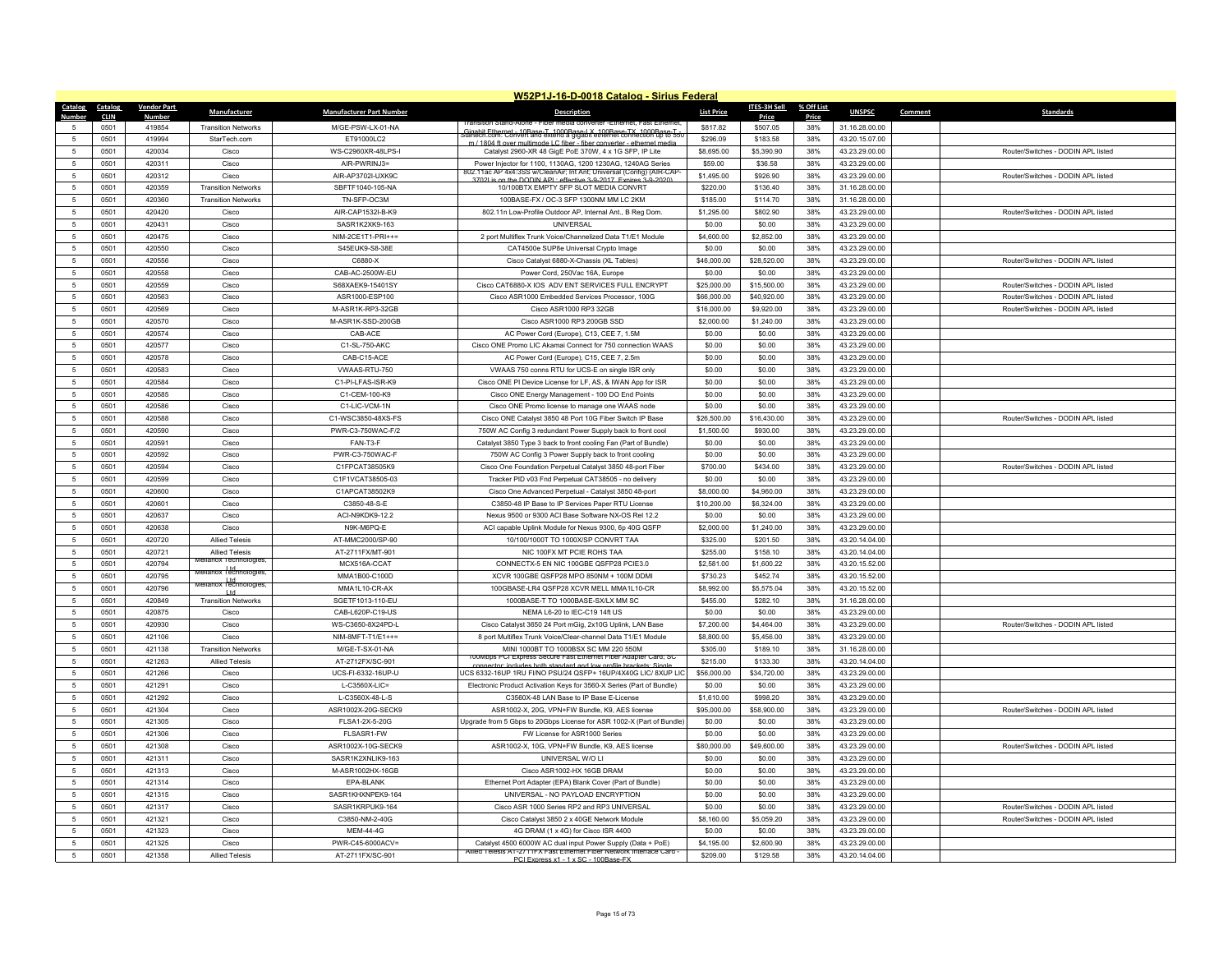# W52P1J-16-D-0018 Catalog - Sirius Federal

| Catalog Number | Catalog CLIN | Vendor Part Number | Manufacturer | Manufacturer Part Number | Description | List Price | ITES-3H Sell Price | % Off List Price | UNSPSC | Comment | Standards |
|---|---|---|---|---|---|---|---|---|---|---|---|
| 5 | 0501 | 419854 | Transition Networks | M/GE-PSW-LX-01-NA | Transition Stand-Alone - Fiber media converter -Ethernet, Fast Ethernet, Gigabit Ethernet - 10Base-T, 1000Base-LX, 100Base-TX, 1000Base-T | $817.82 | $507.05 | 38% | 31.16.28.00.00 | | |
| 5 | 0501 | 419994 | StarTech.com | ET91000LC2 | StarTech.com: Convert and extend a gigabit ethernet connection up to 550 m / 1804 ft over multimode LC fiber - fiber converter - ethernet media | $296.09 | $183.58 | 38% | 43.20.15.07.00 | | |
| 5 | 0501 | 420034 | Cisco | WS-C2960XR-48LPS-I | Catalyst 2960-XR 48 GigE PoE 370W, 4 x 1G SFP, IP Lite | $8,695.00 | $5,390.90 | 38% | 43.23.29.00.00 | | Router/Switches - DODIN APL listed |
| 5 | 0501 | 420311 | Cisco | AIR-PWRINJ3= | Power Injector for 1100, 1130AG, 1200 1230AG, 1240AG Series | $59.00 | $36.58 | 38% | 43.23.29.00.00 | | |
| 5 | 0501 | 420312 | Cisco | AIR-AP3702I-UXK9C | 802.11ac AP 4x4:3SS w/CleanAir; Int Ant; Universal (Config) (AIR-CAP-3702I is on the DODIN APL; effective 3-9-2017. Expires 3-9-2020) | $1,495.00 | $926.90 | 38% | 43.23.29.00.00 | | Router/Switches - DODIN APL listed |
| 5 | 0501 | 420359 | Transition Networks | SBFTF1040-105-NA | 10/100BTX EMPTY SFP SLOT MEDIA CONVRT | $220.00 | $136.40 | 38% | 31.16.28.00.00 | | |
| 5 | 0501 | 420360 | Transition Networks | TN-SFP-OC3M | 100BASE-FX / OC-3 SFP 1300NM MM LC 2KM | $185.00 | $114.70 | 38% | 31.16.28.00.00 | | |
| 5 | 0501 | 420420 | Cisco | AIR-CAP1532I-B-K9 | 802.11n Low-Profile Outdoor AP, Internal Ant., B Reg Dom. | $1,295.00 | $802.90 | 38% | 43.23.29.00.00 | | Router/Switches - DODIN APL listed |
| 5 | 0501 | 420431 | Cisco | SASR1K2XK9-163 | UNIVERSAL | $0.00 | $0.00 | 38% | 43.23.29.00.00 | | |
| 5 | 0501 | 420475 | Cisco | NIM-2CE1T1-PRI++= | 2 port Multiflex Trunk Voice/Channelized Data T1/E1 Module | $4,600.00 | $2,852.00 | 38% | 43.23.29.00.00 | | |
| 5 | 0501 | 420550 | Cisco | S45EUK9-S8-38E | CAT4500e SUP8e Universal Crypto Image | $0.00 | $0.00 | 38% | 43.23.29.00.00 | | |
| 5 | 0501 | 420556 | Cisco | C6880-X | Cisco Catalyst 6880-X-Chassis (XL Tables) | $46,000.00 | $28,520.00 | 38% | 43.23.29.00.00 | | Router/Switches - DODIN APL listed |
| 5 | 0501 | 420558 | Cisco | CAB-AC-2500W-EU | Power Cord, 250Vac 16A, Europe | $0.00 | $0.00 | 38% | 43.23.29.00.00 | | |
| 5 | 0501 | 420559 | Cisco | S68XAEK9-15401SY | Cisco CAT6880-X IOS ADV ENT SERVICES FULL ENCRYPT | $25,000.00 | $15,500.00 | 38% | 43.23.29.00.00 | | Router/Switches - DODIN APL listed |
| 5 | 0501 | 420563 | Cisco | ASR1000-ESP100 | Cisco ASR1000 Embedded Services Processor, 100G | $66,000.00 | $40,920.00 | 38% | 43.23.29.00.00 | | Router/Switches - DODIN APL listed |
| 5 | 0501 | 420569 | Cisco | M-ASR1K-RP3-32GB | Cisco ASR1000 RP3 32GB | $16,000.00 | $9,920.00 | 38% | 43.23.29.00.00 | | Router/Switches - DODIN APL listed |
| 5 | 0501 | 420570 | Cisco | M-ASR1K-SSD-200GB | Cisco ASR1000 RP3 200GB SSD | $2,000.00 | $1,240.00 | 38% | 43.23.29.00.00 | | |
| 5 | 0501 | 420574 | Cisco | CAB-ACE | AC Power Cord (Europe), C13, CEE 7, 1.5M | $0.00 | $0.00 | 38% | 43.23.29.00.00 | | |
| 5 | 0501 | 420577 | Cisco | C1-SL-750-AKC | Cisco ONE Promo LIC Akamai Connect for 750 connection WAAS | $0.00 | $0.00 | 38% | 43.23.29.00.00 | | |
| 5 | 0501 | 420578 | Cisco | CAB-C15-ACE | AC Power Cord (Europe), C15, CEE 7, 2.5m | $0.00 | $0.00 | 38% | 43.23.29.00.00 | | |
| 5 | 0501 | 420583 | Cisco | VWAAS-RTU-750 | VWAAS 750 conns RTU for UCS-E on single ISR only | $0.00 | $0.00 | 38% | 43.23.29.00.00 | | |
| 5 | 0501 | 420584 | Cisco | C1-PI-LFAS-ISR-K9 | Cisco ONE PI Device License for LF, AS, & IWAN App for ISR | $0.00 | $0.00 | 38% | 43.23.29.00.00 | | |
| 5 | 0501 | 420585 | Cisco | C1-CEM-100-K9 | Cisco ONE Energy Management - 100 DO End Points | $0.00 | $0.00 | 38% | 43.23.29.00.00 | | |
| 5 | 0501 | 420586 | Cisco | C1-LIC-VCM-1N | Cisco ONE Promo license to manage one WAAS node | $0.00 | $0.00 | 38% | 43.23.29.00.00 | | |
| 5 | 0501 | 420588 | Cisco | C1-WSC3850-48XS-FS | Cisco ONE Catalyst 3850 48 Port 10G Fiber Switch IP Base | $26,500.00 | $16,430.00 | 38% | 43.23.29.00.00 | | Router/Switches - DODIN APL listed |
| 5 | 0501 | 420590 | Cisco | PWR-C3-750WAC-F/2 | 750W AC Config 3 redundant Power Supply back to front cool | $1,500.00 | $930.00 | 38% | 43.23.29.00.00 | | |
| 5 | 0501 | 420591 | Cisco | FAN-T3-F | Catalyst 3850 Type 3 back to front cooling Fan (Part of Bundle) | $0.00 | $0.00 | 38% | 43.23.29.00.00 | | |
| 5 | 0501 | 420592 | Cisco | PWR-C3-750WAC-F | 750W AC Config 3 Power Supply back to front cooling | $0.00 | $0.00 | 38% | 43.23.29.00.00 | | |
| 5 | 0501 | 420594 | Cisco | C1FPCAT38505K9 | Cisco One Foundation Perpetual Catalyst 3850 48-port Fiber | $700.00 | $434.00 | 38% | 43.23.29.00.00 | | Router/Switches - DODIN APL listed |
| 5 | 0501 | 420599 | Cisco | C1F1VCAT38505-03 | Tracker PID v03 Fnd Perpetual CAT38505 - no delivery | $0.00 | $0.00 | 38% | 43.23.29.00.00 | | |
| 5 | 0501 | 420600 | Cisco | C1APCAT38502K9 | Cisco One Advanced Perpetual - Catalyst 3850 48-port | $8,000.00 | $4,960.00 | 38% | 43.23.29.00.00 | | |
| 5 | 0501 | 420601 | Cisco | C3850-48-S-E | C3850-48 IP Base to IP Services Paper RTU License | $10,200.00 | $6,324.00 | 38% | 43.23.29.00.00 | | |
| 5 | 0501 | 420637 | Cisco | ACI-N9KDK9-12.2 | Nexus 9500 or 9300 ACI Base Software NX-OS Rel 12.2 | $0.00 | $0.00 | 38% | 43.23.29.00.00 | | |
| 5 | 0501 | 420638 | Cisco | N9K-M6PQ-E | ACI capable Uplink Module for Nexus 9300, 6p 40G QSFP | $2,000.00 | $1,240.00 | 38% | 43.23.29.00.00 | | |
| 5 | 0501 | 420720 | Allied Telesis | AT-MMC2000/SP-90 | 10/100/1000T TO 1000X/SP CONVRT TAA | $325.00 | $201.50 | 38% | 43.20.14.04.00 | | |
| 5 | 0501 | 420721 | Allied Telesis | AT-2711FX/MT-901 | NIC 100FX MT PCIE ROHS TAA | $255.00 | $158.10 | 38% | 43.20.14.04.00 | | |
| 5 | 0501 | 420794 | Mellanox Technologies, Ltd | MCX516A-CCAT | CONNECTX-5 EN NIC 100GBE QSFP28 PCIE3.0 | $2,581.00 | $1,600.22 | 38% | 43.20.15.52.00 | | |
| 5 | 0501 | 420795 | Mellanox Technologies, Ltd | MMA1B00-C100D | XCVR 100GBE QSFP28 MPO 850NM + 100M DDMI | $730.23 | $452.74 | 38% | 43.20.15.52.00 | | |
| 5 | 0501 | 420796 | Mellanox Technologies, Ltd | MMA1L10-CR-AX | 100GBASE-LR4 QSFP28 XCVR MELL MMA1L10-CR | $8,992.00 | $5,575.04 | 38% | 43.20.15.52.00 | | |
| 5 | 0501 | 420849 | Transition Networks | SGETF1013-110-EU | 1000BASE-T TO 1000BASE-SX/LX MM SC | $455.00 | $282.10 | 38% | 31.16.28.00.00 | | |
| 5 | 0501 | 420875 | Cisco | CAB-L620P-C19-US | NEMA L6-20 to IEC-C19 14ft US | $0.00 | $0.00 | 38% | 43.23.29.00.00 | | |
| 5 | 0501 | 420930 | Cisco | WS-C3650-8X24PD-L | Cisco Catalyst 3650 24 Port mGig, 2x10G Uplink, LAN Base | $7,200.00 | $4,464.00 | 38% | 43.23.29.00.00 | | Router/Switches - DODIN APL listed |
| 5 | 0501 | 421106 | Cisco | NIM-8MFT-T1/E1++= | 8 port Multiflex Trunk Voice/Clear-channel Data T1/E1 Module | $8,800.00 | $5,456.00 | 38% | 43.23.29.00.00 | | |
| 5 | 0501 | 421138 | Transition Networks | M/GE-T-SX-01-NA | MINI 1000BT TO 1000BSX SC MM 220 550M | $305.00 | $189.10 | 38% | 31.16.28.00.00 | | |
| 5 | 0501 | 421263 | Allied Telesis | AT-2712FX/SC-901 | 100Mbps PCI Express Secure Fast Ethernet Fiber Adapter Card; SC connector; includes both standard and low profile brackets; Single | $215.00 | $133.30 | 38% | 43.20.14.04.00 | | |
| 5 | 0501 | 421266 | Cisco | UCS-FI-6332-16UP-U | UCS 6332-16UP 1RU FI/NO PSU/24 QSFP+ 16UP/4X40G LIC/ 8XUP LIC | $56,000.00 | $34,720.00 | 38% | 43.23.29.00.00 | | |
| 5 | 0501 | 421291 | Cisco | L-C3560X-LIC= | Electronic Product Activation Keys for 3560-X Series (Part of Bundle) | $0.00 | $0.00 | 38% | 43.23.29.00.00 | | |
| 5 | 0501 | 421292 | Cisco | L-C3560X-48-L-S | C3560X-48 LAN Base to IP Base E-License | $1,610.00 | $998.20 | 38% | 43.23.29.00.00 | | |
| 5 | 0501 | 421304 | Cisco | ASR1002X-20G-SECK9 | ASR1002-X, 20G, VPN+FW Bundle, K9, AES license | $95,000.00 | $58,900.00 | 38% | 43.23.29.00.00 | | Router/Switches - DODIN APL listed |
| 5 | 0501 | 421305 | Cisco | FLSA1-2X-5-20G | Upgrade from 5 Gbps to 20Gbps License for ASR 1002-X (Part of Bundle) | $0.00 | $0.00 | 38% | 43.23.29.00.00 | | |
| 5 | 0501 | 421306 | Cisco | FLSASR1-FW | FW License for ASR1000 Series | $0.00 | $0.00 | 38% | 43.23.29.00.00 | | |
| 5 | 0501 | 421308 | Cisco | ASR1002X-10G-SECK9 | ASR1002-X, 10G, VPN+FW Bundle, K9, AES license | $80,000.00 | $49,600.00 | 38% | 43.23.29.00.00 | | Router/Switches - DODIN APL listed |
| 5 | 0501 | 421311 | Cisco | SASR1K2XNLIK9-163 | UNIVERSAL W/O LI | $0.00 | $0.00 | 38% | 43.23.29.00.00 | | |
| 5 | 0501 | 421313 | Cisco | M-ASR1002HX-16GB | Cisco ASR1002-HX 16GB DRAM | $0.00 | $0.00 | 38% | 43.23.29.00.00 | | |
| 5 | 0501 | 421314 | Cisco | EPA-BLANK | Ethernet Port Adapter (EPA) Blank Cover (Part of Bundle) | $0.00 | $0.00 | 38% | 43.23.29.00.00 | | |
| 5 | 0501 | 421315 | Cisco | SASR1KHXNPEK9-164 | UNIVERSAL - NO PAYLOAD ENCRYPTION | $0.00 | $0.00 | 38% | 43.23.29.00.00 | | |
| 5 | 0501 | 421317 | Cisco | SASR1KRPUK9-164 | Cisco ASR 1000 Series RP2 and RP3 UNIVERSAL | $0.00 | $0.00 | 38% | 43.23.29.00.00 | | Router/Switches - DODIN APL listed |
| 5 | 0501 | 421321 | Cisco | C3850-NM-2-40G | Cisco Catalyst 3850 2 x 40GE Network Module | $8,160.00 | $5,059.20 | 38% | 43.23.29.00.00 | | Router/Switches - DODIN APL listed |
| 5 | 0501 | 421323 | Cisco | MEM-44-4G | 4G DRAM (1 x 4G) for Cisco ISR 4400 | $0.00 | $0.00 | 38% | 43.23.29.00.00 | | |
| 5 | 0501 | 421325 | Cisco | PWR-C45-6000ACV= | Catalyst 4500 6000W AC dual input Power Supply (Data + PoE) | $4,195.00 | $2,600.90 | 38% | 43.23.29.00.00 | | |
| 5 | 0501 | 421358 | Allied Telesis | AT-2711FX/SC-901 | Allied Telesis AT-2711FX Fast Ethernet Fiber Network Interface Card - PCI Express x1 - 1 x SC - 100Base-FX | $209.00 | $129.58 | 38% | 43.20.14.04.00 | | |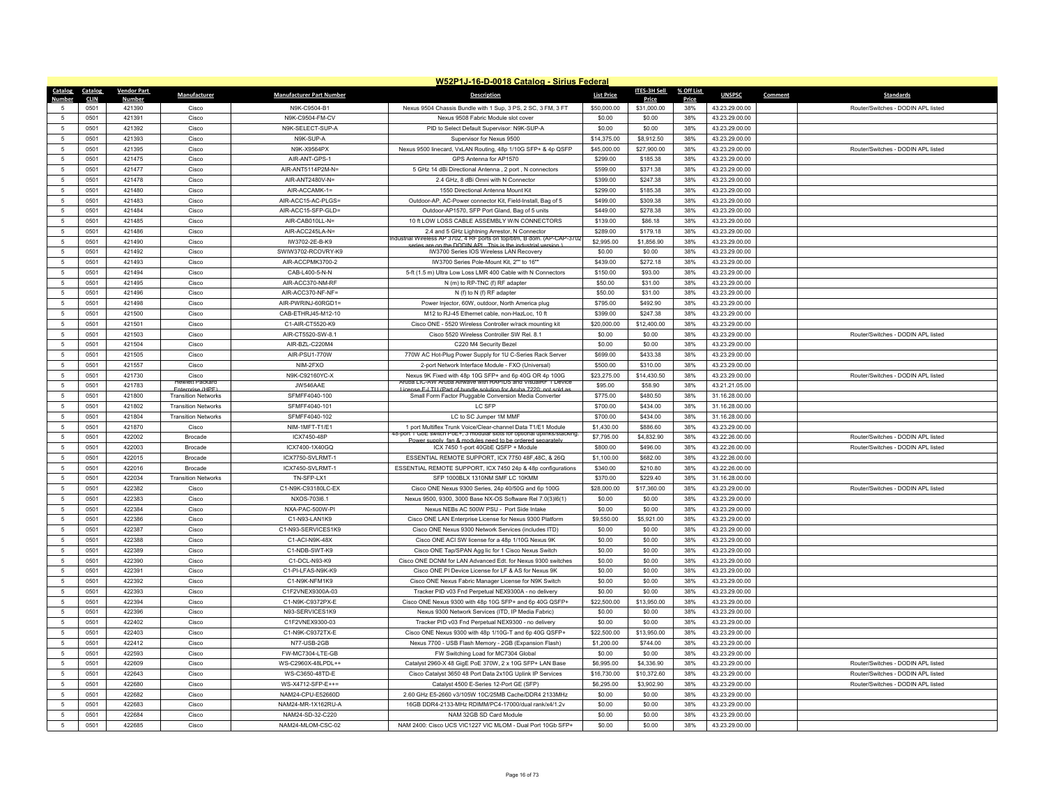## W52P1J-16-D-0018 Catalog - Sirius Federal

| Catalog Number | Catalog CLIN | Vendor Part Number | Manufacturer | Manufacturer Part Number | Description | List Price | ITES-3H Sell Price | % Off List Price | UNSPSC | Comment | Standards |
|---|---|---|---|---|---|---|---|---|---|---|---|
| 5 | 0501 | 421390 | Cisco | N9K-C9504-B1 | Nexus 9504 Chassis Bundle with 1 Sup, 3 PS, 2 SC, 3 FM, 3 FT | $50,000.00 | $31,000.00 | 38% | 43.23.29.00.00 | | Router/Switches - DODIN APL listed |
| 5 | 0501 | 421391 | Cisco | N9K-C9504-FM-CV | Nexus 9508 Fabric Module slot cover | $0.00 | $0.00 | 38% | 43.23.29.00.00 | | |
| 5 | 0501 | 421392 | Cisco | N9K-SELECT-SUP-A | PID to Select Default Supervisor: N9K-SUP-A | $0.00 | $0.00 | 38% | 43.23.29.00.00 | | |
| 5 | 0501 | 421393 | Cisco | N9K-SUP-A | Supervisor for Nexus 9500 | $14,375.00 | $8,912.50 | 38% | 43.23.29.00.00 | | |
| 5 | 0501 | 421395 | Cisco | N9K-X9564PX | Nexus 9500 linecard, VxLAN Routing, 48p 1/10G SFP+ & 4p QSFP | $45,000.00 | $27,900.00 | 38% | 43.23.29.00.00 | | Router/Switches - DODIN APL listed |
| 5 | 0501 | 421475 | Cisco | AIR-ANT-GPS-1 | GPS Antenna for AP1570 | $299.00 | $185.38 | 38% | 43.23.29.00.00 | | |
| 5 | 0501 | 421477 | Cisco | AIR-ANT5114P2M-N= | 5 GHz 14 dBi Directional Antenna , 2 port , N connectors | $599.00 | $371.38 | 38% | 43.23.29.00.00 | | |
| 5 | 0501 | 421478 | Cisco | AIR-ANT2480V-N= | 2.4 GHz, 8 dBi Omni with N Connector | $399.00 | $247.38 | 38% | 43.23.29.00.00 | | |
| 5 | 0501 | 421480 | Cisco | AIR-ACCAMK-1= | 1550 Directional Antenna Mount Kit | $299.00 | $185.38 | 38% | 43.23.29.00.00 | | |
| 5 | 0501 | 421483 | Cisco | AIR-ACC15-AC-PLGS= | Outdoor-AP, AC-Power connector Kit, Field-Install, Bag of 5 | $499.00 | $309.38 | 38% | 43.23.29.00.00 | | |
| 5 | 0501 | 421484 | Cisco | AIR-ACC15-SFP-GLD= | Outdoor-AP1570, SFP Port Gland, Bag of 5 units | $449.00 | $278.38 | 38% | 43.23.29.00.00 | | |
| 5 | 0501 | 421485 | Cisco | AIR-CAB010LL-N= | 10 ft LOW LOSS CABLE ASSEMBLY W/N CONNECTORS | $139.00 | $86.18 | 38% | 43.23.29.00.00 | | |
| 5 | 0501 | 421486 | Cisco | AIR-ACC245LA-N= | 2.4 and 5 GHz Lightning Arrestor, N Connector | $289.00 | $179.18 | 38% | 43.23.29.00.00 | | |
| 5 | 0501 | 421490 | Cisco | IW3702-2E-B-K9 | Industrial Wireless AP 3702, 4 RF ports on top/btm, B dom. (AP-CAP-3702 series are on the DODIN APL. This is the industrial version.) | $2,995.00 | $1,856.90 | 38% | 43.23.29.00.00 | | |
| 5 | 0501 | 421492 | Cisco | SWIW3702-RCOVRY-K9 | IW3700 Series IOS Wireless LAN Recovery | $0.00 | $0.00 | 38% | 43.23.29.00.00 | | |
| 5 | 0501 | 421493 | Cisco | AIR-ACCPMK3700-2 | IW3700 Series Pole-Mount Kit, 2"" to 16"" | $439.00 | $272.18 | 38% | 43.23.29.00.00 | | |
| 5 | 0501 | 421494 | Cisco | CAB-L400-5-N-N | 5-ft (1.5 m) Ultra Low Loss LMR 400 Cable with N Connectors | $150.00 | $93.00 | 38% | 43.23.29.00.00 | | |
| 5 | 0501 | 421495 | Cisco | AIR-ACC370-NM-RF | N (m) to RP-TNC (f) RF adapter | $50.00 | $31.00 | 38% | 43.23.29.00.00 | | |
| 5 | 0501 | 421496 | Cisco | AIR-ACC370-NF-NF= | N (f) to N (f) RF adapter | $50.00 | $31.00 | 38% | 43.23.29.00.00 | | |
| 5 | 0501 | 421498 | Cisco | AIR-PWRINJ-60RGD1= | Power Injector, 60W, outdoor, North America plug | $795.00 | $492.90 | 38% | 43.23.29.00.00 | | |
| 5 | 0501 | 421500 | Cisco | CAB-ETHRJ45-M12-10 | M12 to RJ-45 Ethernet cable, non-HazLoc, 10 ft | $399.00 | $247.38 | 38% | 43.23.29.00.00 | | |
| 5 | 0501 | 421501 | Cisco | C1-AIR-CT5520-K9 | Cisco ONE - 5520 Wireless Controller w/rack mounting kit | $20,000.00 | $12,400.00 | 38% | 43.23.29.00.00 | | |
| 5 | 0501 | 421503 | Cisco | AIR-CT5520-SW-8.1 | Cisco 5520 Wireless Controller SW Rel. 8.1 | $0.00 | $0.00 | 38% | 43.23.29.00.00 | | Router/Switches - DODIN APL listed |
| 5 | 0501 | 421504 | Cisco | AIR-BZL-C220M4 | C220 M4 Security Bezel | $0.00 | $0.00 | 38% | 43.23.29.00.00 | | |
| 5 | 0501 | 421505 | Cisco | AIR-PSU1-770W | 770W AC Hot-Plug Power Supply for 1U C-Series Rack Server | $699.00 | $433.38 | 38% | 43.23.29.00.00 | | |
| 5 | 0501 | 421557 | Cisco | NIM-2FXO | 2-port Network Interface Module - FXO (Universal) | $500.00 | $310.00 | 38% | 43.23.29.00.00 | | |
| 5 | 0501 | 421730 | Cisco | N9K-C92160YC-X | Nexus 9K Fixed with 48p 10G SFP+ and 6p 40G OR 4p 100G | $23,275.00 | $14,430.50 | 38% | 43.23.29.00.00 | | Router/Switches - DODIN APL listed |
| 5 | 0501 | 421783 | Hewlett Packard Enterprise (HPE) | JW546AAE | Aruba LIC-AW Aruba Airwave with RAPIDS and VisualRF 1 Device License E-LTU (Part of bundle solution for Aruba 7220; not sold as | $95.00 | $58.90 | 38% | 43.21.21.05.00 | | |
| 5 | 0501 | 421800 | Transition Networks | SFMFF4040-100 | Small Form Factor Pluggable Conversion Media Converter | $775.00 | $480.50 | 38% | 31.16.28.00.00 | | |
| 5 | 0501 | 421802 | Transition Networks | SFMFF4040-101 | LC SFP | $700.00 | $434.00 | 38% | 31.16.28.00.00 | | |
| 5 | 0501 | 421804 | Transition Networks | SFMFF4040-102 | LC to SC Jumper 1M MMF | $700.00 | $434.00 | 38% | 31.16.28.00.00 | | |
| 5 | 0501 | 421870 | Cisco | NIM-1MFT-T1/E1 | 1 port Multiflex Trunk Voice/Clear-channel Data T1/E1 Module | $1,430.00 | $886.60 | 38% | 43.23.29.00.00 | | |
| 5 | 0501 | 422002 | Brocade | ICX7450-48P | 48-port 1 GbE switch PoE+, 3 modular slots for optional uplinks/stacking. Power supply, fan & modules need to be ordered separately | $7,795.00 | $4,832.90 | 38% | 43.22.26.00.00 | | Router/Switches - DODIN APL listed |
| 5 | 0501 | 422003 | Brocade | ICX7400-1X40GQ | ICX 7450 1-port 40GbE QSFP + Module | $800.00 | $496.00 | 38% | 43.22.26.00.00 | | Router/Switches - DODIN APL listed |
| 5 | 0501 | 422015 | Brocade | ICX7750-SVLRMT-1 | ESSENTIAL REMOTE SUPPORT, ICX 7750 48F,48C, & 26Q | $1,100.00 | $682.00 | 38% | 43.22.26.00.00 | | |
| 5 | 0501 | 422016 | Brocade | ICX7450-SVLRMT-1 | ESSENTIAL REMOTE SUPPORT, ICX 7450 24p & 48p configurations | $340.00 | $210.80 | 38% | 43.22.26.00.00 | | |
| 5 | 0501 | 422034 | Transition Networks | TN-SFP-LX1 | SFP 1000BLX 1310NM SMF LC 10KMM | $370.00 | $229.40 | 38% | 31.16.28.00.00 | | |
| 5 | 0501 | 422382 | Cisco | C1-N9K-C93180LC-EX | Cisco ONE Nexus 9300 Series, 24p 40/50G and 6p 100G | $28,000.00 | $17,360.00 | 38% | 43.23.29.00.00 | | Router/Switches - DODIN APL listed |
| 5 | 0501 | 422383 | Cisco | NXOS-703I6.1 | Nexus 9500, 9300, 3000 Base NX-OS Software Rel 7.0(3)I6(1) | $0.00 | $0.00 | 38% | 43.23.29.00.00 | | |
| 5 | 0501 | 422384 | Cisco | NXA-PAC-500W-PI | Nexus NEBs AC 500W PSU - Port Side Intake | $0.00 | $0.00 | 38% | 43.23.29.00.00 | | |
| 5 | 0501 | 422386 | Cisco | C1-N93-LAN1K9 | Cisco ONE LAN Enterprise License for Nexus 9300 Platform | $9,550.00 | $5,921.00 | 38% | 43.23.29.00.00 | | |
| 5 | 0501 | 422387 | Cisco | C1-N93-SERVICES1K9 | Cisco ONE Nexus 9300 Network Services (includes ITD) | $0.00 | $0.00 | 38% | 43.23.29.00.00 | | |
| 5 | 0501 | 422388 | Cisco | C1-ACI-N9K-48X | Cisco ONE ACI SW license for a 48p 1/10G Nexus 9K | $0.00 | $0.00 | 38% | 43.23.29.00.00 | | |
| 5 | 0501 | 422389 | Cisco | C1-NDB-SWT-K9 | Cisco ONE Tap/SPAN Agg lic for 1 Cisco Nexus Switch | $0.00 | $0.00 | 38% | 43.23.29.00.00 | | |
| 5 | 0501 | 422390 | Cisco | C1-DCL-N93-K9 | Cisco ONE DCNM for LAN Advanced Edt. for Nexus 9300 switches | $0.00 | $0.00 | 38% | 43.23.29.00.00 | | |
| 5 | 0501 | 422391 | Cisco | C1-PI-LFAS-N9K-K9 | Cisco ONE PI Device License for LF & AS for Nexus 9K | $0.00 | $0.00 | 38% | 43.23.29.00.00 | | |
| 5 | 0501 | 422392 | Cisco | C1-N9K-NFM1K9 | Cisco ONE Nexus Fabric Manager License for N9K Switch | $0.00 | $0.00 | 38% | 43.23.29.00.00 | | |
| 5 | 0501 | 422393 | Cisco | C1F2VNEX9300A-03 | Tracker PID v03 Fnd Perpetual NEX9300A - no delivery | $0.00 | $0.00 | 38% | 43.23.29.00.00 | | |
| 5 | 0501 | 422394 | Cisco | C1-N9K-C9372PX-E | Cisco ONE Nexus 9300 with 48p 10G SFP+ and 6p 40G QSFP+ | $22,500.00 | $13,950.00 | 38% | 43.23.29.00.00 | | |
| 5 | 0501 | 422396 | Cisco | N93-SERVICES1K9 | Nexus 9300 Network Services (ITD, IP Media Fabric) | $0.00 | $0.00 | 38% | 43.23.29.00.00 | | |
| 5 | 0501 | 422402 | Cisco | C1F2VNEX9300-03 | Tracker PID v03 Fnd Perpetual NEX9300 - no delivery | $0.00 | $0.00 | 38% | 43.23.29.00.00 | | |
| 5 | 0501 | 422403 | Cisco | C1-N9K-C9372TX-E | Cisco ONE Nexus 9300 with 48p 1/10G-T and 6p 40G QSFP+ | $22,500.00 | $13,950.00 | 38% | 43.23.29.00.00 | | |
| 5 | 0501 | 422412 | Cisco | N77-USB-2GB | Nexus 7700 - USB Flash Memory - 2GB (Expansion Flash) | $1,200.00 | $744.00 | 38% | 43.23.29.00.00 | | |
| 5 | 0501 | 422593 | Cisco | FW-MC7304-LTE-GB | FW Switching Load for MC7304 Global | $0.00 | $0.00 | 38% | 43.23.29.00.00 | | |
| 5 | 0501 | 422609 | Cisco | WS-C2960X-48LPDL++ | Catalyst 2960-X 48 GigE PoE 370W, 2 x 10G SFP+ LAN Base | $6,995.00 | $4,336.90 | 38% | 43.23.29.00.00 | | Router/Switches - DODIN APL listed |
| 5 | 0501 | 422643 | Cisco | WS-C3650-48TD-E | Cisco Catalyst 3650 48 Port Data 2x10G Uplink IP Services | $16,730.00 | $10,372.60 | 38% | 43.23.29.00.00 | | Router/Switches - DODIN APL listed |
| 5 | 0501 | 422680 | Cisco | WS-X4712-SFP-E++= | Catalyst 4500 E-Series 12-Port GE (SFP) | $6,295.00 | $3,902.90 | 38% | 43.23.29.00.00 | | Router/Switches - DODIN APL listed |
| 5 | 0501 | 422682 | Cisco | NAM24-CPU-E52660D | 2.60 GHz E5-2660 v3/105W 10C/25MB Cache/DDR4 2133MHz | $0.00 | $0.00 | 38% | 43.23.29.00.00 | | |
| 5 | 0501 | 422683 | Cisco | NAM24-MR-1X162RU-A | 16GB DDR4-2133-MHz RDIMM/PC4-17000/dual rank/x4/1.2v | $0.00 | $0.00 | 38% | 43.23.29.00.00 | | |
| 5 | 0501 | 422684 | Cisco | NAM24-SD-32-C220 | NAM 32GB SD Card Module | $0.00 | $0.00 | 38% | 43.23.29.00.00 | | |
| 5 | 0501 | 422685 | Cisco | NAM24-MLOM-CSC-02 | NAM 2400: Cisco UCS VIC1227 VIC MLOM - Dual Port 10Gb SFP+ | $0.00 | $0.00 | 38% | 43.23.29.00.00 | | |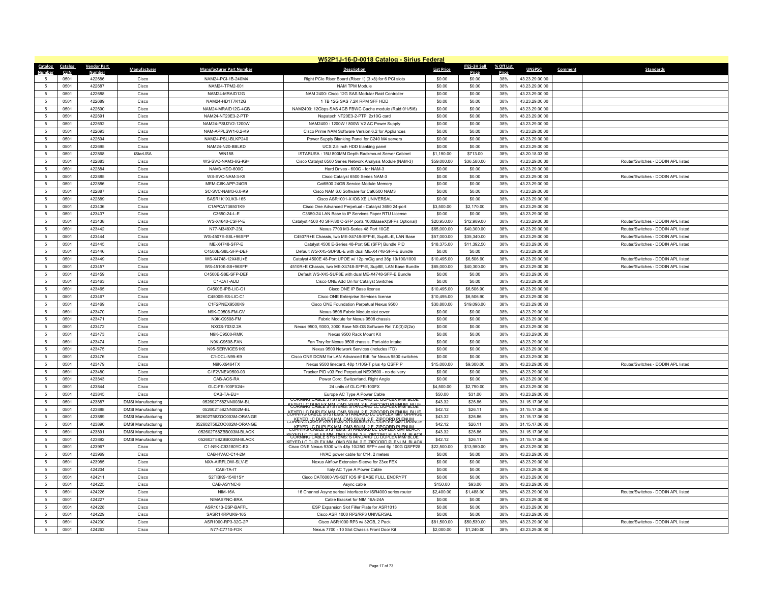# W52P1J-16-D-0018 Catalog - Sirius Federal

| Catalog Number | Catalog CLIN | Vendor Part Number | Manufacturer | Manufacturer Part Number | Description | List Price | ITES-3H Sell Price | % Off List Price | UNSPSC | Comment | Standards |
|---|---|---|---|---|---|---|---|---|---|---|---|
| 5 | 0501 | 422686 | Cisco | NAM24-PCI-1B-240M4 | Right PCIe Riser Board (Riser 1) (3 x8) for 6 PCI slots | $0.00 | $0.00 | 38% | 43.23.29.00.00 | | |
| 5 | 0501 | 422687 | Cisco | NAM24-TPM2-001 | NAM TPM Module | $0.00 | $0.00 | 38% | 43.23.29.00.00 | | |
| 5 | 0501 | 422688 | Cisco | NAM24-MRAID12G | NAM 2400: Cisco 12G SAS Modular Raid Controller | $0.00 | $0.00 | 38% | 43.23.29.00.00 | | |
| 5 | 0501 | 422689 | Cisco | NAM24-HD1T7K12G | 1 TB 12G SAS 7.2K RPM SFF HDD | $0.00 | $0.00 | 38% | 43.23.29.00.00 | | |
| 5 | 0501 | 422690 | Cisco | NAM24-MRAID12G-4GB | NAM2400: 12Gbps SAS 4GB FBWC Cache module (Raid 0/1/5/6) | $0.00 | $0.00 | 38% | 43.23.29.00.00 | | |
| 5 | 0501 | 422691 | Cisco | NAM24-NT20E3-2-PTP | Napatech NT20E3-2-PTP 2x10G card | $0.00 | $0.00 | 38% | 43.23.29.00.00 | | |
| 5 | 0501 | 422692 | Cisco | NAM24-PSU2V2-1200W | NAM2400 : 1200W / 800W V2 AC Power Supply | $0.00 | $0.00 | 38% | 43.23.29.00.00 | | |
| 5 | 0501 | 422693 | Cisco | NAM-APPLSW1-6.2-K9 | Cisco Prime NAM Software Version 6.2 for Appliances | $0.00 | $0.00 | 38% | 43.23.29.00.00 | | |
| 5 | 0501 | 422694 | Cisco | NAM24-PSU-BLKP240 | Power Supply Blanking Panel for C240 M4 servers | $0.00 | $0.00 | 38% | 43.23.29.00.00 | | |
| 5 | 0501 | 422695 | Cisco | NAM24-N20-BBLKD | UCS 2.5 inch HDD blanking panel | $0.00 | $0.00 | 38% | 43.23.29.00.00 | | |
| 5 | 0501 | 422868 | iStarUSA | WN158 | ISTARUSA : 15U 800MM Depth Rackmount Server Cabinet | $1,150.00 | $713.00 | 38% | 43.20.18.03.00 | | |
| 5 | 0501 | 422883 | Cisco | WS-SVC-NAM3-6G-K9= | Cisco Catalyst 6500 Series Network Analysis Module (NAM-3) | $59,000.00 | $36,580.00 | 38% | 43.23.29.00.00 | | Router/Switches - DODIN APL listed |
| 5 | 0501 | 422884 | Cisco | NAM3-HDD-600G | Hard Drives - 600G - for NAM-3 | $0.00 | $0.00 | 38% | 43.23.29.00.00 | | |
| 5 | 0501 | 422885 | Cisco | WS-SVC-NAM-3-K9 | Cisco Catalyst 6500 Series NAM-3 | $0.00 | $0.00 | 38% | 43.23.29.00.00 | | Router/Switches - DODIN APL listed |
| 5 | 0501 | 422886 | Cisco | MEM-C6K-APP-24GB | Cat6500 24GB Service Module Memory | $0.00 | $0.00 | 38% | 43.23.29.00.00 | | |
| 5 | 0501 | 422887 | Cisco | SC-SVC-NAM3-6.0-K9 | Cisco NAM 6.0 Software for Cat6500 NAM3 | $0.00 | $0.00 | 38% | 43.23.29.00.00 | | |
| 5 | 0501 | 422889 | Cisco | SASR1K1XUK9-165 | Cisco ASR1001-X IOS XE UNIVERSAL | $0.00 | $0.00 | 38% | 43.23.29.00.00 | | |
| 5 | 0501 | 423436 | Cisco | C1APCAT36501K9 | Cisco One Advanced Perpetual - Catalyst 3650 24-port | $3,500.00 | $2,170.00 | 38% | 43.23.29.00.00 | | |
| 5 | 0501 | 423437 | Cisco | C3650-24-L-E | C3650-24 LAN Base to IP Services Paper RTU License | $0.00 | $0.00 | 38% | 43.23.29.00.00 | | |
| 5 | 0501 | 423438 | Cisco | WS-X4640-CSFP-E | Catalyst 4500 40 SFP/80 C-SFP ports 1000BaseX(SFPs Optional) | $20,950.00 | $12,989.00 | 38% | 43.23.29.00.00 | | Router/Switches - DODIN APL listed |
| 5 | 0501 | 423442 | Cisco | N77-M348XP-23L | Nexus 7700 M3-Series 48 Port 10GE | $65,000.00 | $40,300.00 | 38% | 43.23.29.00.00 | | Router/Switches - DODIN APL listed |
| 5 | 0501 | 423444 | Cisco | WS-4507E-S8L+96SFP | C4507R+E Chassis, two ME-X4748-SFP-E, Sup8L-E, LAN Base | $57,000.00 | $35,340.00 | 38% | 43.23.29.00.00 | | Router/Switches - DODIN APL listed |
| 5 | 0501 | 423445 | Cisco | ME-X4748-SFP-E | Catalyst 4500 E-Series 48-Port GE (SFP) Bundle PID | $18,375.00 | $11,392.50 | 38% | 43.23.29.00.00 | | Router/Switches - DODIN APL listed |
| 5 | 0501 | 423446 | Cisco | C4500E-S8L-SFP-DEF | Default WS-X45-SUP8L-E with dual ME-X4748-SFP-E Bundle | $0.00 | $0.00 | 38% | 43.23.29.00.00 | | |
| 5 | 0501 | 423449 | Cisco | WS-X4748-12X48U+E | Catalyst 4500E 48-Port UPOE w/ 12p mGig and 36p 10/100/1000 | $10,495.00 | $6,506.90 | 38% | 43.23.29.00.00 | | Router/Switches - DODIN APL listed |
| 5 | 0501 | 423457 | Cisco | WS-4510E-S8+96SFP | 4510R+E Chassis, two ME-X4748-SFP-E, Sup8E, LAN Base Bundle | $65,000.00 | $40,300.00 | 38% | 43.23.29.00.00 | | Router/Switches - DODIN APL listed |
| 5 | 0501 | 423459 | Cisco | C4500E-S8E-SFP-DEF | Default WS-X45-SUP8E with dual ME-X4748-SFP-E Bundle | $0.00 | $0.00 | 38% | 43.23.29.00.00 | | |
| 5 | 0501 | 423463 | Cisco | C1-CAT-ADD | Cisco ONE Add On for Catalyst Switches | $0.00 | $0.00 | 38% | 43.23.29.00.00 | | |
| 5 | 0501 | 423465 | Cisco | C4500E-IPB-LIC-C1 | Cisco ONE IP Base license | $10,495.00 | $6,506.90 | 38% | 43.23.29.00.00 | | |
| 5 | 0501 | 423467 | Cisco | C4500E-ES-LIC-C1 | Cisco ONE Enterprise Services license | $10,495.00 | $6,506.90 | 38% | 43.23.29.00.00 | | |
| 5 | 0501 | 423469 | Cisco | C1F2PNEX9500K9 | Cisco ONE Foundation Perpetual Nexus 9500 | $30,800.00 | $19,096.00 | 38% | 43.23.29.00.00 | | |
| 5 | 0501 | 423470 | Cisco | N9K-C9508-FM-CV | Nexus 9508 Fabric Module slot cover | $0.00 | $0.00 | 38% | 43.23.29.00.00 | | |
| 5 | 0501 | 423471 | Cisco | N9K-C9508-FM | Fabric Module for Nexus 9508 chassis | $0.00 | $0.00 | 38% | 43.23.29.00.00 | | |
| 5 | 0501 | 423472 | Cisco | NXOS-703I2.2A | Nexus 9500, 9300, 3000 Base NX-OS Software Rel 7.0(3)I2(2a) | $0.00 | $0.00 | 38% | 43.23.29.00.00 | | |
| 5 | 0501 | 423473 | Cisco | N9K-C9500-RMK | Nexus 9500 Rack Mount Kit | $0.00 | $0.00 | 38% | 43.23.29.00.00 | | |
| 5 | 0501 | 423474 | Cisco | N9K-C9508-FAN | Fan Tray for Nexus 9508 chassis, Port-side Intake | $0.00 | $0.00 | 38% | 43.23.29.00.00 | | |
| 5 | 0501 | 423475 | Cisco | N95-SERVICES1K9 | Nexus 9500 Network Services (includes ITD) | $0.00 | $0.00 | 38% | 43.23.29.00.00 | | |
| 5 | 0501 | 423476 | Cisco | C1-DCL-N95-K9 | Cisco ONE DCNM for LAN Advanced Edt. for Nexus 9500 switches | $0.00 | $0.00 | 38% | 43.23.29.00.00 | | |
| 5 | 0501 | 423479 | Cisco | N9K-X9464TX | Nexus 9500 linecard, 48p 1/10G-T plus 4p QSFP P | $15,000.00 | $9,300.00 | 38% | 43.23.29.00.00 | | Router/Switches - DODIN APL listed |
| 5 | 0501 | 423480 | Cisco | C1F2VNEX9500-03 | Tracker PID v03 Fnd Perpetual NEX9500 - no delivery | $0.00 | $0.00 | 38% | 43.23.29.00.00 | | |
| 5 | 0501 | 423843 | Cisco | CAB-ACS-RA | Power Cord, Switzerland, Right Angle | $0.00 | $0.00 | 38% | 43.23.29.00.00 | | |
| 5 | 0501 | 423844 | Cisco | GLC-FE-100FX24= | 24 units of GLC-FE-100FX | $4,500.00 | $2,790.00 | 38% | 43.23.29.00.00 | | |
| 5 | 0501 | 423845 | Cisco | CAB-TA-EU= | Europe AC Type A Power Cable | $50.00 | $31.00 | 38% | 43.23.29.00.00 | | |
| 5 | 0501 | 423887 | DMSI Manufacturing | 052602T58ZNN003M-BL | CORNING CABLE SYSTEMS: STANDARD LC DUPLEX MM BLUE KEYED LC DUPLEX MM, OM3 50UM, 2 F, ZIPCORD PLENUM, BLUE | $43.32 | $26.86 | 38% | 31.15.17.06.00 | | |
| 5 | 0501 | 423888 | DMSI Manufacturing | 052602T58ZNN002M-BL | CORNING CABLE SYSTEMS: STANDARD LC DUPLEX MM BLUE KEYED LC DUPLEX MM, OM3 50UM, 2 F, ZIPCORD PLENUM, BLUE | $42.12 | $26.11 | 38% | 31.15.17.06.00 | | |
| 5 | 0501 | 423889 | DMSI Manufacturing | 052602T58ZOO003M-ORANGE | CORNING CABLE SYSTEMS: STANDARD LC DUPLEX MM ORANGE KEYED LC DUPLEX MM, OM3 50UM, 2 F, ZIPCORD PLENUM | $43.32 | $26.86 | 38% | 31.15.17.06.00 | | |
| 5 | 0501 | 423890 | DMSI Manufacturing | 052602T58ZOO002M-ORANGE | CORNING CABLE SYSTEMS: STANDARD LC DUPLEX MM ORANGE KEYED LC DUPLEX MM, OM3 50UM, 2 F, ZIPCORD PLENUM | $42.12 | $26.11 | 38% | 31.15.17.06.00 | | |
| 5 | 0501 | 423891 | DMSI Manufacturing | 052602T58ZBB003M-BLACK | CORNING CABLE SYSTEMS: STANDARD LC DUPLEX MM BLACK KEYED LC DUPLEX MM, OM3 50UM, 2 F, ZIPCORD PLENUM, BLACK | $43.32 | $26.86 | 38% | 31.15.17.06.00 | | |
| 5 | 0501 | 423892 | DMSI Manufacturing | 052602T58ZBB002M-BLACK | CORNING CABLE SYSTEMS: STANDARD LC DUPLEX MM BLUE KEYED LC DUPLEX MM, OM3 50UM, 2 F, ZIPCORD PLENUM, BLACK | $42.12 | $26.11 | 38% | 31.15.17.06.00 | | |
| 5 | 0501 | 423967 | Cisco | C1-N9K-C93180YC-EX | Cisco ONE Nexus 9300 with 48p 10/25G SFP+ and 6p 100G QSFP28 | $22,500.00 | $13,950.00 | 38% | 43.23.29.00.00 | | |
| 5 | 0501 | 423969 | Cisco | CAB-HVAC-C14-2M | HVAC power cable for C14, 2 meters | $0.00 | $0.00 | 38% | 43.23.29.00.00 | | |
| 5 | 0501 | 423985 | Cisco | NXA-AIRFLOW-SLV-E | Nexus Airflow Extension Sleeve for 23xx FEX | $0.00 | $0.00 | 38% | 43.23.29.00.00 | | |
| 5 | 0501 | 424204 | Cisco | CAB-TA-IT | Italy AC Type A Power Cable | $0.00 | $0.00 | 38% | 43.23.29.00.00 | | |
| 5 | 0501 | 424211 | Cisco | S2TIBK9-15401SY | Cisco CAT6000-VS-S2T IOS IP BASE FULL ENCRYPT | $0.00 | $0.00 | 38% | 43.23.29.00.00 | | |
| 5 | 0501 | 424225 | Cisco | CAB-ASYNC-8 | Async cable | $150.00 | $93.00 | 38% | 43.23.29.00.00 | | |
| 5 | 0501 | 424226 | Cisco | NIM-16A | 16 Channel Async serieal interface for ISR4000 series router | $2,400.00 | $1,488.00 | 38% | 43.23.29.00.00 | | Router/Switches - DODIN APL listed |
| 5 | 0501 | 424227 | Cisco | NIMASYNC-BRA | Cable Bracket for NIM 16A-24A | $0.00 | $0.00 | 38% | 43.23.29.00.00 | | |
| 5 | 0501 | 424228 | Cisco | ASR1013-ESP-BAFFL | ESP Expansion Slot Filler Plate for ASR1013 | $0.00 | $0.00 | 38% | 43.23.29.00.00 | | |
| 5 | 0501 | 424229 | Cisco | SASR1KRPUK9-165 | Cisco ASR 1000 RP2/RP3 UNIVERSAL | $0.00 | $0.00 | 38% | 43.23.29.00.00 | | |
| 5 | 0501 | 424230 | Cisco | ASR1000-RP3-32G-2P | Cisco ASR1000 RP3 w/ 32GB, 2 Pack | $81,500.00 | $50,530.00 | 38% | 43.23.29.00.00 | | Router/Switches - DODIN APL listed |
| 5 | 0501 | 424263 | Cisco | N77-C7710-FDK | Nexus 7700 - 10 Slot Chassis Front Door Kit | $2,000.00 | $1,240.00 | 38% | 43.23.29.00.00 | | |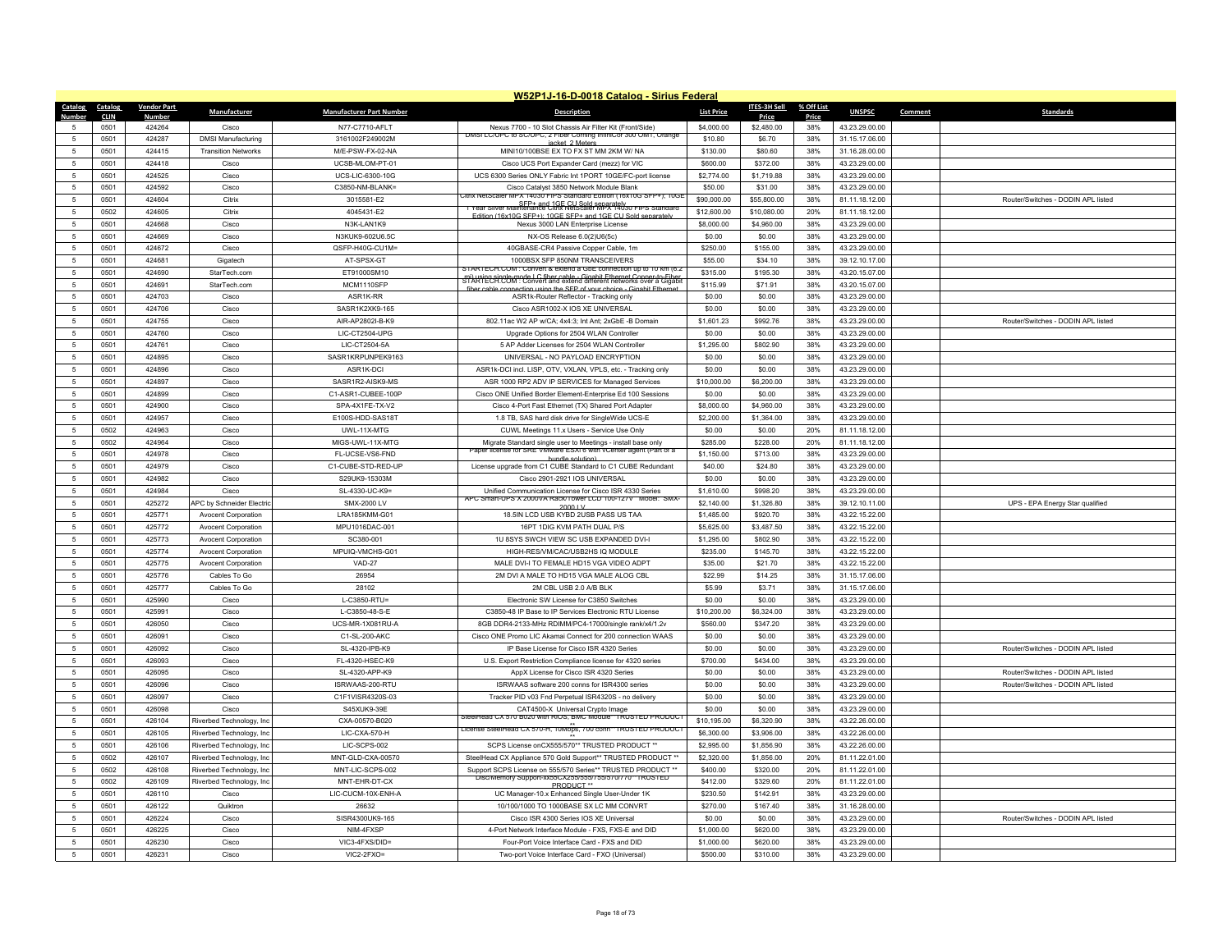# W52P1J-16-D-0018 Catalog - Sirius Federal

| Catalog Number | Catalog CLIN | Vendor Part Number | Manufacturer | Manufacturer Part Number | Description | List Price | ITES-3H Sell Price | % Off List Price | UNSPSC | Comment | Standards |
|---|---|---|---|---|---|---|---|---|---|---|---|
| 5 | 0501 | 424264 | Cisco | N77-C7710-AFLT | Nexus 7700 - 10 Slot Chassis Air Filter Kit (Front/Side) | $4,000.00 | $2,480.00 | 38% | 43.23.29.00.00 | | |
| 5 | 0501 | 424287 | DMSI Manufacturing | 3161002F249002M | DMSI LC/UPC to SC/UPC, 2 Fiber Corning miniCor 300 OM1, Orange jacket, 2 Meters | $10.80 | $6.70 | 38% | 31.15.17.06.00 | | |
| 5 | 0501 | 424415 | Transition Networks | M/E-PSW-FX-02-NA | MINI10/100BSE EX TO FX ST MM 2KM W/ NA | $130.00 | $80.60 | 38% | 31.16.28.00.00 | | |
| 5 | 0501 | 424418 | Cisco | UCSB-MLOM-PT-01 | Cisco UCS Port Expander Card (mezz) for VIC | $600.00 | $372.00 | 38% | 43.23.29.00.00 | | |
| 5 | 0501 | 424525 | Cisco | UCS-LIC-6300-10G | UCS 6300 Series ONLY Fabric Int 1PORT 10GE/FC-port license | $2,774.00 | $1,719.88 | 38% | 43.23.29.00.00 | | |
| 5 | 0501 | 424592 | Cisco | C3850-NM-BLANK= | Cisco Catalyst 3850 Network Module Blank | $50.00 | $31.00 | 38% | 43.23.29.00.00 | | |
| 5 | 0501 | 424604 | Citrix | 3015581-E2 | Citrix NetScaler MPX 14030 FIPS Standard Edition (16x10G SFP+); 10GE SFP+ and 1GE CU Sold separately | $90,000.00 | $55,800.00 | 38% | 81.11.18.12.00 | | Router/Switches - DODIN APL listed |
| 5 | 0502 | 424605 | Citrix | 4045431-E2 | 1 Year Silver Maintenance Citrix NetScaler MPX 14030 FIPS Standard Edition (16x10G SFP+); 10GE SFP+ and 1GE CU Sold separately | $12,600.00 | $10,080.00 | 20% | 81.11.18.12.00 | | |
| 5 | 0501 | 424668 | Cisco | N3K-LAN1K9 | Nexus 3000 LAN Enterprise License | $8,000.00 | $4,960.00 | 38% | 43.23.29.00.00 | | |
| 5 | 0501 | 424669 | Cisco | N3KUK9-602U6.5C | NX-OS Release 6.0(2)U6(5c) | $0.00 | $0.00 | 38% | 43.23.29.00.00 | | |
| 5 | 0501 | 424672 | Cisco | QSFP-H40G-CU1M= | 40GBASE-CR4 Passive Copper Cable, 1m | $250.00 | $155.00 | 38% | 43.23.29.00.00 | | |
| 5 | 0501 | 424681 | Gigatech | AT-SPSX-GT | 1000BSX SFP 850NM TRANSCEIVERS | $55.00 | $34.10 | 38% | 39.12.10.17.00 | | |
| 5 | 0501 | 424690 | StarTech.com | ET91000SM10 | STARTECH.COM : Convert & extend a GbE connection up to 10 km (6.2 mi) using single-mode LC fiber cable - Gigabit Ethernet Copper-to-Fiber | $315.00 | $195.30 | 38% | 43.20.15.07.00 | | |
| 5 | 0501 | 424691 | StarTech.com | MCM1110SFP | STARTECH.COM : Convert and extend different networks over a Gigabit fiber cable connection using the SFP of your choice - Gigabit Ethernet | $115.99 | $71.91 | 38% | 43.20.15.07.00 | | |
| 5 | 0501 | 424703 | Cisco | ASR1K-RR | ASR1k-Router Reflector - Tracking only | $0.00 | $0.00 | 38% | 43.23.29.00.00 | | |
| 5 | 0501 | 424706 | Cisco | SASR1K2XK9-165 | Cisco ASR1002-X IOS XE UNIVERSAL | $0.00 | $0.00 | 38% | 43.23.29.00.00 | | |
| 5 | 0501 | 424755 | Cisco | AIR-AP2802I-B-K9 | 802.11ac W2 AP w/CA; 4x4:3; Int Ant; 2xGbE -B Domain | $1,601.23 | $992.76 | 38% | 43.23.29.00.00 | | Router/Switches - DODIN APL listed |
| 5 | 0501 | 424760 | Cisco | LIC-CT2504-UPG | Upgrade Options for 2504 WLAN Controller | $0.00 | $0.00 | 38% | 43.23.29.00.00 | | |
| 5 | 0501 | 424761 | Cisco | LIC-CT2504-5A | 5 AP Adder Licenses for 2504 WLAN Controller | $1,295.00 | $802.90 | 38% | 43.23.29.00.00 | | |
| 5 | 0501 | 424895 | Cisco | SASR1KRPUNPEK9163 | UNIVERSAL - NO PAYLOAD ENCRYPTION | $0.00 | $0.00 | 38% | 43.23.29.00.00 | | |
| 5 | 0501 | 424896 | Cisco | ASR1K-DCI | ASR1k-DCI incl. LISP, OTV, VXLAN, VPLS, etc. - Tracking only | $0.00 | $0.00 | 38% | 43.23.29.00.00 | | |
| 5 | 0501 | 424897 | Cisco | SASR1R2-AISK9-MS | ASR 1000 RP2 ADV IP SERVICES for Managed Services | $10,000.00 | $6,200.00 | 38% | 43.23.29.00.00 | | |
| 5 | 0501 | 424899 | Cisco | C1-ASR1-CUBEE-100P | Cisco ONE Unified Border Element-Enterprise Ed 100 Sessions | $0.00 | $0.00 | 38% | 43.23.29.00.00 | | |
| 5 | 0501 | 424900 | Cisco | SPA-4X1FE-TX-V2 | Cisco 4-Port Fast Ethernet (TX) Shared Port Adapter | $8,000.00 | $4,960.00 | 38% | 43.23.29.00.00 | | |
| 5 | 0501 | 424957 | Cisco | E100S-HDD-SAS18T | 1.8 TB, SAS hard disk drive for SingleWide UCS-E | $2,200.00 | $1,364.00 | 38% | 43.23.29.00.00 | | |
| 5 | 0502 | 424963 | Cisco | UWL-11X-MTG | CUWL Meetings 11.x Users - Service Use Only | $0.00 | $0.00 | 20% | 81.11.18.12.00 | | |
| 5 | 0502 | 424964 | Cisco | MIGS-UWL-11X-MTG | Migrate Standard single user to Meetings - install base only | $285.00 | $228.00 | 20% | 81.11.18.12.00 | | |
| 5 | 0501 | 424978 | Cisco | FL-UCSE-VS6-FND | Paper license for SRE VMware ESXi 6 with vCenter agent (Part of a bundle solution) | $1,150.00 | $713.00 | 38% | 43.23.29.00.00 | | |
| 5 | 0501 | 424979 | Cisco | C1-CUBE-STD-RED-UP | License upgrade from C1 CUBE Standard to C1 CUBE Redundant | $40.00 | $24.80 | 38% | 43.23.29.00.00 | | |
| 5 | 0501 | 424982 | Cisco | S29UK9-15303M | Cisco 2901-2921 IOS UNIVERSAL | $0.00 | $0.00 | 38% | 43.23.29.00.00 | | |
| 5 | 0501 | 424984 | Cisco | SL-4330-UC-K9= | Unified Communication License for Cisco ISR 4330 Series | $1,610.00 | $998.20 | 38% | 43.23.29.00.00 | | |
| 5 | 0501 | 425272 | APC by Schneider Electric | SMX-2000 LV | APC Smart-UPS X 2000VA Rack/Tower LCD 100-127V - Model: SMX-2000 LV | $2,140.00 | $1,326.80 | 38% | 39.12.10.11.00 | | UPS - EPA Energy Star qualified |
| 5 | 0501 | 425771 | Avocent Corporation | LRA185KMM-G01 | 18.5IN LCD USB KYBD 2USB PASS US TAA | $1,485.00 | $920.70 | 38% | 43.22.15.22.00 | | |
| 5 | 0501 | 425772 | Avocent Corporation | MPU1016DAC-001 | 16PT 1DIG KVM PATH DUAL P/S | $5,625.00 | $3,487.50 | 38% | 43.22.15.22.00 | | |
| 5 | 0501 | 425773 | Avocent Corporation | SC380-001 | 1U 8SYS SWCH VIEW SC USB EXPANDED DVI-I | $1,295.00 | $802.90 | 38% | 43.22.15.22.00 | | |
| 5 | 0501 | 425774 | Avocent Corporation | MPUIQ-VMCHS-G01 | HIGH-RES/VM/CAC/USB2HS IQ MODULE | $235.00 | $145.70 | 38% | 43.22.15.22.00 | | |
| 5 | 0501 | 425775 | Avocent Corporation | VAD-27 | MALE DVI-I TO FEMALE HD15 VGA VIDEO ADPT | $35.00 | $21.70 | 38% | 43.22.15.22.00 | | |
| 5 | 0501 | 425776 | Cables To Go | 26954 | 2M DVI A MALE TO HD15 VGA MALE ALOG CBL | $22.99 | $14.25 | 38% | 31.15.17.06.00 | | |
| 5 | 0501 | 425777 | Cables To Go | 28102 | 2M CBL USB 2.0 A/B BLK | $5.99 | $3.71 | 38% | 31.15.17.06.00 | | |
| 5 | 0501 | 425990 | Cisco | L-C3850-RTU= | Electronic SW License for C3850 Switches | $0.00 | $0.00 | 38% | 43.23.29.00.00 | | |
| 5 | 0501 | 425991 | Cisco | L-C3850-48-S-E | C3850-48 IP Base to IP Services Electronic RTU License | $10,200.00 | $6,324.00 | 38% | 43.23.29.00.00 | | |
| 5 | 0501 | 426050 | Cisco | UCS-MR-1X081RU-A | 8GB DDR4-2133-MHz RDIMM/PC4-17000/single rank/x4/1.2v | $560.00 | $347.20 | 38% | 43.23.29.00.00 | | |
| 5 | 0501 | 426091 | Cisco | C1-SL-200-AKC | Cisco ONE Promo LIC Akamai Connect for 200 connection WAAS | $0.00 | $0.00 | 38% | 43.23.29.00.00 | | |
| 5 | 0501 | 426092 | Cisco | SL-4320-IPB-K9 | IP Base License for Cisco ISR 4320 Series | $0.00 | $0.00 | 38% | 43.23.29.00.00 | | Router/Switches - DODIN APL listed |
| 5 | 0501 | 426093 | Cisco | FL-4320-HSEC-K9 | U.S. Export Restriction Compliance license for 4320 series | $700.00 | $434.00 | 38% | 43.23.29.00.00 | | |
| 5 | 0501 | 426095 | Cisco | SL-4320-APP-K9 | AppX License for Cisco ISR 4320 Series | $0.00 | $0.00 | 38% | 43.23.29.00.00 | | Router/Switches - DODIN APL listed |
| 5 | 0501 | 426096 | Cisco | ISRWAAS-200-RTU | ISRWAAS software 200 conns for ISR4300 series | $0.00 | $0.00 | 38% | 43.23.29.00.00 | | Router/Switches - DODIN APL listed |
| 5 | 0501 | 426097 | Cisco | C1F1VISR4320S-03 | Tracker PID v03 Fnd Perpetual ISR4320S - no delivery | $0.00 | $0.00 | 38% | 43.23.29.00.00 | | |
| 5 | 0501 | 426098 | Cisco | S45XUK9-39E | CAT4500-X Universal Crypto Image | $0.00 | $0.00 | 38% | 43.23.29.00.00 | | |
| 5 | 0501 | 426104 | Riverbed Technology, Inc | CXA-00570-B020 | SteelHead CX 570 B020 with RiOS, BMC Module **TRUSTED PRODUCT ** | $10,195.00 | $6,320.90 | 38% | 43.22.26.00.00 | | |
| 5 | 0501 | 426105 | Riverbed Technology, Inc | LIC-CXA-570-H | License SteelHead CX 570-H, 10Mbps, 700 conn **TRUSTED PRODUCT ** | $6,300.00 | $3,906.00 | 38% | 43.22.26.00.00 | | |
| 5 | 0501 | 426106 | Riverbed Technology, Inc | LIC-SCPS-002 | SCPS License onCX555/570** TRUSTED PRODUCT ** | $2,995.00 | $1,856.90 | 38% | 43.22.26.00.00 | | |
| 5 | 0502 | 426107 | Riverbed Technology, Inc | MNT-GLD-CXA-00570 | SteelHead CX Appliance 570 Gold Support** TRUSTED PRODUCT ** | $2,320.00 | $1,856.00 | 20% | 81.11.22.01.00 | | |
| 5 | 0502 | 426108 | Riverbed Technology, Inc | MNT-LIC-SCPS-002 | Support SCPS License on 555/570 Series** TRUSTED PRODUCT ** | $400.00 | $320.00 | 20% | 81.11.22.01.00 | | |
| 5 | 0502 | 426109 | Riverbed Technology, Inc | MNT-EHR-DT-CX | Disc/Memory Support-xx55CX255/555/755/570/770 **TRUSTED PRODUCT ** | $412.00 | $329.60 | 20% | 81.11.22.01.00 | | |
| 5 | 0501 | 426110 | Cisco | LIC-CUCM-10X-ENH-A | UC Manager-10.x Enhanced Single User-Under 1K | $230.50 | $142.91 | 38% | 43.23.29.00.00 | | |
| 5 | 0501 | 426122 | Quiktron | 26632 | 10/100/1000 TO 1000BASE SX LC MM CONVRT | $270.00 | $167.40 | 38% | 31.16.28.00.00 | | |
| 5 | 0501 | 426224 | Cisco | SISR4300UK9-165 | Cisco ISR 4300 Series IOS XE Universal | $0.00 | $0.00 | 38% | 43.23.29.00.00 | | Router/Switches - DODIN APL listed |
| 5 | 0501 | 426225 | Cisco | NIM-4FXSP | 4-Port Network Interface Module - FXS, FXS-E and DID | $1,000.00 | $620.00 | 38% | 43.23.29.00.00 | | |
| 5 | 0501 | 426230 | Cisco | VIC3-4FXS/DID= | Four-Port Voice Interface Card - FXS and DID | $1,000.00 | $620.00 | 38% | 43.23.29.00.00 | | |
| 5 | 0501 | 426231 | Cisco | VIC2-2FXO= | Two-port Voice Interface Card - FXO (Universal) | $500.00 | $310.00 | 38% | 43.23.29.00.00 | | |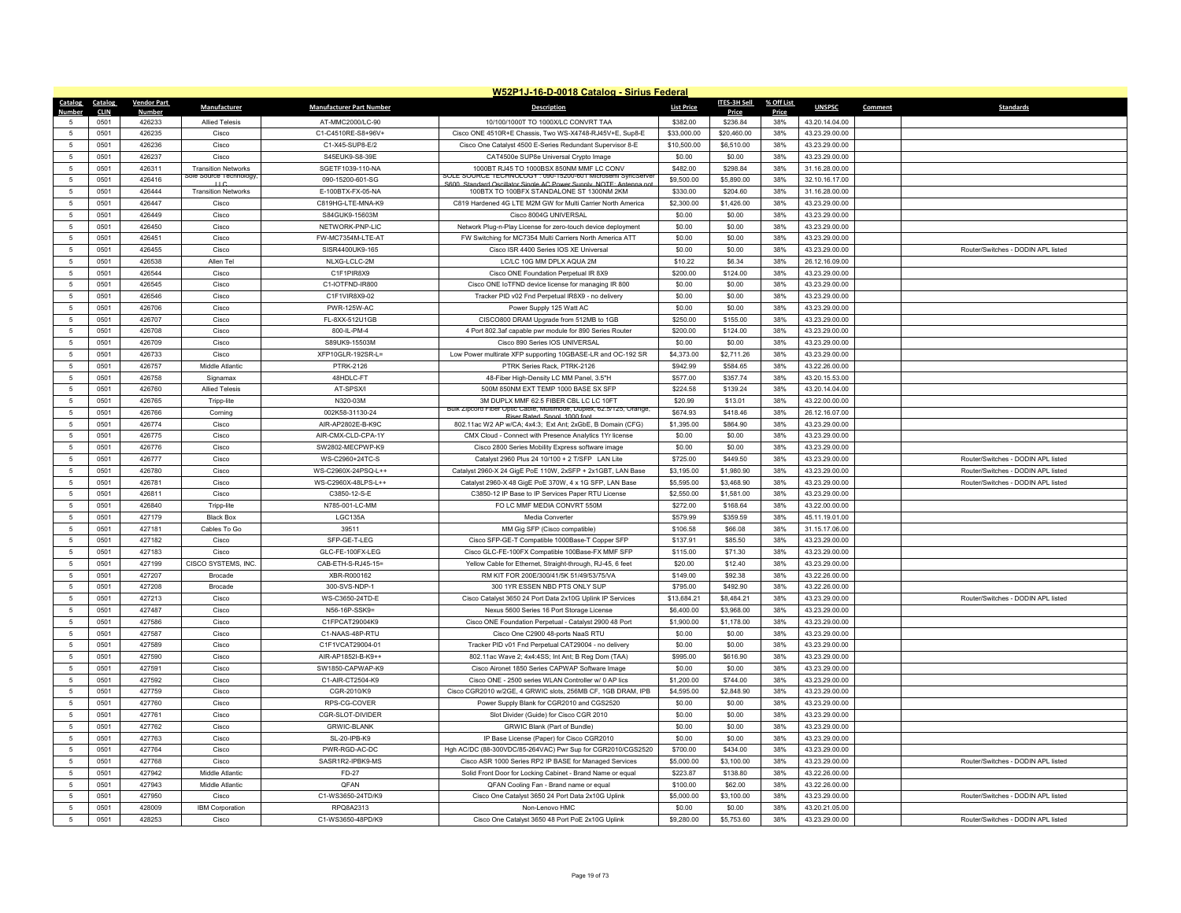# W52P1J-16-D-0018 Catalog - Sirius Federal

| Catalog Number | Catalog CLIN | Vendor Part Number | Manufacturer | Manufacturer Part Number | Description | List Price | ITES-3H Sell Price | % Off List Price | UNSPSC | Comment | Standards |
|---|---|---|---|---|---|---|---|---|---|---|---|
| 5 | 0501 | 426233 | Allied Telesis | AT-MMC2000/LC-90 | 10/100/1000T TO 1000X/LC CONVRT TAA | $382.00 | $236.84 | 38% | 43.20.14.04.00 | | |
| 5 | 0501 | 426235 | Cisco | C1-C4510RE-S8+96V+ | Cisco ONE 4510R+E Chassis, Two WS-X4748-RJ45V+E, Sup8-E | $33,000.00 | $20,460.00 | 38% | 43.23.29.00.00 | | |
| 5 | 0501 | 426236 | Cisco | C1-X45-SUP8-E/2 | Cisco One Catalyst 4500 E-Series Redundant Supervisor 8-E | $10,500.00 | $6,510.00 | 38% | 43.23.29.00.00 | | |
| 5 | 0501 | 426237 | Cisco | S45EUK9-S8-39E | CAT4500e SUP8e Universal Crypto Image | $0.00 | $0.00 | 38% | 43.23.29.00.00 | | |
| 5 | 0501 | 426311 | Transition Networks | SGETF1039-110-NA | 1000BT RJ45 TO 1000BSX 850NM MMF LC CONV | $482.00 | $298.84 | 38% | 31.16.28.00.00 | | |
| 5 | 0501 | 426416 | Sole Source Technology, LLC | 090-15200-601-SG | SOLE SOURCE TECHNOLOGY - 090-15200-601 Microsemi SyncServer S600, Standard Oscillator Single AC Power Supply. NOTE: Antenna not | $9,500.00 | $5,890.00 | 38% | 32.10.16.17.00 | | |
| 5 | 0501 | 426444 | Transition Networks | E-100BTX-FX-05-NA | 100BTX TO 100BFX STANDALONE ST 1300NM 2KM | $330.00 | $204.60 | 38% | 31.16.28.00.00 | | |
| 5 | 0501 | 426447 | Cisco | C819HG-LTE-MNA-K9 | C819 Hardened 4G LTE M2M GW for Multi Carrier North America | $2,300.00 | $1,426.00 | 38% | 43.23.29.00.00 | | |
| 5 | 0501 | 426449 | Cisco | S84GUK9-15603M | Cisco 8004G UNIVERSAL | $0.00 | $0.00 | 38% | 43.23.29.00.00 | | |
| 5 | 0501 | 426450 | Cisco | NETWORK-PNP-LIC | Network Plug-n-Play License for zero-touch device deployment | $0.00 | $0.00 | 38% | 43.23.29.00.00 | | |
| 5 | 0501 | 426451 | Cisco | FW-MC7354M-LTE-AT | FW Switching for MC7354 Multi Carriers North America ATT | $0.00 | $0.00 | 38% | 43.23.29.00.00 | | |
| 5 | 0501 | 426455 | Cisco | SISR4400UK9-165 | Cisco ISR 4400 Series IOS XE Universal | $0.00 | $0.00 | 38% | 43.23.29.00.00 | | Router/Switches - DODIN APL listed |
| 5 | 0501 | 426538 | Allen Tel | NLXG-LCLC-2M | LC/LC 10G MM DPLX AQUA 2M | $10.22 | $6.34 | 38% | 26.12.16.09.00 | | |
| 5 | 0501 | 426544 | Cisco | C1F1PIR8X9 | Cisco ONE Foundation Perpetual IR 8X9 | $200.00 | $124.00 | 38% | 43.23.29.00.00 | | |
| 5 | 0501 | 426545 | Cisco | C1-IOTFND-IR800 | Cisco ONE IoTFND device license for managing IR 800 | $0.00 | $0.00 | 38% | 43.23.29.00.00 | | |
| 5 | 0501 | 426546 | Cisco | C1F1VIR8X9-02 | Tracker PID v02 Fnd Perpetual IR8X9 - no delivery | $0.00 | $0.00 | 38% | 43.23.29.00.00 | | |
| 5 | 0501 | 426706 | Cisco | PWR-125W-AC | Power Supply 125 Watt AC | $0.00 | $0.00 | 38% | 43.23.29.00.00 | | |
| 5 | 0501 | 426707 | Cisco | FL-8XX-512U1GB | CISCO800 DRAM Upgrade from 512MB to 1GB | $250.00 | $155.00 | 38% | 43.23.29.00.00 | | |
| 5 | 0501 | 426708 | Cisco | 800-IL-PM-4 | 4 Port 802.3af capable pwr module for 890 Series Router | $200.00 | $124.00 | 38% | 43.23.29.00.00 | | |
| 5 | 0501 | 426709 | Cisco | S89UK9-15503M | Cisco 890 Series IOS UNIVERSAL | $0.00 | $0.00 | 38% | 43.23.29.00.00 | | |
| 5 | 0501 | 426733 | Cisco | XFP10GLR-192SR-L= | Low Power multirate XFP supporting 10GBASE-LR and OC-192 SR | $4,373.00 | $2,711.26 | 38% | 43.23.29.00.00 | | |
| 5 | 0501 | 426757 | Middle Atlantic | PTRK-2126 | PTRK Series Rack, PTRK-2126 | $942.99 | $584.65 | 38% | 43.22.26.00.00 | | |
| 5 | 0501 | 426758 | Signamax | 48HDLC-FT | 48-Fiber High-Density LC MM Panel, 3.5"H | $577.00 | $357.74 | 38% | 43.20.15.53.00 | | |
| 5 | 0501 | 426760 | Allied Telesis | AT-SPSX/I | 500M 850NM EXT TEMP 1000 BASE SX SFP | $224.58 | $139.24 | 38% | 43.20.14.04.00 | | |
| 5 | 0501 | 426765 | Tripp-lite | N320-03M | 3M DUPLX MMF 62.5 FIBER CBL LC LC 10FT | $20.99 | $13.01 | 38% | 43.22.00.00.00 | | |
| 5 | 0501 | 426766 | Corning | 002K58-31130-24 | Bulk Zipcord Fiber Optic Cable, Multimode, Duplex, 62.5/125, Orange, Riser Rated, Spool, 1000 foot | $674.93 | $418.46 | 38% | 26.12.16.07.00 | | |
| 5 | 0501 | 426774 | Cisco | AIR-AP2802E-B-K9C | 802.11ac W2 AP w/CA; 4x4:3; Ext Ant; 2xGbE, B Domain (CFG) | $1,395.00 | $864.90 | 38% | 43.23.29.00.00 | | |
| 5 | 0501 | 426775 | Cisco | AIR-CMX-CLD-CPA-1Y | CMX Cloud - Connect with Presence Analytics 1Yr license | $0.00 | $0.00 | 38% | 43.23.29.00.00 | | |
| 5 | 0501 | 426776 | Cisco | SW2802-MECPWP-K9 | Cisco 2800 Series Mobility Express software image | $0.00 | $0.00 | 38% | 43.23.29.00.00 | | |
| 5 | 0501 | 426777 | Cisco | WS-C2960+24TC-S | Catalyst 2960 Plus 24 10/100 + 2 T/SFP LAN Lite | $725.00 | $449.50 | 38% | 43.23.29.00.00 | | Router/Switches - DODIN APL listed |
| 5 | 0501 | 426780 | Cisco | WS-C2960X-24PSQ-L++ | Catalyst 2960-X 24 GigE PoE 110W, 2xSFP + 2x1GBT, LAN Base | $3,195.00 | $1,980.90 | 38% | 43.23.29.00.00 | | Router/Switches - DODIN APL listed |
| 5 | 0501 | 426781 | Cisco | WS-C2960X-48LPS-L++ | Catalyst 2960-X 48 GigE PoE 370W, 4 x 1G SFP, LAN Base | $5,595.00 | $3,468.90 | 38% | 43.23.29.00.00 | | Router/Switches - DODIN APL listed |
| 5 | 0501 | 426811 | Cisco | C3850-12-S-E | C3850-12 IP Base to IP Services Paper RTU License | $2,550.00 | $1,581.00 | 38% | 43.23.29.00.00 | | |
| 5 | 0501 | 426840 | Tripp-lite | N785-001-LC-MM | FO LC MMF MEDIA CONVRT 550M | $272.00 | $168.64 | 38% | 43.22.00.00.00 | | |
| 5 | 0501 | 427179 | Black Box | LGC135A | Media Converter | $579.99 | $359.59 | 38% | 45.11.19.01.00 | | |
| 5 | 0501 | 427181 | Cables To Go | 39511 | MM Gig SFP (Cisco compatible) | $106.58 | $66.08 | 38% | 31.15.17.06.00 | | |
| 5 | 0501 | 427182 | Cisco | SFP-GE-T-LEG | Cisco SFP-GE-T Compatible 1000Base-T Copper SFP | $137.91 | $85.50 | 38% | 43.23.29.00.00 | | |
| 5 | 0501 | 427183 | Cisco | GLC-FE-100FX-LEG | Cisco GLC-FE-100FX Compatible 100Base-FX MMF SFP | $115.00 | $71.30 | 38% | 43.23.29.00.00 | | |
| 5 | 0501 | 427199 | CISCO SYSTEMS, INC. | CAB-ETH-S-RJ45-15= | Yellow Cable for Ethernet, Straight-through, RJ-45, 6 feet | $20.00 | $12.40 | 38% | 43.23.29.00.00 | | |
| 5 | 0501 | 427207 | Brocade | XBR-R000162 | RM KIT FOR 200E/300/41/5K 51/49/53/75/VA | $149.00 | $92.38 | 38% | 43.22.26.00.00 | | |
| 5 | 0501 | 427208 | Brocade | 300-SVS-NDP-1 | 300 1YR ESSEN NBD PTS ONLY SUP | $795.00 | $492.90 | 38% | 43.22.26.00.00 | | |
| 5 | 0501 | 427213 | Cisco | WS-C3650-24TD-E | Cisco Catalyst 3650 24 Port Data 2x10G Uplink IP Services | $13,684.21 | $8,484.21 | 38% | 43.23.29.00.00 | | Router/Switches - DODIN APL listed |
| 5 | 0501 | 427487 | Cisco | N56-16P-SSK9= | Nexus 5600 Series 16 Port Storage License | $6,400.00 | $3,968.00 | 38% | 43.23.29.00.00 | | |
| 5 | 0501 | 427586 | Cisco | C1FPCAT29004K9 | Cisco ONE Foundation Perpetual - Catalyst 2900 48 Port | $1,900.00 | $1,178.00 | 38% | 43.23.29.00.00 | | |
| 5 | 0501 | 427587 | Cisco | C1-NAAS-48P-RTU | Cisco One C2900 48-ports NaaS RTU | $0.00 | $0.00 | 38% | 43.23.29.00.00 | | |
| 5 | 0501 | 427589 | Cisco | C1F1VCAT29004-01 | Tracker PID v01 Fnd Perpetual CAT29004 - no delivery | $0.00 | $0.00 | 38% | 43.23.29.00.00 | | |
| 5 | 0501 | 427590 | Cisco | AIR-AP1852I-B-K9++ | 802.11ac Wave 2; 4x4:4SS; Int Ant; B Reg Dom (TAA) | $995.00 | $616.90 | 38% | 43.23.29.00.00 | | |
| 5 | 0501 | 427591 | Cisco | SW1850-CAPWAP-K9 | Cisco Aironet 1850 Series CAPWAP Software Image | $0.00 | $0.00 | 38% | 43.23.29.00.00 | | |
| 5 | 0501 | 427592 | Cisco | C1-AIR-CT2504-K9 | Cisco ONE - 2500 series WLAN Controller w/ 0 AP lics | $1,200.00 | $744.00 | 38% | 43.23.29.00.00 | | |
| 5 | 0501 | 427759 | Cisco | CGR-2010/K9 | Cisco CGR2010 w/2GE, 4 GRWIC slots, 256MB CF, 1GB DRAM, IPB | $4,595.00 | $2,848.90 | 38% | 43.23.29.00.00 | | |
| 5 | 0501 | 427760 | Cisco | RPS-CG-COVER | Power Supply Blank for CGR2010 and CGS2520 | $0.00 | $0.00 | 38% | 43.23.29.00.00 | | |
| 5 | 0501 | 427761 | Cisco | CGR-SLOT-DIVIDER | Slot Divider (Guide) for Cisco CGR 2010 | $0.00 | $0.00 | 38% | 43.23.29.00.00 | | |
| 5 | 0501 | 427762 | Cisco | GRWIC-BLANK | GRWIC Blank (Part of Bundle) | $0.00 | $0.00 | 38% | 43.23.29.00.00 | | |
| 5 | 0501 | 427763 | Cisco | SL-20-IPB-K9 | IP Base License (Paper) for Cisco CGR2010 | $0.00 | $0.00 | 38% | 43.23.29.00.00 | | |
| 5 | 0501 | 427764 | Cisco | PWR-RGD-AC-DC | Hgh AC/DC (88-300VDC/85-264VAC) Pwr Sup for CGR2010/CGS2520 | $700.00 | $434.00 | 38% | 43.23.29.00.00 | | |
| 5 | 0501 | 427768 | Cisco | SASR1R2-IPBK9-MS | Cisco ASR 1000 Series RP2 IP BASE for Managed Services | $5,000.00 | $3,100.00 | 38% | 43.23.29.00.00 | | Router/Switches - DODIN APL listed |
| 5 | 0501 | 427942 | Middle Atlantic | FD-27 | Solid Front Door for Locking Cabinet - Brand Name or equal | $223.87 | $138.80 | 38% | 43.22.26.00.00 | | |
| 5 | 0501 | 427943 | Middle Atlantic | QFAN | QFAN Cooling Fan - Brand name or equal | $100.00 | $62.00 | 38% | 43.22.26.00.00 | | |
| 5 | 0501 | 427950 | Cisco | C1-WS3650-24TD/K9 | Cisco One Catalyst 3650 24 Port Data 2x10G Uplink | $5,000.00 | $3,100.00 | 38% | 43.23.29.00.00 | | Router/Switches - DODIN APL listed |
| 5 | 0501 | 428009 | IBM Corporation | RPQ8A2313 | Non-Lenovo HMC | $0.00 | $0.00 | 38% | 43.20.21.05.00 | | |
| 5 | 0501 | 428253 | Cisco | C1-WS3650-48PD/K9 | Cisco One Catalyst 3650 48 Port PoE 2x10G Uplink | $9,280.00 | $5,753.60 | 38% | 43.23.29.00.00 | | Router/Switches - DODIN APL listed |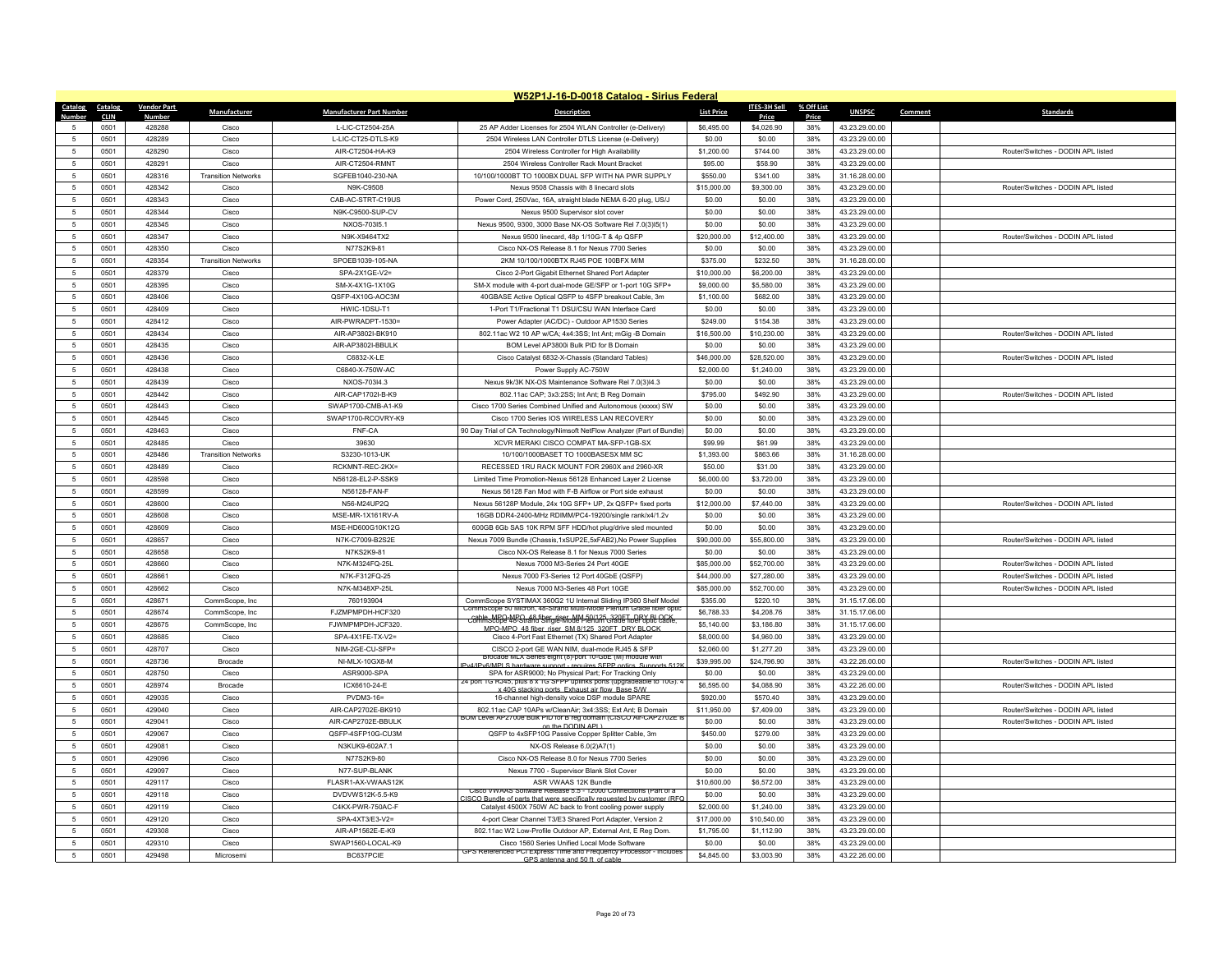# W52P1J-16-D-0018 Catalog - Sirius Federal

| Catalog Number | Catalog CLIN | Vendor Part Number | Manufacturer | Manufacturer Part Number | Description | List Price | ITES-3H Sell Price | % Off List Price | UNSPSC | Comment | Standards |
|---|---|---|---|---|---|---|---|---|---|---|---|
| 5 | 0501 | 428288 | Cisco | L-LIC-CT2504-25A | 25 AP Adder Licenses for 2504 WLAN Controller (e-Delivery) | $6,495.00 | $4,026.90 | 38% | 43.23.29.00.00 | | |
| 5 | 0501 | 428289 | Cisco | L-LIC-CT25-DTLS-K9 | 2504 Wireless LAN Controller DTLS License (e-Delivery) | $0.00 | $0.00 | 38% | 43.23.29.00.00 | | |
| 5 | 0501 | 428290 | Cisco | AIR-CT2504-HA-K9 | 2504 Wireless Controller for High Availability | $1,200.00 | $744.00 | 38% | 43.23.29.00.00 | | Router/Switches - DODIN APL listed |
| 5 | 0501 | 428291 | Cisco | AIR-CT2504-RMNT | 2504 Wireless Controller Rack Mount Bracket | $95.00 | $58.90 | 38% | 43.23.29.00.00 | | |
| 5 | 0501 | 428316 | Transition Networks | SGFEB1040-230-NA | 10/100/1000BT TO 1000BX DUAL SFP WITH NA PWR SUPPLY | $550.00 | $341.00 | 38% | 31.16.28.00.00 | | |
| 5 | 0501 | 428342 | Cisco | N9K-C9508 | Nexus 9508 Chassis with 8 linecard slots | $15,000.00 | $9,300.00 | 38% | 43.23.29.00.00 | | Router/Switches - DODIN APL listed |
| 5 | 0501 | 428343 | Cisco | CAB-AC-STRT-C19US | Power Cord, 250Vac, 16A, straight blade NEMA 6-20 plug, US/J | $0.00 | $0.00 | 38% | 43.23.29.00.00 | | |
| 5 | 0501 | 428344 | Cisco | N9K-C9500-SUP-CV | Nexus 9500 Supervisor slot cover | $0.00 | $0.00 | 38% | 43.23.29.00.00 | | |
| 5 | 0501 | 428345 | Cisco | NXOS-703I5.1 | Nexus 9500, 9300, 3000 Base NX-OS Software Rel 7.0(3)I5(1) | $0.00 | $0.00 | 38% | 43.23.29.00.00 | | |
| 5 | 0501 | 428347 | Cisco | N9K-X9464TX2 | Nexus 9500 linecard, 48p 1/10G-T & 4p QSFP | $20,000.00 | $12,400.00 | 38% | 43.23.29.00.00 | | Router/Switches - DODIN APL listed |
| 5 | 0501 | 428350 | Cisco | N77S2K9-81 | Cisco NX-OS Release 8.1 for Nexus 7700 Series | $0.00 | $0.00 | 38% | 43.23.29.00.00 | | |
| 5 | 0501 | 428354 | Transition Networks | SPOEB1039-105-NA | 2KM 10/100/1000BTX RJ45 POE 100BFX M/M | $375.00 | $232.50 | 38% | 31.16.28.00.00 | | |
| 5 | 0501 | 428379 | Cisco | SPA-2X1GE-V2= | Cisco 2-Port Gigabit Ethernet Shared Port Adapter | $10,000.00 | $6,200.00 | 38% | 43.23.29.00.00 | | |
| 5 | 0501 | 428395 | Cisco | SM-X-4X1G-1X10G | SM-X module with 4-port dual-mode GE/SFP or 1-port 10G SFP+ | $9,000.00 | $5,580.00 | 38% | 43.23.29.00.00 | | |
| 5 | 0501 | 428406 | Cisco | QSFP-4X10G-AOC3M | 40GBASE Active Optical QSFP to 4SFP breakout Cable, 3m | $1,100.00 | $682.00 | 38% | 43.23.29.00.00 | | |
| 5 | 0501 | 428409 | Cisco | HWIC-1DSU-T1 | 1-Port T1/Fractional T1 DSU/CSU WAN Interface Card | $0.00 | $0.00 | 38% | 43.23.29.00.00 | | |
| 5 | 0501 | 428412 | Cisco | AIR-PWRADPT-1530= | Power Adapter (AC/DC) - Outdoor AP1530 Series | $249.00 | $154.38 | 38% | 43.23.29.00.00 | | |
| 5 | 0501 | 428434 | Cisco | AIR-AP3802I-BK910 | 802.11ac W2 10 AP w/CA; 4x4:3SS; Int Ant; mGig -B Domain | $16,500.00 | $10,230.00 | 38% | 43.23.29.00.00 | | Router/Switches - DODIN APL listed |
| 5 | 0501 | 428435 | Cisco | AIR-AP3802I-BBULK | BOM Level AP3800i Bulk PID for B Domain | $0.00 | $0.00 | 38% | 43.23.29.00.00 | | |
| 5 | 0501 | 428436 | Cisco | C6832-X-LE | Cisco Catalyst 6832-X-Chassis (Standard Tables) | $46,000.00 | $28,520.00 | 38% | 43.23.29.00.00 | | Router/Switches - DODIN APL listed |
| 5 | 0501 | 428438 | Cisco | C6840-X-750W-AC | Power Supply AC-750W | $2,000.00 | $1,240.00 | 38% | 43.23.29.00.00 | | |
| 5 | 0501 | 428439 | Cisco | NXOS-703I4.3 | Nexus 9k/3K NX-OS Maintenance Software Rel 7.0(3)I4.3 | $0.00 | $0.00 | 38% | 43.23.29.00.00 | | |
| 5 | 0501 | 428442 | Cisco | AIR-CAP1702I-B-K9 | 802.11ac CAP; 3x3:2SS; Int Ant; B Reg Domain | $795.00 | $492.90 | 38% | 43.23.29.00.00 | | Router/Switches - DODIN APL listed |
| 5 | 0501 | 428443 | Cisco | SWAP1700-CMB-A1-K9 | Cisco 1700 Series Combined Unified and Autonomous (xxxxx) SW | $0.00 | $0.00 | 38% | 43.23.29.00.00 | | |
| 5 | 0501 | 428445 | Cisco | SWAP1700-RCOVRY-K9 | Cisco 1700 Series IOS WIRELESS LAN RECOVERY | $0.00 | $0.00 | 38% | 43.23.29.00.00 | | |
| 5 | 0501 | 428463 | Cisco | FNF-CA | 90 Day Trial of CA Technology/Nimsoft NetFlow Analyzer (Part of Bundle) | $0.00 | $0.00 | 38% | 43.23.29.00.00 | | |
| 5 | 0501 | 428485 | Cisco | 39630 | XCVR MERAKI CISCO COMPAT MA-SFP-1GB-SX | $99.99 | $61.99 | 38% | 43.23.29.00.00 | | |
| 5 | 0501 | 428486 | Transition Networks | S3230-1013-UK | 10/100/1000BASET TO 1000BASESX MM SC | $1,393.00 | $863.66 | 38% | 31.16.28.00.00 | | |
| 5 | 0501 | 428489 | Cisco | RCKMNT-REC-2KX= | RECESSED 1RU RACK MOUNT FOR 2960X and 2960-XR | $50.00 | $31.00 | 38% | 43.23.29.00.00 | | |
| 5 | 0501 | 428598 | Cisco | N56128-EL2-P-SSK9 | Limited Time Promotion-Nexus 56128 Enhanced Layer 2 License | $6,000.00 | $3,720.00 | 38% | 43.23.29.00.00 | | |
| 5 | 0501 | 428599 | Cisco | N56128-FAN-F | Nexus 56128 Fan Mod with F-B Airflow or Port side exhaust | $0.00 | $0.00 | 38% | 43.23.29.00.00 | | |
| 5 | 0501 | 428600 | Cisco | N56-M24UP2Q | Nexus 56128P Module, 24x 10G SFP+ UP, 2x QSFP+ fixed ports | $12,000.00 | $7,440.00 | 38% | 43.23.29.00.00 | | Router/Switches - DODIN APL listed |
| 5 | 0501 | 428608 | Cisco | MSE-MR-1X161RV-A | 16GB DDR4-2400-MHz RDIMM/PC4-19200/single rank/x4/1.2v | $0.00 | $0.00 | 38% | 43.23.29.00.00 | | |
| 5 | 0501 | 428609 | Cisco | MSE-HD600G10K12G | 600GB 6Gb SAS 10K RPM SFF HDD/hot plug/drive sled mounted | $0.00 | $0.00 | 38% | 43.23.29.00.00 | | |
| 5 | 0501 | 428657 | Cisco | N7K-C7009-B2S2E | Nexus 7009 Bundle (Chassis,1xSUP2E,5xFAB2),No Power Supplies | $90,000.00 | $55,800.00 | 38% | 43.23.29.00.00 | | Router/Switches - DODIN APL listed |
| 5 | 0501 | 428658 | Cisco | N7KS2K9-81 | Cisco NX-OS Release 8.1 for Nexus 7000 Series | $0.00 | $0.00 | 38% | 43.23.29.00.00 | | |
| 5 | 0501 | 428660 | Cisco | N7K-M324FQ-25L | Nexus 7000 M3-Series 24 Port 40GE | $85,000.00 | $52,700.00 | 38% | 43.23.29.00.00 | | Router/Switches - DODIN APL listed |
| 5 | 0501 | 428661 | Cisco | N7K-F312FQ-25 | Nexus 7000 F3-Series 12 Port 40GbE (QSFP) | $44,000.00 | $27,280.00 | 38% | 43.23.29.00.00 | | Router/Switches - DODIN APL listed |
| 5 | 0501 | 428662 | Cisco | N7K-M348XP-25L | Nexus 7000 M3-Series 48 Port 10GE | $85,000.00 | $52,700.00 | 38% | 43.23.29.00.00 | | Router/Switches - DODIN APL listed |
| 5 | 0501 | 428671 | CommScope, Inc | 760193904 | CommScope SYSTIMAX 360G2 1U Internal Sliding IP360 Shelf Model | $355.00 | $220.10 | 38% | 31.15.17.06.00 | | |
| 5 | 0501 | 428674 | CommScope, Inc | FJZMPMPDH-HCF320 | CommScope 50 Micron, 48-Strand Multi-Mode Plenum Grade fiber optic cable, MPO-MPO, 48 fiber, riser, MM 50/125, 320FT, DRY BLOCK | $6,788.33 | $4,208.76 | 38% | 31.15.17.06.00 | | |
| 5 | 0501 | 428675 | CommScope, Inc | FJWMPMPDH-JCF320. | CommScope 48-Strand Single-Mode Plenum Grade fiber optic cable, MPO-MPO, 48 fiber, riser, SM 8/125, 320FT, DRY BLOCK | $5,140.00 | $3,186.80 | 38% | 31.15.17.06.00 | | |
| 5 | 0501 | 428685 | Cisco | SPA-4X1FE-TX-V2= | Cisco 4-Port Fast Ethernet (TX) Shared Port Adapter | $8,000.00 | $4,960.00 | 38% | 43.23.29.00.00 | | |
| 5 | 0501 | 428707 | Cisco | NIM-2GE-CU-SFP= | CISCO 2-port GE WAN NIM, dual-mode RJ45 & SFP | $2,060.00 | $1,277.20 | 38% | 43.23.29.00.00 | | |
| 5 | 0501 | 428736 | Brocade | NI-MLX-10GX8-M | Brocade MLX Series eight (8)-port 10-GbE (M) module with IPv4/IPv6/MPLS hardware support - requires SFPP optics. Supports 512K | $39,995.00 | $24,796.90 | 38% | 43.22.26.00.00 | | Router/Switches - DODIN APL listed |
| 5 | 0501 | 428750 | Cisco | ASR9000-SPA | SPA for ASR9000; No Physical Part; For Tracking Only | $0.00 | $0.00 | 38% | 43.23.29.00.00 | | |
| 5 | 0501 | 428974 | Brocade | ICX6610-24-E | 24 port 1G RJ45, plus 8 x 1G SFPP uplinks ports (upgradeable to 10G), 4 x 40G stacking ports. Exhaust air flow. Base S/W | $6,595.00 | $4,088.90 | 38% | 43.22.26.00.00 | | Router/Switches - DODIN APL listed |
| 5 | 0501 | 429035 | Cisco | PVDM3-16= | 16-channel high-density voice DSP module SPARE | $920.00 | $570.40 | 38% | 43.23.29.00.00 | | |
| 5 | 0501 | 429040 | Cisco | AIR-CAP2702E-BK910 | 802.11ac CAP 10APs w/CleanAir; 3x4:3SS; Ext Ant; B Domain | $11,950.00 | $7,409.00 | 38% | 43.23.29.00.00 | | Router/Switches - DODIN APL listed |
| 5 | 0501 | 429041 | Cisco | AIR-CAP2702E-BBULK | BOM Level AP2700e Bulk PID for B reg domain (CISCO AIr-CAP2702E is on the DODIN APL) | $0.00 | $0.00 | 38% | 43.23.29.00.00 | | Router/Switches - DODIN APL listed |
| 5 | 0501 | 429067 | Cisco | QSFP-4SFP10G-CU3M | QSFP to 4xSFP10G Passive Copper Splitter Cable, 3m | $450.00 | $279.00 | 38% | 43.23.29.00.00 | | |
| 5 | 0501 | 429081 | Cisco | N3KUK9-602A7.1 | NX-OS Release 6.0(2)A7(1) | $0.00 | $0.00 | 38% | 43.23.29.00.00 | | |
| 5 | 0501 | 429096 | Cisco | N77S2K9-80 | Cisco NX-OS Release 8.0 for Nexus 7700 Series | $0.00 | $0.00 | 38% | 43.23.29.00.00 | | |
| 5 | 0501 | 429097 | Cisco | N77-SUP-BLANK | Nexus 7700 - Supervisor Blank Slot Cover | $0.00 | $0.00 | 38% | 43.23.29.00.00 | | |
| 5 | 0501 | 429117 | Cisco | FLASR1-AV-VWAAS12K | ASR VWAAS 12K Bundle | $10,600.00 | $6,572.00 | 38% | 43.23.29.00.00 | | |
| 5 | 0501 | 429118 | Cisco | DVDVWS12K-5.5-K9 | Cisco VWAAS Software Release 5.5 - 12000 Connections (Part of a CISCO Bundle of parts that were specifically requested by customer (RFQ | $0.00 | $0.00 | 38% | 43.23.29.00.00 | | |
| 5 | 0501 | 429119 | Cisco | C4KX-PWR-750AC-F | Catalyst 4500X 750W AC back to front cooling power supply | $2,000.00 | $1,240.00 | 38% | 43.23.29.00.00 | | |
| 5 | 0501 | 429120 | Cisco | SPA-4XT3/E3-V2= | 4-port Clear Channel T3/E3 Shared Port Adapter, Version 2 | $17,000.00 | $10,540.00 | 38% | 43.23.29.00.00 | | |
| 5 | 0501 | 429308 | Cisco | AIR-AP1562E-E-K9 | 802.11ac W2 Low-Profile Outdoor AP, External Ant, E Reg Dom. | $1,795.00 | $1,112.90 | 38% | 43.23.29.00.00 | | |
| 5 | 0501 | 429310 | Cisco | SWAP1560-LOCAL-K9 | Cisco 1560 Series Unified Local Mode Software | $0.00 | $0.00 | 38% | 43.23.29.00.00 | | |
| 5 | 0501 | 429498 | Microsemi | BC637PCIE | GPS Referenced PCI Express Time and Frequency Processor - Includes GPS antenna and 50 ft. of cable | $4,845.00 | $3,003.90 | 38% | 43.22.26.00.00 | | |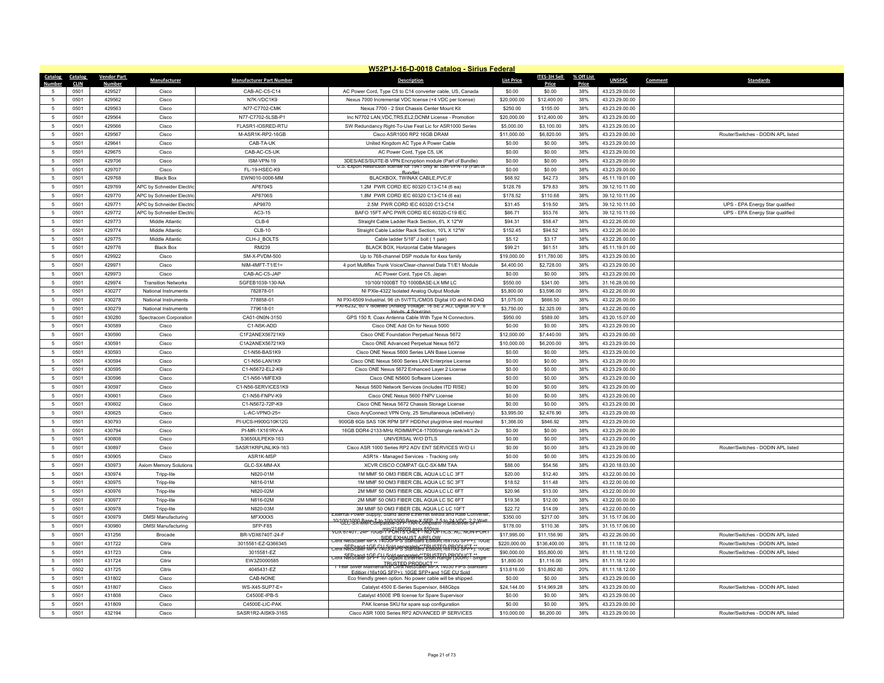## W52P1J-16-D-0018 Catalog - Sirius Federal

| Catalog Number | Catalog CLIN | Vendor Part Number | Manufacturer | Manufacturer Part Number | Description | List Price | ITES-3H Sell Price | % Off List Price | UNSPSC | Comment | Standards |
|---|---|---|---|---|---|---|---|---|---|---|---|
| 5 | 0501 | 429527 | Cisco | CAB-AC-C5-C14 | AC Power Cord, Type C5 to C14 converter cable, US, Canada | $0.00 | $0.00 | 38% | 43.23.29.00.00 | | |
| 5 | 0501 | 429562 | Cisco | N7K-VDC1K9 | Nexus 7000 Incremental VDC license (+4 VDC per license) | $20,000.00 | $12,400.00 | 38% | 43.23.29.00.00 | | |
| 5 | 0501 | 429563 | Cisco | N77-C7702-CMK | Nexus 7700 - 2 Slot Chassis Center Mount Kit | $250.00 | $155.00 | 38% | 43.23.29.00.00 | | |
| 5 | 0501 | 429564 | Cisco | N77-C7702-5LSB-P1 | Inc N7702 LAN,VDC,TRS,EL2,DCNM License - Promotion | $20,000.00 | $12,400.00 | 38% | 43.23.29.00.00 | | |
| 5 | 0501 | 429566 | Cisco | FLASR1-IOSRED-RTU | SW Redundancy Right-To-Use Feat Lic for ASR1000 Series | $5,000.00 | $3,100.00 | 38% | 43.23.29.00.00 | | |
| 5 | 0501 | 429567 | Cisco | M-ASR1K-RP2-16GB | Cisco ASR1000 RP2 16GB DRAM | $11,000.00 | $6,820.00 | 38% | 43.23.29.00.00 | | Router/Switches - DODIN APL listed |
| 5 | 0501 | 429641 | Cisco | CAB-TA-UK | United Kingdom AC Type A Power Cable | $0.00 | $0.00 | 38% | 43.23.29.00.00 | | |
| 5 | 0501 | 429675 | Cisco | CAB-AC-C5-UK | AC Power Cord, Type C5, UK | $0.00 | $0.00 | 38% | 43.23.29.00.00 | | |
| 5 | 0501 | 429706 | Cisco | ISM-VPN-19 | 3DES/AES/SUITE-B VPN Encryption module (Part of Bundle) | $0.00 | $0.00 | 38% | 43.23.29.00.00 | | |
| 5 | 0501 | 429707 | Cisco | FL-19-HSEC-K9 | U.S. Export Restriction license for 1941 only w/ ISM-VPN-19 (Part of Bundle) | $0.00 | $0.00 | 38% | 43.23.29.00.00 | | |
| 5 | 0501 | 429768 | Black Box | EWN010-0006-MM | BLACKBOX, TWINAX CABLE,PVC,6' | $68.92 | $42.73 | 38% | 45.11.19.01.00 | | |
| 5 | 0501 | 429769 | APC by Schneider Electric | AP8704S | 1.2M PWR CORD IEC 60320 C13-C14 (6 ea) | $128.76 | $79.83 | 38% | 39.12.10.11.00 | | |
| 5 | 0501 | 429770 | APC by Schneider Electric | AP8706S | 1.8M PWR CORD IEC 60320 C13-C14 (6 ea) | $178.52 | $110.68 | 38% | 39.12.10.11.00 | | |
| 5 | 0501 | 429771 | APC by Schneider Electric | AP9870 | 2.5M PWR CORD IEC 60320 C13-C14 | $31.45 | $19.50 | 38% | 39.12.10.11.00 | | UPS - EPA Energy Star qualified |
| 5 | 0501 | 429772 | APC by Schneider Electric | AC3-15 | BAFO 15FT APC PWR CORD IEC 60320-C19 IEC | $86.71 | $53.76 | 38% | 39.12.10.11.00 | | UPS - EPA Energy Star qualified |
| 5 | 0501 | 429773 | Middle Atlantic | CLB-6 | Straight Cable Ladder Rack Section, 6'L X 12"W | $94.31 | $58.47 | 38% | 43.22.26.00.00 | | |
| 5 | 0501 | 429774 | Middle Atlantic | CLB-10 | Straight Cable Ladder Rack Section, 10'L X 12"W | $152.45 | $94.52 | 38% | 43.22.26.00.00 | | |
| 5 | 0501 | 429775 | Middle Atlantic | CLH-J_BOLTS | Cable ladder 5/16" J bolt ( 1 pair) | $5.12 | $3.17 | 38% | 43.22.26.00.00 | | |
| 5 | 0501 | 429776 | Black Box | RM239 | BLACK BOX, Horizontal Cable Managers | $99.21 | $61.51 | 38% | 45.11.19.01.00 | | |
| 5 | 0501 | 429922 | Cisco | SM-X-PVDM-500 | Up to 768-channel DSP module for 4xxx family | $19,000.00 | $11,780.00 | 38% | 43.23.29.00.00 | | |
| 5 | 0501 | 429971 | Cisco | NIM-4MFT-T1/E1= | 4 port Multiflex Trunk Voice/Clear-channel Data T1/E1 Module | $4,400.00 | $2,728.00 | 38% | 43.23.29.00.00 | | |
| 5 | 0501 | 429973 | Cisco | CAB-AC-C5-JAP | AC Power Cord, Type C5, Japan | $0.00 | $0.00 | 38% | 43.23.29.00.00 | | |
| 5 | 0501 | 429974 | Transition Networks | SGFEB1039-130-NA | 10/100/1000BT TO 1000BASE-LX MM LC | $550.00 | $341.00 | 38% | 31.16.28.00.00 | | |
| 5 | 0501 | 430277 | National Instruments | 782878-01 | NI PXIe-4322 Isolated Analog Output Module | $5,800.00 | $3,596.00 | 38% | 43.22.26.00.00 | | |
| 5 | 0501 | 430278 | National Instruments | 778858-01 | NI PXI-6509 Industrial, 96 ch 5V/TTL/CMOS Digital I/O and NI-DAQ | $1,075.00 | $666.50 | 38% | 43.22.26.00.00 | | |
| 5 | 0501 | 430279 | National Instruments | 779618-01 | PXI-6232, 60 V Isolated (Analog Voltage: 16 SE 2 AO, Digital 30 V: 6 Inputs, 4 Sourcing | $3,750.00 | $2,325.00 | 38% | 43.22.26.00.00 | | |
| 5 | 0501 | 430280 | Spectracom Corporation | CA01-0N0N-3150 | GPS 150 ft. Coax Antenna Cable With Type N Connectors. | $950.00 | $589.00 | 38% | 43.20.15.07.00 | | |
| 5 | 0501 | 430589 | Cisco | C1-N5K-ADD | Cisco ONE Add On for Nexus 5000 | $0.00 | $0.00 | 38% | 43.23.29.00.00 | | |
| 5 | 0501 | 430590 | Cisco | C1F2ANEX56721K9 | Cisco ONE Foundation Perpetual Nexus 5672 | $12,000.00 | $7,440.00 | 38% | 43.23.29.00.00 | | |
| 5 | 0501 | 430591 | Cisco | C1A2ANEX56721K9 | Cisco ONE Advanced Perpetual Nexus 5672 | $10,000.00 | $6,200.00 | 38% | 43.23.29.00.00 | | |
| 5 | 0501 | 430593 | Cisco | C1-N56-BAS1K9 | Cisco ONE Nexus 5600 Series LAN Base License | $0.00 | $0.00 | 38% | 43.23.29.00.00 | | |
| 5 | 0501 | 430594 | Cisco | C1-N56-LAN1K9 | Cisco ONE Nexus 5600 Series LAN Enterprise License | $0.00 | $0.00 | 38% | 43.23.29.00.00 | | |
| 5 | 0501 | 430595 | Cisco | C1-N5672-EL2-K9 | Cisco ONE Nexus 5672 Enhanced Layer 2 License | $0.00 | $0.00 | 38% | 43.23.29.00.00 | | |
| 5 | 0501 | 430596 | Cisco | C1-N56-VMFEX9 | Cisco ONE N5600 Software Licenses | $0.00 | $0.00 | 38% | 43.23.29.00.00 | | |
| 5 | 0501 | 430597 | Cisco | C1-N56-SERVICES1K9 | Nexus 5600 Network Services (includes ITD RISE) | $0.00 | $0.00 | 38% | 43.23.29.00.00 | | |
| 5 | 0501 | 430601 | Cisco | C1-N56-FNPV-K9 | Cisco ONE Nexus 5600 FNPV License | $0.00 | $0.00 | 38% | 43.23.29.00.00 | | |
| 5 | 0501 | 430602 | Cisco | C1-N5672-72P-K9 | Cisco ONE Nexus 5672 Chassis Storage License | $0.00 | $0.00 | 38% | 43.23.29.00.00 | | |
| 5 | 0501 | 430625 | Cisco | L-AC-VPNO-25= | Cisco AnyConnect VPN Only, 25 Simultaneous (eDelivery) | $3,995.00 | $2,476.90 | 38% | 43.23.29.00.00 | | |
| 5 | 0501 | 430793 | Cisco | PI-UCS-H900G10K12G | 900GB 6Gb SAS 10K RPM SFF HDD/hot plug/drive sled mounted | $1,366.00 | $846.92 | 38% | 43.23.29.00.00 | | |
| 5 | 0501 | 430794 | Cisco | PI-MR-1X161RV-A | 16GB DDR4-2133-MHz RDIMM/PC4-17000/single rank/x4/1.2v | $0.00 | $0.00 | 38% | 43.23.29.00.00 | | |
| 5 | 0501 | 430808 | Cisco | S3650ULPEK9-163 | UNIVERSAL W/O DTLS | $0.00 | $0.00 | 38% | 43.23.29.00.00 | | |
| 5 | 0501 | 430897 | Cisco | SASR1KRPUNLIK9-163 | Cisco ASR 1000 Series RP2 ADV ENT SERVICES W/O LI | $0.00 | $0.00 | 38% | 43.23.29.00.00 | | Router/Switches - DODIN APL listed |
| 5 | 0501 | 430905 | Cisco | ASR1K-MSP | ASR1k - Managed Services - Tracking only | $0.00 | $0.00 | 38% | 43.23.29.00.00 | | |
| 5 | 0501 | 430973 | Axiom Memory Solutions | GLC-SX-MM-AX | XCVR CISCO COMPAT GLC-SX-MM TAA | $88.00 | $54.56 | 38% | 43.20.18.03.00 | | |
| 5 | 0501 | 430974 | Tripp-lite | N820-01M | 1M MMF 50 OM3 FIBER CBL AQUA LC LC 3FT | $20.00 | $12.40 | 38% | 43.22.00.00.00 | | |
| 5 | 0501 | 430975 | Tripp-lite | N816-01M | 1M MMF 50 OM3 FIBER CBL AQUA LC SC 3FT | $18.52 | $11.48 | 38% | 43.22.00.00.00 | | |
| 5 | 0501 | 430976 | Tripp-lite | N820-02M | 2M MMF 50 OM3 FIBER CBL AQUA LC LC 6FT | $20.96 | $13.00 | 38% | 43.22.00.00.00 | | |
| 5 | 0501 | 430977 | Tripp-lite | N816-02M | 2M MMF 50 OM3 FIBER CBL AQUA LC SC 6FT | $19.36 | $12.00 | 38% | 43.22.00.00.00 | | |
| 5 | 0501 | 430978 | Tripp-lite | N820-03M | 3M MMF 50 OM3 FIBER CBL AQUA LC LC 10FT | $22.72 | $14.09 | 38% | 43.22.00.00.00 | | |
| 5 | 0501 | 430979 | DMSI Manufacturing | MFXXXX5 | External Power Supply, Stand alone Ethernet Media and Rate Converter, 10/100/1000 Base-T to 100/1000 Base-X SFP, 7.5 to 24 VDC, 2.2 Watt | $350.00 | $217.00 | 38% | 31.15.17.06.00 | | |
| 5 | 0501 | 430980 | DMSI Manufacturing | SFP-F85 | GLC-SX-MM-Compatible-SFP-TAA-Compliant-Transceiver-SFP-min/2146009.aspx 850nm | $178.00 | $110.36 | 38% | 31.15.17.06.00 | | |
| 5 | 0501 | 431256 | Brocade | BR-VDX6740T-24-F | VDX 6740T, 24P 10GB-T PORTS ONLY - NO OPTICS, AC, NON-PORT SIDE EXHAUST AIRFLOW | $17,995.00 | $11,156.90 | 38% | 43.22.26.00.00 | | Router/Switches - DODIN APL listed |
| 5 | 0501 | 431722 | Citrix | 3015581-EZ-Q366345 | Citrix NetScaler MPX 14030 FIPS Standard Edition (16x10G SFP+); 10GE SFP+and 1GE CU Sold separately**TRUSTED PRODUCT ** | $220,000.00 | $136,400.00 | 38% | 81.11.18.12.00 | | Router/Switches - DODIN APL listed |
| 5 | 0501 | 431723 | Citrix | 3015581-EZ | Citrix NetScaler MPX 14030 FIPS Standard Edition (16x10G SFP+); 10GE SFP+and 1GE CU Sold separately**TRUSTED PRODUCT ** | $90,000.00 | $55,800.00 | 38% | 81.11.18.12.00 | | Router/Switches - DODIN APL listed |
| 5 | 0501 | 431724 | Citrix | EW3Z0000585 | Citrix NetScaler SFP+ 10 Gigabit Ethernet Short Range (300m) - Single TRUSTED PRODUCT ** | $1,800.00 | $1,116.00 | 38% | 81.11.18.12.00 | | |
| 5 | 0502 | 431725 | Citrix | 4045431-EZ | 1 Year Silver Maintenance Citrix NetScaler MPX 14030 FIPS Standard Edition (16x10G SFP+); 10GE SFP+and 1GE CU Sold | $13,616.00 | $10,892.80 | 20% | 81.11.18.12.00 | | |
| 5 | 0501 | 431802 | Cisco | CAB-NONE | Eco friendly green option. No power cable will be shipped. | $0.00 | $0.00 | 38% | 43.23.29.00.00 | | |
| 5 | 0501 | 431807 | Cisco | WS-X45-SUP7-E= | Catalyst 4500 E-Series Supervisor, 848Gbps | $24,144.00 | $14,969.28 | 38% | 43.23.29.00.00 | | Router/Switches - DODIN APL listed |
| 5 | 0501 | 431808 | Cisco | C4500E-IPB-S | Catalyst 4500E IPB license for Spare Supervisor | $0.00 | $0.00 | 38% | 43.23.29.00.00 | | |
| 5 | 0501 | 431809 | Cisco | C4500E-LIC-PAK | PAK license SKU for spare sup configuration | $0.00 | $0.00 | 38% | 43.23.29.00.00 | | |
| 5 | 0501 | 432194 | Cisco | SASR1R2-AISK9-316S | Cisco ASR 1000 Series RP2 ADVANCED IP SERVICES | $10,000.00 | $6,200.00 | 38% | 43.23.29.00.00 | | Router/Switches - DODIN APL listed |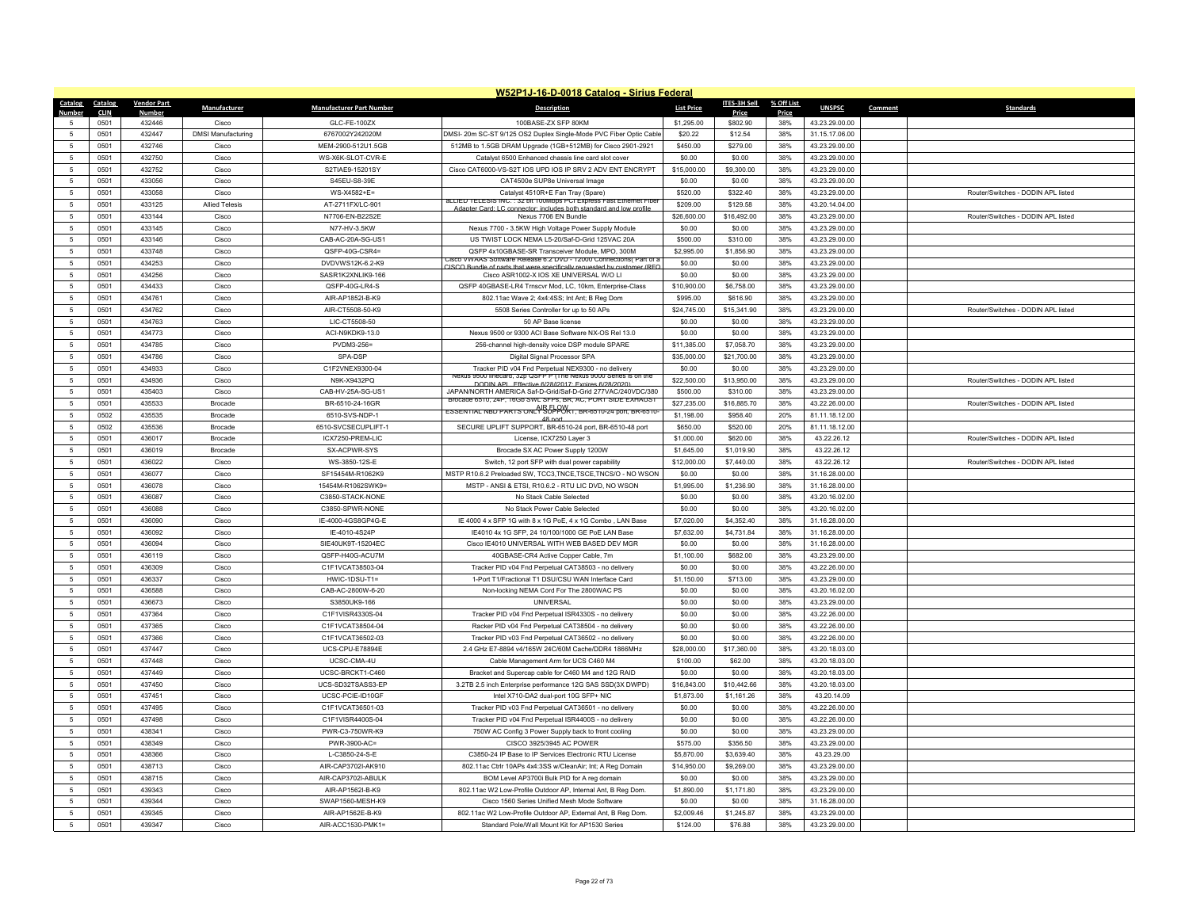## W52P1J-16-D-0018 Catalog - Sirius Federal

| Catalog Number | Catalog CLIN | Vendor Part Number | Manufacturer | Manufacturer Part Number | Description | List Price | ITES-3H Sell Price | % Off List Price | UNSPSC | Comment | Standards |
|---|---|---|---|---|---|---|---|---|---|---|---|
| 5 | 0501 | 432446 | Cisco | GLC-FE-100ZX | 100BASE-ZX SFP 80KM | $1,295.00 | $802.90 | 38% | 43.23.29.00.00 | | |
| 5 | 0501 | 432447 | DMSI Manufacturing | 6767002Y242020M | DMSI- 20m SC-ST 9/125 OS2 Duplex Single-Mode PVC Fiber Optic Cable | $20.22 | $12.54 | 38% | 31.15.17.06.00 | | |
| 5 | 0501 | 432746 | Cisco | MEM-2900-512U1.5GB | 512MB to 1.5GB DRAM Upgrade (1GB+512MB) for Cisco 2901-2921 | $450.00 | $279.00 | 38% | 43.23.29.00.00 | | |
| 5 | 0501 | 432750 | Cisco | WS-X6K-SLOT-CVR-E | Catalyst 6500 Enhanced chassis line card slot cover | $0.00 | $0.00 | 38% | 43.23.29.00.00 | | |
| 5 | 0501 | 432752 | Cisco | S2TIAE9-15201SY | Cisco CAT6000-VS-S2T IOS UPD IOS IP SRV 2 ADV ENT ENCRYPT | $15,000.00 | $9,300.00 | 38% | 43.23.29.00.00 | | |
| 5 | 0501 | 433056 | Cisco | S45EU-S8-39E | CAT4500e SUP8e Universal Image | $0.00 | $0.00 | 38% | 43.23.29.00.00 | | |
| 5 | 0501 | 433058 | Cisco | WS-X4582+E= | Catalyst 4510R+E Fan Tray (Spare) | $520.00 | $322.40 | 38% | 43.23.29.00.00 | | Router/Switches - DODIN APL listed |
| 5 | 0501 | 433125 | Allied Telesis | AT-2711FX/LC-901 | ALLIED TELESIS INC. : 32 bit 100Mbps PCI Express Fast Ethernet Fiber Adapter Card; LC connector; includes both standard and low profile | $209.00 | $129.58 | 38% | 43.20.14.04.00 | | |
| 5 | 0501 | 433144 | Cisco | N7706-EN-B22S2E | Nexus 7706 EN Bundle | $26,600.00 | $16,492.00 | 38% | 43.23.29.00.00 | | Router/Switches - DODIN APL listed |
| 5 | 0501 | 433145 | Cisco | N77-HV-3.5KW | Nexus 7700 - 3.5KW High Voltage Power Supply Module | $0.00 | $0.00 | 38% | 43.23.29.00.00 | | |
| 5 | 0501 | 433146 | Cisco | CAB-AC-20A-SG-US1 | US TWIST LOCK NEMA L5-20/Saf-D-Grid 125VAC 20A | $500.00 | $310.00 | 38% | 43.23.29.00.00 | | |
| 5 | 0501 | 433748 | Cisco | QSFP-40G-CSR4= | QSFP 4x10GBASE-SR Transceiver Module, MPO, 300M | $2,995.00 | $1,856.90 | 38% | 43.23.29.00.00 | | |
| 5 | 0501 | 434253 | Cisco | DVDVWS12K-6.2-K9 | Cisco VWAAS Software Release 6.2 DVD - 12000 Connections( Part of a CISCO Bundle of parts that were specifically requested by customer (REQ | $0.00 | $0.00 | 38% | 43.23.29.00.00 | | |
| 5 | 0501 | 434256 | Cisco | SASR1K2XNLIK9-166 | Cisco ASR1002-X IOS XE UNIVERSAL W/O LI | $0.00 | $0.00 | 38% | 43.23.29.00.00 | | |
| 5 | 0501 | 434433 | Cisco | QSFP-40G-LR4-S | QSFP 40GBASE-LR4 Trnscvr Mod, LC, 10km, Enterprise-Class | $10,900.00 | $6,758.00 | 38% | 43.23.29.00.00 | | |
| 5 | 0501 | 434761 | Cisco | AIR-AP1852I-B-K9 | 802.11ac Wave 2; 4x4:4SS; Int Ant; B Reg Dom | $995.00 | $616.90 | 38% | 43.23.29.00.00 | | |
| 5 | 0501 | 434762 | Cisco | AIR-CT5508-50-K9 | 5508 Series Controller for up to 50 APs | $24,745.00 | $15,341.90 | 38% | 43.23.29.00.00 | | Router/Switches - DODIN APL listed |
| 5 | 0501 | 434763 | Cisco | LIC-CT5508-50 | 50 AP Base license | $0.00 | $0.00 | 38% | 43.23.29.00.00 | | |
| 5 | 0501 | 434773 | Cisco | ACI-N9KDK9-13.0 | Nexus 9500 or 9300 ACI Base Software NX-OS Rel 13.0 | $0.00 | $0.00 | 38% | 43.23.29.00.00 | | |
| 5 | 0501 | 434785 | Cisco | PVDM3-256= | 256-channel high-density voice DSP module SPARE | $11,385.00 | $7,058.70 | 38% | 43.23.29.00.00 | | |
| 5 | 0501 | 434786 | Cisco | SPA-DSP | Digital Signal Processor SPA | $35,000.00 | $21,700.00 | 38% | 43.23.29.00.00 | | |
| 5 | 0501 | 434933 | Cisco | C1F2VNEX9300-04 | Tracker PID v04 Fnd Perpetual NEX9300 - no delivery | $0.00 | $0.00 | 38% | 43.23.29.00.00 | | |
| 5 | 0501 | 434936 | Cisco | N9K-X9432PQ | Nexus 9500 linecard, 32p QSFP+ (The Nexus 9000 Series is on the DODIN APL. Effective 6/28/2017; Expires 6/28/2020) | $22,500.00 | $13,950.00 | 38% | 43.23.29.00.00 | | Router/Switches - DODIN APL listed |
| 5 | 0501 | 435403 | Cisco | CAB-HV-25A-SG-US1 | JAPAN/NORTH AMERICA Saf-D-Grid/Saf-D-Grid 277VAC/240VDC/380 | $500.00 | $310.00 | 38% | 43.23.29.00.00 | | |
| 5 | 0501 | 435533 | Brocade | BR-6510-24-16GR | Brocade 6510, 24P, 16GB SWL SFPs, BR, AC, PORT SIDE EXHAUST AIR FLOW | $27,235.00 | $16,885.70 | 38% | 43.22.26.00.00 | | Router/Switches - DODIN APL listed |
| 5 | 0502 | 435535 | Brocade | 6510-SVS-NDP-1 | ESSENTIAL NBD PARTS ONLY SUPPORT, BR-6510-24 port, BR-6510-48 port | $1,198.00 | $958.40 | 20% | 81.11.18.12.00 | | |
| 5 | 0502 | 435536 | Brocade | 6510-SVCSECUPLIFT-1 | SECURE UPLIFT SUPPORT, BR-6510-24 port, BR-6510-48 port | $650.00 | $520.00 | 20% | 81.11.18.12.00 | | |
| 5 | 0501 | 436017 | Brocade | ICX7250-PREM-LIC | License, ICX7250 Layer 3 | $1,000.00 | $620.00 | 38% | 43.22.26.12 | | Router/Switches - DODIN APL listed |
| 5 | 0501 | 436019 | Brocade | SX-ACPWR-SYS | Brocade SX AC Power Supply 1200W | $1,645.00 | $1,019.90 | 38% | 43.22.26.12 | | |
| 5 | 0501 | 436022 | Cisco | WS-3850-12S-E | Switch, 12 port SFP with dual power capability | $12,000.00 | $7,440.00 | 38% | 43.22.26.12 | | Router/Switches - DODIN APL listed |
| 5 | 0501 | 436077 | Cisco | SF15454M-R1062K9 | MSTP R10.6.2 Preloaded SW, TCC3,TNCE,TSCE,TNCS/O - NO WSON | $0.00 | $0.00 | 38% | 31.16.28.00.00 | | |
| 5 | 0501 | 436078 | Cisco | 15454M-R1062SWK9= | MSTP - ANSI & ETSI, R10.6.2 - RTU LIC DVD, NO WSON | $1,995.00 | $1,236.90 | 38% | 31.16.28.00.00 | | |
| 5 | 0501 | 436087 | Cisco | C3850-STACK-NONE | No Stack Cable Selected | $0.00 | $0.00 | 38% | 43.20.16.02.00 | | |
| 5 | 0501 | 436088 | Cisco | C3850-SPWR-NONE | No Stack Power Cable Selected | $0.00 | $0.00 | 38% | 43.20.16.02.00 | | |
| 5 | 0501 | 436090 | Cisco | IE-4000-4GS8GP4G-E | IE 4000 4 x SFP 1G with 8 x 1G PoE, 4 x 1G Combo , LAN Base | $7,020.00 | $4,352.40 | 38% | 31.16.28.00.00 | | |
| 5 | 0501 | 436092 | Cisco | IE-4010-4S24P | IE4010 4x 1G SFP, 24 10/100/1000 GE PoE LAN Base | $7,632.00 | $4,731.84 | 38% | 31.16.28.00.00 | | |
| 5 | 0501 | 436094 | Cisco | SIE40UK9T-15204EC | Cisco IE4010 UNIVERSAL WITH WEB BASED DEV MGR | $0.00 | $0.00 | 38% | 31.16.28.00.00 | | |
| 5 | 0501 | 436119 | Cisco | QSFP-H40G-ACU7M | 40GBASE-CR4 Active Copper Cable, 7m | $1,100.00 | $682.00 | 38% | 43.23.29.00.00 | | |
| 5 | 0501 | 436309 | Cisco | C1F1VCAT38503-04 | Tracker PID v04 Fnd Perpetual CAT38503 - no delivery | $0.00 | $0.00 | 38% | 43.22.26.00.00 | | |
| 5 | 0501 | 436337 | Cisco | HWIC-1DSU-T1= | 1-Port T1/Fractional T1 DSU/CSU WAN Interface Card | $1,150.00 | $713.00 | 38% | 43.23.29.00.00 | | |
| 5 | 0501 | 436588 | Cisco | CAB-AC-2800W-6-20 | Non-locking NEMA Cord For The 2800WAC PS | $0.00 | $0.00 | 38% | 43.20.16.02.00 | | |
| 5 | 0501 | 436673 | Cisco | S3850UK9-166 | UNIVERSAL | $0.00 | $0.00 | 38% | 43.23.29.00.00 | | |
| 5 | 0501 | 437364 | Cisco | C1F1VISR4330S-04 | Tracker PID v04 Fnd Perpetual ISR4330S - no delivery | $0.00 | $0.00 | 38% | 43.22.26.00.00 | | |
| 5 | 0501 | 437365 | Cisco | C1F1VCAT38504-04 | Racker PID v04 Fnd Perpetual CAT38504 - no delivery | $0.00 | $0.00 | 38% | 43.22.26.00.00 | | |
| 5 | 0501 | 437366 | Cisco | C1F1VCAT36502-03 | Tracker PID v03 Fnd Perpetual CAT36502 - no delivery | $0.00 | $0.00 | 38% | 43.22.26.00.00 | | |
| 5 | 0501 | 437447 | Cisco | UCS-CPU-E78894E | 2.4 GHz E7-8894 v4/165W 24C/60M Cache/DDR4 1866MHz | $28,000.00 | $17,360.00 | 38% | 43.20.18.03.00 | | |
| 5 | 0501 | 437448 | Cisco | UCSC-CMA-4U | Cable Management Arm for UCS C460 M4 | $100.00 | $62.00 | 38% | 43.20.18.03.00 | | |
| 5 | 0501 | 437449 | Cisco | UCSC-BRCKT1-C460 | Bracket and Supercap cable for C460 M4 and 12G RAID | $0.00 | $0.00 | 38% | 43.20.18.03.00 | | |
| 5 | 0501 | 437450 | Cisco | UCS-SD32TSASS3-EP | 3.2TB 2.5 inch Enterprise performance 12G SAS SSD(3X DWPD) | $16,843.00 | $10,442.66 | 38% | 43.20.18.03.00 | | |
| 5 | 0501 | 437451 | Cisco | UCSC-PCIE-ID10GF | Intel X710-DA2 dual-port 10G SFP+ NIC | $1,873.00 | $1,161.26 | 38% | 43.20.14.09 | | |
| 5 | 0501 | 437495 | Cisco | C1F1VCAT36501-03 | Tracker PID v03 Fnd Perpetual CAT36501 - no delivery | $0.00 | $0.00 | 38% | 43.22.26.00.00 | | |
| 5 | 0501 | 437498 | Cisco | C1F1VISR4400S-04 | Tracker PID v04 Fnd Perpetual ISR4400S - no delivery | $0.00 | $0.00 | 38% | 43.22.26.00.00 | | |
| 5 | 0501 | 438341 | Cisco | PWR-C3-750WR-K9 | 750W AC Config 3 Power Supply back to front cooling | $0.00 | $0.00 | 38% | 43.23.29.00.00 | | |
| 5 | 0501 | 438349 | Cisco | PWR-3900-AC= | CISCO 3925/3945 AC POWER | $575.00 | $356.50 | 38% | 43.23.29.00.00 | | |
| 5 | 0501 | 438366 | Cisco | L-C3850-24-S-E | C3850-24 IP Base to IP Services Electronic RTU License | $5,870.00 | $3,639.40 | 38% | 43.23.29.00 | | |
| 5 | 0501 | 438713 | Cisco | AIR-CAP3702I-AK910 | 802.11ac Ctrlr 10APs 4x4:3SS w/CleanAir; Int; A Reg Domain | $14,950.00 | $9,269.00 | 38% | 43.23.29.00.00 | | |
| 5 | 0501 | 438715 | Cisco | AIR-CAP3702I-ABULK | BOM Level AP3700i Bulk PID for A reg domain | $0.00 | $0.00 | 38% | 43.23.29.00.00 | | |
| 5 | 0501 | 439343 | Cisco | AIR-AP1562I-B-K9 | 802.11ac W2 Low-Profile Outdoor AP, Internal Ant, B Reg Dom. | $1,890.00 | $1,171.80 | 38% | 43.23.29.00.00 | | |
| 5 | 0501 | 439344 | Cisco | SWAP1560-MESH-K9 | Cisco 1560 Series Unified Mesh Mode Software | $0.00 | $0.00 | 38% | 31.16.28.00.00 | | |
| 5 | 0501 | 439345 | Cisco | AIR-AP1562E-B-K9 | 802.11ac W2 Low-Profile Outdoor AP, External Ant, B Reg Dom. | $2,009.46 | $1,245.87 | 38% | 43.23.29.00.00 | | |
| 5 | 0501 | 439347 | Cisco | AIR-ACC1530-PMK1= | Standard Pole/Wall Mount Kit for AP1530 Series | $124.00 | $76.88 | 38% | 43.23.29.00.00 | | |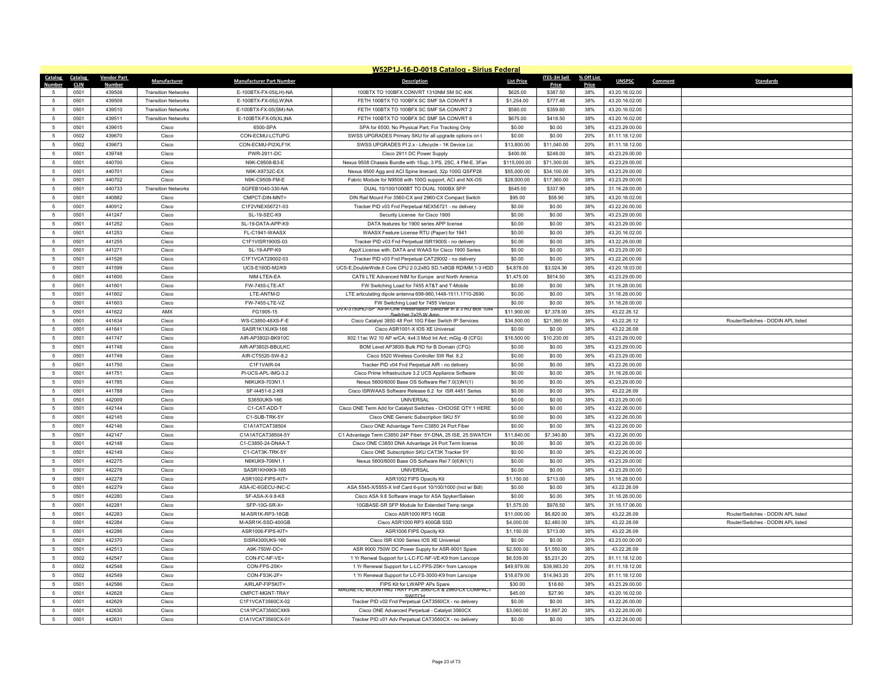# W52P1J-16-D-0018 Catalog - Sirius Federal

| Catalog Number | Catalog CLIN | Vendor Part Number | Manufacturer | Manufacturer Part Number | Description | List Price | ITES-3H Sell Price | % Off List Price | UNSPSC | Comment | Standards |
|---|---|---|---|---|---|---|---|---|---|---|---|
| 5 | 0501 | 439508 | Transition Networks | E-100BTX-FX-05(LH)-NA | 100BTX TO 100BFX CONVRT 1310NM SM SC 40K | $625.00 | $387.50 | 38% | 43.20.16.02.00 | | |
| 5 | 0501 | 439509 | Transition Networks | E-100BTX-FX-05(LW)NA | FETH 100BTX TO 100BFX SC SMF SA CONVRT 8 | $1,254.00 | $777.48 | 38% | 43.20.16.02.00 | | |
| 5 | 0501 | 439510 | Transition Networks | E-100BTX-FX-05(SM)-NA | FETH 100BTX TO 100BFX SC SMF SA CONVRT 2 | $580.00 | $359.60 | 38% | 43.20.16.02.00 | | |
| 5 | 0501 | 439511 | Transition Networks | E-100BTX-FX-05(XL)NA | FETH 100BTX TO 100BFX SC SMF SA CONVRT 6 | $675.00 | $418.50 | 38% | 43.20.16.02.00 | | |
| 5 | 0501 | 439615 | Cisco | 6500-SPA | SPA for 6500; No Physical Part; For Tracking Only | $0.00 | $0.00 | 38% | 43.23.29.00.00 | | |
| 5 | 0502 | 439670 | Cisco | CON-ECMU-LCTUPG | SWSS UPGRADES Primary SKU for all upgrade options on t | $0.00 | $0.00 | 20% | 81.11.18.12.00 | | |
| 5 | 0502 | 439673 | Cisco | CON-ECMU-PI2XLF1K | SWSS UPGRADES PI 2.x - Lifecycle - 1K Device Lic | $13,800.00 | $11,040.00 | 20% | 81.11.18.12.00 | | |
| 5 | 0501 | 439748 | Cisco | PWR-2911-DC | Cisco 2911 DC Power Supply | $400.00 | $248.00 | 38% | 43.23.29.00.00 | | |
| 5 | 0501 | 440700 | Cisco | N9K-C9508-B3-E | Nexus 9508 Chassis Bundle with 1Sup, 3 PS, 2SC, 4 FM-E, 3Fan | $115,000.00 | $71,300.00 | 38% | 43.23.29.00.00 | | |
| 5 | 0501 | 440701 | Cisco | N9K-X9732C-EX | Nexus 9500 Agg and ACI Spine linecard, 32p 100G QSFP28 | $55,000.00 | $34,100.00 | 38% | 43.23.29.00.00 | | |
| 5 | 0501 | 440702 | Cisco | N9K-C9508-FM-E | Fabric Module for N9508 with 100G support, ACI and NX-OS | $28,000.00 | $17,360.00 | 38% | 43.23.29.00.00 | | |
| 5 | 0501 | 440733 | Transition Networks | SGFEB1040-330-NA | DUAL 10/100/1000BT TO DUAL 1000BX SFP | $545.00 | $337.90 | 38% | 31.16.28.00.00 | | |
| 5 | 0501 | 440882 | Cisco | CMPCT-DIN-MNT= | DIN Rail Mount For 3560-CX and 2960-CX Compact Switch | $95.00 | $58.90 | 38% | 43.20.16.02.00 | | |
| 5 | 0501 | 440912 | Cisco | C1F2VNEX56721-03 | Tracker PID v03 Fnd Perpetual NEX56721 - no delivery | $0.00 | $0.00 | 38% | 43.22.26.00.00 | | |
| 5 | 0501 | 441247 | Cisco | SL-19-SEC-K9 | Security License for Cisco 1900 | $0.00 | $0.00 | 38% | 43.23.29.00.00 | | |
| 5 | 0501 | 441252 | Cisco | SL-19-DATA-APP-K9 | DATA features for 1900 series APP license | $0.00 | $0.00 | 38% | 43.23.29.00.00 | | |
| 5 | 0501 | 441253 | Cisco | FL-C1941-WAASX | WAASX Feature License RTU (Paper) for 1941 | $0.00 | $0.00 | 38% | 43.20.16.02.00 | | |
| 5 | 0501 | 441255 | Cisco | C1F1VISR1900S-03 | Tracker PID v03 Fnd Perpetual ISR1900S - no delivery | $0.00 | $0.00 | 38% | 43.22.26.00.00 | | |
| 5 | 0501 | 441271 | Cisco | SL-19-APP-K9 | AppX License with; DATA and WAAS for Cisco 1900 Series | $0.00 | $0.00 | 38% | 43.23.29.00.00 | | |
| 5 | 0501 | 441526 | Cisco | C1F1VCAT29002-03 | Tracker PID v03 Fnd Perpetual CAT29002 - no delivery | $0.00 | $0.00 | 38% | 43.22.26.00.00 | | |
| 5 | 0501 | 441599 | Cisco | UCS-E160D-M2/K9 | UCS-E,DoubleWide,6 Core CPU 2.0,2x8G SD,1x8GB RDIMM,1-3 HDD | $4,878.00 | $3,024.36 | 38% | 43.20.18.03.00 | | |
| 5 | 0501 | 441600 | Cisco | NIM-LTEA-EA | CAT6 LTE Advanced NIM for Europe and North America | $1,475.00 | $914.50 | 38% | 43.23.29.00.00 | | |
| 5 | 0501 | 441601 | Cisco | FW-7455-LTE-AT | FW Switching Load for 7455 AT&T and T-Mobile | $0.00 | $0.00 | 38% | 31.16.28.00.00 | | |
| 5 | 0501 | 441602 | Cisco | LTE-ANTM-D | LTE articulating dipole antenna 698-960,1448-1511,1710-2690 | $0.00 | $0.00 | 38% | 31.16.28.00.00 | | |
| 5 | 0501 | 441603 | Cisco | FW-7455-LTE-VZ | FW Switching Load for 7455 Verizon | $0.00 | $0.00 | 38% | 31.16.28.00.00 | | |
| 5 | 0501 | 441622 | AMX | FG1905-15 | DVX-3150HD-SP All-In-One Presentation Switcher in a 3 RU Box 10x4 Switcher 2x25 W Amp | $11,900.00 | $7,378.00 | 38% | 43.22.26.12 | | |
| 5 | 0501 | 441634 | Cisco | WS-C3850-48XS-F-E | Cisco Catalyst 3850 48 Port 10G Fiber Switch IP Services | $34,500.00 | $21,390.00 | 38% | 43.22.26.12 | | Router/Switches - DODIN APL listed |
| 5 | 0501 | 441641 | Cisco | SASR1K1XUK9-166 | Cisco ASR1001-X IOS XE Universal | $0.00 | $0.00 | 38% | 43.22.26.09 | | |
| 5 | 0501 | 441747 | Cisco | AIR-AP3802I-BK910C | 802.11ac W2 10 AP w/CA; 4x4:3 Mod Int Ant; mGig -B (CFG) | $16,500.00 | $10,230.00 | 38% | 43.23.29.00.00 | | |
| 5 | 0501 | 441748 | Cisco | AIR-AP3802I-BBULKC | BOM Level AP3800i Bulk PID for B Domain (CFG) | $0.00 | $0.00 | 38% | 43.23.29.00.00 | | |
| 5 | 0501 | 441749 | Cisco | AIR-CT5520-SW-8.2 | Cisco 5520 Wireless Controller SW Rel. 8.2 | $0.00 | $0.00 | 38% | 43.23.29.00.00 | | |
| 5 | 0501 | 441750 | Cisco | C1F1VAIR-04 | Tracker PID v04 Fnd Perpetual AIR - no delivery | $0.00 | $0.00 | 38% | 43.22.26.00.00 | | |
| 5 | 0501 | 441751 | Cisco | PI-UCS-APL-IMG-3.2 | Cisco Prime Infrastructure 3.2 UCS Appliance Software | $0.00 | $0.00 | 38% | 31.16.28.00.00 | | |
| 5 | 0501 | 441785 | Cisco | N6KUK9-703N1.1 | Nexus 5600/6000 Base OS Software Rel 7.0(3)N1(1) | $0.00 | $0.00 | 38% | 43.23.29.00.00 | | |
| 5 | 0501 | 441788 | Cisco | SF-I4451-6.2-K9 | Cisco ISRWAAS Software Release 6.2 for ISR 4451 Series | $0.00 | $0.00 | 38% | 43.22.26.09 | | |
| 5 | 0501 | 442009 | Cisco | S3650UK9-166 | UNIVERSAL | $0.00 | $0.00 | 38% | 43.23.29.00.00 | | |
| 5 | 0501 | 442144 | Cisco | C1-CAT-ADD-T | Cisco ONE Term Add for Catalyst Switches - CHOOSE QTY 1 HERE | $0.00 | $0.00 | 38% | 43.22.26.00.00 | | |
| 5 | 0501 | 442145 | Cisco | C1-SUB-TRK-5Y | Cisco ONE Generic Subscription SKU 5Y | $0.00 | $0.00 | 38% | 43.22.26.00.00 | | |
| 5 | 0501 | 442146 | Cisco | C1A1ATCAT38504 | Cisco ONE Advantage Term C3850 24 Port Fiber | $0.00 | $0.00 | 38% | 43.22.26.00.00 | | |
| 5 | 0501 | 442147 | Cisco | C1A1ATCAT38504-5Y | C1 Advantage Term C3850 24P Fiber 5Y-DNA, 25 ISE, 25 SWATCH | $11,840.00 | $7,340.80 | 38% | 43.22.26.00.00 | | |
| 5 | 0501 | 442148 | Cisco | C1-C3850-24-DNAA-T | Cisco ONE C3850 DNA Advantage 24 Port Term license | $0.00 | $0.00 | 38% | 43.22.26.00.00 | | |
| 5 | 0501 | 442149 | Cisco | C1-CAT3K-TRK-5Y | Cisco ONE Subscription SKU CAT3K Tracker 5Y | $0.00 | $0.00 | 38% | 43.22.26.00.00 | | |
| 5 | 0501 | 442275 | Cisco | N6KUK9-706N1.1 | Nexus 5600/6000 Base OS Software Rel 7.0(6)N1(1) | $0.00 | $0.00 | 38% | 43.23.29.00.00 | | |
| 5 | 0501 | 442276 | Cisco | SASR1KHXK9-165 | UNIVERSAL | $0.00 | $0.00 | 38% | 43.23.29.00.00 | | |
| 9 | 0501 | 442278 | Cisco | ASR1002-FIPS-KIT= | ASR1002 FIPS Opacity Kit | $1,150.00 | $713.00 | 38% | 31.16.28.00.00 | | |
| 5 | 0501 | 442279 | Cisco | ASA-IC-6GECU-INC-C | ASA 5545-X/5555-X Intf Card 6-port 10/100/1000 (Incl w/ Bdl) | $0.00 | $0.00 | 38% | 43.22.26.09 | | |
| 5 | 0501 | 442280 | Cisco | SF-ASA-X-9.8-K8 | Cisco ASA 9.8 Software image for ASA Spyker/Saleen | $0.00 | $0.00 | 38% | 31.16.28.00.00 | | |
| 5 | 0501 | 442281 | Cisco | SFP-10G-SR-X= | 10GBASE-SR SFP Module for Extended Temp range | $1,575.00 | $976.50 | 38% | 31.15.17.06.00 | | |
| 5 | 0501 | 442283 | Cisco | M-ASR1K-RP3-16GB | Cisco ASR1000 RP3 16GB | $11,000.00 | $6,820.00 | 38% | 43.22.26.09 | | Router/Switches - DODIN APL listed |
| 5 | 0501 | 442284 | Cisco | M-ASR1K-SSD-400GB | Cisco ASR1000 RP3 400GB SSD | $4,000.00 | $2,480.00 | 38% | 43.22.26.09 | | Router/Switches - DODIN APL listed |
| 5 | 0501 | 442286 | Cisco | ASR1006-FIPS-KIT= | ASR1006 FIPS Opacity Kit | $1,150.00 | $713.00 | 38% | 43.22.26.09 | | |
| 5 | 0501 | 442370 | Cisco | SISR4300UK9-166 | Cisco ISR 4300 Series IOS XE Universal | $0.00 | $0.00 | 20% | 43.23.00.00.00 | | |
| 5 | 0501 | 442513 | Cisco | A9K-750W-DC= | ASR 9000 750W DC Power Supply for ASR-9001 Spare | $2,500.00 | $1,550.00 | 38% | 43.22.26.09 | | |
| 5 | 0502 | 442547 | Cisco | CON-FC-NF-VE= | 1 Yr Renwal Support for L-LC-FC-NF-VE-K9 from Lancope | $6,539.00 | $5,231.20 | 20% | 81.11.18.12.00 | | |
| 5 | 0502 | 442548 | Cisco | CON-FPS-25K= | 1 Yr Renewal Support for L-LC-FPS-25K= from Lancope | $49,979.00 | $39,983.20 | 20% | 81.11.18.12.00 | | |
| 5 | 0502 | 442549 | Cisco | CON-FS3K-2F= | 1 Yr Renewal Support for LC-FS-3000-K9 from Lancope | $18,679.00 | $14,943.20 | 20% | 81.11.18.12.00 | | |
| 5 | 0501 | 442586 | Cisco | AIRLAP-FIPSKIT= | FIPS Kit for LWAPP APs Spare | $30.00 | $18.60 | 38% | 43.23.29.00.00 | | |
| 5 | 0501 | 442628 | Cisco | CMPCT-MGNT-TRAY | MAGNETIC MOUNTING TRAY FOR 3560-CX & 2960-CX COMPACT SWITCH | $45.00 | $27.90 | 38% | 43.20.16.02.00 | | |
| 5 | 0501 | 442629 | Cisco | C1F1VCAT3560CX-02 | Tracker PID v02 Fnd Perpetual CAT3560CX - no delivery | $0.00 | $0.00 | 38% | 43.22.26.00.00 | | |
| 5 | 0501 | 442630 | Cisco | C1A1PCAT3560CXK9 | Cisco ONE Advanced Perpetual - Catalyst 3560CX | $3,060.00 | $1,897.20 | 38% | 43.22.26.00.00 | | |
| 5 | 0501 | 442631 | Cisco | C1A1VCAT3560CX-01 | Tracker PID v01 Adv Perpetual CAT3560CX - no delivery | $0.00 | $0.00 | 38% | 43.22.26.00.00 | | |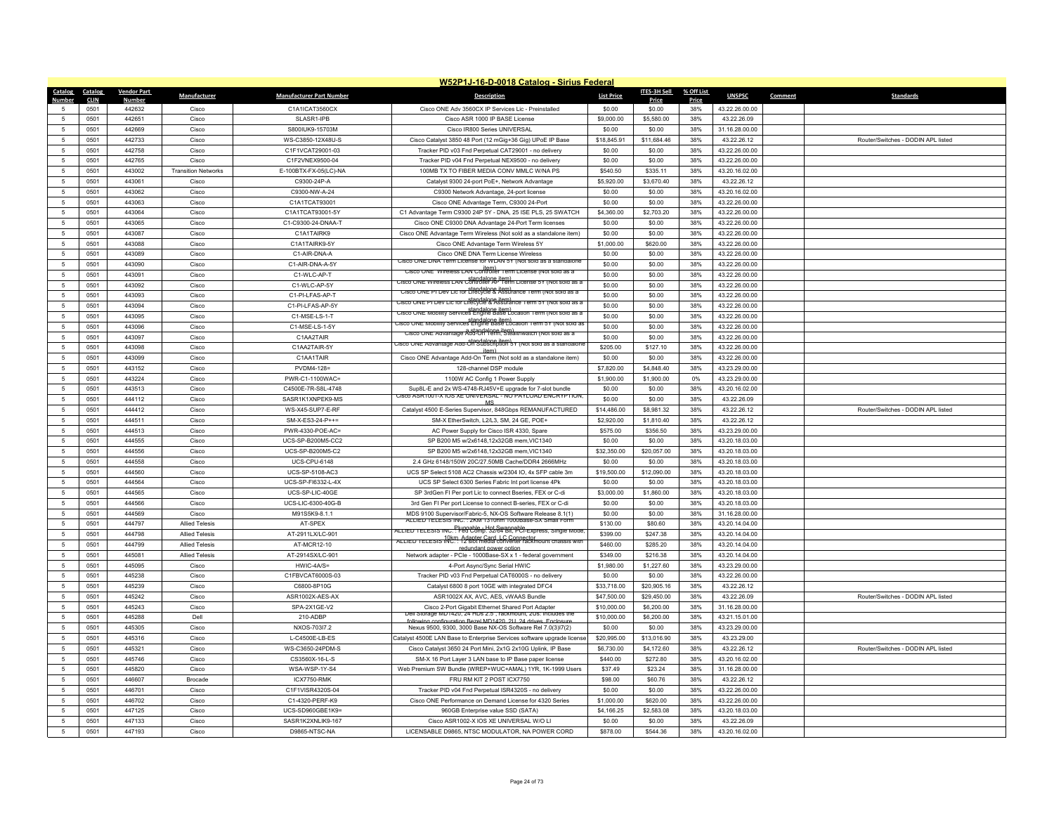## W52P1J-16-D-0018 Catalog - Sirius Federal

| Catalog Number | Catalog CLIN | Vendor Part Number | Manufacturer | Manufacturer Part Number | Description | List Price | ITES-3H Sell Price | % Off List Price | UNSPSC | Comment | Standards |
|---|---|---|---|---|---|---|---|---|---|---|---|
| 5 | 0501 | 442632 | Cisco | C1A1ICAT3560CX | Cisco ONE Adv 3560CX IP Services Lic - Preinstalled | $0.00 | $0.00 | 38% | 43.22.26.00.00 | | |
| 5 | 0501 | 442651 | Cisco | SLASR1-IPB | Cisco ASR 1000 IP BASE License | $9,000.00 | $5,580.00 | 38% | 43.22.26.09 | | |
| 5 | 0501 | 442669 | Cisco | S800IUK9-15703M | Cisco IR800 Series UNIVERSAL | $0.00 | $0.00 | 38% | 31.16.28.00.00 | | |
| 5 | 0501 | 442733 | Cisco | WS-C3850-12X48U-S | Cisco Catalyst 3850 48 Port (12 mGig+36 Gig) UPoE IP Base | $18,845.91 | $11,684.46 | 38% | 43.22.26.12 | | Router/Switches - DODIN APL listed |
| 5 | 0501 | 442758 | Cisco | C1F1VCAT29001-03 | Tracker PID v03 Fnd Perpetual CAT29001 - no delivery | $0.00 | $0.00 | 38% | 43.22.26.00.00 | | |
| 5 | 0501 | 442765 | Cisco | C1F2VNEX9500-04 | Tracker PID v04 Fnd Perpetual NEX9500 - no delivery | $0.00 | $0.00 | 38% | 43.22.26.00.00 | | |
| 5 | 0501 | 443002 | Transition Networks | E-100BTX-FX-05(LC)-NA | 100MB TX TO FIBER MEDIA CONV MMLC W/NA PS | $540.50 | $335.11 | 38% | 43.20.16.02.00 | | |
| 5 | 0501 | 443061 | Cisco | C9300-24P-A | Catalyst 9300 24-port PoE+, Network Advantage | $5,920.00 | $3,670.40 | 38% | 43.22.26.12 | | |
| 5 | 0501 | 443062 | Cisco | C9300-NW-A-24 | C9300 Network Advantage, 24-port license | $0.00 | $0.00 | 38% | 43.20.16.02.00 | | |
| 5 | 0501 | 443063 | Cisco | C1A1TCAT93001 | Cisco ONE Advantage Term, C9300 24-Port | $0.00 | $0.00 | 38% | 43.22.26.00.00 | | |
| 5 | 0501 | 443064 | Cisco | C1A1TCAT93001-5Y | C1 Advantage Term C9300 24P 5Y - DNA, 25 ISE PLS, 25 SWATCH | $4,360.00 | $2,703.20 | 38% | 43.22.26.00.00 | | |
| 5 | 0501 | 443065 | Cisco | C1-C9300-24-DNAA-T | Cisco ONE C9300 DNA Advantage 24-Port Term licenses | $0.00 | $0.00 | 38% | 43.22.26.00.00 | | |
| 5 | 0501 | 443087 | Cisco | C1A1TAIRK9 | Cisco ONE Advantage Term Wireless (Not sold as a standalone item) | $0.00 | $0.00 | 38% | 43.22.26.00.00 | | |
| 5 | 0501 | 443088 | Cisco | C1A1TAIRK9-5Y | Cisco ONE Advantage Term Wireless 5Y | $1,000.00 | $620.00 | 38% | 43.22.26.00.00 | | |
| 5 | 0501 | 443089 | Cisco | C1-AIR-DNA-A | Cisco ONE DNA Term License Wireless | $0.00 | $0.00 | 38% | 43.22.26.00.00 | | |
| 5 | 0501 | 443090 | Cisco | C1-AIR-DNA-A-5Y | Cisco ONE DNA Term License for WLAN 5Y (Not sold as a standalone item) | $0.00 | $0.00 | 38% | 43.22.26.00.00 | | |
| 5 | 0501 | 443091 | Cisco | C1-WLC-AP-T | Cisco ONE Wireless LAN Controller Term License (Not sold as a standalone item) | $0.00 | $0.00 | 38% | 43.22.26.00.00 | | |
| 5 | 0501 | 443092 | Cisco | C1-WLC-AP-5Y | Cisco ONE Wireless LAN Controller AP Term License 5Y (Not sold as a standalone item) | $0.00 | $0.00 | 38% | 43.22.26.00.00 | | |
| 5 | 0501 | 443093 | Cisco | C1-PI-LFAS-AP-T | Cisco ONE PI Dev Lic for Lifecycle & Assurance Term (Not sold as a standalone item) | $0.00 | $0.00 | 38% | 43.22.26.00.00 | | |
| 5 | 0501 | 443094 | Cisco | C1-PI-LFAS-AP-5Y | Cisco ONE PI Dev Lic for Lifecycle & Assurance Term 5Y (Not sold as a standalone item) | $0.00 | $0.00 | 38% | 43.22.26.00.00 | | |
| 5 | 0501 | 443095 | Cisco | C1-MSE-LS-1-T | Cisco ONE Mobility Services Engine Base Location Term (Not sold as a standalone item) | $0.00 | $0.00 | 38% | 43.22.26.00.00 | | |
| 5 | 0501 | 443096 | Cisco | C1-MSE-LS-1-5Y | Cisco ONE Mobility Services Engine Base Location Term 5Y (Not sold as a standalone item) | $0.00 | $0.00 | 38% | 43.22.26.00.00 | | |
| 5 | 0501 | 443097 | Cisco | C1AA2TAIR | Cisco ONE Advantage Add-On Term, Stealthwatch (Not sold as a standalone item) | $0.00 | $0.00 | 38% | 43.22.26.00.00 | | |
| 5 | 0501 | 443098 | Cisco | C1AA2TAIR-5Y | Cisco ONE Advantage Add-On Subscription 5Y (Not sold as a standalone item) | $205.00 | $127.10 | 38% | 43.22.26.00.00 | | |
| 5 | 0501 | 443099 | Cisco | C1AA1TAIR | Cisco ONE Advantage Add-On Term (Not sold as a standalone item) | $0.00 | $0.00 | 38% | 43.22.26.00.00 | | |
| 5 | 0501 | 443152 | Cisco | PVDM4-128= | 128-channel DSP module | $7,820.00 | $4,848.40 | 38% | 43.23.29.00.00 | | |
| 5 | 0501 | 443224 | Cisco | PWR-C1-1100WAC= | 1100W AC Config 1 Power Supply | $1,900.00 | $1,900.00 | 0% | 43.23.29.00.00 | | |
| 5 | 0501 | 443513 | Cisco | C4500E-7R-S8L-4748 | Sup8L-E and 2x WS-4748-RJ45V+E upgrade for 7-slot bundle | $0.00 | $0.00 | 38% | 43.20.16.02.00 | | |
| 5 | 0501 | 444112 | Cisco | SASR1K1XNPEK9-MS | Cisco ASR1001-X IOS XE UNIVERSAL - NO PAYLOAD ENCRYPTION, MS | $0.00 | $0.00 | 38% | 43.22.26.09 | | |
| 5 | 0501 | 444412 | Cisco | WS-X45-SUP7-E-RF | Catalyst 4500 E-Series Supervisor, 848Gbps REMANUFACTURED | $14,486.00 | $8,981.32 | 38% | 43.22.26.12 | | Router/Switches - DODIN APL listed |
| 5 | 0501 | 444511 | Cisco | SM-X-ES3-24-P++= | SM-X EtherSwitch, L2/L3, SM, 24 GE, POE+ | $2,920.00 | $1,810.40 | 38% | 43.22.26.12 | | |
| 5 | 0501 | 444513 | Cisco | PWR-4330-POE-AC= | AC Power Supply for Cisco ISR 4330, Spare | $575.00 | $356.50 | 38% | 43.23.29.00.00 | | |
| 5 | 0501 | 444555 | Cisco | UCS-SP-B200M5-CC2 | SP B200 M5 w/2x6148,12x32GB mem,VIC1340 | $0.00 | $0.00 | 38% | 43.20.18.03.00 | | |
| 5 | 0501 | 444556 | Cisco | UCS-SP-B200M5-C2 | SP B200 M5 w/2x6148,12x32GB mem,VIC1340 | $32,350.00 | $20,057.00 | 38% | 43.20.18.03.00 | | |
| 5 | 0501 | 444558 | Cisco | UCS-CPU-6148 | 2.4 GHz 6148/150W 20C/27.50MB Cache/DDR4 2666MHz | $0.00 | $0.00 | 38% | 43.20.18.03.00 | | |
| 5 | 0501 | 444560 | Cisco | UCS-SP-5108-AC3 | UCS SP Select 5108 AC2 Chassis w/2304 IO, 4x SFP cable 3m | $19,500.00 | $12,090.00 | 38% | 43.20.18.03.00 | | |
| 5 | 0501 | 444564 | Cisco | UCS-SP-FI6332-L-4X | UCS SP Select 6300 Series Fabric Int port license 4Pk | $0.00 | $0.00 | 38% | 43.20.18.03.00 | | |
| 5 | 0501 | 444565 | Cisco | UCS-SP-LIC-40GE | SP 3rdGen FI Per port Lic to connect Bseries, FEX or C-di | $3,000.00 | $1,860.00 | 38% | 43.20.18.03.00 | | |
| 5 | 0501 | 444566 | Cisco | UCS-LIC-6300-40G-B | 3rd Gen FI Per port License to connect B-series, FEX or C-di | $0.00 | $0.00 | 38% | 43.20.18.03.00 | | |
| 5 | 0501 | 444569 | Cisco | M91S5K9-8.1.1 | MDS 9100 Supervisor/Fabric-5, NX-OS Software Release 8.1(1) | $0.00 | $0.00 | 38% | 31.16.28.00.00 | | |
| 5 | 0501 | 444797 | Allied Telesis | AT-SPEX | ALLIED TELESIS INC. : 2KM 1310nm 1000Base-SX Small Form Pluggable, Hot Swappable | $130.00 | $80.60 | 38% | 43.20.14.04.00 | | |
| 5 | 0501 | 444798 | Allied Telesis | AT-2911LX/LC-901 | ALLIED TELESIS INC. : Fed Comp. 32/64 bit, PCI-Express, Single Mode, 10km, Adapter Card, LC Connector | $399.00 | $247.38 | 38% | 43.20.14.04.00 | | |
| 5 | 0501 | 444799 | Allied Telesis | AT-MCR12-10 | ALLIED TELESIS INC. : 12 slot media converter rackmount chassis with redundant power option | $460.00 | $285.20 | 38% | 43.20.14.04.00 | | |
| 5 | 0501 | 445081 | Allied Telesis | AT-2914SX/LC-901 | Network adapter - PCIe - 1000Base-SX x 1 - federal government | $349.00 | $216.38 | 38% | 43.20.14.04.00 | | |
| 5 | 0501 | 445095 | Cisco | HWIC-4A/S= | 4-Port Async/Sync Serial HWIC | $1,980.00 | $1,227.60 | 38% | 43.23.29.00.00 | | |
| 5 | 0501 | 445238 | Cisco | C1FBVCAT6000S-03 | Tracker PID v03 Fnd Perpetual CAT6000S - no delivery | $0.00 | $0.00 | 38% | 43.22.26.00.00 | | |
| 5 | 0501 | 445239 | Cisco | C6800-8P10G | Catalyst 6800 8 port 10GE with integrated DFC4 | $33,718.00 | $20,905.16 | 38% | 43.22.26.12 | | |
| 5 | 0501 | 445242 | Cisco | ASR1002X-AES-AX | ASR1002X AX, AVC, AES, vWAAS Bundle | $47,500.00 | $29,450.00 | 38% | 43.22.26.09 | | Router/Switches - DODIN APL listed |
| 5 | 0501 | 445243 | Cisco | SPA-2X1GE-V2 | Cisco 2-Port Gigabit Ethernet Shared Port Adapter | $10,000.00 | $6,200.00 | 38% | 31.16.28.00.00 | | |
| 5 | 0501 | 445288 | Dell | 210-ADBP | Dell Storage MD1420, 24 HDs 2.5", rackmount, 2Us. Includes the following configuration Bezel MD1420, 2U, 24 drives, Enclosure | $10,000.00 | $6,200.00 | 38% | 43.21.15.01.00 | | |
| 5 | 0501 | 445305 | Cisco | NXOS-703I7.2 | Nexus 9500, 9300, 3000 Base NX-OS Software Rel 7.0(3)I7(2) | $0.00 | $0.00 | 38% | 43.23.29.00.00 | | |
| 5 | 0501 | 445316 | Cisco | L-C4500E-LB-ES | Catalyst 4500E LAN Base to Enterprise Services software upgrade license | $20,995.00 | $13,016.90 | 38% | 43.23.29.00 | | |
| 5 | 0501 | 445321 | Cisco | WS-C3650-24PDM-S | Cisco Catalyst 3650 24 Port Mini, 2x1G 2x10G Uplink, IP Base | $6,730.00 | $4,172.60 | 38% | 43.22.26.12 | | Router/Switches - DODIN APL listed |
| 5 | 0501 | 445746 | Cisco | CS3560X-16-L-S | SM-X 16 Port Layer 3 LAN base to IP Base paper license | $440.00 | $272.80 | 38% | 43.20.16.02.00 | | |
| 5 | 0501 | 445820 | Cisco | WSA-WSP-1Y-S4 | Web Premium SW Bundle (WREP+WUC+AMAL) 1YR, 1K-1999 Users | $37.49 | $23.24 | 38% | 31.16.28.00.00 | | |
| 5 | 0501 | 446607 | Brocade | ICX7750-RMK | FRU RM KIT 2 POST ICX7750 | $98.00 | $60.76 | 38% | 43.22.26.12 | | |
| 5 | 0501 | 446701 | Cisco | C1F1VISR4320S-04 | Tracker PID v04 Fnd Perpetual ISR4320S - no delivery | $0.00 | $0.00 | 38% | 43.22.26.00.00 | | |
| 5 | 0501 | 446702 | Cisco | C1-4320-PERF-K9 | Cisco ONE Performance on Demand License for 4320 Series | $1,000.00 | $620.00 | 38% | 43.22.26.00.00 | | |
| 5 | 0501 | 447125 | Cisco | UCS-SD960GBE1K9= | 960GB Enterprise value SSD (SATA) | $4,166.25 | $2,583.08 | 38% | 43.20.18.03.00 | | |
| 5 | 0501 | 447133 | Cisco | SASR1K2XNLIK9-167 | Cisco ASR1002-X IOS XE UNIVERSAL W/O LI | $0.00 | $0.00 | 38% | 43.22.26.09 | | |
| 5 | 0501 | 447193 | Cisco | D9865-NTSC-NA | LICENSABLE D9865, NTSC MODULATOR, NA POWER CORD | $878.00 | $544.36 | 38% | 43.20.16.02.00 | | |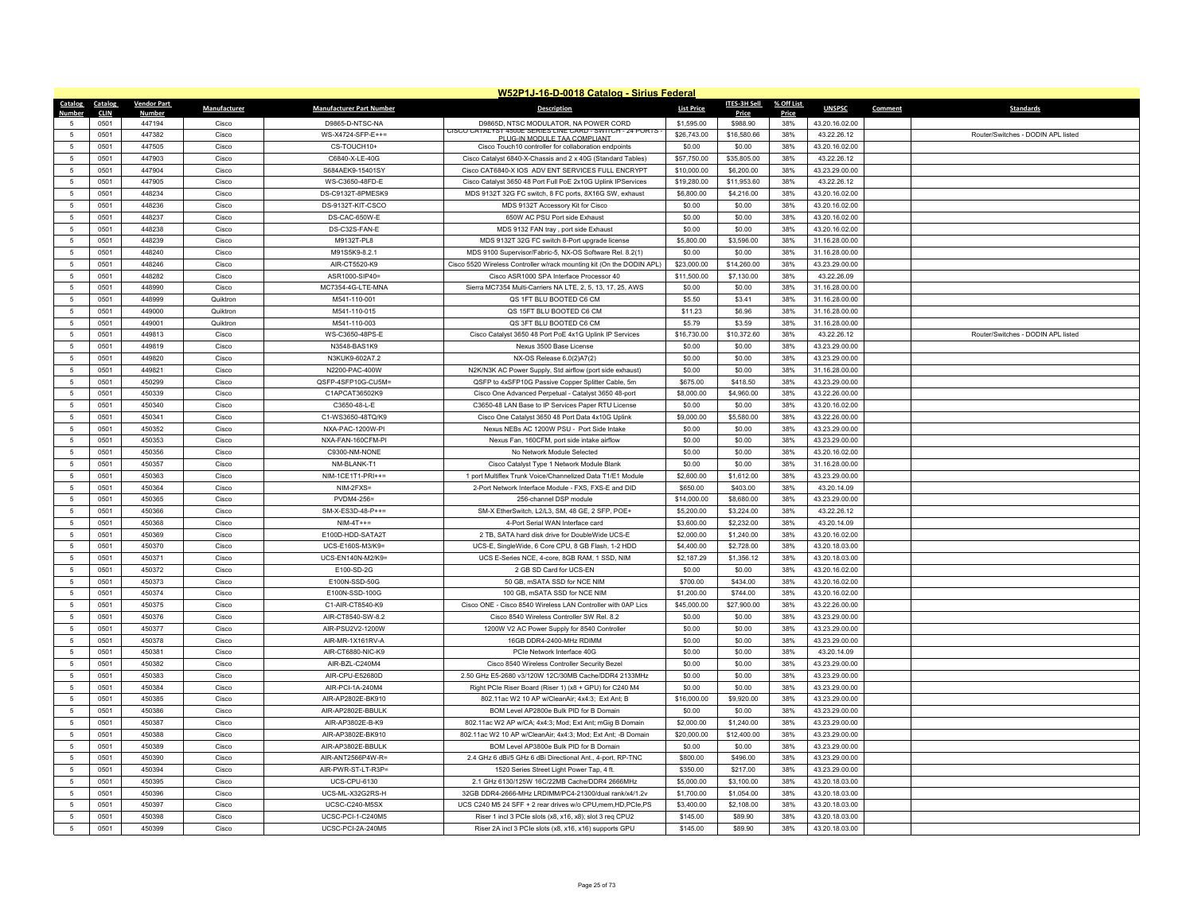# W52P1J-16-D-0018 Catalog - Sirius Federal

| Catalog Number | Catalog CLIN | Vendor Part Number | Manufacturer | Manufacturer Part Number | Description | List Price | ITES-3H Sell Price | % Off List Price | UNSPSC | Comment | Standards |
|---|---|---|---|---|---|---|---|---|---|---|---|
| 5 | 0501 | 447194 | Cisco | D9865-D-NTSC-NA | D9865D, NTSC MODULATOR, NA POWER CORD | $1,595.00 | $988.90 | 38% | 43.20.16.02.00 | | |
| 5 | 0501 | 447382 | Cisco | WS-X4724-SFP-E++= | CISCO CATALYST 4500E SERIES LINE CARD - SWITCH - 24 PORTS - PLUG-IN MODULE TAA COMPLIANT | $26,743.00 | $16,580.66 | 38% | 43.22.26.12 | | Router/Switches - DODIN APL listed |
| 5 | 0501 | 447505 | Cisco | CS-TOUCH10+ | Cisco Touch10 controller for collaboration endpoints | $0.00 | $0.00 | 38% | 43.20.16.02.00 | | |
| 5 | 0501 | 447903 | Cisco | C6840-X-LE-40G | Cisco Catalyst 6840-X-Chassis and 2 x 40G (Standard Tables) | $57,750.00 | $35,805.00 | 38% | 43.22.26.12 | | |
| 5 | 0501 | 447904 | Cisco | S684AEK9-15401SY | Cisco CAT6840-X IOS ADV ENT SERVICES FULL ENCRYPT | $10,000.00 | $6,200.00 | 38% | 43.23.29.00.00 | | |
| 5 | 0501 | 447905 | Cisco | WS-C3650-48FD-E | Cisco Catalyst 3650 48 Port Full PoE 2x10G Uplink IPServices | $19,280.00 | $11,953.60 | 38% | 43.22.26.12 | | |
| 5 | 0501 | 448234 | Cisco | DS-C9132T-8PMESK9 | MDS 9132T 32G FC switch, 8 FC ports, 8X16G SW, exhaust | $6,800.00 | $4,216.00 | 38% | 43.20.16.02.00 | | |
| 5 | 0501 | 448236 | Cisco | DS-9132T-KIT-CSCO | MDS 9132T Accessory Kit for Cisco | $0.00 | $0.00 | 38% | 43.20.16.02.00 | | |
| 5 | 0501 | 448237 | Cisco | DS-CAC-650W-E | 650W AC PSU Port side Exhaust | $0.00 | $0.00 | 38% | 43.20.16.02.00 | | |
| 5 | 0501 | 448238 | Cisco | DS-C32S-FAN-E | MDS 9132 FAN tray , port side Exhaust | $0.00 | $0.00 | 38% | 43.20.16.02.00 | | |
| 5 | 0501 | 448239 | Cisco | M9132T-PL8 | MDS 9132T 32G FC switch 8-Port upgrade license | $5,800.00 | $3,596.00 | 38% | 31.16.28.00.00 | | |
| 5 | 0501 | 448240 | Cisco | M91S5K9-8.2.1 | MDS 9100 Supervisor/Fabric-5, NX-OS Software Rel. 8.2(1) | $0.00 | $0.00 | 38% | 31.16.28.00.00 | | |
| 5 | 0501 | 448246 | Cisco | AIR-CT5520-K9 | Cisco 5520 Wireless Controller w/rack mounting kit (On the DODIN APL) | $23,000.00 | $14,260.00 | 38% | 43.23.29.00.00 | | |
| 5 | 0501 | 448282 | Cisco | ASR1000-SIP40= | Cisco ASR1000 SPA Interface Processor 40 | $11,500.00 | $7,130.00 | 38% | 43.22.26.09 | | |
| 5 | 0501 | 448990 | Cisco | MC7354-4G-LTE-MNA | Sierra MC7354 Multi-Carriers NA LTE, 2, 5, 13, 17, 25, AWS | $0.00 | $0.00 | 38% | 31.16.28.00.00 | | |
| 5 | 0501 | 448999 | Quiktron | M541-110-001 | QS 1FT BLU BOOTED C6 CM | $5.50 | $3.41 | 38% | 31.16.28.00.00 | | |
| 5 | 0501 | 449000 | Quiktron | M541-110-015 | QS 15FT BLU BOOTED C6 CM | $11.23 | $6.96 | 38% | 31.16.28.00.00 | | |
| 5 | 0501 | 449001 | Quiktron | M541-110-003 | QS 3FT BLU BOOTED C6 CM | $5.79 | $3.59 | 38% | 31.16.28.00.00 | | |
| 5 | 0501 | 449813 | Cisco | WS-C3650-48PS-E | Cisco Catalyst 3650 48 Port PoE 4x1G Uplink IP Services | $16,730.00 | $10,372.60 | 38% | 43.22.26.12 | | Router/Switches - DODIN APL listed |
| 5 | 0501 | 449819 | Cisco | N3548-BAS1K9 | Nexus 3500 Base License | $0.00 | $0.00 | 38% | 43.23.29.00.00 | | |
| 5 | 0501 | 449820 | Cisco | N3KUK9-602A7.2 | NX-OS Release 6.0(2)A7(2) | $0.00 | $0.00 | 38% | 43.23.29.00.00 | | |
| 5 | 0501 | 449821 | Cisco | N2200-PAC-400W | N2K/N3K AC Power Supply, Std airflow (port side exhaust) | $0.00 | $0.00 | 38% | 31.16.28.00.00 | | |
| 5 | 0501 | 450299 | Cisco | QSFP-4SFP10G-CU5M= | QSFP to 4xSFP10G Passive Copper Splitter Cable, 5m | $675.00 | $418.50 | 38% | 43.23.29.00.00 | | |
| 5 | 0501 | 450339 | Cisco | C1APCAT36502K9 | Cisco One Advanced Perpetual - Catalyst 3650 48-port | $8,000.00 | $4,960.00 | 38% | 43.22.26.00.00 | | |
| 5 | 0501 | 450340 | Cisco | C3650-48-L-E | C3650-48 LAN Base to IP Services Paper RTU License | $0.00 | $0.00 | 38% | 43.20.16.02.00 | | |
| 5 | 0501 | 450341 | Cisco | C1-WS3650-48TQ/K9 | Cisco One Catalyst 3650 48 Port Data 4x10G Uplink | $9,000.00 | $5,580.00 | 38% | 43.22.26.00.00 | | |
| 5 | 0501 | 450352 | Cisco | NXA-PAC-1200W-PI | Nexus NEBs AC 1200W PSU - Port Side Intake | $0.00 | $0.00 | 38% | 43.23.29.00.00 | | |
| 5 | 0501 | 450353 | Cisco | NXA-FAN-160CFM-PI | Nexus Fan, 160CFM, port side intake airflow | $0.00 | $0.00 | 38% | 43.23.29.00.00 | | |
| 5 | 0501 | 450356 | Cisco | C9300-NM-NONE | No Network Module Selected | $0.00 | $0.00 | 38% | 43.20.16.02.00 | | |
| 5 | 0501 | 450357 | Cisco | NM-BLANK-T1 | Cisco Catalyst Type 1 Network Module Blank | $0.00 | $0.00 | 38% | 31.16.28.00.00 | | |
| 5 | 0501 | 450363 | Cisco | NIM-1CE1T1-PRI++= | 1 port Multiflex Trunk Voice/Channelized Data T1/E1 Module | $2,600.00 | $1,612.00 | 38% | 43.23.29.00.00 | | |
| 5 | 0501 | 450364 | Cisco | NIM-2FXS= | 2-Port Network Interface Module - FXS, FXS-E and DID | $650.00 | $403.00 | 38% | 43.20.14.09 | | |
| 5 | 0501 | 450365 | Cisco | PVDM4-256= | 256-channel DSP module | $14,000.00 | $8,680.00 | 38% | 43.23.29.00.00 | | |
| 5 | 0501 | 450366 | Cisco | SM-X-ES3D-48-P++= | SM-X EtherSwitch, L2/L3, SM, 48 GE, 2 SFP, POE+ | $5,200.00 | $3,224.00 | 38% | 43.22.26.12 | | |
| 5 | 0501 | 450368 | Cisco | NIM-4T++= | 4-Port Serial WAN Interface card | $3,600.00 | $2,232.00 | 38% | 43.20.14.09 | | |
| 5 | 0501 | 450369 | Cisco | E100D-HDD-SATA2T | 2 TB, SATA hard disk drive for DoubleWide UCS-E | $2,000.00 | $1,240.00 | 38% | 43.20.16.02.00 | | |
| 5 | 0501 | 450370 | Cisco | UCS-E160S-M3/K9= | UCS-E, SingleWide, 6 Core CPU, 8 GB Flash, 1-2 HDD | $4,400.00 | $2,728.00 | 38% | 43.20.18.03.00 | | |
| 5 | 0501 | 450371 | Cisco | UCS-EN140N-M2/K9= | UCS E-Series NCE, 4-core, 8GB RAM, 1 SSD, NIM | $2,187.29 | $1,356.12 | 38% | 43.20.18.03.00 | | |
| 5 | 0501 | 450372 | Cisco | E100-SD-2G | 2 GB SD Card for UCS-EN | $0.00 | $0.00 | 38% | 43.20.16.02.00 | | |
| 5 | 0501 | 450373 | Cisco | E100N-SSD-50G | 50 GB, mSATA SSD for NCE NIM | $700.00 | $434.00 | 38% | 43.20.16.02.00 | | |
| 5 | 0501 | 450374 | Cisco | E100N-SSD-100G | 100 GB, mSATA SSD for NCE NIM | $1,200.00 | $744.00 | 38% | 43.20.16.02.00 | | |
| 5 | 0501 | 450375 | Cisco | C1-AIR-CT8540-K9 | Cisco ONE - Cisco 8540 Wireless LAN Controller with 0AP Lics | $45,000.00 | $27,900.00 | 38% | 43.22.26.00.00 | | |
| 5 | 0501 | 450376 | Cisco | AIR-CT8540-SW-8.2 | Cisco 8540 Wireless Controller SW Rel. 8.2 | $0.00 | $0.00 | 38% | 43.23.29.00.00 | | |
| 5 | 0501 | 450377 | Cisco | AIR-PSU2V2-1200W | 1200W V2 AC Power Supply for 8540 Controller | $0.00 | $0.00 | 38% | 43.23.29.00.00 | | |
| 5 | 0501 | 450378 | Cisco | AIR-MR-1X161RV-A | 16GB DDR4-2400-MHz RDIMM | $0.00 | $0.00 | 38% | 43.23.29.00.00 | | |
| 5 | 0501 | 450381 | Cisco | AIR-CT6880-NIC-K9 | PCIe Network Interface 40G | $0.00 | $0.00 | 38% | 43.20.14.09 | | |
| 5 | 0501 | 450382 | Cisco | AIR-BZL-C240M4 | Cisco 8540 Wireless Controller Security Bezel | $0.00 | $0.00 | 38% | 43.23.29.00.00 | | |
| 5 | 0501 | 450383 | Cisco | AIR-CPU-E52680D | 2.50 GHz E5-2680 v3/120W 12C/30MB Cache/DDR4 2133MHz | $0.00 | $0.00 | 38% | 43.23.29.00.00 | | |
| 5 | 0501 | 450384 | Cisco | AIR-PCI-1A-240M4 | Right PCIe Riser Board (Riser 1) (x8 + GPU) for C240 M4 | $0.00 | $0.00 | 38% | 43.23.29.00.00 | | |
| 5 | 0501 | 450385 | Cisco | AIR-AP2802E-BK910 | 802.11ac W2 10 AP w/CleanAir; 4x4:3; Ext Ant; B | $16,000.00 | $9,920.00 | 38% | 43.23.29.00.00 | | |
| 5 | 0501 | 450386 | Cisco | AIR-AP2802E-BBULK | BOM Level AP2800e Bulk PID for B Domain | $0.00 | $0.00 | 38% | 43.23.29.00.00 | | |
| 5 | 0501 | 450387 | Cisco | AIR-AP3802E-B-K9 | 802.11ac W2 AP w/CA; 4x4:3; Mod; Ext Ant; mGig B Domain | $2,000.00 | $1,240.00 | 38% | 43.23.29.00.00 | | |
| 5 | 0501 | 450388 | Cisco | AIR-AP3802E-BK910 | 802.11ac W2 10 AP w/CleanAir; 4x4:3; Mod; Ext Ant; -B Domain | $20,000.00 | $12,400.00 | 38% | 43.23.29.00.00 | | |
| 5 | 0501 | 450389 | Cisco | AIR-AP3802E-BBULK | BOM Level AP3800e Bulk PID for B Domain | $0.00 | $0.00 | 38% | 43.23.29.00.00 | | |
| 5 | 0501 | 450390 | Cisco | AIR-ANT2566P4W-R= | 2.4 GHz 6 dBi/5 GHz 6 dBi Directional Ant., 4-port, RP-TNC | $800.00 | $496.00 | 38% | 43.23.29.00.00 | | |
| 5 | 0501 | 450394 | Cisco | AIR-PWR-ST-LT-R3P= | 1520 Series Street Light Power Tap, 4 ft. | $350.00 | $217.00 | 38% | 43.23.29.00.00 | | |
| 5 | 0501 | 450395 | Cisco | UCS-CPU-6130 | 2.1 GHz 6130/125W 16C/22MB Cache/DDR4 2666MHz | $5,000.00 | $3,100.00 | 38% | 43.20.18.03.00 | | |
| 5 | 0501 | 450396 | Cisco | UCS-ML-X32G2RS-H | 32GB DDR4-2666-MHz LRDIMM/PC4-21300/dual rank/x4/1.2v | $1,700.00 | $1,054.00 | 38% | 43.20.18.03.00 | | |
| 5 | 0501 | 450397 | Cisco | UCSC-C240-M5SX | UCS C240 M5 24 SFF + 2 rear drives w/o CPU,mem,HD,PCIe,PS | $3,400.00 | $2,108.00 | 38% | 43.20.18.03.00 | | |
| 5 | 0501 | 450398 | Cisco | UCSC-PCI-1-C240M5 | Riser 1 incl 3 PCIe slots (x8, x16, x8); slot 3 req CPU2 | $145.00 | $89.90 | 38% | 43.20.18.03.00 | | |
| 5 | 0501 | 450399 | Cisco | UCSC-PCI-2A-240M5 | Riser 2A incl 3 PCIe slots (x8, x16, x16) supports GPU | $145.00 | $89.90 | 38% | 43.20.18.03.00 | | |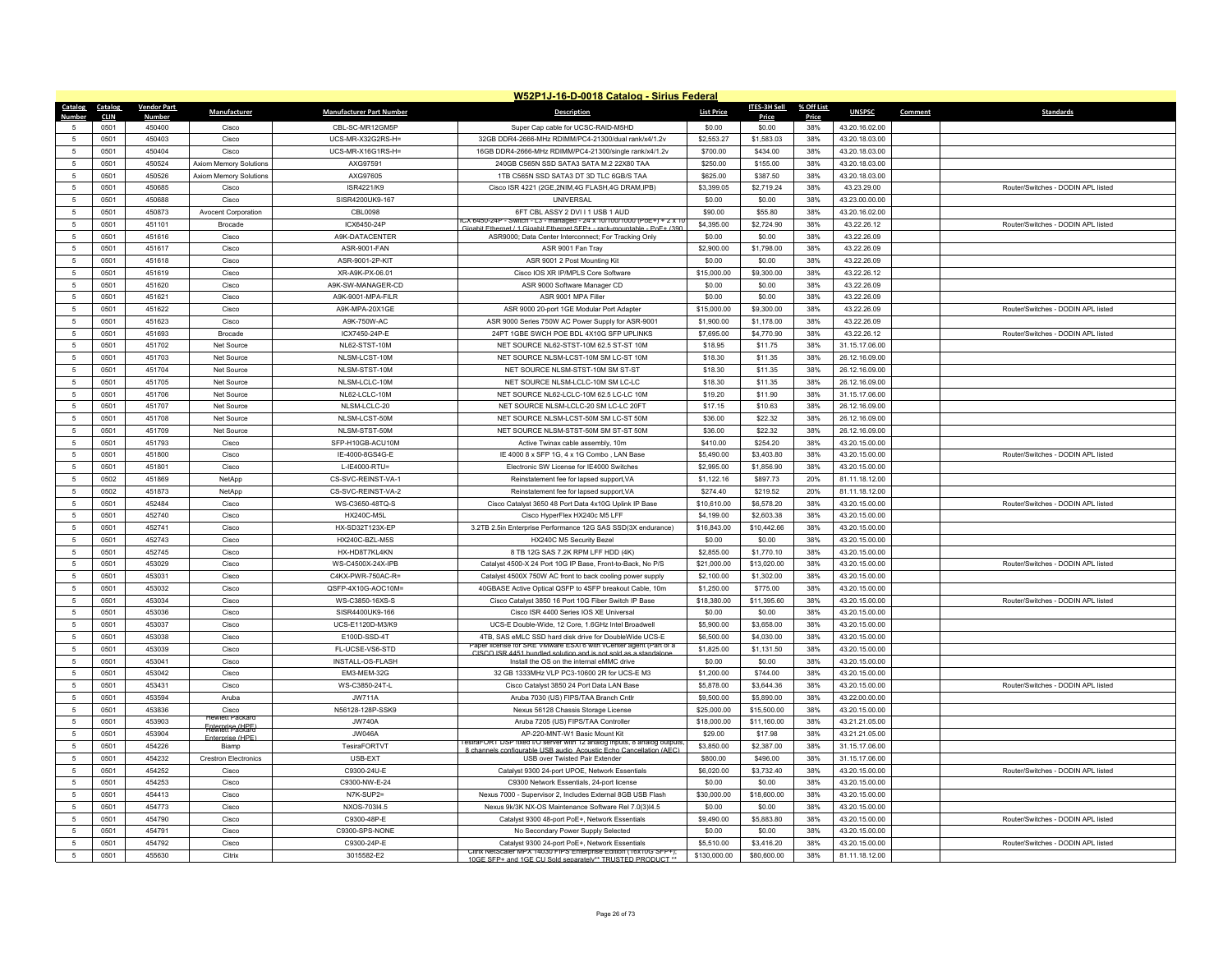## W52P1J-16-D-0018 Catalog - Sirius Federal

| Catalog Number | Catalog CLIN | Vendor Part Number | Manufacturer | Manufacturer Part Number | Description | List Price | ITES-3H Sell Price | % Off List Price | UNSPSC | Comment | Standards |
|---|---|---|---|---|---|---|---|---|---|---|---|
| 5 | 0501 | 450400 | Cisco | CBL-SC-MR12GM5P | Super Cap cable for UCSC-RAID-M5HD | $0.00 | $0.00 | 38% | 43.20.16.02.00 | | |
| 5 | 0501 | 450403 | Cisco | UCS-MR-X32G2RS-H= | 32GB DDR4-2666-MHz RDIMM/PC4-21300/dual rank/x4/1.2v | $2,553.27 | $1,583.03 | 38% | 43.20.18.03.00 | | |
| 5 | 0501 | 450404 | Cisco | UCS-MR-X16G1RS-H= | 16GB DDR4-2666-MHz RDIMM/PC4-21300/single rank/x4/1.2v | $700.00 | $434.00 | 38% | 43.20.18.03.00 | | |
| 5 | 0501 | 450524 | Axiom Memory Solutions | AXG97591 | 240GB C565N SSD SATA3 SATA M.2 22X80 TAA | $250.00 | $155.00 | 38% | 43.20.18.03.00 | | |
| 5 | 0501 | 450526 | Axiom Memory Solutions | AXG97605 | 1TB C565N SSD SATA3 DT 3D TLC 6GB/S TAA | $625.00 | $387.50 | 38% | 43.20.18.03.00 | | |
| 5 | 0501 | 450685 | Cisco | ISR4221/K9 | Cisco ISR 4221 (2GE,2NIM,4G FLASH,4G DRAM,IPB) | $3,399.05 | $2,719.24 | 38% | 43.23.29.00 | | Router/Switches - DODIN APL listed |
| 5 | 0501 | 450688 | Cisco | SISR4200UK9-167 | UNIVERSAL | $0.00 | $0.00 | 38% | 43.23.00.00.00 | | |
| 5 | 0501 | 450873 | Avocent Corporation | CBL0098 | 6FT CBL ASSY 2 DVI I 1 USB 1 AUD | $90.00 | $55.80 | 38% | 43.20.16.02.00 | | |
| 5 | 0501 | 451101 | Brocade | ICX6450-24P | ICX 6450-24P - Switch - L3 - managed - 24 x 10/100/1000 (PoE+) + 2 x 10 Gigabit Ethernet / 1 Gigabit Ethernet SFP+ - rack-mountable - PoE+ (390 | $4,395.00 | $2,724.90 | 38% | 43.22.26.12 | | Router/Switches - DODIN APL listed |
| 5 | 0501 | 451616 | Cisco | A9K-DATACENTER | ASR9000; Data Center Interconnect; For Tracking Only | $0.00 | $0.00 | 38% | 43.22.26.09 | | |
| 5 | 0501 | 451617 | Cisco | ASR-9001-FAN | ASR 9001 Fan Tray | $2,900.00 | $1,798.00 | 38% | 43.22.26.09 | | |
| 5 | 0501 | 451618 | Cisco | ASR-9001-2P-KIT | ASR 9001 2 Post Mounting Kit | $0.00 | $0.00 | 38% | 43.22.26.09 | | |
| 5 | 0501 | 451619 | Cisco | XR-A9K-PX-06.01 | Cisco IOS XR IP/MPLS Core Software | $15,000.00 | $9,300.00 | 38% | 43.22.26.12 | | |
| 5 | 0501 | 451620 | Cisco | A9K-SW-MANAGER-CD | ASR 9000 Software Manager CD | $0.00 | $0.00 | 38% | 43.22.26.09 | | |
| 5 | 0501 | 451621 | Cisco | A9K-9001-MPA-FILR | ASR 9001 MPA Filler | $0.00 | $0.00 | 38% | 43.22.26.09 | | |
| 5 | 0501 | 451622 | Cisco | A9K-MPA-20X1GE | ASR 9000 20-port 1GE Modular Port Adapter | $15,000.00 | $9,300.00 | 38% | 43.22.26.09 | | Router/Switches - DODIN APL listed |
| 5 | 0501 | 451623 | Cisco | A9K-750W-AC | ASR 9000 Series 750W AC Power Supply for ASR-9001 | $1,900.00 | $1,178.00 | 38% | 43.22.26.09 | | |
| 5 | 0501 | 451693 | Brocade | ICX7450-24P-E | 24PT 1GBE SWCH POE BDL 4X10G SFP UPLINKS | $7,695.00 | $4,770.90 | 38% | 43.22.26.12 | | Router/Switches - DODIN APL listed |
| 5 | 0501 | 451702 | Net Source | NL62-STST-10M | NET SOURCE NL62-STST-10M 62.5 ST-ST 10M | $18.95 | $11.75 | 38% | 31.15.17.06.00 | | |
| 5 | 0501 | 451703 | Net Source | NLSM-LCST-10M | NET SOURCE NLSM-LCST-10M SM LC-ST 10M | $18.30 | $11.35 | 38% | 26.12.16.09.00 | | |
| 5 | 0501 | 451704 | Net Source | NLSM-STST-10M | NET SOURCE NLSM-STST-10M SM ST-ST | $18.30 | $11.35 | 38% | 26.12.16.09.00 | | |
| 5 | 0501 | 451705 | Net Source | NLSM-LCLC-10M | NET SOURCE NLSM-LCLC-10M SM LC-LC | $18.30 | $11.35 | 38% | 26.12.16.09.00 | | |
| 5 | 0501 | 451706 | Net Source | NL62-LCLC-10M | NET SOURCE NL62-LCLC-10M 62.5 LC-LC 10M | $19.20 | $11.90 | 38% | 31.15.17.06.00 | | |
| 5 | 0501 | 451707 | Net Source | NLSM-LCLC-20 | NET SOURCE NLSM-LCLC-20 SM LC-LC 20FT | $17.15 | $10.63 | 38% | 26.12.16.09.00 | | |
| 5 | 0501 | 451708 | Net Source | NLSM-LCST-50M | NET SOURCE NLSM-LCST-50M SM LC-ST 50M | $36.00 | $22.32 | 38% | 26.12.16.09.00 | | |
| 5 | 0501 | 451709 | Net Source | NLSM-STST-50M | NET SOURCE NLSM-STST-50M SM ST-ST 50M | $36.00 | $22.32 | 38% | 26.12.16.09.00 | | |
| 5 | 0501 | 451793 | Cisco | SFP-H10GB-ACU10M | Active Twinax cable assembly, 10m | $410.00 | $254.20 | 38% | 43.20.15.00.00 | | |
| 5 | 0501 | 451800 | Cisco | IE-4000-8GS4G-E | IE 4000 8 x SFP 1G, 4 x 1G Combo , LAN Base | $5,490.00 | $3,403.80 | 38% | 43.20.15.00.00 | | Router/Switches - DODIN APL listed |
| 5 | 0501 | 451801 | Cisco | L-IE4000-RTU= | Electronic SW License for IE4000 Switches | $2,995.00 | $1,856.90 | 38% | 43.20.15.00.00 | | |
| 5 | 0502 | 451869 | NetApp | CS-SVC-REINST-VA-1 | Reinstatement fee for lapsed support,VA | $1,122.16 | $897.73 | 20% | 81.11.18.12.00 | | |
| 5 | 0502 | 451873 | NetApp | CS-SVC-REINST-VA-2 | Reinstatement fee for lapsed support,VA | $274.40 | $219.52 | 20% | 81.11.18.12.00 | | |
| 5 | 0501 | 452484 | Cisco | WS-C3650-48TQ-S | Cisco Catalyst 3650 48 Port Data 4x10G Uplink IP Base | $10,610.00 | $6,578.20 | 38% | 43.20.15.00.00 | | Router/Switches - DODIN APL listed |
| 5 | 0501 | 452740 | Cisco | HX240C-M5L | Cisco HyperFlex HX240c M5 LFF | $4,199.00 | $2,603.38 | 38% | 43.20.15.00.00 | | |
| 5 | 0501 | 452741 | Cisco | HX-SD32T123X-EP | 3.2TB 2.5in Enterprise Performance 12G SAS SSD(3X endurance) | $16,843.00 | $10,442.66 | 38% | 43.20.15.00.00 | | |
| 5 | 0501 | 452743 | Cisco | HX240C-BZL-M5S | HX240C M5 Security Bezel | $0.00 | $0.00 | 38% | 43.20.15.00.00 | | |
| 5 | 0501 | 452745 | Cisco | HX-HD8T7KL4KN | 8 TB 12G SAS 7.2K RPM LFF HDD (4K) | $2,855.00 | $1,770.10 | 38% | 43.20.15.00.00 | | |
| 5 | 0501 | 453029 | Cisco | WS-C4500X-24X-IPB | Catalyst 4500-X 24 Port 10G IP Base, Front-to-Back, No P/S | $21,000.00 | $13,020.00 | 38% | 43.20.15.00.00 | | Router/Switches - DODIN APL listed |
| 5 | 0501 | 453031 | Cisco | C4KX-PWR-750AC-R= | Catalyst 4500X 750W AC front to back cooling power supply | $2,100.00 | $1,302.00 | 38% | 43.20.15.00.00 | | |
| 5 | 0501 | 453032 | Cisco | QSFP-4X10G-AOC10M= | 40GBASE Active Optical QSFP to 4SFP breakout Cable, 10m | $1,250.00 | $775.00 | 38% | 43.20.15.00.00 | | |
| 5 | 0501 | 453034 | Cisco | WS-C3850-16XS-S | Cisco Catalyst 3850 16 Port 10G Fiber Switch IP Base | $18,380.00 | $11,395.60 | 38% | 43.20.15.00.00 | | Router/Switches - DODIN APL listed |
| 5 | 0501 | 453036 | Cisco | SISR4400UK9-166 | Cisco ISR 4400 Series IOS XE Universal | $0.00 | $0.00 | 38% | 43.20.15.00.00 | | |
| 5 | 0501 | 453037 | Cisco | UCS-E1120D-M3/K9 | UCS-E Double-Wide, 12 Core, 1.6GHz Intel Broadwell | $5,900.00 | $3,658.00 | 38% | 43.20.15.00.00 | | |
| 5 | 0501 | 453038 | Cisco | E100D-SSD-4T | 4TB, SAS eMLC SSD hard disk drive for DoubleWide UCS-E | $6,500.00 | $4,030.00 | 38% | 43.20.15.00.00 | | |
| 5 | 0501 | 453039 | Cisco | FL-UCSE-VS6-STD | Paper license for SRE VMware ESXi 6 with vCenter agent (Part of a CISCO ISR 4451 bundled solution and is not sold as a standalone | $1,825.00 | $1,131.50 | 38% | 43.20.15.00.00 | | |
| 5 | 0501 | 453041 | Cisco | INSTALL-OS-FLASH | Install the OS on the internal eMMC drive | $0.00 | $0.00 | 38% | 43.20.15.00.00 | | |
| 5 | 0501 | 453042 | Cisco | EM3-MEM-32G | 32 GB 1333MHz VLP PC3-10600 2R for UCS-E M3 | $1,200.00 | $744.00 | 38% | 43.20.15.00.00 | | |
| 5 | 0501 | 453431 | Cisco | WS-C3850-24T-L | Cisco Catalyst 3850 24 Port Data LAN Base | $5,878.00 | $3,644.36 | 38% | 43.20.15.00.00 | | Router/Switches - DODIN APL listed |
| 5 | 0501 | 453594 | Aruba | JW711A | Aruba 7030 (US) FIPS/TAA Branch Cntlr | $9,500.00 | $5,890.00 | 38% | 43.22.00.00.00 | | |
| 5 | 0501 | 453836 | Cisco | N56128-128P-SSK9 | Nexus 56128 Chassis Storage License | $25,000.00 | $15,500.00 | 38% | 43.20.15.00.00 | | |
| 5 | 0501 | 453903 | Hewlett Packard Enterprise (HPE) | JW740A | Aruba 7205 (US) FIPS/TAA Controller | $18,000.00 | $11,160.00 | 38% | 43.21.21.05.00 | | |
| 5 | 0501 | 453904 | Hewlett Packard Enterprise (HPE) | JW046A | AP-220-MNT-W1 Basic Mount Kit | $29.00 | $17.98 | 38% | 43.21.21.05.00 | | |
| 5 | 0501 | 454226 | Biamp | TesiraFORTVT | TesiraFORT DSP fixed I/O server with 12 analog inputs, 8 analog outputs, 8 channels configurable USB audio, Acoustic Echo Cancellation (AEC) | $3,850.00 | $2,387.00 | 38% | 31.15.17.06.00 | | |
| 5 | 0501 | 454232 | Crestron Electronics | USB-EXT | USB over Twisted Pair Extender | $800.00 | $496.00 | 38% | 31.15.17.06.00 | | |
| 5 | 0501 | 454252 | Cisco | C9300-24U-E | Catalyst 9300 24-port UPOE, Network Essentials | $6,020.00 | $3,732.40 | 38% | 43.20.15.00.00 | | Router/Switches - DODIN APL listed |
| 5 | 0501 | 454253 | Cisco | C9300-NW-E-24 | C9300 Network Essentials, 24-port license | $0.00 | $0.00 | 38% | 43.20.15.00.00 | | |
| 5 | 0501 | 454413 | Cisco | N7K-SUP2= | Nexus 7000 - Supervisor 2, Includes External 8GB USB Flash | $30,000.00 | $18,600.00 | 38% | 43.20.15.00.00 | | |
| 5 | 0501 | 454773 | Cisco | NXOS-703I4.5 | Nexus 9k/3K NX-OS Maintenance Software Rel 7.0(3)I4.5 | $0.00 | $0.00 | 38% | 43.20.15.00.00 | | |
| 5 | 0501 | 454790 | Cisco | C9300-48P-E | Catalyst 9300 48-port PoE+, Network Essentials | $9,490.00 | $5,883.80 | 38% | 43.20.15.00.00 | | Router/Switches - DODIN APL listed |
| 5 | 0501 | 454791 | Cisco | C9300-SPS-NONE | No Secondary Power Supply Selected | $0.00 | $0.00 | 38% | 43.20.15.00.00 | | |
| 5 | 0501 | 454792 | Cisco | C9300-24P-E | Catalyst 9300 24-port PoE+, Network Essentials | $5,510.00 | $3,416.20 | 38% | 43.20.15.00.00 | | Router/Switches - DODIN APL listed |
| 5 | 0501 | 455630 | Citrix | 3015582-E2 | Citrix NetScaler MPX 14030 FIPS Enterprise Edition (16x10G SFP+); 10GE SFP+ and 1GE CU Sold separately** TRUSTED PRODUCT ** | $130,000.00 | $80,600.00 | 38% | 81.11.18.12.00 | | |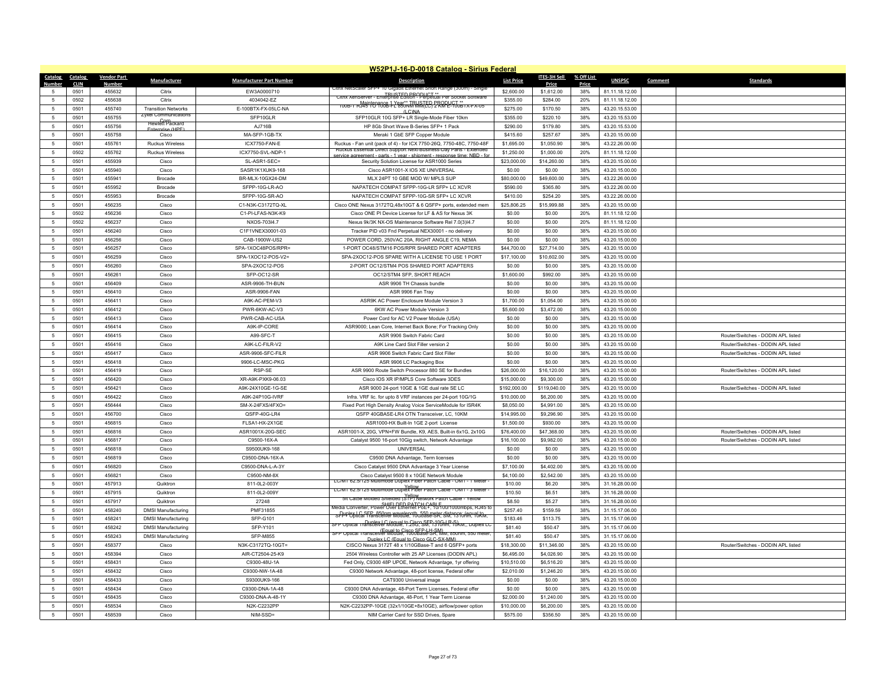## W52P1J-16-D-0018 Catalog - Sirius Federal

| Catalog Number | Catalog CLIN | Vendor Part Number | Manufacturer | Manufacturer Part Number | Description | List Price | ITES-3H Sell Price | % Off List Price | UNSPSC | Comment | Standards |
|---|---|---|---|---|---|---|---|---|---|---|---|
| 5 | 0501 | 455632 | Citrix | EW3A0000710 | Citrix NetScaler SFP+ 10 Gigabit Ethernet Short Range (300m) - Single ** TRUSTED PRODUCT ** | $2,600.00 | $1,612.00 | 38% | 81.11.18.12.00 | | |
| 5 | 0502 | 455638 | Citrix | 4034042-EZ | Citrix XenServer - Enterprise Edition - Perpetual Per Socket Software Maintenance 1 Year** TRUSTED PRODUCT ** | $355.00 | $284.00 | 20% | 81.11.18.12.00 | | |
| 5 | 0501 | 455740 | Transition Networks | E-100BTX-FX-05LC-NA | 100B-T RJ45 TO 100B-FL 850NM MM(LC) 2 KM E-100BTX-FX-05 (LC)NA | $275.00 | $170.50 | 38% | 43.20.15.53.00 | | |
| 5 | 0501 | 455755 | Zyxel Communications Corp. | SFP10GLR | SFP10GLR 10G SFP+ LR Single-Mode Fiber 10km | $355.00 | $220.10 | 38% | 43.20.15.53.00 | | |
| 5 | 0501 | 455756 | Hewlett Packard Enterprise (HPE) | AJ716B | HP 8Gb Short Wave B-Series SFP+ 1 Pack | $290.00 | $179.80 | 38% | 43.20.15.53.00 | | |
| 5 | 0501 | 455758 | Cisco | MA-SFP-1GB-TX | Meraki 1 GbE SFP Copper Module | $415.60 | $257.67 | 38% | 43.20.15.00.00 | | |
| 5 | 0501 | 455761 | Ruckus Wireless | ICX7750-FAN-E | Ruckus - Fan unit (pack of 4) - for ICX 7750-26Q, 7750-48C, 7750-48F | $1,695.00 | $1,050.90 | 38% | 43.22.26.00.00 | | |
| 5 | 0502 | 455762 | Ruckus Wireless | ICX7750-SVL-NDP-1 | Ruckus Essential Direct Support Next-Business-Day Parts - Extended service agreement - parts - 1 year - shipment - response time: NBD - for | $1,250.00 | $1,000.00 | 20% | 81.11.18.12.00 | | |
| 5 | 0501 | 455939 | Cisco | SL-ASR1-SEC= | Security Solution License for ASR1000 Series | $23,000.00 | $14,260.00 | 38% | 43.20.15.00.00 | | |
| 5 | 0501 | 455940 | Cisco | SASR1K1XUK9-168 | Cisco ASR1001-X IOS XE UNIVERSAL | $0.00 | $0.00 | 38% | 43.20.15.00.00 | | |
| 5 | 0501 | 455941 | Brocade | BR-MLX-10GX24-DM | MLX 24PT 10 GBE MOD W/ MPLS SUP | $80,000.00 | $49,600.00 | 38% | 43.22.26.00.00 | | |
| 5 | 0501 | 455952 | Brocade | SFPP-10G-LR-AO | NAPATECH COMPAT SFPP-10G-LR SFP+ LC XCVR | $590.00 | $365.80 | 38% | 43.22.26.00.00 | | |
| 5 | 0501 | 455953 | Brocade | SFPP-10G-SR-AO | NAPATECH COMPAT SFPP-10G-SR SFP+ LC XCVR | $410.00 | $254.20 | 38% | 43.22.26.00.00 | | |
| 5 | 0501 | 456235 | Cisco | C1-N3K-C3172TQ-XL | Cisco ONE Nexus 3172TQ,48x10GT & 6 QSFP+ ports, extended mem | $25,806.25 | $15,999.88 | 38% | 43.20.15.00.00 | | |
| 5 | 0502 | 456236 | Cisco | C1-PI-LFAS-N3K-K9 | Cisco ONE PI Device License for LF & AS for Nexus 3K | $0.00 | $0.00 | 20% | 81.11.18.12.00 | | |
| 5 | 0502 | 456237 | Cisco | NXOS-703I4.7 | Nexus 9k/3K NX-OS Maintenance Software Rel 7.0(3)I4.7 | $0.00 | $0.00 | 20% | 81.11.18.12.00 | | |
| 5 | 0501 | 456240 | Cisco | C1F1VNEX30001-03 | Tracker PID v03 Fnd Perpetual NEX30001 - no delivery | $0.00 | $0.00 | 38% | 43.20.15.00.00 | | |
| 5 | 0501 | 456256 | Cisco | CAB-1900W-US2 | POWER CORD, 250VAC 20A, RIGHT ANGLE C19, NEMA | $0.00 | $0.00 | 38% | 43.20.15.00.00 | | |
| 5 | 0501 | 456257 | Cisco | SPA-1XOC48POS/RPR= | 1-PORT OC48/STM16 POS/RPR SHARED PORT ADAPTERS | $44,700.00 | $27,714.00 | 38% | 43.20.15.00.00 | | |
| 5 | 0501 | 456259 | Cisco | SPA-1XOC12-POS-V2= | SPA-2XOC12-POS SPARE WITH A LICENSE TO USE 1 PORT | $17,100.00 | $10,602.00 | 38% | 43.20.15.00.00 | | |
| 5 | 0501 | 456260 | Cisco | SPA-2XOC12-POS | 2-PORT OC12/STM4 POS SHARED PORT ADAPTERS | $0.00 | $0.00 | 38% | 43.20.15.00.00 | | |
| 5 | 0501 | 456261 | Cisco | SFP-OC12-SR | OC12/STM4 SFP, SHORT REACH | $1,600.00 | $992.00 | 38% | 43.20.15.00.00 | | |
| 5 | 0501 | 456409 | Cisco | ASR-9906-TH-BUN | ASR 9906 TH Chassis bundle | $0.00 | $0.00 | 38% | 43.20.15.00.00 | | |
| 5 | 0501 | 456410 | Cisco | ASR-9906-FAN | ASR 9906 Fan Tray | $0.00 | $0.00 | 38% | 43.20.15.00.00 | | |
| 5 | 0501 | 456411 | Cisco | A9K-AC-PEM-V3 | ASR9K AC Power Enclosure Module Version 3 | $1,700.00 | $1,054.00 | 38% | 43.20.15.00.00 | | |
| 5 | 0501 | 456412 | Cisco | PWR-6KW-AC-V3 | 6KW AC Power Module Version 3 | $5,600.00 | $3,472.00 | 38% | 43.20.15.00.00 | | |
| 5 | 0501 | 456413 | Cisco | PWR-CAB-AC-USA | Power Cord for AC V2 Power Module (USA) | $0.00 | $0.00 | 38% | 43.20.15.00.00 | | |
| 5 | 0501 | 456414 | Cisco | A9K-IP-CORE | ASR9000; Lean Core, Internet Back Bone; For Tracking Only | $0.00 | $0.00 | 38% | 43.20.15.00.00 | | |
| 5 | 0501 | 456415 | Cisco | A99-SFC-T | ASR 9906 Switch Fabric Card | $0.00 | $0.00 | 38% | 43.20.15.00.00 | | Router/Switches - DODIN APL listed |
| 5 | 0501 | 456416 | Cisco | A9K-LC-FILR-V2 | A9K Line Card Slot Filler version 2 | $0.00 | $0.00 | 38% | 43.20.15.00.00 | | Router/Switches - DODIN APL listed |
| 5 | 0501 | 456417 | Cisco | ASR-9906-SFC-FILR | ASR 9906 Switch Fabric Card Slot Filler | $0.00 | $0.00 | 38% | 43.20.15.00.00 | | Router/Switches - DODIN APL listed |
| 5 | 0501 | 456418 | Cisco | 9906-LC-MSC-PKG | ASR 9906 LC Packaging Box | $0.00 | $0.00 | 38% | 43.20.15.00.00 | | |
| 5 | 0501 | 456419 | Cisco | RSP-SE | ASR 9900 Route Switch Processor 880 SE for Bundles | $26,000.00 | $16,120.00 | 38% | 43.20.15.00.00 | | Router/Switches - DODIN APL listed |
| 5 | 0501 | 456420 | Cisco | XR-A9K-PXK9-06.03 | Cisco IOS XR IP/MPLS Core Software 3DES | $15,000.00 | $9,300.00 | 38% | 43.20.15.00.00 | | |
| 5 | 0501 | 456421 | Cisco | A9K-24X10GE-1G-SE | ASR 9000 24-port 10GE & 1GE dual rate SE LC | $192,000.00 | $119,040.00 | 38% | 43.20.15.00.00 | | Router/Switches - DODIN APL listed |
| 5 | 0501 | 456422 | Cisco | A9K-24P10G-IVRF | Infra. VRF lic. for upto 8 VRF instances per 24-port 10G/1G | $10,000.00 | $6,200.00 | 38% | 43.20.15.00.00 | | |
| 5 | 0501 | 456444 | Cisco | SM-X-24FXS/4FXO= | Fixed Port High Density Analog Voice ServiceModule for ISR4K | $8,050.00 | $4,991.00 | 38% | 43.20.15.00.00 | | |
| 5 | 0501 | 456700 | Cisco | QSFP-40G-LR4 | QSFP 40GBASE-LR4 OTN Transceiver, LC, 10KM | $14,995.00 | $9,296.90 | 38% | 43.20.15.00.00 | | |
| 5 | 0501 | 456815 | Cisco | FLSA1-HX-2X1GE | ASR1000-HX Built-In 1GE 2-port License | $1,500.00 | $930.00 | 38% | 43.20.15.00.00 | | |
| 5 | 0501 | 456816 | Cisco | ASR1001X-20G-SEC | ASR1001-X, 20G, VPN+FW Bundle, K9, AES, Built-in 6x1G, 2x10G | $76,400.00 | $47,368.00 | 38% | 43.20.15.00.00 | | Router/Switches - DODIN APL listed |
| 5 | 0501 | 456817 | Cisco | C9500-16X-A | Catalyst 9500 16-port 10Gig switch, Network Advantage | $16,100.00 | $9,982.00 | 38% | 43.20.15.00.00 | | Router/Switches - DODIN APL listed |
| 5 | 0501 | 456818 | Cisco | S9500UK9-168 | UNIVERSAL | $0.00 | $0.00 | 38% | 43.20.15.00.00 | | |
| 5 | 0501 | 456819 | Cisco | C9500-DNA-16X-A | C9500 DNA Advantage, Term licenses | $0.00 | $0.00 | 38% | 43.20.15.00.00 | | |
| 5 | 0501 | 456820 | Cisco | C9500-DNA-L-A-3Y | Cisco Catalyst 9500 DNA Advantage 3 Year License | $7,100.00 | $4,402.00 | 38% | 43.20.15.00.00 | | |
| 5 | 0501 | 456821 | Cisco | C9500-NM-8X | Cisco Catalyst 9500 8 x 10GE Network Module | $4,100.00 | $2,542.00 | 38% | 43.20.15.00.00 | | |
| 5 | 0501 | 457913 | Quiktron | 811-0L2-003Y | LC/MT 62.5/125 Multimode Duplex Fiber Patch Cable - OM1 - 1 Meter - Yellow | $10.00 | $6.20 | 38% | 31.16.28.00.00 | | |
| 5 | 0501 | 457915 | Quiktron | 811-0L2-009Y | LC/MT 62.5/125 Multimode Duplex Fiber Patch Cable - OM1 - 3 Meter - Yellow | $10.50 | $6.51 | 38% | 31.16.28.00.00 | | |
| 5 | 0501 | 457917 | Quiktron | 27248 | 5ft Cat5e Molded Shielded (STP) Network Patch Cable - Yellow SHIELDED PATCH CABLE | $8.50 | $5.27 | 38% | 31.16.28.00.00 | | |
| 5 | 0501 | 458240 | DMSI Manufacturing | PMF31855 | Media Converter, Power Over Ethernet PoE+, 10/100/1000mbps, RJ45 to Duplex LC SFP, 850nm wavelength, 550 meter distance; (equal to | $257.40 | $159.59 | 38% | 31.15.17.06.00 | | |
| 5 | 0501 | 458241 | DMSI Manufacturing | SFP-G101 | SFP+ Optical Transceiver Module, 10GBase-SR, SM, 1310nm, 10KM, Duplex LC (equal to Cisco SFP-10G-LR-S) | $183.46 | $113.75 | 38% | 31.15.17.06.00 | | |
| 5 | 0501 | 458242 | DMSI Manufacturing | SFP-Y101 | SFP Optical Transceiver Module, 1.25G, SM, 1310nm, 10KM,, Duplex LC (Equal to Cisco SFP-LH-SM) | $81.40 | $50.47 | 38% | 31.15.17.06.00 | | |
| 5 | 0501 | 458243 | DMSI Manufacturing | SFP-M855 | SFP Optical Transceiver Module, 1000Base-SX, MM, 850nm, 550 meter, Duplex LC (Equal to Cisco GLC-SX-MM) | $81.40 | $50.47 | 38% | 31.15.17.06.00 | | |
| 5 | 0501 | 458377 | Cisco | N3K-C3172TQ-10GT= | CISCO Nexus 3172T 48 x 1/10GBase-T and 6 QSFP+ ports | $18,300.00 | $11,346.00 | 38% | 43.20.15.00.00 | | Router/Switches - DODIN APL listed |
| 5 | 0501 | 458394 | Cisco | AIR-CT2504-25-K9 | 2504 Wireless Controller with 25 AP Licenses (DODIN APL) | $6,495.00 | $4,026.90 | 38% | 43.20.15.00.00 | | |
| 5 | 0501 | 458431 | Cisco | C9300-48U-1A | Fed Only, C9300 48P UPOE, Network Advantage, 1yr offering | $10,510.00 | $6,516.20 | 38% | 43.20.15.00.00 | | |
| 5 | 0501 | 458432 | Cisco | C9300-NW-1A-48 | C9300 Network Advantage, 48-port license, Federal offer | $2,010.00 | $1,246.20 | 38% | 43.20.15.00.00 | | |
| 5 | 0501 | 458433 | Cisco | S9300UK9-166 | CAT9300 Universal image | $0.00 | $0.00 | 38% | 43.20.15.00.00 | | |
| 5 | 0501 | 458434 | Cisco | C9300-DNA-1A-48 | C9300 DNA Advantage, 48-Port Term Licenses, Federal offer | $0.00 | $0.00 | 38% | 43.20.15.00.00 | | |
| 5 | 0501 | 458435 | Cisco | C9300-DNA-A-48-1Y | C9300 DNA Advantage, 48-Port, 1 Year Term License | $2,000.00 | $1,240.00 | 38% | 43.20.15.00.00 | | |
| 5 | 0501 | 458534 | Cisco | N2K-C2232PP | N2K-C2232PP-10GE (32x1/10GE+8x10GE), airflow/power option | $10,000.00 | $6,200.00 | 38% | 43.20.15.00.00 | | |
| 5 | 0501 | 458539 | Cisco | NIM-SSD= | NIM Carrier Card for SSD Drives, Spare | $575.00 | $356.50 | 38% | 43.20.15.00.00 | | |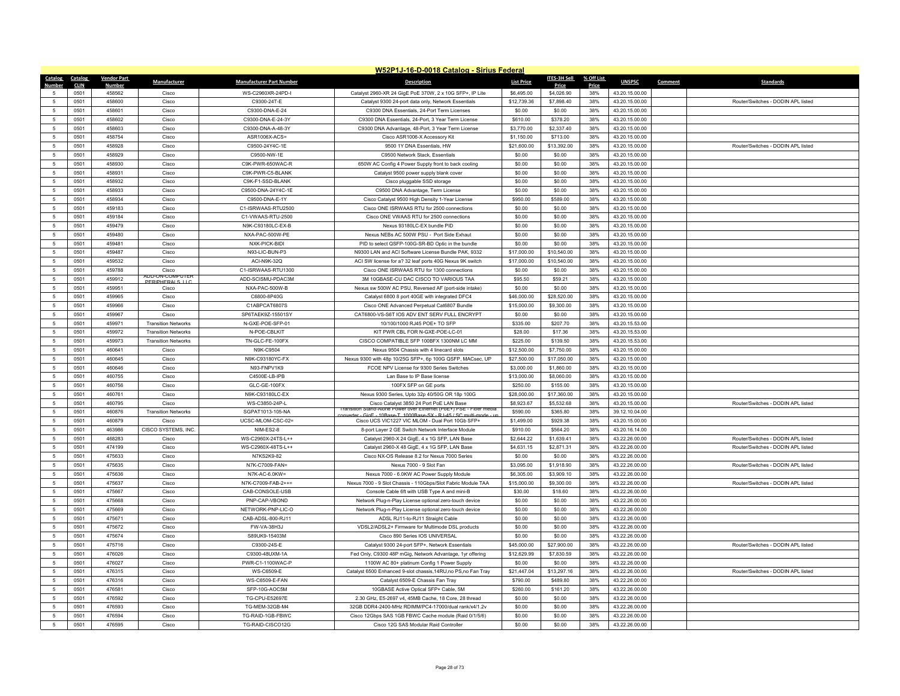# W52P1J-16-D-0018 Catalog - Sirius Federal

| Catalog Number | Catalog CLIN | Vendor Part Number | Manufacturer | Manufacturer Part Number | Description | List Price | ITES-3H Sell Price | % Off List Price | UNSPSC | Comment | Standards |
|---|---|---|---|---|---|---|---|---|---|---|---|
| 5 | 0501 | 458562 | Cisco | WS-C2960XR-24PD-I | Catalyst 2960-XR 24 GigE PoE 370W, 2 x 10G SFP+, IP Lite | $6,495.00 | $4,026.90 | 38% | 43.20.15.00.00 | | |
| 5 | 0501 | 458600 | Cisco | C9300-24T-E | Catalyst 9300 24-port data only, Network Essentials | $12,739.36 | $7,898.40 | 38% | 43.20.15.00.00 | | Router/Switches - DODIN APL listed |
| 5 | 0501 | 458601 | Cisco | C9300-DNA-E-24 | C9300 DNA Essentials, 24-Port Term Licenses | $0.00 | $0.00 | 38% | 43.20.15.00.00 | | |
| 5 | 0501 | 458602 | Cisco | C9300-DNA-E-24-3Y | C9300 DNA Essentials, 24-Port, 3 Year Term License | $610.00 | $378.20 | 38% | 43.20.15.00.00 | | |
| 5 | 0501 | 458603 | Cisco | C9300-DNA-A-48-3Y | C9300 DNA Advantage, 48-Port, 3 Year Term License | $3,770.00 | $2,337.40 | 38% | 43.20.15.00.00 | | |
| 5 | 0501 | 458754 | Cisco | ASR1006X-ACS= | Cisco ASR1006-X Accessory Kit | $1,150.00 | $713.00 | 38% | 43.20.15.00.00 | | |
| 5 | 0501 | 458928 | Cisco | C9500-24Y4C-1E | 9500 1Y DNA Essentials, HW | $21,600.00 | $13,392.00 | 38% | 43.20.15.00.00 | | Router/Switches - DODIN APL listed |
| 5 | 0501 | 458929 | Cisco | C9500-NW-1E | C9500 Network Stack, Essentials | $0.00 | $0.00 | 38% | 43.20.15.00.00 | | |
| 5 | 0501 | 458930 | Cisco | C9K-PWR-650WAC-R | 650W AC Config 4 Power Supply front to back cooling | $0.00 | $0.00 | 38% | 43.20.15.00.00 | | |
| 5 | 0501 | 458931 | Cisco | C9K-PWR-C5-BLANK | Catalyst 9500 power supply blank cover | $0.00 | $0.00 | 38% | 43.20.15.00.00 | | |
| 5 | 0501 | 458932 | Cisco | C9K-F1-SSD-BLANK | Cisco pluggable SSD storage | $0.00 | $0.00 | 38% | 43.20.15.00.00 | | |
| 5 | 0501 | 458933 | Cisco | C9500-DNA-24Y4C-1E | C9500 DNA Advantage, Term License | $0.00 | $0.00 | 38% | 43.20.15.00.00 | | |
| 5 | 0501 | 458934 | Cisco | C9500-DNA-E-1Y | Cisco Catalyst 9500 High Density 1-Year License | $950.00 | $589.00 | 38% | 43.20.15.00.00 | | |
| 5 | 0501 | 459183 | Cisco | C1-ISRWAAS-RTU2500 | Cisco ONE ISRWAAS RTU for 2500 connections | $0.00 | $0.00 | 38% | 43.20.15.00.00 | | |
| 5 | 0501 | 459184 | Cisco | C1-VWAAS-RTU-2500 | Cisco ONE VWAAS RTU for 2500 connections | $0.00 | $0.00 | 38% | 43.20.15.00.00 | | |
| 5 | 0501 | 459479 | Cisco | N9K-C93180LC-EX-B | Nexus 93180LC-EX bundle PID | $0.00 | $0.00 | 38% | 43.20.15.00.00 | | |
| 5 | 0501 | 459480 | Cisco | NXA-PAC-500W-PE | Nexus NEBs AC 500W PSU - Port Side Exhaust | $0.00 | $0.00 | 38% | 43.20.15.00.00 | | |
| 5 | 0501 | 459481 | Cisco | NXK-PICK-BIDI | PID to select QSFP-100G-SR-BD Optic in the bundle | $0.00 | $0.00 | 38% | 43.20.15.00.00 | | |
| 5 | 0501 | 459487 | Cisco | N93-LIC-BUN-P3 | N9300 LAN and ACI Software License Bundle PAK, 9332 | $17,000.00 | $10,540.00 | 38% | 43.20.15.00.00 | | |
| 5 | 0501 | 459532 | Cisco | ACI-N9K-32Q | ACI SW license for a? 32 leaf ports 40G Nexus 9K switch | $17,000.00 | $10,540.00 | 38% | 43.20.15.00.00 | | |
| 5 | 0501 | 459788 | Cisco | C1-ISRWAAS-RTU1300 | Cisco ONE ISRWAAS RTU for 1300 connections | $0.00 | $0.00 | 38% | 43.20.15.00.00 | | |
| 5 | 0501 | 459912 | ADD-ON-COMPUTER PERIPHERALS LLC | ADD-SCISMU-PDAC3M | 3M 10GBASE-CU DAC CISCO TO VARIOUS TAA | $95.50 | $59.21 | 38% | 43.20.15.00.00 | | |
| 5 | 0501 | 459951 | Cisco | NXA-PAC-500W-B | Nexus sw 500W AC PSU, Reversed AF (port-side intake) | $0.00 | $0.00 | 38% | 43.20.15.00.00 | | |
| 5 | 0501 | 459965 | Cisco | C6800-8P40G | Catalyst 6800 8 port 40GE with integrated DFC4 | $46,000.00 | $28,520.00 | 38% | 43.20.15.00.00 | | |
| 5 | 0501 | 459966 | Cisco | C1ABPCAT6807S | Cisco ONE Advanced Perpetual Cat6807 Bundle | $15,000.00 | $9,300.00 | 38% | 43.20.15.00.00 | | |
| 5 | 0501 | 459967 | Cisco | SP6TAEK9Z-15501SY | CAT6800-VS-S6T IOS ADV ENT SERV FULL ENCRYPT | $0.00 | $0.00 | 38% | 43.20.15.00.00 | | |
| 5 | 0501 | 459971 | Transition Networks | N-GXE-POE-SFP-01 | 10/100/1000 RJ45 POE+ TO SFP | $335.00 | $207.70 | 38% | 43.20.15.53.00 | | |
| 5 | 0501 | 459972 | Transition Networks | N-POE-CBLKIT | KIT PWR CBL FOR N-GXE-POE-LC-01 | $28.00 | $17.36 | 38% | 43.20.15.53.00 | | |
| 5 | 0501 | 459973 | Transition Networks | TN-GLC-FE-100FX | CISCO COMPATIBLE SFP 100BFX 1300NM LC MM | $225.00 | $139.50 | 38% | 43.20.15.53.00 | | |
| 5 | 0501 | 460641 | Cisco | N9K-C9504 | Nexus 9504 Chassis with 4 linecard slots | $12,500.00 | $7,750.00 | 38% | 43.20.15.00.00 | | |
| 5 | 0501 | 460645 | Cisco | N9K-C93180YC-FX | Nexus 9300 with 48p 10/25G SFP+, 6p 100G QSFP, MACsec, UP | $27,500.00 | $17,050.00 | 38% | 43.20.15.00.00 | | |
| 5 | 0501 | 460646 | Cisco | N93-FNPV1K9 | FCOE NPV License for 9300 Series Switches | $3,000.00 | $1,860.00 | 38% | 43.20.15.00.00 | | |
| 5 | 0501 | 460755 | Cisco | C4500E-LB-IPB | Lan Base to IP Base license | $13,000.00 | $8,060.00 | 38% | 43.20.15.00.00 | | |
| 5 | 0501 | 460756 | Cisco | GLC-GE-100FX | 100FX SFP on GE ports | $250.00 | $155.00 | 38% | 43.20.15.00.00 | | |
| 5 | 0501 | 460761 | Cisco | N9K-C93180LC-EX | Nexus 9300 Series, Upto 32p 40/50G OR 18p 100G | $28,000.00 | $17,360.00 | 38% | 43.20.15.00.00 | | |
| 5 | 0501 | 460795 | Cisco | WS-C3850-24P-L | Cisco Catalyst 3850 24 Port PoE LAN Base | $8,923.67 | $5,532.68 | 38% | 43.20.15.00.00 | | Router/Switches - DODIN APL listed |
| 5 | 0501 | 460876 | Transition Networks | SGPAT1013-105-NA | Transition Stand-Alone Power over Ethernet (PoE+) PSE - Fiber media converter - GigE - 10Base-T, 1000Base-SX - RJ-45 / SC multi-mode - up | $590.00 | $365.80 | 38% | 39.12.10.04.00 | | |
| 5 | 0501 | 460879 | Cisco | UCSC-MLOM-CSC-02= | Cisco UCS VIC1227 VIC MLOM - Dual Port 10Gb SFP+ | $1,499.00 | $929.38 | 38% | 43.20.15.00.00 | | |
| 5 | 0501 | 463986 | CISCO SYSTEMS, INC. | NIM-ES2-8 | 8-port Layer 2 GE Switch Network Interface Module | $910.00 | $564.20 | 38% | 43.20.16.14.00 | | |
| 5 | 0501 | 468283 | Cisco | WS-C2960X-24TS-L++ | Catalyst 2960-X 24 GigE, 4 x 1G SFP, LAN Base | $2,644.22 | $1,639.41 | 38% | 43.22.26.00.00 | | Router/Switches - DODIN APL listed |
| 5 | 0501 | 474199 | Cisco | WS-C2960X-48TS-L++ | Catalyst 2960-X 48 GigE, 4 x 1G SFP, LAN Base | $4,631.15 | $2,871.31 | 38% | 43.22.26.00.00 | | Router/Switches - DODIN APL listed |
| 5 | 0501 | 475633 | Cisco | N7KS2K9-82 | Cisco NX-OS Release 8.2 for Nexus 7000 Series | $0.00 | $0.00 | 38% | 43.22.26.00.00 | | |
| 5 | 0501 | 475635 | Cisco | N7K-C7009-FAN= | Nexus 7000 - 9 Slot Fan | $3,095.00 | $1,918.90 | 38% | 43.22.26.00.00 | | Router/Switches - DODIN APL listed |
| 5 | 0501 | 475636 | Cisco | N7K-AC-6.0KW= | Nexus 7000 - 6.0KW AC Power Supply Module | $6,305.00 | $3,909.10 | 38% | 43.22.26.00.00 | | |
| 5 | 0501 | 475637 | Cisco | N7K-C7009-FAB-2++= | Nexus 7000 - 9 Slot Chassis - 110Gbps/Slot Fabric Module TAA | $15,000.00 | $9,300.00 | 38% | 43.22.26.00.00 | | Router/Switches - DODIN APL listed |
| 5 | 0501 | 475667 | Cisco | CAB-CONSOLE-USB | Console Cable 6ft with USB Type A and mini-B | $30.00 | $18.60 | 38% | 43.22.26.00.00 | | |
| 5 | 0501 | 475668 | Cisco | PNP-CAP-VBOND | Network Plug-n-Play License optional zero-touch device | $0.00 | $0.00 | 38% | 43.22.26.00.00 | | |
| 5 | 0501 | 475669 | Cisco | NETWORK-PNP-LIC-O | Network Plug-n-Play License optional zero-touch device | $0.00 | $0.00 | 38% | 43.22.26.00.00 | | |
| 5 | 0501 | 475671 | Cisco | CAB-ADSL-800-RJ11 | ADSL RJ11-to-RJ11 Straight Cable | $0.00 | $0.00 | 38% | 43.22.26.00.00 | | |
| 5 | 0501 | 475672 | Cisco | FW-VA-38H3J | VDSL2/ADSL2+ Firmware for Multimode DSL products | $0.00 | $0.00 | 38% | 43.22.26.00.00 | | |
| 5 | 0501 | 475674 | Cisco | S89UK9-15403M | Cisco 890 Series IOS UNIVERSAL | $0.00 | $0.00 | 38% | 43.22.26.00.00 | | |
| 5 | 0501 | 475716 | Cisco | C9300-24S-E | Catalyst 9300 24-port SFP+, Network Essentials | $45,000.00 | $27,900.00 | 38% | 43.22.26.00.00 | | Router/Switches - DODIN APL listed |
| 5 | 0501 | 476026 | Cisco | C9300-48UXM-1A | Fed Only, C9300 48P mGig, Network Advantage, 1yr offering | $12,629.99 | $7,830.59 | 38% | 43.22.26.00.00 | | |
| 5 | 0501 | 476027 | Cisco | PWR-C1-1100WAC-P | 1100W AC 80+ platinum Config 1 Power Supply | $0.00 | $0.00 | 38% | 43.22.26.00.00 | | |
| 5 | 0501 | 476315 | Cisco | WS-C6509-E | Catalyst 6500 Enhanced 9-slot chassis,14RU,no PS,no Fan Tray | $21,447.04 | $13,297.16 | 38% | 43.22.26.00.00 | | Router/Switches - DODIN APL listed |
| 5 | 0501 | 476316 | Cisco | WS-C6509-E-FAN | Catalyst 6509-E Chassis Fan Tray | $790.00 | $489.80 | 38% | 43.22.26.00.00 | | |
| 5 | 0501 | 476581 | Cisco | SFP-10G-AOC5M | 10GBASE Active Optical SFP+ Cable, 5M | $260.00 | $161.20 | 38% | 43.22.26.00.00 | | |
| 5 | 0501 | 476592 | Cisco | TG-CPU-E52697E | 2.30 GHz, E5-2697 v4, 45MB Cache, 18 Core, 28 thread | $0.00 | $0.00 | 38% | 43.22.26.00.00 | | |
| 5 | 0501 | 476593 | Cisco | TG-MEM-32GB-M4 | 32GB DDR4-2400-MHz RDIMM/PC4-17000/dual rank/x4/1.2v | $0.00 | $0.00 | 38% | 43.22.26.00.00 | | |
| 5 | 0501 | 476594 | Cisco | TG-RAID-1GB-FBWC | Cisco 12Gbps SAS 1GB FBWC Cache module (Raid 0/1/5/6) | $0.00 | $0.00 | 38% | 43.22.26.00.00 | | |
| 5 | 0501 | 476595 | Cisco | TG-RAID-CISCO12G | Cisco 12G SAS Modular Raid Controller | $0.00 | $0.00 | 38% | 43.22.26.00.00 | | |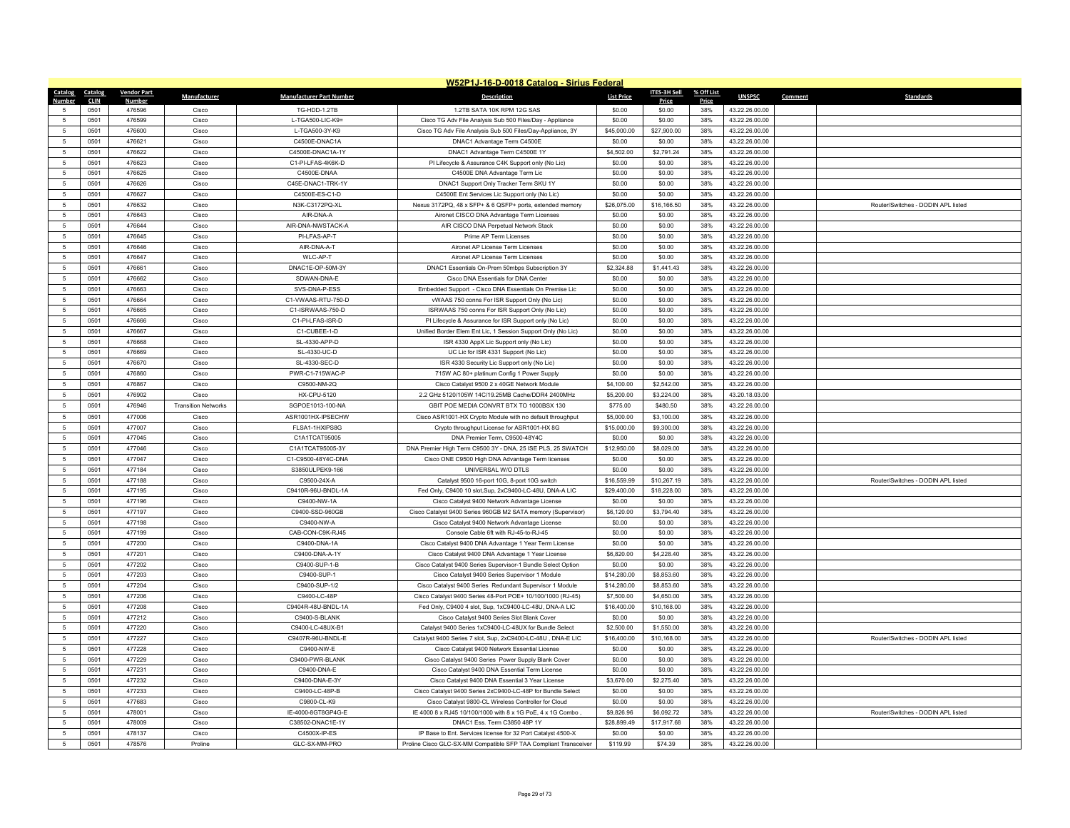## W52P1J-16-D-0018 Catalog - Sirius Federal

| Catalog Number | Catalog CLIN | Vendor Part Number | Manufacturer | Manufacturer Part Number | Description | List Price | ITES-3H Sell Price | % Off List Price | UNSPSC | Comment | Standards |
|---|---|---|---|---|---|---|---|---|---|---|---|
| 5 | 0501 | 476596 | Cisco | TG-HDD-1.2TB | 1.2TB SATA 10K RPM 12G SAS | $0.00 | $0.00 | 38% | 43.22.26.00.00 | | |
| 5 | 0501 | 476599 | Cisco | L-TGA500-LIC-K9= | Cisco TG Adv File Analysis Sub 500 Files/Day - Appliance | $0.00 | $0.00 | 38% | 43.22.26.00.00 | | |
| 5 | 0501 | 476600 | Cisco | L-TGA500-3Y-K9 | Cisco TG Adv File Analysis Sub 500 Files/Day-Appliance, 3Y | $45,000.00 | $27,900.00 | 38% | 43.22.26.00.00 | | |
| 5 | 0501 | 476621 | Cisco | C4500E-DNAC1A | DNAC1 Advantage Term C4500E | $0.00 | $0.00 | 38% | 43.22.26.00.00 | | |
| 5 | 0501 | 476622 | Cisco | C4500E-DNAC1A-1Y | DNAC1 Advantage Term C4500E 1Y | $4,502.00 | $2,791.24 | 38% | 43.22.26.00.00 | | |
| 5 | 0501 | 476623 | Cisco | C1-PI-LFAS-4K6K-D | PI Lifecycle & Assurance C4K Support only (No Lic) | $0.00 | $0.00 | 38% | 43.22.26.00.00 | | |
| 5 | 0501 | 476625 | Cisco | C4500E-DNAA | C4500E DNA Advantage Term Lic | $0.00 | $0.00 | 38% | 43.22.26.00.00 | | |
| 5 | 0501 | 476626 | Cisco | C45E-DNAC1-TRK-1Y | DNAC1 Support Only Tracker Term SKU 1Y | $0.00 | $0.00 | 38% | 43.22.26.00.00 | | |
| 5 | 0501 | 476627 | Cisco | C4500E-ES-C1-D | C4500E Ent Services Lic Support only (No Lic) | $0.00 | $0.00 | 38% | 43.22.26.00.00 | | |
| 5 | 0501 | 476632 | Cisco | N3K-C3172PQ-XL | Nexus 3172PQ, 48 x SFP+ & 6 QSFP+ ports, extended memory | $26,075.00 | $16,166.50 | 38% | 43.22.26.00.00 | | Router/Switches - DODIN APL listed |
| 5 | 0501 | 476643 | Cisco | AIR-DNA-A | Aironet CISCO DNA Advantage Term Licenses | $0.00 | $0.00 | 38% | 43.22.26.00.00 | | |
| 5 | 0501 | 476644 | Cisco | AIR-DNA-NWSTACK-A | AIR CISCO DNA Perpetual Network Stack | $0.00 | $0.00 | 38% | 43.22.26.00.00 | | |
| 5 | 0501 | 476645 | Cisco | PI-LFAS-AP-T | Prime AP Term Licenses | $0.00 | $0.00 | 38% | 43.22.26.00.00 | | |
| 5 | 0501 | 476646 | Cisco | AIR-DNA-A-T | Aironet AP License Term Licenses | $0.00 | $0.00 | 38% | 43.22.26.00.00 | | |
| 5 | 0501 | 476647 | Cisco | WLC-AP-T | Aironet AP License Term Licenses | $0.00 | $0.00 | 38% | 43.22.26.00.00 | | |
| 5 | 0501 | 476661 | Cisco | DNAC1E-OP-50M-3Y | DNAC1 Essentials On-Prem 50mbps Subscription 3Y | $2,324.88 | $1,441.43 | 38% | 43.22.26.00.00 | | |
| 5 | 0501 | 476662 | Cisco | SDWAN-DNA-E | Cisco DNA Essentials for DNA Center | $0.00 | $0.00 | 38% | 43.22.26.00.00 | | |
| 5 | 0501 | 476663 | Cisco | SVS-DNA-P-ESS | Embedded Support - Cisco DNA Essentials On Premise Lic | $0.00 | $0.00 | 38% | 43.22.26.00.00 | | |
| 5 | 0501 | 476664 | Cisco | C1-VWAAS-RTU-750-D | vWAAS 750 conns For ISR Support Only (No Lic) | $0.00 | $0.00 | 38% | 43.22.26.00.00 | | |
| 5 | 0501 | 476665 | Cisco | C1-ISRWAAS-750-D | ISRWAAS 750 conns For ISR Support Only (No Lic) | $0.00 | $0.00 | 38% | 43.22.26.00.00 | | |
| 5 | 0501 | 476666 | Cisco | C1-PI-LFAS-ISR-D | PI Lifecycle & Assurance for ISR Support only (No Lic) | $0.00 | $0.00 | 38% | 43.22.26.00.00 | | |
| 5 | 0501 | 476667 | Cisco | C1-CUBEE-1-D | Unified Border Elem Ent Lic, 1 Session Support Only (No Lic) | $0.00 | $0.00 | 38% | 43.22.26.00.00 | | |
| 5 | 0501 | 476668 | Cisco | SL-4330-APP-D | ISR 4330 AppX Lic Support only (No Lic) | $0.00 | $0.00 | 38% | 43.22.26.00.00 | | |
| 5 | 0501 | 476669 | Cisco | SL-4330-UC-D | UC Lic for ISR 4331 Support (No Lic) | $0.00 | $0.00 | 38% | 43.22.26.00.00 | | |
| 5 | 0501 | 476670 | Cisco | SL-4330-SEC-D | ISR 4330 Security Lic Support only (No Lic) | $0.00 | $0.00 | 38% | 43.22.26.00.00 | | |
| 5 | 0501 | 476860 | Cisco | PWR-C1-715WAC-P | 715W AC 80+ platinum Config 1 Power Supply | $0.00 | $0.00 | 38% | 43.22.26.00.00 | | |
| 5 | 0501 | 476867 | Cisco | C9500-NM-2Q | Cisco Catalyst 9500 2 x 40GE Network Module | $4,100.00 | $2,542.00 | 38% | 43.22.26.00.00 | | |
| 5 | 0501 | 476902 | Cisco | HX-CPU-5120 | 2.2 GHz 5120/105W 14C/19.25MB Cache/DDR4 2400MHz | $5,200.00 | $3,224.00 | 38% | 43.20.18.03.00 | | |
| 5 | 0501 | 476946 | Transition Networks | SGPOE1013-100-NA | GBIT POE MEDIA CONVRT BTX TO 1000BSX 130 | $775.00 | $480.50 | 38% | 43.22.26.00.00 | | |
| 5 | 0501 | 477006 | Cisco | ASR1001HX-IPSECHW | Cisco ASR1001-HX Crypto Module with no default throughput | $5,000.00 | $3,100.00 | 38% | 43.22.26.00.00 | | |
| 5 | 0501 | 477007 | Cisco | FLSA1-1HXIPS8G | Crypto throughput License for ASR1001-HX 8G | $15,000.00 | $9,300.00 | 38% | 43.22.26.00.00 | | |
| 5 | 0501 | 477045 | Cisco | C1A1TCAT95005 | DNA Premier Term, C9500-48Y4C | $0.00 | $0.00 | 38% | 43.22.26.00.00 | | |
| 5 | 0501 | 477046 | Cisco | C1A1TCAT95005-3Y | DNA Premier High Term C9500 3Y - DNA, 25 ISE PLS, 25 SWATCH | $12,950.00 | $8,029.00 | 38% | 43.22.26.00.00 | | |
| 5 | 0501 | 477047 | Cisco | C1-C9500-48Y4C-DNA | Cisco ONE C9500 High DNA Advantage Term licenses | $0.00 | $0.00 | 38% | 43.22.26.00.00 | | |
| 5 | 0501 | 477184 | Cisco | S3850ULPEK9-166 | UNIVERSAL W/O DTLS | $0.00 | $0.00 | 38% | 43.22.26.00.00 | | |
| 5 | 0501 | 477188 | Cisco | C9500-24X-A | Catalyst 9500 16-port 10G, 8-port 10G switch | $16,559.99 | $10,267.19 | 38% | 43.22.26.00.00 | | Router/Switches - DODIN APL listed |
| 5 | 0501 | 477195 | Cisco | C9410R-96U-BNDL-1A | Fed Only, C9400 10 slot,Sup, 2xC9400-LC-48U, DNA-A LIC | $29,400.00 | $18,228.00 | 38% | 43.22.26.00.00 | | |
| 5 | 0501 | 477196 | Cisco | C9400-NW-1A | Cisco Catalyst 9400 Network Advantage License | $0.00 | $0.00 | 38% | 43.22.26.00.00 | | |
| 5 | 0501 | 477197 | Cisco | C9400-SSD-960GB | Cisco Catalyst 9400 Series 960GB M2 SATA memory (Supervisor) | $6,120.00 | $3,794.40 | 38% | 43.22.26.00.00 | | |
| 5 | 0501 | 477198 | Cisco | C9400-NW-A | Cisco Catalyst 9400 Network Advantage License | $0.00 | $0.00 | 38% | 43.22.26.00.00 | | |
| 5 | 0501 | 477199 | Cisco | CAB-CON-C9K-RJ45 | Console Cable 6ft with RJ-45-to-RJ-45 | $0.00 | $0.00 | 38% | 43.22.26.00.00 | | |
| 5 | 0501 | 477200 | Cisco | C9400-DNA-1A | Cisco Catalyst 9400 DNA Advantage 1 Year Term License | $0.00 | $0.00 | 38% | 43.22.26.00.00 | | |
| 5 | 0501 | 477201 | Cisco | C9400-DNA-A-1Y | Cisco Catalyst 9400 DNA Advantage 1 Year License | $6,820.00 | $4,228.40 | 38% | 43.22.26.00.00 | | |
| 5 | 0501 | 477202 | Cisco | C9400-SUP-1-B | Cisco Catalyst 9400 Series Supervisor-1 Bundle Select Option | $0.00 | $0.00 | 38% | 43.22.26.00.00 | | |
| 5 | 0501 | 477203 | Cisco | C9400-SUP-1 | Cisco Catalyst 9400 Series Supervisor 1 Module | $14,280.00 | $8,853.60 | 38% | 43.22.26.00.00 | | |
| 5 | 0501 | 477204 | Cisco | C9400-SUP-1/2 | Cisco Catalyst 9400 Series Redundant Supervisor 1 Module | $14,280.00 | $8,853.60 | 38% | 43.22.26.00.00 | | |
| 5 | 0501 | 477206 | Cisco | C9400-LC-48P | Cisco Catalyst 9400 Series 48-Port POE+ 10/100/1000 (RJ-45) | $7,500.00 | $4,650.00 | 38% | 43.22.26.00.00 | | |
| 5 | 0501 | 477208 | Cisco | C9404R-48U-BNDL-1A | Fed Only, C9400 4 slot, Sup, 1xC9400-LC-48U, DNA-A LIC | $16,400.00 | $10,168.00 | 38% | 43.22.26.00.00 | | |
| 5 | 0501 | 477212 | Cisco | C9400-S-BLANK | Cisco Catalyst 9400 Series Slot Blank Cover | $0.00 | $0.00 | 38% | 43.22.26.00.00 | | |
| 5 | 0501 | 477220 | Cisco | C9400-LC-48UX-B1 | Catalyst 9400 Series 1xC9400-LC-48UX for Bundle Select | $2,500.00 | $1,550.00 | 38% | 43.22.26.00.00 | | |
| 5 | 0501 | 477227 | Cisco | C9407R-96U-BNDL-E | Catalyst 9400 Series 7 slot, Sup, 2xC9400-LC-48U , DNA-E LIC | $16,400.00 | $10,168.00 | 38% | 43.22.26.00.00 | | Router/Switches - DODIN APL listed |
| 5 | 0501 | 477228 | Cisco | C9400-NW-E | Cisco Catalyst 9400 Network Essential License | $0.00 | $0.00 | 38% | 43.22.26.00.00 | | |
| 5 | 0501 | 477229 | Cisco | C9400-PWR-BLANK | Cisco Catalyst 9400 Series Power Supply Blank Cover | $0.00 | $0.00 | 38% | 43.22.26.00.00 | | |
| 5 | 0501 | 477231 | Cisco | C9400-DNA-E | Cisco Catalyst 9400 DNA Essential Term License | $0.00 | $0.00 | 38% | 43.22.26.00.00 | | |
| 5 | 0501 | 477232 | Cisco | C9400-DNA-E-3Y | Cisco Catalyst 9400 DNA Essential 3 Year License | $3,670.00 | $2,275.40 | 38% | 43.22.26.00.00 | | |
| 5 | 0501 | 477233 | Cisco | C9400-LC-48P-B | Cisco Catalyst 9400 Series 2xC9400-LC-48P for Bundle Select | $0.00 | $0.00 | 38% | 43.22.26.00.00 | | |
| 5 | 0501 | 477683 | Cisco | C9800-CL-K9 | Cisco Catalyst 9800-CL Wireless Controller for Cloud | $0.00 | $0.00 | 38% | 43.22.26.00.00 | | |
| 5 | 0501 | 478001 | Cisco | IE-4000-8GT8GP4G-E | IE 4000 8 x RJ45 10/100/1000 with 8 x 1G PoE, 4 x 1G Combo , | $9,826.96 | $6,092.72 | 38% | 43.22.26.00.00 | | Router/Switches - DODIN APL listed |
| 5 | 0501 | 478009 | Cisco | C38502-DNAC1E-1Y | DNAC1 Ess. Term C3850 48P 1Y | $28,899.49 | $17,917.68 | 38% | 43.22.26.00.00 | | |
| 5 | 0501 | 478137 | Cisco | C4500X-IP-ES | IP Base to Ent. Services license for 32 Port Catalyst 4500-X | $0.00 | $0.00 | 38% | 43.22.26.00.00 | | |
| 5 | 0501 | 478576 | Proline | GLC-SX-MM-PRO | Proline Cisco GLC-SX-MM Compatible SFP TAA Compliant Transceiver | $119.99 | $74.39 | 38% | 43.22.26.00.00 | | |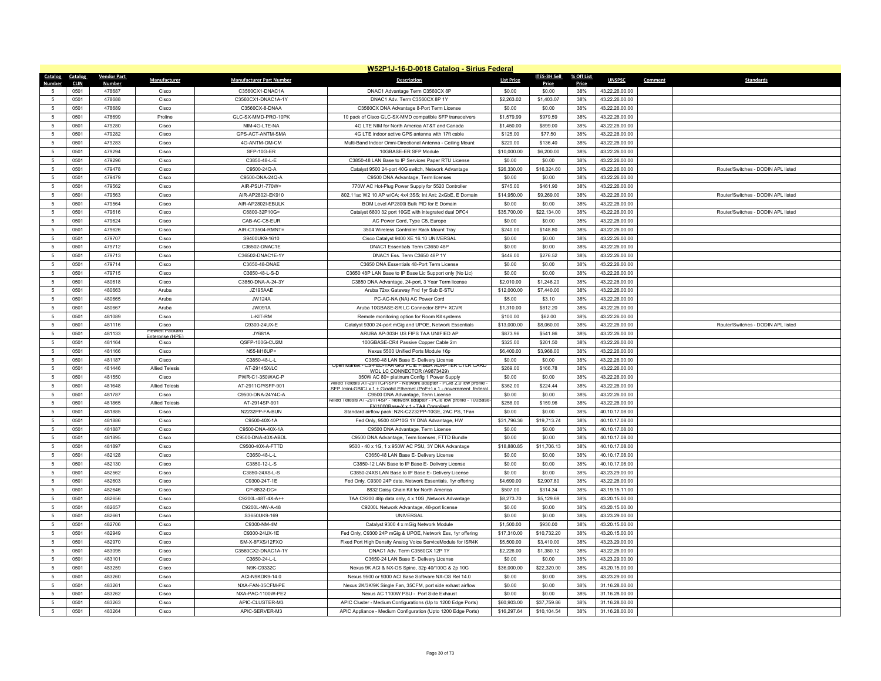# W52P1J-16-D-0018 Catalog - Sirius Federal

| Catalog Number | Catalog CLIN | Vendor Part Number | Manufacturer | Manufacturer Part Number | Description | List Price | ITES-3H Sell Price | % Off List Price | UNSPSC | Comment | Standards |
|---|---|---|---|---|---|---|---|---|---|---|---|
| 5 | 0501 | 478687 | Cisco | C3560CX1-DNAC1A | DNAC1 Advantage Term C3560CX 8P | $0.00 | $0.00 | 38% | 43.22.26.00.00 | | |
| 5 | 0501 | 478688 | Cisco | C3560CX1-DNAC1A-1Y | DNAC1 Adv. Term C3560CX 8P 1Y | $2,263.02 | $1,403.07 | 38% | 43.22.26.00.00 | | |
| 5 | 0501 | 478689 | Cisco | C3560CX-8-DNAA | C3560CX DNA Advantage 8-Port Term License | $0.00 | $0.00 | 38% | 43.22.26.00.00 | | |
| 5 | 0501 | 478699 | Proline | GLC-SX-MMD-PRO-10PK | 10 pack of Cisco GLC-SX-MMD compatible SFP transceivers | $1,579.99 | $979.59 | 38% | 43.22.26.00.00 | | |
| 5 | 0501 | 479280 | Cisco | NIM-4G-LTE-NA | 4G LTE NIM for North America AT&T and Canada | $1,450.00 | $899.00 | 38% | 43.22.26.00.00 | | |
| 5 | 0501 | 479282 | Cisco | GPS-ACT-ANTM-SMA | 4G LTE indoor active GPS antenna with 17ft cable | $125.00 | $77.50 | 38% | 43.22.26.00.00 | | |
| 5 | 0501 | 479283 | Cisco | 4G-ANTM-OM-CM | Multi-Band Indoor Omni-Directional Antenna - Ceiling Mount | $220.00 | $136.40 | 38% | 43.22.26.00.00 | | |
| 5 | 0501 | 479294 | Cisco | SFP-10G-ER | 10GBASE-ER SFP Module | $10,000.00 | $6,200.00 | 38% | 43.22.26.00.00 | | |
| 5 | 0501 | 479296 | Cisco | C3850-48-L-E | C3850-48 LAN Base to IP Services Paper RTU License | $0.00 | $0.00 | 38% | 43.22.26.00.00 | | |
| 5 | 0501 | 479478 | Cisco | C9500-24Q-A | Catalyst 9500 24-port 40G switch, Network Advantage | $26,330.00 | $16,324.60 | 38% | 43.22.26.00.00 | | Router/Switches - DODIN APL listed |
| 5 | 0501 | 479479 | Cisco | C9500-DNA-24Q-A | C9500 DNA Advantage, Term licenses | $0.00 | $0.00 | 38% | 43.22.26.00.00 | | |
| 5 | 0501 | 479562 | Cisco | AIR-PSU1-770W= | 770W AC Hot-Plug Power Supply for 5520 Controller | $745.00 | $461.90 | 38% | 43.22.26.00.00 | | |
| 5 | 0501 | 479563 | Cisco | AIR-AP2802I-EK910 | 802.11ac W2 10 AP w/CA; 4x4:3SS; Int Ant; 2xGbE, E Domain | $14,950.00 | $9,269.00 | 38% | 43.22.26.00.00 | | Router/Switches - DODIN APL listed |
| 5 | 0501 | 479564 | Cisco | AIR-AP2802I-EBULK | BOM Level AP2800i Bulk PID for E Domain | $0.00 | $0.00 | 38% | 43.22.26.00.00 | | |
| 5 | 0501 | 479616 | Cisco | C6800-32P10G= | Catalyst 6800 32 port 10GE with integrated dual DFC4 | $35,700.00 | $22,134.00 | 38% | 43.22.26.00.00 | | Router/Switches - DODIN APL listed |
| 5 | 0501 | 479624 | Cisco | CAB-AC-C5-EUR | AC Power Cord, Type C5, Europe | $0.00 | $0.00 | 35% | 43.22.26.00.00 | | |
| 5 | 0501 | 479626 | Cisco | AIR-CT3504-RMNT= | 3504 Wireless Controller Rack Mount Tray | $240.00 | $148.80 | 38% | 43.22.26.00.00 | | |
| 5 | 0501 | 479707 | Cisco | S9400UK9-1610 | Cisco Catalyst 9400 XE 16.10 UNIVERSAL | $0.00 | $0.00 | 38% | 43.22.26.00.00 | | |
| 5 | 0501 | 479712 | Cisco | C36502-DNAC1E | DNAC1 Essentials Term C3650 48P | $0.00 | $0.00 | 38% | 43.22.26.00.00 | | |
| 5 | 0501 | 479713 | Cisco | C36502-DNAC1E-1Y | DNAC1 Ess. Term C3650 48P 1Y | $446.00 | $276.52 | 38% | 43.22.26.00.00 | | |
| 5 | 0501 | 479714 | Cisco | C3650-48-DNAE | C3650 DNA Essentials 48-Port Term License | $0.00 | $0.00 | 38% | 43.22.26.00.00 | | |
| 5 | 0501 | 479715 | Cisco | C3650-48-L-S-D | C3650 48P LAN Base to IP Base Lic Support only (No Lic) | $0.00 | $0.00 | 38% | 43.22.26.00.00 | | |
| 5 | 0501 | 480618 | Cisco | C3850-DNA-A-24-3Y | C3850 DNA Advantage, 24-port, 3 Year Term license | $2,010.00 | $1,246.20 | 38% | 43.22.26.00.00 | | |
| 5 | 0501 | 480663 | Aruba | JZ195AAE | Aruba 72xx Gateway Fnd 1yr Sub E-STU | $12,000.00 | $7,440.00 | 38% | 43.22.26.00.00 | | |
| 5 | 0501 | 480665 | Aruba | JW124A | PC-AC-NA (NA) AC Power Cord | $5.00 | $3.10 | 38% | 43.22.26.00.00 | | |
| 5 | 0501 | 480667 | Aruba | JW091A | Aruba 10GBASE-SR LC Connector SFP+ XCVR | $1,310.00 | $812.20 | 38% | 43.22.26.00.00 | | |
| 5 | 0501 | 481089 | Cisco | L-KIT-RM | Remote monitoring option for Room Kit systems | $100.00 | $62.00 | 38% | 43.22.26.00.00 | | |
| 5 | 0501 | 481116 | Cisco | C9300-24UX-E | Catalyst 9300 24-port mGig and UPOE, Network Essentials | $13,000.00 | $8,060.00 | 38% | 43.22.26.00.00 | | Router/Switches - DODIN APL listed |
| 5 | 0501 | 481133 | Hewlett Packard Enterprise (HPE) | JY681A | ARUBA AP-303H US FIPS TAA UNIFIED AP | $873.96 | $541.86 | 38% | 43.22.26.00.00 | | |
| 5 | 0501 | 481164 | Cisco | QSFP-100G-CU2M | 100GBASE-CR4 Passive Copper Cable 2m | $325.00 | $201.50 | 38% | 43.22.26.00.00 | | |
| 5 | 0501 | 481166 | Cisco | N55-M16UP= | Nexus 5500 Unified Ports Module 16p | $6,400.00 | $3,968.00 | 38% | 43.22.26.00.00 | | |
| 5 | 0501 | 481187 | Cisco | C3850-48-L-L | C3850-48 LAN Base E- Delivery License | $0.00 | $0.00 | 38% | 43.22.26.00.00 | | |
| 5 | 0501 | 481446 | Allied Telesis | AT-2914SX/LC | Open Market - CS-FED-1AX GIG PCIE FIBER ADAPTER CTLR CARD WOL LC CONNECTOR (A9873429) | $269.00 | $166.78 | 38% | 43.22.26.00.00 | | |
| 5 | 0501 | 481550 | Cisco | PWR-C1-350WAC-P | 350W AC 80+ platinum Config 1 Power Supply | $0.00 | $0.00 | 38% | 43.22.26.00.00 | | |
| 5 | 0501 | 481648 | Allied Telesis | AT-2911GP/SFP-901 | Allied Telesis AT-2911GP/SFP - Network adapter - PCIe 2.0 low profile - SFP (mini-GBIC) x 1 + Gigabit Ethernet (PoE+) x 1 - government, federal | $362.00 | $224.44 | 38% | 43.22.26.00.00 | | |
| 5 | 0501 | 481787 | Cisco | C9500-DNA-24Y4C-A | C9500 DNA Advantage, Term License | $0.00 | $0.00 | 38% | 43.22.26.00.00 | | |
| 5 | 0501 | 481865 | Allied Telesis | AT-2914SP-901 | Allied Telesis AT-2911SP - Network adapter - PCIe low profile - 100Base-FX/1000Base-X x 1 - TAA Compliant | $258.00 | $159.96 | 38% | 43.22.26.00.00 | | |
| 5 | 0501 | 481885 | Cisco | N2232PP-FA-BUN | Standard airflow pack: N2K-C2232PP-10GE, 2AC PS, 1Fan | $0.00 | $0.00 | 38% | 40.10.17.08.00 | | |
| 5 | 0501 | 481886 | Cisco | C9500-40X-1A | Fed Only, 9500 40P10G 1Y DNA Advantage, HW | $31,796.36 | $19,713.74 | 38% | 40.10.17.08.00 | | |
| 5 | 0501 | 481887 | Cisco | C9500-DNA-40X-1A | C9500 DNA Advantage, Term License | $0.00 | $0.00 | 38% | 40.10.17.08.00 | | |
| 5 | 0501 | 481895 | Cisco | C9500-DNA-40X-ABDL | C9500 DNA Advantage, Term licenses, FTTD Bundle | $0.00 | $0.00 | 38% | 40.10.17.08.00 | | |
| 5 | 0501 | 481897 | Cisco | C9500-40X-A-FTTD | 9500 - 40 x 1G, 1 x 950W AC PSU, 3Y DNA Advantage | $18,880.85 | $11,706.13 | 38% | 40.10.17.08.00 | | |
| 5 | 0501 | 482128 | Cisco | C3650-48-L-L | C3650-48 LAN Base E- Delivery License | $0.00 | $0.00 | 38% | 40.10.17.08.00 | | |
| 5 | 0501 | 482130 | Cisco | C3850-12-L-S | C3850-12 LAN Base to IP Base E- Delivery License | $0.00 | $0.00 | 38% | 40.10.17.08.00 | | |
| 5 | 0501 | 482562 | Cisco | C3850-24XS-L-S | C3850-24XS LAN Base to IP Base E- Delivery License | $0.00 | $0.00 | 38% | 43.23.29.00.00 | | |
| 5 | 0501 | 482603 | Cisco | C9300-24T-1E | Fed Only, C9300 24P data, Network Essentials, 1yr offering | $4,690.00 | $2,907.80 | 38% | 43.22.26.00.00 | | |
| 5 | 0501 | 482646 | Cisco | CP-8832-DC= | 8832 Daisy Chain Kit for North America | $507.00 | $314.34 | 38% | 43.19.15.11.00 | | |
| 5 | 0501 | 482656 | Cisco | C9200L-48T-4X-A++ | TAA C9200 48p data only, 4 x 10G ,Network Advantage | $8,273.70 | $5,129.69 | 38% | 43.20.15.00.00 | | |
| 5 | 0501 | 482657 | Cisco | C9200L-NW-A-48 | C9200L Network Advantage, 48-port license | $0.00 | $0.00 | 38% | 43.20.15.00.00 | | |
| 5 | 0501 | 482661 | Cisco | S3650UK9-169 | UNIVERSAL | $0.00 | $0.00 | 38% | 43.23.29.00.00 | | |
| 5 | 0501 | 482706 | Cisco | C9300-NM-4M | Catalyst 9300 4 x mGig Network Module | $1,500.00 | $930.00 | 38% | 43.20.15.00.00 | | |
| 5 | 0501 | 482949 | Cisco | C9300-24UX-1E | Fed Only, C9300 24P mGig & UPOE, Network Ess, 1yr offering | $17,310.00 | $10,732.20 | 38% | 43.20.15.00.00 | | |
| 5 | 0501 | 482970 | Cisco | SM-X-8FXS/12FXO | Fixed Port High Density Analog Voice ServiceModule for ISR4K | $5,500.00 | $3,410.00 | 38% | 43.23.29.00.00 | | |
| 5 | 0501 | 483095 | Cisco | C3560CX2-DNAC1A-1Y | DNAC1 Adv. Term C3560CX 12P 1Y | $2,226.00 | $1,380.12 | 38% | 43.22.26.00.00 | | |
| 5 | 0501 | 483101 | Cisco | C3650-24-L-L | C3650-24 LAN Base E- Delivery License | $0.00 | $0.00 | 38% | 43.23.29.00.00 | | |
| 5 | 0501 | 483259 | Cisco | N9K-C9332C | Nexus 9K ACI & NX-OS Spine, 32p 40/100G & 2p 10G | $36,000.00 | $22,320.00 | 38% | 43.20.15.00.00 | | |
| 5 | 0501 | 483260 | Cisco | ACI-N9KDK9-14.0 | Nexus 9500 or 9300 ACI Base Software NX-OS Rel 14.0 | $0.00 | $0.00 | 38% | 43.23.29.00.00 | | |
| 5 | 0501 | 483261 | Cisco | NXA-FAN-35CFM-PE | Nexus 2K/3K/9K Single Fan, 35CFM, port side exhast airflow | $0.00 | $0.00 | 38% | 31.16.28.00.00 | | |
| 5 | 0501 | 483262 | Cisco | NXA-PAC-1100W-PE2 | Nexus AC 1100W PSU - Port Side Exhaust | $0.00 | $0.00 | 38% | 31.16.28.00.00 | | |
| 5 | 0501 | 483263 | Cisco | APIC-CLUSTER-M3 | APIC Cluster - Medium Configurations (Up to 1200 Edge Ports) | $60,903.00 | $37,759.86 | 38% | 31.16.28.00.00 | | |
| 5 | 0501 | 483264 | Cisco | APIC-SERVER-M3 | APIC Appliance - Medium Configuration (Upto 1200 Edge Ports) | $16,297.64 | $10,104.54 | 38% | 31.16.28.00.00 | | |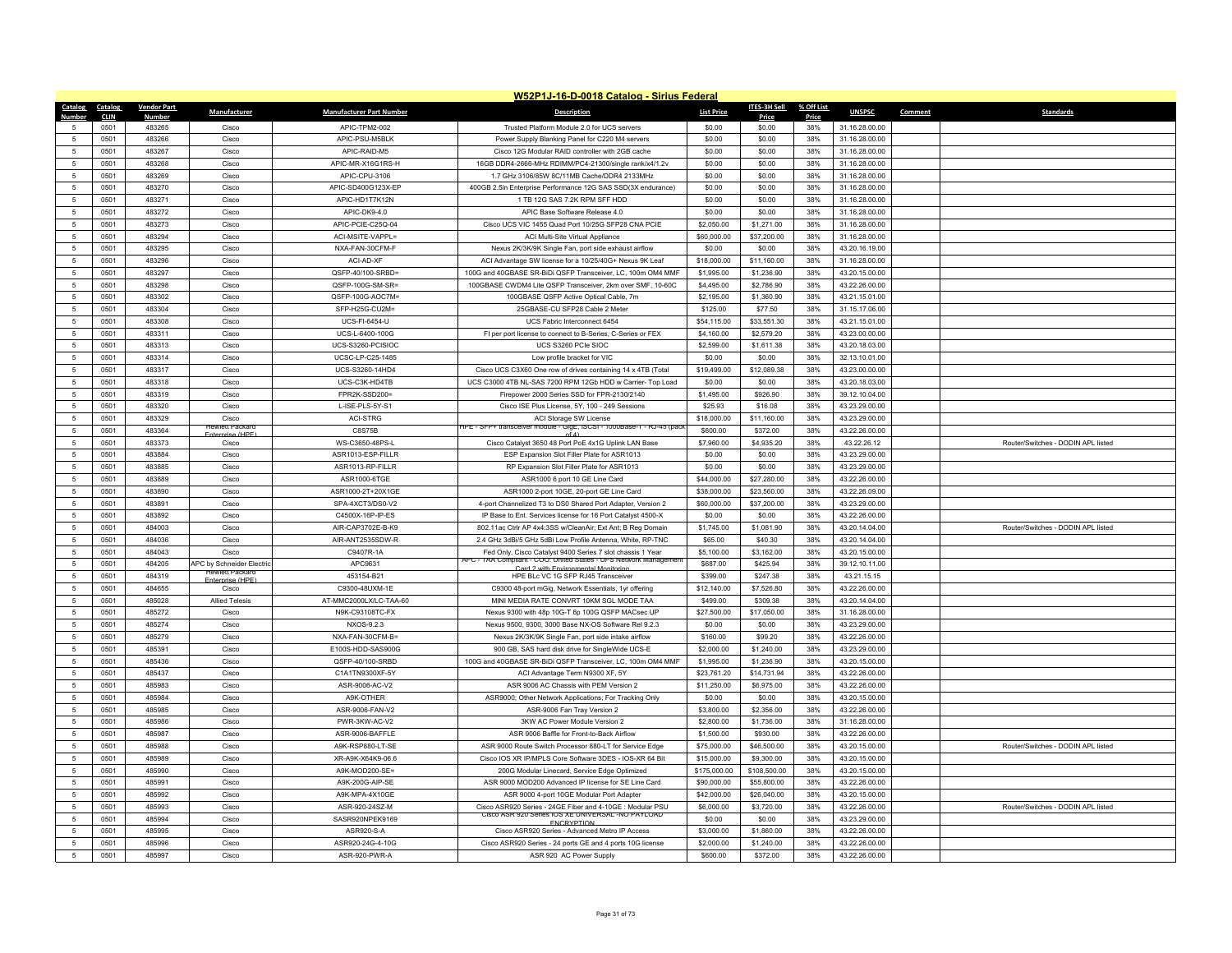# W52P1J-16-D-0018 Catalog - Sirius Federal

| Catalog Number | Catalog CLIN | Vendor Part Number | Manufacturer | Manufacturer Part Number | Description | List Price | ITES-3H Sell Price | % Off List Price | UNSPSC | Comment | Standards |
|---|---|---|---|---|---|---|---|---|---|---|---|
| 5 | 0501 | 483265 | Cisco | APIC-TPM2-002 | Trusted Platform Module 2.0 for UCS servers | $0.00 | $0.00 | 38% | 31.16.28.00.00 | | |
| 5 | 0501 | 483266 | Cisco | APIC-PSU-M5BLK | Power Supply Blanking Panel for C220 M4 servers | $0.00 | $0.00 | 38% | 31.16.28.00.00 | | |
| 5 | 0501 | 483267 | Cisco | APIC-RAID-M5 | Cisco 12G Modular RAID controller with 2GB cache | $0.00 | $0.00 | 38% | 31.16.28.00.00 | | |
| 5 | 0501 | 483268 | Cisco | APIC-MR-X16G1RS-H | 16GB DDR4-2666-MHz RDIMM/PC4-21300/single rank/x4/1.2v | $0.00 | $0.00 | 38% | 31.16.28.00.00 | | |
| 5 | 0501 | 483269 | Cisco | APIC-CPU-3106 | 1.7 GHz 3106/85W 8C/11MB Cache/DDR4 2133MHz | $0.00 | $0.00 | 38% | 31.16.28.00.00 | | |
| 5 | 0501 | 483270 | Cisco | APIC-SD400G123X-EP | 400GB 2.5in Enterprise Performance 12G SAS SSD(3X endurance) | $0.00 | $0.00 | 38% | 31.16.28.00.00 | | |
| 5 | 0501 | 483271 | Cisco | APIC-HD1T7K12N | 1 TB 12G SAS 7.2K RPM SFF HDD | $0.00 | $0.00 | 38% | 31.16.28.00.00 | | |
| 5 | 0501 | 483272 | Cisco | APIC-DK9-4.0 | APIC Base Software Release 4.0 | $0.00 | $0.00 | 38% | 31.16.28.00.00 | | |
| 5 | 0501 | 483273 | Cisco | APIC-PCIE-C25Q-04 | Cisco UCS VIC 1455 Quad Port 10/25G SFP28 CNA PCIE | $2,050.00 | $1,271.00 | 38% | 31.16.28.00.00 | | |
| 5 | 0501 | 483294 | Cisco | ACI-MSITE-VAPPL= | ACI Multi-Site Virtual Appliance | $60,000.00 | $37,200.00 | 38% | 31.16.28.00.00 | | |
| 5 | 0501 | 483295 | Cisco | NXA-FAN-30CFM-F | Nexus 2K/3K/9K Single Fan, port side exhaust airflow | $0.00 | $0.00 | 38% | 43.20.16.19.00 | | |
| 5 | 0501 | 483296 | Cisco | ACI-AD-XF | ACI Advantage SW license for a 10/25/40G+ Nexus 9K Leaf | $18,000.00 | $11,160.00 | 38% | 31.16.28.00.00 | | |
| 5 | 0501 | 483297 | Cisco | QSFP-40/100-SRBD= | 100G and 40GBASE SR-BiDi QSFP Transceiver, LC, 100m OM4 MMF | $1,995.00 | $1,236.90 | 38% | 43.20.15.00.00 | | |
| 5 | 0501 | 483298 | Cisco | QSFP-100G-SM-SR= | 100GBASE CWDM4 Lite QSFP Transceiver, 2km over SMF, 10-60C | $4,495.00 | $2,786.90 | 38% | 43.22.26.00.00 | | |
| 5 | 0501 | 483302 | Cisco | QSFP-100G-AOC7M= | 100GBASE QSFP Active Optical Cable, 7m | $2,195.00 | $1,360.90 | 38% | 43.21.15.01.00 | | |
| 5 | 0501 | 483304 | Cisco | SFP-H25G-CU2M= | 25GBASE-CU SFP28 Cable 2 Meter | $125.00 | $77.50 | 38% | 31.15.17.06.00 | | |
| 5 | 0501 | 483308 | Cisco | UCS-FI-6454-U | UCS Fabric Interconnect 6454 | $54,115.00 | $33,551.30 | 38% | 43.21.15.01.00 | | |
| 5 | 0501 | 483311 | Cisco | UCS-L-6400-100G | FI per port license to connect to B-Series, C-Series or FEX | $4,160.00 | $2,579.20 | 38% | 43.23.00.00.00 | | |
| 5 | 0501 | 483313 | Cisco | UCS-S3260-PCISIOC | UCS S3260 PCIe SIOC | $2,599.00 | $1,611.38 | 38% | 43.20.18.03.00 | | |
| 5 | 0501 | 483314 | Cisco | UCSC-LP-C25-1485 | Low profile bracket for VIC | $0.00 | $0.00 | 38% | 32.13.10.01.00 | | |
| 5 | 0501 | 483317 | Cisco | UCS-S3260-14HD4 | Cisco UCS C3X60 One row of drives containing 14 x 4TB (Total | $19,499.00 | $12,089.38 | 38% | 43.23.00.00.00 | | |
| 5 | 0501 | 483318 | Cisco | UCS-C3K-HD4TB | UCS C3000 4TB NL-SAS 7200 RPM 12Gb HDD w Carrier- Top Load | $0.00 | $0.00 | 38% | 43.20.18.03.00 | | |
| 5 | 0501 | 483319 | Cisco | FPR2K-SSD200= | Firepower 2000 Series SSD for FPR-2130/2140 | $1,495.00 | $926.90 | 38% | 39.12.10.04.00 | | |
| 5 | 0501 | 483320 | Cisco | L-ISE-PLS-5Y-S1 | Cisco ISE Plus License, 5Y, 100 - 249 Sessions | $25.93 | $16.08 | 38% | 43.23.29.00.00 | | |
| 5 | 0501 | 483329 | Cisco | ACI-STRG | ACI Storage SW License | $18,000.00 | $11,160.00 | 38% | 43.23.29.00.00 | | |
| 5 | 0501 | 483364 | Hewlett Packard Enterprise (HPE) | C8S75B | HPE - SFP+ transceiver module - GigE, iSCSI - 1000Base-T - RJ-45 (pack of 4) | $600.00 | $372.00 | 38% | 43.22.26.00.00 | | |
| 5 | 0501 | 483373 | Cisco | WS-C3650-48PS-L | Cisco Catalyst 3650 48 Port PoE 4x1G Uplink LAN Base | $7,960.00 | $4,935.20 | 38% | 43.22.26.12 | | Router/Switches - DODIN APL listed |
| 5 | 0501 | 483884 | Cisco | ASR1013-ESP-FILLR | ESP Expansion Slot Filler Plate for ASR1013 | $0.00 | $0.00 | 38% | 43.23.29.00.00 | | |
| 5 | 0501 | 483885 | Cisco | ASR1013-RP-FILLR | RP Expansion Slot Filler Plate for ASR1013 | $0.00 | $0.00 | 38% | 43.23.29.00.00 | | |
| 5 | 0501 | 483889 | Cisco | ASR1000-6TGE | ASR1000 6 port 10 GE Line Card | $44,000.00 | $27,280.00 | 38% | 43.22.26.00.00 | | |
| 5 | 0501 | 483890 | Cisco | ASR1000-2T+20X1GE | ASR1000 2-port 10GE, 20-port GE Line Card | $38,000.00 | $23,560.00 | 38% | 43.22.26.09.00 | | |
| 5 | 0501 | 483891 | Cisco | SPA-4XCT3/DS0-V2 | 4-port Channelized T3 to DS0 Shared Port Adapter, Version 2 | $60,000.00 | $37,200.00 | 38% | 43.23.29.00.00 | | |
| 5 | 0501 | 483892 | Cisco | C4500X-16P-IP-ES | IP Base to Ent. Services license for 16 Port Catalyst 4500-X | $0.00 | $0.00 | 38% | 43.22.26.00.00 | | |
| 5 | 0501 | 484003 | Cisco | AIR-CAP3702E-B-K9 | 802.11ac Ctrlr AP 4x4:3SS w/CleanAir; Ext Ant; B Reg Domain | $1,745.00 | $1,081.90 | 38% | 43.20.14.04.00 | | Router/Switches - DODIN APL listed |
| 5 | 0501 | 484036 | Cisco | AIR-ANT2535SDW-R | 2.4 GHz 3dBi/5 GHz 5dBi Low Profile Antenna, White, RP-TNC | $65.00 | $40.30 | 38% | 43.20.14.04.00 | | |
| 5 | 0501 | 484043 | Cisco | C9407R-1A | Fed Only, Cisco Catalyst 9400 Series 7 slot chassis 1 Year | $5,100.00 | $3,162.00 | 38% | 43.20.15.00.00 | | |
| 5 | 0501 | 484205 | APC by Schneider Electric | APC9631 | APC - TAA Compliant - COO: United States - UPS Network Management Card 2 with Environmental Monitoring | $687.00 | $425.94 | 38% | 39.12.10.11.00 | | |
| 5 | 0501 | 484319 | Hewlett Packard Enterprise (HPE) | 453154-B21 | HPE BLc VC 1G SFP RJ45 Transceiver | $399.00 | $247.38 | 38% | 43.21.15.15 | | |
| 5 | 0501 | 484655 | Cisco | C9300-48UXM-1E | C9300 48-port mGig, Network Essentials, 1yr offering | $12,140.00 | $7,526.80 | 38% | 43.22.26.00.00 | | |
| 5 | 0501 | 485028 | Allied Telesis | AT-MMC2000LX/LC-TAA-60 | MINI MEDIA RATE CONVRT 10KM SGL MODE TAA | $499.00 | $309.38 | 38% | 43.20.14.04.00 | | |
| 5 | 0501 | 485272 | Cisco | N9K-C93108TC-FX | Nexus 9300 with 48p 10G-T 6p 100G QSFP MACsec UP | $27,500.00 | $17,050.00 | 38% | 31.16.28.00.00 | | |
| 5 | 0501 | 485274 | Cisco | NXOS-9.2.3 | Nexus 9500, 9300, 3000 Base NX-OS Software Rel 9.2.3 | $0.00 | $0.00 | 38% | 43.23.29.00.00 | | |
| 5 | 0501 | 485279 | Cisco | NXA-FAN-30CFM-B= | Nexus 2K/3K/9K Single Fan, port side intake airflow | $160.00 | $99.20 | 38% | 43.22.26.00.00 | | |
| 5 | 0501 | 485391 | Cisco | E100S-HDD-SAS900G | 900 GB, SAS hard disk drive for SingleWide UCS-E | $2,000.00 | $1,240.00 | 38% | 43.23.29.00.00 | | |
| 5 | 0501 | 485436 | Cisco | QSFP-40/100-SRBD | 100G and 40GBASE SR-BiDi QSFP Transceiver, LC, 100m OM4 MMF | $1,995.00 | $1,236.90 | 38% | 43.20.15.00.00 | | |
| 5 | 0501 | 485437 | Cisco | C1A1TN9300XF-5Y | ACI Advantage Term N9300 XF, 5Y | $23,761.20 | $14,731.94 | 38% | 43.22.26.00.00 | | |
| 5 | 0501 | 485983 | Cisco | ASR-9006-AC-V2 | ASR 9006 AC Chassis with PEM Version 2 | $11,250.00 | $6,975.00 | 38% | 43.22.26.00.00 | | |
| 5 | 0501 | 485984 | Cisco | A9K-OTHER | ASR9000; Other Network Applications; For Tracking Only | $0.00 | $0.00 | 38% | 43.20.15.00.00 | | |
| 5 | 0501 | 485985 | Cisco | ASR-9006-FAN-V2 | ASR-9006 Fan Tray Version 2 | $3,800.00 | $2,356.00 | 38% | 43.22.26.00.00 | | |
| 5 | 0501 | 485986 | Cisco | PWR-3KW-AC-V2 | 3KW AC Power Module Version 2 | $2,800.00 | $1,736.00 | 38% | 31.16.28.00.00 | | |
| 5 | 0501 | 485987 | Cisco | ASR-9006-BAFFLE | ASR 9006 Baffle for Front-to-Back Airflow | $1,500.00 | $930.00 | 38% | 43.22.26.00.00 | | |
| 5 | 0501 | 485988 | Cisco | A9K-RSP880-LT-SE | ASR 9000 Route Switch Processor 880-LT for Service Edge | $75,000.00 | $46,500.00 | 38% | 43.20.15.00.00 | | Router/Switches - DODIN APL listed |
| 5 | 0501 | 485989 | Cisco | XR-A9K-X64K9-06.6 | Cisco IOS XR IP/MPLS Core Software 3DES - IOS-XR 64 Bit | $15,000.00 | $9,300.00 | 38% | 43.20.15.00.00 | | |
| 5 | 0501 | 485990 | Cisco | A9K-MOD200-SE= | 200G Modular Linecard, Service Edge Optimized | $175,000.00 | $108,500.00 | 38% | 43.20.15.00.00 | | |
| 5 | 0501 | 485991 | Cisco | A9K-200G-AIP-SE | ASR 9000 MOD200 Advanced IP license for SE Line Card | $90,000.00 | $55,800.00 | 38% | 43.22.26.00.00 | | |
| 5 | 0501 | 485992 | Cisco | A9K-MPA-4X10GE | ASR 9000 4-port 10GE Modular Port Adapter | $42,000.00 | $26,040.00 | 38% | 43.20.15.00.00 | | |
| 5 | 0501 | 485993 | Cisco | ASR-920-24SZ-M | Cisco ASR920 Series - 24GE Fiber and 4-10GE : Modular PSU | $6,000.00 | $3,720.00 | 38% | 43.22.26.00.00 | | Router/Switches - DODIN APL listed |
| 5 | 0501 | 485994 | Cisco | SASR920NPEK9169 | Cisco ASR 920 Series IOS XE UNIVERSAL -NO PAYLOAD ENCRYPTION | $0.00 | $0.00 | 38% | 43.23.29.00.00 | | |
| 5 | 0501 | 485995 | Cisco | ASR920-S-A | Cisco ASR920 Series - Advanced Metro IP Access | $3,000.00 | $1,860.00 | 38% | 43.22.26.00.00 | | |
| 5 | 0501 | 485996 | Cisco | ASR920-24G-4-10G | Cisco ASR920 Series - 24 ports GE and 4 ports 10G license | $2,000.00 | $1,240.00 | 38% | 43.22.26.00.00 | | |
| 5 | 0501 | 485997 | Cisco | ASR-920-PWR-A | ASR 920 AC Power Supply | $600.00 | $372.00 | 38% | 43.22.26.00.00 | | |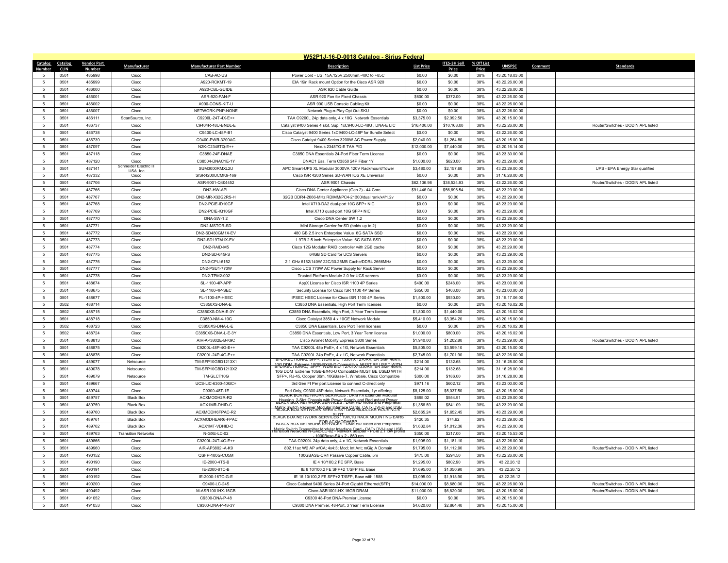# W52P1J-16-D-0018 Catalog - Sirius Federal

| Catalog Number | Catalog CLIN | Vendor Part Number | Manufacturer | Manufacturer Part Number | Description | List Price | ITES-3H Sell Price | % Off List Price | UNSPSC | Comment | Standards |
|---|---|---|---|---|---|---|---|---|---|---|---|
| 5 | 0501 | 485998 | Cisco | CAB-AC-US | Power Cord - US, 15A,125V,2500mm,-40C to +85C | $0.00 | $0.00 | 38% | 43.20.18.03.00 | | |
| 5 | 0501 | 485999 | Cisco | A920-RCKMT-19 | EIA 19in Rack mount Option for the Cisco ASR 920 | $0.00 | $0.00 | 38% | 43.22.26.00.00 | | |
| 5 | 0501 | 486000 | Cisco | A920-CBL-GUIDE | ASR 920 Cable Guide | $0.00 | $0.00 | 38% | 43.22.26.00.00 | | |
| 5 | 0501 | 486001 | Cisco | ASR-920-FAN-F | ASR 920 Fan for Fixed Chassis | $600.00 | $372.00 | 38% | 43.22.26.00.00 | | |
| 5 | 0501 | 486002 | Cisco | A900-CONS-KIT-U | ASR 900 USB Console Cabling Kit | $0.00 | $0.00 | 38% | 43.22.26.00.00 | | |
| 5 | 0501 | 486007 | Cisco | NETWORK-PNP-NONE | Network Plug-n-Play Opt Out SKU | $0.00 | $0.00 | 38% | 43.22.26.00.00 | | |
| 5 | 0501 | 486111 | ScanSource, Inc. | C9200L-24T-4X-E++ | TAA C9200L 24p data only, 4 x 10G ,Network Essentials | $3,375.00 | $2,092.50 | 38% | 43.20.15.00.00 | | |
| 5 | 0501 | 486737 | Cisco | C9404R-48U-BNDL-E | Catalyst 9400 Series 4 slot, Sup, 1xC9400-LC-48U , DNA-E LIC | $16,400.00 | $10,168.00 | 38% | 43.22.26.00.00 | | Router/Switches - DODIN APL listed |
| 5 | 0501 | 486738 | Cisco | C9400-LC-48P-B1 | Cisco Catalyst 9400 Series 1xC9400-LC-48P for Bundle Select | $0.00 | $0.00 | 38% | 43.22.26.00.00 | | |
| 5 | 0501 | 486739 | Cisco | C9400-PWR-3200AC | Cisco Catalyst 9400 Series 3200W AC Power Supply | $2,040.00 | $1,264.80 | 38% | 43.20.15.00.00 | | |
| 5 | 0501 | 487097 | Cisco | N2K-C2348TQ-E++ | Nexus 2348TQ-E TAA PID | $12,000.00 | $7,440.00 | 38% | 43.20.16.14.00 | | |
| 5 | 0501 | 487118 | Cisco | C3850-24F-DNAE | C3850 DNA Essentials 24-Port Fiber Term License | $0.00 | $0.00 | 38% | 43.23.30.00.00 | | |
| 5 | 0501 | 487120 | Cisco | C38504-DNAC1E-1Y | DNAC1 Ess. Term C3850 24P Fiber 1Y | $1,000.00 | $620.00 | 38% | 43.23.29.00.00 | | |
| 5 | 0501 | 487141 | Schneider Electric IT USA, Inc. | SUM3000RMXL2U | APC Smart-UPS XL Modular 3000VA 120V Rackmount/Tower | $3,480.00 | $2,157.60 | 38% | 43.23.29.00.00 | | UPS - EPA Energy Star qualified |
| 5 | 0501 | 487332 | Cisco | SISR4200UCMK9-169 | Cisco ISR 4200 Series SD-WAN IOS XE Universal | $0.00 | $0.00 | 38% | 31.16.28.00.00 | | |
| 5 | 0501 | 487706 | Cisco | ASR-9001-Q404452 | ASR 9001 Chassis | $62,136.98 | $38,524.93 | 38% | 43.22.26.00.00 | | Router/Switches - DODIN APL listed |
| 5 | 0501 | 487766 | Cisco | DN2-HW-APL | Cisco DNA Center Appliance (Gen 2) - 44 Core | $91,446.04 | $56,696.54 | 38% | 43.23.29.00.00 | | |
| 5 | 0501 | 487767 | Cisco | DN2-MR-X32G2RS-H | 32GB DDR4-2666-MHz RDIMM/PC4-21300/dual rank/x4/1.2v | $0.00 | $0.00 | 38% | 43.23.29.00.00 | | |
| 5 | 0501 | 487768 | Cisco | DN2-PCIE-ID10GF | Intel X710-DA2 dual-port 10G SFP+ NIC | $0.00 | $0.00 | 38% | 43.23.29.00.00 | | |
| 5 | 0501 | 487769 | Cisco | DN2-PCIE-IQ10GF | Intel X710 quad-port 10G SFP+ NIC | $0.00 | $0.00 | 38% | 43.23.29.00.00 | | |
| 5 | 0501 | 487770 | Cisco | DNA-SW-1.2 | Cisco DNA Center SW 1.2 | $0.00 | $0.00 | 38% | 43.23.29.00.00 | | |
| 5 | 0501 | 487771 | Cisco | DN2-MSTOR-SD | Mini Storage Carrier for SD (holds up to 2) | $0.00 | $0.00 | 38% | 43.23.29.00.00 | | |
| 5 | 0501 | 487772 | Cisco | DN2-SD480GM1X-EV | 480 GB 2.5 inch Enterprise Value 6G SATA SSD | $0.00 | $0.00 | 38% | 43.23.29.00.00 | | |
| 5 | 0501 | 487773 | Cisco | DN2-SD19TM1X-EV | 1.9TB 2.5 inch Enterprise Value 6G SATA SSD | $0.00 | $0.00 | 38% | 43.23.29.00.00 | | |
| 5 | 0501 | 487774 | Cisco | DN2-RAID-M5 | Cisco 12G Modular RAID controller with 2GB cache | $0.00 | $0.00 | 38% | 43.23.29.00.00 | | |
| 5 | 0501 | 487775 | Cisco | DN2-SD-64G-S | 64GB SD Card for UCS Servers | $0.00 | $0.00 | 38% | 43.23.29.00.00 | | |
| 5 | 0501 | 487776 | Cisco | DN2-CPU-6152 | 2.1 GHz 6152/140W 22C/30.25MB Cache/DDR4 2666MHz | $0.00 | $0.00 | 38% | 43.23.29.00.00 | | |
| 5 | 0501 | 487777 | Cisco | DN2-PSU1-770W | Cisco UCS 770W AC Power Supply for Rack Server | $0.00 | $0.00 | 38% | 43.23.29.00.00 | | |
| 5 | 0501 | 487778 | Cisco | DN2-TPM2-002 | Trusted Platform Module 2.0 for UCS servers | $0.00 | $0.00 | 38% | 43.23.29.00.00 | | |
| 5 | 0501 | 488674 | Cisco | SL-1100-4P-APP | AppX License for Cisco ISR 1100 4P Series | $400.00 | $248.00 | 38% | 43.23.00.00.00 | | |
| 5 | 0501 | 488675 | Cisco | SL-1100-4P-SEC | Security License for Cisco ISR 1100 4P Series | $650.00 | $403.00 | 38% | 43.23.00.00.00 | | |
| 5 | 0501 | 488677 | Cisco | FL-1100-4P-HSEC | IPSEC HSEC License for Cisco ISR 1100 4P Series | $1,500.00 | $930.00 | 38% | 31.15.17.06.00 | | |
| 5 | 0502 | 488714 | Cisco | C3850XS-DNA-E | C3850 DNA Essentials, High Port Term licenses | $0.00 | $0.00 | 20% | 43.20.16.02.00 | | |
| 5 | 0502 | 488715 | Cisco | C3850XS-DNA-E-3Y | C3850 DNA Essentials, High Port, 3 Year Term license | $1,800.00 | $1,440.00 | 20% | 43.20.16.02.00 | | |
| 5 | 0501 | 488718 | Cisco | C3850-NM-4-10G | Cisco Catalyst 3850 4 x 10GE Network Module | $5,410.00 | $3,354.20 | 38% | 43.20.15.00.00 | | |
| 5 | 0502 | 488723 | Cisco | C3850XS-DNA-L-E | C3850 DNA Essentials, Low Port Term licenses | $0.00 | $0.00 | 20% | 43.20.16.02.00 | | |
| 5 | 0502 | 488724 | Cisco | C3850XS-DNA-L-E-3Y | C3850 DNA Essentials, Low Port, 3 Year Term license | $1,000.00 | $800.00 | 20% | 43.20.16.02.00 | | |
| 5 | 0501 | 488813 | Cisco | AIR-AP3802E-B-K9C | Cisco Aironet Mobility Express 3800 Series | $1,940.00 | $1,202.80 | 38% | 43.23.29.00.00 | | Router/Switches - DODIN APL listed |
| 5 | 0501 | 488875 | Cisco | C9200L-48P-4G-E++ | TAA C9200L 48p PoE+, 4 x 1G, Network Essentials | $5,805.00 | $3,599.10 | 38% | 43.20.15.00.00 | | |
| 5 | 0501 | 488876 | Cisco | C9200L-24P-4G-E++ | TAA C9200L 24p PoE+, 4 x 1G, Network Essentials | $2,745.00 | $1,701.90 | 38% | 43.22.26.00.00 | | |
| 5 | 0501 | 489077 | Netsource | TM-SFP10GBD1213X1 | BI-DIRECTIONAL SFP+, WDM BIDI 1330TX/1270RX, ER SMF 40km, 10G DDM, Extreme 10GB-BX40-D Compatible MUST BE USED WITH | $214.00 | $132.68 | 38% | 31.16.28.00.00 | | |
| 5 | 0501 | 489078 | Netsource | TM-SFP10GBD1213X2 | BI-DIRECTIONAL SFP+, WDM BIDI 1270TX/1330RX, ER SMF 40km, 10G DDM, Extreme 10GB-BX40-U Compatible MUST BE USED WITH | $214.00 | $132.68 | 38% | 31.16.28.00.00 | | |
| 5 | 0501 | 489079 | Netsource | TM-GLCT10G | SFP+, RJ-45, Copper 30m, 10GBase-T, Wirebale, Cisco Compatible | $300.00 | $186.00 | 38% | 31.16.28.00.00 | | |
| 5 | 0501 | 489667 | Cisco | UCS-LIC-6300-40GC= | 3rd Gen FI Per port License to connect C-direct only | $971.16 | $602.12 | 38% | 43.23.00.00.00 | | |
| 5 | 0501 | 489744 | Cisco | C9300-48T-1E | Fed Only, C9300 48P data, Network Essentials, 1yr offering | $8,125.00 | $5,037.50 | 38% | 43.20.15.00.00 | | |
| 5 | 0501 | 489757 | Black Box | ACXMODH2R-R2 | BLACK BOX NETWORK SERVICES : DKM FX Extender Modular Housing, 2-Slot Chassis with Power Supply and Redundant Power | $895.02 | $554.91 | 38% | 43.23.29.00.00 | | |
| 5 | 0501 | 489759 | Black Box | ACX1MR-DHID-C | BLACK BOX NETWORK SERVICES : DKM HD Video and Peripheral Matrix Switch Receiver Modular Interface Cards, CATx DVI-D and USB | $1,356.59 | $841.09 | 38% | 43.23.29.00.00 | | |
| 5 | 0501 | 489760 | Black Box | ACXMODH6FPAC-R2 | BLACK BOX NETWORK SERVICES : DKM MODULAR HOUSING 6 SLOT | $2,665.24 | $1,652.45 | 38% | 43.23.29.00.00 | | |
| 5 | 0501 | 489761 | Black Box | ACXMODHEAR6-FPAC | BLACK BOX NETWORK SERVICES : 19in,1U RACK MOUNTING EARS FOR ACXMODH6BP | $120.35 | $74.62 | 38% | 43.23.29.00.00 | | |
| 5 | 0501 | 489762 | Black Box | ACX1MT-VDHID-C | BLACK BOX NETWORK SERVICES : DKM HD Video and Peripheral Matrix Switch Transmitter Modular Interface Card - CATx DVI-I and USB | $1,632.84 | $1,012.36 | 38% | 43.23.29.00.00 | | |
| 5 | 0501 | 489763 | Transition Networks | N-GXE-LC-02 | Transition Networks N-GXE-LC-02 - Network adapter - PCIe 2.1 low profile - 1000Base-SX x 2 - 850 nm | $350.00 | $217.00 | 38% | 43.20.15.53.00 | | |
| 5 | 0501 | 489866 | Cisco | C9200L-24T-4G-E++ | TAA C9200L 24p data only, 4 x 1G, Network Essentials | $1,905.00 | $1,181.10 | 38% | 43.22.26.00.00 | | |
| 5 | 0501 | 489960 | Cisco | AIR-AP3802I-A-K9 | 802.11ac W2 AP w/CA; 4x4:3; Mod; Int Ant; mGig A Domain | $1,795.00 | $1,112.90 | 38% | 43.23.29.00.00 | | Router/Switches - DODIN APL listed |
| 5 | 0501 | 490152 | Cisco | QSFP-100G-CU5M | 100GBASE-CR4 Passive Copper Cable, 5m | $475.00 | $294.50 | 38% | 43.22.26.00.00 | | |
| 5 | 0501 | 490190 | Cisco | IE-2000-4TS-B | IE 4 10/100,2 FE SFP, Base | $1,295.00 | $802.90 | 38% | 43.22.26.12 | | |
| 5 | 0501 | 490191 | Cisco | IE-2000-8TC-B | IE 8 10/100,2 FE SFP+2 T/SFP FE, Base | $1,695.00 | $1,050.90 | 38% | 43.22.26.12 | | |
| 5 | 0501 | 490192 | Cisco | IE-2000-16TC-G-E | IE 16 10/100,2 FE SFP+2 T/SFP, Base with 1588 | $3,095.00 | $1,918.90 | 38% | 43.22.26.12 | | |
| 5 | 0501 | 490200 | Cisco | C9400-LC-24S | Cisco Catalyst 9400 Series 24-Port Gigabit Ethernet(SFP) | $14,000.00 | $8,680.00 | 38% | 43.22.26.00.00 | | Router/Switches - DODIN APL listed |
| 5 | 0501 | 490492 | Cisco | M-ASR1001HX-16GB | Cisco ASR1001-HX 16GB DRAM | $11,000.00 | $6,820.00 | 38% | 43.20.15.00.00 | | Router/Switches - DODIN APL listed |
| 5 | 0501 | 491052 | Cisco | C9300-DNA-P-48 | C9300 48-Port DNA-Premier License | $0.00 | $0.00 | 38% | 43.20.15.00.00 | | |
| 5 | 0501 | 491053 | Cisco | C9300-DNA-P-48-3Y | C9300 DNA Premier, 48-Port, 3 Year Term License | $4,620.00 | $2,864.40 | 38% | 43.20.15.00.00 | | |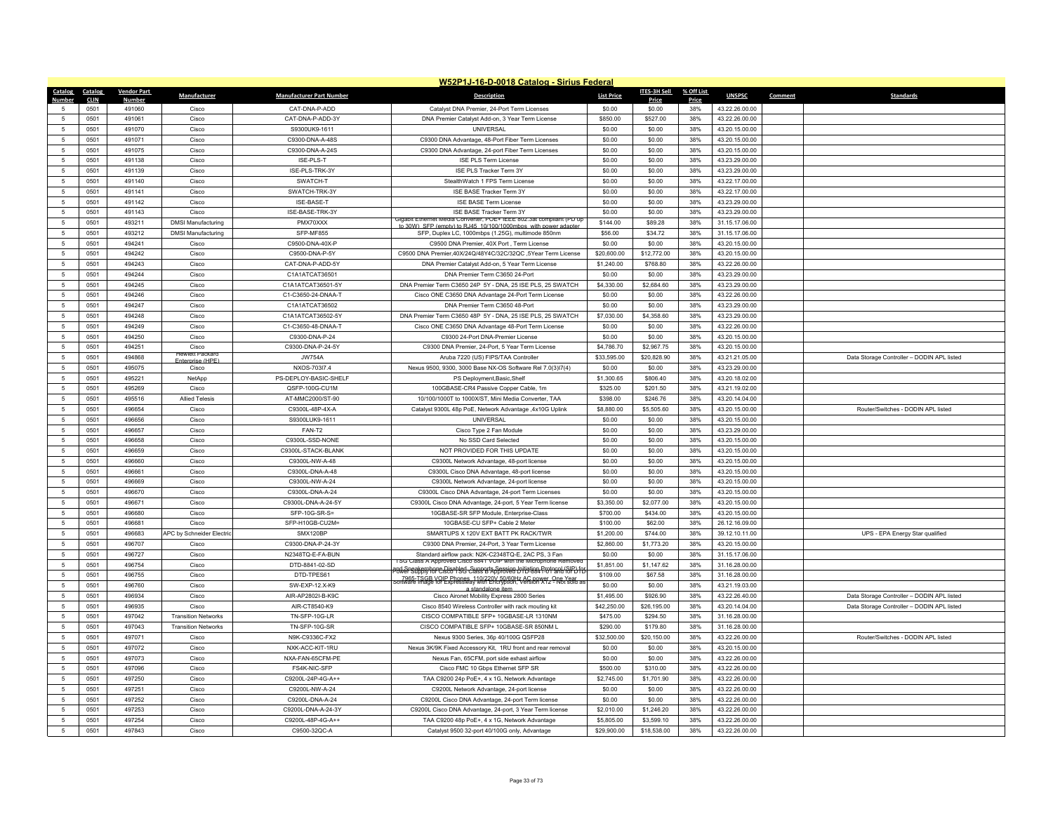## W52P1J-16-D-0018 Catalog - Sirius Federal

| Catalog Number | Catalog CLIN | Vendor Part Number | Manufacturer | Manufacturer Part Number | Description | List Price | ITES-3H Sell Price | % Off List Price | UNSPSC | Comment | Standards |
|---|---|---|---|---|---|---|---|---|---|---|---|
| 5 | 0501 | 491060 | Cisco | CAT-DNA-P-ADD | Catalyst DNA Premier, 24-Port Term Licenses | $0.00 | $0.00 | 38% | 43.22.26.00.00 | | |
| 5 | 0501 | 491061 | Cisco | CAT-DNA-P-ADD-3Y | DNA Premier Catalyst Add-on, 3 Year Term License | $850.00 | $527.00 | 38% | 43.22.26.00.00 | | |
| 5 | 0501 | 491070 | Cisco | S9300UK9-1611 | UNIVERSAL | $0.00 | $0.00 | 38% | 43.20.15.00.00 | | |
| 5 | 0501 | 491071 | Cisco | C9300-DNA-A-48S | C9300 DNA Advantage, 48-Port Fiber Term Licenses | $0.00 | $0.00 | 38% | 43.20.15.00.00 | | |
| 5 | 0501 | 491075 | Cisco | C9300-DNA-A-24S | C9300 DNA Advantage, 24-port Fiber Term Licenses | $0.00 | $0.00 | 38% | 43.20.15.00.00 | | |
| 5 | 0501 | 491138 | Cisco | ISE-PLS-T | ISE PLS Term License | $0.00 | $0.00 | 38% | 43.23.29.00.00 | | |
| 5 | 0501 | 491139 | Cisco | ISE-PLS-TRK-3Y | ISE PLS Tracker Term 3Y | $0.00 | $0.00 | 38% | 43.23.29.00.00 | | |
| 5 | 0501 | 491140 | Cisco | SWATCH-T | StealthWatch 1 FPS Term License | $0.00 | $0.00 | 38% | 43.22.17.00.00 | | |
| 5 | 0501 | 491141 | Cisco | SWATCH-TRK-3Y | ISE BASE Tracker Term 3Y | $0.00 | $0.00 | 38% | 43.22.17.00.00 | | |
| 5 | 0501 | 491142 | Cisco | ISE-BASE-T | ISE BASE Term License | $0.00 | $0.00 | 38% | 43.23.29.00.00 | | |
| 5 | 0501 | 491143 | Cisco | ISE-BASE-TRK-3Y | ISE BASE Tracker Term 3Y | $0.00 | $0.00 | 38% | 43.23.29.00.00 | | |
| 5 | 0501 | 493211 | DMSI Manufacturing | PMX70XXX | Gigabit Ethernet Media Converter, POE+ IEEE 802.3at compliant (PD up to 30W), SFP (empty) to RJ45, 10/100/1000mbps, with power adapter | $144.00 | $89.28 | 38% | 31.15.17.06.00 | | |
| 5 | 0501 | 493212 | DMSI Manufacturing | SFP-MF855 | SFP, Duplex LC, 1000mbps (1.25G), multimode 850nm | $56.00 | $34.72 | 38% | 31.15.17.06.00 | | |
| 5 | 0501 | 494241 | Cisco | C9500-DNA-40X-P | C9500 DNA Premier, 40X Port , Term License | $0.00 | $0.00 | 38% | 43.20.15.00.00 | | |
| 5 | 0501 | 494242 | Cisco | C9500-DNA-P-5Y | C9500 DNA Premier,40X/24Q/48Y4C/32C/32QC ,5Year Term License | $20,600.00 | $12,772.00 | 38% | 43.20.15.00.00 | | |
| 5 | 0501 | 494243 | Cisco | CAT-DNA-P-ADD-5Y | DNA Premier Catalyst Add-on, 5 Year Term License | $1,240.00 | $768.80 | 38% | 43.22.26.00.00 | | |
| 5 | 0501 | 494244 | Cisco | C1A1ATCAT36501 | DNA Premier Term C3650 24-Port | $0.00 | $0.00 | 38% | 43.23.29.00.00 | | |
| 5 | 0501 | 494245 | Cisco | C1A1ATCAT36501-5Y | DNA Premier Term C3650 24P 5Y - DNA, 25 ISE PLS, 25 SWATCH | $4,330.00 | $2,684.60 | 38% | 43.23.29.00.00 | | |
| 5 | 0501 | 494246 | Cisco | C1-C3650-24-DNAA-T | Cisco ONE C3650 DNA Advantage 24-Port Term License | $0.00 | $0.00 | 38% | 43.22.26.00.00 | | |
| 5 | 0501 | 494247 | Cisco | C1A1ATCAT36502 | DNA Premier Term C3650 48-Port | $0.00 | $0.00 | 38% | 43.23.29.00.00 | | |
| 5 | 0501 | 494248 | Cisco | C1A1ATCAT36502-5Y | DNA Premier Term C3650 48P 5Y - DNA, 25 ISE PLS, 25 SWATCH | $7,030.00 | $4,358.60 | 38% | 43.23.29.00.00 | | |
| 5 | 0501 | 494249 | Cisco | C1-C3650-48-DNAA-T | Cisco ONE C3650 DNA Advantage 48-Port Term License | $0.00 | $0.00 | 38% | 43.22.26.00.00 | | |
| 5 | 0501 | 494250 | Cisco | C9300-DNA-P-24 | C9300 24-Port DNA-Premier License | $0.00 | $0.00 | 38% | 43.20.15.00.00 | | |
| 5 | 0501 | 494251 | Cisco | C9300-DNA-P-24-5Y | C9300 DNA Premier, 24-Port, 5 Year Term License | $4,786.70 | $2,967.75 | 38% | 43.20.15.00.00 | | |
| 5 | 0501 | 494868 | Hewlett Packard Enterprise (HPE) | JW754A | Aruba 7220 (US) FIPS/TAA Controller | $33,595.00 | $20,828.90 | 38% | 43.21.21.05.00 | | Data Storage Controller – DODIN APL listed |
| 5 | 0501 | 495075 | Cisco | NXOS-703I7.4 | Nexus 9500, 9300, 3000 Base NX-OS Software Rel 7.0(3)I7(4) | $0.00 | $0.00 | 38% | 43.23.29.00.00 | | |
| 5 | 0501 | 495221 | NetApp | PS-DEPLOY-BASIC-SHELF | PS Deployment,Basic,Shelf | $1,300.65 | $806.40 | 38% | 43.20.18.02.00 | | |
| 5 | 0501 | 495269 | Cisco | QSFP-100G-CU1M | 100GBASE-CR4 Passive Copper Cable, 1m | $325.00 | $201.50 | 38% | 43.21.19.02.00 | | |
| 5 | 0501 | 495516 | Allied Telesis | AT-MMC2000/ST-90 | 10/100/1000T to 1000X/ST, Mini Media Converter, TAA | $398.00 | $246.76 | 38% | 43.20.14.04.00 | | |
| 5 | 0501 | 496654 | Cisco | C9300L-48P-4X-A | Catalyst 9300L 48p PoE, Network Advantage ,4x10G Uplink | $8,880.00 | $5,505.60 | 38% | 43.20.15.00.00 | | Router/Switches - DODIN APL listed |
| 5 | 0501 | 496656 | Cisco | S9300LUK9-1611 | UNIVERSAL | $0.00 | $0.00 | 38% | 43.20.15.00.00 | | |
| 5 | 0501 | 496657 | Cisco | FAN-T2 | Cisco Type 2 Fan Module | $0.00 | $0.00 | 38% | 43.23.29.00.00 | | |
| 5 | 0501 | 496658 | Cisco | C9300L-SSD-NONE | No SSD Card Selected | $0.00 | $0.00 | 38% | 43.20.15.00.00 | | |
| 5 | 0501 | 496659 | Cisco | C9300L-STACK-BLANK | NOT PROVIDED FOR THIS UPDATE | $0.00 | $0.00 | 38% | 43.20.15.00.00 | | |
| 5 | 0501 | 496660 | Cisco | C9300L-NW-A-48 | C9300L Network Advantage, 48-port license | $0.00 | $0.00 | 38% | 43.20.15.00.00 | | |
| 5 | 0501 | 496661 | Cisco | C9300L-DNA-A-48 | C9300L Cisco DNA Advantage, 48-port license | $0.00 | $0.00 | 38% | 43.20.15.00.00 | | |
| 5 | 0501 | 496669 | Cisco | C9300L-NW-A-24 | C9300L Network Advantage, 24-port license | $0.00 | $0.00 | 38% | 43.20.15.00.00 | | |
| 5 | 0501 | 496670 | Cisco | C9300L-DNA-A-24 | C9300L Cisco DNA Advantage, 24-port Term Licenses | $0.00 | $0.00 | 38% | 43.20.15.00.00 | | |
| 5 | 0501 | 496671 | Cisco | C9300L-DNA-A-24-5Y | C9300L Cisco DNA Advantage, 24-port, 5 Year Term license | $3,350.00 | $2,077.00 | 38% | 43.20.15.00.00 | | |
| 5 | 0501 | 496680 | Cisco | SFP-10G-SR-S= | 10GBASE-SR SFP Module, Enterprise-Class | $700.00 | $434.00 | 38% | 43.20.15.00.00 | | |
| 5 | 0501 | 496681 | Cisco | SFP-H10GB-CU2M= | 10GBASE-CU SFP+ Cable 2 Meter | $100.00 | $62.00 | 38% | 26.12.16.09.00 | | |
| 5 | 0501 | 496683 | APC by Schneider Electric | SMX120BP | SMARTUPS X 120V EXT BATT PK RACK/TWR | $1,200.00 | $744.00 | 38% | 39.12.10.11.00 | | UPS - EPA Energy Star qualified |
| 5 | 0501 | 496707 | Cisco | C9300-DNA-P-24-3Y | C9300 DNA Premier, 24-Port, 3 Year Term License | $2,860.00 | $1,773.20 | 38% | 43.20.15.00.00 | | |
| 5 | 0501 | 496727 | Cisco | N2348TQ-E-FA-BUN | Standard airflow pack: N2K-C2348TQ-E, 2AC PS, 3 Fan | $0.00 | $0.00 | 38% | 31.15.17.06.00 | | |
| 5 | 0501 | 496754 | Cisco | DTD-8841-02-SD | TSG Class A Approved Cisco 8841 VOIP with the Microphone Removed and Speakerphone Disabled. Supports Session Initiation Protocol (SIP) for | $1,851.00 | $1,147.62 | 38% | 31.16.28.00.00 | | |
| 5 | 0501 | 496755 | Cisco | DTD-TPES61 | Power Supply for Cisco TSG Class B Approved DTD-8841-01 and for DTD 7965-TSGB VOIP Phones. 110/220V 50/60Hz AC power. One Year | $109.00 | $67.58 | 38% | 31.16.28.00.00 | | |
| 5 | 0501 | 496760 | Cisco | SW-EXP-12.X-K9 | Software Image for Expressway with Encryption, Version X12 - Not sold as a standalone item | $0.00 | $0.00 | 38% | 43.21.19.03.00 | | |
| 5 | 0501 | 496934 | Cisco | AIR-AP2802I-B-K9C | Cisco Aironet Mobility Express 2800 Series | $1,495.00 | $926.90 | 38% | 43.22.26.40.00 | | Data Storage Controller – DODIN APL listed |
| 5 | 0501 | 496935 | Cisco | AIR-CT8540-K9 | Cisco 8540 Wireless Controller with rack mouting kit | $42,250.00 | $26,195.00 | 38% | 43.20.14.04.00 | | Data Storage Controller – DODIN APL listed |
| 5 | 0501 | 497042 | Transition Networks | TN-SFP-10G-LR | CISCO COMPATIBLE SFP+ 10GBASE-LR 1310NM | $475.00 | $294.50 | 38% | 31.16.28.00.00 | | |
| 5 | 0501 | 497043 | Transition Networks | TN-SFP-10G-SR | CISCO COMPATIBLE SFP+ 10GBASE-SR 850NM L | $290.00 | $179.80 | 38% | 31.16.28.00.00 | | |
| 5 | 0501 | 497071 | Cisco | N9K-C9336C-FX2 | Nexus 9300 Series, 36p 40/100G QSFP28 | $32,500.00 | $20,150.00 | 38% | 43.22.26.00.00 | | Router/Switches - DODIN APL listed |
| 5 | 0501 | 497072 | Cisco | NXK-ACC-KIT-1RU | Nexus 3K/9K Fixed Accessory Kit, 1RU front and rear removal | $0.00 | $0.00 | 38% | 43.20.15.00.00 | | |
| 5 | 0501 | 497073 | Cisco | NXA-FAN-65CFM-PE | Nexus Fan, 65CFM, port side exhast airflow | $0.00 | $0.00 | 38% | 43.22.26.00.00 | | |
| 5 | 0501 | 497096 | Cisco | FS4K-NIC-SFP | Cisco FMC 10 Gbps Ethernet SFP SR | $500.00 | $310.00 | 38% | 43.22.26.00.00 | | |
| 5 | 0501 | 497250 | Cisco | C9200L-24P-4G-A++ | TAA C9200 24p PoE+, 4 x 1G, Network Advantage | $2,745.00 | $1,701.90 | 38% | 43.22.26.00.00 | | |
| 5 | 0501 | 497251 | Cisco | C9200L-NW-A-24 | C9200L Network Advantage, 24-port license | $0.00 | $0.00 | 38% | 43.22.26.00.00 | | |
| 5 | 0501 | 497252 | Cisco | C9200L-DNA-A-24 | C9200L Cisco DNA Advantage, 24-port Term license | $0.00 | $0.00 | 38% | 43.22.26.00.00 | | |
| 5 | 0501 | 497253 | Cisco | C9200L-DNA-A-24-3Y | C9200L Cisco DNA Advantage, 24-port, 3 Year Term license | $2,010.00 | $1,246.20 | 38% | 43.22.26.00.00 | | |
| 5 | 0501 | 497254 | Cisco | C9200L-48P-4G-A++ | TAA C9200 48p PoE+, 4 x 1G, Network Advantage | $5,805.00 | $3,599.10 | 38% | 43.22.26.00.00 | | |
| 5 | 0501 | 497843 | Cisco | C9500-32QC-A | Catalyst 9500 32-port 40/100G only, Advantage | $29,900.00 | $18,538.00 | 38% | 43.22.26.00.00 | | |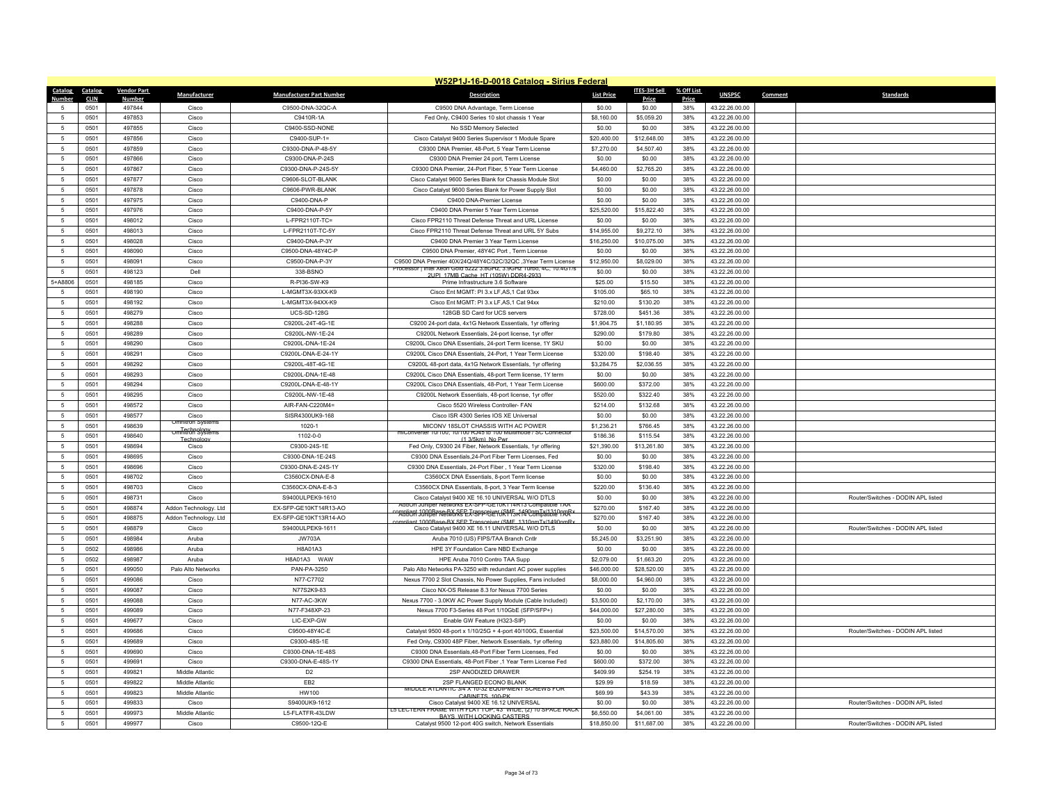# W52P1J-16-D-0018 Catalog - Sirius Federal

| Catalog Number | Catalog CLIN | Vendor Part Number | Manufacturer | Manufacturer Part Number | Description | List Price | ITES-3H Sell Price | % Off List Price | UNSPSC | Comment | Standards |
|---|---|---|---|---|---|---|---|---|---|---|---|
| 5 | 0501 | 497844 | Cisco | C9500-DNA-32QC-A | C9500 DNA Advantage, Term License | $0.00 | $0.00 | 38% | 43.22.26.00.00 | | |
| 5 | 0501 | 497853 | Cisco | C9410R-1A | Fed Only, C9400 Series 10 slot chassis 1 Year | $8,160.00 | $5,059.20 | 38% | 43.22.26.00.00 | | |
| 5 | 0501 | 497855 | Cisco | C9400-SSD-NONE | No SSD Memory Selected | $0.00 | $0.00 | 38% | 43.22.26.00.00 | | |
| 5 | 0501 | 497856 | Cisco | C9400-SUP-1= | Cisco Catalyst 9400 Series Supervisor 1 Module Spare | $20,400.00 | $12,648.00 | 38% | 43.22.26.00.00 | | |
| 5 | 0501 | 497859 | Cisco | C9300-DNA-P-48-5Y | C9300 DNA Premier, 48-Port, 5 Year Term License | $7,270.00 | $4,507.40 | 38% | 43.22.26.00.00 | | |
| 5 | 0501 | 497866 | Cisco | C9300-DNA-P-24S | C9300 DNA Premier 24 port, Term License | $0.00 | $0.00 | 38% | 43.22.26.00.00 | | |
| 5 | 0501 | 497867 | Cisco | C9300-DNA-P-24S-5Y | C9300 DNA Premier, 24-Port Fiber, 5 Year Term License | $4,460.00 | $2,765.20 | 38% | 43.22.26.00.00 | | |
| 5 | 0501 | 497877 | Cisco | C9606-SLOT-BLANK | Cisco Catalyst 9600 Series Blank for Chassis Module Slot | $0.00 | $0.00 | 38% | 43.22.26.00.00 | | |
| 5 | 0501 | 497878 | Cisco | C9606-PWR-BLANK | Cisco Catalyst 9600 Series Blank for Power Supply Slot | $0.00 | $0.00 | 38% | 43.22.26.00.00 | | |
| 5 | 0501 | 497975 | Cisco | C9400-DNA-P | C9400 DNA-Premier License | $0.00 | $0.00 | 38% | 43.22.26.00.00 | | |
| 5 | 0501 | 497976 | Cisco | C9400-DNA-P-5Y | C9400 DNA Premier 5 Year Term License | $25,520.00 | $15,822.40 | 38% | 43.22.26.00.00 | | |
| 5 | 0501 | 498012 | Cisco | L-FPR2110T-TC= | Cisco FPR2110 Threat Defense Threat and URL License | $0.00 | $0.00 | 38% | 43.22.26.00.00 | | |
| 5 | 0501 | 498013 | Cisco | L-FPR2110T-TC-5Y | Cisco FPR2110 Threat Defense Threat and URL 5Y Subs | $14,955.00 | $9,272.10 | 38% | 43.22.26.00.00 | | |
| 5 | 0501 | 498028 | Cisco | C9400-DNA-P-3Y | C9400 DNA Premier 3 Year Term License | $16,250.00 | $10,075.00 | 38% | 43.22.26.00.00 | | |
| 5 | 0501 | 498090 | Cisco | C9500-DNA-48Y4C-P | C9500 DNA Premier, 48Y4C Port , Term License | $0.00 | $0.00 | 38% | 43.22.26.00.00 | | |
| 5 | 0501 | 498091 | Cisco | C9500-DNA-P-3Y | C9500 DNA Premier 40X/24Q/48Y4C/32C/32QC ,3Year Term License | $12,950.00 | $8,029.00 | 38% | 43.22.26.00.00 | | |
| 5 | 0501 | 498123 | Dell | 338-BSNO | Processor \| Intel Xeon Gold 5222 3.8GHz, 3.9GHz Turbo, 4C, 10.4GT/s 2UPI, 17MB Cache, HT (105W) DDR4-2933 | $0.00 | $0.00 | 38% | 43.22.26.00.00 | | |
| 5+A8806 | 0501 | 498185 | Cisco | R-PI36-SW-K9 | Prime Infrastructure 3.6 Software | $25.00 | $15.50 | 38% | 43.22.26.00.00 | | |
| 5 | 0501 | 498190 | Cisco | L-MGMT3X-93XX-K9 | Cisco Ent MGMT: PI 3.x LF,AS,1 Cat 93xx | $105.00 | $65.10 | 38% | 43.22.26.00.00 | | |
| 5 | 0501 | 498192 | Cisco | L-MGMT3X-94XX-K9 | Cisco Ent MGMT: PI 3.x LF,AS,1 Cat 94xx | $210.00 | $130.20 | 38% | 43.22.26.00.00 | | |
| 5 | 0501 | 498279 | Cisco | UCS-SD-128G | 128GB SD Card for UCS servers | $728.00 | $451.36 | 38% | 43.22.26.00.00 | | |
| 5 | 0501 | 498288 | Cisco | C9200L-24T-4G-1E | C9200 24-port data, 4x1G Network Essentials, 1yr offering | $1,904.75 | $1,180.95 | 38% | 43.22.26.00.00 | | |
| 5 | 0501 | 498289 | Cisco | C9200L-NW-1E-24 | C9200L Network Essentials, 24-port license, 1yr offer | $290.00 | $179.80 | 38% | 43.22.26.00.00 | | |
| 5 | 0501 | 498290 | Cisco | C9200L-DNA-1E-24 | C9200L Cisco DNA Essentials, 24-port Term license, 1Y SKU | $0.00 | $0.00 | 38% | 43.22.26.00.00 | | |
| 5 | 0501 | 498291 | Cisco | C9200L-DNA-E-24-1Y | C9200L Cisco DNA Essentials, 24-Port, 1 Year Term License | $320.00 | $198.40 | 38% | 43.22.26.00.00 | | |
| 5 | 0501 | 498292 | Cisco | C9200L-48T-4G-1E | C9200L 48-port data, 4x1G Network Essentials, 1yr offering | $3,284.75 | $2,036.55 | 38% | 43.22.26.00.00 | | |
| 5 | 0501 | 498293 | Cisco | C9200L-DNA-1E-48 | C9200L Cisco DNA Essentials, 48-port Term license, 1Y term | $0.00 | $0.00 | 38% | 43.22.26.00.00 | | |
| 5 | 0501 | 498294 | Cisco | C9200L-DNA-E-48-1Y | C9200L Cisco DNA Essentials, 48-Port, 1 Year Term License | $600.00 | $372.00 | 38% | 43.22.26.00.00 | | |
| 5 | 0501 | 498295 | Cisco | C9200L-NW-1E-48 | C9200L Network Essentials, 48-port license, 1yr offer | $520.00 | $322.40 | 38% | 43.22.26.00.00 | | |
| 5 | 0501 | 498572 | Cisco | AIR-FAN-C220M4= | Cisco 5520 Wireless Controller- FAN | $214.00 | $132.68 | 38% | 43.22.26.00.00 | | |
| 5 | 0501 | 498577 | Cisco | SISR4300UK9-168 | Cisco ISR 4300 Series IOS XE Universal | $0.00 | $0.00 | 38% | 43.22.26.00.00 | | |
| 5 | 0501 | 498639 | Omnitron Systems Technology | 1020-1 | MICONV 18SLOT CHASSIS WITH AC POWER | $1,236.21 | $766.45 | 38% | 43.22.26.00.00 | | |
| 5 | 0501 | 498640 | Omnitron Systems Technology | 1102-0-0 | miConverter 10/100; 10/100 RJ45 to 100 Multimode / SC Connector (1.3/5km). No Pwr | $186.36 | $115.54 | 38% | 43.22.26.00.00 | | |
| 5 | 0501 | 498694 | Cisco | C9300-24S-1E | Fed Only, C9300 24 Fiber, Network Essentials, 1yr offering | $21,390.00 | $13,261.80 | 38% | 43.22.26.00.00 | | |
| 5 | 0501 | 498695 | Cisco | C9300-DNA-1E-24S | C9300 DNA Essentials,24-Port Fiber Term Licenses, Fed | $0.00 | $0.00 | 38% | 43.22.26.00.00 | | |
| 5 | 0501 | 498696 | Cisco | C9300-DNA-E-24S-1Y | C9300 DNA Essentials, 24-Port Fiber , 1 Year Term License | $320.00 | $198.40 | 38% | 43.22.26.00.00 | | |
| 5 | 0501 | 498702 | Cisco | C3560CX-DNA-E-8 | C3560CX DNA Essentials, 8-port Term license | $0.00 | $0.00 | 38% | 43.22.26.00.00 | | |
| 5 | 0501 | 498703 | Cisco | C3560CX-DNA-E-8-3 | C3560CX DNA Essentials, 8-port, 3 Year Term license | $220.00 | $136.40 | 38% | 43.22.26.00.00 | | |
| 5 | 0501 | 498731 | Cisco | S9400ULPEK9-1610 | Cisco Catalyst 9400 XE 16.10 UNIVERSAL W/O DTLS | $0.00 | $0.00 | 38% | 43.22.26.00.00 | | Router/Switches - DODIN APL listed |
| 5 | 0501 | 498874 | Addon Technology. Ltd | EX-SFP-GE10KT14R13-AO | AddOn Juniper Networks EX-SFP-GE10KT14R13 Compatible TAA compliant 1000Base-BX SFP Transceiver (SMF, 1490nmTx/1310nmRx | $270.00 | $167.40 | 38% | 43.22.26.00.00 | | |
| 5 | 0501 | 498875 | Addon Technology. Ltd | EX-SFP-GE10KT13R14-AO | AddOn Juniper Networks EX-SFP-GE10KT13R14 Compatible TAA compliant 1000Base-BX SFP Transceiver (SMF, 1310nmTx/1490nmRx | $270.00 | $167.40 | 38% | 43.22.26.00.00 | | |
| 5 | 0501 | 498879 | Cisco | S9400ULPEK9-1611 | Cisco Catalyst 9400 XE 16.11 UNIVERSAL W/O DTLS | $0.00 | $0.00 | 38% | 43.22.26.00.00 | | Router/Switches - DODIN APL listed |
| 5 | 0501 | 498984 | Aruba | JW703A | Aruba 7010 (US) FIPS/TAA Branch Cntlr | $5,245.00 | $3,251.90 | 38% | 43.22.26.00.00 | | |
| 5 | 0502 | 498986 | Aruba | H8A01A3 | HPE 3Y Foundation Care NBD Exchange | $0.00 | $0.00 | 38% | 43.22.26.00.00 | | |
| 5 | 0502 | 498987 | Aruba | H8A01A3 WAW | HPE Aruba 7010 Contro TAA Supp | $2,079.00 | $1,663.20 | 20% | 43.22.26.00.00 | | |
| 5 | 0501 | 499050 | Palo Alto Networks | PAN-PA-3250 | Palo Alto Networks PA-3250 with redundant AC power supplies | $46,000.00 | $28,520.00 | 38% | 43.22.26.00.00 | | |
| 5 | 0501 | 499086 | Cisco | N77-C7702 | Nexus 7700 2 Slot Chassis, No Power Supplies, Fans included | $8,000.00 | $4,960.00 | 38% | 43.22.26.00.00 | | |
| 5 | 0501 | 499087 | Cisco | N77S2K9-83 | Cisco NX-OS Release 8.3 for Nexus 7700 Series | $0.00 | $0.00 | 38% | 43.22.26.00.00 | | |
| 5 | 0501 | 499088 | Cisco | N77-AC-3KW | Nexus 7700 - 3.0KW AC Power Supply Module (Cable Included) | $3,500.00 | $2,170.00 | 38% | 43.22.26.00.00 | | |
| 5 | 0501 | 499089 | Cisco | N77-F348XP-23 | Nexus 7700 F3-Series 48 Port 1/10GbE (SFP/SFP+) | $44,000.00 | $27,280.00 | 38% | 43.22.26.00.00 | | |
| 5 | 0501 | 499677 | Cisco | LIC-EXP-GW | Enable GW Feature (H323-SIP) | $0.00 | $0.00 | 38% | 43.22.26.00.00 | | |
| 5 | 0501 | 499686 | Cisco | C9500-48Y4C-E | Catalyst 9500 48-port x 1/10/25G + 4-port 40/100G, Essential | $23,500.00 | $14,570.00 | 38% | 43.22.26.00.00 | | Router/Switches - DODIN APL listed |
| 5 | 0501 | 499689 | Cisco | C9300-48S-1E | Fed Only, C9300 48P Fiber, Network Essentials, 1yr offering | $23,880.00 | $14,805.60 | 38% | 43.22.26.00.00 | | |
| 5 | 0501 | 499690 | Cisco | C9300-DNA-1E-48S | C9300 DNA Essentials,48-Port Fiber Term Licenses, Fed | $0.00 | $0.00 | 38% | 43.22.26.00.00 | | |
| 5 | 0501 | 499691 | Cisco | C9300-DNA-E-48S-1Y | C9300 DNA Essentials, 48-Port Fiber ,1 Year Term License Fed | $600.00 | $372.00 | 38% | 43.22.26.00.00 | | |
| 5 | 0501 | 499821 | Middle Atlantic | D2 | 2SP ANODIZED DRAWER | $409.99 | $254.19 | 38% | 43.22.26.00.00 | | |
| 5 | 0501 | 499822 | Middle Atlantic | EB2 | 2SP FLANGED ECONO BLANK | $29.99 | $18.59 | 38% | 43.22.26.00.00 | | |
| 5 | 0501 | 499823 | Middle Atlantic | HW100 | MIDDLE ATLANTIC 3/4 X 10-32 EQUIPMENT SCREWS FOR CABINETS, 100-PK | $69.99 | $43.39 | 38% | 43.22.26.00.00 | | |
| 5 | 0501 | 499833 | Cisco | S9400UK9-1612 | Cisco Catalyst 9400 XE 16.12 UNIVERSAL | $0.00 | $0.00 | 38% | 43.22.26.00.00 | | Router/Switches - DODIN APL listed |
| 5 | 0501 | 499973 | Middle Atlantic | L5-FLATFR-43LDW | L5 LECTERN FRAME WITH FLAT TOP, 43" WIDE, (2) 10 SPACE RACK BAYS, WITH LOCKING CASTERS | $6,550.00 | $4,061.00 | 38% | 43.22.26.00.00 | | |
| 5 | 0501 | 499977 | Cisco | C9500-12Q-E | Catalyst 9500 12-port 40G switch, Network Essentials | $18,850.00 | $11,687.00 | 38% | 43.22.26.00.00 | | Router/Switches - DODIN APL listed |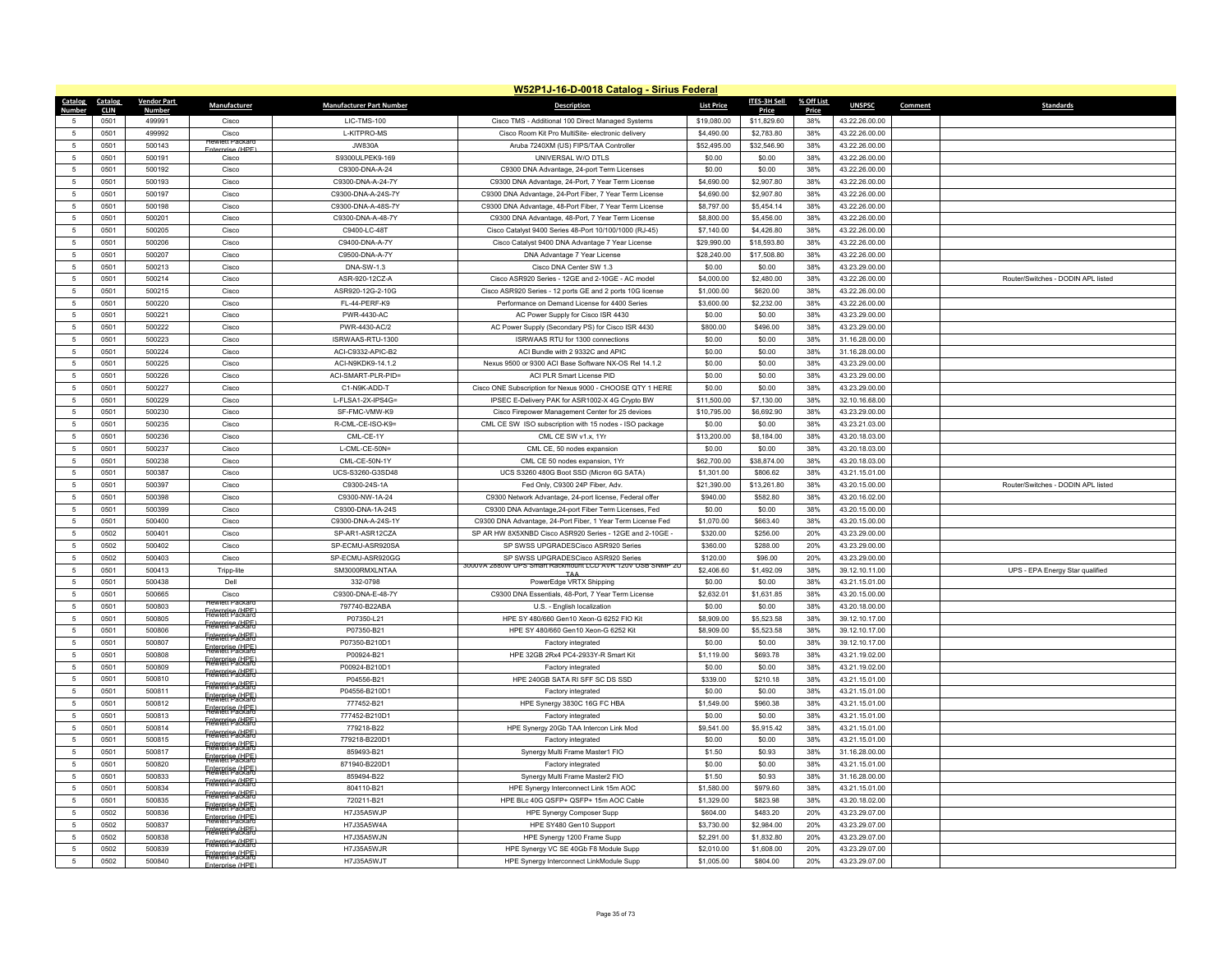# W52P1J-16-D-0018 Catalog - Sirius Federal

| Catalog Number | Catalog CLIN | Vendor Part Number | Manufacturer | Manufacturer Part Number | Description | List Price | ITES-3H Sell Price | % Off List Price | UNSPSC | Comment | Standards |
|---|---|---|---|---|---|---|---|---|---|---|---|
| 5 | 0501 | 499991 | Cisco | LIC-TMS-100 | Cisco TMS - Additional 100 Direct Managed Systems | $19,080.00 | $11,829.60 | 38% | 43.22.26.00.00 | | |
| 5 | 0501 | 499992 | Cisco | L-KITPRO-MS | Cisco Room Kit Pro MultiSite- electronic delivery | $4,490.00 | $2,783.80 | 38% | 43.22.26.00.00 | | |
| 5 | 0501 | 500143 | Hewlett Packard Enterprise (HPE) | JW830A | Aruba 7240XM (US) FIPS/TAA Controller | $52,495.00 | $32,546.90 | 38% | 43.22.26.00.00 | | |
| 5 | 0501 | 500191 | Cisco | S9300ULPEK9-169 | UNIVERSAL W/O DTLS | $0.00 | $0.00 | 38% | 43.22.26.00.00 | | |
| 5 | 0501 | 500192 | Cisco | C9300-DNA-A-24 | C9300 DNA Advantage, 24-port Term Licenses | $0.00 | $0.00 | 38% | 43.22.26.00.00 | | |
| 5 | 0501 | 500193 | Cisco | C9300-DNA-A-24-7Y | C9300 DNA Advantage, 24-Port, 7 Year Term License | $4,690.00 | $2,907.80 | 38% | 43.22.26.00.00 | | |
| 5 | 0501 | 500197 | Cisco | C9300-DNA-A-24S-7Y | C9300 DNA Advantage, 24-Port Fiber, 7 Year Term License | $4,690.00 | $2,907.80 | 38% | 43.22.26.00.00 | | |
| 5 | 0501 | 500198 | Cisco | C9300-DNA-A-48S-7Y | C9300 DNA Advantage, 48-Port Fiber, 7 Year Term License | $8,797.00 | $5,454.14 | 38% | 43.22.26.00.00 | | |
| 5 | 0501 | 500201 | Cisco | C9300-DNA-A-48-7Y | C9300 DNA Advantage, 48-Port, 7 Year Term License | $8,800.00 | $5,456.00 | 38% | 43.22.26.00.00 | | |
| 5 | 0501 | 500205 | Cisco | C9400-LC-48T | Cisco Catalyst 9400 Series 48-Port 10/100/1000 (RJ-45) | $7,140.00 | $4,426.80 | 38% | 43.22.26.00.00 | | |
| 5 | 0501 | 500206 | Cisco | C9400-DNA-A-7Y | Cisco Catalyst 9400 DNA Advantage 7 Year License | $29,990.00 | $18,593.80 | 38% | 43.22.26.00.00 | | |
| 5 | 0501 | 500207 | Cisco | C9500-DNA-A-7Y | DNA Advantage 7 Year License | $28,240.00 | $17,508.80 | 38% | 43.22.26.00.00 | | |
| 5 | 0501 | 500213 | Cisco | DNA-SW-1.3 | Cisco DNA Center SW 1.3 | $0.00 | $0.00 | 38% | 43.23.29.00.00 | | |
| 5 | 0501 | 500214 | Cisco | ASR-920-12CZ-A | Cisco ASR920 Series - 12GE and 2-10GE - AC model | $4,000.00 | $2,480.00 | 38% | 43.22.26.00.00 | | Router/Switches - DODIN APL listed |
| 5 | 0501 | 500215 | Cisco | ASR920-12G-2-10G | Cisco ASR920 Series - 12 ports GE and 2 ports 10G license | $1,000.00 | $620.00 | 38% | 43.22.26.00.00 | | |
| 5 | 0501 | 500220 | Cisco | FL-44-PERF-K9 | Performance on Demand License for 4400 Series | $3,600.00 | $2,232.00 | 38% | 43.22.26.00.00 | | |
| 5 | 0501 | 500221 | Cisco | PWR-4430-AC | AC Power Supply for Cisco ISR 4430 | $0.00 | $0.00 | 38% | 43.23.29.00.00 | | |
| 5 | 0501 | 500222 | Cisco | PWR-4430-AC/2 | AC Power Supply (Secondary PS) for Cisco ISR 4430 | $800.00 | $496.00 | 38% | 43.23.29.00.00 | | |
| 5 | 0501 | 500223 | Cisco | ISRWAAS-RTU-1300 | ISRWAAS RTU for 1300 connections | $0.00 | $0.00 | 38% | 31.16.28.00.00 | | |
| 5 | 0501 | 500224 | Cisco | ACI-C9332-APIC-B2 | ACI Bundle with 2 9332C and APIC | $0.00 | $0.00 | 38% | 31.16.28.00.00 | | |
| 5 | 0501 | 500225 | Cisco | ACI-N9KDK9-14.1.2 | Nexus 9500 or 9300 ACI Base Software NX-OS Rel 14.1.2 | $0.00 | $0.00 | 38% | 43.23.29.00.00 | | |
| 5 | 0501 | 500226 | Cisco | ACI-SMART-PLR-PID= | ACI PLR Smart License PID | $0.00 | $0.00 | 38% | 43.23.29.00.00 | | |
| 5 | 0501 | 500227 | Cisco | C1-N9K-ADD-T | Cisco ONE Subscription for Nexus 9000 - CHOOSE QTY 1 HERE | $0.00 | $0.00 | 38% | 43.23.29.00.00 | | |
| 5 | 0501 | 500229 | Cisco | L-FLSA1-2X-IPS4G= | IPSEC E-Delivery PAK for ASR1002-X 4G Crypto BW | $11,500.00 | $7,130.00 | 38% | 32.10.16.68.00 | | |
| 5 | 0501 | 500230 | Cisco | SF-FMC-VMW-K9 | Cisco Firepower Management Center for 25 devices | $10,795.00 | $6,692.90 | 38% | 43.23.29.00.00 | | |
| 5 | 0501 | 500235 | Cisco | R-CML-CE-ISO-K9= | CML CE SW ISO subscription with 15 nodes - ISO package | $0.00 | $0.00 | 38% | 43.23.21.03.00 | | |
| 5 | 0501 | 500236 | Cisco | CML-CE-1Y | CML CE SW v1.x, 1Yr | $13,200.00 | $8,184.00 | 38% | 43.20.18.03.00 | | |
| 5 | 0501 | 500237 | Cisco | L-CML-CE-50N= | CML CE, 50 nodes expansion | $0.00 | $0.00 | 38% | 43.20.18.03.00 | | |
| 5 | 0501 | 500238 | Cisco | CML-CE-50N-1Y | CML CE 50 nodes expansion, 1Yr | $62,700.00 | $38,874.00 | 38% | 43.20.18.03.00 | | |
| 5 | 0501 | 500387 | Cisco | UCS-S3260-G3SD48 | UCS S3260 480G Boot SSD (Micron 6G SATA) | $1,301.00 | $806.62 | 38% | 43.21.15.01.00 | | |
| 5 | 0501 | 500397 | Cisco | C9300-24S-1A | Fed Only, C9300 24P Fiber, Adv. | $21,390.00 | $13,261.80 | 38% | 43.20.15.00.00 | | Router/Switches - DODIN APL listed |
| 5 | 0501 | 500398 | Cisco | C9300-NW-1A-24 | C9300 Network Advantage, 24-port license, Federal offer | $940.00 | $582.80 | 38% | 43.20.16.02.00 | | |
| 5 | 0501 | 500399 | Cisco | C9300-DNA-1A-24S | C9300 DNA Advantage,24-port Fiber Term Licenses, Fed | $0.00 | $0.00 | 38% | 43.20.15.00.00 | | |
| 5 | 0501 | 500400 | Cisco | C9300-DNA-A-24S-1Y | C9300 DNA Advantage, 24-Port Fiber, 1 Year Term License Fed | $1,070.00 | $663.40 | 38% | 43.20.15.00.00 | | |
| 5 | 0502 | 500401 | Cisco | SP-AR1-ASR12CZA | SP AR HW 8X5XNBD Cisco ASR920 Series - 12GE and 2-10GE - | $320.00 | $256.00 | 20% | 43.23.29.00.00 | | |
| 5 | 0502 | 500402 | Cisco | SP-ECMU-ASR920SA | SP SWSS UPGRADESCisco ASR920 Series | $360.00 | $288.00 | 20% | 43.23.29.00.00 | | |
| 5 | 0502 | 500403 | Cisco | SP-ECMU-ASR920GG | SP SWSS UPGRADESCisco ASR920 Series | $120.00 | $96.00 | 20% | 43.23.29.00.00 | | |
| 5 | 0501 | 500413 | Tripp-lite | SM3000RMXLNTAA | 3000VA 2880W UPS Smart Rackmount LCD AVR 120V USB SNMP 2U TAA | $2,406.60 | $1,492.09 | 38% | 39.12.10.11.00 | | UPS - EPA Energy Star qualified |
| 5 | 0501 | 500438 | Dell | 332-0798 | PowerEdge VRTX Shipping | $0.00 | $0.00 | 38% | 43.21.15.01.00 | | |
| 5 | 0501 | 500665 | Cisco | C9300-DNA-E-48-7Y | C9300 DNA Essentials, 48-Port, 7 Year Term License | $2,632.01 | $1,631.85 | 38% | 43.20.15.00.00 | | |
| 5 | 0501 | 500803 | Hewlett Packard Enterprise (HPE) | 797740-B22ABA | U.S. - English localization | $0.00 | $0.00 | 38% | 43.20.18.00.00 | | |
| 5 | 0501 | 500805 | Hewlett Packard Enterprise (HPE) | P07350-L21 | HPE SY 480/660 Gen10 Xeon-G 6252 FIO Kit | $8,909.00 | $5,523.58 | 38% | 39.12.10.17.00 | | |
| 5 | 0501 | 500806 | Hewlett Packard Enterprise (HPE) | P07350-B21 | HPE SY 480/660 Gen10 Xeon-G 6252 Kit | $8,909.00 | $5,523.58 | 38% | 39.12.10.17.00 | | |
| 5 | 0501 | 500807 | Hewlett Packard Enterprise (HPE) | P07350-B210D1 | Factory integrated | $0.00 | $0.00 | 38% | 39.12.10.17.00 | | |
| 5 | 0501 | 500808 | Hewlett Packard Enterprise (HPE) | P00924-B21 | HPE 32GB 2Rx4 PC4-2933Y-R Smart Kit | $1,119.00 | $693.78 | 38% | 43.21.19.02.00 | | |
| 5 | 0501 | 500809 | Hewlett Packard Enterprise (HPE) | P00924-B210D1 | Factory integrated | $0.00 | $0.00 | 38% | 43.21.19.02.00 | | |
| 5 | 0501 | 500810 | Hewlett Packard Enterprise (HPE) | P04556-B21 | HPE 240GB SATA RI SFF SC DS SSD | $339.00 | $210.18 | 38% | 43.21.15.01.00 | | |
| 5 | 0501 | 500811 | Hewlett Packard Enterprise (HPE) | P04556-B210D1 | Factory integrated | $0.00 | $0.00 | 38% | 43.21.15.01.00 | | |
| 5 | 0501 | 500812 | Hewlett Packard Enterprise (HPE) | 777452-B21 | HPE Synergy 3830C 16G FC HBA | $1,549.00 | $960.38 | 38% | 43.21.15.01.00 | | |
| 5 | 0501 | 500813 | Hewlett Packard Enterprise (HPE) | 777452-B210D1 | Factory integrated | $0.00 | $0.00 | 38% | 43.21.15.01.00 | | |
| 5 | 0501 | 500814 | Hewlett Packard Enterprise (HPE) | 779218-B22 | HPE Synergy 20Gb TAA Intercon Link Mod | $9,541.00 | $5,915.42 | 38% | 43.21.15.01.00 | | |
| 5 | 0501 | 500815 | Hewlett Packard Enterprise (HPE) | 779218-B220D1 | Factory integrated | $0.00 | $0.00 | 38% | 43.21.15.01.00 | | |
| 5 | 0501 | 500817 | Hewlett Packard Enterprise (HPE) | 859493-B21 | Synergy Multi Frame Master1 FIO | $1.50 | $0.93 | 38% | 31.16.28.00.00 | | |
| 5 | 0501 | 500820 | Hewlett Packard Enterprise (HPE) | 871940-B220D1 | Factory integrated | $0.00 | $0.00 | 38% | 43.21.15.01.00 | | |
| 5 | 0501 | 500833 | Hewlett Packard Enterprise (HPE) | 859494-B22 | Synergy Multi Frame Master2 FIO | $1.50 | $0.93 | 38% | 31.16.28.00.00 | | |
| 5 | 0501 | 500834 | Hewlett Packard Enterprise (HPE) | 804110-B21 | HPE Synergy Interconnect Link 15m AOC | $1,580.00 | $979.60 | 38% | 43.21.15.01.00 | | |
| 5 | 0501 | 500835 | Hewlett Packard Enterprise (HPE) | 720211-B21 | HPE BLc 40G QSFP+ QSFP+ 15m AOC Cable | $1,329.00 | $823.98 | 38% | 43.20.18.02.00 | | |
| 5 | 0502 | 500836 | Hewlett Packard Enterprise (HPE) | H7J35A5WJP | HPE Synergy Composer Supp | $604.00 | $483.20 | 20% | 43.23.29.07.00 | | |
| 5 | 0502 | 500837 | Hewlett Packard Enterprise (HPE) | H7J35A5W4A | HPE SY480 Gen10 Support | $3,730.00 | $2,984.00 | 20% | 43.23.29.07.00 | | |
| 5 | 0502 | 500838 | Hewlett Packard Enterprise (HPE) | H7J35A5WJN | HPE Synergy 1200 Frame Supp | $2,291.00 | $1,832.80 | 20% | 43.23.29.07.00 | | |
| 5 | 0502 | 500839 | Hewlett Packard Enterprise (HPE) | H7J35A5WJR | HPE Synergy VC SE 40Gb F8 Module Supp | $2,010.00 | $1,608.00 | 20% | 43.23.29.07.00 | | |
| 5 | 0502 | 500840 | Hewlett Packard Enterprise (HPE) | H7J35A5WJT | HPE Synergy Interconnect LinkModule Supp | $1,005.00 | $804.00 | 20% | 43.23.29.07.00 | | |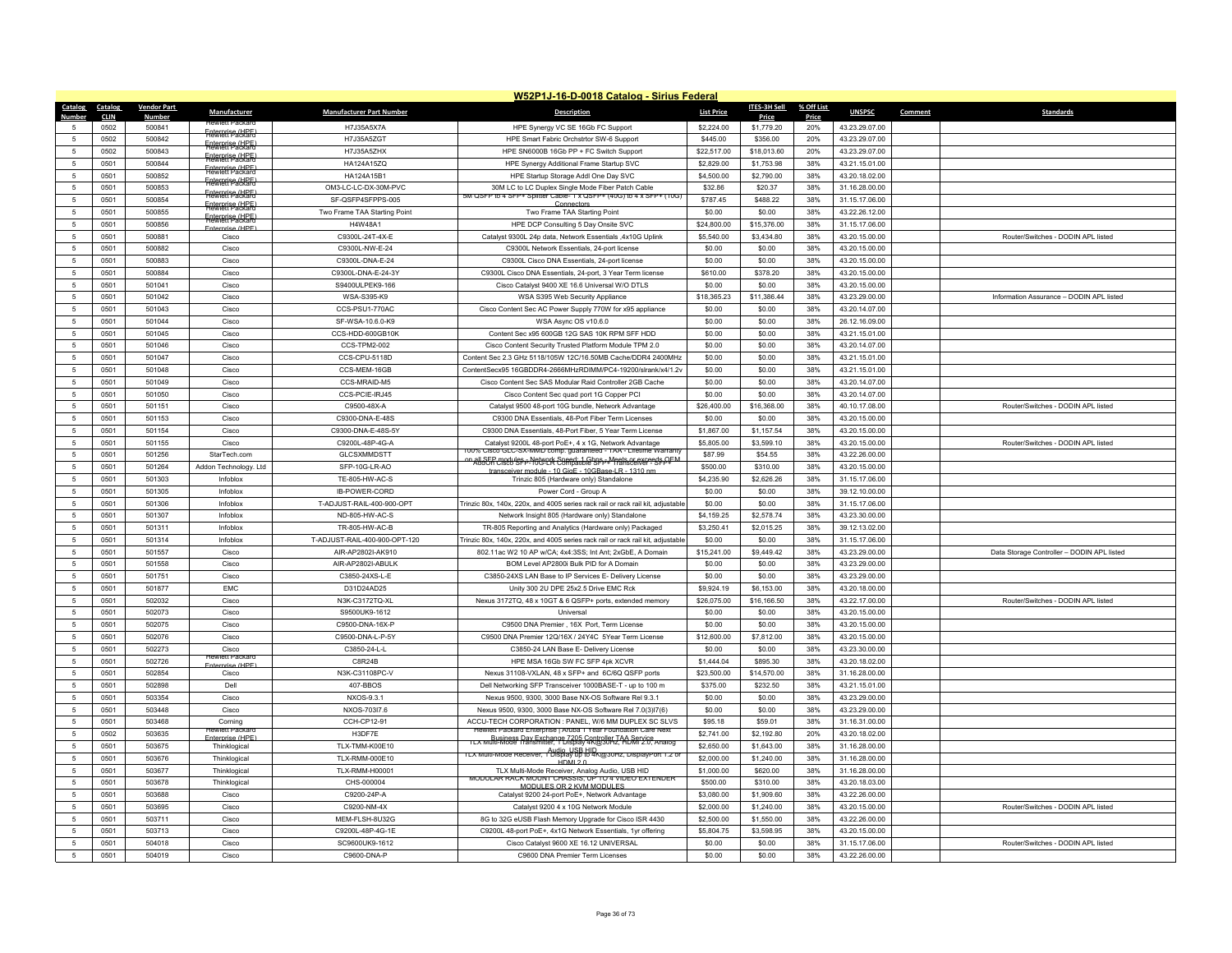# W52P1J-16-D-0018 Catalog - Sirius Federal

| Catalog Number | Catalog CLIN | Vendor Part Number | Manufacturer | Manufacturer Part Number | Description | List Price | ITES-3H Sell Price | % Off List Price | UNSPSC | Comment | Standards |
|---|---|---|---|---|---|---|---|---|---|---|---|
| 5 | 0502 | 500841 | Hewlett Packard Enterprise (HPE) | H7J35A5X7A | HPE Synergy VC SE 16Gb FC Support | $2,224.00 | $1,779.20 | 20% | 43.23.29.07.00 | | |
| 5 | 0502 | 500842 | Hewlett Packard Enterprise (HPE) | H7J35A5ZGT | HPE Smart Fabric Orchstrtor SW-6 Support | $445.00 | $356.00 | 20% | 43.23.29.07.00 | | |
| 5 | 0502 | 500843 | Hewlett Packard Enterprise (HPE) | H7J35A5ZHX | HPE SN6000B 16Gb FP + FC Switch Support | $22,517.00 | $18,013.60 | 20% | 43.23.29.07.00 | | |
| 5 | 0501 | 500844 | Hewlett Packard Enterprise (HPE) | HA124A15ZQ | HPE Synergy Additional Frame Startup SVC | $2,829.00 | $1,753.98 | 38% | 43.21.15.01.00 | | |
| 5 | 0501 | 500852 | Hewlett Packard Enterprise (HPE) | HA124A15B1 | HPE Startup Storage Addl One Day SVC | $4,500.00 | $2,790.00 | 38% | 43.20.18.02.00 | | |
| 5 | 0501 | 500853 | Hewlett Packard Enterprise (HPE) | OM3-LC-LC-DX-30M-PVC | 30M LC to LC Duplex Single Mode Fiber Patch Cable | $32.86 | $20.37 | 38% | 31.16.28.00.00 | | |
| 5 | 0501 | 500854 | Hewlett Packard Enterprise (HPE) | SF-QSFP4SFPPS-005 | 5M QSFP to 4 SFP+ Splitter Cable- 1 x QSFP+ (40G) to 4 x SFP+ (10G) Connectors | $787.45 | $488.22 | 38% | 31.15.17.06.00 | | |
| 5 | 0501 | 500855 | Hewlett Packard Enterprise (HPE) | Two Frame TAA Starting Point | Two Frame TAA Starting Point | $0.00 | $0.00 | 38% | 43.22.26.12.00 | | |
| 5 | 0501 | 500856 | Hewlett Packard Enterprise (HPE) | H4W48A1 | HPE DCP Consulting 5 Day Onsite SVC | $24,800.00 | $15,376.00 | 38% | 31.15.17.06.00 | | |
| 5 | 0501 | 500881 | Cisco | C9300L-24T-4X-E | Catalyst 9300L 24p data, Network Essentials ,4x10G Uplink | $5,540.00 | $3,434.80 | 38% | 43.20.15.00.00 | | Router/Switches - DODIN APL listed |
| 5 | 0501 | 500882 | Cisco | C9300L-NW-E-24 | C9300L Network Essentials, 24-port license | $0.00 | $0.00 | 38% | 43.20.15.00.00 | | |
| 5 | 0501 | 500883 | Cisco | C9300L-DNA-E-24 | C9300L Cisco DNA Essentials, 24-port license | $0.00 | $0.00 | 38% | 43.20.15.00.00 | | |
| 5 | 0501 | 500884 | Cisco | C9300L-DNA-E-24-3Y | C9300L Cisco DNA Essentials, 24-port, 3 Year Term license | $610.00 | $378.20 | 38% | 43.20.15.00.00 | | |
| 5 | 0501 | 501041 | Cisco | S9400ULPEK9-166 | Cisco Catalyst 9400 XE 16.6 Universal W/O DTLS | $0.00 | $0.00 | 38% | 43.20.15.00.00 | | |
| 5 | 0501 | 501042 | Cisco | WSA-S395-K9 | WSA S395 Web Security Appliance | $18,365.23 | $11,386.44 | 38% | 43.23.29.00.00 | | Information Assurance – DODIN APL listed |
| 5 | 0501 | 501043 | Cisco | CCS-PSU1-770AC | Cisco Content Sec AC Power Supply 770W for x95 appliance | $0.00 | $0.00 | 38% | 43.20.14.07.00 | | |
| 5 | 0501 | 501044 | Cisco | SF-WSA-10.6.0-K9 | WSA Async OS v10.6.0 | $0.00 | $0.00 | 38% | 26.12.16.09.00 | | |
| 5 | 0501 | 501045 | Cisco | CCS-HDD-600GB10K | Content Sec x95 600GB 12G SAS 10K RPM SFF HDD | $0.00 | $0.00 | 38% | 43.21.15.01.00 | | |
| 5 | 0501 | 501046 | Cisco | CCS-TPM2-002 | Cisco Content Security Trusted Platform Module TPM 2.0 | $0.00 | $0.00 | 38% | 43.20.14.07.00 | | |
| 5 | 0501 | 501047 | Cisco | CCS-CPU-5118D | Content Sec 2.3 GHz 5118/105W 12C/16.50MB Cache/DDR4 2400MHz | $0.00 | $0.00 | 38% | 43.21.15.01.00 | | |
| 5 | 0501 | 501048 | Cisco | CCS-MEM-16GB | ContentSecx95 16GBDDR4-2666MHzRDIMM/PC4-19200/slrank/x4/1.2v | $0.00 | $0.00 | 38% | 43.21.15.01.00 | | |
| 5 | 0501 | 501049 | Cisco | CCS-MRAID-M5 | Cisco Content Sec SAS Modular Raid Controller 2GB Cache | $0.00 | $0.00 | 38% | 43.20.14.07.00 | | |
| 5 | 0501 | 501050 | Cisco | CCS-PCIE-IRJ45 | Cisco Content Sec quad port 1G Copper PCI | $0.00 | $0.00 | 38% | 43.20.14.07.00 | | |
| 5 | 0501 | 501151 | Cisco | C9500-48X-A | Catalyst 9500 48-port 10G bundle, Network Advantage | $26,400.00 | $16,368.00 | 38% | 40.10.17.08.00 | | Router/Switches - DODIN APL listed |
| 5 | 0501 | 501153 | Cisco | C9300-DNA-E-48S | C9300 DNA Essentials, 48-Port Fiber Term Licenses | $0.00 | $0.00 | 38% | 43.20.15.00.00 | | |
| 5 | 0501 | 501154 | Cisco | C9300-DNA-E-48S-5Y | C9300 DNA Essentials, 48-Port Fiber, 5 Year Term License | $1,867.00 | $1,157.54 | 38% | 43.20.15.00.00 | | |
| 5 | 0501 | 501155 | Cisco | C9200L-48P-4G-A | Catalyst 9200L 48-port PoE+, 4 x 1G, Network Advantage | $5,805.00 | $3,599.10 | 38% | 43.20.15.00.00 | | Router/Switches - DODIN APL listed |
| 5 | 0501 | 501256 | StarTech.com | GLCSXMMDSTT | 100% Cisco GLC-SX-MMD comp. guaranteed - TAA - Lifetime Warranty on all SFP modules - Network Speed: 1 Gbps - Meets or exceeds OEM | $87.99 | $54.55 | 38% | 43.22.26.00.00 | | |
| 5 | 0501 | 501264 | Addon Technology. Ltd | SFP-10G-LR-AO | AddOn Cisco SFP-10G-LR Compatible SFP+ Transceiver - SFP+ transceiver module - 10 GigE - 10GBase-LR - 1310 nm | $500.00 | $310.00 | 38% | 43.20.15.00.00 | | |
| 5 | 0501 | 501303 | Infoblox | TE-805-HW-AC-S | Trinzic 805 (Hardware only) Standalone | $4,235.90 | $2,626.26 | 38% | 31.15.17.06.00 | | |
| 5 | 0501 | 501305 | Infoblox | IB-POWER-CORD | Power Cord - Group A | $0.00 | $0.00 | 38% | 39.12.10.00.00 | | |
| 5 | 0501 | 501306 | Infoblox | T-ADJUST-RAIL-400-900-OPT | Trinzic 80x, 140x, 220x, and 4005 series rack rail or rack rail kit, adjustable | $0.00 | $0.00 | 38% | 31.15.17.06.00 | | |
| 5 | 0501 | 501307 | Infoblox | ND-805-HW-AC-S | Network Insight 805 (Hardware only) Standalone | $4,159.25 | $2,578.74 | 38% | 43.23.30.00.00 | | |
| 5 | 0501 | 501311 | Infoblox | TR-805-HW-AC-B | TR-805 Reporting and Analytics (Hardware only) Packaged | $3,250.41 | $2,015.25 | 38% | 39.12.13.02.00 | | |
| 5 | 0501 | 501314 | Infoblox | T-ADJUST-RAIL-400-900-OPT-120 | Trinzic 80x, 140x, 220x, and 4005 series rack rail or rack rail kit, adjustable | $0.00 | $0.00 | 38% | 31.15.17.06.00 | | |
| 5 | 0501 | 501557 | Cisco | AIR-AP2802I-AK910 | 802.11ac W2 10 AP w/CA; 4x4:3SS; Int Ant; 2xGbE, A Domain | $15,241.00 | $9,449.42 | 38% | 43.23.29.00.00 | | Data Storage Controller – DODIN APL listed |
| 5 | 0501 | 501558 | Cisco | AIR-AP2802I-ABULK | BOM Level AP2800i Bulk PID for A Domain | $0.00 | $0.00 | 38% | 43.23.29.00.00 | | |
| 5 | 0501 | 501751 | Cisco | C3850-24XS-L-E | C3850-24XS LAN Base to IP Services E- Delivery License | $0.00 | $0.00 | 38% | 43.23.29.00.00 | | |
| 5 | 0501 | 501877 | EMC | D31D24AD25 | Unity 300 2U DPE 25x2.5 Drive EMC Rck | $9,924.19 | $6,153.00 | 38% | 43.20.18.00.00 | | |
| 5 | 0501 | 502032 | Cisco | N3K-C3172TQ-XL | Nexus 3172TQ, 48 x 10GT & 6 QSFP+ ports, extended memory | $26,075.00 | $16,166.50 | 38% | 43.22.17.00.00 | | Router/Switches - DODIN APL listed |
| 5 | 0501 | 502073 | Cisco | S9500UK9-1612 | Universal | $0.00 | $0.00 | 38% | 43.20.15.00.00 | | |
| 5 | 0501 | 502075 | Cisco | C9500-DNA-16X-P | C9500 DNA Premier , 16X Port, Term License | $0.00 | $0.00 | 38% | 43.20.15.00.00 | | |
| 5 | 0501 | 502076 | Cisco | C9500-DNA-L-P-5Y | C9500 DNA Premier 12Q/16X / 24Y4C 5Year Term License | $12,600.00 | $7,812.00 | 38% | 43.20.15.00.00 | | |
| 5 | 0501 | 502273 | Cisco | C3850-24-L-L | C3850-24 LAN Base E- Delivery License | $0.00 | $0.00 | 38% | 43.23.30.00.00 | | |
| 5 | 0501 | 502726 | Hewlett Packard Enterprise (HPE) | C8R24B | HPE MSA 16Gb SW FC SFP 4pk XCVR | $1,444.04 | $895.30 | 38% | 43.20.18.02.00 | | |
| 5 | 0501 | 502854 | Cisco | N3K-C31108PC-V | Nexus 31108-VXLAN, 48 x SFP+ and 6C/6Q QSFP ports | $23,500.00 | $14,570.00 | 38% | 31.16.28.00.00 | | |
| 5 | 0501 | 502898 | Dell | 407-BBOS | Dell Networking SFP Transceiver 1000BASE-T - up to 100 m | $375.00 | $232.50 | 38% | 43.21.15.01.00 | | |
| 5 | 0501 | 503354 | Cisco | NXOS-9.3.1 | Nexus 9500, 9300, 3000 Base NX-OS Software Rel 9.3.1 | $0.00 | $0.00 | 38% | 43.23.29.00.00 | | |
| 5 | 0501 | 503448 | Cisco | NXOS-703I7.6 | Nexus 9500, 9300, 3000 Base NX-OS Software Rel 7.0(3)I7(6) | $0.00 | $0.00 | 38% | 43.23.29.00.00 | | |
| 5 | 0501 | 503468 | Corning | CCH-CP12-91 | ACCU-TECH CORPORATION : PANEL, W/6 MM DUPLEX SC SLVS | $95.18 | $59.01 | 38% | 31.16.31.00.00 | | |
| 5 | 0502 | 503635 | Hewlett Packard Enterprise (HPE) | H3DF7E | Hewlett Packard Enterprise \| Aruba 1 Year Foundation Care Next Business Day Exchange 7205 Controller TAA Service | $2,741.00 | $2,192.80 | 20% | 43.20.18.02.00 | | |
| 5 | 0501 | 503675 | Thinklogical | TLX-TMM-K00E10 | TLX Multi-Mode Transmitter, 1 Display 4K@30Hz, HDMI 2.0, Analog Audio, USB HID | $2,650.00 | $1,643.00 | 38% | 31.16.28.00.00 | | |
| 5 | 0501 | 503676 | Thinklogical | TLX-RMM-000E10 | TLX Multi-Mode Receiver, 1 Display up to 4K@30Hz, DisplayPort 1.2 or HDMI 2.0 | $2,000.00 | $1,240.00 | 38% | 31.16.28.00.00 | | |
| 5 | 0501 | 503677 | Thinklogical | TLX-RMM-H00001 | TLX Multi-Mode Receiver, Analog Audio, USB HID | $1,000.00 | $620.00 | 38% | 31.16.28.00.00 | | |
| 5 | 0501 | 503678 | Thinklogical | CHS-000004 | MODULAR RACK MOUNT CHASSIS, UP TO 4 VIDEO EXTENDER MODULES OR 2 KVM MODULES | $500.00 | $310.00 | 38% | 43.20.18.03.00 | | |
| 5 | 0501 | 503688 | Cisco | C9200-24P-A | Catalyst 9200 24-port PoE+, Network Advantage | $3,080.00 | $1,909.60 | 38% | 43.22.26.00.00 | | |
| 5 | 0501 | 503695 | Cisco | C9200-NM-4X | Catalyst 9200 4 x 10G Network Module | $2,000.00 | $1,240.00 | 38% | 43.20.15.00.00 | | Router/Switches - DODIN APL listed |
| 5 | 0501 | 503711 | Cisco | MEM-FLSH-8U32G | 8G to 32G eUSB Flash Memory Upgrade for Cisco ISR 4430 | $2,500.00 | $1,550.00 | 38% | 43.22.26.00.00 | | |
| 5 | 0501 | 503713 | Cisco | C9200L-48P-4G-1E | C9200L 48-port PoE+, 4x1G Network Essentials, 1yr offering | $5,804.75 | $3,598.95 | 38% | 43.20.15.00.00 | | |
| 5 | 0501 | 504018 | Cisco | SC9600UK9-1612 | Cisco Catalyst 9600 XE 16.12 UNIVERSAL | $0.00 | $0.00 | 38% | 31.15.17.06.00 | | Router/Switches - DODIN APL listed |
| 5 | 0501 | 504019 | Cisco | C9600-DNA-P | C9600 DNA Premier Term Licenses | $0.00 | $0.00 | 38% | 43.22.26.00.00 | | |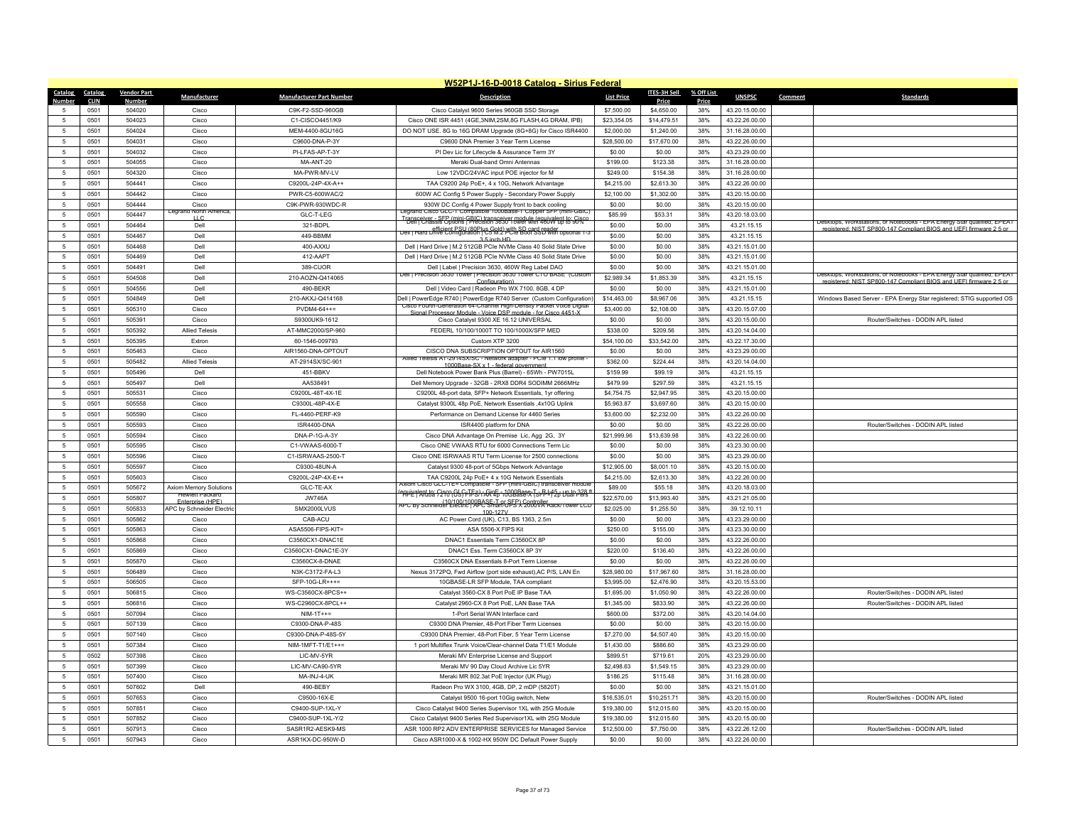## W52P1J-16-D-0018 Catalog - Sirius Federal

| Catalog Number | Catalog CLIN | Vendor Part Number | Manufacturer | Manufacturer Part Number | Description | List Price | ITES-3H Sell Price | % Off List Price | UNSPSC | Comment | Standards |
|---|---|---|---|---|---|---|---|---|---|---|---|
| 5 | 0501 | 504020 | Cisco | C9K-F2-SSD-960GB | Cisco Catalyst 9600 Series 960GB SSD Storage | $7,500.00 | $4,650.00 | 38% | 43.20.15.00.00 | | |
| 5 | 0501 | 504023 | Cisco | C1-CISCO4451/K9 | Cisco ONE ISR 4451 (4GE,3NIM,2SM,8G FLASH,4G DRAM, IPB) | $23,354.05 | $14,479.51 | 38% | 43.22.26.00.00 | | |
| 5 | 0501 | 504024 | Cisco | MEM-4400-8GU16G | DO NOT USE. 8G to 16G DRAM Upgrade (8G+8G) for Cisco ISR4400 | $2,000.00 | $1,240.00 | 38% | 31.16.28.00.00 | | |
| 5 | 0501 | 504031 | Cisco | C9600-DNA-P-3Y | C9600 DNA Premier 3 Year Term License | $28,500.00 | $17,670.00 | 38% | 43.22.26.00.00 | | |
| 5 | 0501 | 504032 | Cisco | PI-LFAS-AP-T-3Y | PI Dev Lic for Lifecycle & Assurance Term 3Y | $0.00 | $0.00 | 38% | 43.23.29.00.00 | | |
| 5 | 0501 | 504055 | Cisco | MA-ANT-20 | Meraki Dual-band Omni Antennas | $199.00 | $123.38 | 38% | 31.16.28.00.00 | | |
| 5 | 0501 | 504320 | Cisco | MA-PWR-MV-LV | Low 12VDC/24VAC input POE injector for M | $249.00 | $154.38 | 38% | 31.16.28.00.00 | | |
| 5 | 0501 | 504441 | Cisco | C9200L-24P-4X-A++ | TAA C9200 24p PoE+, 4 x 10G, Network Advantage | $4,215.00 | $2,613.30 | 38% | 43.22.26.00.00 | | |
| 5 | 0501 | 504442 | Cisco | PWR-C5-600WAC/2 | 600W AC Config 5 Power Supply - Secondary Power Supply | $2,100.00 | $1,302.00 | 38% | 43.20.15.00.00 | | |
| 5 | 0501 | 504444 | Cisco | C9K-PWR-930WDC-R | 930W DC Config 4 Power Supply front to back cooling | $0.00 | $0.00 | 38% | 43.20.15.00.00 | | |
| 5 | 0501 | 504447 | Legrand North America, LLC | GLC-T-LEG | Legrand Cisco GLC-T Compatible 1000Base-T Copper SFP (mini-GBIC) Transceiver - SFP (mini-GBIC) transceiver module (equivalent to: Cisco | $85.99 | $53.31 | 38% | 43.20.18.03.00 | | |
| 5 | 0501 | 504464 | Dell | 321-BDPL | Dell \| Chassis Options \| Precision 3630 Tower with 460W up to 90% efficient PSU (80Plus Gold) with SD card reader | $0.00 | $0.00 | 38% | 43.21.15.15 | | Desktops, Workstations, or Notebooks - EPA Energy Star qualified; EPEAT registered; NIST SP800-147 Compliant BIOS and UEFI firmware 2.5 or |
| 5 | 0501 | 504467 | Dell | 449-BBMM | Dell \| Hard Drive Configuration \| C3 M.2 PCIe Boot SSD with optional 1-3 3.5 inch HD | $0.00 | $0.00 | 38% | 43.21.15.15 | | |
| 5 | 0501 | 504468 | Dell | 400-AXXU | Dell \| Hard Drive \| M.2 512GB PCIe NVMe Class 40 Solid State Drive | $0.00 | $0.00 | 38% | 43.21.15.01.00 | | |
| 5 | 0501 | 504469 | Dell | 412-AAPT | Dell \| Hard Drive \| M.2 512GB PCIe NVMe Class 40 Solid State Drive | $0.00 | $0.00 | 38% | 43.21.15.01.00 | | |
| 5 | 0501 | 504491 | Dell | 389-CUOR | Dell \| Label \| Precision 3630, 460W Reg Label DAO | $0.00 | $0.00 | 38% | 43.21.15.01.00 | | |
| 5 | 0501 | 504508 | Dell | 210-AOZN-Q414065 | Dell \| Precision 3630 Tower \| Precision 3630 Tower CTO BASE (Custom Configuration) | $2,989.34 | $1,853.39 | 38% | 43.21.15.15 | | Desktops, Workstations, or Notebooks - EPA Energy Star qualified; EPEAT registered; NIST SP800-147 Compliant BIOS and UEFI firmware 2.5 or |
| 5 | 0501 | 504556 | Dell | 490-BEKR | Dell \| Video Card \| Radeon Pro WX 7100, 8GB, 4 DP | $0.00 | $0.00 | 38% | 43.21.15.01.00 | | |
| 5 | 0501 | 504849 | Dell | 210-AKXJ-Q414168 | Dell \| PowerEdge R740 \| PowerEdge R740 Server (Custom Configuration) | $14,463.00 | $8,967.06 | 38% | 43.21.15.15 | | Windows Based Server - EPA Energy Star registered; STIG supported OS |
| 5 | 0501 | 505310 | Cisco | PVDM4-64++= | Cisco Fourth-Generation 64-Channel High-Density Packet Voice Digital Signal Processor Module - Voice DSP module - for Cisco 4451-X | $3,400.00 | $2,108.00 | 38% | 43.20.15.07.00 | | |
| 5 | 0501 | 505391 | Cisco | S9300UK9-1612 | Cisco Catalyst 9300 XE 16.12 UNIVERSAL | $0.00 | $0.00 | 38% | 43.20.15.00.00 | | Router/Switches - DODIN APL listed |
| 5 | 0501 | 505392 | Allied Telesis | AT-MMC2000/SP-960 | FEDERL 10/100/1000T TO 100/1000X/SFP MED | $338.00 | $209.56 | 38% | 43.20.14.04.00 | | |
| 5 | 0501 | 505395 | Extron | 60-1546-009793 | Custom XTP 3200 | $54,100.00 | $33,542.00 | 38% | 43.22.17.30.00 | | |
| 5 | 0501 | 505463 | Cisco | AIR1560-DNA-OPTOUT | CISCO DNA SUBSCRIPTION OPTOUT for AIR1560 | $0.00 | $0.00 | 38% | 43.23.29.00.00 | | |
| 5 | 0501 | 505482 | Allied Telesis | AT-2914SX/SC-901 | Allied Telesis AT-2914SX/SC - Network adapter - PCIe 1.1 low profile - 1000Base-SX x 1 - federal government | $362.00 | $224.44 | 38% | 43.20.14.04.00 | | |
| 5 | 0501 | 505496 | Dell | 451-BBKV | Dell Notebook Power Bank Plus (Barrel) - 65Wh - PW7015L | $159.99 | $99.19 | 38% | 43.21.15.15 | | |
| 5 | 0501 | 505497 | Dell | AA538491 | Dell Memory Upgrade - 32GB - 2RX8 DDR4 SODIMM 2666MHz | $479.99 | $297.59 | 38% | 43.21.15.15 | | |
| 5 | 0501 | 505531 | Cisco | C9200L-48T-4X-1E | C9200L 48-port data, SFP+ Network Essentials, 1yr offering | $4,754.75 | $2,947.95 | 38% | 43.20.15.00.00 | | |
| 5 | 0501 | 505558 | Cisco | C9300L-48P-4X-E | Catalyst 9300L 48p PoE, Network Essentials ,4x10G Uplink | $5,963.87 | $3,697.60 | 38% | 43.20.15.00.00 | | |
| 5 | 0501 | 505590 | Cisco | FL-4460-PERF-K9 | Performance on Demand License for 4460 Series | $3,600.00 | $2,232.00 | 38% | 43.22.26.00.00 | | |
| 5 | 0501 | 505593 | Cisco | ISR4400-DNA | ISR4400 platform for DNA | $0.00 | $0.00 | 38% | 43.22.26.00.00 | | Router/Switches - DODIN APL listed |
| 5 | 0501 | 505594 | Cisco | DNA-P-1G-A-3Y | Cisco DNA Advantage On Premise Lic, Agg 2G, 3Y | $21,999.96 | $13,639.98 | 38% | 43.22.26.00.00 | | |
| 5 | 0501 | 505595 | Cisco | C1-VWAAS-6000-T | Cisco ONE VWAAS RTU for 6000 Connections Term Lic | $0.00 | $0.00 | 38% | 43.23.30.00.00 | | |
| 5 | 0501 | 505596 | Cisco | C1-ISRWAAS-2500-T | Cisco ONE ISRWAAS RTU Term License for 2500 connections | $0.00 | $0.00 | 38% | 43.23.29.00.00 | | |
| 5 | 0501 | 505597 | Cisco | C9300-48UN-A | Catalyst 9300 48-port of 5Gbps Network Advantage | $12,905.00 | $8,001.10 | 38% | 43.20.15.00.00 | | |
| 5 | 0501 | 505603 | Cisco | C9200L-24P-4X-E++ | TAA C9200L 24p PoE+ 4 x 10G Network Essentials | $4,215.00 | $2,613.30 | 38% | 43.22.26.00.00 | | |
| 5 | 0501 | 505672 | Axiom Memory Solutions | GLC-TE-AX | Axiom Cisco GLC-TE= Compatible - SFP (mini-GBIC) transceiver module (equivalent to: Cisco GLC-TE=) - GigE - 1000Base-T - RJ-45 - up to 328 ft | $89.00 | $55.18 | 38% | 43.20.18.03.00 | | |
| 5 | 0501 | 505807 | Hewlett Packard Enterprise (HPE) | JW746A | HPE \| Aruba 7210 (US) FIPS/TAA 4p 10GBase-X (SFP+) 2p Dual Pers (10/100/1000BASE-T or SFP) Controller | $22,570.00 | $13,993.40 | 38% | 43.21.21.05.00 | | |
| 5 | 0501 | 505833 | APC by Schneider Electric | SMX2000LVUS | APC By Schneider Electric \| APC Smart-UPS X 2000VA Rack/Tower LCD 100-127V | $2,025.00 | $1,255.50 | 38% | 39.12.10.11 | | |
| 5 | 0501 | 505862 | Cisco | CAB-ACU | AC Power Cord (UK), C13, BS 1363, 2.5m | $0.00 | $0.00 | 38% | 43.23.29.00.00 | | |
| 5 | 0501 | 505863 | Cisco | ASA5506-FIPS-KIT= | ASA 5506-X FIPS Kit | $250.00 | $155.00 | 38% | 43.23.30.00.00 | | |
| 5 | 0501 | 505868 | Cisco | C3560CX1-DNAC1E | DNAC1 Essentials Term C3560CX 8P | $0.00 | $0.00 | 38% | 43.22.26.00.00 | | |
| 5 | 0501 | 505869 | Cisco | C3560CX1-DNAC1E-3Y | DNAC1 Ess. Term C3560CX 8P 3Y | $220.00 | $136.40 | 38% | 43.22.26.00.00 | | |
| 5 | 0501 | 505870 | Cisco | C3560CX-8-DNAE | C3560CX DNA Essentials 8-Port Term License | $0.00 | $0.00 | 38% | 43.22.26.00.00 | | |
| 5 | 0501 | 506489 | Cisco | N3K-C3172-FA-L3 | Nexus 3172PQ, Fwd Airflow (port side exhaust),AC P/S, LAN En | $28,980.00 | $17,967.60 | 38% | 31.16.28.00.00 | | |
| 5 | 0501 | 506505 | Cisco | SFP-10G-LR+++= | 10GBASE-LR SFP Module, TAA compliant | $3,995.00 | $2,476.90 | 38% | 43.20.15.53.00 | | |
| 5 | 0501 | 506815 | Cisco | WS-C3560CX-8PCS++ | Catalyst 3560-CX 8 Port PoE IP Base TAA | $1,695.00 | $1,050.90 | 38% | 43.22.26.00.00 | | Router/Switches - DODIN APL listed |
| 5 | 0501 | 506816 | Cisco | WS-C2960CX-8PCL++ | Catalyst 2960-CX 8 Port PoE, LAN Base TAA | $1,345.00 | $833.90 | 38% | 43.22.26.00.00 | | Router/Switches - DODIN APL listed |
| 5 | 0501 | 507094 | Cisco | NIM-1T+++= | 1-Port Serial WAN Interface card | $600.00 | $372.00 | 38% | 43.20.14.04.00 | | |
| 5 | 0501 | 507139 | Cisco | C9300-DNA-P-48S | C9300 DNA Premier, 48-Port Fiber Term Licenses | $0.00 | $0.00 | 38% | 43.20.15.00.00 | | |
| 5 | 0501 | 507140 | Cisco | C9300-DNA-P-48S-5Y | C9300 DNA Premier, 48-Port Fiber, 5 Year Term License | $7,270.00 | $4,507.40 | 38% | 43.20.15.00.00 | | |
| 5 | 0501 | 507384 | Cisco | NIM-1MFT-T1/E1++= | 1 port Multiflex Trunk Voice/Clear-channel Data T1/E1 Module | $1,430.00 | $886.60 | 38% | 43.23.29.00.00 | | |
| 5 | 0502 | 507398 | Cisco | LIC-MV-5YR | Meraki MV Enterprise License and Support | $899.51 | $719.61 | 20% | 43.23.29.00.00 | | |
| 5 | 0501 | 507399 | Cisco | LIC-MV-CA90-5YR | Meraki MV 90 Day Cloud Archive Lic 5YR | $2,498.63 | $1,549.15 | 38% | 43.23.29.00.00 | | |
| 5 | 0501 | 507400 | Cisco | MA-INJ-4-UK | Meraki MR 802.3at PoE Injector (UK Plug) | $186.25 | $115.48 | 38% | 31.16.28.00.00 | | |
| 5 | 0501 | 507602 | Dell | 490-BEBY | Radeon Pro WX 3100, 4GB, DP, 2 mDP (5820T) | $0.00 | $0.00 | 38% | 43.21.15.01.00 | | |
| 5 | 0501 | 507653 | Cisco | C9500-16X-E | Catalyst 9500 16-port 10Gig switch, Netw | $16,535.01 | $10,251.71 | 38% | 43.20.15.00.00 | | Router/Switches - DODIN APL listed |
| 5 | 0501 | 507851 | Cisco | C9400-SUP-1XL-Y | Cisco Catalyst 9400 Series Supervisor 1XL with 25G Module | $19,380.00 | $12,015.60 | 38% | 43.20.15.00.00 | | |
| 5 | 0501 | 507852 | Cisco | C9400-SUP-1XL-Y/2 | Cisco Catalyst 9400 Series Red Supervisor1XL with 25G Module | $19,380.00 | $12,015.60 | 38% | 43.20.15.00.00 | | |
| 5 | 0501 | 507913 | Cisco | SASR1R2-AESK9-MS | ASR 1000 RP2 ADV ENTERPRISE SERVICES for Managed Service | $12,500.00 | $7,750.00 | 38% | 43.22.26.12.00 | | Router/Switches - DODIN APL listed |
| 5 | 0501 | 507943 | Cisco | ASR1KX-DC-950W-D | Cisco ASR1000-X & 1002-HX 950W DC Default Power Supply | $0.00 | $0.00 | 38% | 43.22.26.00.00 | | |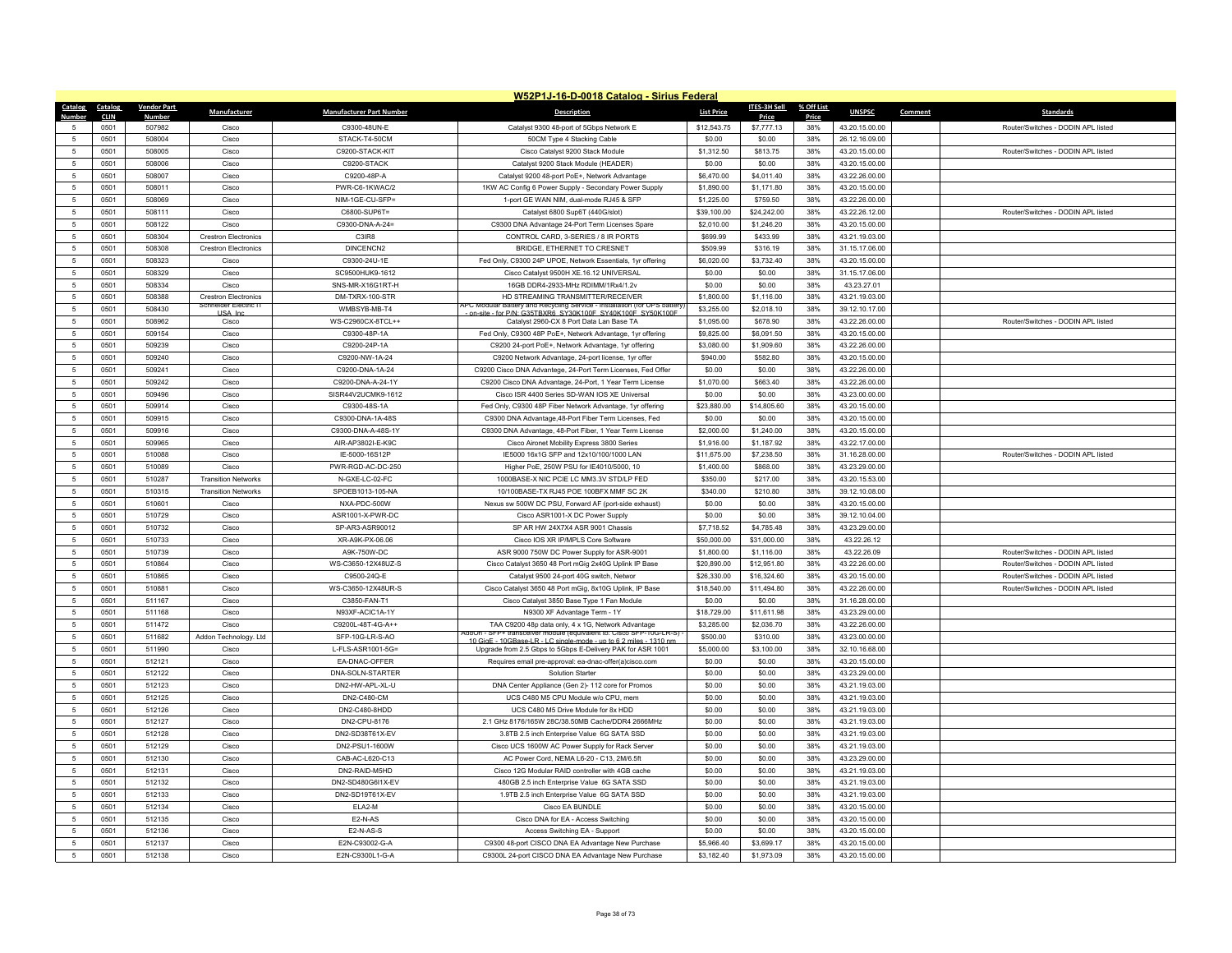# W52P1J-16-D-0018 Catalog - Sirius Federal

| Catalog Number | Catalog CLIN | Vendor Part Number | Manufacturer | Manufacturer Part Number | Description | List Price | ITES-3H Sell Price | % Off List Price | UNSPSC | Comment | Standards |
|---|---|---|---|---|---|---|---|---|---|---|---|
| 5 | 0501 | 507982 | Cisco | C9300-48UN-E | Catalyst 9300 48-port of 5Gbps Network E | $12,543.75 | $7,777.13 | 38% | 43.20.15.00.00 | | Router/Switches - DODIN APL listed |
| 5 | 0501 | 508004 | Cisco | STACK-T4-50CM | 50CM Type 4 Stacking Cable | $0.00 | $0.00 | 38% | 26.12.16.09.00 | | |
| 5 | 0501 | 508005 | Cisco | C9200-STACK-KIT | Cisco Catalyst 9200 Stack Module | $1,312.50 | $813.75 | 38% | 43.20.15.00.00 | | Router/Switches - DODIN APL listed |
| 5 | 0501 | 508006 | Cisco | C9200-STACK | Catalyst 9200 Stack Module (HEADER) | $0.00 | $0.00 | 38% | 43.20.15.00.00 | | |
| 5 | 0501 | 508007 | Cisco | C9200-48P-A | Catalyst 9200 48-port PoE+, Network Advantage | $6,470.00 | $4,011.40 | 38% | 43.22.26.00.00 | | |
| 5 | 0501 | 508011 | Cisco | PWR-C6-1KWAC/2 | 1KW AC Config 6 Power Supply - Secondary Power Supply | $1,890.00 | $1,171.80 | 38% | 43.20.15.00.00 | | |
| 5 | 0501 | 508069 | Cisco | NIM-1GE-CU-SFP= | 1-port GE WAN NIM, dual-mode RJ45 & SFP | $1,225.00 | $759.50 | 38% | 43.22.26.00.00 | | |
| 5 | 0501 | 508111 | Cisco | C6800-SUP6T= | Catalyst 6800 Sup6T (440G/slot) | $39,100.00 | $24,242.00 | 38% | 43.22.26.12.00 | | Router/Switches - DODIN APL listed |
| 5 | 0501 | 508122 | Cisco | C9300-DNA-A-24= | C9300 DNA Advantage 24-Port Term Licenses Spare | $2,010.00 | $1,246.20 | 38% | 43.20.15.00.00 | | |
| 5 | 0501 | 508304 | Crestron Electronics | C3IR8 | CONTROL CARD, 3-SERIES / 8 IR PORTS | $699.99 | $433.99 | 38% | 43.21.19.03.00 | | |
| 5 | 0501 | 508308 | Crestron Electronics | DINCENCN2 | BRIDGE, ETHERNET TO CRESNET | $509.99 | $316.19 | 38% | 31.15.17.06.00 | | |
| 5 | 0501 | 508323 | Cisco | C9300-24U-1E | Fed Only, C9300 24P UPOE, Network Essentials, 1yr offering | $6,020.00 | $3,732.40 | 38% | 43.20.15.00.00 | | |
| 5 | 0501 | 508329 | Cisco | SC9500HUK9-1612 | Cisco Catalyst 9500H XE.16.12 UNIVERSAL | $0.00 | $0.00 | 38% | 31.15.17.06.00 | | |
| 5 | 0501 | 508334 | Cisco | SNS-MR-X16G1RT-H | 16GB DDR4-2933-MHz RDIMM/1Rx4/1.2v | $0.00 | $0.00 | 38% | 43.23.27.01 | | |
| 5 | 0501 | 508388 | Crestron Electronics | DM-TXRX-100-STR | HD STREAMING TRANSMITTER/RECEIVER | $1,800.00 | $1,116.00 | 38% | 43.21.19.03.00 | | |
| 5 | 0501 | 508430 | Schneider Electric IT USA Inc | WMBSYB-MB-T4 | APC Modular Battery and Recycling Service - Installation (for UPS battery) - on-site - for P/N: G35TBXR6, SY30K100F, SY40K100F, SY50K100F | $3,255.00 | $2,018.10 | 38% | 39.12.10.17.00 | | |
| 5 | 0501 | 508962 | Cisco | WS-C2960CX-8TCL++ | Catalyst 2960-CX 8 Port Data Lan Base TA | $1,095.00 | $678.90 | 38% | 43.22.26.00.00 | | Router/Switches - DODIN APL listed |
| 5 | 0501 | 509154 | Cisco | C9300-48P-1A | Fed Only, C9300 48P PoE+, Network Advantage, 1yr offering | $9,825.00 | $6,091.50 | 38% | 43.20.15.00.00 | | |
| 5 | 0501 | 509239 | Cisco | C9200-24P-1A | C9200 24-port PoE+, Network Advantage, 1yr offering | $3,080.00 | $1,909.60 | 38% | 43.22.26.00.00 | | |
| 5 | 0501 | 509240 | Cisco | C9200-NW-1A-24 | C9200 Network Advantage, 24-port license, 1yr offer | $940.00 | $582.80 | 38% | 43.20.15.00.00 | | |
| 5 | 0501 | 509241 | Cisco | C9200-DNA-1A-24 | C9200 Cisco DNA Advantage, 24-Port Term Licenses, Fed Offer | $0.00 | $0.00 | 38% | 43.22.26.00.00 | | |
| 5 | 0501 | 509242 | Cisco | C9200-DNA-A-24-1Y | C9200 Cisco DNA Advantage, 24-Port, 1 Year Term License | $1,070.00 | $663.40 | 38% | 43.22.26.00.00 | | |
| 5 | 0501 | 509496 | Cisco | SISR44V2UCMK9-1612 | Cisco ISR 4400 Series SD-WAN IOS XE Universal | $0.00 | $0.00 | 38% | 43.23.00.00.00 | | |
| 5 | 0501 | 509914 | Cisco | C9300-48S-1A | Fed Only, C9300 48P Fiber Network Advantage, 1yr offering | $23,880.00 | $14,805.60 | 38% | 43.20.15.00.00 | | |
| 5 | 0501 | 509915 | Cisco | C9300-DNA-1A-48S | C9300 DNA Advantage,48-Port Fiber Term Licenses, Fed | $0.00 | $0.00 | 38% | 43.20.15.00.00 | | |
| 5 | 0501 | 509916 | Cisco | C9300-DNA-A-48S-1Y | C9300 DNA Advantage, 48-Port Fiber, 1 Year Term License | $2,000.00 | $1,240.00 | 38% | 43.20.15.00.00 | | |
| 5 | 0501 | 509965 | Cisco | AIR-AP3802I-E-K9C | Cisco Aironet Mobility Express 3800 Series | $1,916.00 | $1,187.92 | 38% | 43.22.17.00.00 | | |
| 5 | 0501 | 510088 | Cisco | IE-5000-16S12P | IE5000 16x1G SFP and 12x10/100/1000 LAN | $11,675.00 | $7,238.50 | 38% | 31.16.28.00.00 | | Router/Switches - DODIN APL listed |
| 5 | 0501 | 510089 | Cisco | PWR-RGD-AC-DC-250 | Higher PoE, 250W PSU for IE4010/5000, 10 | $1,400.00 | $868.00 | 38% | 43.23.29.00.00 | | |
| 5 | 0501 | 510287 | Transition Networks | N-GXE-LC-02-FC | 1000BASE-X NIC PCIE LC MM3.3V STD/LP FED | $350.00 | $217.00 | 38% | 43.20.15.53.00 | | |
| 5 | 0501 | 510315 | Transition Networks | SPOEB1013-105-NA | 10/100BASE-TX RJ45 POE 100BFX MMF SC 2K | $340.00 | $210.80 | 38% | 39.12.10.08.00 | | |
| 5 | 0501 | 510601 | Cisco | NXA-PDC-500W | Nexus sw 500W DC PSU, Forward AF (port-side exhaust) | $0.00 | $0.00 | 38% | 43.20.15.00.00 | | |
| 5 | 0501 | 510729 | Cisco | ASR1001-X-PWR-DC | Cisco ASR1001-X DC Power Supply | $0.00 | $0.00 | 38% | 39.12.10.04.00 | | |
| 5 | 0501 | 510732 | Cisco | SP-AR3-ASR90012 | SP AR HW 24X7X4 ASR 9001 Chassis | $7,718.52 | $4,785.48 | 38% | 43.23.29.00.00 | | |
| 5 | 0501 | 510733 | Cisco | XR-A9K-PX-06.06 | Cisco IOS XR IP/MPLS Core Software | $50,000.00 | $31,000.00 | 38% | 43.22.26.12 | | |
| 5 | 0501 | 510739 | Cisco | A9K-750W-DC | ASR 9000 750W DC Power Supply for ASR-9001 | $1,800.00 | $1,116.00 | 38% | 43.22.26.09 | | Router/Switches - DODIN APL listed |
| 5 | 0501 | 510864 | Cisco | WS-C3650-12X48UZ-S | Cisco Catalyst 3650 48 Port mGig 2x40G Uplink IP Base | $20,890.00 | $12,951.80 | 38% | 43.22.26.00.00 | | Router/Switches - DODIN APL listed |
| 5 | 0501 | 510865 | Cisco | C9500-24Q-E | Catalyst 9500 24-port 40G switch, Networ | $26,330.00 | $16,324.60 | 38% | 43.20.15.00.00 | | Router/Switches - DODIN APL listed |
| 5 | 0501 | 510881 | Cisco | WS-C3650-12X48UR-S | Cisco Catalyst 3650 48 Port mGig, 8x10G Uplink, IP Base | $18,540.00 | $11,494.80 | 38% | 43.22.26.00.00 | | Router/Switches - DODIN APL listed |
| 5 | 0501 | 511167 | Cisco | C3850-FAN-T1 | Cisco Catalyst 3850 Base Type 1 Fan Module | $0.00 | $0.00 | 38% | 31.16.28.00.00 | | |
| 5 | 0501 | 511168 | Cisco | N93XF-ACIC1A-1Y | N9300 XF Advantage Term - 1Y | $18,729.00 | $11,611.98 | 38% | 43.23.29.00.00 | | |
| 5 | 0501 | 511472 | Cisco | C9200L-48T-4G-A++ | TAA C9200 48p data only, 4 x 1G, Network Advantage | $3,285.00 | $2,036.70 | 38% | 43.22.26.00.00 | | |
| 5 | 0501 | 511682 | Addon Technology. Ltd | SFP-10G-LR-S-AO | AddOn - SFP+ transceiver module (equivalent to: Cisco SFP-10G-LR-S) - 10 GigE - 10GBase-LR - LC single-mode - up to 6.2 miles - 1310 nm | $500.00 | $310.00 | 38% | 43.23.00.00.00 | | |
| 5 | 0501 | 511990 | Cisco | L-FLS-ASR1001-5G= | Upgrade from 2.5 Gbps to 5Gbps E-Delivery PAK for ASR 1001 | $5,000.00 | $3,100.00 | 38% | 32.10.16.68.00 | | |
| 5 | 0501 | 512121 | Cisco | EA-DNAC-OFFER | Requires email pre-approval: ea-dnac-offer(a)cisco.com | $0.00 | $0.00 | 38% | 43.20.15.00.00 | | |
| 5 | 0501 | 512122 | Cisco | DNA-SOLN-STARTER | Solution Starter | $0.00 | $0.00 | 38% | 43.23.29.00.00 | | |
| 5 | 0501 | 512123 | Cisco | DN2-HW-APL-XL-U | DNA Center Appliance (Gen 2)- 112 core for Promos | $0.00 | $0.00 | 38% | 43.21.19.03.00 | | |
| 5 | 0501 | 512125 | Cisco | DN2-C480-CM | UCS C480 M5 CPU Module w/o CPU, mem | $0.00 | $0.00 | 38% | 43.21.19.03.00 | | |
| 5 | 0501 | 512126 | Cisco | DN2-C480-8HDD | UCS C480 M5 Drive Module for 8x HDD | $0.00 | $0.00 | 38% | 43.21.19.03.00 | | |
| 5 | 0501 | 512127 | Cisco | DN2-CPU-8176 | 2.1 GHz 8176/165W 28C/38.50MB Cache/DDR4 2666MHz | $0.00 | $0.00 | 38% | 43.21.19.03.00 | | |
| 5 | 0501 | 512128 | Cisco | DN2-SD38T61X-EV | 3.8TB 2.5 inch Enterprise Value 6G SATA SSD | $0.00 | $0.00 | 38% | 43.21.19.03.00 | | |
| 5 | 0501 | 512129 | Cisco | DN2-PSU1-1600W | Cisco UCS 1600W AC Power Supply for Rack Server | $0.00 | $0.00 | 38% | 43.21.19.03.00 | | |
| 5 | 0501 | 512130 | Cisco | CAB-AC-L620-C13 | AC Power Cord, NEMA L6-20 - C13, 2M/6.5ft | $0.00 | $0.00 | 38% | 43.23.29.00.00 | | |
| 5 | 0501 | 512131 | Cisco | DN2-RAID-M5HD | Cisco 12G Modular RAID controller with 4GB cache | $0.00 | $0.00 | 38% | 43.21.19.03.00 | | |
| 5 | 0501 | 512132 | Cisco | DN2-SD480G6I1X-EV | 480GB 2.5 inch Enterprise Value 6G SATA SSD | $0.00 | $0.00 | 38% | 43.21.19.03.00 | | |
| 5 | 0501 | 512133 | Cisco | DN2-SD19T61X-EV | 1.9TB 2.5 inch Enterprise Value 6G SATA SSD | $0.00 | $0.00 | 38% | 43.21.19.03.00 | | |
| 5 | 0501 | 512134 | Cisco | ELA2-M | Cisco EA BUNDLE | $0.00 | $0.00 | 38% | 43.20.15.00.00 | | |
| 5 | 0501 | 512135 | Cisco | E2-N-AS | Cisco DNA for EA - Access Switching | $0.00 | $0.00 | 38% | 43.20.15.00.00 | | |
| 5 | 0501 | 512136 | Cisco | E2-N-AS-S | Access Switching EA - Support | $0.00 | $0.00 | 38% | 43.20.15.00.00 | | |
| 5 | 0501 | 512137 | Cisco | E2N-C93002-G-A | C9300 48-port CISCO DNA EA Advantage New Purchase | $5,966.40 | $3,699.17 | 38% | 43.20.15.00.00 | | |
| 5 | 0501 | 512138 | Cisco | E2N-C9300L1-G-A | C9300L 24-port CISCO DNA EA Advantage New Purchase | $3,182.40 | $1,973.09 | 38% | 43.20.15.00.00 | | |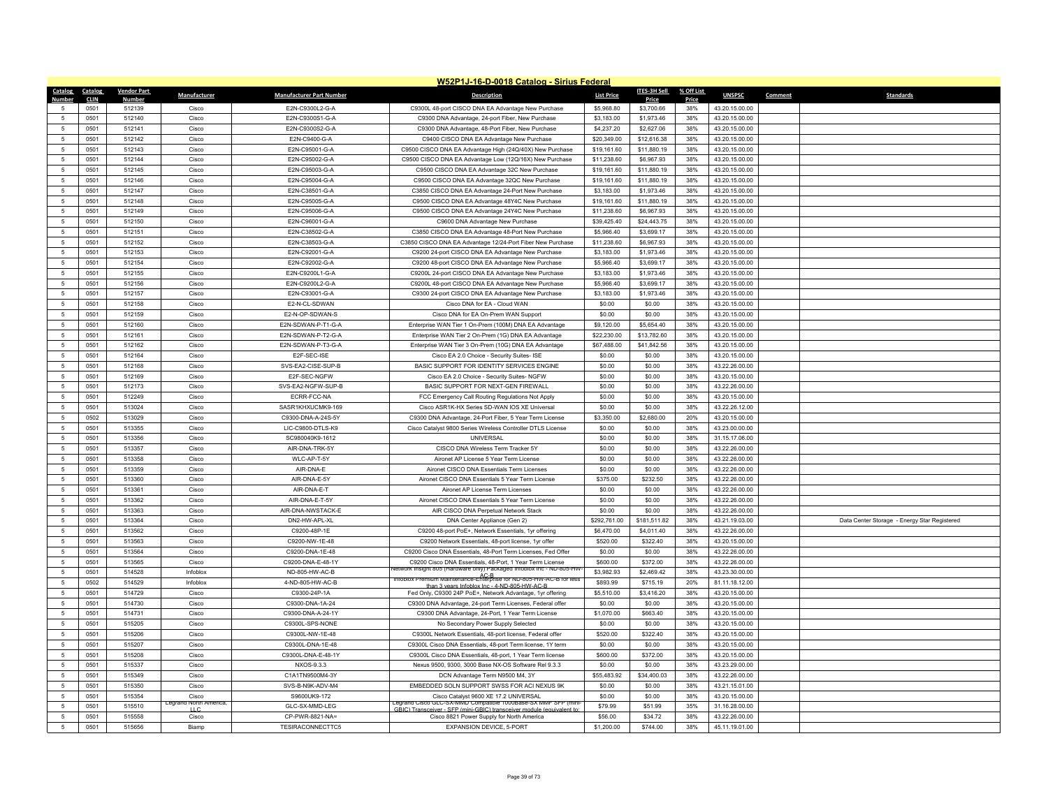# W52P1J-16-D-0018 Catalog - Sirius Federal

| Catalog Number | Catalog CLIN | Vendor Part Number | Manufacturer | Manufacturer Part Number | Description | List Price | ITES-3H Sell Price | % Off List Price | UNSPSC | Comment | Standards |
|---|---|---|---|---|---|---|---|---|---|---|---|
| 5 | 0501 | 512139 | Cisco | E2N-C9300L2-G-A | C9300L 48-port CISCO DNA EA Advantage New Purchase | $5,968.80 | $3,700.66 | 38% | 43.20.15.00.00 | | |
| 5 | 0501 | 512140 | Cisco | E2N-C9300S1-G-A | C9300 DNA Advantage, 24-port Fiber, New Purchase | $3,183.00 | $1,973.46 | 38% | 43.20.15.00.00 | | |
| 5 | 0501 | 512141 | Cisco | E2N-C9300S2-G-A | C9300 DNA Advantage, 48-Port Fiber, New Purchase | $4,237.20 | $2,627.06 | 38% | 43.20.15.00.00 | | |
| 5 | 0501 | 512142 | Cisco | E2N-C9400-G-A | C9400 CISCO DNA EA Advantage New Purchase | $20,349.00 | $12,616.38 | 38% | 43.20.15.00.00 | | |
| 5 | 0501 | 512143 | Cisco | E2N-C95001-G-A | C9500 CISCO DNA EA Advantage High (24Q/40X) New Purchase | $19,161.60 | $11,880.19 | 38% | 43.20.15.00.00 | | |
| 5 | 0501 | 512144 | Cisco | E2N-C95002-G-A | C9500 CISCO DNA EA Advantage Low (12Q/16X) New Purchase | $11,238.60 | $6,967.93 | 38% | 43.20.15.00.00 | | |
| 5 | 0501 | 512145 | Cisco | E2N-C95003-G-A | C9500 CISCO DNA EA Advantage 32C New Purchase | $19,161.60 | $11,880.19 | 38% | 43.20.15.00.00 | | |
| 5 | 0501 | 512146 | Cisco | E2N-C95004-G-A | C9500 CISCO DNA EA Advantage 32QC New Purchase | $19,161.60 | $11,880.19 | 38% | 43.20.15.00.00 | | |
| 5 | 0501 | 512147 | Cisco | E2N-C38501-G-A | C3850 CISCO DNA EA Advantage 24-Port New Purchase | $3,183.00 | $1,973.46 | 38% | 43.20.15.00.00 | | |
| 5 | 0501 | 512148 | Cisco | E2N-C95005-G-A | C9500 CISCO DNA EA Advantage 48Y4C New Purchase | $19,161.60 | $11,880.19 | 38% | 43.20.15.00.00 | | |
| 5 | 0501 | 512149 | Cisco | E2N-C95006-G-A | C9500 CISCO DNA EA Advantage 24Y4C New Purchase | $11,238.60 | $6,967.93 | 38% | 43.20.15.00.00 | | |
| 5 | 0501 | 512150 | Cisco | E2N-C96001-G-A | C9600 DNA Advantage New Purchase | $39,425.40 | $24,443.75 | 38% | 43.20.15.00.00 | | |
| 5 | 0501 | 512151 | Cisco | E2N-C38502-G-A | C3850 CISCO DNA EA Advantage 48-Port New Purchase | $5,966.40 | $3,699.17 | 38% | 43.20.15.00.00 | | |
| 5 | 0501 | 512152 | Cisco | E2N-C38503-G-A | C3850 CISCO DNA EA Advantage 12/24-Port Fiber New Purchase | $11,238.60 | $6,967.93 | 38% | 43.20.15.00.00 | | |
| 5 | 0501 | 512153 | Cisco | E2N-C92001-G-A | C9200 24-port CISCO DNA EA Advantage New Purchase | $3,183.00 | $1,973.46 | 38% | 43.20.15.00.00 | | |
| 5 | 0501 | 512154 | Cisco | E2N-C92002-G-A | C9200 48-port CISCO DNA EA Advantage New Purchase | $5,966.40 | $3,699.17 | 38% | 43.20.15.00.00 | | |
| 5 | 0501 | 512155 | Cisco | E2N-C9200L1-G-A | C9200L 24-port CISCO DNA EA Advantage New Purchase | $3,183.00 | $1,973.46 | 38% | 43.20.15.00.00 | | |
| 5 | 0501 | 512156 | Cisco | E2N-C9200L2-G-A | C9200L 48-port CISCO DNA EA Advantage New Purchase | $5,966.40 | $3,699.17 | 38% | 43.20.15.00.00 | | |
| 5 | 0501 | 512157 | Cisco | E2N-C93001-G-A | C9300 24-port CISCO DNA EA Advantage New Purchase | $3,183.00 | $1,973.46 | 38% | 43.20.15.00.00 | | |
| 5 | 0501 | 512158 | Cisco | E2-N-CL-SDWAN | Cisco DNA for EA - Cloud WAN | $0.00 | $0.00 | 38% | 43.20.15.00.00 | | |
| 5 | 0501 | 512159 | Cisco | E2-N-OP-SDWAN-S | Cisco DNA for EA On-Prem WAN Support | $0.00 | $0.00 | 38% | 43.20.15.00.00 | | |
| 5 | 0501 | 512160 | Cisco | E2N-SDWAN-P-T1-G-A | Enterprise WAN Tier 1 On-Prem (100M) DNA EA Advantage | $9,120.00 | $5,654.40 | 38% | 43.20.15.00.00 | | |
| 5 | 0501 | 512161 | Cisco | E2N-SDWAN-P-T2-G-A | Enterprise WAN Tier 2 On-Prem (1G) DNA EA Advantage | $22,230.00 | $13,782.60 | 38% | 43.20.15.00.00 | | |
| 5 | 0501 | 512162 | Cisco | E2N-SDWAN-P-T3-G-A | Enterprise WAN Tier 3 On-Prem (10G) DNA EA Advantage | $67,488.00 | $41,842.56 | 38% | 43.20.15.00.00 | | |
| 5 | 0501 | 512164 | Cisco | E2F-SEC-ISE | Cisco EA 2.0 Choice - Security Suites- ISE | $0.00 | $0.00 | 38% | 43.20.15.00.00 | | |
| 5 | 0501 | 512168 | Cisco | SVS-EA2-CISE-SUP-B | BASIC SUPPORT FOR IDENTITY SERVICES ENGINE | $0.00 | $0.00 | 38% | 43.22.26.00.00 | | |
| 5 | 0501 | 512169 | Cisco | E2F-SEC-NGFW | Cisco EA 2.0 Choice - Security Suites- NGFW | $0.00 | $0.00 | 38% | 43.20.15.00.00 | | |
| 5 | 0501 | 512173 | Cisco | SVS-EA2-NGFW-SUP-B | BASIC SUPPORT FOR NEXT-GEN FIREWALL | $0.00 | $0.00 | 38% | 43.22.26.00.00 | | |
| 5 | 0501 | 512249 | Cisco | ECRR-FCC-NA | FCC Emergency Call Routing Regulations Not Apply | $0.00 | $0.00 | 38% | 43.20.15.00.00 | | |
| 5 | 0501 | 513024 | Cisco | SASR1KHXUCMK9-169 | Cisco ASR1K-HX Series SD-WAN IOS XE Universal | $0.00 | $0.00 | 38% | 43.22.26.12.00 | | |
| 5 | 0502 | 513029 | Cisco | C9300-DNA-A-24S-5Y | C9300 DNA Advantage, 24-Port Fiber, 5 Year Term License | $3,350.00 | $2,680.00 | 20% | 43.20.15.00.00 | | |
| 5 | 0501 | 513355 | Cisco | LIC-C9800-DTLS-K9 | Cisco Catalyst 9800 Series Wireless Controller DTLS License | $0.00 | $0.00 | 38% | 43.23.00.00.00 | | |
| 5 | 0501 | 513356 | Cisco | SC980040K9-1612 | UNIVERSAL | $0.00 | $0.00 | 38% | 31.15.17.06.00 | | |
| 5 | 0501 | 513357 | Cisco | AIR-DNA-TRK-5Y | CISCO DNA Wireless Term Tracker 5Y | $0.00 | $0.00 | 38% | 43.22.26.00.00 | | |
| 5 | 0501 | 513358 | Cisco | WLC-AP-T-5Y | Aironet AP License 5 Year Term License | $0.00 | $0.00 | 38% | 43.22.26.00.00 | | |
| 5 | 0501 | 513359 | Cisco | AIR-DNA-E | Aironet CISCO DNA Essentials Term Licenses | $0.00 | $0.00 | 38% | 43.22.26.00.00 | | |
| 5 | 0501 | 513360 | Cisco | AIR-DNA-E-5Y | Aironet CISCO DNA Essentials 5 Year Term License | $375.00 | $232.50 | 38% | 43.22.26.00.00 | | |
| 5 | 0501 | 513361 | Cisco | AIR-DNA-E-T | Aironet AP License Term Licenses | $0.00 | $0.00 | 38% | 43.22.26.00.00 | | |
| 5 | 0501 | 513362 | Cisco | AIR-DNA-E-T-5Y | Aironet CISCO DNA Essentials 5 Year Term License | $0.00 | $0.00 | 38% | 43.22.26.00.00 | | |
| 5 | 0501 | 513363 | Cisco | AIR-DNA-NWSTACK-E | AIR CISCO DNA Perpetual Network Stack | $0.00 | $0.00 | 38% | 43.22.26.00.00 | | |
| 5 | 0501 | 513364 | Cisco | DN2-HW-APL-XL | DNA Center Appliance (Gen 2) | $292,761.00 | $181,511.82 | 38% | 43.21.19.03.00 | | Data Center Storage - Energy Star Registered |
| 5 | 0501 | 513562 | Cisco | C9200-48P-1E | C9200 48-port PoE+, Network Essentials, 1yr offering | $6,470.00 | $4,011.40 | 38% | 43.22.26.00.00 | | |
| 5 | 0501 | 513563 | Cisco | C9200-NW-1E-48 | C9200 Network Essentials, 48-port license, 1yr offer | $520.00 | $322.40 | 38% | 43.20.15.00.00 | | |
| 5 | 0501 | 513564 | Cisco | C9200-DNA-1E-48 | C9200 Cisco DNA Essentials, 48-Port Term Licenses, Fed Offer | $0.00 | $0.00 | 38% | 43.22.26.00.00 | | |
| 5 | 0501 | 513565 | Cisco | C9200-DNA-E-48-1Y | C9200 Cisco DNA Essentials, 48-Port, 1 Year Term License | $600.00 | $372.00 | 38% | 43.22.26.00.00 | | |
| 5 | 0501 | 514528 | Infoblox | ND-805-HW-AC-B | Network Insight 805 (Hardware only) Packaged Infoblox Inc - ND-805-HW-AC-B | $3,982.93 | $2,469.42 | 38% | 43.23.30.00.00 | | |
| 5 | 0502 | 514529 | Infoblox | 4-ND-805-HW-AC-B | Infoblox Premium Maintenance-Enterprise for ND-805-HW-AC-B for less than 3 years Infoblox Inc - 4-ND-805-HW-AC-B | $893.99 | $715.19 | 20% | 81.11.18.12.00 | | |
| 5 | 0501 | 514729 | Cisco | C9300-24P-1A | Fed Only, C9300 24P PoE+, Network Advantage, 1yr offering | $5,510.00 | $3,416.20 | 38% | 43.20.15.00.00 | | |
| 5 | 0501 | 514730 | Cisco | C9300-DNA-1A-24 | C9300 DNA Advantage, 24-port Term Licenses, Federal offer | $0.00 | $0.00 | 38% | 43.20.15.00.00 | | |
| 5 | 0501 | 514731 | Cisco | C9300-DNA-A-24-1Y | C9300 DNA Advantage, 24-Port, 1 Year Term License | $1,070.00 | $663.40 | 38% | 43.20.15.00.00 | | |
| 5 | 0501 | 515205 | Cisco | C9300L-SPS-NONE | No Secondary Power Supply Selected | $0.00 | $0.00 | 38% | 43.20.15.00.00 | | |
| 5 | 0501 | 515206 | Cisco | C9300L-NW-1E-48 | C9300L Network Essentials, 48-port license, Federal offer | $520.00 | $322.40 | 38% | 43.20.15.00.00 | | |
| 5 | 0501 | 515207 | Cisco | C9300L-DNA-1E-48 | C9300L Cisco DNA Essentials, 48-port Term license, 1Y term | $0.00 | $0.00 | 38% | 43.20.15.00.00 | | |
| 5 | 0501 | 515208 | Cisco | C9300L-DNA-E-48-1Y | C9300L Cisco DNA Essentials, 48-port, 1 Year Term license | $600.00 | $372.00 | 38% | 43.20.15.00.00 | | |
| 5 | 0501 | 515337 | Cisco | NXOS-9.3.3 | Nexus 9500, 9300, 3000 Base NX-OS Software Rel 9.3.3 | $0.00 | $0.00 | 38% | 43.23.29.00.00 | | |
| 5 | 0501 | 515349 | Cisco | C1A1TN9500M4-3Y | DCN Advantage Term N9500 M4, 3Y | $55,483.92 | $34,400.03 | 38% | 43.22.26.00.00 | | |
| 5 | 0501 | 515350 | Cisco | SVS-B-N9K-ADV-M4 | EMBEDDED SOLN SUPPORT SWSS FOR ACI NEXUS 9K | $0.00 | $0.00 | 38% | 43.21.15.01.00 | | |
| 5 | 0501 | 515354 | Cisco | S9600UK9-172 | Cisco Catalyst 9600 XE 17.2 UNIVERSAL | $0.00 | $0.00 | 38% | 43.20.15.00.00 | | |
| 5 | 0501 | 515510 | Legrand North America, LLC | GLC-SX-MMD-LEG | Legrand Cisco GLC-SX-MMD Compatible 1000Base-SX MMF SFP (mini-GBIC) Transceiver - SFP (mini-GBIC) transceiver module (equivalent to: | $79.99 | $51.99 | 35% | 31.16.28.00.00 | | |
| 5 | 0501 | 515558 | Cisco | CP-PWR-8821-NA= | Cisco 8821 Power Supply for North America | $56.00 | $34.72 | 38% | 43.22.26.00.00 | | |
| 5 | 0501 | 515656 | Biamp | TESIRACONNECTTC5 | EXPANSION DEVICE, 5-PORT | $1,200.00 | $744.00 | 38% | 45.11.19.01.00 | | |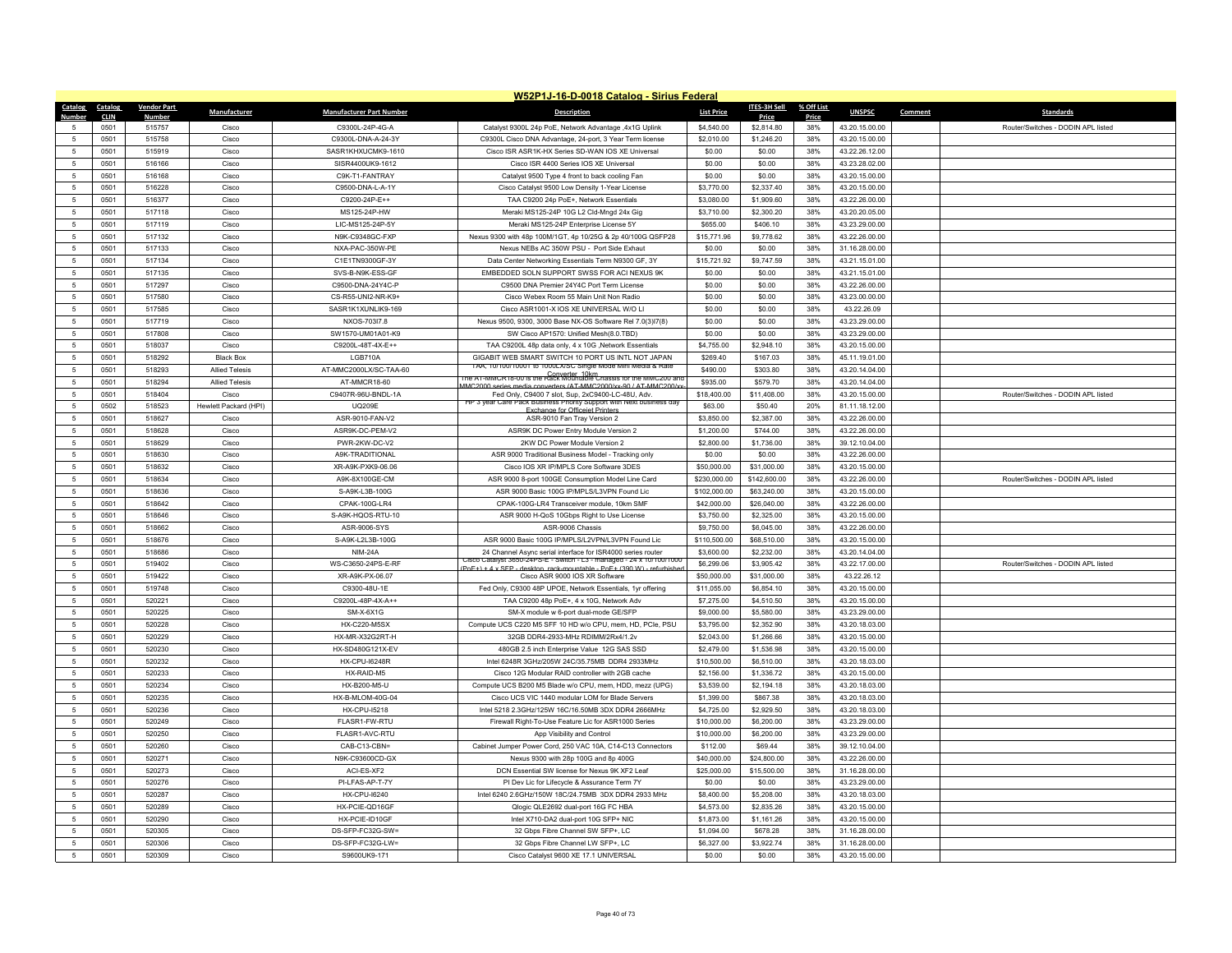# W52P1J-16-D-0018 Catalog - Sirius Federal

| Catalog Number | Catalog CLIN | Vendor Part Number | Manufacturer | Manufacturer Part Number | Description | List Price | ITES-3H Sell Price | % Off List Price | UNSPSC | Comment | Standards |
|---|---|---|---|---|---|---|---|---|---|---|---|
| 5 | 0501 | 515757 | Cisco | C9300L-24P-4G-A | Catalyst 9300L 24p PoE, Network Advantage ,4x1G Uplink | $4,540.00 | $2,814.80 | 38% | 43.20.15.00.00 | | Router/Switches - DODIN APL listed |
| 5 | 0501 | 515758 | Cisco | C9300L-DNA-A-24-3Y | C9300L Cisco DNA Advantage, 24-port, 3 Year Term license | $2,010.00 | $1,246.20 | 38% | 43.20.15.00.00 | | |
| 5 | 0501 | 515919 | Cisco | SASR1KHXUCMK9-1610 | Cisco ISR ASR1K-HX Series SD-WAN IOS XE Universal | $0.00 | $0.00 | 38% | 43.22.26.12.00 | | |
| 5 | 0501 | 516166 | Cisco | SISR4400UK9-1612 | Cisco ISR 4400 Series IOS XE Universal | $0.00 | $0.00 | 38% | 43.23.28.02.00 | | |
| 5 | 0501 | 516168 | Cisco | C9K-T1-FANTRAY | Catalyst 9500 Type 4 front to back cooling Fan | $0.00 | $0.00 | 38% | 43.20.15.00.00 | | |
| 5 | 0501 | 516228 | Cisco | C9500-DNA-L-A-1Y | Cisco Catalyst 9500 Low Density 1-Year License | $3,770.00 | $2,337.40 | 38% | 43.20.15.00.00 | | |
| 5 | 0501 | 516377 | Cisco | C9200-24P-E++ | TAA C9200 24p PoE+, Network Essentials | $3,080.00 | $1,909.60 | 38% | 43.22.26.00.00 | | |
| 5 | 0501 | 517118 | Cisco | MS125-24P-HW | Meraki MS125-24P 10G L2 Cld-Mngd 24x Gig | $3,710.00 | $2,300.20 | 38% | 43.20.20.05.00 | | |
| 5 | 0501 | 517119 | Cisco | LIC-MS125-24P-5Y | Meraki MS125-24P Enterprise License 5Y | $655.00 | $406.10 | 38% | 43.23.29.00.00 | | |
| 5 | 0501 | 517132 | Cisco | N9K-C9348GC-FXP | Nexus 9300 with 48p 100M/1GT, 4p 10/25G & 2p 40/100G QSFP28 | $15,771.96 | $9,778.62 | 38% | 43.22.26.00.00 | | |
| 5 | 0501 | 517133 | Cisco | NXA-PAC-350W-PE | Nexus NEBs AC 350W PSU - Port Side Exhaust | $0.00 | $0.00 | 38% | 31.16.28.00.00 | | |
| 5 | 0501 | 517134 | Cisco | C1E1TN9300GF-3Y | Data Center Networking Essentials Term N9300 GF, 3Y | $15,721.92 | $9,747.59 | 38% | 43.21.15.01.00 | | |
| 5 | 0501 | 517135 | Cisco | SVS-B-N9K-ESS-GF | EMBEDDED SOLN SUPPORT SWSS FOR ACI NEXUS 9K | $0.00 | $0.00 | 38% | 43.21.15.01.00 | | |
| 5 | 0501 | 517297 | Cisco | C9500-DNA-24Y4C-P | C9500 DNA Premier 24Y4C Port Term License | $0.00 | $0.00 | 38% | 43.22.26.00.00 | | |
| 5 | 0501 | 517580 | Cisco | CS-R55-UNI2-NR-K9+ | Cisco Webex Room 55 Main Unit Non Radio | $0.00 | $0.00 | 38% | 43.23.00.00.00 | | |
| 5 | 0501 | 517585 | Cisco | SASR1K1XUNLIK9-169 | Cisco ASR1001-X IOS XE UNIVERSAL W/O LI | $0.00 | $0.00 | 38% | 43.22.26.09 | | |
| 5 | 0501 | 517719 | Cisco | NXOS-703I7.8 | Nexus 9500, 9300, 3000 Base NX-OS Software Rel 7.0(3)I7(8) | $0.00 | $0.00 | 38% | 43.23.29.00.00 | | |
| 5 | 0501 | 517808 | Cisco | SW1570-UM01A01-K9 | SW Cisco AP1570: Unified Mesh(8.0.TBD) | $0.00 | $0.00 | 38% | 43.23.29.00.00 | | |
| 5 | 0501 | 518037 | Cisco | C9200L-48T-4X-E++ | TAA C9200L 48p data only, 4 x 10G ,Network Essentials | $4,755.00 | $2,948.10 | 38% | 43.20.15.00.00 | | |
| 5 | 0501 | 518292 | Black Box | LGB710A | GIGABIT WEB SMART SWITCH 10 PORT US INTL NOT JAPAN | $269.40 | $167.03 | 38% | 45.11.19.01.00 | | |
| 5 | 0501 | 518293 | Allied Telesis | AT-MMC2000LX/SC-TAA-60 | TAA, 10/100/1000T to 1000LX/SC Single Mode Mini Media & Rate Converter, 10km | $490.00 | $303.80 | 38% | 43.20.14.04.00 | | |
| 5 | 0501 | 518294 | Allied Telesis | AT-MMCR18-60 | The AT-MMCR18-60 is the Rack Mountable Chassis for the MMC200 and MMC2000 series media converters (AT-MMC2000/xx-90 / AT-MMC200/xx- | $935.00 | $579.70 | 38% | 43.20.14.04.00 | | |
| 5 | 0501 | 518404 | Cisco | C9407R-96U-BNDL-1A | Fed Only, C9400 7 slot, Sup, 2xC9400-LC-48U, Adv. | $18,400.00 | $11,408.00 | 38% | 43.20.15.00.00 | | Router/Switches - DODIN APL listed |
| 5 | 0502 | 518523 | Hewlett Packard (HPI) | UQ209E | HP 3 year Care Pack Business Priority Support with Next business day Exchange for Officejet Printers | $63.00 | $50.40 | 20% | 81.11.18.12.00 | | |
| 5 | 0501 | 518627 | Cisco | ASR-9010-FAN-V2 | ASR-9010 Fan Tray Version 2 | $3,850.00 | $2,387.00 | 38% | 43.22.26.00.00 | | |
| 5 | 0501 | 518628 | Cisco | ASR9K-DC-PEM-V2 | ASR9K DC Power Entry Module Version 2 | $1,200.00 | $744.00 | 38% | 43.22.26.00.00 | | |
| 5 | 0501 | 518629 | Cisco | PWR-2KW-DC-V2 | 2KW DC Power Module Version 2 | $2,800.00 | $1,736.00 | 38% | 39.12.10.04.00 | | |
| 5 | 0501 | 518630 | Cisco | A9K-TRADITIONAL | ASR 9000 Traditional Business Model - Tracking only | $0.00 | $0.00 | 38% | 43.22.26.00.00 | | |
| 5 | 0501 | 518632 | Cisco | XR-A9K-PXK9-06.06 | Cisco IOS XR IP/MPLS Core Software 3DES | $50,000.00 | $31,000.00 | 38% | 43.20.15.00.00 | | |
| 5 | 0501 | 518634 | Cisco | A9K-8X100GE-CM | ASR 9000 8-port 100GE Consumption Model Line Card | $230,000.00 | $142,600.00 | 38% | 43.22.26.00.00 | | Router/Switches - DODIN APL listed |
| 5 | 0501 | 518636 | Cisco | S-A9K-L3B-100G | ASR 9000 Basic 100G IP/MPLS/L3VPN Found Lic | $102,000.00 | $63,240.00 | 38% | 43.20.15.00.00 | | |
| 5 | 0501 | 518642 | Cisco | CPAK-100G-LR4 | CPAK-100G-LR4 Transceiver module, 10km SMF | $42,000.00 | $26,040.00 | 38% | 43.22.26.00.00 | | |
| 5 | 0501 | 518646 | Cisco | S-A9K-HQOS-RTU-10 | ASR 9000 H-QoS 10Gbps Right to Use License | $3,750.00 | $2,325.00 | 38% | 43.20.15.00.00 | | |
| 5 | 0501 | 518662 | Cisco | ASR-9006-SYS | ASR-9006 Chassis | $9,750.00 | $6,045.00 | 38% | 43.22.26.00.00 | | |
| 5 | 0501 | 518676 | Cisco | S-A9K-L2L3B-100G | ASR 9000 Basic 100G IP/MPLS/L2VPN/L3VPN Found Lic | $110,500.00 | $68,510.00 | 38% | 43.20.15.00.00 | | |
| 5 | 0501 | 518686 | Cisco | NIM-24A | 24 Channel Async serial interface for ISR4000 series router | $3,600.00 | $2,232.00 | 38% | 43.20.14.04.00 | | |
| 5 | 0501 | 519402 | Cisco | WS-C3650-24PS-E-RF | Cisco Catalyst 3650-24PS-E - switch - L3 - managed - 24 x 10/100/1000 (PoE+) + 4 x SFP - desktop, rack-mountable - PoE+ (390 W) - refurbished | $6,299.06 | $3,905.42 | 38% | 43.22.17.00.00 | | Router/Switches - DODIN APL listed |
| 5 | 0501 | 519422 | Cisco | XR-A9K-PX-06.07 | Cisco ASR 9000 IOS XR Software | $50,000.00 | $31,000.00 | 38% | 43.22.26.12 | | |
| 5 | 0501 | 519748 | Cisco | C9300-48U-1E | Fed Only, C9300 48P UPOE, Network Essentials, 1yr offering | $11,055.00 | $6,854.10 | 38% | 43.20.15.00.00 | | |
| 5 | 0501 | 520221 | Cisco | C9200L-48P-4X-A++ | TAA C9200 48p PoE+, 4 x 10G, Network Adv | $7,275.00 | $4,510.50 | 38% | 43.20.15.00.00 | | |
| 5 | 0501 | 520225 | Cisco | SM-X-6X1G | SM-X module w 6-port dual-mode GE/SFP | $9,000.00 | $5,580.00 | 38% | 43.23.29.00.00 | | |
| 5 | 0501 | 520228 | Cisco | HX-C220-M5SX | Compute UCS C220 M5 SFF 10 HD w/o CPU, mem, HD, PCIe, PSU | $3,795.00 | $2,352.90 | 38% | 43.20.18.03.00 | | |
| 5 | 0501 | 520229 | Cisco | HX-MR-X32G2RT-H | 32GB DDR4-2933-MHz RDIMM/2Rx4/1.2v | $2,043.00 | $1,266.66 | 38% | 43.20.15.00.00 | | |
| 5 | 0501 | 520230 | Cisco | HX-SD480G121X-EV | 480GB 2.5 inch Enterprise Value 12G SAS SSD | $2,479.00 | $1,536.98 | 38% | 43.20.15.00.00 | | |
| 5 | 0501 | 520232 | Cisco | HX-CPU-I6248R | Intel 6248R 3GHz/205W 24C/35.75MB DDR4 2933MHz | $10,500.00 | $6,510.00 | 38% | 43.20.18.03.00 | | |
| 5 | 0501 | 520233 | Cisco | HX-RAID-M5 | Cisco 12G Modular RAID controller with 2GB cache | $2,156.00 | $1,336.72 | 38% | 43.20.15.00.00 | | |
| 5 | 0501 | 520234 | Cisco | HX-B200-M5-U | Compute UCS B200 M5 Blade w/o CPU, mem, HDD, mezz (UPG) | $3,539.00 | $2,194.18 | 38% | 43.20.18.03.00 | | |
| 5 | 0501 | 520235 | Cisco | HX-B-MLOM-40G-04 | Cisco UCS VIC 1440 modular LOM for Blade Servers | $1,399.00 | $867.38 | 38% | 43.20.18.03.00 | | |
| 5 | 0501 | 520236 | Cisco | HX-CPU-I5218 | Intel 5218 2.3GHz/125W 16C/16.50MB 3DX DDR4 2666MHz | $4,725.00 | $2,929.50 | 38% | 43.20.18.03.00 | | |
| 5 | 0501 | 520249 | Cisco | FLASR1-FW-RTU | Firewall Right-To-Use Feature Lic for ASR1000 Series | $10,000.00 | $6,200.00 | 38% | 43.23.29.00.00 | | |
| 5 | 0501 | 520250 | Cisco | FLASR1-AVC-RTU | App Visibility and Control | $10,000.00 | $6,200.00 | 38% | 43.23.29.00.00 | | |
| 5 | 0501 | 520260 | Cisco | CAB-C13-CBN= | Cabinet Jumper Power Cord, 250 VAC 10A, C14-C13 Connectors | $112.00 | $69.44 | 38% | 39.12.10.04.00 | | |
| 5 | 0501 | 520271 | Cisco | N9K-C93600CD-GX | Nexus 9300 with 28p 100G and 8p 400G | $40,000.00 | $24,800.00 | 38% | 43.22.26.00.00 | | |
| 5 | 0501 | 520273 | Cisco | ACI-ES-XF2 | DCN Essential SW license for Nexus 9K XF2 Leaf | $25,000.00 | $15,500.00 | 38% | 31.16.28.00.00 | | |
| 5 | 0501 | 520276 | Cisco | PI-LFAS-AP-T-7Y | PI Dev Lic for Lifecycle & Assurance Term 7Y | $0.00 | $0.00 | 38% | 43.23.29.00.00 | | |
| 5 | 0501 | 520287 | Cisco | HX-CPU-I6240 | Intel 6240 2.6GHz/150W 18C/24.75MB 3DX DDR4 2933 MHz | $8,400.00 | $5,208.00 | 38% | 43.20.18.03.00 | | |
| 5 | 0501 | 520289 | Cisco | HX-PCIE-QD16GF | Qlogic QLE2692 dual-port 16G FC HBA | $4,573.00 | $2,835.26 | 38% | 43.20.15.00.00 | | |
| 5 | 0501 | 520290 | Cisco | HX-PCIE-ID10GF | Intel X710-DA2 dual-port 10G SFP+ NIC | $1,873.00 | $1,161.26 | 38% | 43.20.15.00.00 | | |
| 5 | 0501 | 520305 | Cisco | DS-SFP-FC32G-SW= | 32 Gbps Fibre Channel SW SFP+, LC | $1,094.00 | $678.28 | 38% | 31.16.28.00.00 | | |
| 5 | 0501 | 520306 | Cisco | DS-SFP-FC32G-LW= | 32 Gbps Fibre Channel LW SFP+, LC | $6,327.00 | $3,922.74 | 38% | 31.16.28.00.00 | | |
| 5 | 0501 | 520309 | Cisco | S9600UK9-171 | Cisco Catalyst 9600 XE 17.1 UNIVERSAL | $0.00 | $0.00 | 38% | 43.20.15.00.00 | | |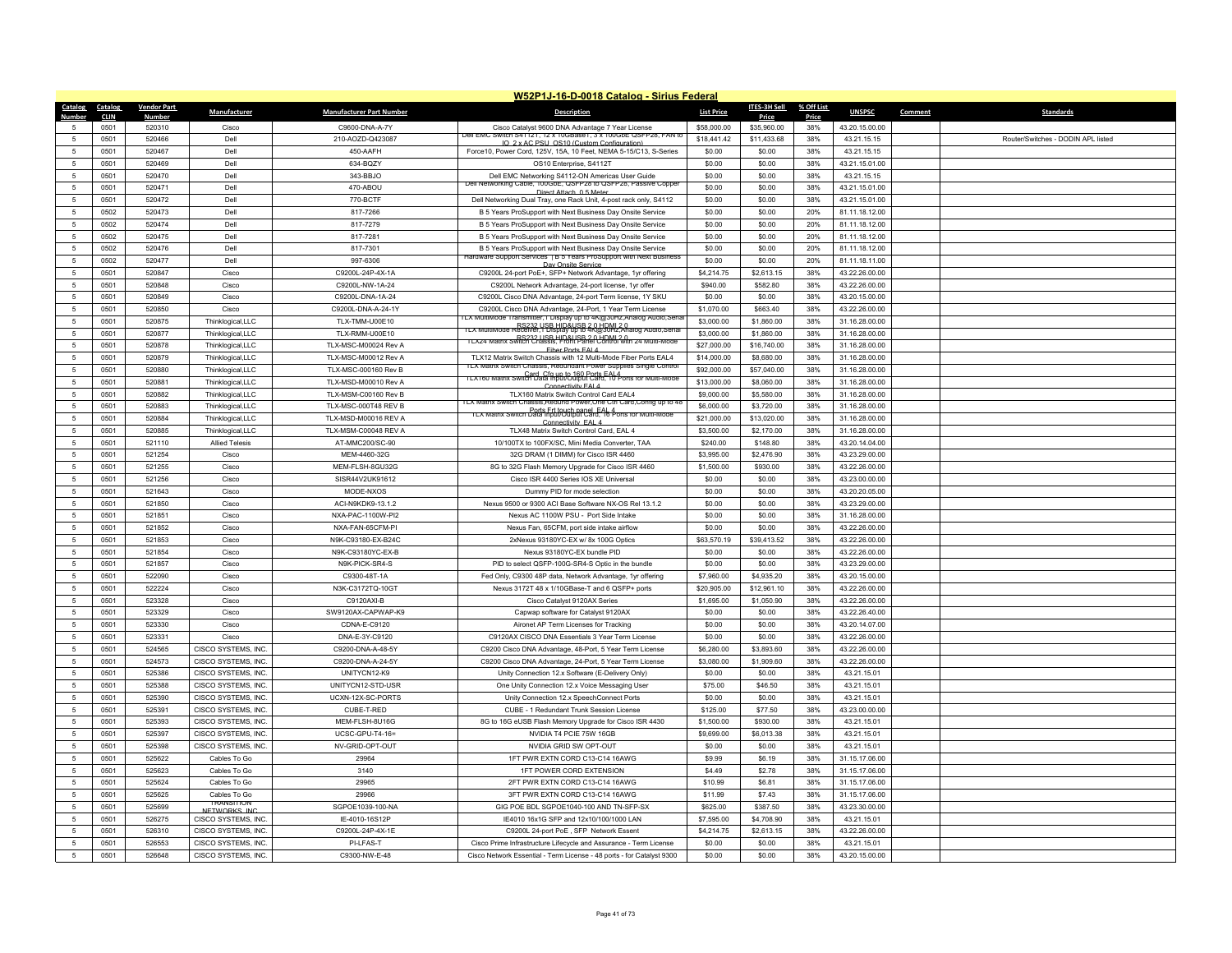# W52P1J-16-D-0018 Catalog - Sirius Federal

| Catalog Number | Catalog CLIN | Vendor Part Number | Manufacturer | Manufacturer Part Number | Description | List Price | ITES-3H Sell Price | % Off List Price | UNSPSC | Comment | Standards |
|---|---|---|---|---|---|---|---|---|---|---|---|
| 5 | 0501 | 520310 | Cisco | C9600-DNA-A-7Y | Cisco Catalyst 9600 DNA Advantage 7 Year License | $58,000.00 | $35,960.00 | 38% | 43.20.15.00.00 | | |
| 5 | 0501 | 520466 | Dell | 210-AOZD-Q243087 | Dell EMC Switch S4112T, 12 x 10GBaseT, 3 x 100GbE QSFP28, FAN to IO, 2 x AC PSU, OS10 (Custom Configuration) | $18,441.42 | $11,433.68 | 38% | 43.21.15.15 | | Router/Switches - DODIN APL listed |
| 5 | 0501 | 520467 | Dell | 450-AAFH | Force10, Power Cord, 125V, 15A, 10 Feet, NEMA 5-15/C13, S-Series | $0.00 | $0.00 | 38% | 43.21.15.15 | | |
| 5 | 0501 | 520469 | Dell | 634-BQZY | OS10 Enterprise, S4112T | $0.00 | $0.00 | 38% | 43.21.15.01.00 | | |
| 5 | 0501 | 520470 | Dell | 343-BBJO | Dell EMC Networking S4112-ON Americas User Guide | $0.00 | $0.00 | 38% | 43.21.15.15 | | |
| 5 | 0501 | 520471 | Dell | 470-ABOU | Dell Networking Cable, 100GbE, QSFP28 to QSFP28, Passive Copper Direct Attach, 0.5 Meter | $0.00 | $0.00 | 38% | 43.21.15.01.00 | | |
| 5 | 0501 | 520472 | Dell | 770-BCTF | Dell Networking Dual Tray, one Rack Unit, 4-post rack only, S4112 | $0.00 | $0.00 | 38% | 43.21.15.01.00 | | |
| 5 | 0502 | 520473 | Dell | 817-7266 | B 5 Years ProSupport with Next Business Day Onsite Service | $0.00 | $0.00 | 20% | 81.11.18.12.00 | | |
| 5 | 0502 | 520474 | Dell | 817-7279 | B 5 Years ProSupport with Next Business Day Onsite Service | $0.00 | $0.00 | 20% | 81.11.18.12.00 | | |
| 5 | 0502 | 520475 | Dell | 817-7281 | B 5 Years ProSupport with Next Business Day Onsite Service | $0.00 | $0.00 | 20% | 81.11.18.12.00 | | |
| 5 | 0502 | 520476 | Dell | 817-7301 | B 5 Years ProSupport with Next Business Day Onsite Service | $0.00 | $0.00 | 20% | 81.11.18.12.00 | | |
| 5 | 0502 | 520477 | Dell | 997-6306 | Hardware Support Services \| B 5 Years ProSupport with Next Business Day Onsite Service | $0.00 | $0.00 | 20% | 81.11.18.11.00 | | |
| 5 | 0501 | 520847 | Cisco | C9200L-24P-4X-1A | C9200L 24-port PoE+, SFP+ Network Advantage, 1yr offering | $4,214.75 | $2,613.15 | 38% | 43.22.26.00.00 | | |
| 5 | 0501 | 520848 | Cisco | C9200L-NW-1A-24 | C9200L Network Advantage, 24-port license, 1yr offer | $940.00 | $582.80 | 38% | 43.22.26.00.00 | | |
| 5 | 0501 | 520849 | Cisco | C9200L-DNA-1A-24 | C9200L Cisco DNA Advantage, 24-port Term license, 1Y SKU | $0.00 | $0.00 | 38% | 43.20.15.00.00 | | |
| 5 | 0501 | 520850 | Cisco | C9200L-DNA-A-24-1Y | C9200L Cisco DNA Advantage, 24-Port, 1 Year Term License | $1,070.00 | $663.40 | 38% | 43.22.26.00.00 | | |
| 5 | 0501 | 520875 | Thinklogical,LLC | TLX-TMM-U00E10 | TLX MultiMode Transmitter,1 Display up to 4K@30Hz,Analog Audio,Serial RS232,USB HID&USB 2.0,HDMI 2.0 | $3,000.00 | $1,860.00 | 38% | 31.16.28.00.00 | | |
| 5 | 0501 | 520877 | Thinklogical,LLC | TLX-RMM-U00E10 | TLX MultiMode Receiver,1 Display up to 4K@30Hz,Analog Audio,Serial RS232,USB HID&USB 2.0,HDMI 2.0 | $3,000.00 | $1,860.00 | 38% | 31.16.28.00.00 | | |
| 5 | 0501 | 520878 | Thinklogical,LLC | TLX-MSC-M00024 Rev A | TLX24 Matrix Switch Chassis, Front Panel Control with 24 Multi-Mode Fiber Ports EAL4 | $27,000.00 | $16,740.00 | 38% | 31.16.28.00.00 | | |
| 5 | 0501 | 520879 | Thinklogical,LLC | TLX-MSC-M00012 Rev A | TLX12 Matrix Switch Chassis with 12 Multi-Mode Fiber Ports EAL4 | $14,000.00 | $8,680.00 | 38% | 31.16.28.00.00 | | |
| 5 | 0501 | 520880 | Thinklogical,LLC | TLX-MSC-000160 Rev B | TLX Matrix Switch Chassis, Redundant Power Supplies Single Control Card, Cfg up to 160 Ports EAL4 | $92,000.00 | $57,040.00 | 38% | 31.16.28.00.00 | | |
| 5 | 0501 | 520881 | Thinklogical,LLC | TLX-MSD-M00010 Rev A | TLX160 Matrix Switch Data Input/Output Card, 10 Ports for Multi-Mode Connectivity EAL4 | $13,000.00 | $8,060.00 | 38% | 31.16.28.00.00 | | |
| 5 | 0501 | 520882 | Thinklogical,LLC | TLX-MSM-C00160 Rev B | TLX160 Matrix Switch Control Card EAL4 | $9,000.00 | $5,580.00 | 38% | 31.16.28.00.00 | | |
| 5 | 0501 | 520883 | Thinklogical,LLC | TLX-MSC-000T48 REV B | TLX Matrix Switch Chassis,Redund Power,One Ctrl Card,Config up to 48 Ports,Frt touch panel, EAL 4 | $6,000.00 | $3,720.00 | 38% | 31.16.28.00.00 | | |
| 5 | 0501 | 520884 | Thinklogical,LLC | TLX-MSD-M00016 REV A | TLX Matrix Switch Data Input/Output Card, 16 Ports for Multi-Mode Connectivity EAL 4 | $21,000.00 | $13,020.00 | 38% | 31.16.28.00.00 | | |
| 5 | 0501 | 520885 | Thinklogical,LLC | TLX-MSM-C00048 REV A | TLX48 Matrix Switch Control Card, EAL 4 | $3,500.00 | $2,170.00 | 38% | 31.16.28.00.00 | | |
| 5 | 0501 | 521110 | Allied Telesis | AT-MMC200/SC-90 | 10/100TX to 100FX/SC, Mini Media Converter, TAA | $240.00 | $148.80 | 38% | 43.20.14.04.00 | | |
| 5 | 0501 | 521254 | Cisco | MEM-4460-32G | 32G DRAM (1 DIMM) for Cisco ISR 4460 | $3,995.00 | $2,476.90 | 38% | 43.23.29.00.00 | | |
| 5 | 0501 | 521255 | Cisco | MEM-FLSH-8GU32G | 8G to 32G Flash Memory Upgrade for Cisco ISR 4460 | $1,500.00 | $930.00 | 38% | 43.22.26.00.00 | | |
| 5 | 0501 | 521256 | Cisco | SISR44V2UK91612 | Cisco ISR 4400 Series IOS XE Universal | $0.00 | $0.00 | 38% | 43.23.00.00.00 | | |
| 5 | 0501 | 521643 | Cisco | MODE-NXOS | Dummy PID for mode selection | $0.00 | $0.00 | 38% | 43.20.20.05.00 | | |
| 5 | 0501 | 521850 | Cisco | ACI-N9KDK9-13.1.2 | Nexus 9500 or 9300 ACI Base Software NX-OS Rel 13.1.2 | $0.00 | $0.00 | 38% | 43.23.29.00.00 | | |
| 5 | 0501 | 521851 | Cisco | NXA-PAC-1100W-PI2 | Nexus AC 1100W PSU - Port Side Intake | $0.00 | $0.00 | 38% | 31.16.28.00.00 | | |
| 5 | 0501 | 521852 | Cisco | NXA-FAN-65CFM-PI | Nexus Fan, 65CFM, port side intake airflow | $0.00 | $0.00 | 38% | 43.22.26.00.00 | | |
| 5 | 0501 | 521853 | Cisco | N9K-C93180-EX-B24C | 2xNexus 93180YC-EX w/ 8x 100G Optics | $63,570.19 | $39,413.52 | 38% | 43.22.26.00.00 | | |
| 5 | 0501 | 521854 | Cisco | N9K-C93180YC-EX-B | Nexus 93180YC-EX bundle PID | $0.00 | $0.00 | 38% | 43.22.26.00.00 | | |
| 5 | 0501 | 521857 | Cisco | N9K-PICK-SR4-S | PID to select QSFP-100G-SR4-S Optic in the bundle | $0.00 | $0.00 | 38% | 43.23.29.00.00 | | |
| 5 | 0501 | 522090 | Cisco | C9300-48T-1A | Fed Only, C9300 48P data, Network Advantage, 1yr offering | $7,960.00 | $4,935.20 | 38% | 43.20.15.00.00 | | |
| 5 | 0501 | 522224 | Cisco | N3K-C3172TQ-10GT | Nexus 3172T 48 x 1/10GBase-T and 6 QSFP+ ports | $20,905.00 | $12,961.10 | 38% | 43.22.26.00.00 | | |
| 5 | 0501 | 523328 | Cisco | C9120AXI-B | Cisco Catalyst 9120AX Series | $1,695.00 | $1,050.90 | 38% | 43.22.26.00.00 | | |
| 5 | 0501 | 523329 | Cisco | SW9120AX-CAPWAP-K9 | Capwap software for Catalyst 9120AX | $0.00 | $0.00 | 38% | 43.22.26.40.00 | | |
| 5 | 0501 | 523330 | Cisco | CDNA-E-C9120 | Aironet AP Term Licenses for Tracking | $0.00 | $0.00 | 38% | 43.20.14.07.00 | | |
| 5 | 0501 | 523331 | Cisco | DNA-E-3Y-C9120 | C9120AX CISCO DNA Essentials 3 Year Term License | $0.00 | $0.00 | 38% | 43.22.26.00.00 | | |
| 5 | 0501 | 524565 | CISCO SYSTEMS, INC. | C9200-DNA-A-48-5Y | C9200 Cisco DNA Advantage, 48-Port, 5 Year Term License | $6,280.00 | $3,893.60 | 38% | 43.22.26.00.00 | | |
| 5 | 0501 | 524573 | CISCO SYSTEMS, INC. | C9200-DNA-A-24-5Y | C9200 Cisco DNA Advantage, 24-Port, 5 Year Term License | $3,080.00 | $1,909.60 | 38% | 43.22.26.00.00 | | |
| 5 | 0501 | 525386 | CISCO SYSTEMS, INC. | UNITYCN12-K9 | Unity Connection 12.x Software (E-Delivery Only) | $0.00 | $0.00 | 38% | 43.21.15.01 | | |
| 5 | 0501 | 525388 | CISCO SYSTEMS, INC. | UNITYCN12-STD-USR | One Unity Connection 12.x Voice Messaging User | $75.00 | $46.50 | 38% | 43.21.15.01 | | |
| 5 | 0501 | 525390 | CISCO SYSTEMS, INC. | UCXN-12X-SC-PORTS | Unity Connection 12.x SpeechConnect Ports | $0.00 | $0.00 | 38% | 43.21.15.01 | | |
| 5 | 0501 | 525391 | CISCO SYSTEMS, INC. | CUBE-T-RED | CUBE - 1 Redundant Trunk Session License | $125.00 | $77.50 | 38% | 43.23.00.00.00 | | |
| 5 | 0501 | 525393 | CISCO SYSTEMS, INC. | MEM-FLSH-8U16G | 8G to 16G eUSB Flash Memory Upgrade for Cisco ISR 4430 | $1,500.00 | $930.00 | 38% | 43.21.15.01 | | |
| 5 | 0501 | 525397 | CISCO SYSTEMS, INC. | UCSC-GPU-T4-16= | NVIDIA T4 PCIE 75W 16GB | $9,699.00 | $6,013.38 | 38% | 43.21.15.01 | | |
| 5 | 0501 | 525398 | CISCO SYSTEMS, INC. | NV-GRID-OPT-OUT | NVIDIA GRID SW OPT-OUT | $0.00 | $0.00 | 38% | 43.21.15.01 | | |
| 5 | 0501 | 525622 | Cables To Go | 29964 | 1FT PWR EXTN CORD C13-C14 16AWG | $9.99 | $6.19 | 38% | 31.15.17.06.00 | | |
| 5 | 0501 | 525623 | Cables To Go | 3140 | 1FT POWER CORD EXTENSION | $4.49 | $2.78 | 38% | 31.15.17.06.00 | | |
| 5 | 0501 | 525624 | Cables To Go | 29965 | 2FT PWR EXTN CORD C13-C14 16AWG | $10.99 | $6.81 | 38% | 31.15.17.06.00 | | |
| 5 | 0501 | 525625 | Cables To Go | 29966 | 3FT PWR EXTN CORD C13-C14 16AWG | $11.99 | $7.43 | 38% | 31.15.17.06.00 | | |
| 5 | 0501 | 525699 | TRANSITION NETWORKS, INC. | SGPOE1039-100-NA | GIG POE BDL SGPOE1040-100 AND TN-SFP-SX | $625.00 | $387.50 | 38% | 43.23.30.00.00 | | |
| 5 | 0501 | 526275 | CISCO SYSTEMS, INC. | IE-4010-16S12P | IE4010 16x1G SFP and 12x10/100/1000 LAN | $7,595.00 | $4,708.90 | 38% | 43.21.15.01 | | |
| 5 | 0501 | 526310 | CISCO SYSTEMS, INC. | C9200L-24P-4X-1E | C9200L 24-port PoE , SFP Network Essent | $4,214.75 | $2,613.15 | 38% | 43.22.26.00.00 | | |
| 5 | 0501 | 526553 | CISCO SYSTEMS, INC. | PI-LFAS-T | Cisco Prime Infrastructure Lifecycle and Assurance - Term License | $0.00 | $0.00 | 38% | 43.21.15.01 | | |
| 5 | 0501 | 526648 | CISCO SYSTEMS, INC. | C9300-NW-E-48 | Cisco Network Essential - Term License - 48 ports - for Catalyst 9300 | $0.00 | $0.00 | 38% | 43.20.15.00.00 | | |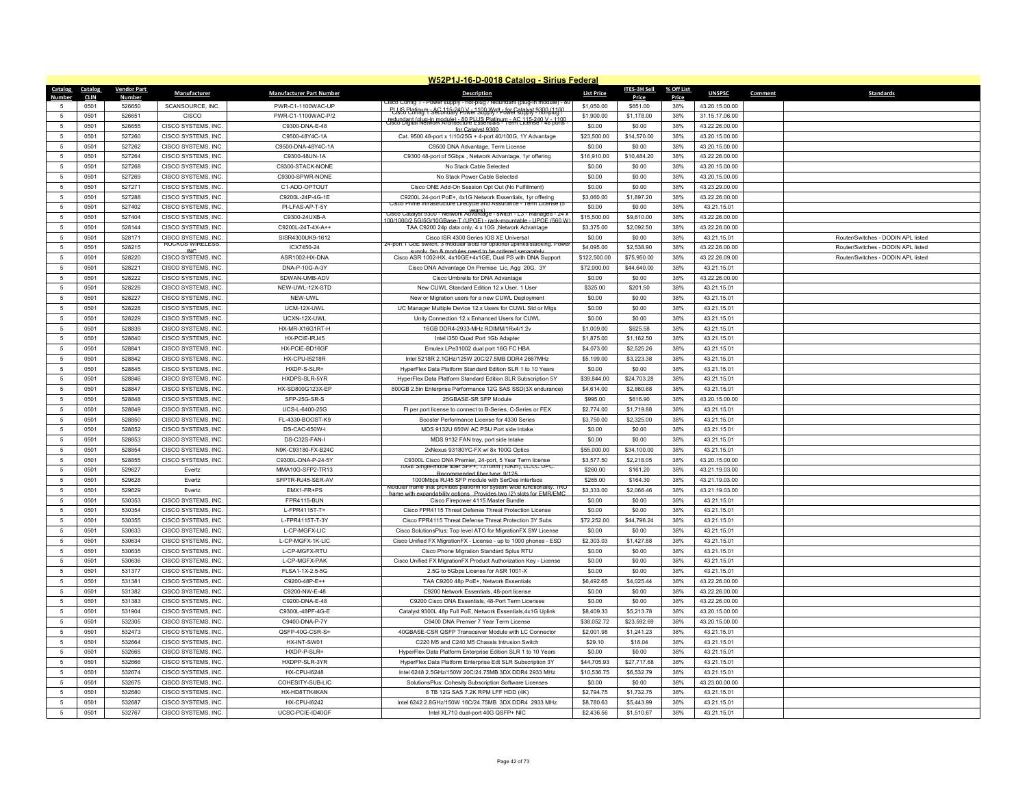# W52P1J-16-D-0018 Catalog - Sirius Federal

| Catalog Number | Catalog CLIN | Vendor Part Number | Manufacturer | Manufacturer Part Number | Description | List Price | ITES-3H Sell Price | % Off List Price | UNSPSC | Comment | Standards |
|---|---|---|---|---|---|---|---|---|---|---|---|
| 5 | 0501 | 526650 | SCANSOURCE, INC. | PWR-C1-1100WAC-UP | Cisco Config 1 - Power supply - hot-plug / redundant (plug-in module) - 80 PLUS Platinum - AC 115-240 V - 1100 Watt - for Catalyst 9300 (1100 | $1,050.00 | $651.00 | 38% | 43.20.15.00.00 | | |
| 5 | 0501 | 526651 | CISCO | PWR-C1-1100WAC-P/2 | Cisco Config 1 Secondary Power Supply - Power supply - hot-plug / redundant (plug-in module) - 80 PLUS Platinum - AC 115-240 V - 1100 | $1,900.00 | $1,178.00 | 38% | 31.15.17.06.00 | | |
| 5 | 0501 | 526655 | CISCO SYSTEMS, INC. | C9300-DNA-E-48 | Cisco Digital Network Architecture Essentials - Term License - 48 ports - for Catalyst 9300 | $0.00 | $0.00 | 38% | 43.22.26.00.00 | | |
| 5 | 0501 | 527260 | CISCO SYSTEMS, INC. | C9500-48Y4C-1A | Cat. 9500 48-port x 1/10/25G + 4-port 40/100G, 1Y Advantage | $23,500.00 | $14,570.00 | 38% | 43.20.15.00.00 | | |
| 5 | 0501 | 527262 | CISCO SYSTEMS, INC. | C9500-DNA-48Y4C-1A | C9500 DNA Advantage, Term License | $0.00 | $0.00 | 38% | 43.20.15.00.00 | | |
| 5 | 0501 | 527264 | CISCO SYSTEMS, INC. | C9300-48UN-1A | C9300 48-port of 5Gbps , Network Advantage, 1yr offering | $16,910.00 | $10,484.20 | 38% | 43.22.26.00.00 | | |
| 5 | 0501 | 527268 | CISCO SYSTEMS, INC. | C9300-STACK-NONE | No Stack Cable Selected | $0.00 | $0.00 | 38% | 43.20.15.00.00 | | |
| 5 | 0501 | 527269 | CISCO SYSTEMS, INC. | C9300-SPWR-NONE | No Stack Power Cable Selected | $0.00 | $0.00 | 38% | 43.20.15.00.00 | | |
| 5 | 0501 | 527271 | CISCO SYSTEMS, INC. | C1-ADD-OPTOUT | Cisco ONE Add-On Session Opt Out (No Fulfillment) | $0.00 | $0.00 | 38% | 43.23.29.00.00 | | |
| 5 | 0501 | 527288 | CISCO SYSTEMS, INC. | C9200L-24P-4G-1E | C9200L 24-port PoE+, 4x1G Network Essentials, 1yr offering | $3,060.00 | $1,897.20 | 38% | 43.22.26.00.00 | | |
| 5 | 0501 | 527402 | CISCO SYSTEMS, INC. | PI-LFAS-AP-T-5Y | Cisco Prime Infrastructure Lifecycle and Assurance - Term License (5 years) | $0.00 | $0.00 | 38% | 43.21.15.01 | | |
| 5 | 0501 | 527404 | CISCO SYSTEMS, INC. | C9300-24UXB-A | Cisco Catalyst 9300 - Network Advantage - switch - L3 - managed - 24 x 100/1000/2.5G/5G/10GBase-T (UPOE) - rack-mountable - UPOE (560 W) | $15,500.00 | $9,610.00 | 38% | 43.22.26.00.00 | | |
| 5 | 0501 | 528144 | CISCO SYSTEMS, INC. | C9200L-24T-4X-A++ | TAA C9200 24p data only, 4 x 10G ,Network Advantage | $3,375.00 | $2,092.50 | 38% | 43.22.26.00.00 | | |
| 5 | 0501 | 528171 | CISCO SYSTEMS, INC. | SISR4300UK9-1612 | Cisco ISR 4300 Series IOS XE Universal | $0.00 | $0.00 | 38% | 43.21.15.01 | | Router/Switches - DODIN APL listed |
| 5 | 0501 | 528215 | RUCKUS WIRELESS, INC. | ICX7450-24 | 24-port 1 GbE switch, 3 modular slots for optional uplinks/stacking. Power supply, fan & modules need to be ordered separately | $4,095.00 | $2,538.90 | 38% | 43.22.26.00.00 | | Router/Switches - DODIN APL listed |
| 5 | 0501 | 528220 | CISCO SYSTEMS, INC. | ASR1002-HX-DNA | Cisco ASR 1002-HX, 4x10GE+4x1GE, Dual PS with DNA Support | $122,500.00 | $75,950.00 | 38% | 43.22.26.09.00 | | Router/Switches - DODIN APL listed |
| 5 | 0501 | 528221 | CISCO SYSTEMS, INC. | DNA-P-10G-A-3Y | Cisco DNA Advantage On Premise Lic, Agg 20G, 3Y | $72,000.00 | $44,640.00 | 38% | 43.21.15.01 | | |
| 5 | 0501 | 528222 | CISCO SYSTEMS, INC. | SDWAN-UMB-ADV | Cisco Umbrella for DNA Advantage | $0.00 | $0.00 | 38% | 43.22.26.00.00 | | |
| 5 | 0501 | 528226 | CISCO SYSTEMS, INC. | NEW-UWL-12X-STD | New CUWL Standard Edition 12.x User, 1 User | $325.00 | $201.50 | 38% | 43.21.15.01 | | |
| 5 | 0501 | 528227 | CISCO SYSTEMS, INC. | NEW-UWL | New or Migration users for a new CUWL Deployment | $0.00 | $0.00 | 38% | 43.21.15.01 | | |
| 5 | 0501 | 528228 | CISCO SYSTEMS, INC. | UCM-12X-UWL | UC Manager Multiple Device 12.x Users for CUWL Std or Mtgs | $0.00 | $0.00 | 38% | 43.21.15.01 | | |
| 5 | 0501 | 528229 | CISCO SYSTEMS, INC. | UCXN-12X-UWL | Unity Connection 12.x Enhanced Users for CUWL | $0.00 | $0.00 | 38% | 43.21.15.01 | | |
| 5 | 0501 | 528839 | CISCO SYSTEMS, INC. | HX-MR-X16G1RT-H | 16GB DDR4-2933-MHz RDIMM/1Rx4/1.2v | $1,009.00 | $625.58 | 38% | 43.21.15.01 | | |
| 5 | 0501 | 528840 | CISCO SYSTEMS, INC. | HX-PCIE-IRJ45 | Intel i350 Quad Port 1Gb Adapter | $1,875.00 | $1,162.50 | 38% | 43.21.15.01 | | |
| 5 | 0501 | 528841 | CISCO SYSTEMS, INC. | HX-PCIE-BD16GF | Emulex LPe31002 dual port 16G FC HBA | $4,073.00 | $2,525.26 | 38% | 43.21.15.01 | | |
| 5 | 0501 | 528842 | CISCO SYSTEMS, INC. | HX-CPU-I5218R | Intel 5218R 2.1GHz/125W 20C/27.5MB DDR4 2667MHz | $5,199.00 | $3,223.38 | 38% | 43.21.15.01 | | |
| 5 | 0501 | 528845 | CISCO SYSTEMS, INC. | HXDP-S-SLR= | HyperFlex Data Platform Standard Edition SLR 1 to 10 Years | $0.00 | $0.00 | 38% | 43.21.15.01 | | |
| 5 | 0501 | 528846 | CISCO SYSTEMS, INC. | HXDPS-SLR-5YR | HyperFlex Data Platform Standard Edition SLR Subscription 5Y | $39,844.00 | $24,703.28 | 38% | 43.21.15.01 | | |
| 5 | 0501 | 528847 | CISCO SYSTEMS, INC. | HX-SD800G123X-EP | 800GB 2.5in Enterprise Performance 12G SAS SSD(3X endurance) | $4,614.00 | $2,860.68 | 38% | 43.21.15.01 | | |
| 5 | 0501 | 528848 | CISCO SYSTEMS, INC. | SFP-25G-SR-S | 25GBASE-SR SFP Module | $995.00 | $616.90 | 38% | 43.20.15.00.00 | | |
| 5 | 0501 | 528849 | CISCO SYSTEMS, INC. | UCS-L-6400-25G | FI per port license to connect to B-Series, C-Series or FEX | $2,774.00 | $1,719.88 | 38% | 43.21.15.01 | | |
| 5 | 0501 | 528850 | CISCO SYSTEMS, INC. | FL-4330-BOOST-K9 | Booster Performance License for 4330 Series | $3,750.00 | $2,325.00 | 38% | 43.21.15.01 | | |
| 5 | 0501 | 528852 | CISCO SYSTEMS, INC. | DS-CAC-650W-I | MDS 9132U 650W AC PSU Port side Intake | $0.00 | $0.00 | 38% | 43.21.15.01 | | |
| 5 | 0501 | 528853 | CISCO SYSTEMS, INC. | DS-C32S-FAN-I | MDS 9132 FAN tray, port side Intake | $0.00 | $0.00 | 38% | 43.21.15.01 | | |
| 5 | 0501 | 528854 | CISCO SYSTEMS, INC. | N9K-C93180-FX-B24C | 2xNexus 93180YC-FX w/ 8x 100G Optics | $55,000.00 | $34,100.00 | 38% | 43.21.15.01 | | |
| 5 | 0501 | 528855 | CISCO SYSTEMS, INC. | C9300L-DNA-P-24-5Y | C9300L Cisco DNA Premier, 24-port, 5 Year Term license | $3,577.50 | $2,218.05 | 38% | 43.20.15.00.00 | | |
| 5 | 0501 | 529627 | Evertz | MMA10G-SFP2-TR13 | 10GE Single-mode fiber SFP+, 1310nm (10Km), LC/LC UPC. Recommended fiber type: 9/125 | $260.00 | $161.20 | 38% | 43.21.19.03.00 | | |
| 5 | 0501 | 529628 | Evertz | SFPTR-RJ45-SER-AV | 1000Mbps RJ45 SFP module with SerDes interface | $265.00 | $164.30 | 38% | 43.21.19.03.00 | | |
| 5 | 0501 | 529629 | Evertz | EMX1-FR+PS | Modular frame that provides platform for system wide functionality. 1RU frame with expandability options. Provides two (2) slots for EMR/EMC | $3,333.00 | $2,066.46 | 38% | 43.21.19.03.00 | | |
| 5 | 0501 | 530353 | CISCO SYSTEMS, INC. | FPR4115-BUN | Cisco Firepower 4115 Master Bundle | $0.00 | $0.00 | 38% | 43.21.15.01 | | |
| 5 | 0501 | 530354 | CISCO SYSTEMS, INC. | L-FPR4115T-T= | Cisco FPR4115 Threat Defense Threat Protection License | $0.00 | $0.00 | 38% | 43.21.15.01 | | |
| 5 | 0501 | 530355 | CISCO SYSTEMS, INC. | L-FPR4115T-T-3Y | Cisco FPR4115 Threat Defense Threat Protection 3Y Subs | $72,252.00 | $44,796.24 | 38% | 43.21.15.01 | | |
| 5 | 0501 | 530633 | CISCO SYSTEMS, INC. | L-CP-MGFX-LIC | Cisco SolutionsPlus: Top level ATO for MigrationFX SW License | $0.00 | $0.00 | 38% | 43.21.15.01 | | |
| 5 | 0501 | 530634 | CISCO SYSTEMS, INC. | L-CP-MGFX-1K-LIC | Cisco Unified FX MigrationFX - License - up to 1000 phones - ESD | $2,303.03 | $1,427.88 | 38% | 43.21.15.01 | | |
| 5 | 0501 | 530635 | CISCO SYSTEMS, INC. | L-CP-MGFX-RTU | Cisco Phone Migration Standard Splus RTU | $0.00 | $0.00 | 38% | 43.21.15.01 | | |
| 5 | 0501 | 530636 | CISCO SYSTEMS, INC. | L-CP-MGFX-PAK | Cisco Unified FX MigrationFX Product Authorization Key - License | $0.00 | $0.00 | 38% | 43.21.15.01 | | |
| 5 | 0501 | 531377 | CISCO SYSTEMS, INC. | FLSA1-1X-2.5-5G | 2.5G to 5Gbps License for ASR 1001-X | $0.00 | $0.00 | 38% | 43.21.15.01 | | |
| 5 | 0501 | 531381 | CISCO SYSTEMS, INC. | C9200-48P-E++ | TAA C9200 48p PoE+, Network Essentials | $6,492.65 | $4,025.44 | 38% | 43.22.26.00.00 | | |
| 5 | 0501 | 531382 | CISCO SYSTEMS, INC. | C9200-NW-E-48 | C9200 Network Essentials, 48-port license | $0.00 | $0.00 | 38% | 43.22.26.00.00 | | |
| 5 | 0501 | 531383 | CISCO SYSTEMS, INC. | C9200-DNA-E-48 | C9200 Cisco DNA Essentials, 48-Port Term Licenses | $0.00 | $0.00 | 38% | 43.22.26.00.00 | | |
| 5 | 0501 | 531904 | CISCO SYSTEMS, INC. | C9300L-48PF-4G-E | Catalyst 9300L 48p Full PoE, Network Essentials,4x1G Uplink | $8,409.33 | $5,213.78 | 38% | 43.20.15.00.00 | | |
| 5 | 0501 | 532305 | CISCO SYSTEMS, INC. | C9400-DNA-P-7Y | C9400 DNA Premier 7 Year Term License | $38,052.72 | $23,592.69 | 38% | 43.20.15.00.00 | | |
| 5 | 0501 | 532473 | CISCO SYSTEMS, INC. | QSFP-40G-CSR-S= | 40GBASE-CSR QSFP Transceiver Module with LC Connector | $2,001.98 | $1,241.23 | 38% | 43.21.15.01 | | |
| 5 | 0501 | 532664 | CISCO SYSTEMS, INC. | HX-INT-SW01 | C220 M5 and C240 M5 Chassis Intrusion Switch | $29.10 | $18.04 | 38% | 43.21.15.01 | | |
| 5 | 0501 | 532665 | CISCO SYSTEMS, INC. | HXDP-P-SLR= | HyperFlex Data Platform Enterprise Edition SLR 1 to 10 Years | $0.00 | $0.00 | 38% | 43.21.15.01 | | |
| 5 | 0501 | 532666 | CISCO SYSTEMS, INC. | HXDPP-SLR-3YR | HyperFlex Data Platform Enterprise Edt SLR Subscription 3Y | $44,705.93 | $27,717.68 | 38% | 43.21.15.01 | | |
| 5 | 0501 | 532674 | CISCO SYSTEMS, INC. | HX-CPU-I6248 | Intel 6248 2.5GHz/150W 20C/24.75MB 3DX DDR4 2933 MHz | $10,536.75 | $6,532.79 | 38% | 43.21.15.01 | | |
| 5 | 0501 | 532675 | CISCO SYSTEMS, INC. | COHESITY-SUB-LIC | SolutionsPlus: Cohesity Subscription Software Licenses | $0.00 | $0.00 | 38% | 43.23.00.00.00 | | |
| 5 | 0501 | 532680 | CISCO SYSTEMS, INC. | HX-HD8T7K4KAN | 8 TB 12G SAS 7.2K RPM LFF HDD (4K) | $2,794.75 | $1,732.75 | 38% | 43.21.15.01 | | |
| 5 | 0501 | 532687 | CISCO SYSTEMS, INC. | HX-CPU-I6242 | Intel 6242 2.8GHz/150W 16C/24.75MB 3DX DDR4 2933 MHz | $8,780.63 | $5,443.99 | 38% | 43.21.15.01 | | |
| 5 | 0501 | 532767 | CISCO SYSTEMS, INC. | UCSC-PCIE-ID40GF | Intel XL710 dual-port 40G QSFP+ NIC | $2,436.56 | $1,510.67 | 38% | 43.21.15.01 | | |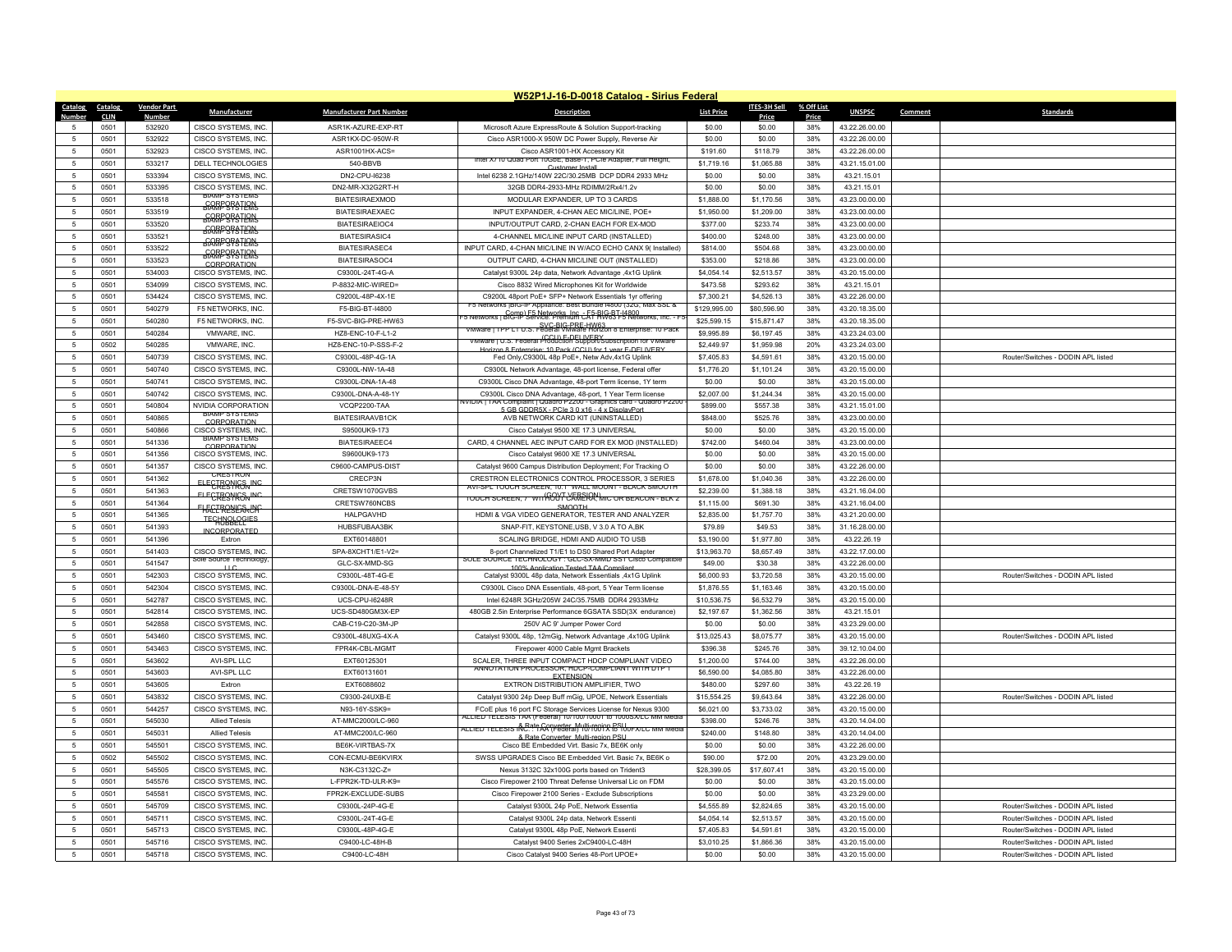## W52P1J-16-D-0018 Catalog - Sirius Federal

| Catalog Number | Catalog CLIN | Vendor Part Number | Manufacturer | Manufacturer Part Number | Description | List Price | ITES-3H Sell Price | % Off List Price | UNSPSC | Comment | Standards |
|---|---|---|---|---|---|---|---|---|---|---|---|
| 5 | 0501 | 532920 | CISCO SYSTEMS, INC. | ASR1K-AZURE-EXP-RT | Microsoft Azure ExpressRoute & Solution Support-tracking | $0.00 | $0.00 | 38% | 43.22.26.00.00 | | |
| 5 | 0501 | 532922 | CISCO SYSTEMS, INC. | ASR1KX-DC-950W-R | Cisco ASR1000-X 950W DC Power Supply, Reverse Air | $0.00 | $0.00 | 38% | 43.22.26.00.00 | | |
| 5 | 0501 | 532923 | CISCO SYSTEMS, INC. | ASR1001HX-ACS= | Cisco ASR1001-HX Accessory Kit | $191.60 | $118.79 | 38% | 43.22.26.00.00 | | |
| 5 | 0501 | 533217 | DELL TECHNOLOGIES | 540-BBVB | Intel X710 Quad Port 10GbE, Base-T, PCIe Adapter, Full Height, Customer Install | $1,719.16 | $1,065.88 | 38% | 43.21.15.01.00 | | |
| 5 | 0501 | 533394 | CISCO SYSTEMS, INC. | DN2-CPU-I6238 | Intel 6238 2.1GHz/140W 22C/30.25MB DCP DDR4 2933 MHz | $0.00 | $0.00 | 38% | 43.21.15.01 | | |
| 5 | 0501 | 533395 | CISCO SYSTEMS, INC. | DN2-MR-X32G2RT-H | 32GB DDR4-2933-MHz RDIMM/2Rx4/1.2v | $0.00 | $0.00 | 38% | 43.21.15.01 | | |
| 5 | 0501 | 533518 | BIAMP SYSTEMS CORPORATION | BIATESIRAEXMOD | MODULAR EXPANDER, UP TO 3 CARDS | $1,888.00 | $1,170.56 | 38% | 43.23.00.00.00 | | |
| 5 | 0501 | 533519 | BIAMP SYSTEMS CORPORATION | BIATESIRAEXAEC | INPUT EXPANDER, 4-CHAN AEC MIC/LINE, POE+ | $1,950.00 | $1,209.00 | 38% | 43.23.00.00.00 | | |
| 5 | 0501 | 533520 | BIAMP SYSTEMS CORPORATION | BIATESIRAEIOC4 | INPUT/OUTPUT CARD, 2-CHAN EACH FOR EX-MOD | $377.00 | $233.74 | 38% | 43.23.00.00.00 | | |
| 5 | 0501 | 533521 | BIAMP SYSTEMS CORPORATION | BIATESIRASIC4 | 4-CHANNEL MIC/LINE INPUT CARD (INSTALLED) | $400.00 | $248.00 | 38% | 43.23.00.00.00 | | |
| 5 | 0501 | 533522 | BIAMP SYSTEMS CORPORATION | BIATESIRASEC4 | INPUT CARD, 4-CHAN MIC/LINE IN W/ACO ECHO CANX 9( Installed) | $814.00 | $504.68 | 38% | 43.23.00.00.00 | | |
| 5 | 0501 | 533523 | BIAMP SYSTEMS CORPORATION | BIATESIRASOC4 | OUTPUT CARD, 4-CHAN MIC/LINE OUT (INSTALLED) | $353.00 | $218.86 | 38% | 43.23.00.00.00 | | |
| 5 | 0501 | 534003 | CISCO SYSTEMS, INC. | C9300L-24T-4G-A | Catalyst 9300L 24p data, Network Advantage ,4x1G Uplink | $4,054.14 | $2,513.57 | 38% | 43.20.15.00.00 | | |
| 5 | 0501 | 534099 | CISCO SYSTEMS, INC. | P-8832-MIC-WIRED= | Cisco 8832 Wired Microphones Kit for Worldwide | $473.58 | $293.62 | 38% | 43.21.15.01 | | |
| 5 | 0501 | 534424 | CISCO SYSTEMS, INC. | C9200L-48P-4X-1E | C9200L 48port PoE+ SFP+ Network Essentials 1yr offering | $7,300.21 | $4,526.13 | 38% | 43.22.26.00.00 | | |
| 5 | 0501 | 540279 | F5 NETWORKS, INC. | F5-BIG-BT-I4800 | F5 Networks \|BIG-IP Appliance: Best Bundle I4800 (32G, Max SSL & Comp) F5 Networks, Inc. - F5-BIG-BT-I4800 | $129,995.00 | $80,596.90 | 38% | 43.20.18.35.00 | | |
| 5 | 0501 | 540280 | F5 NETWORKS, INC. | F5-SVC-BIG-PRE-HW63 | F5 Networks \|BIG-IP Service: Premium CAT HW63 F5 Networks, Inc. - F5-SVC-BIG-PRE-HW63 | $25,599.15 | $15,871.47 | 38% | 43.20.18.35.00 | | |
| 5 | 0501 | 540284 | VMWARE, INC. | HZ8-ENC-10-F-L1-2 | VMware \| TPP L1 U.S. Federal VMware Horizon 8 Enterprise: 10 Pack (CCU) E-DELIVERY | $9,995.89 | $6,197.45 | 38% | 43.23.24.03.00 | | |
| 5 | 0502 | 540285 | VMWARE, INC. | HZ8-ENC-10-P-SSS-F-2 | VMware \| U.S. Federal Production Support/Subscription for VMware Horizon 8 Enterprise: 10 Pack (CCU) for 1 year E-DELIVERY | $2,449.97 | $1,959.98 | 20% | 43.23.24.03.00 | | |
| 5 | 0501 | 540739 | CISCO SYSTEMS, INC. | C9300L-48P-4G-1A | Fed Only,C9300L 48p PoE+, Netw Adv,4x1G Uplink | $7,405.83 | $4,591.61 | 38% | 43.20.15.00.00 | | Router/Switches - DODIN APL listed |
| 5 | 0501 | 540740 | CISCO SYSTEMS, INC. | C9300L-NW-1A-48 | C9300L Network Advantage, 48-port license, Federal offer | $1,776.20 | $1,101.24 | 38% | 43.20.15.00.00 | | |
| 5 | 0501 | 540741 | CISCO SYSTEMS, INC. | C9300L-DNA-1A-48 | C9300L Cisco DNA Advantage, 48-port Term license, 1Y term | $0.00 | $0.00 | 38% | 43.20.15.00.00 | | |
| 5 | 0501 | 540742 | CISCO SYSTEMS, INC. | C9300L-DNA-A-48-1Y | C9300L Cisco DNA Advantage, 48-port, 1 Year Term license | $2,007.00 | $1,244.34 | 38% | 43.20.15.00.00 | | |
| 5 | 0501 | 540804 | NVIDIA CORPORATION | VCQP2200-TAA | NVIDIA \| TAA Compliant \| Quadro P2200 - Graphics card - Quadro P2200 - 5 GB GDDR5X - PCIe 3.0 x16 - 4 x DisplayPort | $899.00 | $557.38 | 38% | 43.21.15.01.00 | | |
| 5 | 0501 | 540865 | BIAMP SYSTEMS CORPORATION | BIATESIRAAVB1CK | AVB NETWORK CARD KIT (UNINSTALLED) | $848.00 | $525.76 | 38% | 43.23.00.00.00 | | |
| 5 | 0501 | 540866 | CISCO SYSTEMS, INC. | S9500UK9-173 | Cisco Catalyst 9500 XE 17.3 UNIVERSAL | $0.00 | $0.00 | 38% | 43.20.15.00.00 | | |
| 5 | 0501 | 541336 | BIAMP SYSTEMS CORPORATION | BIATESIRAEEC4 | CARD, 4 CHANNEL AEC INPUT CARD FOR EX MOD (INSTALLED) | $742.00 | $460.04 | 38% | 43.23.00.00.00 | | |
| 5 | 0501 | 541356 | CISCO SYSTEMS, INC. | S9600UK9-173 | Cisco Catalyst 9600 XE 17.3 UNIVERSAL | $0.00 | $0.00 | 38% | 43.20.15.00.00 | | |
| 5 | 0501 | 541357 | CISCO SYSTEMS, INC. | C9600-CAMPUS-DIST | Catalyst 9600 Campus Distribution Deployment; For Tracking O | $0.00 | $0.00 | 38% | 43.22.26.00.00 | | |
| 5 | 0501 | 541362 | CRESTRON ELECTRONICS, INC | CRECP3N | CRESTRON ELECTRONICS CONTROL PROCESSOR, 3 SERIES | $1,678.00 | $1,040.36 | 38% | 43.22.26.00.00 | | |
| 5 | 0501 | 541363 | CRESTRON ELECTRONICS, INC | CRETSW1070GVBS | AVI-SPL TOUCH SCREEN, 10.1" WALL MOUNT - BLACK SMOOTH (GOVT VERSION) | $2,239.00 | $1,388.18 | 38% | 43.21.16.04.00 | | |
| 5 | 0501 | 541364 | CRESTRON ELECTRONICS, INC | CRETSW760NCBS | TOUCH SCREEN, 7" WITHOUT CAMERA, MIC OR BEACON - BLK 2 SMOOTH | $1,115.00 | $691.30 | 38% | 43.21.16.04.00 | | |
| 5 | 0501 | 541365 | HALL RESEARCH TECHNOLOGIES | HALPGAVHD | HDMI & VGA VIDEO GENERATOR, TESTER AND ANALYZER | $2,835.00 | $1,757.70 | 38% | 43.21.20.00.00 | | |
| 5 | 0501 | 541393 | HUBBELL INCORPORATED | HUBSFUBAA3BK | SNAP-FIT, KEYSTONE,USB, V 3.0 A TO A,BK | $79.89 | $49.53 | 38% | 31.16.28.00.00 | | |
| 5 | 0501 | 541396 | Extron | EXT60148801 | SCALING BRIDGE, HDMI AND AUDIO TO USB | $3,190.00 | $1,977.80 | 38% | 43.22.26.19 | | |
| 5 | 0501 | 541403 | CISCO SYSTEMS, INC. | SPA-8XCHT1/E1-V2= | 8-port Channelized T1/E1 to DS0 Shared Port Adapter | $13,963.70 | $8,657.49 | 38% | 43.22.17.00.00 | | |
| 5 | 0501 | 541547 | Sole Source Technology, LLC | GLC-SX-MMD-SG | SOLE SOURCE TECHNOLOGY : GLC-SX-MMD SST Cisco Compatible 100% Application Tested TAA Compliant | $49.00 | $30.38 | 38% | 43.22.26.00.00 | | |
| 5 | 0501 | 542303 | CISCO SYSTEMS, INC. | C9300L-48T-4G-E | Catalyst 9300L 48p data, Network Essentials ,4x1G Uplink | $6,000.93 | $3,720.58 | 38% | 43.20.15.00.00 | | Router/Switches - DODIN APL listed |
| 5 | 0501 | 542304 | CISCO SYSTEMS, INC. | C9300L-DNA-E-48-5Y | C9300L Cisco DNA Essentials, 48-port, 5 Year Term license | $1,876.55 | $1,163.46 | 38% | 43.20.15.00.00 | | |
| 5 | 0501 | 542787 | CISCO SYSTEMS, INC. | UCS-CPU-I6248R | Intel 6248R 3GHz/205W 24C/35.75MB DDR4 2933MHz | $10,536.75 | $6,532.79 | 38% | 43.20.15.00.00 | | |
| 5 | 0501 | 542814 | CISCO SYSTEMS, INC. | UCS-SD480GM3X-EP | 480GB 2.5in Enterprise Performance 6GSATA SSD(3X endurance) | $2,197.67 | $1,362.56 | 38% | 43.21.15.01 | | |
| 5 | 0501 | 542858 | CISCO SYSTEMS, INC. | CAB-C19-C20-3M-JP | 250V AC 9' Jumper Power Cord | $0.00 | $0.00 | 38% | 43.23.29.00.00 | | |
| 5 | 0501 | 543460 | CISCO SYSTEMS, INC. | C9300L-48UXG-4X-A | Catalyst 9300L 48p, 12mGig, Network Advantage ,4x10G Uplink | $13,025.43 | $8,075.77 | 38% | 43.20.15.00.00 | | Router/Switches - DODIN APL listed |
| 5 | 0501 | 543463 | CISCO SYSTEMS, INC. | FPR4K-CBL-MGMT | Firepower 4000 Cable Mgmt Brackets | $396.38 | $245.76 | 38% | 39.12.10.04.00 | | |
| 5 | 0501 | 543602 | AVI-SPL LLC | EXT60125301 | SCALER, THREE INPUT COMPACT HDCP COMPLIANT VIDEO | $1,200.00 | $744.00 | 38% | 43.22.26.00.00 | | |
| 5 | 0501 | 543603 | AVI-SPL LLC | EXT60131601 | ANNOTATION PROCESSOR, HDCP-COMPLIANT WITH DTP T EXTENSION | $6,590.00 | $4,085.80 | 38% | 43.22.26.00.00 | | |
| 5 | 0501 | 543605 | Extron | EXT6088602 | EXTRON DISTRIBUTION AMPLIFIER, TWO | $480.00 | $297.60 | 38% | 43.22.26.19 | | |
| 5 | 0501 | 543832 | CISCO SYSTEMS, INC. | C9300-24UXB-E | Catalyst 9300 24p Deep Buff mGig, UPOE, Network Essentials | $15,554.25 | $9,643.64 | 38% | 43.22.26.00.00 | | Router/Switches - DODIN APL listed |
| 5 | 0501 | 544257 | CISCO SYSTEMS, INC. | N93-16Y-SSK9= | FCoE plus 16 port FC Storage Services License for Nexus 9300 | $6,021.00 | $3,733.02 | 38% | 43.20.15.00.00 | | |
| 5 | 0501 | 545030 | Allied Telesis | AT-MMC2000/LC-960 | ALLIED TELESIS TAA (Federal) 10/100/1000T to 1000SX/LC MM Media & Rate Converter, Multi-region PSU | $398.00 | $246.76 | 38% | 43.20.14.04.00 | | |
| 5 | 0501 | 545031 | Allied Telesis | AT-MMC200/LC-960 | ALLIED TELESIS INC. : TAA (Federal) 10/100TX to 100FX/LC MM Media & Rate Converter, Multi-region PSU | $240.00 | $148.80 | 38% | 43.20.14.04.00 | | |
| 5 | 0501 | 545501 | CISCO SYSTEMS, INC. | BE6K-VIRTBAS-7X | Cisco BE Embedded Virt. Basic 7x, BE6K only | $0.00 | $0.00 | 38% | 43.22.26.00.00 | | |
| 5 | 0502 | 545502 | CISCO SYSTEMS, INC. | CON-ECMU-BE6KVIRX | SWSS UPGRADES Cisco BE Embedded Virt. Basic 7x, BE6K o | $90.00 | $72.00 | 20% | 43.23.29.00.00 | | |
| 5 | 0501 | 545505 | CISCO SYSTEMS, INC. | N3K-C3132C-Z= | Nexus 3132C 32x100G ports based on Trident3 | $28,399.05 | $17,607.41 | 38% | 43.20.15.00.00 | | |
| 5 | 0501 | 545576 | CISCO SYSTEMS, INC. | L-FPR2K-TD-ULR-K9= | Cisco Firepower 2100 Threat Defense Universal Lic on FDM | $0.00 | $0.00 | 38% | 43.20.15.00.00 | | |
| 5 | 0501 | 545581 | CISCO SYSTEMS, INC. | FPR2K-EXCLUDE-SUBS | Cisco Firepower 2100 Series - Exclude Subscriptions | $0.00 | $0.00 | 38% | 43.23.29.00.00 | | |
| 5 | 0501 | 545709 | CISCO SYSTEMS, INC. | C9300L-24P-4G-E | Catalyst 9300L 24p PoE, Network Essentia | $4,555.89 | $2,824.65 | 38% | 43.20.15.00.00 | | Router/Switches - DODIN APL listed |
| 5 | 0501 | 545711 | CISCO SYSTEMS, INC. | C9300L-24T-4G-E | Catalyst 9300L 24p data, Network Essenti | $4,054.14 | $2,513.57 | 38% | 43.20.15.00.00 | | Router/Switches - DODIN APL listed |
| 5 | 0501 | 545713 | CISCO SYSTEMS, INC. | C9300L-48P-4G-E | Catalyst 9300L 48p PoE, Network Essenti | $7,405.83 | $4,591.61 | 38% | 43.20.15.00.00 | | Router/Switches - DODIN APL listed |
| 5 | 0501 | 545716 | CISCO SYSTEMS, INC. | C9400-LC-48H-B | Catalyst 9400 Series 2xC9400-LC-48H | $3,010.25 | $1,866.36 | 38% | 43.20.15.00.00 | | Router/Switches - DODIN APL listed |
| 5 | 0501 | 545718 | CISCO SYSTEMS, INC. | C9400-LC-48H | Cisco Catalyst 9400 Series 48-Port UPOE+ | $0.00 | $0.00 | 38% | 43.20.15.00.00 | | Router/Switches - DODIN APL listed |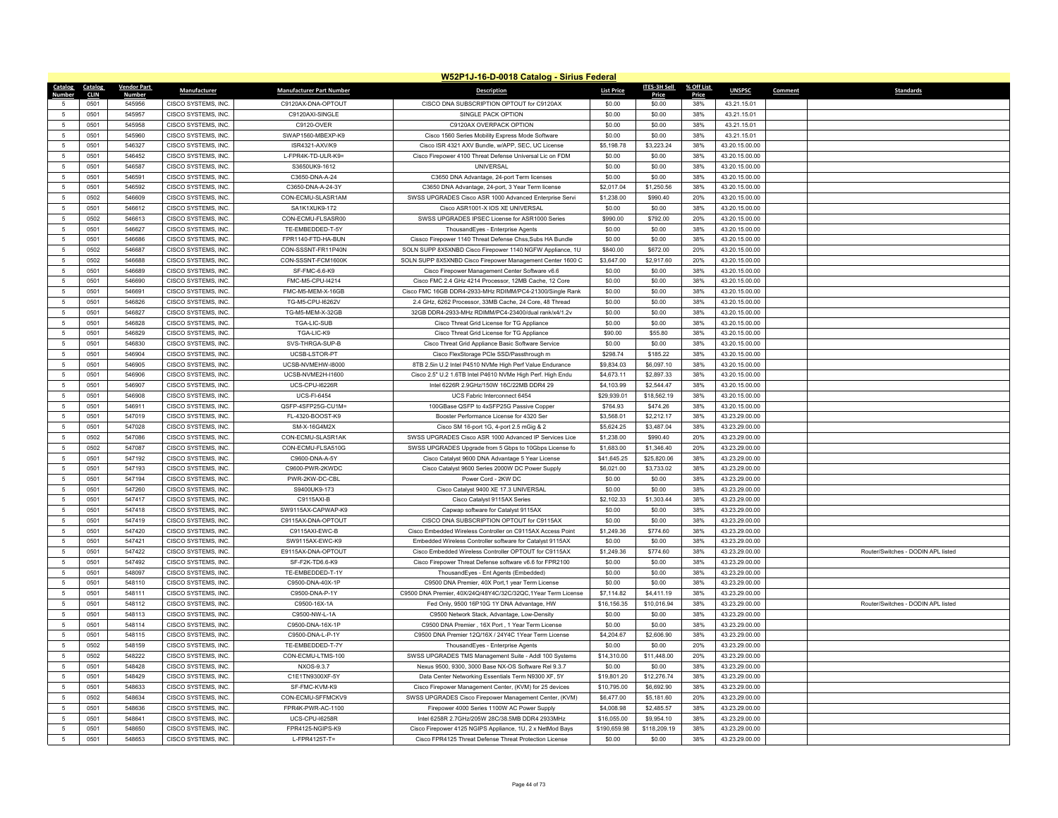# W52P1J-16-D-0018 Catalog - Sirius Federal

| Catalog Number | Catalog CLIN | Vendor Part Number | Manufacturer | Manufacturer Part Number | Description | List Price | ITES-3H Sell Price | % Off List Price | UNSPSC | Comment | Standards |
|---|---|---|---|---|---|---|---|---|---|---|---|
| 5 | 0501 | 545956 | CISCO SYSTEMS, INC. | C9120AX-DNA-OPTOUT | CISCO DNA SUBSCRIPTION OPTOUT for C9120AX | $0.00 | $0.00 | 38% | 43.21.15.01 | | |
| 5 | 0501 | 545957 | CISCO SYSTEMS, INC. | C9120AXI-SINGLE | SINGLE PACK OPTION | $0.00 | $0.00 | 38% | 43.21.15.01 | | |
| 5 | 0501 | 545958 | CISCO SYSTEMS, INC. | C9120-OVER | C9120AX OVERPACK OPTION | $0.00 | $0.00 | 38% | 43.21.15.01 | | |
| 5 | 0501 | 545960 | CISCO SYSTEMS, INC. | SWAP1560-MBEXP-K9 | Cisco 1560 Series Mobility Express Mode Software | $0.00 | $0.00 | 38% | 43.21.15.01 | | |
| 5 | 0501 | 546327 | CISCO SYSTEMS, INC. | ISR4321-AXV/K9 | Cisco ISR 4321 AXV Bundle, w/APP, SEC, UC License | $5,198.78 | $3,223.24 | 38% | 43.20.15.00.00 | | |
| 5 | 0501 | 546452 | CISCO SYSTEMS, INC. | L-FPR4K-TD-ULR-K9= | Cisco Firepower 4100 Threat Defense Universal Lic on FDM | $0.00 | $0.00 | 38% | 43.20.15.00.00 | | |
| 5 | 0501 | 546587 | CISCO SYSTEMS, INC. | S3650UK9-1612 | UNIVERSAL | $0.00 | $0.00 | 38% | 43.20.15.00.00 | | |
| 5 | 0501 | 546591 | CISCO SYSTEMS, INC. | C3650-DNA-A-24 | C3650 DNA Advantage, 24-port Term licenses | $0.00 | $0.00 | 38% | 43.20.15.00.00 | | |
| 5 | 0501 | 546592 | CISCO SYSTEMS, INC. | C3650-DNA-A-24-3Y | C3650 DNA Advantage, 24-port, 3 Year Term license | $2,017.04 | $1,250.56 | 38% | 43.20.15.00.00 | | |
| 5 | 0502 | 546609 | CISCO SYSTEMS, INC. | CON-ECMU-SLASR1AM | SWSS UPGRADES Cisco ASR 1000 Advanced Enterprise Servi | $1,238.00 | $990.40 | 20% | 43.20.15.00.00 | | |
| 5 | 0501 | 546612 | CISCO SYSTEMS, INC. | SA1K1XUK9-172 | Cisco ASR1001-X IOS XE UNIVERSAL | $0.00 | $0.00 | 38% | 43.20.15.00.00 | | |
| 5 | 0502 | 546613 | CISCO SYSTEMS, INC. | CON-ECMU-FLSASR00 | SWSS UPGRADES IPSEC License for ASR1000 Series | $990.00 | $792.00 | 20% | 43.20.15.00.00 | | |
| 5 | 0501 | 546627 | CISCO SYSTEMS, INC. | TE-EMBEDDED-T-5Y | ThousandEyes - Enterprise Agents | $0.00 | $0.00 | 38% | 43.20.15.00.00 | | |
| 5 | 0501 | 546686 | CISCO SYSTEMS, INC. | FPR1140-FTD-HA-BUN | Cisco Firepower 1140 Threat Defense Chss,Subs HA Bundle | $0.00 | $0.00 | 38% | 43.20.15.00.00 | | |
| 5 | 0502 | 546687 | CISCO SYSTEMS, INC. | CON-SSSNT-FR11P40N | SOLN SUPP 8X5XNBD Cisco Firepower 1140 NGFW Appliance, 1U | $840.00 | $672.00 | 20% | 43.20.15.00.00 | | |
| 5 | 0502 | 546688 | CISCO SYSTEMS, INC. | CON-SSSNT-FCM1600K | SOLN SUPP 8X5XNBD Cisco Firepower Management Center 1600 C | $3,647.00 | $2,917.60 | 20% | 43.20.15.00.00 | | |
| 5 | 0501 | 546689 | CISCO SYSTEMS, INC. | SF-FMC-6.6-K9 | Cisco Firepower Management Center Software v6.6 | $0.00 | $0.00 | 38% | 43.20.15.00.00 | | |
| 5 | 0501 | 546690 | CISCO SYSTEMS, INC. | FMC-M5-CPU-I4214 | Cisco FMC 2.4 GHz 4214 Processor, 12MB Cache, 12 Core | $0.00 | $0.00 | 38% | 43.20.15.00.00 | | |
| 5 | 0501 | 546691 | CISCO SYSTEMS, INC. | FMC-M5-MEM-X-16GB | Cisco FMC 16GB DDR4-2933-MHz RDIMM/PC4-21300/Single Rank | $0.00 | $0.00 | 38% | 43.20.15.00.00 | | |
| 5 | 0501 | 546826 | CISCO SYSTEMS, INC. | TG-M5-CPU-I6262V | 2.4 GHz, 6262 Processor, 33MB Cache, 24 Core, 48 Thread | $0.00 | $0.00 | 38% | 43.20.15.00.00 | | |
| 5 | 0501 | 546827 | CISCO SYSTEMS, INC. | TG-M5-MEM-X-32GB | 32GB DDR4-2933-MHz RDIMM/PC4-23400/dual rank/x4/1.2v | $0.00 | $0.00 | 38% | 43.20.15.00.00 | | |
| 5 | 0501 | 546828 | CISCO SYSTEMS, INC. | TGA-LIC-SUB | Cisco Threat Grid License for TG Appliance | $0.00 | $0.00 | 38% | 43.20.15.00.00 | | |
| 5 | 0501 | 546829 | CISCO SYSTEMS, INC. | TGA-LIC-K9 | Cisco Threat Grid License for TG Appliance | $90.00 | $55.80 | 38% | 43.20.15.00.00 | | |
| 5 | 0501 | 546830 | CISCO SYSTEMS, INC. | SVS-THRGA-SUP-B | Cisco Threat Grid Appliance Basic Software Service | $0.00 | $0.00 | 38% | 43.20.15.00.00 | | |
| 5 | 0501 | 546904 | CISCO SYSTEMS, INC. | UCSB-LSTOR-PT | Cisco FlexStorage PCIe SSD/Passthrough m | $298.74 | $185.22 | 38% | 43.20.15.00.00 | | |
| 5 | 0501 | 546905 | CISCO SYSTEMS, INC. | UCSB-NVMEHW-I8000 | 8TB 2.5in U.2 Intel P4510 NVMe High Perf Value Endurance | $9,834.03 | $6,097.10 | 38% | 43.20.15.00.00 | | |
| 5 | 0501 | 546906 | CISCO SYSTEMS, INC. | UCSB-NVME2H-I1600 | Cisco 2.5" U.2 1.6TB Intel P4610 NVMe High Perf. High Endu | $4,673.11 | $2,897.33 | 38% | 43.20.15.00.00 | | |
| 5 | 0501 | 546907 | CISCO SYSTEMS, INC. | UCS-CPU-I6226R | Intel 6226R 2.9GHz/150W 16C/22MB DDR4 29 | $4,103.99 | $2,544.47 | 38% | 43.20.15.00.00 | | |
| 5 | 0501 | 546908 | CISCO SYSTEMS, INC. | UCS-FI-6454 | UCS Fabric Interconnect 6454 | $29,939.01 | $18,562.19 | 38% | 43.20.15.00.00 | | |
| 5 | 0501 | 546911 | CISCO SYSTEMS, INC. | QSFP-4SFP25G-CU1M= | 100GBase QSFP to 4xSFP25G Passive Copper | $764.93 | $474.26 | 38% | 43.20.15.00.00 | | |
| 5 | 0501 | 547019 | CISCO SYSTEMS, INC. | FL-4320-BOOST-K9 | Booster Performance License for 4320 Ser | $3,568.01 | $2,212.17 | 38% | 43.23.29.00.00 | | |
| 5 | 0501 | 547028 | CISCO SYSTEMS, INC. | SM-X-16G4M2X | Cisco SM 16-port 1G, 4-port 2.5 mGig & 2 | $5,624.25 | $3,487.04 | 38% | 43.23.29.00.00 | | |
| 5 | 0502 | 547086 | CISCO SYSTEMS, INC. | CON-ECMU-SLASR1AK | SWSS UPGRADES Cisco ASR 1000 Advanced IP Services Lice | $1,238.00 | $990.40 | 20% | 43.23.29.00.00 | | |
| 5 | 0502 | 547087 | CISCO SYSTEMS, INC. | CON-ECMU-FLSA510G | SWSS UPGRADES Upgrade from 5 Gbps to 10Gbps License fo | $1,683.00 | $1,346.40 | 20% | 43.23.29.00.00 | | |
| 5 | 0501 | 547192 | CISCO SYSTEMS, INC. | C9600-DNA-A-5Y | Cisco Catalyst 9600 DNA Advantage 5 Year License | $41,645.25 | $25,820.06 | 38% | 43.23.29.00.00 | | |
| 5 | 0501 | 547193 | CISCO SYSTEMS, INC. | C9600-PWR-2KWDC | Cisco Catalyst 9600 Series 2000W DC Power Supply | $6,021.00 | $3,733.02 | 38% | 43.23.29.00.00 | | |
| 5 | 0501 | 547194 | CISCO SYSTEMS, INC. | PWR-2KW-DC-CBL | Power Cord - 2KW DC | $0.00 | $0.00 | 38% | 43.23.29.00.00 | | |
| 5 | 0501 | 547260 | CISCO SYSTEMS, INC. | S9400UK9-173 | Cisco Catalyst 9400 XE 17.3 UNIVERSAL | $0.00 | $0.00 | 38% | 43.23.29.00.00 | | |
| 5 | 0501 | 547417 | CISCO SYSTEMS, INC. | C9115AXI-B | Cisco Catalyst 9115AX Series | $2,102.33 | $1,303.44 | 38% | 43.23.29.00.00 | | |
| 5 | 0501 | 547418 | CISCO SYSTEMS, INC. | SW9115AX-CAPWAP-K9 | Capwap software for Catalyst 9115AX | $0.00 | $0.00 | 38% | 43.23.29.00.00 | | |
| 5 | 0501 | 547419 | CISCO SYSTEMS, INC. | C9115AX-DNA-OPTOUT | CISCO DNA SUBSCRIPTION OPTOUT for C9115AX | $0.00 | $0.00 | 38% | 43.23.29.00.00 | | |
| 5 | 0501 | 547420 | CISCO SYSTEMS, INC. | C9115AXI-EWC-B | Cisco Embedded Wireless Controller on C9115AX Access Point | $1,249.36 | $774.60 | 38% | 43.23.29.00.00 | | |
| 5 | 0501 | 547421 | CISCO SYSTEMS, INC. | SW9115AX-EWC-K9 | Embedded Wireless Controller software for Catalyst 9115AX | $0.00 | $0.00 | 38% | 43.23.29.00.00 | | |
| 5 | 0501 | 547422 | CISCO SYSTEMS, INC. | E9115AX-DNA-OPTOUT | Cisco Embedded Wireless Controller OPTOUT for C9115AX | $1,249.36 | $774.60 | 38% | 43.23.29.00.00 | | Router/Switches - DODIN APL listed |
| 5 | 0501 | 547492 | CISCO SYSTEMS, INC. | SF-F2K-TD6.6-K9 | Cisco Firepower Threat Defense software v6.6 for FPR2100 | $0.00 | $0.00 | 38% | 43.23.29.00.00 | | |
| 5 | 0501 | 548097 | CISCO SYSTEMS, INC. | TE-EMBEDDED-T-1Y | ThousandEyes - Ent Agents (Embedded) | $0.00 | $0.00 | 38% | 43.23.29.00.00 | | |
| 5 | 0501 | 548110 | CISCO SYSTEMS, INC. | C9500-DNA-40X-1P | C9500 DNA Premier, 40X Port,1 year Term License | $0.00 | $0.00 | 38% | 43.23.29.00.00 | | |
| 5 | 0501 | 548111 | CISCO SYSTEMS, INC. | C9500-DNA-P-1Y | C9500 DNA Premier, 40X/24Q/48Y4C/32C/32QC,1Year Term License | $7,114.82 | $4,411.19 | 38% | 43.23.29.00.00 | | |
| 5 | 0501 | 548112 | CISCO SYSTEMS, INC. | C9500-16X-1A | Fed Only, 9500 16P10G 1Y DNA Advantage, HW | $16,156.35 | $10,016.94 | 38% | 43.23.29.00.00 | | Router/Switches - DODIN APL listed |
| 5 | 0501 | 548113 | CISCO SYSTEMS, INC. | C9500-NW-L-1A | C9500 Network Stack, Advantage, Low-Density | $0.00 | $0.00 | 38% | 43.23.29.00.00 | | |
| 5 | 0501 | 548114 | CISCO SYSTEMS, INC. | C9500-DNA-16X-1P | C9500 DNA Premier , 16X Port , 1 Year Term License | $0.00 | $0.00 | 38% | 43.23.29.00.00 | | |
| 5 | 0501 | 548115 | CISCO SYSTEMS, INC. | C9500-DNA-L-P-1Y | C9500 DNA Premier 12Q/16X / 24Y4C 1Year Term License | $4,204.67 | $2,606.90 | 38% | 43.23.29.00.00 | | |
| 5 | 0502 | 548159 | CISCO SYSTEMS, INC. | TE-EMBEDDED-T-7Y | ThousandEyes - Enterprise Agents | $0.00 | $0.00 | 20% | 43.23.29.00.00 | | |
| 5 | 0502 | 548222 | CISCO SYSTEMS, INC. | CON-ECMU-LTMS-100 | SWSS UPGRADES TMS Management Suite - Addl 100 Systems | $14,310.00 | $11,448.00 | 20% | 43.23.29.00.00 | | |
| 5 | 0501 | 548428 | CISCO SYSTEMS, INC. | NXOS-9.3.7 | Nexus 9500, 9300, 3000 Base NX-OS Software Rel 9.3.7 | $0.00 | $0.00 | 38% | 43.23.29.00.00 | | |
| 5 | 0501 | 548429 | CISCO SYSTEMS, INC. | C1E1TN9300XF-5Y | Data Center Networking Essentials Term N9300 XF, 5Y | $19,801.20 | $12,276.74 | 38% | 43.23.29.00.00 | | |
| 5 | 0501 | 548633 | CISCO SYSTEMS, INC. | SF-FMC-KVM-K9 | Cisco Firepower Management Center, (KVM) for 25 devices | $10,795.00 | $6,692.90 | 38% | 43.23.29.00.00 | | |
| 5 | 0502 | 548634 | CISCO SYSTEMS, INC. | CON-ECMU-SFFMCKV9 | SWSS UPGRADES Cisco Firepower Management Center, (KVM) | $6,477.00 | $5,181.60 | 20% | 43.23.29.00.00 | | |
| 5 | 0501 | 548636 | CISCO SYSTEMS, INC. | FPR4K-PWR-AC-1100 | Firepower 4000 Series 1100W AC Power Supply | $4,008.98 | $2,485.57 | 38% | 43.23.29.00.00 | | |
| 5 | 0501 | 548641 | CISCO SYSTEMS, INC. | UCS-CPU-I6258R | Intel 6258R 2.7GHz/205W 28C/38.5MB DDR4 2933MHz | $16,055.00 | $9,954.10 | 38% | 43.23.29.00.00 | | |
| 5 | 0501 | 548650 | CISCO SYSTEMS, INC. | FPR4125-NGIPS-K9 | Cisco Firepower 4125 NGIPS Appliance, 1U, 2 x NetMod Bays | $190,659.98 | $118,209.19 | 38% | 43.23.29.00.00 | | |
| 5 | 0501 | 548653 | CISCO SYSTEMS, INC. | L-FPR4125T-T= | Cisco FPR4125 Threat Defense Threat Protection License | $0.00 | $0.00 | 38% | 43.23.29.00.00 | | |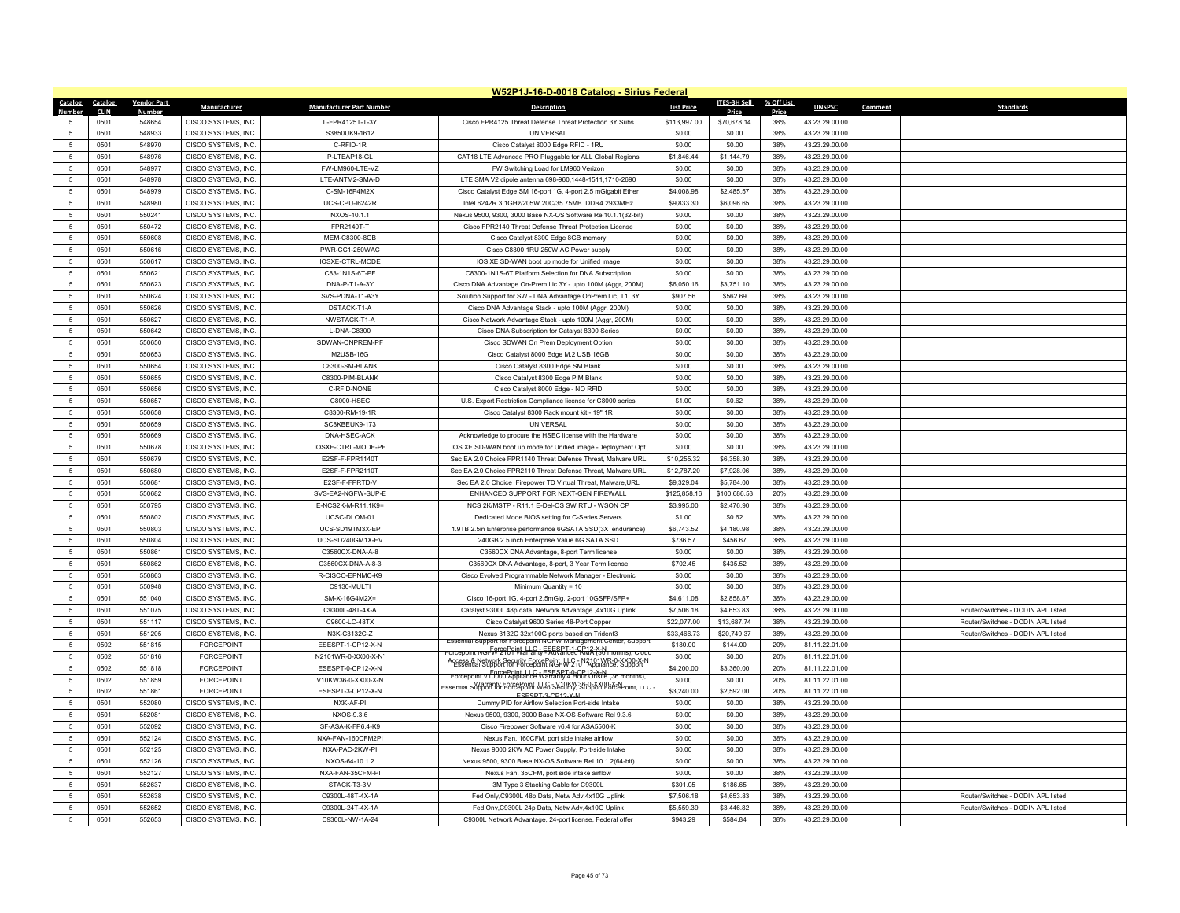# W52P1J-16-D-0018 Catalog - Sirius Federal

| Catalog Number | Catalog CLIN | Vendor Part Number | Manufacturer | Manufacturer Part Number | Description | List Price | ITES-3H Sell Price | % Off List Price | UNSPSC | Comment | Standards |
|---|---|---|---|---|---|---|---|---|---|---|---|
| 5 | 0501 | 548654 | CISCO SYSTEMS, INC. | L-FPR4125T-T-3Y | Cisco FPR4125 Threat Defense Threat Protection 3Y Subs | $113,997.00 | $70,678.14 | 38% | 43.23.29.00.00 | | |
| 5 | 0501 | 548933 | CISCO SYSTEMS, INC. | S3850UK9-1612 | UNIVERSAL | $0.00 | $0.00 | 38% | 43.23.29.00.00 | | |
| 5 | 0501 | 548970 | CISCO SYSTEMS, INC. | C-RFID-1R | Cisco Catalyst 8000 Edge RFID - 1RU | $0.00 | $0.00 | 38% | 43.23.29.00.00 | | |
| 5 | 0501 | 548976 | CISCO SYSTEMS, INC. | P-LTEAP18-GL | CAT18 LTE Advanced PRO Pluggable for ALL Global Regions | $1,846.44 | $1,144.79 | 38% | 43.23.29.00.00 | | |
| 5 | 0501 | 548977 | CISCO SYSTEMS, INC. | FW-LM960-LTE-VZ | FW Switching Load for LM960 Verizon | $0.00 | $0.00 | 38% | 43.23.29.00.00 | | |
| 5 | 0501 | 548978 | CISCO SYSTEMS, INC. | LTE-ANTM2-SMA-D | LTE SMA V2 dipole antenna 698-960,1448-1511,1710-2690 | $0.00 | $0.00 | 38% | 43.23.29.00.00 | | |
| 5 | 0501 | 548979 | CISCO SYSTEMS, INC. | C-SM-16P4M2X | Cisco Catalyst Edge SM 16-port 1G, 4-port 2.5 mGigabit Ether | $4,008.98 | $2,485.57 | 38% | 43.23.29.00.00 | | |
| 5 | 0501 | 548980 | CISCO SYSTEMS, INC. | UCS-CPU-I6242R | Intel 6242R 3.1GHz/205W 20C/35.75MB DDR4 2933MHz | $9,833.30 | $6,096.65 | 38% | 43.23.29.00.00 | | |
| 5 | 0501 | 550241 | CISCO SYSTEMS, INC. | NXOS-10.1.1 | Nexus 9500, 9300, 3000 Base NX-OS Software Rel10.1.1(32-bit) | $0.00 | $0.00 | 38% | 43.23.29.00.00 | | |
| 5 | 0501 | 550472 | CISCO SYSTEMS, INC. | FPR2140T-T | Cisco FPR2140 Threat Defense Threat Protection License | $0.00 | $0.00 | 38% | 43.23.29.00.00 | | |
| 5 | 0501 | 550608 | CISCO SYSTEMS, INC. | MEM-C8300-8GB | Cisco Catalyst 8300 Edge 8GB memory | $0.00 | $0.00 | 38% | 43.23.29.00.00 | | |
| 5 | 0501 | 550616 | CISCO SYSTEMS, INC. | PWR-CC1-250WAC | Cisco C8300 1RU 250W AC Power supply | $0.00 | $0.00 | 38% | 43.23.29.00.00 | | |
| 5 | 0501 | 550617 | CISCO SYSTEMS, INC. | IOSXE-CTRL-MODE | IOS XE SD-WAN boot up mode for Unified image | $0.00 | $0.00 | 38% | 43.23.29.00.00 | | |
| 5 | 0501 | 550621 | CISCO SYSTEMS, INC. | C83-1N1S-6T-PF | C8300-1N1S-6T Platform Selection for DNA Subscription | $0.00 | $0.00 | 38% | 43.23.29.00.00 | | |
| 5 | 0501 | 550623 | CISCO SYSTEMS, INC. | DNA-P-T1-A-3Y | Cisco DNA Advantage On-Prem Lic 3Y - upto 100M (Aggr, 200M) | $6,050.16 | $3,751.10 | 38% | 43.23.29.00.00 | | |
| 5 | 0501 | 550624 | CISCO SYSTEMS, INC. | SVS-PDNA-T1-A3Y | Solution Support for SW - DNA Advantage OnPrem Lic, T1, 3Y | $907.56 | $562.69 | 38% | 43.23.29.00.00 | | |
| 5 | 0501 | 550626 | CISCO SYSTEMS, INC. | DSTACK-T1-A | Cisco DNA Advantage Stack - upto 100M (Aggr, 200M) | $0.00 | $0.00 | 38% | 43.23.29.00.00 | | |
| 5 | 0501 | 550627 | CISCO SYSTEMS, INC. | NWSTACK-T1-A | Cisco Network Advantage Stack - upto 100M (Aggr, 200M) | $0.00 | $0.00 | 38% | 43.23.29.00.00 | | |
| 5 | 0501 | 550642 | CISCO SYSTEMS, INC. | L-DNA-C8300 | Cisco DNA Subscription for Catalyst 8300 Series | $0.00 | $0.00 | 38% | 43.23.29.00.00 | | |
| 5 | 0501 | 550650 | CISCO SYSTEMS, INC. | SDWAN-ONPREM-PF | Cisco SDWAN On Prem Deployment Option | $0.00 | $0.00 | 38% | 43.23.29.00.00 | | |
| 5 | 0501 | 550653 | CISCO SYSTEMS, INC. | M2USB-16G | Cisco Catalyst 8000 Edge M.2 USB 16GB | $0.00 | $0.00 | 38% | 43.23.29.00.00 | | |
| 5 | 0501 | 550654 | CISCO SYSTEMS, INC. | C8300-SM-BLANK | Cisco Catalyst 8300 Edge SM Blank | $0.00 | $0.00 | 38% | 43.23.29.00.00 | | |
| 5 | 0501 | 550655 | CISCO SYSTEMS, INC. | C8300-PIM-BLANK | Cisco Catalyst 8300 Edge PIM Blank | $0.00 | $0.00 | 38% | 43.23.29.00.00 | | |
| 5 | 0501 | 550656 | CISCO SYSTEMS, INC. | C-RFID-NONE | Cisco Catalyst 8000 Edge - NO RFID | $0.00 | $0.00 | 38% | 43.23.29.00.00 | | |
| 5 | 0501 | 550657 | CISCO SYSTEMS, INC. | C8000-HSEC | U.S. Export Restriction Compliance license for C8000 series | $1.00 | $0.62 | 38% | 43.23.29.00.00 | | |
| 5 | 0501 | 550658 | CISCO SYSTEMS, INC. | C8300-RM-19-1R | Cisco Catalyst 8300 Rack mount kit - 19" 1R | $0.00 | $0.00 | 38% | 43.23.29.00.00 | | |
| 5 | 0501 | 550659 | CISCO SYSTEMS, INC. | SC8KBEUK9-173 | UNIVERSAL | $0.00 | $0.00 | 38% | 43.23.29.00.00 | | |
| 5 | 0501 | 550669 | CISCO SYSTEMS, INC. | DNA-HSEC-ACK | Acknowledge to procure the HSEC license with the Hardware | $0.00 | $0.00 | 38% | 43.23.29.00.00 | | |
| 5 | 0501 | 550678 | CISCO SYSTEMS, INC. | IOSXE-CTRL-MODE-PF | IOS XE SD-WAN boot up mode for Unified image -Deployment Opt | $0.00 | $0.00 | 38% | 43.23.29.00.00 | | |
| 5 | 0501 | 550679 | CISCO SYSTEMS, INC. | E2SF-F-FPR1140T | Sec EA 2.0 Choice FPR1140 Threat Defense Threat, Malware,URL | $10,255.32 | $6,358.30 | 38% | 43.23.29.00.00 | | |
| 5 | 0501 | 550680 | CISCO SYSTEMS, INC. | E2SF-F-FPR2110T | Sec EA 2.0 Choice FPR2110 Threat Defense Threat, Malware,URL | $12,787.20 | $7,928.06 | 38% | 43.23.29.00.00 | | |
| 5 | 0501 | 550681 | CISCO SYSTEMS, INC. | E2SF-F-FPRTD-V | Sec EA 2.0 Choice Firepower TD Virtual Threat, Malware,URL | $9,329.04 | $5,784.00 | 38% | 43.23.29.00.00 | | |
| 5 | 0501 | 550682 | CISCO SYSTEMS, INC. | SVS-EA2-NGFW-SUP-E | ENHANCED SUPPORT FOR NEXT-GEN FIREWALL | $125,858.16 | $100,686.53 | 20% | 43.23.29.00.00 | | |
| 5 | 0501 | 550795 | CISCO SYSTEMS, INC. | E-NCS2K-M-R11.1K9= | NCS 2K/MSTP - R11.1 E-Del-OS SW RTU - WSON CP | $3,995.00 | $2,476.90 | 38% | 43.23.29.00.00 | | |
| 5 | 0501 | 550802 | CISCO SYSTEMS, INC. | UCSC-DLOM-01 | Dedicated Mode BIOS setting for C-Series Servers | $1.00 | $0.62 | 38% | 43.23.29.00.00 | | |
| 5 | 0501 | 550803 | CISCO SYSTEMS, INC. | UCS-SD19TM3X-EP | 1.9TB 2.5in Enterprise performance 6GSATA SSD(3X endurance) | $6,743.52 | $4,180.98 | 38% | 43.23.29.00.00 | | |
| 5 | 0501 | 550804 | CISCO SYSTEMS, INC. | UCS-SD240GM1X-EV | 240GB 2.5 inch Enterprise Value 6G SATA SSD | $736.57 | $456.67 | 38% | 43.23.29.00.00 | | |
| 5 | 0501 | 550861 | CISCO SYSTEMS, INC. | C3560CX-DNA-A-8 | C3560CX DNA Advantage, 8-port Term license | $0.00 | $0.00 | 38% | 43.23.29.00.00 | | |
| 5 | 0501 | 550862 | CISCO SYSTEMS, INC. | C3560CX-DNA-A-8-3 | C3560CX DNA Advantage, 8-port, 3 Year Term license | $702.45 | $435.52 | 38% | 43.23.29.00.00 | | |
| 5 | 0501 | 550863 | CISCO SYSTEMS, INC. | R-CISCO-EPNMC-K9 | Cisco Evolved Programmable Network Manager - Electronic | $0.00 | $0.00 | 38% | 43.23.29.00.00 | | |
| 5 | 0501 | 550948 | CISCO SYSTEMS, INC. | C9130-MULTI | Minimum Quantity = 10 | $0.00 | $0.00 | 38% | 43.23.29.00.00 | | |
| 5 | 0501 | 551040 | CISCO SYSTEMS, INC. | SM-X-16G4M2X= | Cisco 16-port 1G, 4-port 2.5mGig, 2-port 10GSFP/SFP+ | $4,611.08 | $2,858.87 | 38% | 43.23.29.00.00 | | |
| 5 | 0501 | 551075 | CISCO SYSTEMS, INC. | C9300L-48T-4X-A | Catalyst 9300L 48p data, Network Advantage ,4x10G Uplink | $7,506.18 | $4,653.83 | 38% | 43.23.29.00.00 | | Router/Switches - DODIN APL listed |
| 5 | 0501 | 551117 | CISCO SYSTEMS, INC. | C9600-LC-48TX | Cisco Catalyst 9600 Series 48-Port Copper | $22,077.00 | $13,687.74 | 38% | 43.23.29.00.00 | | Router/Switches - DODIN APL listed |
| 5 | 0501 | 551205 | CISCO SYSTEMS, INC. | N3K-C3132C-Z | Nexus 3132C 32x100G ports based on Trident3 | $33,466.73 | $20,749.37 | 38% | 43.23.29.00.00 | | Router/Switches - DODIN APL listed |
| 5 | 0502 | 551815 | FORCEPOINT | ESESPT-1-CP12-X-N | Essential Support for Forcepoint NGFW Management Center, Support ForcePoint, LLC - ESESPT-1-CP12-X-N | $180.00 | $144.00 | 20% | 81.11.22.01.00 | | |
| 5 | 0502 | 551816 | FORCEPOINT | N2101WR-0-XX00-X-N | Forcepoint NGFW 2101 Warranty - Advanced RMA (36 months), Cloud Access & Network Security ForcePoint, LLC - N2101WR-0-XX00-X-N | $0.00 | $0.00 | 20% | 81.11.22.01.00 | | |
| 5 | 0502 | 551818 | FORCEPOINT | ESESPT-0-CP12-X-N | Essential Support for Forcepoint NGFW 2101 Appliance, Support ForcePoint, LLC - ESESPT-0-CP12-X-N | $4,200.00 | $3,360.00 | 20% | 81.11.22.01.00 | | |
| 5 | 0502 | 551859 | FORCEPOINT | V10KW36-0-XX00-X-N | Forcepoint V10000 Appliance Warranty 4 Hour Onsite (36 months), Warranty ForcePoint, LLC - V10KW36-0-XX00-X-N | $0.00 | $0.00 | 20% | 81.11.22.01.00 | | |
| 5 | 0502 | 551861 | FORCEPOINT | ESESPT-3-CP12-X-N | Essential Support for Forcepoint Web Security, Support ForcePoint, LLC - ESESPT-3-CP12-X-N | $3,240.00 | $2,592.00 | 20% | 81.11.22.01.00 | | |
| 5 | 0501 | 552080 | CISCO SYSTEMS, INC. | NXK-AF-PI | Dummy PID for Airflow Selection Port-side Intake | $0.00 | $0.00 | 38% | 43.23.29.00.00 | | |
| 5 | 0501 | 552081 | CISCO SYSTEMS, INC. | NXOS-9.3.6 | Nexus 9500, 9300, 3000 Base NX-OS Software Rel 9.3.6 | $0.00 | $0.00 | 38% | 43.23.29.00.00 | | |
| 5 | 0501 | 552092 | CISCO SYSTEMS, INC. | SF-ASA-K-FP6.4-K9 | Cisco Firepower Software v6.4 for ASA5500-K | $0.00 | $0.00 | 38% | 43.23.29.00.00 | | |
| 5 | 0501 | 552124 | CISCO SYSTEMS, INC. | NXA-FAN-160CFM2PI | Nexus Fan, 160CFM, port side intake airflow | $0.00 | $0.00 | 38% | 43.23.29.00.00 | | |
| 5 | 0501 | 552125 | CISCO SYSTEMS, INC. | NXA-PAC-2KW-PI | Nexus 9000 2KW AC Power Supply, Port-side Intake | $0.00 | $0.00 | 38% | 43.23.29.00.00 | | |
| 5 | 0501 | 552126 | CISCO SYSTEMS, INC. | NXOS-64-10.1.2 | Nexus 9500, 9300 Base NX-OS Software Rel 10.1.2(64-bit) | $0.00 | $0.00 | 38% | 43.23.29.00.00 | | |
| 5 | 0501 | 552127 | CISCO SYSTEMS, INC. | NXA-FAN-35CFM-PI | Nexus Fan, 35CFM, port side intake airflow | $0.00 | $0.00 | 38% | 43.23.29.00.00 | | |
| 5 | 0501 | 552637 | CISCO SYSTEMS, INC. | STACK-T3-3M | 3M Type 3 Stacking Cable for C9300L | $301.05 | $186.65 | 38% | 43.23.29.00.00 | | |
| 5 | 0501 | 552638 | CISCO SYSTEMS, INC. | C9300L-48T-4X-1A | Fed Only,C9300L 48p Data, Netw Adv,4x10G Uplink | $7,506.18 | $4,653.83 | 38% | 43.23.29.00.00 | | Router/Switches - DODIN APL listed |
| 5 | 0501 | 552652 | CISCO SYSTEMS, INC. | C9300L-24T-4X-1A | Fed Ony,C9300L 24p Data, Netw Adv,4x10G Uplink | $5,559.39 | $3,446.82 | 38% | 43.23.29.00.00 | | Router/Switches - DODIN APL listed |
| 5 | 0501 | 552653 | CISCO SYSTEMS, INC. | C9300L-NW-1A-24 | C9300L Network Advantage, 24-port license, Federal offer | $943.29 | $584.84 | 38% | 43.23.29.00.00 | | |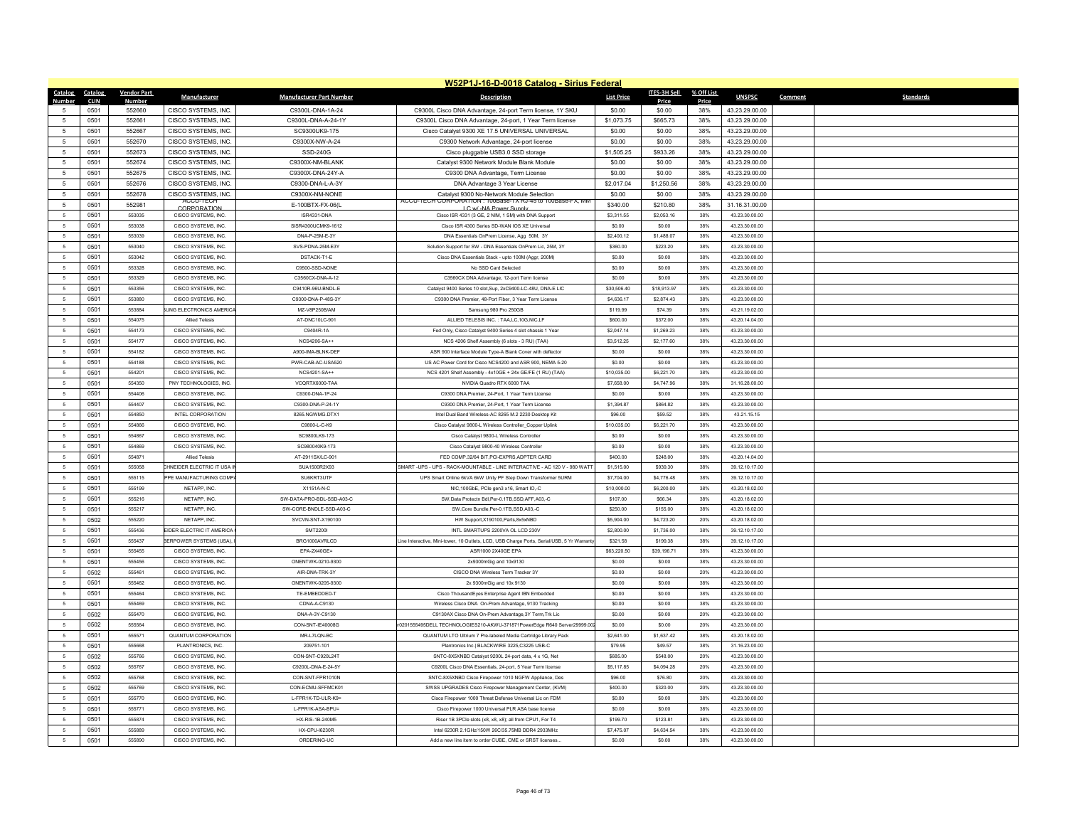# W52P1J-16-D-0018 Catalog - Sirius Federal

| Catalog Number | Catalog CLIN | Vendor Part Number | Manufacturer | Manufacturer Part Number | Description | List Price | ITES-3H Sell Price | % Off List Price | UNSPSC | Comment | Standards |
|---|---|---|---|---|---|---|---|---|---|---|---|
| 5 | 0501 | 552660 | CISCO SYSTEMS, INC. | C9300L-DNA-1A-24 | C9300L Cisco DNA Advantage, 24-port Term license, 1Y SKU | $0.00 | $0.00 | 38% | 43.23.29.00.00 | | |
| 5 | 0501 | 552661 | CISCO SYSTEMS, INC. | C9300L-DNA-A-24-1Y | C9300L Cisco DNA Advantage, 24-port, 1 Year Term license | $1,073.75 | $665.73 | 38% | 43.23.29.00.00 | | |
| 5 | 0501 | 552667 | CISCO SYSTEMS, INC. | SC9300UK9-175 | Cisco Catalyst 9300 XE 17.5 UNIVERSAL UNIVERSAL | $0.00 | $0.00 | 38% | 43.23.29.00.00 | | |
| 5 | 0501 | 552670 | CISCO SYSTEMS, INC. | C9300X-NW-A-24 | C9300 Network Advantage, 24-port license | $0.00 | $0.00 | 38% | 43.23.29.00.00 | | |
| 5 | 0501 | 552673 | CISCO SYSTEMS, INC. | SSD-240G | Cisco pluggable USB3.0 SSD storage | $1,505.25 | $933.26 | 38% | 43.23.29.00.00 | | |
| 5 | 0501 | 552674 | CISCO SYSTEMS, INC. | C9300X-NM-BLANK | Catalyst 9300 Network Module Blank Module | $0.00 | $0.00 | 38% | 43.23.29.00.00 | | |
| 5 | 0501 | 552675 | CISCO SYSTEMS, INC. | C9300X-DNA-24Y-A | C9300 DNA Advantage, Term License | $0.00 | $0.00 | 38% | 43.23.29.00.00 | | |
| 5 | 0501 | 552676 | CISCO SYSTEMS, INC. | C9300-DNA-L-A-3Y | DNA Advantage 3 Year License | $2,017.04 | $1,250.56 | 38% | 43.23.29.00.00 | | |
| 5 | 0501 | 552678 | CISCO SYSTEMS, INC. | C9300X-NM-NONE | Catalyst 9300 No-Network Module Selection | $0.00 | $0.00 | 38% | 43.23.29.00.00 | | |
| 5 | 0501 | 552981 | ACCU-TECH CORPORATION | E-100BTX-FX-06(L | ACCU-TECH CORPORATION : 100Base-TX RJ-45 to 100Base-FX, MM LC w/ -NA Power Supply | $340.00 | $210.80 | 38% | 31.16.31.00.00 | | |
| 5 | 0501 | 553035 | CISCO SYSTEMS, INC. | ISR4331-DNA | Cisco ISR 4331 (3 GE, 2 NIM, 1 SM) with DNA Support | $3,311.55 | $2,053.16 | 38% | 43.23.30.00.00 | | |
| 5 | 0501 | 553038 | CISCO SYSTEMS, INC. | SISR4300UCMK9-1612 | Cisco ISR 4300 Series SD-WAN IOS XE Universal | $0.00 | $0.00 | 38% | 43.23.30.00.00 | | |
| 5 | 0501 | 553039 | CISCO SYSTEMS, INC. | DNA-P-25M-E-3Y | DNA Essentials OnPrem License, Agg 50M, 3Y | $2,400.12 | $1,488.07 | 38% | 43.23.30.00.00 | | |
| 5 | 0501 | 553040 | CISCO SYSTEMS, INC. | SVS-PDNA-25M-E3Y | Solution Support for SW - DNA Essentials OnPrem Lic, 25M, 3Y | $360.00 | $223.20 | 38% | 43.23.30.00.00 | | |
| 5 | 0501 | 553042 | CISCO SYSTEMS, INC. | DSTACK-T1-E | Cisco DNA Essentials Stack - upto 100M (Aggr, 200M) | $0.00 | $0.00 | 38% | 43.23.30.00.00 | | |
| 5 | 0501 | 553328 | CISCO SYSTEMS, INC. | C9500-SSD-NONE | No SSD Card Selected | $0.00 | $0.00 | 38% | 43.23.30.00.00 | | |
| 5 | 0501 | 553329 | CISCO SYSTEMS, INC. | C3560CX-DNA-A-12 | C3560CX DNA Advantage, 12-port Term license | $0.00 | $0.00 | 38% | 43.23.30.00.00 | | |
| 5 | 0501 | 553356 | CISCO SYSTEMS, INC. | C9410R-96U-BNDL-E | Catalyst 9400 Series 10 slot,Sup, 2xC9400-LC-48U, DNA-E LIC | $30,506.40 | $18,913.97 | 38% | 43.23.30.00.00 | | |
| 5 | 0501 | 553880 | CISCO SYSTEMS, INC. | C9300-DNA-P-48S-3Y | C9300 DNA Premier, 48-Port Fiber, 3 Year Term License | $4,636.17 | $2,874.43 | 38% | 43.23.30.00.00 | | |
| 5 | 0501 | 553884 | SUNG ELECTRONICS AMERICA | MZ-V8P250B/AM | Samsung 980 Pro 250GB | $119.99 | $74.39 | 38% | 43.21.19.02.00 | | |
| 5 | 0501 | 554075 | Allied Telesis | AT-DNC10LC-901 | ALLIED TELESIS INC. : TAA,LC,10G,NIC,LF | $600.00 | $372.00 | 38% | 43.20.14.04.00 | | |
| 5 | 0501 | 554173 | CISCO SYSTEMS, INC. | C9404R-1A | Fed Only, Cisco Catalyst 9400 Series 4 slot chassis 1 Year | $2,047.14 | $1,269.23 | 38% | 43.23.30.00.00 | | |
| 5 | 0501 | 554177 | CISCO SYSTEMS, INC. | NCS4206-SA++ | NCS 4206 Shelf Assembly (6 slots - 3 RU) (TAA) | $3,512.25 | $2,177.60 | 38% | 43.23.30.00.00 | | |
| 5 | 0501 | 554182 | CISCO SYSTEMS, INC. | A900-IMA-BLNK-DEF | ASR 900 Interface Module Type-A Blank Cover with deflector | $0.00 | $0.00 | 38% | 43.23.30.00.00 | | |
| 5 | 0501 | 554188 | CISCO SYSTEMS, INC. | PWR-CAB-AC-USA520 | US AC Power Cord for Cisco NCS4200 and ASR 900, NEMA 5-20 | $0.00 | $0.00 | 38% | 43.23.30.00.00 | | |
| 5 | 0501 | 554201 | CISCO SYSTEMS, INC. | NCS4201-SA++ | NCS 4201 Shelf Assembly - 4x10GE + 24x GE/FE (1 RU) (TAA) | $10,035.00 | $6,221.70 | 38% | 43.23.30.00.00 | | |
| 5 | 0501 | 554350 | PNY TECHNOLOGIES, INC. | VCQRTX6000-TAA | NVIDIA Quadro RTX 6000 TAA | $7,658.00 | $4,747.96 | 38% | 31.16.28.00.00 | | |
| 5 | 0501 | 554406 | CISCO SYSTEMS, INC. | C9300-DNA-1P-24 | C9300 DNA Premier, 24-Port, 1 Year Term License | $0.00 | $0.00 | 38% | 43.23.30.00.00 | | |
| 5 | 0501 | 554407 | CISCO SYSTEMS, INC. | C9300-DNA-P-24-1Y | C9300 DNA Premier, 24-Port, 1 Year Term License | $1,394.87 | $864.82 | 38% | 43.23.30.00.00 | | |
| 5 | 0501 | 554850 | INTEL CORPORATION | 8265.NGWMG.DTX1 | Intel Dual Band Wireless-AC 8265 M.2 2230 Desktop Kit | $96.00 | $59.52 | 38% | 43.21.15.15 | | |
| 5 | 0501 | 554866 | CISCO SYSTEMS, INC. | C9800-L-C-K9 | Cisco Catalyst 9800-L Wireless Controller_Copper Uplink | $10,035.00 | $6,221.70 | 38% | 43.23.30.00.00 | | |
| 5 | 0501 | 554867 | CISCO SYSTEMS, INC. | SC9800LK9-173 | Cisco Catalyst 9800-L Wireless Controller | $0.00 | $0.00 | 38% | 43.23.30.00.00 | | |
| 5 | 0501 | 554869 | CISCO SYSTEMS, INC. | SC980040K9-173 | Cisco Catalyst 9800-40 Wireless Controller | $0.00 | $0.00 | 38% | 43.23.30.00.00 | | |
| 5 | 0501 | 554871 | Allied Telesis | AT-2911SX/LC-901 | FED COMP.32/64 BIT,PCI-EXPRS,ADPTER CARD | $400.00 | $248.00 | 38% | 43.20.14.04.00 | | |
| 5 | 0501 | 555058 | CHNEIDER ELECTRIC IT USA IN | SUA1500R2X93 | SMART -UPS - UPS - RACK-MOUNTABLE - LINE INTERACTIVE - AC 120 V - 980 WATT | $1,515.00 | $939.30 | 38% | 39.12.10.17.00 | | |
| 5 | 0501 | 555115 | PPE MANUFACTURING COMPA | SU6KRT3UTF | UPS Smart Online 6kVA 6kW Unity PF Step Down Transformer 5URM | $7,704.00 | $4,776.48 | 38% | 39.12.10.17.00 | | |
| 5 | 0501 | 555199 | NETAPP, INC. | X1151A-N-C | NIC,100GbE, PCIe gen3 x16, Smart IO,-C | $10,000.00 | $6,200.00 | 38% | 43.20.18.02.00 | | |
| 5 | 0501 | 555216 | NETAPP, INC. | SW-DATA-PRO-BDL-SSD-A03-C | SW,Data Protectn Bdl,Per-0.1TB,SSD,AFF,A03,-C | $107.00 | $66.34 | 38% | 43.20.18.02.00 | | |
| 5 | 0501 | 555217 | NETAPP, INC. | SW-CORE-BNDLE-SSD-A03-C | SW,Core Bundle,Per-0.1TB,SSD,A03,-C | $250.00 | $155.00 | 38% | 43.20.18.02.00 | | |
| 5 | 0502 | 555220 | NETAPP, INC. | SVCVN-SNT-X190100 | HW Support,X190100,Parts,8x5xNBD | $5,904.00 | $4,723.20 | 20% | 43.20.18.02.00 | | |
| 5 | 0501 | 555436 | EIDER ELECTRIC IT AMERICA | SMT2200I | INTL SMARTUPS 2200VA OL LCD 230V | $2,800.00 | $1,736.00 | 38% | 39.12.10.17.00 | | |
| 5 | 0501 | 555437 | BERPOWER SYSTEMS (USA), I | BRG1000AVRLCD | Line Interactive, Mini-tower, 10 Outlets, LCD, USB Charge Ports, Serial/USB, 5 Yr Warranty | $321.58 | $199.38 | 38% | 39.12.10.17.00 | | |
| 5 | 0501 | 555455 | CISCO SYSTEMS, INC. | EPA-2X40GE= | ASR1000 2X40GE EPA | $63,220.50 | $39,196.71 | 38% | 43.23.30.00.00 | | |
| 5 | 0501 | 555456 | CISCO SYSTEMS, INC. | ONENTWK-0210-9300 | 2x9300mGig and 10x9130 | $0.00 | $0.00 | 38% | 43.23.30.00.00 | | |
| 5 | 0502 | 555461 | CISCO SYSTEMS, INC. | AIR-DNA-TRK-3Y | CISCO DNA Wireless Term Tracker 3Y | $0.00 | $0.00 | 20% | 43.23.30.00.00 | | |
| 5 | 0501 | 555462 | CISCO SYSTEMS, INC. | ONENTWK-0205-9300 | 2x 9300mGig and 10x 9130 | $0.00 | $0.00 | 38% | 43.23.30.00.00 | | |
| 5 | 0501 | 555464 | CISCO SYSTEMS, INC. | TE-EMBEDDED-T | Cisco ThousandEyes Enterprise Agent IBN Embedded | $0.00 | $0.00 | 38% | 43.23.30.00.00 | | |
| 5 | 0501 | 555469 | CISCO SYSTEMS, INC. | CDNA-A-C9130 | Wireless Cisco DNA On-Prem Advantage, 9130 Tracking | $0.00 | $0.00 | 38% | 43.23.30.00.00 | | |
| 5 | 0502 | 555470 | CISCO SYSTEMS, INC. | DNA-A-3Y-C9130 | C9130AX Cisco DNA On-Prem Advantage,3Y Term,Trk Lic | $0.00 | $0.00 | 20% | 43.23.30.00.00 | | |
| 5 | 0502 | 555564 | CISCO SYSTEMS, INC. | CON-SNT-IE40008G | r0201555495DELL TECHNOLOGIES210-AKWU-371871PowerEdge R640 Server29999.002 | $0.00 | $0.00 | 20% | 43.23.30.00.00 | | |
| 5 | 0501 | 555571 | QUANTUM CORPORATION | MR-L7LQN-BC | QUANTUM LTO Ultrium 7 Pre-labeled Media Cartridge Library Pack | $2,641.00 | $1,637.42 | 38% | 43.20.18.02.00 | | |
| 5 | 0501 | 555668 | PLANTRONICS, INC. | 209751-101 | Plantronics Inc.\| BLACKWIRE 3225,C3225 USB-C | $79.95 | $49.57 | 38% | 31.16.23.00.00 | | |
| 5 | 0502 | 555766 | CISCO SYSTEMS, INC. | CON-SNT-C920L24T | SNTC-8X5XNBD Catalyst 9200L 24-port data, 4 x 1G, Net | $685.00 | $548.00 | 20% | 43.23.30.00.00 | | |
| 5 | 0502 | 555767 | CISCO SYSTEMS, INC. | C9200L-DNA-E-24-5Y | C9200L Cisco DNA Essentials, 24-port, 5 Year Term license | $5,117.85 | $4,094.28 | 20% | 43.23.30.00.00 | | |
| 5 | 0502 | 555768 | CISCO SYSTEMS, INC. | CON-SNT-FPR1010N | SNTC-8X5XNBD Cisco Firepower 1010 NGFW Appliance, Des | $96.00 | $76.80 | 20% | 43.23.30.00.00 | | |
| 5 | 0502 | 555769 | CISCO SYSTEMS, INC. | CON-ECMU-SFFMCK01 | SWSS UPGRADES Cisco Firepower Management Center, (KVM) | $400.00 | $320.00 | 20% | 43.23.30.00.00 | | |
| 5 | 0501 | 555770 | CISCO SYSTEMS, INC. | L-FPR1K-TD-ULR-K9= | Cisco Firepower 1000 Threat Defense Universal Lic on FDM | $0.00 | $0.00 | 38% | 43.23.30.00.00 | | |
| 5 | 0501 | 555771 | CISCO SYSTEMS, INC. | L-FPR1K-ASA-BPU= | Cisco Firepower 1000 Universal PLR ASA base license | $0.00 | $0.00 | 38% | 43.23.30.00.00 | | |
| 5 | 0501 | 555874 | CISCO SYSTEMS, INC. | HX-RIS-1B-240M5 | Riser 1B 3PCIe slots (x8, x8, x8); all from CPU1, For T4 | $199.70 | $123.81 | 38% | 43.23.30.00.00 | | |
| 5 | 0501 | 555889 | CISCO SYSTEMS, INC. | HX-CPU-I6230R | Intel 6230R 2.1GHz/150W 26C/35.75MB DDR4 2933MHz | $7,475.07 | $4,634.54 | 38% | 43.23.30.00.00 | | |
| 5 | 0501 | 555890 | CISCO SYSTEMS, INC. | ORDERING-UC | Add a new line item to order CUBE, CME or SRST licenses... | $0.00 | $0.00 | 38% | 43.23.30.00.00 | | |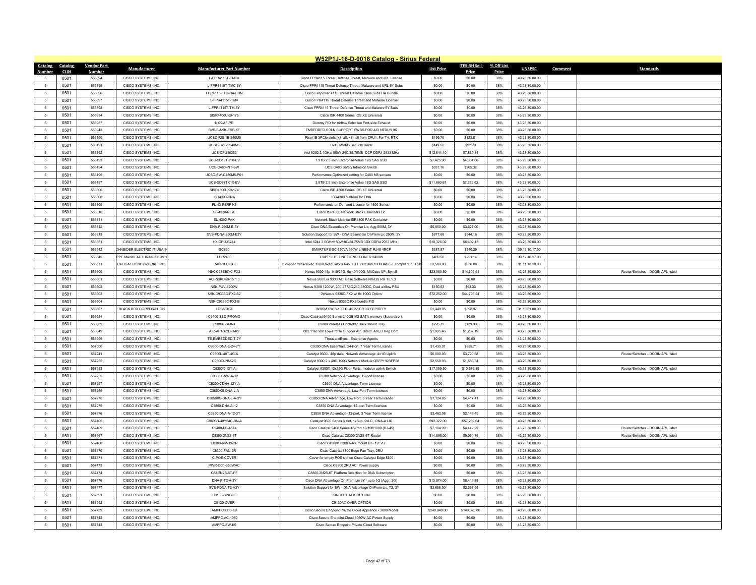## W52P1J-16-D-0018 Catalog - Sirius Federal

| Catalog Number | Catalog CLIN | Vendor Part Number | Manufacturer | Manufacturer Part Number | Description | List Price | ITES-3H Sell Price | % Off List Price | UNSPSC | Comment | Standards |
|---|---|---|---|---|---|---|---|---|---|---|---|
| 5 | 0501 | 555894 | CISCO SYSTEMS, INC. | L-FPR4115T-TMC= | Cisco FPR4115 Threat Defense Threat, Malware and URL License | $0.00 | $0.00 | 38% | 43.23.30.00.00 | | |
| 5 | 0501 | 555895 | CISCO SYSTEMS, INC. | L-FPR4115T-TMC-5Y | Cisco FPR4115 Threat Defense Threat, Malware and URL 5Y Subs | $0.00 | $0.00 | 38% | 43.23.30.00.00 | | |
| 5 | 0501 | 555896 | CISCO SYSTEMS, INC. | FPR4115-FTD-HA-BUN | Cisco Firepower 4115 Threat Defense Chss,Subs HA Bundle | $0.00 | $0.00 | 38% | 43.23.30.00.00 | | |
| 5 | 0501 | 555897 | CISCO SYSTEMS, INC. | L-FPR4115T-TM= | Cisco FPR4115 Threat Defense Threat and Malware License | $0.00 | $0.00 | 38% | 43.23.30.00.00 | | |
| 5 | 0501 | 555898 | CISCO SYSTEMS, INC. | L-FPR4115T-TM-5Y | Cisco FPR4115 Threat Defense Threat and Malware 5Y Subs | $0.00 | $0.00 | 38% | 43.23.30.00.00 | | |
| 5 | 0501 | 555934 | CISCO SYSTEMS, INC. | SISR4400UK9-175 | Cisco ISR 4400 Series IOS XE Universal | $0.00 | $0.00 | 38% | 43.23.30.00.00 | | |
| 5 | 0501 | 555937 | CISCO SYSTEMS, INC. | NXK-AF-PE | Dummy PID for Airflow Selection Port-side Exhaust | $0.00 | $0.00 | 38% | 43.23.30.00.00 | | |
| 5 | 0501 | 555943 | CISCO SYSTEMS, INC. | SVS-B-N9K-ESS-XF | EMBEDDED SOLN SUPPORT SWSS FOR ACI NEXUS 9K | $0.00 | $0.00 | 38% | 43.23.30.00.00 | | |
| 5 | 0501 | 556190 | CISCO SYSTEMS, INC. | UCSC-RIS-1B-240M5 | Riser1B 3PCIe slots (x8, x8, x8); all from CPU1, For T4, RTX | $199.70 | $123.81 | 38% | 43.23.30.00.00 | | |
| 5 | 0501 | 556191 | CISCO SYSTEMS, INC. | UCSC-BZL-C240M5 | C240 M5/M6 Security Bezel | $149.52 | $92.70 | 38% | 43.23.30.00.00 | | |
| 5 | 0501 | 556192 | CISCO SYSTEMS, INC. | UCS-CPU-I6252 | Intel 6252 2.1GHz/150W 24C/35.75MB DCP DDR4 2933 MHz | $12,644.10 | $7,839.34 | 38% | 43.23.30.00.00 | | |
| 5 | 0501 | 556193 | CISCO SYSTEMS, INC. | UCS-SD19TK1X-EV | 1.9TB 2.5 inch Enterprise Value 12G SAS SSD | $7,425.90 | $4,604.06 | 38% | 43.23.30.00.00 | | |
| 5 | 0501 | 556194 | CISCO SYSTEMS, INC. | UCS-C480-INT-SW | UCS C480 Safety Intrusion Switch | $331.16 | $205.32 | 38% | 43.23.30.00.00 | | |
| 5 | 0501 | 556195 | CISCO SYSTEMS, INC. | UCSC-SW-C480M5-P01 | Performance Optimized setting for C480 M5 servers | $0.00 | $0.00 | 38% | 43.23.30.00.00 | | |
| 5 | 0501 | 556197 | CISCO SYSTEMS, INC. | UCS-SD38TK1X-EV | 3.8TB 2.5 inch Enterprise Value 12G SAS SSD | $11,660.67 | $7,229.62 | 38% | 43.23.30.00.00 | | |
| 5 | 0501 | 556306 | CISCO SYSTEMS, INC. | SISR4300UK9-174 | Cisco ISR 4300 Series IOS XE Universal | $0.00 | $0.00 | 38% | 43.23.30.00.00 | | |
| 5 | 0501 | 556308 | CISCO SYSTEMS, INC. | ISR4300-DNA | ISR4300 platform for DNA | $0.00 | $0.00 | 38% | 43.23.30.00.00 | | |
| 5 | 0501 | 556309 | CISCO SYSTEMS, INC. | FL-43-PERF-K9 | Performance on Demand License for 4300 Series | $0.00 | $0.00 | 38% | 43.23.30.00.00 | | |
| 5 | 0501 | 556310 | CISCO SYSTEMS, INC. | SL-4330-NE-E | Cisco ISR4300 Network Stack Essentials Lic | $0.00 | $0.00 | 38% | 43.23.30.00.00 | | |
| 5 | 0501 | 556311 | CISCO SYSTEMS, INC. | SL-4300-PAK | Network Stack License ISR4300 PAK Container | $0.00 | $0.00 | 38% | 43.23.30.00.00 | | |
| 5 | 0501 | 556312 | CISCO SYSTEMS, INC. | DNA-P-250M-E-3Y | Cisco DNA Essentials On Premise Lic, Agg 500M, 3Y | $5,850.00 | $3,627.00 | 38% | 43.23.30.00.00 | | |
| 5 | 0501 | 556313 | CISCO SYSTEMS, INC. | SVS-PDNA-250M-E3Y | Solution Support for SW - DNA Essentials OnPrem Lic 250M, 3Y | $877.68 | $544.16 | 38% | 43.23.30.00.00 | | |
| 5 | 0501 | 556331 | CISCO SYSTEMS, INC. | HX-CPU-I6244 | Intel 6244 3.6GHz/150W 8C/24.75MB 3DX DDR4 2933 MHz | $10,326.02 | $6,402.13 | 38% | 43.23.30.00.00 | | |
| 5 | 0501 | 556542 | CHNEIDER ELECTRIC IT USA I | SC620 | SMARTUPS SC 620VA 390W LINEINT RJ45 4RCP | $387.57 | $240.29 | 38% | 39.12.10.17.00 | | |
| 5 | 0501 | 556545 | PPE MANUFACTURING COMP | LCR2400 | TRIPP LITE LINE CONDITIONER 2400W | $469.58 | $291.14 | 38% | 39.12.10.17.00 | | |
| 5 | 0501 | 556571 | PALO ALTO NETWORKS, INC | PAN-SFP-CG | 3b copper transceiver, 100m over Cat5 RJ-45, IEEE 802.3ab 1000BASE-T compliant** TRUS | $1,500.00 | $930.00 | 38% | 81.11.18.18.00 | | |
| 5 | 0501 | 556600 | CISCO SYSTEMS, INC. | N9K-C93180YC-FX3 | Nexus 9300 48p 1/10/25G, 6p 40/100G, MACsec UP. SyncE | $23,080.50 | $14,309.91 | 38% | 43.23.30.00.00 | | Router/Switches - DODIN APL listed |
| 5 | 0501 | 556601 | CISCO SYSTEMS, INC. | ACI-N9KDK9-15.1.3 | Nexus 9500 or 9300 ACI Base Software NX-OS Rel 15.1.3 | $0.00 | $0.00 | 38% | 43.23.30.00.00 | | |
| 5 | 0501 | 556602 | CISCO SYSTEMS, INC. | N9K-PUV-1200W | Nexus 9300 1200W, 200-277AC,240-380DC, Dual airflow PSU | $150.53 | $93.33 | 38% | 43.23.30.00.00 | | |
| 5 | 0501 | 556603 | CISCO SYSTEMS, INC. | N9K-C9336C-FX2-B2 | 2xNexus 9336C-FX2 w/ 8x 100G Optics | $72,252.00 | $44,796.24 | 38% | 43.23.30.00.00 | | |
| 5 | 0501 | 556604 | CISCO SYSTEMS, INC. | N9K-C9336C-FX2-B | Nexus 9336C-FX2 bundle PID | $0.00 | $0.00 | 38% | 43.23.30.00.00 | | |
| 5 | 0501 | 556607 | BLACK BOX CORPORATION | LGB5510A | WBSM SW 8-10G RJ45 2-1G/10G SFP/SFP+ | $1,449.95 | $898.97 | 38% | 31.16.31.00.00 | | |
| 5 | 0501 | 556624 | CISCO SYSTEMS, INC. | C9400-SSD-PROMO | Cisco Catalyst 9400 Series 240GB M2 SATA memory (Supervisor) | $0.00 | $0.00 | 38% | 43.23.30.00.00 | | |
| 5 | 0501 | 556639 | CISCO SYSTEMS, INC. | C9800L-RMNT | C9800 Wireless Controller Rack Mount Tray | $225.79 | $139.99 | 38% | 43.23.30.00.00 | | |
| 5 | 0501 | 556649 | CISCO SYSTEMS, INC. | AIR-AP1562D-B-K9 | 802.11ac W2 Low-Profile Outdoor AP, Direct. Ant, B Reg Dom. | $1,995.46 | $1,237.19 | 38% | 43.23.30.00.00 | | |
| 5 | 0501 | 556999 | CISCO SYSTEMS, INC. | TE-EMBEDDED-T-7Y | ThousandEyes - Enterprise Agents | $0.00 | $0.00 | 38% | 43.23.30.00.00 | | |
| 5 | 0501 | 557000 | CISCO SYSTEMS, INC. | C9300-DNA-E-24-7Y | C9300 DNA Essentials, 24-Port, 7 Year Term License | $1,435.01 | $889.71 | 38% | 43.23.30.00.00 | | |
| 5 | 0501 | 557241 | CISCO SYSTEMS, INC. | C9300L-48T-4G-A | Catalyst 9300L 48p data, Network Advantage ,4x1G Uplink | $6,000.93 | $3,720.58 | 38% | 43.23.30.00.00 | | Router/Switches - DODIN APL listed |
| 5 | 0501 | 557252 | CISCO SYSTEMS, INC. | C9300X-NM-2C | Catalyst 9300 2 x 40G/100G Network Module QSFP+/QSFP28 | $2,558.93 | $1,586.54 | 38% | 43.23.30.00.00 | | |
| 5 | 0501 | 557253 | CISCO SYSTEMS, INC. | C9300X-12Y-A | Catalyst 9300X 12x25G Fiber Ports, modular uplink Switch | $17,059.50 | $10,576.89 | 38% | 43.23.30.00.00 | | Router/Switches - DODIN APL listed |
| 5 | 0501 | 557255 | CISCO SYSTEMS, INC. | C9300X-NW-A-12 | C9300 Network Advantage, 12-port license | $0.00 | $0.00 | 38% | 43.23.30.00.00 | | |
| 5 | 0501 | 557257 | CISCO SYSTEMS, INC. | C9300X-DNA-12Y-A | C9300 DNA Advantage, Term License | $0.00 | $0.00 | 38% | 43.23.30.00.00 | | |
| 5 | 0501 | 557269 | CISCO SYSTEMS, INC. | C3850XS-DNA-L-A | C3850 DNA Advantage, Low Port Term licenses | $0.00 | $0.00 | 38% | 43.23.30.00.00 | | |
| 5 | 0501 | 557270 | CISCO SYSTEMS, INC. | C3850XS-DNA-L-A-3Y | C3850 DNA Advantage, Low Port, 3 Year Term license | $7,124.85 | $4,417.41 | 38% | 43.23.30.00.00 | | |
| 5 | 0501 | 557275 | CISCO SYSTEMS, INC. | C3850-DNA-A-12 | C3850 DNA Advantage, 12-port Term licenses | $0.00 | $0.00 | 38% | 43.23.30.00.00 | | |
| 5 | 0501 | 557276 | CISCO SYSTEMS, INC. | C3850-DNA-A-12-3Y | C3850 DNA Advantage, 12-port, 3 Year Term license | $3,462.08 | $2,146.49 | 38% | 43.23.30.00.00 | | |
| 5 | 0501 | 557405 | CISCO SYSTEMS, INC. | C9606R-48Y24C-BN-A | Catalyst 9600 Series 6 slot, 1xSup, 2xLC , DNA-A LIC | $92,322.00 | $57,239.64 | 38% | 43.23.30.00.00 | | |
| 5 | 0501 | 557409 | CISCO SYSTEMS, INC. | C9400-LC-48T= | Cisco Catalyst 9400 Series 48-Port 10/100/1000 (RJ-45) | $7,164.99 | $4,442.29 | 38% | 43.23.30.00.00 | | Router/Switches - DODIN APL listed |
| 5 | 0501 | 557467 | CISCO SYSTEMS, INC. | C8300-2N2S-6T | Cisco Catalyst C8300-2N2S-6T Router | $14,598.00 | $9,050.76 | 38% | 43.23.30.00.00 | | Router/Switches - DODIN APL listed |
| 5 | 0501 | 557468 | CISCO SYSTEMS, INC. | C8300-RM-19-2R | Cisco Catalyst 8300 Rack mount kit - 19" 2R | $0.00 | $0.00 | 38% | 43.23.30.00.00 | | |
| 5 | 0501 | 557470 | CISCO SYSTEMS, INC. | C8300-FAN-2R | Cisco Catalyst 8300 Edge Fan Tray, 2RU | $0.00 | $0.00 | 38% | 43.23.30.00.00 | | |
| 5 | 0501 | 557471 | CISCO SYSTEMS, INC. | C-POE-COVER | Cover for empty POE slot on Cisco Catalyst Edge 8300 | $0.00 | $0.00 | 38% | 43.23.30.00.00 | | |
| 5 | 0501 | 557473 | CISCO SYSTEMS, INC. | PWR-CC1-650WAC | Cisco C8300 2RU AC Power supply | $0.00 | $0.00 | 38% | 43.23.30.00.00 | | |
| 5 | 0501 | 557474 | CISCO SYSTEMS, INC. | C83-2N2S-6T-PF | C8300-2N2S-6T Platform Selection for DNA Subscription | $0.00 | $0.00 | 38% | 43.23.30.00.00 | | |
| 5 | 0501 | 557476 | CISCO SYSTEMS, INC. | DNA-P-T2-A-3Y | Cisco DNA Advantage On-Prem Lic 3Y - upto 1G (Aggr, 2G) | $13,574.00 | $8,415.88 | 38% | 43.23.30.00.00 | | |
| 5 | 0501 | 557477 | CISCO SYSTEMS, INC. | SVS-PDNA-T2-A3Y | Solution Support for SW - DNA Advantage OnPrem Lic, T2, 3Y | $3,658.00 | $2,267.96 | 38% | 43.23.30.00.00 | | |
| 5 | 0501 | 557591 | CISCO SYSTEMS, INC. | C9130-SINGLE | SINGLE PACK OPTION | $0.00 | $0.00 | 38% | 43.23.30.00.00 | | |
| 5 | 0501 | 557592 | CISCO SYSTEMS, INC. | C9130-OVER | C9130AX OVER OPTION | $0.00 | $0.00 | 38% | 43.23.30.00.00 | | |
| 5 | 0501 | 557739 | CISCO SYSTEMS, INC. | AMPPC3000-K9 | Cisco Secure Endpoint Private Cloud Appliance - 3000 Model | $240,840.00 | $149,320.80 | 38% | 43.23.30.00.00 | | |
| 5 | 0501 | 557742 | CISCO SYSTEMS, INC. | AMPPC-AC-1050 | Cisco Secure Endpoint Cloud 1050W AC Power Supply | $0.00 | $0.00 | 38% | 43.23.30.00.00 | | |
| 5 | 0501 | 557743 | CISCO SYSTEMS, INC. | AMPPC-SW-K9 | Cisco Secure Endpoint Private Cloud Software | $0.00 | $0.00 | 38% | 43.23.30.00.00 | | |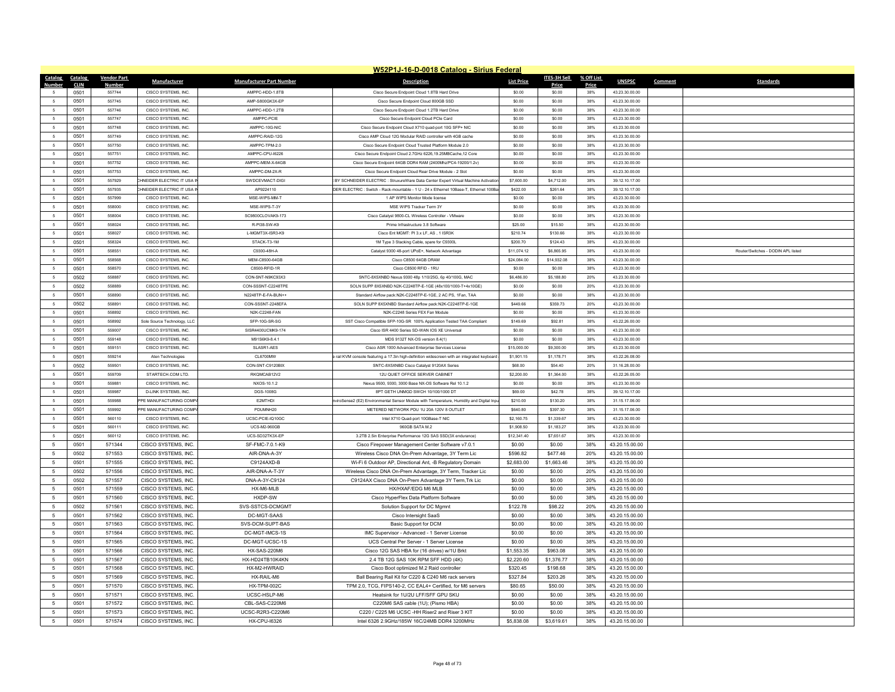# W52P1J-16-D-0018 Catalog - Sirius Federal

| Catalog Number | Catalog CLIN | Vendor Part Number | Manufacturer | Manufacturer Part Number | Description | List Price | ITES-3H Sell Price | % Off List Price | UNSPSC | Comment | Standards |
|---|---|---|---|---|---|---|---|---|---|---|---|
| 5 | 0501 | 557744 | CISCO SYSTEMS, INC. | AMPPC-HDD-1.8TB | Cisco Secure Endpoint Cloud 1.8TB Hard Drive | $0.00 | $0.00 | 38% | 43.23.30.00.00 | | |
| 5 | 0501 | 557745 | CISCO SYSTEMS, INC. | AMP-S800GK3X-EP | Cisco Secure Endpoint Cloud 800GB SSD | $0.00 | $0.00 | 38% | 43.23.30.00.00 | | |
| 5 | 0501 | 557746 | CISCO SYSTEMS, INC. | AMPPC-HDD-1.2TB | Cisco Secure Endpoint Cloud 1.2TB Hard Drive | $0.00 | $0.00 | 38% | 43.23.30.00.00 | | |
| 5 | 0501 | 557747 | CISCO SYSTEMS, INC. | AMPPC-PCIE | Cisco Secure Endpoint Cloud PCIe Card | $0.00 | $0.00 | 38% | 43.23.30.00.00 | | |
| 5 | 0501 | 557748 | CISCO SYSTEMS, INC. | AMPPC-10G-NIC | Cisco Secure Endpoint Cloud X710 quad-port 10G SFP+ NIC | $0.00 | $0.00 | 38% | 43.23.30.00.00 | | |
| 5 | 0501 | 557749 | CISCO SYSTEMS, INC. | AMPPC-RAID-12G | Cisco AMP Cloud 12G Modular RAID controller with 4GB cache | $0.00 | $0.00 | 38% | 43.23.30.00.00 | | |
| 5 | 0501 | 557750 | CISCO SYSTEMS, INC. | AMPPC-TPM-2.0 | Cisco Secure Endpoint Cloud Trusted Platform Module 2.0 | $0.00 | $0.00 | 38% | 43.23.30.00.00 | | |
| 5 | 0501 | 557751 | CISCO SYSTEMS, INC. | AMPPC-CPU-I6226 | Cisco Secure Endpoint Cloud 2.7GHz 6226,19.25MBCache,12 Core | $0.00 | $0.00 | 38% | 43.23.30.00.00 | | |
| 5 | 0501 | 557752 | CISCO SYSTEMS, INC. | AMPPC-MEM-X-64GB | Cisco Secure Endpoint 64GB DDR4 RAM (2400Mhz/PC4-19200/1.2v) | $0.00 | $0.00 | 38% | 43.23.30.00.00 | | |
| 5 | 0501 | 557753 | CISCO SYSTEMS, INC. | AMPPC-DM-2X-R | Cisco Secure Endpoint Cloud Rear Drive Module - 2 Slot | $0.00 | $0.00 | 38% | 43.23.30.00.00 | | |
| 5 | 0501 | 557929 | CHNEIDER ELECTRIC IT USA I | SWDCEVMACT-DIGI | BY SCHNEIDER ELECTRIC : StruxureWare Data Center Expert Virtual Machine Activation | $7,600.00 | $4,712.00 | 38% | 39.12.10.17.00 | | |
| 5 | 0501 | 557935 | CHNEIDER ELECTRIC IT USA I | AP9224110 | DER ELECTRIC : Switch - Rack-mountable - 1 U - 24 x Ethernet 10Base-T, Ethernet 100Ba | $422.00 | $261.64 | 38% | 39.12.10.17.00 | | |
| 5 | 0501 | 557999 | CISCO SYSTEMS, INC. | MSE-WIPS-MM-T | 1 AP WIPS Monitor Mode license | $0.00 | $0.00 | 38% | 43.23.30.00.00 | | |
| 5 | 0501 | 558000 | CISCO SYSTEMS, INC. | MSE-WIPS-T-3Y | MSE WIPS Tracker Term 3Y | $0.00 | $0.00 | 38% | 43.23.30.00.00 | | |
| 5 | 0501 | 558004 | CISCO SYSTEMS, INC. | SC9800CLOVAK9-173 | Cisco Catalyst 9800-CL Wireless Controller - VMware | $0.00 | $0.00 | 38% | 43.23.30.00.00 | | |
| 5 | 0501 | 558024 | CISCO SYSTEMS, INC. | R-PI38-SW-K9 | Prime Infrastructure 3.8 Software | $25.00 | $15.50 | 38% | 43.23.30.00.00 | | |
| 5 | 0501 | 558027 | CISCO SYSTEMS, INC. | L-MGMT3X-ISR3-K9 | Cisco Ent MGMT: PI 3.x LF, AS , 1 ISR3K | $210.74 | $130.66 | 38% | 43.23.30.00.00 | | |
| 5 | 0501 | 558324 | CISCO SYSTEMS, INC. | STACK-T3-1M | 1M Type 3 Stacking Cable, spare for C9300L | $200.70 | $124.43 | 38% | 43.23.30.00.00 | | |
| 5 | 0501 | 558551 | CISCO SYSTEMS, INC. | C9300-48H-A | Catalyst 9300 48-port UPoE+, Network Advantage | $11,074.12 | $6,865.95 | 38% | 43.23.30.00.00 | | Router/Switches - DODIN APL listed |
| 5 | 0501 | 558568 | CISCO SYSTEMS, INC. | MEM-C8500-64GB | Cisco C8500 64GB DRAM | $24,084.00 | $14,932.08 | 38% | 43.23.30.00.00 | | |
| 5 | 0501 | 558570 | CISCO SYSTEMS, INC. | C8500-RFID-1R | Cisco C8500 RFID - 1RU | $0.00 | $0.00 | 38% | 43.23.30.00.00 | | |
| 5 | 0502 | 558887 | CISCO SYSTEMS, INC. | CON-SNT-N9KC93X3 | SNTC-8X5XNBD Nexus 9300 48p 1/10/25G, 6p 40/100G, MAC | $6,486.00 | $5,188.80 | 20% | 43.23.30.00.00 | | |
| 5 | 0502 | 558889 | CISCO SYSTEMS, INC. | CON-SSSNT-C2248TPE | SOLN SUPP 8X5XNBD N2K-C2248TP-E-1GE (48x100/1000-T+4x10GE) | $0.00 | $0.00 | 20% | 43.23.30.00.00 | | |
| 5 | 0501 | 558890 | CISCO SYSTEMS, INC. | N2248TP-E-FA-BUN++ | Standard Airflow pack:N2K-C2248TP-E-1GE, 2 AC PS, 1Fan, TAA | $0.00 | $0.00 | 38% | 43.23.30.00.00 | | |
| 5 | 0502 | 558891 | CISCO SYSTEMS, INC. | CON-SSSNT-2248EFA | SOLN SUPP 8X5XNBD Standard Airflow pack:N2K-C2248TP-E-1GE | $449.66 | $359.73 | 20% | 43.23.30.00.00 | | |
| 5 | 0501 | 558892 | CISCO SYSTEMS, INC. | N2K-C2248-FAN | N2K-C2248 Series FEX Fan Module | $0.00 | $0.00 | 38% | 43.23.30.00.00 | | |
| 5 | 0501 | 558992 | Sole Source Technology, LLC | SFP-10G-SR-SG | SST Cisco Compatible SFP-10G-SR 100% Application Tested TAA Compliant | $149.69 | $92.81 | 38% | 43.22.26.00.00 | | |
| 5 | 0501 | 559007 | CISCO SYSTEMS, INC. | SISR4400UCMK9-174 | Cisco ISR 4400 Series SD-WAN IOS XE Universal | $0.00 | $0.00 | 38% | 43.23.30.00.00 | | |
| 5 | 0501 | 559148 | CISCO SYSTEMS, INC. | M91S6K9-8.4.1 | MDS 9132T NX-OS version 8.4(1) | $0.00 | $0.00 | 38% | 43.23.30.00.00 | | |
| 5 | 0501 | 559151 | CISCO SYSTEMS, INC. | SLASR1-AES | Cisco ASR 1000 Advanced Enterprise Services License | $15,000.00 | $9,300.00 | 38% | 43.23.30.00.00 | | |
| 5 | 0501 | 559214 | Aten Technologies | CL6700MW | e rail KVM console featuring a 17.3in high-definition widescreen with an integrated keyboard | $1,901.15 | $1,178.71 | 38% | 43.22.26.08.00 | | |
| 5 | 0502 | 559501 | CISCO SYSTEMS, INC. | CON-SNT-C9120BIX | SNTC-8X5XNBD Cisco Catalyst 9120AX Series | $68.00 | $54.40 | 20% | 31.16.28.00.00 | | |
| 5 | 0501 | 559709 | STARTECH.COM LTD. | RKQMCAB12V2 | 12U QUIET OFFICE SERVER CABINET | $2,200.00 | $1,364.00 | 38% | 43.22.26.05.00 | | |
| 5 | 0501 | 559881 | CISCO SYSTEMS, INC. | NXOS-10.1.2 | Nexus 9500, 9300, 3000 Base NX-OS Software Rel 10.1.2 | $0.00 | $0.00 | 38% | 43.23.30.00.00 | | |
| 5 | 0501 | 559987 | D-LINK SYSTEMS, INC. | DGS-1008G | 8PT GETH UNMGD SWCH 10/100/1000 DT | $69.00 | $42.78 | 38% | 39.12.10.17.00 | | |
| 5 | 0501 | 559988 | PPE MANUFACTURING COMP | E2MTHDI | nviroSense2 (E2) Environmental Sensor Module with Temperature, Humidity and Digital Inpu | $210.00 | $130.20 | 38% | 31.15.17.06.00 | | |
| 5 | 0501 | 559992 | PPE MANUFACTURING COMP | PDUMNH20 | METERED NETWORK PDU 1U 20A 120V 8 OUTLET | $640.80 | $397.30 | 38% | 31.15.17.06.00 | | |
| 5 | 0501 | 560110 | CISCO SYSTEMS, INC. | UCSC-PCIE-IQ10GC | Intel X710 Quad-port 10GBase-T NIC | $2,160.75 | $1,339.67 | 38% | 43.23.30.00.00 | | |
| 5 | 0501 | 560111 | CISCO SYSTEMS, INC. | UCS-M2-960GB | 960GB SATA M.2 | $1,908.50 | $1,183.27 | 38% | 43.23.30.00.00 | | |
| 5 | 0501 | 560112 | CISCO SYSTEMS, INC. | UCS-SD32TK3X-EP | 3.2TB 2.5in Enterprise Performance 12G SAS SSD(3X endurance) | $12,341.40 | $7,651.67 | 38% | 43.23.30.00.00 | | |
| 5 | 0501 | 571344 | CISCO SYSTEMS, INC. | SF-FMC-7.0.1-K9 | Cisco Firepower Management Center Software v7.0.1 | $0.00 | $0.00 | 38% | 43.20.15.00.00 | | |
| 5 | 0502 | 571553 | CISCO SYSTEMS, INC. | AIR-DNA-A-3Y | Wireless Cisco DNA On-Prem Advantage, 3Y Term Lic | $596.82 | $477.46 | 20% | 43.20.15.00.00 | | |
| 5 | 0501 | 571555 | CISCO SYSTEMS, INC. | C9124AXD-B | Wi-Fi 6 Outdoor AP, Directional Ant, -B Regulatory Domain | $2,683.00 | $1,663.46 | 38% | 43.20.15.00.00 | | |
| 5 | 0502 | 571556 | CISCO SYSTEMS, INC. | AIR-DNA-A-T-3Y | Wireless Cisco DNA On-Prem Advantage, 3Y Term, Tracker Lic | $0.00 | $0.00 | 20% | 43.20.15.00.00 | | |
| 5 | 0502 | 571557 | CISCO SYSTEMS, INC. | DNA-A-3Y-C9124 | C9124AX Cisco DNA On-Prem Advantage 3Y Term,Trk Lic | $0.00 | $0.00 | 20% | 43.20.15.00.00 | | |
| 5 | 0501 | 571559 | CISCO SYSTEMS, INC. | HX-M6-MLB | HX/HXAF/EDG M6 MLB | $0.00 | $0.00 | 38% | 43.20.15.00.00 | | |
| 5 | 0501 | 571560 | CISCO SYSTEMS, INC. | HXDP-SW | Cisco HyperFlex Data Platform Software | $0.00 | $0.00 | 38% | 43.20.15.00.00 | | |
| 5 | 0502 | 571561 | CISCO SYSTEMS, INC. | SVS-SSTCS-DCMGMT | Solution Support for DC Mgmnt | $122.78 | $98.22 | 20% | 43.20.15.00.00 | | |
| 5 | 0501 | 571562 | CISCO SYSTEMS, INC. | DC-MGT-SAAS | Cisco Intersight SaaS | $0.00 | $0.00 | 38% | 43.20.15.00.00 | | |
| 5 | 0501 | 571563 | CISCO SYSTEMS, INC. | SVS-DCM-SUPT-BAS | Basic Support for DCM | $0.00 | $0.00 | 38% | 43.20.15.00.00 | | |
| 5 | 0501 | 571564 | CISCO SYSTEMS, INC. | DC-MGT-IMCS-1S | IMC Supervisor - Advanced - 1 Server License | $0.00 | $0.00 | 38% | 43.20.15.00.00 | | |
| 5 | 0501 | 571565 | CISCO SYSTEMS, INC. | DC-MGT-UCSC-1S | UCS Central Per Server - 1 Server License | $0.00 | $0.00 | 38% | 43.20.15.00.00 | | |
| 5 | 0501 | 571566 | CISCO SYSTEMS, INC. | HX-SAS-220M6 | Cisco 12G SAS HBA for (16 drives) w/1U Brkt | $1,553.35 | $963.08 | 38% | 43.20.15.00.00 | | |
| 5 | 0501 | 571567 | CISCO SYSTEMS, INC. | HX-HD24TB10K4KN | 2.4 TB 12G SAS 10K RPM SFF HDD (4K) | $2,220.60 | $1,376.77 | 38% | 43.20.15.00.00 | | |
| 5 | 0501 | 571568 | CISCO SYSTEMS, INC. | HX-M2-HWRAID | Cisco Boot optimized M.2 Raid controller | $320.45 | $198.68 | 38% | 43.20.15.00.00 | | |
| 5 | 0501 | 571569 | CISCO SYSTEMS, INC. | HX-RAIL-M6 | Ball Bearing Rail Kit for C220 & C240 M6 rack servers | $327.84 | $203.26 | 38% | 43.20.15.00.00 | | |
| 5 | 0501 | 571570 | CISCO SYSTEMS, INC. | HX-TPM-002C | TPM 2.0, TCG, FIPS140-2, CC EAL4+ Certified, for M6 servers | $80.65 | $50.00 | 38% | 43.20.15.00.00 | | |
| 5 | 0501 | 571571 | CISCO SYSTEMS, INC. | UCSC-HSLP-M6 | Heatsink for 1U/2U LFF/SFF GPU SKU | $0.00 | $0.00 | 38% | 43.20.15.00.00 | | |
| 5 | 0501 | 571572 | CISCO SYSTEMS, INC. | CBL-SAS-C220M6 | C220M6 SAS cable (1U); (Pismo HBA) | $0.00 | $0.00 | 38% | 43.20.15.00.00 | | |
| 5 | 0501 | 571573 | CISCO SYSTEMS, INC. | UCSC-R2R3-C220M6 | C220 / C225 M6 UCSC -HH Riser2 and Riser 3 KIT | $0.00 | $0.00 | 38% | 43.20.15.00.00 | | |
| 5 | 0501 | 571574 | CISCO SYSTEMS, INC. | HX-CPU-I6326 | Intel 6326 2.9GHz/185W 16C/24MB DDR4 3200MHz | $5,838.08 | $3,619.61 | 38% | 43.20.15.00.00 | | |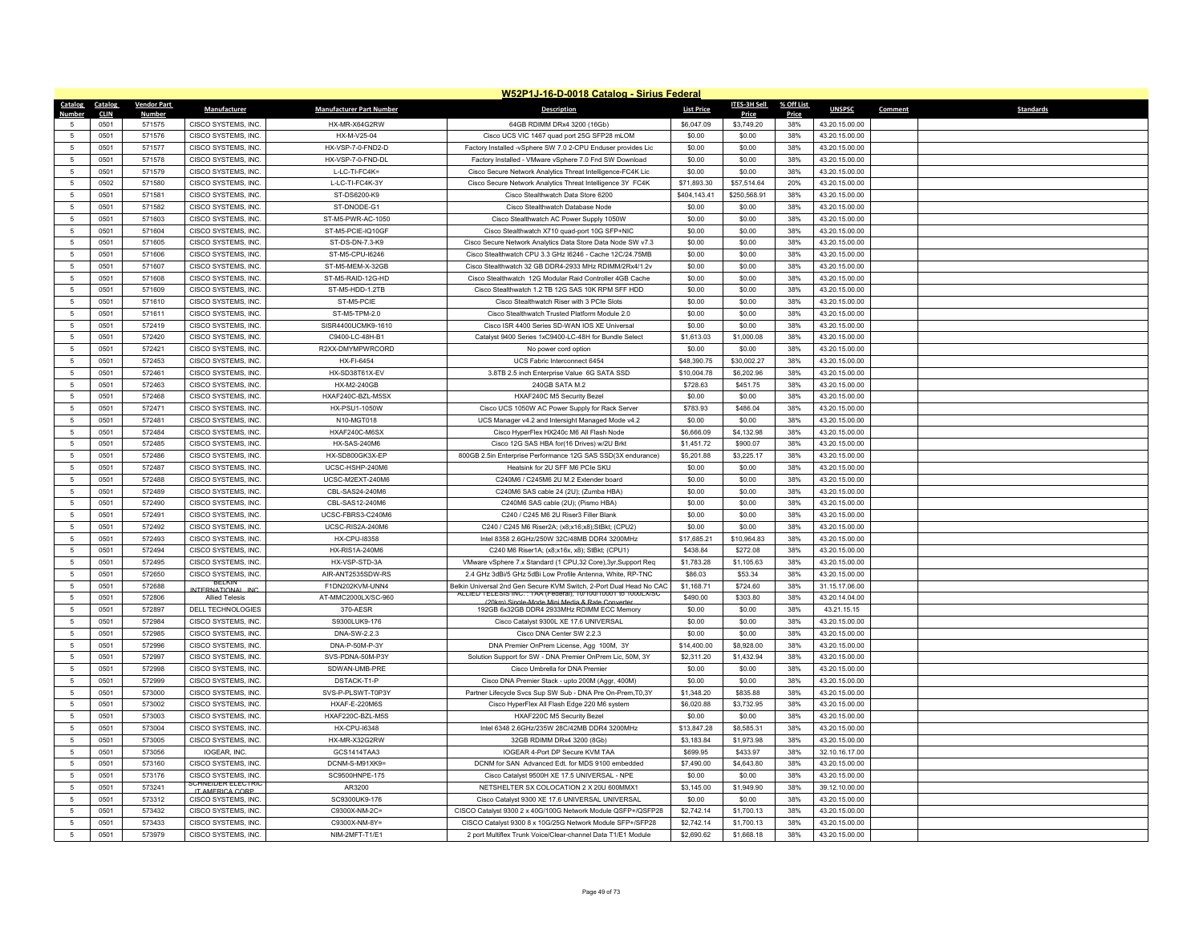## W52P1J-16-D-0018 Catalog - Sirius Federal

| Catalog Number | Catalog CLIN | Vendor Part Number | Manufacturer | Manufacturer Part Number | Description | List Price | ITES-3H Sell Price | % Off List Price | UNSPSC | Comment | Standards |
|---|---|---|---|---|---|---|---|---|---|---|---|
| 5 | 0501 | 571575 | CISCO SYSTEMS, INC. | HX-MR-X64G2RW | 64GB RDIMM DRx4 3200 (16Gb) | $6,047.09 | $3,749.20 | 38% | 43.20.15.00.00 | | |
| 5 | 0501 | 571576 | CISCO SYSTEMS, INC. | HX-M-V25-04 | Cisco UCS VIC 1467 quad port 25G SFP28 mLOM | $0.00 | $0.00 | 38% | 43.20.15.00.00 | | |
| 5 | 0501 | 571577 | CISCO SYSTEMS, INC. | HX-VSP-7-0-FND2-D | Factory Installed -vSphere SW 7.0 2-CPU Enduser provides Lic | $0.00 | $0.00 | 38% | 43.20.15.00.00 | | |
| 5 | 0501 | 571578 | CISCO SYSTEMS, INC. | HX-VSP-7-0-FND-DL | Factory Installed - VMware vSphere 7.0 Fnd SW Download | $0.00 | $0.00 | 38% | 43.20.15.00.00 | | |
| 5 | 0501 | 571579 | CISCO SYSTEMS, INC. | L-LC-TI-FC4K= | Cisco Secure Network Analytics Threat Intelligence-FC4K Lic | $0.00 | $0.00 | 38% | 43.20.15.00.00 | | |
| 5 | 0502 | 571580 | CISCO SYSTEMS, INC. | L-LC-TI-FC4K-3Y | Cisco Secure Network Analytics Threat Intelligence 3Y FC4K | $71,893.30 | $57,514.64 | 20% | 43.20.15.00.00 | | |
| 5 | 0501 | 571581 | CISCO SYSTEMS, INC. | ST-DS6200-K9 | Cisco Stealthwatch Data Store 6200 | $404,143.41 | $250,568.91 | 38% | 43.20.15.00.00 | | |
| 5 | 0501 | 571582 | CISCO SYSTEMS, INC. | ST-DNODE-G1 | Cisco Stealthwatch Database Node | $0.00 | $0.00 | 38% | 43.20.15.00.00 | | |
| 5 | 0501 | 571603 | CISCO SYSTEMS, INC. | ST-M5-PWR-AC-1050 | Cisco Stealthwatch AC Power Supply 1050W | $0.00 | $0.00 | 38% | 43.20.15.00.00 | | |
| 5 | 0501 | 571604 | CISCO SYSTEMS, INC. | ST-M5-PCIE-IQ10GF | Cisco Stealthwatch X710 quad-port 10G SFP+NIC | $0.00 | $0.00 | 38% | 43.20.15.00.00 | | |
| 5 | 0501 | 571605 | CISCO SYSTEMS, INC. | ST-DS-DN-7.3-K9 | Cisco Secure Network Analytics Data Store Data Node SW v7.3 | $0.00 | $0.00 | 38% | 43.20.15.00.00 | | |
| 5 | 0501 | 571606 | CISCO SYSTEMS, INC. | ST-M5-CPU-I6246 | Cisco Stealthwatch CPU 3.3 GHz I6246 - Cache 12C/24.75MB | $0.00 | $0.00 | 38% | 43.20.15.00.00 | | |
| 5 | 0501 | 571607 | CISCO SYSTEMS, INC. | ST-M5-MEM-X-32GB | Cisco Stealthwatch 32 GB DDR4-2933 MHz RDIMM/2Rx4/1.2v | $0.00 | $0.00 | 38% | 43.20.15.00.00 | | |
| 5 | 0501 | 571608 | CISCO SYSTEMS, INC. | ST-M5-RAID-12G-HD | Cisco Stealthwatch 12G Modular Raid Controller 4GB Cache | $0.00 | $0.00 | 38% | 43.20.15.00.00 | | |
| 5 | 0501 | 571609 | CISCO SYSTEMS, INC. | ST-M5-HDD-1.2TB | Cisco Stealthwatch 1.2 TB 12G SAS 10K RPM SFF HDD | $0.00 | $0.00 | 38% | 43.20.15.00.00 | | |
| 5 | 0501 | 571610 | CISCO SYSTEMS, INC. | ST-M5-PCIE | Cisco Stealthwatch Riser with 3 PCIe Slots | $0.00 | $0.00 | 38% | 43.20.15.00.00 | | |
| 5 | 0501 | 571611 | CISCO SYSTEMS, INC. | ST-M5-TPM-2.0 | Cisco Stealthwatch Trusted Platform Module 2.0 | $0.00 | $0.00 | 38% | 43.20.15.00.00 | | |
| 5 | 0501 | 572419 | CISCO SYSTEMS, INC. | SISR4400UCMK9-1610 | Cisco ISR 4400 Series SD-WAN IOS XE Universal | $0.00 | $0.00 | 38% | 43.20.15.00.00 | | |
| 5 | 0501 | 572420 | CISCO SYSTEMS, INC. | C9400-LC-48H-B1 | Catalyst 9400 Series 1xC9400-LC-48H for Bundle Select | $1,613.03 | $1,000.08 | 38% | 43.20.15.00.00 | | |
| 5 | 0501 | 572421 | CISCO SYSTEMS, INC. | R2XX-DMYMPWRCORD | No power cord option | $0.00 | $0.00 | 38% | 43.20.15.00.00 | | |
| 5 | 0501 | 572453 | CISCO SYSTEMS, INC. | HX-FI-6454 | UCS Fabric Interconnect 6454 | $48,390.75 | $30,002.27 | 38% | 43.20.15.00.00 | | |
| 5 | 0501 | 572461 | CISCO SYSTEMS, INC. | HX-SD38T61X-EV | 3.8TB 2.5 inch Enterprise Value 6G SATA SSD | $10,004.78 | $6,202.96 | 38% | 43.20.15.00.00 | | |
| 5 | 0501 | 572463 | CISCO SYSTEMS, INC. | HX-M2-240GB | 240GB SATA M.2 | $728.63 | $451.75 | 38% | 43.20.15.00.00 | | |
| 5 | 0501 | 572468 | CISCO SYSTEMS, INC. | HXAF240C-BZL-M5SX | HXAF240C M5 Security Bezel | $0.00 | $0.00 | 38% | 43.20.15.00.00 | | |
| 5 | 0501 | 572471 | CISCO SYSTEMS, INC. | HX-PSU1-1050W | Cisco UCS 1050W AC Power Supply for Rack Server | $783.93 | $486.04 | 38% | 43.20.15.00.00 | | |
| 5 | 0501 | 572481 | CISCO SYSTEMS, INC. | N10-MGT018 | UCS Manager v4.2 and Intersight Managed Mode v4.2 | $0.00 | $0.00 | 38% | 43.20.15.00.00 | | |
| 5 | 0501 | 572484 | CISCO SYSTEMS, INC. | HXAF240C-M6SX | Cisco HyperFlex HX240c M6 All Flash Node | $6,666.09 | $4,132.98 | 38% | 43.20.15.00.00 | | |
| 5 | 0501 | 572485 | CISCO SYSTEMS, INC. | HX-SAS-240M6 | Cisco 12G SAS HBA for(16 Drives) w/2U Brkt | $1,451.72 | $900.07 | 38% | 43.20.15.00.00 | | |
| 5 | 0501 | 572486 | CISCO SYSTEMS, INC. | HX-SD800GK3X-EP | 800GB 2.5in Enterprise Performance 12G SAS SSD(3X endurance) | $5,201.88 | $3,225.17 | 38% | 43.20.15.00.00 | | |
| 5 | 0501 | 572487 | CISCO SYSTEMS, INC. | UCSC-HSHP-240M6 | Heatsink for 2U SFF M6 PCIe SKU | $0.00 | $0.00 | 38% | 43.20.15.00.00 | | |
| 5 | 0501 | 572488 | CISCO SYSTEMS, INC. | UCSC-M2EXT-240M6 | C240M6 / C245M6 2U M.2 Extender board | $0.00 | $0.00 | 38% | 43.20.15.00.00 | | |
| 5 | 0501 | 572489 | CISCO SYSTEMS, INC. | CBL-SAS24-240M6 | C240M6 SAS cable 24 (2U); (Zumba HBA) | $0.00 | $0.00 | 38% | 43.20.15.00.00 | | |
| 5 | 0501 | 572490 | CISCO SYSTEMS, INC. | CBL-SAS12-240M6 | C240M6 SAS cable (2U); (Pismo HBA) | $0.00 | $0.00 | 38% | 43.20.15.00.00 | | |
| 5 | 0501 | 572491 | CISCO SYSTEMS, INC. | UCSC-FBRS3-C240M6 | C240 / C245 M6 2U Riser3 Filler Blank | $0.00 | $0.00 | 38% | 43.20.15.00.00 | | |
| 5 | 0501 | 572492 | CISCO SYSTEMS, INC. | UCSC-RIS2A-240M6 | C240 / C245 M6 Riser2A; (x8;x16;x8);StBkt; (CPU2) | $0.00 | $0.00 | 38% | 43.20.15.00.00 | | |
| 5 | 0501 | 572493 | CISCO SYSTEMS, INC. | HX-CPU-I8358 | Intel 8358 2.6GHz/250W 32C/48MB DDR4 3200MHz | $17,685.21 | $10,964.83 | 38% | 43.20.15.00.00 | | |
| 5 | 0501 | 572494 | CISCO SYSTEMS, INC. | HX-RIS1A-240M6 | C240 M6 Riser1A; (x8;x16x, x8); StBkt; (CPU1) | $438.84 | $272.08 | 38% | 43.20.15.00.00 | | |
| 5 | 0501 | 572495 | CISCO SYSTEMS, INC. | HX-VSP-STD-3A | VMware vSphere 7.x Standard (1 CPU,32 Core),3yr,Support Req | $1,783.28 | $1,105.63 | 38% | 43.20.15.00.00 | | |
| 5 | 0501 | 572650 | CISCO SYSTEMS, INC. | AIR-ANT2535SDW-RS | 2.4 GHz 3dBi/5 GHz 5dBi Low Profile Antenna, White, RP-TNC | $86.03 | $53.34 | 38% | 43.20.15.00.00 | | |
| 5 | 0501 | 572688 | BELKIN INTERNATIONAL, INC. | F1DN202KVM-UNN4 | Belkin Universal 2nd Gen Secure KVM Switch, 2-Port Dual Head No CAC | $1,168.71 | $724.60 | 38% | 31.15.17.06.00 | | |
| 5 | 0501 | 572806 | Allied Telesis | AT-MMC2000LX/SC-960 | ALLIED TELESIS INC. : TAA (Federal), 10/100/1000T to 1000LX/SC (20km) Single-Mode Mini Media & Rate Converter | $490.00 | $303.80 | 38% | 43.20.14.04.00 | | |
| 5 | 0501 | 572897 | DELL TECHNOLOGIES | 370-AESR | 192GB 6x32GB DDR4 2933MHz RDIMM ECC Memory | $0.00 | $0.00 | 38% | 43.21.15.15 | | |
| 5 | 0501 | 572984 | CISCO SYSTEMS, INC. | S9300LUK9-176 | Cisco Catalyst 9300L XE 17.6 UNIVERSAL | $0.00 | $0.00 | 38% | 43.20.15.00.00 | | |
| 5 | 0501 | 572985 | CISCO SYSTEMS, INC. | DNA-SW-2.2.3 | Cisco DNA Center SW 2.2.3 | $0.00 | $0.00 | 38% | 43.20.15.00.00 | | |
| 5 | 0501 | 572996 | CISCO SYSTEMS, INC. | DNA-P-50M-P-3Y | DNA Premier OnPrem License, Agg 100M, 3Y | $14,400.00 | $8,928.00 | 38% | 43.20.15.00.00 | | |
| 5 | 0501 | 572997 | CISCO SYSTEMS, INC. | SVS-PDNA-50M-P3Y | Solution Support for SW - DNA Premier OnPrem Lic, 50M, 3Y | $2,311.20 | $1,432.94 | 38% | 43.20.15.00.00 | | |
| 5 | 0501 | 572998 | CISCO SYSTEMS, INC. | SDWAN-UMB-PRE | Cisco Umbrella for DNA Premier | $0.00 | $0.00 | 38% | 43.20.15.00.00 | | |
| 5 | 0501 | 572999 | CISCO SYSTEMS, INC. | DSTACK-T1-P | Cisco DNA Premier Stack - upto 200M (Aggr, 400M) | $0.00 | $0.00 | 38% | 43.20.15.00.00 | | |
| 5 | 0501 | 573000 | CISCO SYSTEMS, INC. | SVS-P-PLSWT-T0P3Y | Partner Lifecycle Svcs Sup SW Sub - DNA Pre On-Prem,T0,3Y | $1,348.20 | $835.88 | 38% | 43.20.15.00.00 | | |
| 5 | 0501 | 573002 | CISCO SYSTEMS, INC. | HXAF-E-220M6S | Cisco HyperFlex All Flash Edge 220 M6 system | $6,020.88 | $3,732.95 | 38% | 43.20.15.00.00 | | |
| 5 | 0501 | 573003 | CISCO SYSTEMS, INC. | HXAF220C-BZL-M5S | HXAF220C M5 Security Bezel | $0.00 | $0.00 | 38% | 43.20.15.00.00 | | |
| 5 | 0501 | 573004 | CISCO SYSTEMS, INC. | HX-CPU-I6348 | Intel 6348 2.6GHz/235W 28C/42MB DDR4 3200MHz | $13,847.28 | $8,585.31 | 38% | 43.20.15.00.00 | | |
| 5 | 0501 | 573005 | CISCO SYSTEMS, INC. | HX-MR-X32G2RW | 32GB RDIMM DRx4 3200 (8Gb) | $3,183.84 | $1,973.98 | 38% | 43.20.15.00.00 | | |
| 5 | 0501 | 573056 | IOGEAR, INC. | GCS1414TAA3 | IOGEAR 4-Port DP Secure KVM TAA | $699.95 | $433.97 | 38% | 32.10.16.17.00 | | |
| 5 | 0501 | 573160 | CISCO SYSTEMS, INC. | DCNM-S-M91XK9= | DCNM for SAN Advanced Edt. for MDS 9100 embedded | $7,490.00 | $4,643.80 | 38% | 43.20.15.00.00 | | |
| 5 | 0501 | 573176 | CISCO SYSTEMS, INC. | SC9500HNPE-175 | Cisco Catalyst 9500H XE 17.5 UNIVERSAL - NPE | $0.00 | $0.00 | 38% | 43.20.15.00.00 | | |
| 5 | 0501 | 573241 | SCHNEIDER ELECTRIC IT AMERICA CORP | AR3200 | NETSHELTER SX COLOCATION 2 X 20U 600MMX1 | $3,145.00 | $1,949.90 | 38% | 39.12.10.00.00 | | |
| 5 | 0501 | 573312 | CISCO SYSTEMS, INC. | SC9300UK9-176 | Cisco Catalyst 9300 XE 17.6 UNIVERSAL UNIVERSAL | $0.00 | $0.00 | 38% | 43.20.15.00.00 | | |
| 5 | 0501 | 573432 | CISCO SYSTEMS, INC. | C9300X-NM-2C= | CISCO Catalyst 9300 2 x 40G/100G Network Module QSFP+/QSFP28 | $2,742.14 | $1,700.13 | 38% | 43.20.15.00.00 | | |
| 5 | 0501 | 573433 | CISCO SYSTEMS, INC. | C9300X-NM-8Y= | CISCO Catalyst 9300 8 x 10G/25G Network Module SFP+/SFP28 | $2,742.14 | $1,700.13 | 38% | 43.20.15.00.00 | | |
| 5 | 0501 | 573979 | CISCO SYSTEMS, INC. | NIM-2MFT-T1/E1 | 2 port Multiflex Trunk Voice/Clear-channel Data T1/E1 Module | $2,690.62 | $1,668.18 | 38% | 43.20.15.00.00 | | |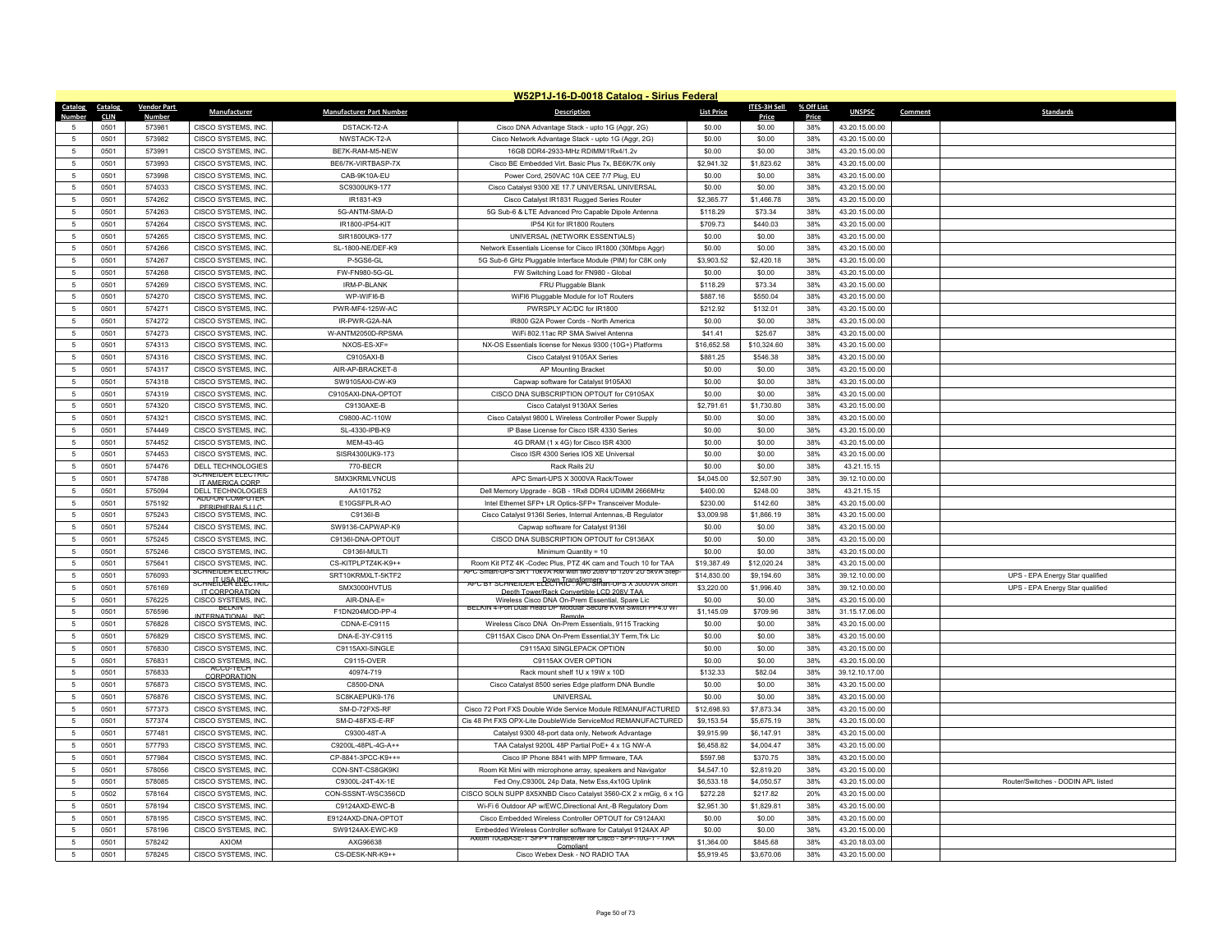## W52P1J-16-D-0018 Catalog - Sirius Federal

| Catalog Number | Catalog CLIN | Vendor Part Number | Manufacturer | Manufacturer Part Number | Description | List Price | ITES-3H Sell Price | % Off List Price | UNSPSC | Comment | Standards |
|---|---|---|---|---|---|---|---|---|---|---|---|
| 5 | 0501 | 573981 | CISCO SYSTEMS, INC. | DSTACK-T2-A | Cisco DNA Advantage Stack - upto 1G (Aggr, 2G) | $0.00 | $0.00 | 38% | 43.20.15.00.00 | | |
| 5 | 0501 | 573982 | CISCO SYSTEMS, INC. | NWSTACK-T2-A | Cisco Network Advantage Stack - upto 1G (Aggr, 2G) | $0.00 | $0.00 | 38% | 43.20.15.00.00 | | |
| 5 | 0501 | 573991 | CISCO SYSTEMS, INC. | BE7K-RAM-M5-NEW | 16GB DDR4-2933-MHz RDIMM/1Rx4/1.2v | $0.00 | $0.00 | 38% | 43.20.15.00.00 | | |
| 5 | 0501 | 573993 | CISCO SYSTEMS, INC. | BE6/7K-VIRTBASP-7X | Cisco BE Embedded Virt. Basic Plus 7x, BE6K/7K only | $2,941.32 | $1,823.62 | 38% | 43.20.15.00.00 | | |
| 5 | 0501 | 573998 | CISCO SYSTEMS, INC. | CAB-9K10A-EU | Power Cord, 250VAC 10A CEE 7/7 Plug, EU | $0.00 | $0.00 | 38% | 43.20.15.00.00 | | |
| 5 | 0501 | 574033 | CISCO SYSTEMS, INC. | SC9300UK9-177 | Cisco Catalyst 9300 XE 17.7 UNIVERSAL UNIVERSAL | $0.00 | $0.00 | 38% | 43.20.15.00.00 | | |
| 5 | 0501 | 574262 | CISCO SYSTEMS, INC. | IR1831-K9 | Cisco Catalyst IR1831 Rugged Series Router | $2,365.77 | $1,466.78 | 38% | 43.20.15.00.00 | | |
| 5 | 0501 | 574263 | CISCO SYSTEMS, INC. | 5G-ANTM-SMA-D | 5G Sub-6 & LTE Advanced Pro Capable Dipole Antenna | $118.29 | $73.34 | 38% | 43.20.15.00.00 | | |
| 5 | 0501 | 574264 | CISCO SYSTEMS, INC. | IR1800-IP54-KIT | IP54 Kit for IR1800 Routers | $709.73 | $440.03 | 38% | 43.20.15.00.00 | | |
| 5 | 0501 | 574265 | CISCO SYSTEMS, INC. | SIR1800UK9-177 | UNIVERSAL (NETWORK ESSENTIALS) | $0.00 | $0.00 | 38% | 43.20.15.00.00 | | |
| 5 | 0501 | 574266 | CISCO SYSTEMS, INC. | SL-1800-NE/DEF-K9 | Network Essentials License for Cisco IR1800 (30Mbps Aggr) | $0.00 | $0.00 | 38% | 43.20.15.00.00 | | |
| 5 | 0501 | 574267 | CISCO SYSTEMS, INC. | P-5GS6-GL | 5G Sub-6 GHz Pluggable Interface Module (PIM) for C8K only | $3,903.52 | $2,420.18 | 38% | 43.20.15.00.00 | | |
| 5 | 0501 | 574268 | CISCO SYSTEMS, INC. | FW-FN980-5G-GL | FW Switching Load for FN980 - Global | $0.00 | $0.00 | 38% | 43.20.15.00.00 | | |
| 5 | 0501 | 574269 | CISCO SYSTEMS, INC. | IRM-P-BLANK | FRU Pluggable Blank | $118.29 | $73.34 | 38% | 43.20.15.00.00 | | |
| 5 | 0501 | 574270 | CISCO SYSTEMS, INC. | WP-WIFI6-B | WiFI6 Pluggable Module for IoT Routers | $887.16 | $550.04 | 38% | 43.20.15.00.00 | | |
| 5 | 0501 | 574271 | CISCO SYSTEMS, INC. | PWR-MF4-125W-AC | PWRSPLY AC/DC for IR1800 | $212.92 | $132.01 | 38% | 43.20.15.00.00 | | |
| 5 | 0501 | 574272 | CISCO SYSTEMS, INC. | IR-PWR-G2A-NA | IR800 G2A Power Cords - North America | $0.00 | $0.00 | 38% | 43.20.15.00.00 | | |
| 5 | 0501 | 574273 | CISCO SYSTEMS, INC. | W-ANTM2050D-RPSMA | WiFi 802.11ac RP SMA Swivel Antenna | $41.41 | $25.67 | 38% | 43.20.15.00.00 | | |
| 5 | 0501 | 574313 | CISCO SYSTEMS, INC. | NXOS-ES-XF= | NX-OS Essentials license for Nexus 9300 (10G+) Platforms | $16,652.58 | $10,324.60 | 38% | 43.20.15.00.00 | | |
| 5 | 0501 | 574316 | CISCO SYSTEMS, INC. | C9105AXI-B | Cisco Catalyst 9105AX Series | $881.25 | $546.38 | 38% | 43.20.15.00.00 | | |
| 5 | 0501 | 574317 | CISCO SYSTEMS, INC. | AIR-AP-BRACKET-8 | AP Mounting Bracket | $0.00 | $0.00 | 38% | 43.20.15.00.00 | | |
| 5 | 0501 | 574318 | CISCO SYSTEMS, INC. | SW9105AXI-CW-K9 | Capwap software for Catalyst 9105AXI | $0.00 | $0.00 | 38% | 43.20.15.00.00 | | |
| 5 | 0501 | 574319 | CISCO SYSTEMS, INC. | C9105AXI-DNA-OPTOT | CISCO DNA SUBSCRIPTION OPTOUT for C9105AX | $0.00 | $0.00 | 38% | 43.20.15.00.00 | | |
| 5 | 0501 | 574320 | CISCO SYSTEMS, INC. | C9130AXE-B | Cisco Catalyst 9130AX Series | $2,791.61 | $1,730.80 | 38% | 43.20.15.00.00 | | |
| 5 | 0501 | 574321 | CISCO SYSTEMS, INC. | C9800-AC-110W | Cisco Catalyst 9800 L Wireless Controller Power Supply | $0.00 | $0.00 | 38% | 43.20.15.00.00 | | |
| 5 | 0501 | 574449 | CISCO SYSTEMS, INC. | SL-4330-IPB-K9 | IP Base License for Cisco ISR 4330 Series | $0.00 | $0.00 | 38% | 43.20.15.00.00 | | |
| 5 | 0501 | 574452 | CISCO SYSTEMS, INC. | MEM-43-4G | 4G DRAM (1 x 4G) for Cisco ISR 4300 | $0.00 | $0.00 | 38% | 43.20.15.00.00 | | |
| 5 | 0501 | 574453 | CISCO SYSTEMS, INC. | SISR4300UK9-173 | Cisco ISR 4300 Series IOS XE Universal | $0.00 | $0.00 | 38% | 43.20.15.00.00 | | |
| 5 | 0501 | 574476 | DELL TECHNOLOGIES | 770-BECR | Rack Rails 2U | $0.00 | $0.00 | 38% | 43.21.15.15 | | |
| 5 | 0501 | 574788 | SCHNEIDER ELECTRIC IT AMERICA CORP | SMX3KRMLVNCUS | APC Smart-UPS X 3000VA Rack/Tower | $4,045.00 | $2,507.90 | 38% | 39.12.10.00.00 | | |
| 5 | 0501 | 575094 | DELL TECHNOLOGIES | AA101752 | Dell Memory Upgrade - 8GB - 1Rx8 DDR4 UDIMM 2666MHz | $400.00 | $248.00 | 38% | 43.21.15.15 | | |
| 5 | 0501 | 575192 | ADD-ON COMPUTER PERIPHERALS LLC | E10GSFPLR-AO | Intel Ethernet SFP+ LR Optics-SFP+ Transceiver Module- | $230.00 | $142.60 | 38% | 43.20.15.00.00 | | |
| 5 | 0501 | 575243 | CISCO SYSTEMS, INC. | C9136I-B | Cisco Catalyst 9136I Series, Internal Antennas,-B Regulator | $3,009.98 | $1,866.19 | 38% | 43.20.15.00.00 | | |
| 5 | 0501 | 575244 | CISCO SYSTEMS, INC. | SW9136-CAPWAP-K9 | Capwap software for Catalyst 9136I | $0.00 | $0.00 | 38% | 43.20.15.00.00 | | |
| 5 | 0501 | 575245 | CISCO SYSTEMS, INC. | C9136I-DNA-OPTOUT | CISCO DNA SUBSCRIPTION OPTOUT for C9136AX | $0.00 | $0.00 | 38% | 43.20.15.00.00 | | |
| 5 | 0501 | 575246 | CISCO SYSTEMS, INC. | C9136I-MULTI | Minimum Quantity = 10 | $0.00 | $0.00 | 38% | 43.20.15.00.00 | | |
| 5 | 0501 | 575641 | CISCO SYSTEMS, INC. | CS-KITPLPTZ4K-K9++ | Room Kit PTZ 4K -Codec Plus, PTZ 4K cam and Touch 10 for TAA | $19,387.49 | $12,020.24 | 38% | 43.20.15.00.00 | | |
| 5 | 0501 | 576093 | SCHNEIDER ELECTRIC IT USA INC | SRT10KRMXLT-5KTF2 | APC Smart-UPS SRT 10kVA RM with two 208V to 120V 2U 5kVA Step-Down Transformers | $14,830.00 | $9,194.60 | 38% | 39.12.10.00.00 | | UPS - EPA Energy Star qualified |
| 5 | 0501 | 576169 | SCHNEIDER ELECTRIC IT CORPORATION | SMX3000HVTUS | APC BY SCHNEIDER ELECTRIC : APC Smart-UPS X 3000VA Short Depth Tower/Rack Convertible LCD 208V TAA | $3,220.00 | $1,996.40 | 38% | 39.12.10.00.00 | | UPS - EPA Energy Star qualified |
| 5 | 0501 | 576225 | CISCO SYSTEMS, INC. | AIR-DNA-E= | Wireless Cisco DNA On-Prem Essential, Spare Lic | $0.00 | $0.00 | 38% | 43.20.15.00.00 | | |
| 5 | 0501 | 576596 | BELKIN INTERNATIONAL, INC. | F1DN204MOD-PP-4 | BELKIN 4-Port Dual Head DP Modular Secure KVM Switch PP4.0 w/ Remote | $1,145.09 | $709.96 | 38% | 31.15.17.06.00 | | |
| 5 | 0501 | 576828 | CISCO SYSTEMS, INC. | CDNA-E-C9115 | Wireless Cisco DNA On-Prem Essentials, 9115 Tracking | $0.00 | $0.00 | 38% | 43.20.15.00.00 | | |
| 5 | 0501 | 576829 | CISCO SYSTEMS, INC. | DNA-E-3Y-C9115 | C9115AX Cisco DNA On-Prem Essential,3Y Term,Trk Lic | $0.00 | $0.00 | 38% | 43.20.15.00.00 | | |
| 5 | 0501 | 576830 | CISCO SYSTEMS, INC. | C9115AXI-SINGLE | C9115AXI SINGLEPACK OPTION | $0.00 | $0.00 | 38% | 43.20.15.00.00 | | |
| 5 | 0501 | 576831 | CISCO SYSTEMS, INC. | C9115-OVER | C9115AX OVER OPTION | $0.00 | $0.00 | 38% | 43.20.15.00.00 | | |
| 5 | 0501 | 576833 | ACCU-TECH CORPORATION | 40974-719 | Rack mount shelf 1U x 19W x 10D | $132.33 | $82.04 | 38% | 39.12.10.17.00 | | |
| 5 | 0501 | 576873 | CISCO SYSTEMS, INC. | C8500-DNA | Cisco Catalyst 8500 series Edge platform DNA Bundle | $0.00 | $0.00 | 38% | 43.20.15.00.00 | | |
| 5 | 0501 | 576876 | CISCO SYSTEMS, INC. | SC8KAEPUK9-176 | UNIVERSAL | $0.00 | $0.00 | 38% | 43.20.15.00.00 | | |
| 5 | 0501 | 577373 | CISCO SYSTEMS, INC. | SM-D-72FXS-RF | Cisco 72 Port FXS Double Wide Service Module REMANUFACTURED | $12,698.93 | $7,873.34 | 38% | 43.20.15.00.00 | | |
| 5 | 0501 | 577374 | CISCO SYSTEMS, INC. | SM-D-48FXS-E-RF | Cis 48 Prt FXS OPX-Lite DoubleWide ServiceMod REMANUFACTURED | $9,153.54 | $5,675.19 | 38% | 43.20.15.00.00 | | |
| 5 | 0501 | 577481 | CISCO SYSTEMS, INC. | C9300-48T-A | Catalyst 9300 48-port data only, Network Advantage | $9,915.99 | $6,147.91 | 38% | 43.20.15.00.00 | | |
| 5 | 0501 | 577793 | CISCO SYSTEMS, INC. | C9200L-48PL-4G-A++ | TAA Catalyst 9200L 48P Partial PoE+ 4 x 1G NW-A | $6,458.82 | $4,004.47 | 38% | 43.20.15.00.00 | | |
| 5 | 0501 | 577984 | CISCO SYSTEMS, INC. | CP-8841-3PCC-K9++= | Cisco IP Phone 8841 with MPP firmware, TAA | $597.98 | $370.75 | 38% | 43.20.15.00.00 | | |
| 5 | 0501 | 578056 | CISCO SYSTEMS, INC. | CON-SNT-CS8GK9KI | Room Kit Mini with microphone array, speakers and Navigator | $4,547.10 | $2,819.20 | 38% | 43.20.15.00.00 | | |
| 5 | 0501 | 578085 | CISCO SYSTEMS, INC. | C9300L-24T-4X-1E | Fed Ony,C9300L 24p Data, Netw Ess,4x10G Uplink | $6,533.18 | $4,050.57 | 38% | 43.20.15.00.00 | | Router/Switches - DODIN APL listed |
| 5 | 0502 | 578164 | CISCO SYSTEMS, INC. | CON-SSSNT-WSC356CD | CISCO SOLN SUPP 8X5XNBD Cisco Catalyst 3560-CX 2 x mGig, 6 x 1G | $272.28 | $217.82 | 20% | 43.20.15.00.00 | | |
| 5 | 0501 | 578194 | CISCO SYSTEMS, INC. | C9124AXD-EWC-B | Wi-Fi 6 Outdoor AP w/EWC,Directional Ant,-B Regulatory Dom | $2,951.30 | $1,829.81 | 38% | 43.20.15.00.00 | | |
| 5 | 0501 | 578195 | CISCO SYSTEMS, INC. | E9124AXD-DNA-OPTOT | Cisco Embedded Wireless Controller OPTOUT for C9124AXI | $0.00 | $0.00 | 38% | 43.20.15.00.00 | | |
| 5 | 0501 | 578196 | CISCO SYSTEMS, INC. | SW9124AX-EWC-K9 | Embedded Wireless Controller software for Catalyst 9124AX AP | $0.00 | $0.00 | 38% | 43.20.15.00.00 | | |
| 5 | 0501 | 578242 | AXIOM | AXG96638 | Axiom 10GBASE-T SFP+ Transceiver for Cisco - SFP-10G-T - TAA Compliant | $1,364.00 | $845.68 | 38% | 43.20.18.03.00 | | |
| 5 | 0501 | 578245 | CISCO SYSTEMS, INC. | CS-DESK-NR-K9++ | Cisco Webex Desk - NO RADIO TAA | $5,919.45 | $3,670.06 | 38% | 43.20.15.00.00 | | |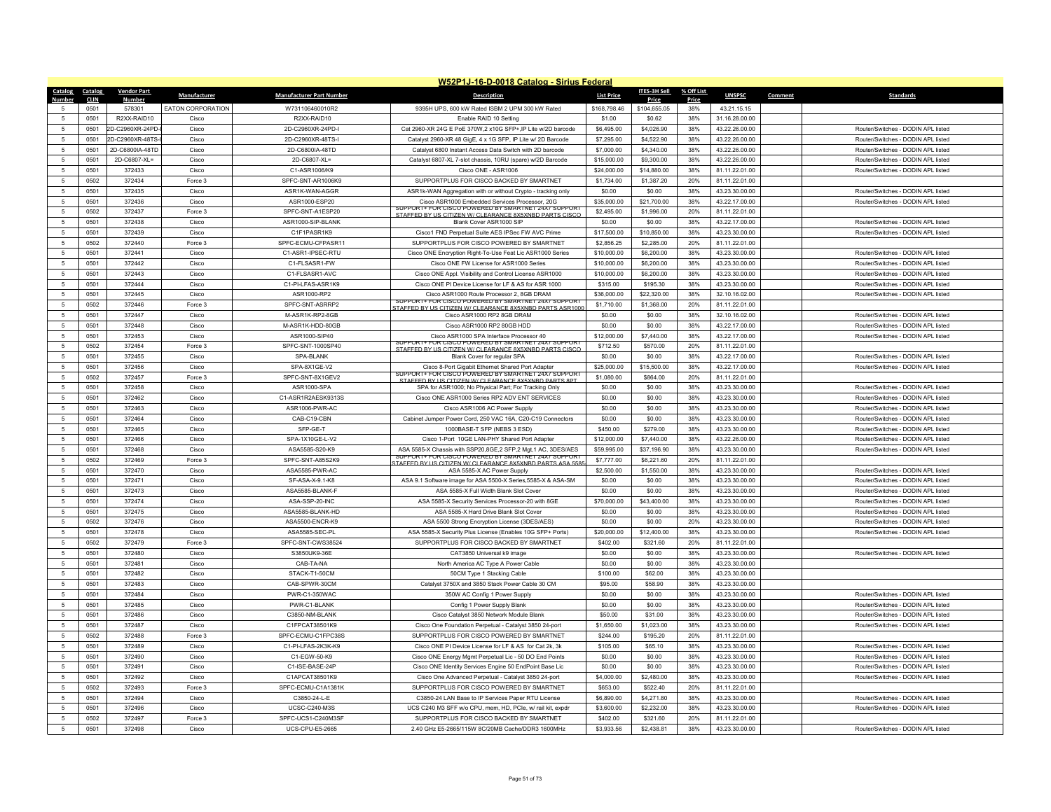## W52P1J-16-D-0018 Catalog - Sirius Federal

| Catalog Number | Catalog CLIN | Vendor Part Number | Manufacturer | Manufacturer Part Number | Description | List Price | ITES-3H Sell Price | % Off List Price | UNSPSC | Comment | Standards |
|---|---|---|---|---|---|---|---|---|---|---|---|
| 5 | 0501 | 578301 | EATON CORPORATION | W731106460010R2 | 9395H UPS, 600 kW Rated ISBM 2 UPM 300 kW Rated | $168,798.46 | $104,655.05 | 38% | 43.21.15.15 | | |
| 5 | 0501 | R2XX-RAID10 | Cisco | R2XX-RAID10 | Enable RAID 10 Setting | $1.00 | $0.62 | 38% | 31.16.28.00.00 | | |
| 5 | 0501 | 2D-C2960XR-24PD-I | Cisco | 2D-C2960XR-24PD-I | Cat 2960-XR 24G E PoE 370W,2 x10G SFP+,IP Lite w/2D barcode | $6,495.00 | $4,026.90 | 38% | 43.22.26.00.00 | | Router/Switches - DODIN APL listed |
| 5 | 0501 | 2D-C2960XR-48TS-I | Cisco | 2D-C2960XR-48TS-I | Catalyst 2960-XR 48 GigE, 4 x 1G SFP, IP Lite w/ 2D Barcode | $7,295.00 | $4,522.90 | 38% | 43.22.26.00.00 | | Router/Switches - DODIN APL listed |
| 5 | 0501 | 2D-C6800IA-48TD | Cisco | 2D-C6800IA-48TD | Catalyst 6800 Instant Access Data Switch with 2D barcode | $7,000.00 | $4,340.00 | 38% | 43.22.26.00.00 | | Router/Switches - DODIN APL listed |
| 5 | 0501 | 2D-C6807-XL= | Cisco | 2D-C6807-XL= | Catalyst 6807-XL 7-slot chassis, 10RU (spare) w/2D Barcode | $15,000.00 | $9,300.00 | 38% | 43.22.26.00.00 | | Router/Switches - DODIN APL listed |
| 5 | 0501 | 372433 | Cisco | C1-ASR1006/K9 | Cisco ONE - ASR1006 | $24,000.00 | $14,880.00 | 38% | 81.11.22.01.00 | | Router/Switches - DODIN APL listed |
| 5 | 0502 | 372434 | Force 3 | SPFC-SNT-AR1006K9 | SUPPORTPLUS FOR CISCO BACKED BY SMARTNET | $1,734.00 | $1,387.20 | 20% | 81.11.22.01.00 | | |
| 5 | 0501 | 372435 | Cisco | ASR1K-WAN-AGGR | ASR1k-WAN Aggregation with or without Crypto - tracking only | $0.00 | $0.00 | 38% | 43.23.30.00.00 | | Router/Switches - DODIN APL listed |
| 5 | 0501 | 372436 | Cisco | ASR1000-ESP20 | Cisco ASR1000 Embedded Services Processor, 20G | $35,000.00 | $21,700.00 | 38% | 43.22.17.00.00 | | Router/Switches - DODIN APL listed |
| 5 | 0502 | 372437 | Force 3 | SPFC-SNT-A1ESP20 | SUPPORT+ FOR CISCO POWERED BY SMARTNET 24X7 SUPPORT STAFFED BY US CITIZEN W/ CLEARANCE 8X5XNBD PARTS CISCO | $2,495.00 | $1,996.00 | 20% | 81.11.22.01.00 | | |
| 5 | 0501 | 372438 | Cisco | ASR1000-SIP-BLANK | Blank Cover ASR1000 SIP | $0.00 | $0.00 | 38% | 43.22.17.00.00 | | Router/Switches - DODIN APL listed |
| 5 | 0501 | 372439 | Cisco | C1F1PASR1K9 | Cisco1 FND Perpetual Suite AES IPSec FW AVC Prime | $17,500.00 | $10,850.00 | 38% | 43.23.30.00.00 | | Router/Switches - DODIN APL listed |
| 5 | 0502 | 372440 | Force 3 | SPFC-ECMU-CFPASR11 | SUPPORTPLUS FOR CISCO POWERED BY SMARTNET | $2,856.25 | $2,285.00 | 20% | 81.11.22.01.00 | | |
| 5 | 0501 | 372441 | Cisco | C1-ASR1-IPSEC-RTU | Cisco ONE Encryption Right-To-Use Feat Lic ASR1000 Series | $10,000.00 | $6,200.00 | 38% | 43.23.30.00.00 | | Router/Switches - DODIN APL listed |
| 5 | 0501 | 372442 | Cisco | C1-FLSASR1-FW | Cisco ONE FW License for ASR1000 Series | $10,000.00 | $6,200.00 | 38% | 43.23.30.00.00 | | Router/Switches - DODIN APL listed |
| 5 | 0501 | 372443 | Cisco | C1-FLSASR1-AVC | Cisco ONE Appl. Visibility and Control License ASR1000 | $10,000.00 | $6,200.00 | 38% | 43.23.30.00.00 | | Router/Switches - DODIN APL listed |
| 5 | 0501 | 372444 | Cisco | C1-PI-LFAS-ASR1K9 | Cisco ONE PI Device License for LF & AS for ASR 1000 | $315.00 | $195.30 | 38% | 43.23.30.00.00 | | Router/Switches - DODIN APL listed |
| 5 | 0501 | 372445 | Cisco | ASR1000-RP2 | Cisco ASR1000 Route Processor 2, 8GB DRAM | $36,000.00 | $22,320.00 | 38% | 32.10.16.02.00 | | Router/Switches - DODIN APL listed |
| 5 | 0502 | 372446 | Force 3 | SPFC-SNT-ASRRP2 | SUPPORT+ FOR CISCO POWERED BY SMARTNET 24X7 SUPPORT STAFFED BY US CITIZEN W/ CLEARANCE 8X5XNBD PARTS ASR1000 | $1,710.00 | $1,368.00 | 20% | 81.11.22.01.00 | | |
| 5 | 0501 | 372447 | Cisco | M-ASR1K-RP2-8GB | Cisco ASR1000 RP2 8GB DRAM | $0.00 | $0.00 | 38% | 32.10.16.02.00 | | Router/Switches - DODIN APL listed |
| 5 | 0501 | 372448 | Cisco | M-ASR1K-HDD-80GB | Cisco ASR1000 RP2 80GB HDD | $0.00 | $0.00 | 38% | 43.22.17.00.00 | | Router/Switches - DODIN APL listed |
| 5 | 0501 | 372453 | Cisco | ASR1000-SIP40 | Cisco ASR1000 SPA Interface Processor 40 | $12,000.00 | $7,440.00 | 38% | 43.22.17.00.00 | | Router/Switches - DODIN APL listed |
| 5 | 0502 | 372454 | Force 3 | SPFC-SNT-1000SP40 | SUPPORT+ FOR CISCO POWERED BY SMARTNET 24X7 SUPPORT STAFFED BY US CITIZEN W/ CLEARANCE 8X5XNBD PARTS CISCO | $712.50 | $570.00 | 20% | 81.11.22.01.00 | | |
| 5 | 0501 | 372455 | Cisco | SPA-BLANK | Blank Cover for regular SPA | $0.00 | $0.00 | 38% | 43.22.17.00.00 | | Router/Switches - DODIN APL listed |
| 5 | 0501 | 372456 | Cisco | SPA-8X1GE-V2 | Cisco 8-Port Gigabit Ethernet Shared Port Adapter | $25,000.00 | $15,500.00 | 38% | 43.22.17.00.00 | | Router/Switches - DODIN APL listed |
| 5 | 0502 | 372457 | Force 3 | SPFC-SNT-8X1GEV2 | SUPPORT+ FOR CISCO POWERED BY SMARTNET 24X7 SUPPORT STAFFED BY US CITIZEN W/ CLEARANCE 8X5XNBD PARTS 8PT | $1,080.00 | $864.00 | 20% | 81.11.22.01.00 | | |
| 5 | 0501 | 372458 | Cisco | ASR1000-SPA | SPA for ASR1000; No Physical Part; For Tracking Only | $0.00 | $0.00 | 38% | 43.23.30.00.00 | | Router/Switches - DODIN APL listed |
| 5 | 0501 | 372462 | Cisco | C1-ASR1R2AESK9313S | Cisco ONE ASR1000 Series RP2 ADV ENT SERVICES | $0.00 | $0.00 | 38% | 43.23.30.00.00 | | Router/Switches - DODIN APL listed |
| 5 | 0501 | 372463 | Cisco | ASR1006-PWR-AC | Cisco ASR1006 AC Power Supply | $0.00 | $0.00 | 38% | 43.23.30.00.00 | | Router/Switches - DODIN APL listed |
| 5 | 0501 | 372464 | Cisco | CAB-C19-CBN | Cabinet Jumper Power Cord, 250 VAC 16A, C20-C19 Connectors | $0.00 | $0.00 | 38% | 43.23.30.00.00 | | Router/Switches - DODIN APL listed |
| 5 | 0501 | 372465 | Cisco | SFP-GE-T | 1000BASE-T SFP (NEBS 3 ESD) | $450.00 | $279.00 | 38% | 43.23.30.00.00 | | Router/Switches - DODIN APL listed |
| 5 | 0501 | 372466 | Cisco | SPA-1X10GE-L-V2 | Cisco 1-Port 10GE LAN-PHY Shared Port Adapter | $12,000.00 | $7,440.00 | 38% | 43.22.26.00.00 | | Router/Switches - DODIN APL listed |
| 5 | 0501 | 372468 | Cisco | ASA5585-S20-K9 | ASA 5585-X Chassis with SSP20,8GE,2 SFP,2 Mgt,1 AC, 3DES/AES | $59,995.00 | $37,196.90 | 38% | 43.23.30.00.00 | | Router/Switches - DODIN APL listed |
| 5 | 0502 | 372469 | Force 3 | SPFC-SNT-A85S2K9 | SUPPORT+ FOR CISCO POWERED BY SMARTNET 24X7 SUPPORT STAFFED BY US CITIZEN W/ CLEARANCE 8X5XNBD PARTS ASA 5585 | $7,777.00 | $6,221.60 | 20% | 81.11.22.01.00 | | |
| 5 | 0501 | 372470 | Cisco | ASA5585-PWR-AC | ASA 5585-X AC Power Supply | $2,500.00 | $1,550.00 | 38% | 43.23.30.00.00 | | Router/Switches - DODIN APL listed |
| 5 | 0501 | 372471 | Cisco | SF-ASA-X-9.1-K8 | ASA 9.1 Software image for ASA 5500-X Series,5585-X & ASA-SM | $0.00 | $0.00 | 38% | 43.23.30.00.00 | | Router/Switches - DODIN APL listed |
| 5 | 0501 | 372473 | Cisco | ASA5585-BLANK-F | ASA 5585-X Full Width Blank Slot Cover | $0.00 | $0.00 | 38% | 43.23.30.00.00 | | Router/Switches - DODIN APL listed |
| 5 | 0501 | 372474 | Cisco | ASA-SSP-20-INC | ASA 5585-X Security Services Processor-20 with 8GE | $70,000.00 | $43,400.00 | 38% | 43.23.30.00.00 | | Router/Switches - DODIN APL listed |
| 5 | 0501 | 372475 | Cisco | ASA5585-BLANK-HD | ASA 5585-X Hard Drive Blank Slot Cover | $0.00 | $0.00 | 38% | 43.23.30.00.00 | | Router/Switches - DODIN APL listed |
| 5 | 0502 | 372476 | Cisco | ASA5500-ENCR-K9 | ASA 5500 Strong Encryption License (3DES/AES) | $0.00 | $0.00 | 20% | 43.23.30.00.00 | | Router/Switches - DODIN APL listed |
| 5 | 0501 | 372478 | Cisco | ASA5585-SEC-PL | ASA 5585-X Security Plus License (Enables 10G SFP+ Ports) | $20,000.00 | $12,400.00 | 38% | 43.23.30.00.00 | | Router/Switches - DODIN APL listed |
| 5 | 0502 | 372479 | Force 3 | SPFC-SNT-CWS38524 | SUPPORTPLUS FOR CISCO BACKED BY SMARTNET | $402.00 | $321.60 | 20% | 81.11.22.01.00 | | |
| 5 | 0501 | 372480 | Cisco | S3850UK9-36E | CAT3850 Universal k9 image | $0.00 | $0.00 | 38% | 43.23.30.00.00 | | Router/Switches - DODIN APL listed |
| 5 | 0501 | 372481 | Cisco | CAB-TA-NA | North America AC Type A Power Cable | $0.00 | $0.00 | 38% | 43.23.30.00.00 | | |
| 5 | 0501 | 372482 | Cisco | STACK-T1-50CM | 50CM Type 1 Stacking Cable | $100.00 | $62.00 | 38% | 43.23.30.00.00 | | |
| 5 | 0501 | 372483 | Cisco | CAB-SPWR-30CM | Catalyst 3750X and 3850 Stack Power Cable 30 CM | $95.00 | $58.90 | 38% | 43.23.30.00.00 | | |
| 5 | 0501 | 372484 | Cisco | PWR-C1-350WAC | 350W AC Config 1 Power Supply | $0.00 | $0.00 | 38% | 43.23.30.00.00 | | Router/Switches - DODIN APL listed |
| 5 | 0501 | 372485 | Cisco | PWR-C1-BLANK | Config 1 Power Supply Blank | $0.00 | $0.00 | 38% | 43.23.30.00.00 | | Router/Switches - DODIN APL listed |
| 5 | 0501 | 372486 | Cisco | C3850-NM-BLANK | Cisco Catalyst 3850 Network Module Blank | $50.00 | $31.00 | 38% | 43.23.30.00.00 | | Router/Switches - DODIN APL listed |
| 5 | 0501 | 372487 | Cisco | C1FPCAT38501K9 | Cisco One Foundation Perpetual - Catalyst 3850 24-port | $1,650.00 | $1,023.00 | 38% | 43.23.30.00.00 | | Router/Switches - DODIN APL listed |
| 5 | 0502 | 372488 | Force 3 | SPFC-ECMU-C1FPC38S | SUPPORTPLUS FOR CISCO POWERED BY SMARTNET | $244.00 | $195.20 | 20% | 81.11.22.01.00 | | |
| 5 | 0501 | 372489 | Cisco | C1-PI-LFAS-2K3K-K9 | Cisco ONE PI Device License for LF & AS for Cat 2k, 3k | $105.00 | $65.10 | 38% | 43.23.30.00.00 | | Router/Switches - DODIN APL listed |
| 5 | 0501 | 372490 | Cisco | C1-EGW-50-K9 | Cisco ONE Energy Mgmt Perpetual Lic - 50 DO End Points | $0.00 | $0.00 | 38% | 43.23.30.00.00 | | Router/Switches - DODIN APL listed |
| 5 | 0501 | 372491 | Cisco | C1-ISE-BASE-24P | Cisco ONE Identity Services Engine 50 EndPoint Base Lic | $0.00 | $0.00 | 38% | 43.23.30.00.00 | | Router/Switches - DODIN APL listed |
| 5 | 0501 | 372492 | Cisco | C1APCAT38501K9 | Cisco One Advanced Perpetual - Catalyst 3850 24-port | $4,000.00 | $2,480.00 | 38% | 43.23.30.00.00 | | Router/Switches - DODIN APL listed |
| 5 | 0502 | 372493 | Force 3 | SPFC-ECMU-C1A1381K | SUPPORTPLUS FOR CISCO POWERED BY SMARTNET | $653.00 | $522.40 | 20% | 81.11.22.01.00 | | |
| 5 | 0501 | 372494 | Cisco | C3850-24-L-E | C3850-24 LAN Base to IP Services Paper RTU License | $6,890.00 | $4,271.80 | 38% | 43.23.30.00.00 | | Router/Switches - DODIN APL listed |
| 5 | 0501 | 372496 | Cisco | UCSC-C240-M3S | UCS C240 M3 SFF w/o CPU, mem, HD, PCIe, w/ rail kit, expdr | $3,600.00 | $2,232.00 | 38% | 43.23.30.00.00 | | Router/Switches - DODIN APL listed |
| 5 | 0502 | 372497 | Force 3 | SPFC-UCS1-C240M3SF | SUPPORTPLUS FOR CISCO BACKED BY SMARTNET | $402.00 | $321.60 | 20% | 81.11.22.01.00 | | |
| 5 | 0501 | 372498 | Cisco | UCS-CPU-E5-2665 | 2.40 GHz E5-2665/115W 8C/20MB Cache/DDR3 1600MHz | $3,933.56 | $2,438.81 | 38% | 43.23.30.00.00 | | Router/Switches - DODIN APL listed |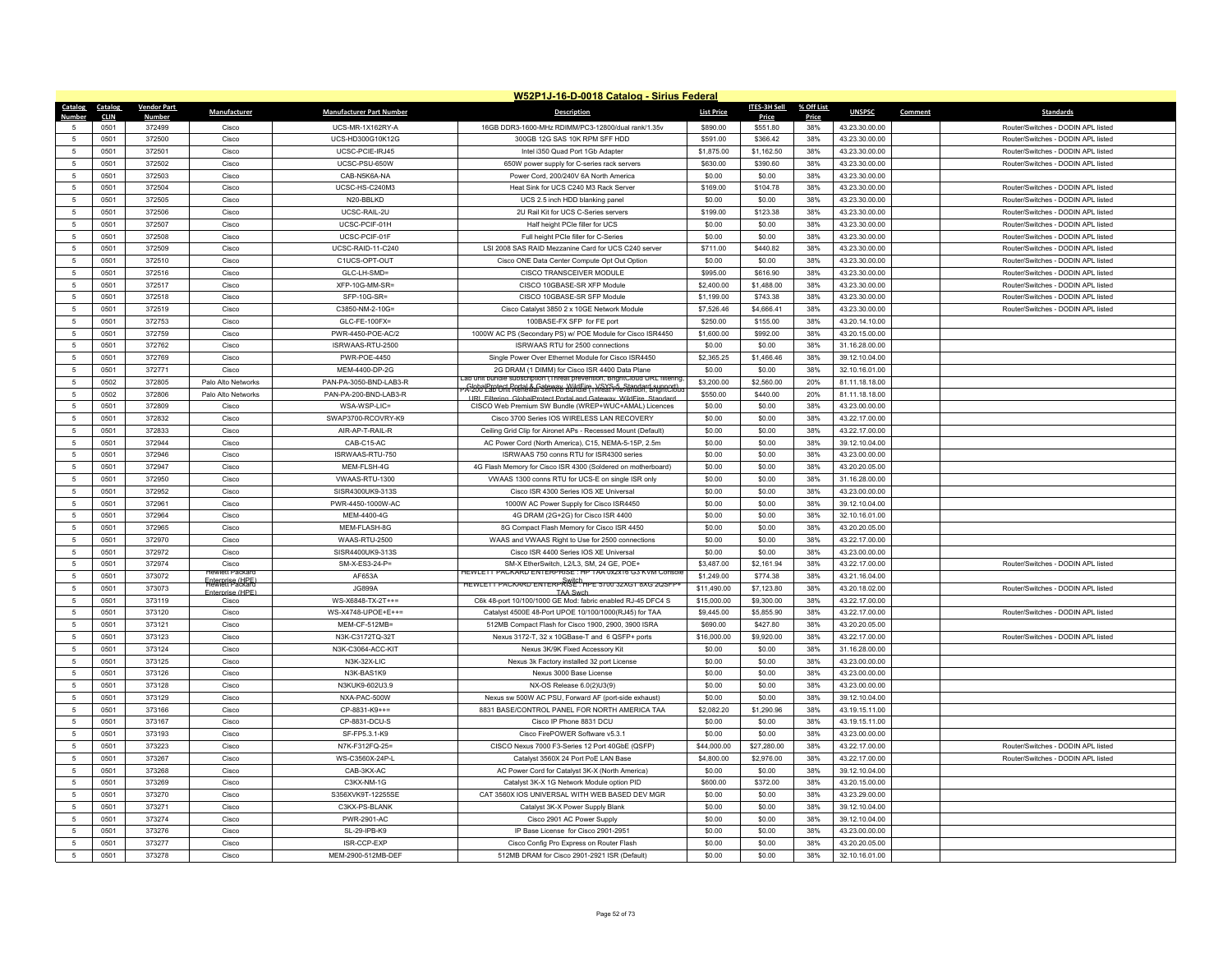# W52P1J-16-D-0018 Catalog - Sirius Federal

| Catalog Number | Catalog CLIN | Vendor Part Number | Manufacturer | Manufacturer Part Number | Description | List Price | ITES-3H Sell Price | % Off List Price | UNSPSC | Comment | Standards |
|---|---|---|---|---|---|---|---|---|---|---|---|
| 5 | 0501 | 372499 | Cisco | UCS-MR-1X162RY-A | 16GB DDR3-1600-MHz RDIMM/PC3-12800/dual rank/1.35v | $890.00 | $551.80 | 38% | 43.23.30.00.00 | | Router/Switches - DODIN APL listed |
| 5 | 0501 | 372500 | Cisco | UCS-HD300G10K12G | 300GB 12G SAS 10K RPM SFF HDD | $591.00 | $366.42 | 38% | 43.23.30.00.00 | | Router/Switches - DODIN APL listed |
| 5 | 0501 | 372501 | Cisco | UCSC-PCIE-IRJ45 | Intel i350 Quad Port 1Gb Adapter | $1,875.00 | $1,162.50 | 38% | 43.23.30.00.00 | | Router/Switches - DODIN APL listed |
| 5 | 0501 | 372502 | Cisco | UCSC-PSU-650W | 650W power supply for C-series rack servers | $630.00 | $390.60 | 38% | 43.23.30.00.00 | | Router/Switches - DODIN APL listed |
| 5 | 0501 | 372503 | Cisco | CAB-N5K6A-NA | Power Cord, 200/240V 6A North America | $0.00 | $0.00 | 38% | 43.23.30.00.00 | | |
| 5 | 0501 | 372504 | Cisco | UCSC-HS-C240M3 | Heat Sink for UCS C240 M3 Rack Server | $169.00 | $104.78 | 38% | 43.23.30.00.00 | | Router/Switches - DODIN APL listed |
| 5 | 0501 | 372505 | Cisco | N20-BBLKD | UCS 2.5 inch HDD blanking panel | $0.00 | $0.00 | 38% | 43.23.30.00.00 | | Router/Switches - DODIN APL listed |
| 5 | 0501 | 372506 | Cisco | UCSC-RAIL-2U | 2U Rail Kit for UCS C-Series servers | $199.00 | $123.38 | 38% | 43.23.30.00.00 | | Router/Switches - DODIN APL listed |
| 5 | 0501 | 372507 | Cisco | UCSC-PCIF-01H | Half height PCIe filler for UCS | $0.00 | $0.00 | 38% | 43.23.30.00.00 | | Router/Switches - DODIN APL listed |
| 5 | 0501 | 372508 | Cisco | UCSC-PCIF-01F | Full height PCIe filler for C-Series | $0.00 | $0.00 | 38% | 43.23.30.00.00 | | Router/Switches - DODIN APL listed |
| 5 | 0501 | 372509 | Cisco | UCSC-RAID-11-C240 | LSI 2008 SAS RAID Mezzanine Card for UCS C240 server | $711.00 | $440.82 | 38% | 43.23.30.00.00 | | Router/Switches - DODIN APL listed |
| 5 | 0501 | 372510 | Cisco | C1UCS-OPT-OUT | Cisco ONE Data Center Compute Opt Out Option | $0.00 | $0.00 | 38% | 43.23.30.00.00 | | Router/Switches - DODIN APL listed |
| 5 | 0501 | 372516 | Cisco | GLC-LH-SMD= | CISCO TRANSCEIVER MODULE | $995.00 | $616.90 | 38% | 43.23.30.00.00 | | Router/Switches - DODIN APL listed |
| 5 | 0501 | 372517 | Cisco | XFP-10G-MM-SR= | CISCO 10GBASE-SR XFP Module | $2,400.00 | $1,488.00 | 38% | 43.23.30.00.00 | | Router/Switches - DODIN APL listed |
| 5 | 0501 | 372518 | Cisco | SFP-10G-SR= | CISCO 10GBASE-SR SFP Module | $1,199.00 | $743.38 | 38% | 43.23.30.00.00 | | Router/Switches - DODIN APL listed |
| 5 | 0501 | 372519 | Cisco | C3850-NM-2-10G= | Cisco Catalyst 3850 2 x 10GE Network Module | $7,526.46 | $4,666.41 | 38% | 43.23.30.00.00 | | Router/Switches - DODIN APL listed |
| 5 | 0501 | 372753 | Cisco | GLC-FE-100FX= | 100BASE-FX SFP for FE port | $250.00 | $155.00 | 38% | 43.20.14.10.00 | | |
| 5 | 0501 | 372759 | Cisco | PWR-4450-POE-AC/2 | 1000W AC PS (Secondary PS) w/ POE Module for Cisco ISR4450 | $1,600.00 | $992.00 | 38% | 43.20.15.00.00 | | |
| 5 | 0501 | 372762 | Cisco | ISRWAAS-RTU-2500 | ISRWAAS RTU for 2500 connections | $0.00 | $0.00 | 38% | 31.16.28.00.00 | | |
| 5 | 0501 | 372769 | Cisco | PWR-POE-4450 | Single Power Over Ethernet Module for Cisco ISR4450 | $2,365.25 | $1,466.46 | 38% | 39.12.10.04.00 | | |
| 5 | 0501 | 372771 | Cisco | MEM-4400-DP-2G | 2G DRAM (1 DIMM) for Cisco ISR 4400 Data Plane | $0.00 | $0.00 | 38% | 32.10.16.01.00 | | |
| 5 | 0502 | 372805 | Palo Alto Networks | PAN-PA-3050-BND-LAB3-R | Lab unit bundle subscription (Threat prevention, BrightCloud URL filtering, GlobalProtect Portal & Gateway, WildFire, VSYS-5, Standard support) | $3,200.00 | $2,560.00 | 20% | 81.11.18.18.00 | | |
| 5 | 0502 | 372806 | Palo Alto Networks | PAN-PA-200-BND-LAB3-R | PA-200 Lab Unit Renewal Service Bundle (Threat Prevention, BrightCloud URL Filtering, GlobalProtect Portal and Gateway, WildFire, Standard | $550.00 | $440.00 | 20% | 81.11.18.18.00 | | |
| 5 | 0501 | 372809 | Cisco | WSA-WSP-LIC= | CISCO Web Premium SW Bundle (WREP+WUC+AMAL) Licences | $0.00 | $0.00 | 38% | 43.23.00.00.00 | | |
| 5 | 0501 | 372832 | Cisco | SWAP3700-RCOVRY-K9 | Cisco 3700 Series IOS WIRELESS LAN RECOVERY | $0.00 | $0.00 | 38% | 43.22.17.00.00 | | |
| 5 | 0501 | 372833 | Cisco | AIR-AP-T-RAIL-R | Ceiling Grid Clip for Aironet APs - Recessed Mount (Default) | $0.00 | $0.00 | 38% | 43.22.17.00.00 | | |
| 5 | 0501 | 372944 | Cisco | CAB-C15-AC | AC Power Cord (North America), C15, NEMA-5-15P, 2.5m | $0.00 | $0.00 | 38% | 39.12.10.04.00 | | |
| 5 | 0501 | 372946 | Cisco | ISRWAAS-RTU-750 | ISRWAAS 750 conns RTU for ISR4300 series | $0.00 | $0.00 | 38% | 43.23.00.00.00 | | |
| 5 | 0501 | 372947 | Cisco | MEM-FLSH-4G | 4G Flash Memory for Cisco ISR 4300 (Soldered on motherboard) | $0.00 | $0.00 | 38% | 43.20.20.05.00 | | |
| 5 | 0501 | 372950 | Cisco | VWAAS-RTU-1300 | VWAAS 1300 conns RTU for UCS-E on single ISR only | $0.00 | $0.00 | 38% | 31.16.28.00.00 | | |
| 5 | 0501 | 372952 | Cisco | SISR4300UK9-313S | Cisco ISR 4300 Series IOS XE Universal | $0.00 | $0.00 | 38% | 43.23.00.00.00 | | |
| 5 | 0501 | 372961 | Cisco | PWR-4450-1000W-AC | 1000W AC Power Supply for Cisco ISR4450 | $0.00 | $0.00 | 38% | 39.12.10.04.00 | | |
| 5 | 0501 | 372964 | Cisco | MEM-4400-4G | 4G DRAM (2G+2G) for Cisco ISR 4400 | $0.00 | $0.00 | 38% | 32.10.16.01.00 | | |
| 5 | 0501 | 372965 | Cisco | MEM-FLASH-8G | 8G Compact Flash Memory for Cisco ISR 4450 | $0.00 | $0.00 | 38% | 43.20.20.05.00 | | |
| 5 | 0501 | 372970 | Cisco | WAAS-RTU-2500 | WAAS and VWAAS Right to Use for 2500 connections | $0.00 | $0.00 | 38% | 43.22.17.00.00 | | |
| 5 | 0501 | 372972 | Cisco | SISR4400UK9-313S | Cisco ISR 4400 Series IOS XE Universal | $0.00 | $0.00 | 38% | 43.23.00.00.00 | | |
| 5 | 0501 | 372974 | Cisco | SM-X-ES3-24-P= | SM-X EtherSwitch, L2/L3, SM, 24 GE, POE+ | $3,487.00 | $2,161.94 | 38% | 43.22.17.00.00 | | Router/Switches - DODIN APL listed |
| 5 | 0501 | 373072 | Hewlett Packard Enterprise (HPE) | AF653A | HEWLETT PACKARD ENTERPRISE : HP TAA 0x2x16 G3 KVM Console Switch | $1,249.00 | $774.38 | 38% | 43.21.16.04.00 | | |
| 5 | 0501 | 373073 | Hewlett Packard Enterprise (HPE) | JG899A | HEWLETT PACKARD ENTERPRISE : HPE 5700 32XGT 8XG 2QSFP+ TAA Swch | $11,490.00 | $7,123.80 | 38% | 43.20.18.02.00 | | Router/Switches - DODIN APL listed |
| 5 | 0501 | 373119 | Cisco | WS-X6848-TX-2T++= | C6k 48-port 10/100/1000 GE Mod: fabric enabled RJ-45 DFC4 S | $15,000.00 | $9,300.00 | 38% | 43.22.17.00.00 | | |
| 5 | 0501 | 373120 | Cisco | WS-X4748-UPOE+E++= | Catalyst 4500E 48-Port UPOE 10/100/1000(RJ45) for TAA | $9,445.00 | $5,855.90 | 38% | 43.22.17.00.00 | | Router/Switches - DODIN APL listed |
| 5 | 0501 | 373121 | Cisco | MEM-CF-512MB= | 512MB Compact Flash for Cisco 1900, 2900, 3900 ISRA | $690.00 | $427.80 | 38% | 43.20.20.05.00 | | |
| 5 | 0501 | 373123 | Cisco | N3K-C3172TQ-32T | Nexus 3172-T, 32 x 10GBase-T and 6 QSFP+ ports | $16,000.00 | $9,920.00 | 38% | 43.22.17.00.00 | | Router/Switches - DODIN APL listed |
| 5 | 0501 | 373124 | Cisco | N3K-C3064-ACC-KIT | Nexus 3K/9K Fixed Accessory Kit | $0.00 | $0.00 | 38% | 31.16.28.00.00 | | |
| 5 | 0501 | 373125 | Cisco | N3K-32X-LIC | Nexus 3k Factory installed 32 port License | $0.00 | $0.00 | 38% | 43.23.00.00.00 | | |
| 5 | 0501 | 373126 | Cisco | N3K-BAS1K9 | Nexus 3000 Base License | $0.00 | $0.00 | 38% | 43.23.00.00.00 | | |
| 5 | 0501 | 373128 | Cisco | N3KUK9-602U3.9 | NX-OS Release 6.0(2)U3(9) | $0.00 | $0.00 | 38% | 43.23.00.00.00 | | |
| 5 | 0501 | 373129 | Cisco | NXA-PAC-500W | Nexus sw 500W AC PSU, Forward AF (port-side exhaust) | $0.00 | $0.00 | 38% | 39.12.10.04.00 | | |
| 5 | 0501 | 373166 | Cisco | CP-8831-K9++= | 8831 BASE/CONTROL PANEL FOR NORTH AMERICA TAA | $2,082.20 | $1,290.96 | 38% | 43.19.15.11.00 | | |
| 5 | 0501 | 373167 | Cisco | CP-8831-DCU-S | Cisco IP Phone 8831 DCU | $0.00 | $0.00 | 38% | 43.19.15.11.00 | | |
| 5 | 0501 | 373193 | Cisco | SF-FP5.3.1-K9 | Cisco FirePOWER Software v5.3.1 | $0.00 | $0.00 | 38% | 43.23.00.00.00 | | |
| 5 | 0501 | 373223 | Cisco | N7K-F312FQ-25= | CISCO Nexus 7000 F3-Series 12 Port 40GbE (QSFP) | $44,000.00 | $27,280.00 | 38% | 43.22.17.00.00 | | Router/Switches - DODIN APL listed |
| 5 | 0501 | 373267 | Cisco | WS-C3560X-24P-L | Catalyst 3560X 24 Port PoE LAN Base | $4,800.00 | $2,976.00 | 38% | 43.22.17.00.00 | | Router/Switches - DODIN APL listed |
| 5 | 0501 | 373268 | Cisco | CAB-3KX-AC | AC Power Cord for Catalyst 3K-X (North America) | $0.00 | $0.00 | 38% | 39.12.10.04.00 | | |
| 5 | 0501 | 373269 | Cisco | C3KX-NM-1G | Catalyst 3K-X 1G Network Module option PID | $600.00 | $372.00 | 38% | 43.20.15.00.00 | | |
| 5 | 0501 | 373270 | Cisco | S356XVK9T-12255SE | CAT 3560X IOS UNIVERSAL WITH WEB BASED DEV MGR | $0.00 | $0.00 | 38% | 43.23.29.00.00 | | |
| 5 | 0501 | 373271 | Cisco | C3KX-PS-BLANK | Catalyst 3K-X Power Supply Blank | $0.00 | $0.00 | 38% | 39.12.10.04.00 | | |
| 5 | 0501 | 373274 | Cisco | PWR-2901-AC | Cisco 2901 AC Power Supply | $0.00 | $0.00 | 38% | 39.12.10.04.00 | | |
| 5 | 0501 | 373276 | Cisco | SL-29-IPB-K9 | IP Base License for Cisco 2901-2951 | $0.00 | $0.00 | 38% | 43.23.00.00.00 | | |
| 5 | 0501 | 373277 | Cisco | ISR-CCP-EXP | Cisco Config Pro Express on Router Flash | $0.00 | $0.00 | 38% | 43.20.20.05.00 | | |
| 5 | 0501 | 373278 | Cisco | MEM-2900-512MB-DEF | 512MB DRAM for Cisco 2901-2921 ISR (Default) | $0.00 | $0.00 | 38% | 32.10.16.01.00 | | |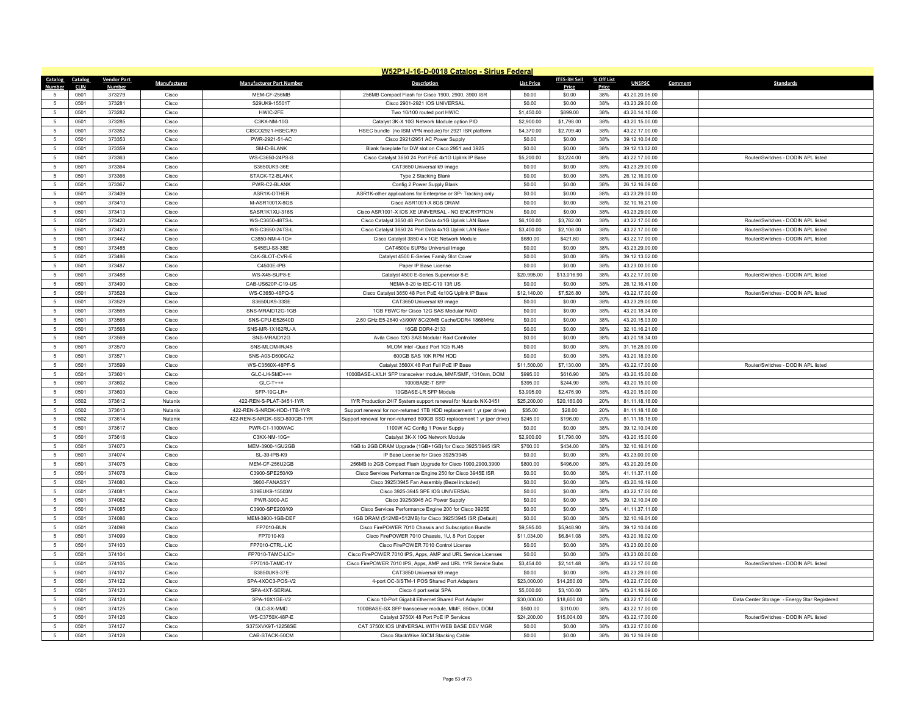## W52P1J-16-D-0018 Catalog - Sirius Federal

| Catalog Number | Catalog CLIN | Vendor Part Number | Manufacturer | Manufacturer Part Number | Description | List Price | ITES-3H Sell Price | % Off List Price | UNSPSC | Comment | Standards |
|---|---|---|---|---|---|---|---|---|---|---|---|
| 5 | 0501 | 373279 | Cisco | MEM-CF-256MB | 256MB Compact Flash for Cisco 1900, 2900, 3900 ISR | $0.00 | $0.00 | 38% | 43.20.20.05.00 | | |
| 5 | 0501 | 373281 | Cisco | S29UK9-15501T | Cisco 2901-2921 IOS UNIVERSAL | $0.00 | $0.00 | 38% | 43.23.29.00.00 | | |
| 5 | 0501 | 373282 | Cisco | HWIC-2FE | Two 10/100 routed port HWIC | $1,450.00 | $899.00 | 38% | 43.20.14.10.00 | | |
| 5 | 0501 | 373285 | Cisco | C3KX-NM-10G | Catalyst 3K-X 10G Network Module option PID | $2,900.00 | $1,798.00 | 38% | 43.20.15.00.00 | | |
| 5 | 0501 | 373352 | Cisco | CISCO2921-HSEC/K9 | HSEC bundle (no ISM VPN module) for 2921 ISR platform | $4,370.00 | $2,709.40 | 38% | 43.22.17.00.00 | | |
| 5 | 0501 | 373353 | Cisco | PWR-2921-51-AC | Cisco 2921/2951 AC Power Supply | $0.00 | $0.00 | 38% | 39.12.10.04.00 | | |
| 5 | 0501 | 373359 | Cisco | SM-D-BLANK | Blank faceplate for DW slot on Cisco 2951 and 3925 | $0.00 | $0.00 | 38% | 39.12.13.02.00 | | |
| 5 | 0501 | 373363 | Cisco | WS-C3650-24PS-S | Cisco Catalyst 3650 24 Port PoE 4x1G Uplink IP Base | $5,200.00 | $3,224.00 | 38% | 43.22.17.00.00 | | Router/Switches - DODIN APL listed |
| 5 | 0501 | 373364 | Cisco | S3650UK9-36E | CAT3650 Universal k9 image | $0.00 | $0.00 | 38% | 43.23.29.00.00 | | |
| 5 | 0501 | 373366 | Cisco | STACK-T2-BLANK | Type 2 Stacking Blank | $0.00 | $0.00 | 38% | 26.12.16.09.00 | | |
| 5 | 0501 | 373367 | Cisco | PWR-C2-BLANK | Config 2 Power Supply Blank | $0.00 | $0.00 | 38% | 26.12.16.09.00 | | |
| 5 | 0501 | 373409 | Cisco | ASR1K-OTHER | ASR1K-other applications for Enterprise or SP- Tracking only | $0.00 | $0.00 | 38% | 43.23.29.00.00 | | |
| 5 | 0501 | 373410 | Cisco | M-ASR1001X-8GB | Cisco ASR1001-X 8GB DRAM | $0.00 | $0.00 | 38% | 32.10.16.21.00 | | |
| 5 | 0501 | 373413 | Cisco | SASR1K1XU-316S | Cisco ASR1001-X IOS XE UNIVERSAL - NO ENCRYPTION | $0.00 | $0.00 | 38% | 43.23.29.00.00 | | |
| 5 | 0501 | 373420 | Cisco | WS-C3650-48TS-L | Cisco Catalyst 3650 48 Port Data 4x1G Uplink LAN Base | $6,100.00 | $3,782.00 | 38% | 43.22.17.00.00 | | Router/Switches - DODIN APL listed |
| 5 | 0501 | 373423 | Cisco | WS-C3650-24TS-L | Cisco Catalyst 3650 24 Port Data 4x1G Uplink LAN Base | $3,400.00 | $2,108.00 | 38% | 43.22.17.00.00 | | Router/Switches - DODIN APL listed |
| 5 | 0501 | 373442 | Cisco | C3850-NM-4-1G= | Cisco Catalyst 3850 4 x 1GE Network Module | $680.00 | $421.60 | 38% | 43.22.17.00.00 | | Router/Switches - DODIN APL listed |
| 5 | 0501 | 373485 | Cisco | S45EU-S8-38E | CAT4500e SUP8e Universal Image | $0.00 | $0.00 | 38% | 43.23.29.00.00 | | |
| 5 | 0501 | 373486 | Cisco | C4K-SLOT-CVR-E | Catalyst 4500 E-Series Family Slot Cover | $0.00 | $0.00 | 38% | 39.12.13.02.00 | | |
| 5 | 0501 | 373487 | Cisco | C4500E-IPB | Paper IP Base License | $0.00 | $0.00 | 38% | 43.23.00.00.00 | | |
| 5 | 0501 | 373488 | Cisco | WS-X45-SUP8-E | Catalyst 4500 E-Series Supervisor 8-E | $20,995.00 | $13,016.90 | 38% | 43.22.17.00.00 | | Router/Switches - DODIN APL listed |
| 5 | 0501 | 373490 | Cisco | CAB-US620P-C19-US | NEMA 6-20 to IEC-C19 13ft US | $0.00 | $0.00 | 38% | 26.12.16.41.00 | | |
| 5 | 0501 | 373528 | Cisco | WS-C3650-48PQ-S | Cisco Catalyst 3650 48 Port PoE 4x10G Uplink IP Base | $12,140.00 | $7,526.80 | 38% | 43.22.17.00.00 | | Router/Switches - DODIN APL listed |
| 5 | 0501 | 373529 | Cisco | S3650UK9-33SE | CAT3650 Universal k9 image | $0.00 | $0.00 | 38% | 43.23.29.00.00 | | |
| 5 | 0501 | 373565 | Cisco | SNS-MRAID12G-1GB | 1GB FBWC for Cisco 12G SAS Modular RAID | $0.00 | $0.00 | 38% | 43.20.18.34.00 | | |
| 5 | 0501 | 373566 | Cisco | SNS-CPU-E52640D | 2.60 GHz E5-2640 v3/90W 8C/20MB Cache/DDR4 1866MHz | $0.00 | $0.00 | 38% | 43.20.15.03.00 | | |
| 5 | 0501 | 373568 | Cisco | SNS-MR-1X162RU-A | 16GB DDR4-2133 | $0.00 | $0.00 | 38% | 32.10.16.21.00 | | |
| 5 | 0501 | 373569 | Cisco | SNS-MRAID12G | Avila Cisco 12G SAS Modular Raid Controller | $0.00 | $0.00 | 38% | 43.20.18.34.00 | | |
| 5 | 0501 | 373570 | Cisco | SNS-MLOM-IRJ45 | MLOM Intel -Quad Port 1Gb RJ45 | $0.00 | $0.00 | 38% | 31.16.28.00.00 | | |
| 5 | 0501 | 373571 | Cisco | SNS-A03-D600GA2 | 600GB SAS 10K RPM HDD | $0.00 | $0.00 | 38% | 43.20.18.03.00 | | |
| 5 | 0501 | 373599 | Cisco | WS-C3560X-48PF-S | Catalyst 3560X 48 Port Full PoE IP Base | $11,500.00 | $7,130.00 | 38% | 43.22.17.00.00 | | Router/Switches - DODIN APL listed |
| 5 | 0501 | 373601 | Cisco | GLC-LH-SMD+== | 1000BASE-LX/LH SFP transceiver module, MMF/SMF, 1310nm, DOM | $995.00 | $616.90 | 38% | 43.20.15.00.00 | | |
| 5 | 0501 | 373602 | Cisco | GLC-T++= | 1000BASE-T SFP | $395.00 | $244.90 | 38% | 43.20.15.00.00 | | |
| 5 | 0501 | 373603 | Cisco | SFP-10G-LR= | 10GBASE-LR SFP Module | $3,995.00 | $2,476.90 | 38% | 43.20.15.00.00 | | |
| 5 | 0502 | 373612 | Nutanix | 422-REN-S-PLAT-3451-1YR | 1YR Production 24/7 System support renewal for Nutanix NX-3451 | $25,200.00 | $20,160.00 | 20% | 81.11.18.18.00 | | |
| 5 | 0502 | 373613 | Nutanix | 422-REN-S-NRDK-HDD-1TB-1YR | Support renewal for non-returned 1TB HDD replacement 1 yr (per drive) | $35.00 | $28.00 | 20% | 81.11.18.18.00 | | |
| 5 | 0502 | 373614 | Nutanix | 422-REN-S-NRDK-SSD-800GB-1YR | Support renewal for non-returned 800GB SSD replacement 1 yr (per drive) | $245.00 | $196.00 | 20% | 81.11.18.18.00 | | |
| 5 | 0501 | 373617 | Cisco | PWR-C1-1100WAC | 1100W AC Config 1 Power Supply | $0.00 | $0.00 | 38% | 39.12.10.04.00 | | |
| 5 | 0501 | 373618 | Cisco | C3KX-NM-10G= | Catalyst 3K-X 10G Network Module | $2,900.00 | $1,798.00 | 38% | 43.20.15.00.00 | | |
| 5 | 0501 | 374073 | Cisco | MEM-3900-1GU2GB | 1GB to 2GB DRAM Upgrade (1GB+1GB) for Cisco 3925/3945 ISR | $700.00 | $434.00 | 38% | 32.10.16.01.00 | | |
| 5 | 0501 | 374074 | Cisco | SL-39-IPB-K9 | IP Base License for Cisco 3925/3945 | $0.00 | $0.00 | 38% | 43.23.00.00.00 | | |
| 5 | 0501 | 374075 | Cisco | MEM-CF-256U2GB | 256MB to 2GB Compact Flash Upgrade for Cisco 1900,2900,3900 | $800.00 | $496.00 | 38% | 43.20.20.05.00 | | |
| 5 | 0501 | 374078 | Cisco | C3900-SPE250/K9 | Cisco Services Performance Engine 250 for Cisco 3945E ISR | $0.00 | $0.00 | 38% | 41.11.37.11.00 | | |
| 5 | 0501 | 374080 | Cisco | 3900-FANASSY | Cisco 3925/3945 Fan Assembly (Bezel included) | $0.00 | $0.00 | 38% | 43.20.16.19.00 | | |
| 5 | 0501 | 374081 | Cisco | S39EUK9-15503M | Cisco 3925-3945 SPE IOS UNIVERSAL | $0.00 | $0.00 | 38% | 43.22.17.00.00 | | |
| 5 | 0501 | 374082 | Cisco | PWR-3900-AC | Cisco 3925/3945 AC Power Supply | $0.00 | $0.00 | 38% | 39.12.10.04.00 | | |
| 5 | 0501 | 374085 | Cisco | C3900-SPE200/K9 | Cisco Services Performance Engine 200 for Cisco 3925E | $0.00 | $0.00 | 38% | 41.11.37.11.00 | | |
| 5 | 0501 | 374086 | Cisco | MEM-3900-1GB-DEF | 1GB DRAM (512MB+512MB) for Cisco 3925/3945 ISR (Default) | $0.00 | $0.00 | 38% | 32.10.16.01.00 | | |
| 5 | 0501 | 374098 | Cisco | FP7010-BUN | Cisco FirePOWER 7010 Chassis and Subscription Bundle | $9,595.00 | $5,948.90 | 38% | 39.12.10.04.00 | | |
| 5 | 0501 | 374099 | Cisco | FP7010-K9 | Cisco FirePOWER 7010 Chassis, 1U, 8 Port Copper | $11,034.00 | $6,841.08 | 38% | 43.20.16.02.00 | | |
| 5 | 0501 | 374103 | Cisco | FP7010-CTRL-LIC | Cisco FirePOWER 7010 Control License | $0.00 | $0.00 | 38% | 43.23.00.00.00 | | |
| 5 | 0501 | 374104 | Cisco | FP7010-TAMC-LIC= | Cisco FirePOWER 7010 IPS, Apps, AMP and URL Service Licenses | $0.00 | $0.00 | 38% | 43.23.00.00.00 | | |
| 5 | 0501 | 374105 | Cisco | FP7010-TAMC-1Y | Cisco FirePOWER 7010 IPS, Apps, AMP and URL 1YR Service Subs | $3,454.00 | $2,141.48 | 38% | 43.22.17.00.00 | | Router/Switches - DODIN APL listed |
| 5 | 0501 | 374107 | Cisco | S3850UK9-37E | CAT3850 Universal k9 image | $0.00 | $0.00 | 38% | 43.23.29.00.00 | | |
| 5 | 0501 | 374122 | Cisco | SPA-4XOC3-POS-V2 | 4-port OC-3/STM-1 POS Shared Port Adapters | $23,000.00 | $14,260.00 | 38% | 43.22.17.00.00 | | |
| 5 | 0501 | 374123 | Cisco | SPA-4XT-SERIAL | Cisco 4 port serial SPA | $5,000.00 | $3,100.00 | 38% | 43.21.16.09.00 | | |
| 5 | 0501 | 374124 | Cisco | SPA-10X1GE-V2 | Cisco 10-Port Gigabit Ethernet Shared Port Adapter | $30,000.00 | $18,600.00 | 38% | 43.22.17.00.00 | | Data Center Storage - Energy Star Registered |
| 5 | 0501 | 374125 | Cisco | GLC-SX-MMD | 1000BASE-SX SFP transceiver module, MMF, 850nm, DOM | $500.00 | $310.00 | 38% | 43.22.17.00.00 | | |
| 5 | 0501 | 374126 | Cisco | WS-C3750X-48P-E | Catalyst 3750X 48 Port PoE IP Services | $24,200.00 | $15,004.00 | 38% | 43.22.17.00.00 | | Router/Switches - DODIN APL listed |
| 5 | 0501 | 374127 | Cisco | S375XVK9T-12258SE | CAT 3750X IOS UNIVERSAL WITH WEB BASE DEV MGR | $0.00 | $0.00 | 38% | 43.22.17.00.00 | | |
| 5 | 0501 | 374128 | Cisco | CAB-STACK-50CM | Cisco StackWise 50CM Stacking Cable | $0.00 | $0.00 | 38% | 26.12.16.09.00 | | |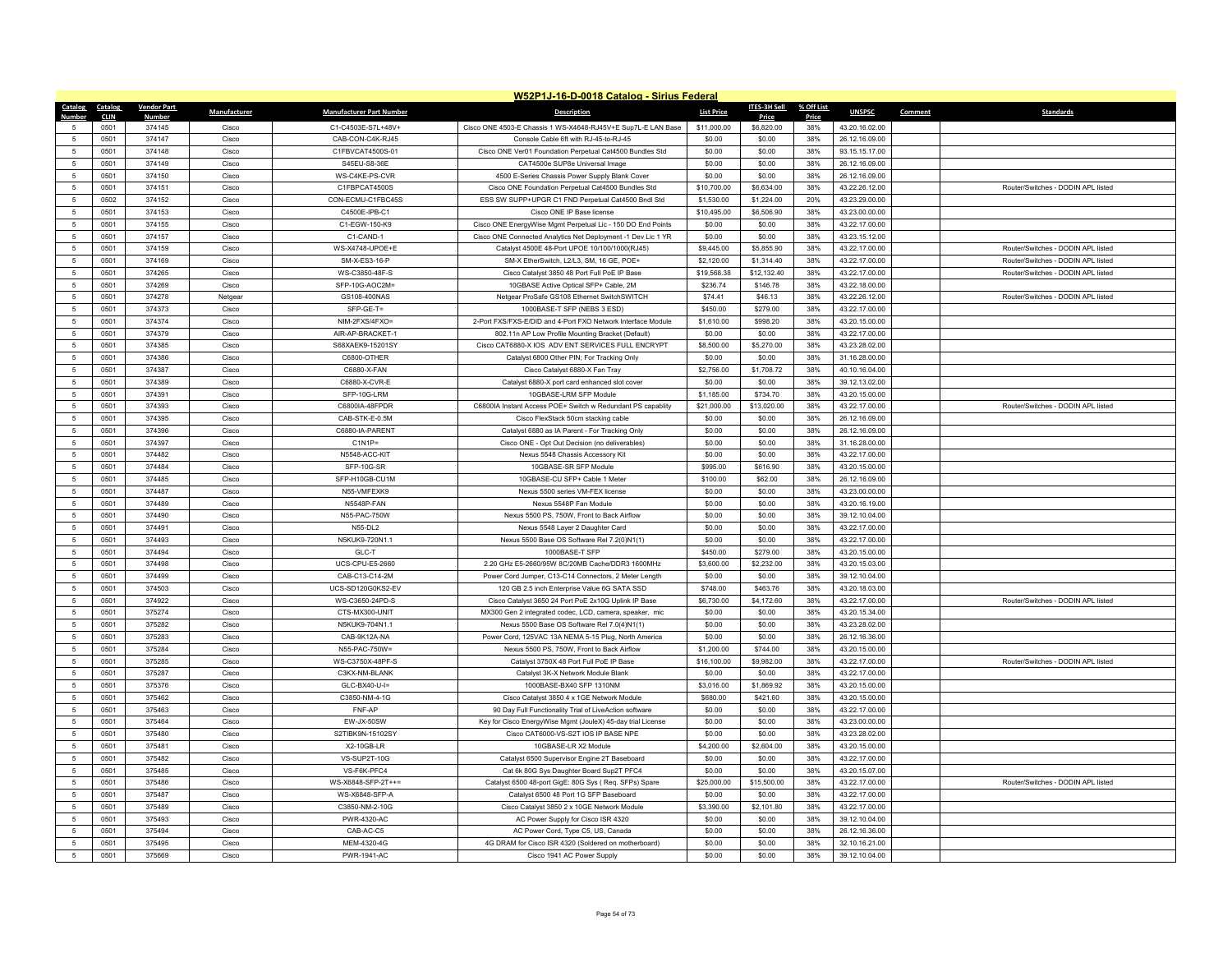## W52P1J-16-D-0018 Catalog - Sirius Federal

| Catalog Number | Catalog CLIN | Vendor Part Number | Manufacturer | Manufacturer Part Number | Description | List Price | ITES-3H Sell Price | % Off List Price | UNSPSC | Comment | Standards |
|---|---|---|---|---|---|---|---|---|---|---|---|
| 5 | 0501 | 374145 | Cisco | C1-C4503E-S7L+48V+ | Cisco ONE 4503-E Chassis 1 WS-X4648-RJ45V+E Sup7L-E LAN Base | $11,000.00 | $6,820.00 | 38% | 43.20.16.02.00 | | |
| 5 | 0501 | 374147 | Cisco | CAB-CON-C4K-RJ45 | Console Cable 6ft with RJ-45-to-RJ-45 | $0.00 | $0.00 | 38% | 26.12.16.09.00 | | |
| 5 | 0501 | 374148 | Cisco | C1FBVCAT4500S-01 | Cisco ONE Ver01 Foundation Perpetual Cat4500 Bundles Std | $0.00 | $0.00 | 38% | 93.15.15.17.00 | | |
| 5 | 0501 | 374149 | Cisco | S45EU-S8-36E | CAT4500e SUP8e Universal Image | $0.00 | $0.00 | 38% | 26.12.16.09.00 | | |
| 5 | 0501 | 374150 | Cisco | WS-C4KE-PS-CVR | 4500 E-Series Chassis Power Supply Blank Cover | $0.00 | $0.00 | 38% | 26.12.16.09.00 | | |
| 5 | 0501 | 374151 | Cisco | C1FBPCAT4500S | Cisco ONE Foundation Perpetual Cat4500 Bundles Std | $10,700.00 | $6,634.00 | 38% | 43.22.26.12.00 | | Router/Switches - DODIN APL listed |
| 5 | 0502 | 374152 | Cisco | CON-ECMU-C1FBC45S | ESS SW SUPP+UPGR C1 FND Perpetual Cat4500 Bndl Std | $1,530.00 | $1,224.00 | 20% | 43.23.29.00.00 | | |
| 5 | 0501 | 374153 | Cisco | C4500E-IPB-C1 | Cisco ONE IP Base license | $10,495.00 | $6,506.90 | 38% | 43.23.00.00.00 | | |
| 5 | 0501 | 374155 | Cisco | C1-EGW-150-K9 | Cisco ONE EnergyWise Mgmt Perpetual Lic - 150 DO End Points | $0.00 | $0.00 | 38% | 43.22.17.00.00 | | |
| 5 | 0501 | 374157 | Cisco | C1-CAND-1 | Cisco ONE Connected Analytics Net Deployment -1 Dev Lic 1 YR | $0.00 | $0.00 | 38% | 43.23.15.12.00 | | |
| 5 | 0501 | 374159 | Cisco | WS-X4748-UPOE+E | Catalyst 4500E 48-Port UPOE 10/100/1000(RJ45) | $9,445.00 | $5,855.90 | 38% | 43.22.17.00.00 | | Router/Switches - DODIN APL listed |
| 5 | 0501 | 374169 | Cisco | SM-X-ES3-16-P | SM-X EtherSwitch, L2/L3, SM, 16 GE, POE+ | $2,120.00 | $1,314.40 | 38% | 43.22.17.00.00 | | Router/Switches - DODIN APL listed |
| 5 | 0501 | 374265 | Cisco | WS-C3850-48F-S | Cisco Catalyst 3850 48 Port Full PoE IP Base | $19,568.38 | $12,132.40 | 38% | 43.22.17.00.00 | | Router/Switches - DODIN APL listed |
| 5 | 0501 | 374269 | Cisco | SFP-10G-AOC2M= | 10GBASE Active Optical SFP+ Cable, 2M | $236.74 | $146.78 | 38% | 43.22.18.00.00 | | |
| 5 | 0501 | 374278 | Netgear | GS108-400NAS | Netgear ProSafe GS108 Ethernet SwitchSWITCH | $74.41 | $46.13 | 38% | 43.22.26.12.00 | | Router/Switches - DODIN APL listed |
| 5 | 0501 | 374373 | Cisco | SFP-GE-T= | 1000BASE-T SFP (NEBS 3 ESD) | $450.00 | $279.00 | 38% | 43.22.17.00.00 | | |
| 5 | 0501 | 374374 | Cisco | NIM-2FXS/4FXO= | 2-Port FXS/FXS-E/DID and 4-Port FXO Network Interface Module | $1,610.00 | $998.20 | 38% | 43.20.15.00.00 | | |
| 5 | 0501 | 374379 | Cisco | AIR-AP-BRACKET-1 | 802.11n AP Low Profile Mounting Bracket (Default) | $0.00 | $0.00 | 38% | 43.22.17.00.00 | | |
| 5 | 0501 | 374385 | Cisco | S68XAEK9-15201SY | Cisco CAT6880-X IOS ADV ENT SERVICES FULL ENCRYPT | $8,500.00 | $5,270.00 | 38% | 43.23.28.02.00 | | |
| 5 | 0501 | 374386 | Cisco | C6800-OTHER | Catalyst 6800 Other PIN; For Tracking Only | $0.00 | $0.00 | 38% | 31.16.28.00.00 | | |
| 5 | 0501 | 374387 | Cisco | C6880-X-FAN | Cisco Catalyst 6880-X Fan Tray | $2,756.00 | $1,708.72 | 38% | 40.10.16.04.00 | | |
| 5 | 0501 | 374389 | Cisco | C6880-X-CVR-E | Catalyst 6880-X port card enhanced slot cover | $0.00 | $0.00 | 38% | 39.12.13.02.00 | | |
| 5 | 0501 | 374391 | Cisco | SFP-10G-LRM | 10GBASE-LRM SFP Module | $1,185.00 | $734.70 | 38% | 43.20.15.00.00 | | |
| 5 | 0501 | 374393 | Cisco | C6800IA-48FPDR | C6800IA Instant Access POE+ Switch w Redundant PS capablity | $21,000.00 | $13,020.00 | 38% | 43.22.17.00.00 | | Router/Switches - DODIN APL listed |
| 5 | 0501 | 374395 | Cisco | CAB-STK-E-0.5M | Cisco FlexStack 50cm stacking cable | $0.00 | $0.00 | 38% | 26.12.16.09.00 | | |
| 5 | 0501 | 374396 | Cisco | C6880-IA-PARENT | Catalyst 6880 as IA Parent - For Tracking Only | $0.00 | $0.00 | 38% | 26.12.16.09.00 | | |
| 5 | 0501 | 374397 | Cisco | C1N1P= | Cisco ONE - Opt Out Decision (no deliverables) | $0.00 | $0.00 | 38% | 31.16.28.00.00 | | |
| 5 | 0501 | 374482 | Cisco | N5548-ACC-KIT | Nexus 5548 Chassis Accessory Kit | $0.00 | $0.00 | 38% | 43.22.17.00.00 | | |
| 5 | 0501 | 374484 | Cisco | SFP-10G-SR | 10GBASE-SR SFP Module | $995.00 | $616.90 | 38% | 43.20.15.00.00 | | |
| 5 | 0501 | 374485 | Cisco | SFP-H10GB-CU1M | 10GBASE-CU SFP+ Cable 1 Meter | $100.00 | $62.00 | 38% | 26.12.16.09.00 | | |
| 5 | 0501 | 374487 | Cisco | N55-VMFEXK9 | Nexus 5500 series VM-FEX license | $0.00 | $0.00 | 38% | 43.23.00.00.00 | | |
| 5 | 0501 | 374489 | Cisco | N5548P-FAN | Nexus 5548P Fan Module | $0.00 | $0.00 | 38% | 43.20.16.19.00 | | |
| 5 | 0501 | 374490 | Cisco | N55-PAC-750W | Nexus 5500 PS, 750W, Front to Back Airflow | $0.00 | $0.00 | 38% | 39.12.10.04.00 | | |
| 5 | 0501 | 374491 | Cisco | N55-DL2 | Nexus 5548 Layer 2 Daughter Card | $0.00 | $0.00 | 38% | 43.22.17.00.00 | | |
| 5 | 0501 | 374493 | Cisco | N5KUK9-720N1.1 | Nexus 5500 Base OS Software Rel 7.2(0)N1(1) | $0.00 | $0.00 | 38% | 43.22.17.00.00 | | |
| 5 | 0501 | 374494 | Cisco | GLC-T | 1000BASE-T SFP | $450.00 | $279.00 | 38% | 43.20.15.00.00 | | |
| 5 | 0501 | 374498 | Cisco | UCS-CPU-E5-2660 | 2.20 GHz E5-2660/95W 8C/20MB Cache/DDR3 1600MHz | $3,600.00 | $2,232.00 | 38% | 43.20.15.03.00 | | |
| 5 | 0501 | 374499 | Cisco | CAB-C13-C14-2M | Power Cord Jumper, C13-C14 Connectors, 2 Meter Length | $0.00 | $0.00 | 38% | 39.12.10.04.00 | | |
| 5 | 0501 | 374503 | Cisco | UCS-SD120G0KS2-EV | 120 GB 2.5 inch Enterprise Value 6G SATA SSD | $748.00 | $463.76 | 38% | 43.20.18.03.00 | | |
| 5 | 0501 | 374922 | Cisco | WS-C3650-24PD-S | Cisco Catalyst 3650 24 Port PoE 2x10G Uplink IP Base | $6,730.00 | $4,172.60 | 38% | 43.22.17.00.00 | | Router/Switches - DODIN APL listed |
| 5 | 0501 | 375274 | Cisco | CTS-MX300-UNIT | MX300 Gen 2 integrated codec, LCD, camera, speaker, mic | $0.00 | $0.00 | 38% | 43.20.15.34.00 | | |
| 5 | 0501 | 375282 | Cisco | N5KUK9-704N1.1 | Nexus 5500 Base OS Software Rel 7.0(4)N1(1) | $0.00 | $0.00 | 38% | 43.23.28.02.00 | | |
| 5 | 0501 | 375283 | Cisco | CAB-9K12A-NA | Power Cord, 125VAC 13A NEMA 5-15 Plug, North America | $0.00 | $0.00 | 38% | 26.12.16.36.00 | | |
| 5 | 0501 | 375284 | Cisco | N55-PAC-750W= | Nexus 5500 PS, 750W, Front to Back Airflow | $1,200.00 | $744.00 | 38% | 43.20.15.00.00 | | |
| 5 | 0501 | 375285 | Cisco | WS-C3750X-48PF-S | Catalyst 3750X 48 Port Full PoE IP Base | $16,100.00 | $9,982.00 | 38% | 43.22.17.00.00 | | Router/Switches - DODIN APL listed |
| 5 | 0501 | 375287 | Cisco | C3KX-NM-BLANK | Catalyst 3K-X Network Module Blank | $0.00 | $0.00 | 38% | 43.22.17.00.00 | | |
| 5 | 0501 | 375376 | Cisco | GLC-BX40-U-I= | 1000BASE-BX40 SFP 1310NM | $3,016.00 | $1,869.92 | 38% | 43.20.15.00.00 | | |
| 5 | 0501 | 375462 | Cisco | C3850-NM-4-1G | Cisco Catalyst 3850 4 x 1GE Network Module | $680.00 | $421.60 | 38% | 43.20.15.00.00 | | |
| 5 | 0501 | 375463 | Cisco | FNF-AP | 90 Day Full Functionality Trial of LiveAction software | $0.00 | $0.00 | 38% | 43.22.17.00.00 | | |
| 5 | 0501 | 375464 | Cisco | EW-JX-50SW | Key for Cisco EnergyWise Mgmt (JouleX) 45-day trial License | $0.00 | $0.00 | 38% | 43.23.00.00.00 | | |
| 5 | 0501 | 375480 | Cisco | S2TIBK9N-15102SY | Cisco CAT6000-VS-S2T IOS IP BASE NPE | $0.00 | $0.00 | 38% | 43.23.28.02.00 | | |
| 5 | 0501 | 375481 | Cisco | X2-10GB-LR | 10GBASE-LR X2 Module | $4,200.00 | $2,604.00 | 38% | 43.20.15.00.00 | | |
| 5 | 0501 | 375482 | Cisco | VS-SUP2T-10G | Catalyst 6500 Supervisor Engine 2T Baseboard | $0.00 | $0.00 | 38% | 43.22.17.00.00 | | |
| 5 | 0501 | 375485 | Cisco | VS-F6K-PFC4 | Cat 6k 80G Sys Daughter Board Sup2T PFC4 | $0.00 | $0.00 | 38% | 43.20.15.07.00 | | |
| 5 | 0501 | 375486 | Cisco | WS-X6848-SFP-2T++= | Catalyst 6500 48-port GigE: 80G Sys ( Req. SFPs) Spare | $25,000.00 | $15,500.00 | 38% | 43.22.17.00.00 | | Router/Switches - DODIN APL listed |
| 5 | 0501 | 375487 | Cisco | WS-X6848-SFP-A | Catalyst 6500 48 Port 1G SFP Baseboard | $0.00 | $0.00 | 38% | 43.22.17.00.00 | | |
| 5 | 0501 | 375489 | Cisco | C3850-NM-2-10G | Cisco Catalyst 3850 2 x 10GE Network Module | $3,390.00 | $2,101.80 | 38% | 43.22.17.00.00 | | |
| 5 | 0501 | 375493 | Cisco | PWR-4320-AC | AC Power Supply for Cisco ISR 4320 | $0.00 | $0.00 | 38% | 39.12.10.04.00 | | |
| 5 | 0501 | 375494 | Cisco | CAB-AC-C5 | AC Power Cord, Type C5, US, Canada | $0.00 | $0.00 | 38% | 26.12.16.36.00 | | |
| 5 | 0501 | 375495 | Cisco | MEM-4320-4G | 4G DRAM for Cisco ISR 4320 (Soldered on motherboard) | $0.00 | $0.00 | 38% | 32.10.16.21.00 | | |
| 5 | 0501 | 375669 | Cisco | PWR-1941-AC | Cisco 1941 AC Power Supply | $0.00 | $0.00 | 38% | 39.12.10.04.00 | | |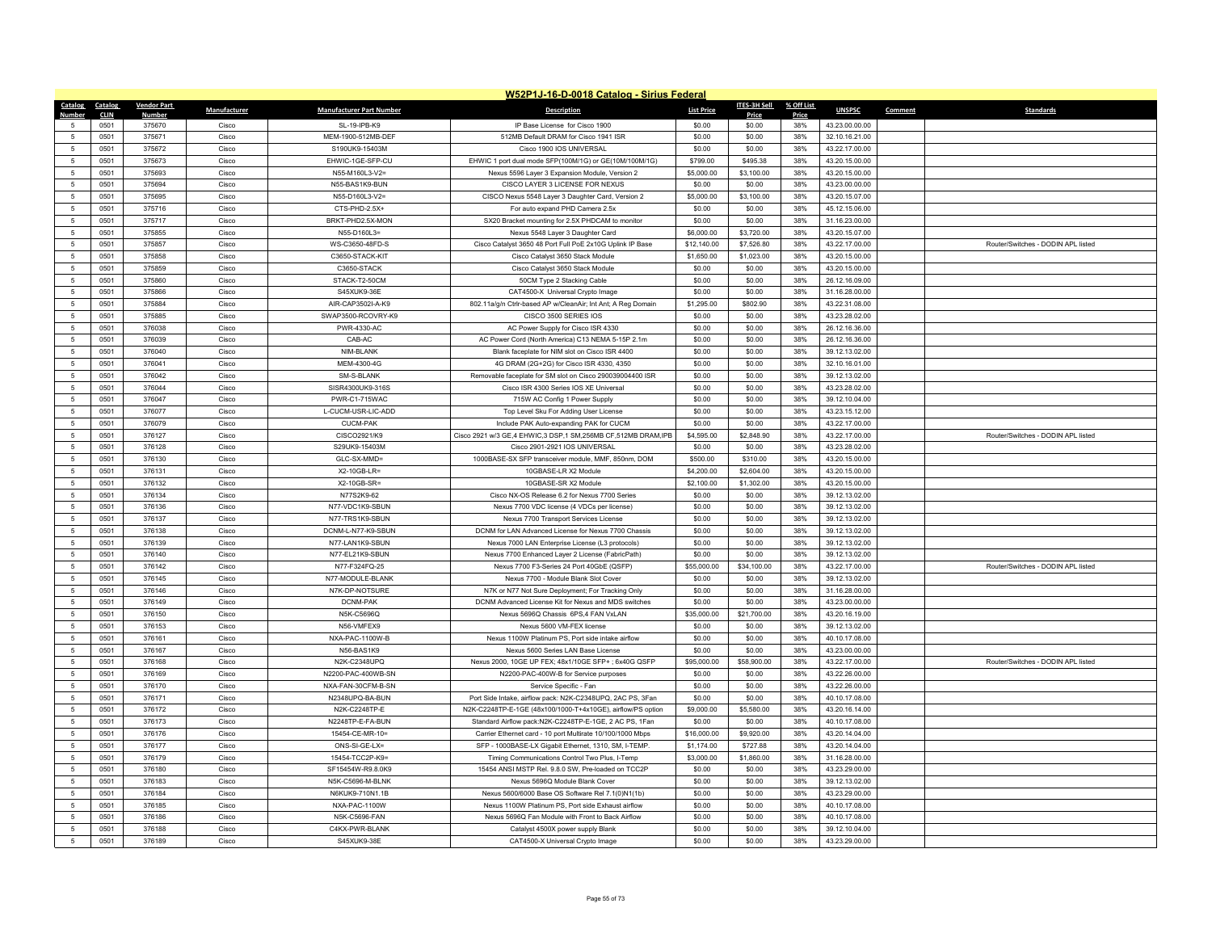# W52P1J-16-D-0018 Catalog - Sirius Federal

| Catalog Number | Catalog CLIN | Vendor Part Number | Manufacturer | Manufacturer Part Number | Description | List Price | ITES-3H Sell Price | % Off List Price | UNSPSC | Comment | Standards |
|---|---|---|---|---|---|---|---|---|---|---|---|
| 5 | 0501 | 375670 | Cisco | SL-19-IPB-K9 | IP Base License for Cisco 1900 | $0.00 | $0.00 | 38% | 43.23.00.00.00 | | |
| 5 | 0501 | 375671 | Cisco | MEM-1900-512MB-DEF | 512MB Default DRAM for Cisco 1941 ISR | $0.00 | $0.00 | 38% | 32.10.16.21.00 | | |
| 5 | 0501 | 375672 | Cisco | S190UK9-15403M | Cisco 1900 IOS UNIVERSAL | $0.00 | $0.00 | 38% | 43.22.17.00.00 | | |
| 5 | 0501 | 375673 | Cisco | EHWIC-1GE-SFP-CU | EHWIC 1 port dual mode SFP(100M/1G) or GE(10M/100M/1G) | $799.00 | $495.38 | 38% | 43.20.15.00.00 | | |
| 5 | 0501 | 375693 | Cisco | N55-M160L3-V2= | Nexus 5596 Layer 3 Expansion Module, Version 2 | $5,000.00 | $3,100.00 | 38% | 43.20.15.00.00 | | |
| 5 | 0501 | 375694 | Cisco | N55-BAS1K9-BUN | CISCO LAYER 3 LICENSE FOR NEXUS | $0.00 | $0.00 | 38% | 43.23.00.00.00 | | |
| 5 | 0501 | 375695 | Cisco | N55-D160L3-V2= | CISCO Nexus 5548 Layer 3 Daughter Card, Version 2 | $5,000.00 | $3,100.00 | 38% | 43.20.15.07.00 | | |
| 5 | 0501 | 375716 | Cisco | CTS-PHD-2.5X+ | For auto expand PHD Camera 2.5x | $0.00 | $0.00 | 38% | 45.12.15.06.00 | | |
| 5 | 0501 | 375717 | Cisco | BRKT-PHD2.5X-MON | SX20 Bracket mounting for 2.5X PHDCAM to monitor | $0.00 | $0.00 | 38% | 31.16.23.00.00 | | |
| 5 | 0501 | 375855 | Cisco | N55-D160L3= | Nexus 5548 Layer 3 Daughter Card | $6,000.00 | $3,720.00 | 38% | 43.20.15.07.00 | | |
| 5 | 0501 | 375857 | Cisco | WS-C3650-48FD-S | Cisco Catalyst 3650 48 Port Full PoE 2x10G Uplink IP Base | $12,140.00 | $7,526.80 | 38% | 43.22.17.00.00 | | Router/Switches - DODIN APL listed |
| 5 | 0501 | 375858 | Cisco | C3650-STACK-KIT | Cisco Catalyst 3650 Stack Module | $1,650.00 | $1,023.00 | 38% | 43.20.15.00.00 | | |
| 5 | 0501 | 375859 | Cisco | C3650-STACK | Cisco Catalyst 3650 Stack Module | $0.00 | $0.00 | 38% | 43.20.15.00.00 | | |
| 5 | 0501 | 375860 | Cisco | STACK-T2-50CM | 50CM Type 2 Stacking Cable | $0.00 | $0.00 | 38% | 26.12.16.09.00 | | |
| 5 | 0501 | 375866 | Cisco | S45XUK9-36E | CAT4500-X Universal Crypto Image | $0.00 | $0.00 | 38% | 31.16.28.00.00 | | |
| 5 | 0501 | 375884 | Cisco | AIR-CAP3502I-A-K9 | 802.11a/g/n Ctrlr-based AP w/CleanAir; Int Ant; A Reg Domain | $1,295.00 | $802.90 | 38% | 43.22.31.08.00 | | |
| 5 | 0501 | 375885 | Cisco | SWAP3500-RCOVRY-K9 | CISCO 3500 SERIES IOS | $0.00 | $0.00 | 38% | 43.23.28.02.00 | | |
| 5 | 0501 | 376038 | Cisco | PWR-4330-AC | AC Power Supply for Cisco ISR 4330 | $0.00 | $0.00 | 38% | 26.12.16.36.00 | | |
| 5 | 0501 | 376039 | Cisco | CAB-AC | AC Power Cord (North America) C13 NEMA 5-15P 2.1m | $0.00 | $0.00 | 38% | 26.12.16.36.00 | | |
| 5 | 0501 | 376040 | Cisco | NIM-BLANK | Blank faceplate for NIM slot on Cisco ISR 4400 | $0.00 | $0.00 | 38% | 39.12.13.02.00 | | |
| 5 | 0501 | 376041 | Cisco | MEM-4300-4G | 4G DRAM (2G+2G) for Cisco ISR 4330, 4350 | $0.00 | $0.00 | 38% | 32.10.16.01.00 | | |
| 5 | 0501 | 376042 | Cisco | SM-S-BLANK | Removable faceplate for SM slot on Cisco 290039004400 ISR | $0.00 | $0.00 | 38% | 39.12.13.02.00 | | |
| 5 | 0501 | 376044 | Cisco | SISR4300UK9-316S | Cisco ISR 4300 Series IOS XE Universal | $0.00 | $0.00 | 38% | 43.23.28.02.00 | | |
| 5 | 0501 | 376047 | Cisco | PWR-C1-715WAC | 715W AC Config 1 Power Supply | $0.00 | $0.00 | 38% | 39.12.10.04.00 | | |
| 5 | 0501 | 376077 | Cisco | L-CUCM-USR-LIC-ADD | Top Level Sku For Adding User License | $0.00 | $0.00 | 38% | 43.23.15.12.00 | | |
| 5 | 0501 | 376079 | Cisco | CUCM-PAK | Include PAK Auto-expanding PAK for CUCM | $0.00 | $0.00 | 38% | 43.22.17.00.00 | | |
| 5 | 0501 | 376127 | Cisco | CISCO2921/K9 | Cisco 2921 w/3 GE,4 EHWIC,3 DSP,1 SM,256MB CF,512MB DRAM,IPB | $4,595.00 | $2,848.90 | 38% | 43.22.17.00.00 | | Router/Switches - DODIN APL listed |
| 5 | 0501 | 376128 | Cisco | S29UK9-15403M | Cisco 2901-2921 IOS UNIVERSAL | $0.00 | $0.00 | 38% | 43.23.28.02.00 | | |
| 5 | 0501 | 376130 | Cisco | GLC-SX-MMD= | 1000BASE-SX SFP transceiver module, MMF, 850nm, DOM | $500.00 | $310.00 | 38% | 43.20.15.00.00 | | |
| 5 | 0501 | 376131 | Cisco | X2-10GB-LR= | 10GBASE-LR X2 Module | $4,200.00 | $2,604.00 | 38% | 43.20.15.00.00 | | |
| 5 | 0501 | 376132 | Cisco | X2-10GB-SR= | 10GBASE-SR X2 Module | $2,100.00 | $1,302.00 | 38% | 43.20.15.00.00 | | |
| 5 | 0501 | 376134 | Cisco | N77S2K9-62 | Cisco NX-OS Release 6.2 for Nexus 7700 Series | $0.00 | $0.00 | 38% | 39.12.13.02.00 | | |
| 5 | 0501 | 376136 | Cisco | N77-VDC1K9-SBUN | Nexus 7700 VDC license (4 VDCs per license) | $0.00 | $0.00 | 38% | 39.12.13.02.00 | | |
| 5 | 0501 | 376137 | Cisco | N77-TRS1K9-SBUN | Nexus 7700 Transport Services License | $0.00 | $0.00 | 38% | 39.12.13.02.00 | | |
| 5 | 0501 | 376138 | Cisco | DCNM-L-N77-K9-SBUN | DCNM for LAN Advanced License for Nexus 7700 Chassis | $0.00 | $0.00 | 38% | 39.12.13.02.00 | | |
| 5 | 0501 | 376139 | Cisco | N77-LAN1K9-SBUN | Nexus 7000 LAN Enterprise License (L3 protocols) | $0.00 | $0.00 | 38% | 39.12.13.02.00 | | |
| 5 | 0501 | 376140 | Cisco | N77-EL21K9-SBUN | Nexus 7700 Enhanced Layer 2 License (FabricPath) | $0.00 | $0.00 | 38% | 39.12.13.02.00 | | |
| 5 | 0501 | 376142 | Cisco | N77-F324FQ-25 | Nexus 7700 F3-Series 24 Port 40GbE (QSFP) | $55,000.00 | $34,100.00 | 38% | 43.22.17.00.00 | | Router/Switches - DODIN APL listed |
| 5 | 0501 | 376145 | Cisco | N77-MODULE-BLANK | Nexus 7700 - Module Blank Slot Cover | $0.00 | $0.00 | 38% | 39.12.13.02.00 | | |
| 5 | 0501 | 376146 | Cisco | N7K-DP-NOTSURE | N7K or N77 Not Sure Deployment; For Tracking Only | $0.00 | $0.00 | 38% | 31.16.28.00.00 | | |
| 5 | 0501 | 376149 | Cisco | DCNM-PAK | DCNM Advanced License Kit for Nexus and MDS switches | $0.00 | $0.00 | 38% | 43.23.00.00.00 | | |
| 5 | 0501 | 376150 | Cisco | N5K-C5696Q | Nexus 5696Q Chassis 6PS,4 FAN VxLAN | $35,000.00 | $21,700.00 | 38% | 43.20.16.19.00 | | |
| 5 | 0501 | 376153 | Cisco | N56-VMFEX9 | Nexus 5600 VM-FEX license | $0.00 | $0.00 | 38% | 39.12.13.02.00 | | |
| 5 | 0501 | 376161 | Cisco | NXA-PAC-1100W-B | Nexus 1100W Platinum PS, Port side intake airflow | $0.00 | $0.00 | 38% | 40.10.17.08.00 | | |
| 5 | 0501 | 376167 | Cisco | N56-BAS1K9 | Nexus 5600 Series LAN Base License | $0.00 | $0.00 | 38% | 43.23.00.00.00 | | |
| 5 | 0501 | 376168 | Cisco | N2K-C2348UPQ | Nexus 2000, 10GE UP FEX; 48x1/10GE SFP+ ; 6x40G QSFP | $95,000.00 | $58,900.00 | 38% | 43.22.17.00.00 | | Router/Switches - DODIN APL listed |
| 5 | 0501 | 376169 | Cisco | N2200-PAC-400WB-SN | N2200-PAC-400W-B for Service purposes | $0.00 | $0.00 | 38% | 43.22.26.00.00 | | |
| 5 | 0501 | 376170 | Cisco | NXA-FAN-30CFM-B-SN | Service Specific - Fan | $0.00 | $0.00 | 38% | 43.22.26.00.00 | | |
| 5 | 0501 | 376171 | Cisco | N2348UPQ-BA-BUN | Port Side Intake, airflow pack: N2K-C2348UPQ, 2AC PS, 3Fan | $0.00 | $0.00 | 38% | 40.10.17.08.00 | | |
| 5 | 0501 | 376172 | Cisco | N2K-C2248TP-E | N2K-C2248TP-E-1GE (48x100/1000-T+4x10GE), airflow/PS option | $9,000.00 | $5,580.00 | 38% | 43.20.16.14.00 | | |
| 5 | 0501 | 376173 | Cisco | N2248TP-E-FA-BUN | Standard Airflow pack:N2K-C2248TP-E-1GE, 2 AC PS, 1Fan | $0.00 | $0.00 | 38% | 40.10.17.08.00 | | |
| 5 | 0501 | 376176 | Cisco | 15454-CE-MR-10= | Carrier Ethernet card - 10 port Multirate 10/100/1000 Mbps | $16,000.00 | $9,920.00 | 38% | 43.20.14.04.00 | | |
| 5 | 0501 | 376177 | Cisco | ONS-SI-GE-LX= | SFP - 1000BASE-LX Gigabit Ethernet, 1310, SM, I-TEMP. | $1,174.00 | $727.88 | 38% | 43.20.14.04.00 | | |
| 5 | 0501 | 376179 | Cisco | 15454-TCC2P-K9= | Timing Communications Control Two Plus, I-Temp | $3,000.00 | $1,860.00 | 38% | 31.16.28.00.00 | | |
| 5 | 0501 | 376180 | Cisco | SF15454W-R9.8.0K9 | 15454 ANSI MSTP Rel. 9.8.0 SW, Pre-loaded on TCC2P | $0.00 | $0.00 | 38% | 43.23.29.00.00 | | |
| 5 | 0501 | 376183 | Cisco | N5K-C5696-M-BLNK | Nexus 5696Q Module Blank Cover | $0.00 | $0.00 | 38% | 39.12.13.02.00 | | |
| 5 | 0501 | 376184 | Cisco | N6KUK9-710N1.1B | Nexus 5600/6000 Base OS Software Rel 7.1(0)N1(1b) | $0.00 | $0.00 | 38% | 43.23.29.00.00 | | |
| 5 | 0501 | 376185 | Cisco | NXA-PAC-1100W | Nexus 1100W Platinum PS, Port side Exhaust airflow | $0.00 | $0.00 | 38% | 40.10.17.08.00 | | |
| 5 | 0501 | 376186 | Cisco | N5K-C5696-FAN | Nexus 5696Q Fan Module with Front to Back Airflow | $0.00 | $0.00 | 38% | 40.10.17.08.00 | | |
| 5 | 0501 | 376188 | Cisco | C4KX-PWR-BLANK | Catalyst 4500X power supply Blank | $0.00 | $0.00 | 38% | 39.12.10.04.00 | | |
| 5 | 0501 | 376189 | Cisco | S45XUK9-38E | CAT4500-X Universal Crypto Image | $0.00 | $0.00 | 38% | 43.23.29.00.00 | | |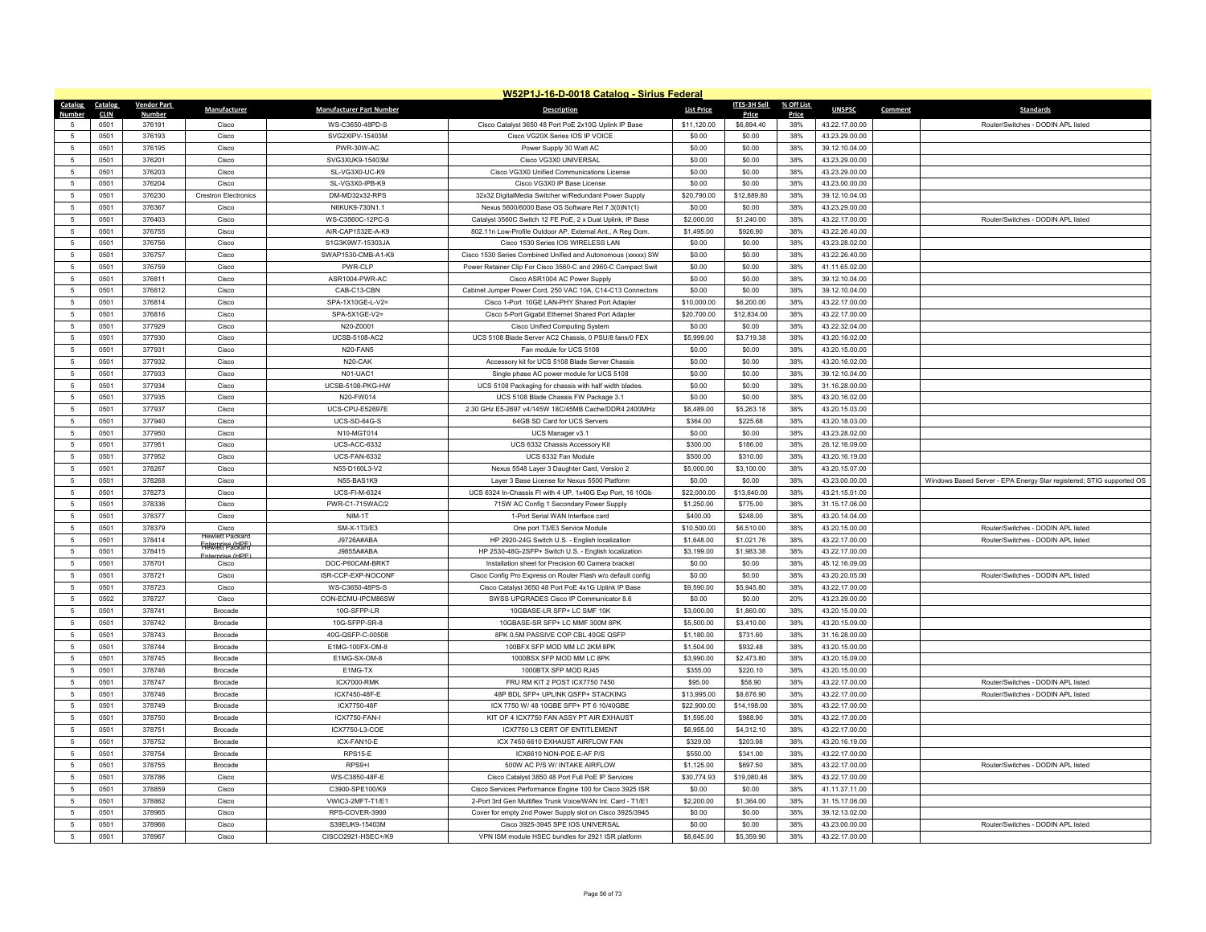# W52P1J-16-D-0018 Catalog - Sirius Federal

| Catalog Number | Catalog CLIN | Vendor Part Number | Manufacturer | Manufacturer Part Number | Description | List Price | ITES-3H Sell Price | % Off List Price | UNSPSC | Comment | Standards |
|---|---|---|---|---|---|---|---|---|---|---|---|
| 5 | 0501 | 376191 | Cisco | WS-C3650-48PD-S | Cisco Catalyst 3650 48 Port PoE 2x10G Uplink IP Base | $11,120.00 | $6,894.40 | 38% | 43.22.17.00.00 | | Router/Switches - DODIN APL listed |
| 5 | 0501 | 376193 | Cisco | SVG2XIPV-15403M | Cisco VG20X Series IOS IP VOICE | $0.00 | $0.00 | 38% | 43.23.29.00.00 | | |
| 5 | 0501 | 376195 | Cisco | PWR-30W-AC | Power Supply 30 Watt AC | $0.00 | $0.00 | 38% | 39.12.10.04.00 | | |
| 5 | 0501 | 376201 | Cisco | SVG3XUK9-15403M | Cisco VG3X0 UNIVERSAL | $0.00 | $0.00 | 38% | 43.23.29.00.00 | | |
| 5 | 0501 | 376203 | Cisco | SL-VG3X0-UC-K9 | Cisco VG3X0 Unified Communications License | $0.00 | $0.00 | 38% | 43.23.29.00.00 | | |
| 5 | 0501 | 376204 | Cisco | SL-VG3X0-IPB-K9 | Cisco VG3X0 IP Base License | $0.00 | $0.00 | 38% | 43.23.00.00.00 | | |
| 5 | 0501 | 376230 | Crestron Electronics | DM-MD32x32-RPS | 32x32 DigitalMedia Switcher w/Redundant Power Supply | $20,790.00 | $12,889.80 | 38% | 39.12.10.04.00 | | |
| 5 | 0501 | 376367 | Cisco | N6KUK9-730N1.1 | Nexus 5600/6000 Base OS Software Rel 7.3(0)N1(1) | $0.00 | $0.00 | 38% | 43.23.29.00.00 | | |
| 5 | 0501 | 376403 | Cisco | WS-C3560C-12PC-S | Catalyst 3560C Switch 12 FE PoE, 2 x Dual Uplink, IP Base | $2,000.00 | $1,240.00 | 38% | 43.22.17.00.00 | | Router/Switches - DODIN APL listed |
| 5 | 0501 | 376755 | Cisco | AIR-CAP1532E-A-K9 | 802.11n Low-Profile Outdoor AP, External Ant., A Reg Dom. | $1,495.00 | $926.90 | 38% | 43.22.26.40.00 | | |
| 5 | 0501 | 376756 | Cisco | S1G3K9W7-15303JA | Cisco 1530 Series IOS WIRELESS LAN | $0.00 | $0.00 | 38% | 43.23.28.02.00 | | |
| 5 | 0501 | 376757 | Cisco | SWAP1530-CMB-A1-K9 | Cisco 1530 Series Combined Unified and Autonomous (xxxxx) SW | $0.00 | $0.00 | 38% | 43.22.26.40.00 | | |
| 5 | 0501 | 376759 | Cisco | PWR-CLP | Power Retainer Clip For Cisco 3560-C and 2960-C Compact Swit | $0.00 | $0.00 | 38% | 41.11.65.02.00 | | |
| 5 | 0501 | 376811 | Cisco | ASR1004-PWR-AC | Cisco ASR1004 AC Power Supply | $0.00 | $0.00 | 38% | 39.12.10.04.00 | | |
| 5 | 0501 | 376812 | Cisco | CAB-C13-CBN | Cabinet Jumper Power Cord, 250 VAC 10A, C14-C13 Connectors | $0.00 | $0.00 | 38% | 39.12.10.04.00 | | |
| 5 | 0501 | 376814 | Cisco | SPA-1X10GE-L-V2= | Cisco 1-Port 10GE LAN-PHY Shared Port Adapter | $10,000.00 | $6,200.00 | 38% | 43.22.17.00.00 | | |
| 5 | 0501 | 376816 | Cisco | SPA-5X1GE-V2= | Cisco 5-Port Gigabit Ethernet Shared Port Adapter | $20,700.00 | $12,834.00 | 38% | 43.22.17.00.00 | | |
| 5 | 0501 | 377929 | Cisco | N20-Z0001 | Cisco Unified Computing System | $0.00 | $0.00 | 38% | 43.22.32.04.00 | | |
| 5 | 0501 | 377930 | Cisco | UCSB-5108-AC2 | UCS 5108 Blade Server AC2 Chassis, 0 PSU/8 fans/0 FEX | $5,999.00 | $3,719.38 | 38% | 43.20.16.02.00 | | |
| 5 | 0501 | 377931 | Cisco | N20-FAN5 | Fan module for UCS 5108 | $0.00 | $0.00 | 38% | 43.20.15.00.00 | | |
| 5 | 0501 | 377932 | Cisco | N20-CAK | Accessory kit for UCS 5108 Blade Server Chassis | $0.00 | $0.00 | 38% | 43.20.16.02.00 | | |
| 5 | 0501 | 377933 | Cisco | N01-UAC1 | Single phase AC power module for UCS 5108 | $0.00 | $0.00 | 38% | 39.12.10.04.00 | | |
| 5 | 0501 | 377934 | Cisco | UCSB-5108-PKG-HW | UCS 5108 Packaging for chassis with half width blades. | $0.00 | $0.00 | 38% | 31.16.28.00.00 | | |
| 5 | 0501 | 377935 | Cisco | N20-FW014 | UCS 5108 Blade Chassis FW Package 3.1 | $0.00 | $0.00 | 38% | 43.20.16.02.00 | | |
| 5 | 0501 | 377937 | Cisco | UCS-CPU-E52697E | 2.30 GHz E5-2697 v4/145W 18C/45MB Cache/DDR4 2400MHz | $8,489.00 | $5,263.18 | 38% | 43.20.15.03.00 | | |
| 5 | 0501 | 377940 | Cisco | UCS-SD-64G-S | 64GB SD Card for UCS Servers | $364.00 | $225.68 | 38% | 43.20.18.03.00 | | |
| 5 | 0501 | 377950 | Cisco | N10-MGT014 | UCS Manager v3.1 | $0.00 | $0.00 | 38% | 43.23.28.02.00 | | |
| 5 | 0501 | 377951 | Cisco | UCS-ACC-6332 | UCS 6332 Chassis Accessory Kit | $300.00 | $186.00 | 38% | 26.12.16.09.00 | | |
| 5 | 0501 | 377952 | Cisco | UCS-FAN-6332 | UCS 6332 Fan Module | $500.00 | $310.00 | 38% | 43.20.16.19.00 | | |
| 5 | 0501 | 378267 | Cisco | N55-D160L3-V2 | Nexus 5548 Layer 3 Daughter Card, Version 2 | $5,000.00 | $3,100.00 | 38% | 43.20.15.07.00 | | |
| 5 | 0501 | 378268 | Cisco | N55-BAS1K9 | Layer 3 Base License for Nexus 5500 Platform | $0.00 | $0.00 | 38% | 43.23.00.00.00 | | Windows Based Server - EPA Energy Star registered; STIG supported OS |
| 5 | 0501 | 378273 | Cisco | UCS-FI-M-6324 | UCS 6324 In-Chassis FI with 4 UP, 1x40G Exp Port, 16 10Gb | $22,000.00 | $13,640.00 | 38% | 43.21.15.01.00 | | |
| 5 | 0501 | 378336 | Cisco | PWR-C1-715WAC/2 | 715W AC Config 1 Secondary Power Supply | $1,250.00 | $775.00 | 38% | 31.15.17.06.00 | | |
| 5 | 0501 | 378377 | Cisco | NIM-1T | 1-Port Serial WAN Interface card | $400.00 | $248.00 | 38% | 43.20.14.04.00 | | |
| 5 | 0501 | 378379 | Cisco | SM-X-1T3/E3 | One port T3/E3 Service Module | $10,500.00 | $6,510.00 | 38% | 43.20.15.00.00 | | Router/Switches - DODIN APL listed |
| 5 | 0501 | 378414 | Hewlett Packard Enterprise (HPE) | J9726A#ABA | HP 2920-24G Switch U.S. - English localization | $1,648.00 | $1,021.76 | 38% | 43.22.17.00.00 | | Router/Switches - DODIN APL listed |
| 5 | 0501 | 378415 | Hewlett Packard Enterprise (HPE) | J9855A#ABA | HP 2530-48G-2SFP+ Switch U.S. - English localization | $3,199.00 | $1,983.38 | 38% | 43.22.17.00.00 | | |
| 5 | 0501 | 378701 | Cisco | DOC-P60CAM-BRKT | Installation sheet for Precision 60 Camera bracket | $0.00 | $0.00 | 38% | 45.12.16.09.00 | | |
| 5 | 0501 | 378721 | Cisco | ISR-CCP-EXP-NOCONF | Cisco Config Pro Express on Router Flash w/o default config | $0.00 | $0.00 | 38% | 43.20.20.05.00 | | Router/Switches - DODIN APL listed |
| 5 | 0501 | 378723 | Cisco | WS-C3650-48PS-S | Cisco Catalyst 3650 48 Port PoE 4x1G Uplink IP Base | $9,590.00 | $5,945.80 | 38% | 43.22.17.00.00 | | |
| 5 | 0502 | 378727 | Cisco | CON-ECMU-IPCM86SW | SWSS UPGRADES Cisco IP Communicator 8.6 | $0.00 | $0.00 | 20% | 43.23.29.00.00 | | |
| 5 | 0501 | 378741 | Brocade | 10G-SFPP-LR | 10GBASE-LR SFP+ LC SMF 10K | $3,000.00 | $1,860.00 | 38% | 43.20.15.09.00 | | |
| 5 | 0501 | 378742 | Brocade | 10G-SFPP-SR-8 | 10GBASE-SR SFP+ LC MMF 300M 8PK | $5,500.00 | $3,410.00 | 38% | 43.20.15.09.00 | | |
| 5 | 0501 | 378743 | Brocade | 40G-QSFP-C-00508 | 8PK 0.5M PASSIVE COP CBL 40GE QSFP | $1,180.00 | $731.60 | 38% | 31.16.28.00.00 | | |
| 5 | 0501 | 378744 | Brocade | E1MG-100FX-OM-8 | 100BFX SFP MOD MM LC 2KM 8PK | $1,504.00 | $932.48 | 38% | 43.20.15.00.00 | | |
| 5 | 0501 | 378745 | Brocade | E1MG-SX-OM-8 | 1000BSX SFP MOD MM LC 8PK | $3,990.00 | $2,473.80 | 38% | 43.20.15.09.00 | | |
| 5 | 0501 | 378746 | Brocade | E1MG-TX | 1000BTX SFP MOD RJ45 | $355.00 | $220.10 | 38% | 43.20.15.00.00 | | |
| 5 | 0501 | 378747 | Brocade | ICX7000-RMK | FRU RM KIT 2 POST ICX7750 7450 | $95.00 | $58.90 | 38% | 43.22.17.00.00 | | Router/Switches - DODIN APL listed |
| 5 | 0501 | 378748 | Brocade | ICX7450-48F-E | 48P BDL SFP+ UPLINK QSFP+ STACKING | $13,995.00 | $8,676.90 | 38% | 43.22.17.00.00 | | Router/Switches - DODIN APL listed |
| 5 | 0501 | 378749 | Brocade | ICX7750-48F | ICX 7750 W/ 48 10GBE SFP+ PT 6 10/40GBE | $22,900.00 | $14,198.00 | 38% | 43.22.17.00.00 | | |
| 5 | 0501 | 378750 | Brocade | ICX7750-FAN-I | KIT OF 4 ICX7750 FAN ASSY PT AIR EXHAUST | $1,595.00 | $988.90 | 38% | 43.22.17.00.00 | | |
| 5 | 0501 | 378751 | Brocade | ICX7750-L3-COE | ICX7750 L3 CERT OF ENTITLEMENT | $6,955.00 | $4,312.10 | 38% | 43.22.17.00.00 | | |
| 5 | 0501 | 378752 | Brocade | ICX-FAN10-E | ICX 7450 6610 EXHAUST AIRFLOW FAN | $329.00 | $203.98 | 38% | 43.20.16.19.00 | | |
| 5 | 0501 | 378754 | Brocade | RPS15-E | ICX6610 NON-POE E-AF P/S | $550.00 | $341.00 | 38% | 43.22.17.00.00 | | |
| 5 | 0501 | 378755 | Brocade | RPS9+I | 500W AC P/S W/ INTAKE AIRFLOW | $1,125.00 | $697.50 | 38% | 43.22.17.00.00 | | Router/Switches - DODIN APL listed |
| 5 | 0501 | 378786 | Cisco | WS-C3850-48F-E | Cisco Catalyst 3850 48 Port Full PoE IP Services | $30,774.93 | $19,080.46 | 38% | 43.22.17.00.00 | | |
| 5 | 0501 | 378859 | Cisco | C3900-SPE100/K9 | Cisco Services Performance Engine 100 for Cisco 3925 ISR | $0.00 | $0.00 | 38% | 41.11.37.11.00 | | |
| 5 | 0501 | 378862 | Cisco | VWIC3-2MFT-T1/E1 | 2-Port 3rd Gen Multiflex Trunk Voice/WAN Int. Card - T1/E1 | $2,200.00 | $1,364.00 | 38% | 31.15.17.06.00 | | |
| 5 | 0501 | 378965 | Cisco | RPS-COVER-3900 | Cover for empty 2nd Power Supply slot on Cisco 3925/3945 | $0.00 | $0.00 | 38% | 39.12.13.02.00 | | |
| 5 | 0501 | 378966 | Cisco | S39EUK9-15403M | Cisco 3925-3945 SPE IOS UNIVERSAL | $0.00 | $0.00 | 38% | 43.23.00.00.00 | | Router/Switches - DODIN APL listed |
| 5 | 0501 | 378967 | Cisco | CISCO2921-HSEC+/K9 | VPN ISM module HSEC bundles for 2921 ISR platform | $8,645.00 | $5,359.90 | 38% | 43.22.17.00.00 | | |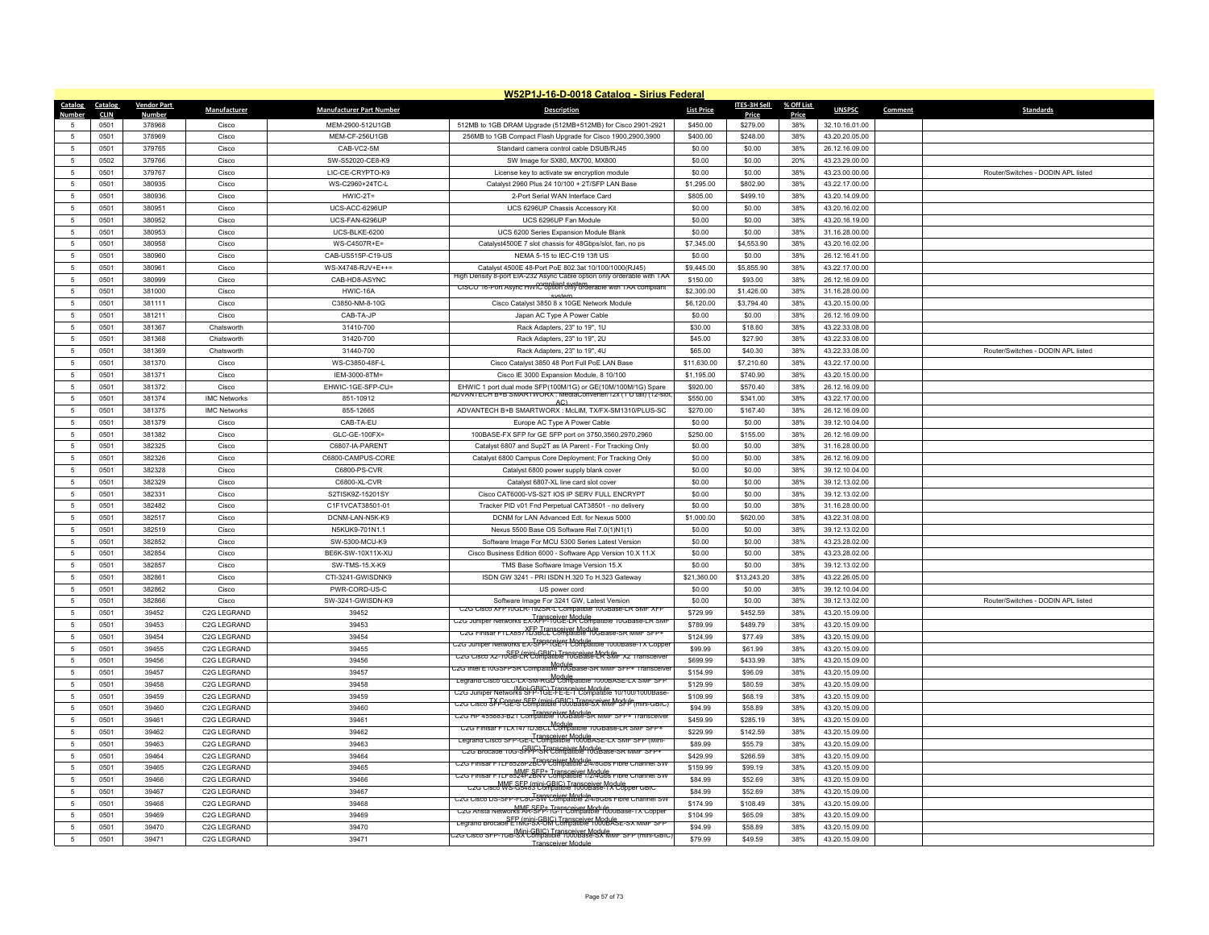## W52P1J-16-D-0018 Catalog - Sirius Federal

| Catalog Number | Catalog CLIN | Vendor Part Number | Manufacturer | Manufacturer Part Number | Description | List Price | ITES-3H Sell Price | % Off List Price | UNSPSC | Comment | Standards |
|---|---|---|---|---|---|---|---|---|---|---|---|
| 5 | 0501 | 378968 | Cisco | MEM-2900-512U1GB | 512MB to 1GB DRAM Upgrade (512MB+512MB) for Cisco 2901-2921 | $450.00 | $279.00 | 38% | 32.10.16.01.00 | | |
| 5 | 0501 | 378969 | Cisco | MEM-CF-256U1GB | 256MB to 1GB Compact Flash Upgrade for Cisco 1900,2900,3900 | $400.00 | $248.00 | 38% | 43.20.20.05.00 | | |
| 5 | 0501 | 379765 | Cisco | CAB-VC2-5M | Standard camera control cable DSUB/RJ45 | $0.00 | $0.00 | 38% | 26.12.16.09.00 | | |
| 5 | 0502 | 379766 | Cisco | SW-S52020-CE8-K9 | SW Image for SX80, MX700, MX800 | $0.00 | $0.00 | 20% | 43.23.29.00.00 | | |
| 5 | 0501 | 379767 | Cisco | LIC-CE-CRYPTO-K9 | License key to activate sw encryption module | $0.00 | $0.00 | 38% | 43.23.00.00.00 | | Router/Switches - DODIN APL listed |
| 5 | 0501 | 380935 | Cisco | WS-C2960+24TC-L | Catalyst 2960 Plus 24 10/100 + 2T/SFP LAN Base | $1,295.00 | $802.90 | 38% | 43.22.17.00.00 | | |
| 5 | 0501 | 380936 | Cisco | HWIC-2T= | 2-Port Serial WAN Interface Card | $805.00 | $499.10 | 38% | 43.20.14.09.00 | | |
| 5 | 0501 | 380951 | Cisco | UCS-ACC-6296UP | UCS 6296UP Chassis Accessory Kit | $0.00 | $0.00 | 38% | 43.20.16.02.00 | | |
| 5 | 0501 | 380952 | Cisco | UCS-FAN-6296UP | UCS 6296UP Fan Module | $0.00 | $0.00 | 38% | 43.20.16.19.00 | | |
| 5 | 0501 | 380953 | Cisco | UCS-BLKE-6200 | UCS 6200 Series Expansion Module Blank | $0.00 | $0.00 | 38% | 31.16.28.00.00 | | |
| 5 | 0501 | 380958 | Cisco | WS-C4507R+E= | Catalyst4500E 7 slot chassis for 48Gbps/slot, fan, no ps | $7,345.00 | $4,553.90 | 38% | 43.20.16.02.00 | | |
| 5 | 0501 | 380960 | Cisco | CAB-US515P-C19-US | NEMA 5-15 to IEC-C19 13ft US | $0.00 | $0.00 | 38% | 26.12.16.41.00 | | |
| 5 | 0501 | 380961 | Cisco | WS-X4748-RJV+E++= | Catalyst 4500E 48-Port PoE 802.3at 10/100/1000(RJ45) | $9,445.00 | $5,855.90 | 38% | 43.22.17.00.00 | | |
| 5 | 0501 | 380999 | Cisco | CAB-HD8-ASYNC | High Density 8-port EIA-232 Async Cable option only orderable with TAA compliant system | $150.00 | $93.00 | 38% | 26.12.16.09.00 | | |
| 5 | 0501 | 381000 | Cisco | HWIC-16A | CISCO 16-Port Async HWIC option only orderable with TAA compliant system | $2,300.00 | $1,426.00 | 38% | 31.16.28.00.00 | | |
| 5 | 0501 | 381111 | Cisco | C3850-NM-8-10G | Cisco Catalyst 3850 8 x 10GE Network Module | $6,120.00 | $3,794.40 | 38% | 43.20.15.00.00 | | |
| 5 | 0501 | 381211 | Cisco | CAB-TA-JP | Japan AC Type A Power Cable | $0.00 | $0.00 | 38% | 26.12.16.09.00 | | |
| 5 | 0501 | 381367 | Chatsworth | 31410-700 | Rack Adapters, 23" to 19", 1U | $30.00 | $18.60 | 38% | 43.22.33.08.00 | | |
| 5 | 0501 | 381368 | Chatsworth | 31420-700 | Rack Adapters, 23" to 19", 2U | $45.00 | $27.90 | 38% | 43.22.33.08.00 | | |
| 5 | 0501 | 381369 | Chatsworth | 31440-700 | Rack Adapters, 23" to 19", 4U | $65.00 | $40.30 | 38% | 43.22.33.08.00 | | Router/Switches - DODIN APL listed |
| 5 | 0501 | 381370 | Cisco | WS-C3850-48F-L | Cisco Catalyst 3850 48 Port Full PoE LAN Base | $11,630.00 | $7,210.60 | 38% | 43.22.17.00.00 | | |
| 5 | 0501 | 381371 | Cisco | IEM-3000-8TM= | Cisco IE 3000 Expansion Module, 8 10/100 | $1,195.00 | $740.90 | 38% | 43.20.15.00.00 | | |
| 5 | 0501 | 381372 | Cisco | EHWIC-1GE-SFP-CU= | EHWIC 1 port dual mode SFP(100M/1G) or GE(10M/100M/1G) Spare | $920.00 | $570.40 | 38% | 26.12.16.09.00 | | |
| 5 | 0501 | 381374 | IMC Networks | 851-10912 | ADVANTECH B+B SMARTWORX : MediaConverter/12x (1 U tall) (12-slot, AC) | $550.00 | $341.00 | 38% | 43.22.17.00.00 | | |
| 5 | 0501 | 381375 | IMC Networks | 855-12665 | ADVANTECH B+B SMARTWORX : McLIM, TX/FX-SM1310/PLUS-SC | $270.00 | $167.40 | 38% | 26.12.16.09.00 | | |
| 5 | 0501 | 381379 | Cisco | CAB-TA-EU | Europe AC Type A Power Cable | $0.00 | $0.00 | 38% | 39.12.10.04.00 | | |
| 5 | 0501 | 381382 | Cisco | GLC-GE-100FX= | 100BASE-FX SFP for GE SFP port on 3750,3560.2970,2960 | $250.00 | $155.00 | 38% | 26.12.16.09.00 | | |
| 5 | 0501 | 382325 | Cisco | C6807-IA-PARENT | Catalyst 6807 and Sup2T as IA Parent - For Tracking Only | $0.00 | $0.00 | 38% | 31.16.28.00.00 | | |
| 5 | 0501 | 382326 | Cisco | C6800-CAMPUS-CORE | Catalyst 6800 Campus Core Deployment; For Tracking Only | $0.00 | $0.00 | 38% | 26.12.16.09.00 | | |
| 5 | 0501 | 382328 | Cisco | C6800-PS-CVR | Catalyst 6800 power supply blank cover | $0.00 | $0.00 | 38% | 39.12.10.04.00 | | |
| 5 | 0501 | 382329 | Cisco | C6800-XL-CVR | Catalyst 6807-XL line card slot cover | $0.00 | $0.00 | 38% | 39.12.13.02.00 | | |
| 5 | 0501 | 382331 | Cisco | S2TISK9Z-15201SY | Cisco CAT6000-VS-S2T IOS IP SERV FULL ENCRYPT | $0.00 | $0.00 | 38% | 39.12.13.02.00 | | |
| 5 | 0501 | 382482 | Cisco | C1F1VCAT38501-01 | Tracker PID v01 Fnd Perpetual CAT38501 - no delivery | $0.00 | $0.00 | 38% | 31.16.28.00.00 | | |
| 5 | 0501 | 382517 | Cisco | DCNM-LAN-N5K-K9 | DCNM for LAN Advanced Edt. for Nexus 5000 | $1,000.00 | $620.00 | 38% | 43.22.31.08.00 | | |
| 5 | 0501 | 382519 | Cisco | N5KUK9-701N1.1 | Nexus 5500 Base OS Software Rel 7.0(1)N1(1) | $0.00 | $0.00 | 38% | 39.12.13.02.00 | | |
| 5 | 0501 | 382852 | Cisco | SW-5300-MCU-K9 | Software Image For MCU 5300 Series Latest Version | $0.00 | $0.00 | 38% | 43.23.28.02.00 | | |
| 5 | 0501 | 382854 | Cisco | BE6K-SW-10X11X-XU | Cisco Business Edition 6000 - Software App Version 10.X 11.X | $0.00 | $0.00 | 38% | 43.23.28.02.00 | | |
| 5 | 0501 | 382857 | Cisco | SW-TMS-15.X-K9 | TMS Base Software Image Version 15.X | $0.00 | $0.00 | 38% | 39.12.13.02.00 | | |
| 5 | 0501 | 382861 | Cisco | CTI-3241-GWISDNK9 | ISDN GW 3241 - PRI ISDN H.320 To H.323 Gateway | $21,360.00 | $13,243.20 | 38% | 43.22.26.05.00 | | |
| 5 | 0501 | 382862 | Cisco | PWR-CORD-US-C | US power cord | $0.00 | $0.00 | 38% | 39.12.10.04.00 | | |
| 5 | 0501 | 382866 | Cisco | SW-3241-GWISDN-K9 | Software Image For 3241 GW, Latest Version | $0.00 | $0.00 | 38% | 39.12.13.02.00 | | Router/Switches - DODIN APL listed |
| 5 | 0501 | 39452 | C2G LEGRAND | 39452 | C2G Cisco XFP10GLR-192SR-L Compatible 10GBase-LR SMF XFP Transceiver Module | $729.99 | $452.59 | 38% | 43.20.15.09.00 | | |
| 5 | 0501 | 39453 | C2G LEGRAND | 39453 | C2G Juniper Networks EX-XFP-10GE-LR Compatible 10GBase-LR SMF XFP Transceiver Module | $789.99 | $489.79 | 38% | 43.20.15.09.00 | | |
| 5 | 0501 | 39454 | C2G LEGRAND | 39454 | C2G Finisar FTLX8571D3BCL Compatible 10GBase-SR MMF SFP+ Transceiver Module | $124.99 | $77.49 | 38% | 43.20.15.09.00 | | |
| 5 | 0501 | 39455 | C2G LEGRAND | 39455 | C2G Juniper Networks EX-SFP-1GE-T Compatible 1000Base-TX Copper SFP (mini-GBIC) Transceiver Module | $99.99 | $61.99 | 38% | 43.20.15.09.00 | | |
| 5 | 0501 | 39456 | C2G LEGRAND | 39456 | C2G Cisco X2-10GB-LR Compatible 10GBase-LR SMF X2 Transceiver Module | $699.99 | $433.99 | 38% | 43.20.15.09.00 | | |
| 5 | 0501 | 39457 | C2G LEGRAND | 39457 | C2G Intel E10GSFPSR Compatible 10GBase-SR MMF SFP+ Transceiver Module | $154.99 | $96.09 | 38% | 43.20.15.09.00 | | |
| 5 | 0501 | 39458 | C2G LEGRAND | 39458 | Legrand Cisco GLC-LX-SM-RGD Compatible 1000BASE-LX SMF SFP (Mini-GBIC) Transceiver Module | $129.99 | $80.59 | 38% | 43.20.15.09.00 | | |
| 5 | 0501 | 39459 | C2G LEGRAND | 39459 | C2G Juniper Networks SFP-1GE-FE-E-T Compatible 10/100/1000Base-TX Copper SFP (mini-GBIC) Transceiver Module | $109.99 | $68.19 | 38% | 43.20.15.09.00 | | |
| 5 | 0501 | 39460 | C2G LEGRAND | 39460 | C2G Cisco SFP-GE-S Compatible 1000Base-SX MMF SFP (mini-GBIC) Transceiver Module | $94.99 | $58.89 | 38% | 43.20.15.09.00 | | |
| 5 | 0501 | 39461 | C2G LEGRAND | 39461 | C2G HP 455883-B21 Compatible 10GBase-SR MMF SFP+ Transceiver Module | $459.99 | $285.19 | 38% | 43.20.15.09.00 | | |
| 5 | 0501 | 39462 | C2G LEGRAND | 39462 | C2G Finisar FTLX1471D3BCL Compatible 10GBase-LR SMF SFP+ Transceiver Module | $229.99 | $142.59 | 38% | 43.20.15.09.00 | | |
| 5 | 0501 | 39463 | C2G LEGRAND | 39463 | Legrand Cisco SFP-GE-L Compatible 1000BASE-LX SMF SFP (Mini-GBIC) Transceiver Module | $89.99 | $55.79 | 38% | 43.20.15.09.00 | | |
| 5 | 0501 | 39464 | C2G LEGRAND | 39464 | C2G Brocade 10G-SFPP-SR Compatible 10GBase-SR MMF SFP+ Transceiver Module | $429.99 | $266.59 | 38% | 43.20.15.09.00 | | |
| 5 | 0501 | 39465 | C2G LEGRAND | 39465 | C2G Finisar FTLF8528P2BCV Compatible 2/4/8Gbs Fibre Channel SW MMF SFP+ Transceiver Module | $159.99 | $99.19 | 38% | 43.20.15.09.00 | | |
| 5 | 0501 | 39466 | C2G LEGRAND | 39466 | C2G Finisar FTLF8524P2BNV Compatible 1/2/4Gbs Fibre Channel SW MMF SFP (mini-GBIC) Transceiver Module | $84.99 | $52.69 | 38% | 43.20.15.09.00 | | |
| 5 | 0501 | 39467 | C2G LEGRAND | 39467 | C2G Cisco WS-G5483 Compatible 1000Base-TX Copper GBIC Transceiver Module | $84.99 | $52.69 | 38% | 43.20.15.09.00 | | |
| 5 | 0501 | 39468 | C2G LEGRAND | 39468 | C2G Cisco DS-SFP-FC8G-SW Compatible 2/4/8Gbs Fibre Channel SW MMF SFP+ Transceiver Module | $174.99 | $108.49 | 38% | 43.20.15.09.00 | | |
| 5 | 0501 | 39469 | C2G LEGRAND | 39469 | C2G Arista Networks AR-SFP-1G-T Compatible 1000Base-TX Copper SFP (mini-GBIC) Transceiver Module | $104.99 | $65.09 | 38% | 43.20.15.09.00 | | |
| 5 | 0501 | 39470 | C2G LEGRAND | 39470 | Legrand Brocade E1MG-SX-OM Compatible 1000BASE-SX MMF SFP (Mini-GBIC) Transceiver Module | $94.99 | $58.89 | 38% | 43.20.15.09.00 | | |
| 5 | 0501 | 39471 | C2G LEGRAND | 39471 | C2G Cisco SFP-1GB-SX Compatible 1000Base-SX MMF SFP (mini-GBIC) Transceiver Module | $79.99 | $49.59 | 38% | 43.20.15.09.00 | | |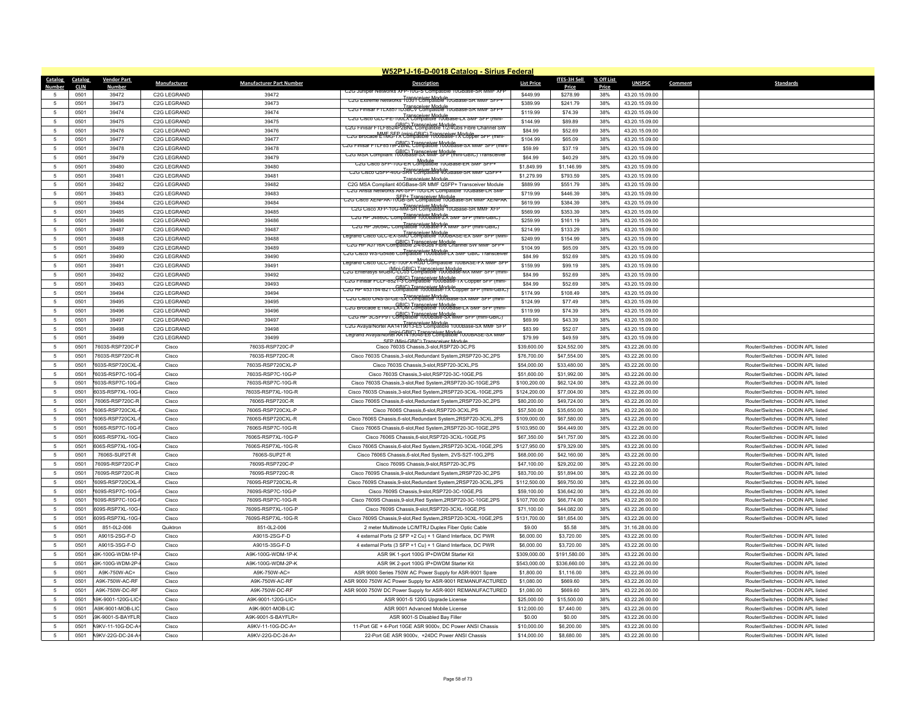# W52P1J-16-D-0018 Catalog - Sirius Federal

| Catalog Number | Catalog CLIN | Vendor Part Number | Manufacturer | Manufacturer Part Number | Description | List Price | ITES-3H Sell Price | % Off List Price | UNSPSC | Comment | Standards |
|---|---|---|---|---|---|---|---|---|---|---|---|
| 5 | 0501 | 39472 | C2G LEGRAND | 39472 | C2G Juniper Networks XFP-10G-S Compatible 10GBase-SR MMF XFP Transceiver Module | $449.99 | $278.99 | 38% | 43.20.15.09.00 | | |
| 5 | 0501 | 39473 | C2G LEGRAND | 39473 | C2G Extreme Networks 10301 Compatible 10GBase-SR MMF SFP+ Transceiver Module | $389.99 | $241.79 | 38% | 43.20.15.09.00 | | |
| 5 | 0501 | 39474 | C2G LEGRAND | 39474 | C2G Finisar FTLX8571D3BCV Compatible 10GBase-SR MMF SFP+ Transceiver Module | $119.99 | $74.39 | 38% | 43.20.15.09.00 | | |
| 5 | 0501 | 39475 | C2G LEGRAND | 39475 | C2G Cisco GLC-FE-100LX Compatible 100Base-LX SMF SFP (mini-GBIC) Transceiver Module | $144.99 | $89.89 | 38% | 43.20.15.09.00 | | |
| 5 | 0501 | 39476 | C2G LEGRAND | 39476 | C2G Finisar FTLF8524P2BNL Compatible 1/2/4Gbs Fibre Channel SW MMF SFP (mini-GBIC) Transceiver Module | $84.99 | $52.69 | 38% | 43.20.15.09.00 | | |
| 5 | 0501 | 39477 | C2G LEGRAND | 39477 | C2G Brocade E1MG-TX Compatible 1000Base-TX Copper SFP (mini-GBIC) Transceiver Module | $104.99 | $65.09 | 38% | 43.20.15.09.00 | | |
| 5 | 0501 | 39478 | C2G LEGRAND | 39478 | C2G Finisar FTLF8519P2BNL Compatible 1000Base-SX MMF SFP (mini-GBIC) Transceiver Module | $59.99 | $37.19 | 38% | 43.20.15.09.00 | | |
| 5 | 0501 | 39479 | C2G LEGRAND | 39479 | C2G MSA Compliant 1000Base-SX MMF SFP (mini-GBIC) Transceiver Module | $64.99 | $40.29 | 38% | 43.20.15.09.00 | | |
| 5 | 0501 | 39480 | C2G LEGRAND | 39480 | C2G Cisco SFP-10G-ER Compatible 10GBase-ER SMF SFP+ Transceiver Module | $1,849.99 | $1,146.99 | 38% | 43.20.15.09.00 | | |
| 5 | 0501 | 39481 | C2G LEGRAND | 39481 | C2G Cisco QSFP-40G-SR4 Compatible 40GBase-SR MMF QSFP+ Transceiver Module | $1,279.99 | $793.59 | 38% | 43.20.15.09.00 | | |
| 5 | 0501 | 39482 | C2G LEGRAND | 39482 | C2G MSA Compliant 40GBase-SR MMF QSFP+ Transceiver Module | $889.99 | $551.79 | 38% | 43.20.15.09.00 | | |
| 5 | 0501 | 39483 | C2G LEGRAND | 39483 | C2G Arista Networks AR-SFP-10G-LR Compatible 10GBase-LR SMF SFP+ Transceiver Module | $719.99 | $446.39 | 38% | 43.20.15.09.00 | | |
| 5 | 0501 | 39484 | C2G LEGRAND | 39484 | C2G Cisco XENPAK-10GB-SR Compatible 10GBase-SR MMF XENPAK Transceiver Module | $619.99 | $384.39 | 38% | 43.20.15.09.00 | | |
| 5 | 0501 | 39485 | C2G LEGRAND | 39485 | C2G Cisco XFP-10G-MM-SR Compatible 10GBase-SR MMF XFP Transceiver Module | $569.99 | $353.39 | 38% | 43.20.15.09.00 | | |
| 5 | 0501 | 39486 | C2G LEGRAND | 39486 | C2G HP J4860C Compatible 1000Base-ZX SMF SFP (mini-GBIC) Transceiver Module | $259.99 | $161.19 | 38% | 43.20.15.09.00 | | |
| 5 | 0501 | 39487 | C2G LEGRAND | 39487 | C2G HP J9054C Compatible 100Base-FX MMF SFP (mini-GBIC) Transceiver Module | $214.99 | $133.29 | 38% | 43.20.15.09.00 | | |
| 5 | 0501 | 39488 | C2G LEGRAND | 39488 | Legrand Cisco GLC-EX-SMD Compatible 1000BASE-EX SMF SFP (Mini-GBIC) Transceiver Module | $249.99 | $154.99 | 38% | 43.20.15.09.00 | | |
| 5 | 0501 | 39489 | C2G LEGRAND | 39489 | C2G HP AJ718A Compatible 2/4/8Gbs Fibre Channel SW MMF SFP+ Transceiver Module | $104.99 | $65.09 | 38% | 43.20.15.09.00 | | |
| 5 | 0501 | 39490 | C2G LEGRAND | 39490 | C2G Cisco WS-G5486 Compatible 1000Base-LX SMF GBIC Transceiver Module | $84.99 | $52.69 | 38% | 43.20.15.09.00 | | |
| 5 | 0501 | 39491 | C2G LEGRAND | 39491 | Legrand Cisco GLC-FE-100FX-RGD Compatible 100BASE-FX MMF SFP (Mini-GBIC) Transceiver Module | $159.99 | $99.19 | 38% | 43.20.15.09.00 | | |
| 5 | 0501 | 39492 | C2G LEGRAND | 39492 | C2G Enterasys MGBIC-LC03 Compatible 1000Base-MX MMF SFP (mini-GBIC) Transceiver Module | $84.99 | $52.69 | 38% | 43.20.15.09.00 | | |
| 5 | 0501 | 39493 | C2G LEGRAND | 39493 | C2G Finisar FCLF-8521-3 Compatible 1000Base-TX Copper SFP (mini-GBIC) Transceiver Module | $84.99 | $52.69 | 38% | 43.20.15.09.00 | | |
| 5 | 0501 | 39494 | C2G LEGRAND | 39494 | C2G HP 453154-B21 Compatible 1000Base-TX Copper SFP (mini-GBIC) Transceiver Module | $174.99 | $108.49 | 38% | 43.20.15.09.00 | | |
| 5 | 0501 | 39495 | C2G LEGRAND | 39495 | C2G Cisco ONS-SI-GE-SX Compatible 1000Base-SX MMF SFP (mini-GBIC) Transceiver Module | $124.99 | $77.49 | 38% | 43.20.15.09.00 | | |
| 5 | 0501 | 39496 | C2G LEGRAND | 39496 | C2G Brocade E1MG-LX-OM Compatible 1000Base-LX SMF SFP (mini-GBIC) Transceiver Module | $119.99 | $74.39 | 38% | 43.20.15.09.00 | | |
| 5 | 0501 | 39497 | C2G LEGRAND | 39497 | C2G HP 3CSFP91 Compatible 1000Base-SX MMF SFP (mini-GBIC) Transceiver Module | $69.99 | $43.39 | 38% | 43.20.15.09.00 | | |
| 5 | 0501 | 39498 | C2G LEGRAND | 39498 | C2G Avaya/Nortel AA1419013-E5 Compatible 1000Base-SX MMF SFP (mini-GBIC) Transceiver Module | $83.99 | $52.07 | 38% | 43.20.15.09.00 | | |
| 5 | 0501 | 39499 | C2G LEGRAND | 39499 | Legrand Avaya/Nortel AA1419048-E6 Compatible 1000BASE-SX MMF SFP (Mini-GBIC) Transceiver Module | $79.99 | $49.59 | 38% | 43.20.15.09.00 | | |
| 5 | 0501 | 7603S-RSP720C-P | Cisco | 7603S-RSP720C-P | Cisco 7603S Chassis,3-slot,RSP720-3C,PS | $39,600.00 | $24,552.00 | 38% | 43.22.26.00.00 | | Router/Switches - DODIN APL listed |
| 5 | 0501 | 7603S-RSP720C-R | Cisco | 7603S-RSP720C-R | Cisco 7603S Chassis,3-slot,Redundant System,2RSP720-3C,2PS | $76,700.00 | $47,554.00 | 38% | 43.22.26.00.00 | | Router/Switches - DODIN APL listed |
| 5 | 0501 | 7603S-RSP720CXL-P | Cisco | 7603S-RSP720CXL-P | Cisco 7603S Chassis,3-slot,RSP720-3CXL,PS | $54,000.00 | $33,480.00 | 38% | 43.22.26.00.00 | | Router/Switches - DODIN APL listed |
| 5 | 0501 | 7603S-RSP7C-10G-P | Cisco | 7603S-RSP7C-10G-P | Cisco 7603S Chassis,3-slot,RSP720-3C-10GE,PS | $51,600.00 | $31,992.00 | 38% | 43.22.26.00.00 | | Router/Switches - DODIN APL listed |
| 5 | 0501 | 7603S-RSP7C-10G-R | Cisco | 7603S-RSP7C-10G-R | Cisco 7603S Chassis,3-slot,Red System,2RSP720-3C-10GE,2PS | $100,200.00 | $62,124.00 | 38% | 43.22.26.00.00 | | Router/Switches - DODIN APL listed |
| 5 | 0501 | 7603S-RSP7XL-10G-R | Cisco | 7603S-RSP7XL-10G-R | Cisco 7603S Chassis,3-slot,Red System,2RSP720-3CXL-10GE,2PS | $124,200.00 | $77,004.00 | 38% | 43.22.26.00.00 | | Router/Switches - DODIN APL listed |
| 5 | 0501 | 7606S-RSP720C-R | Cisco | 7606S-RSP720C-R | Cisco 7606S Chassis,6-slot,Redundant System,2RSP720-3C,2PS | $80,200.00 | $49,724.00 | 38% | 43.22.26.00.00 | | Router/Switches - DODIN APL listed |
| 5 | 0501 | 7606S-RSP720CXL-P | Cisco | 7606S-RSP720CXL-P | Cisco 7606S Chassis,6-slot,RSP720-3CXL,PS | $57,500.00 | $35,650.00 | 38% | 43.22.26.00.00 | | Router/Switches - DODIN APL listed |
| 5 | 0501 | 7606S-RSP720CXL-R | Cisco | 7606S-RSP720CXL-R | Cisco 7606S Chassis,6-slot,Redundant System,2RSP720-3CXL,2PS | $109,000.00 | $67,580.00 | 38% | 43.22.26.00.00 | | Router/Switches - DODIN APL listed |
| 5 | 0501 | 7606S-RSP7C-10G-R | Cisco | 7606S-RSP7C-10G-R | Cisco 7606S Chassis,6-slot,Red System,2RSP720-3C-10GE,2PS | $103,950.00 | $64,449.00 | 38% | 43.22.26.00.00 | | Router/Switches - DODIN APL listed |
| 5 | 0501 | 7606S-RSP7XL-10G-P | Cisco | 7606S-RSP7XL-10G-P | Cisco 7606S Chassis,6-slot,RSP720-3CXL-10GE,PS | $67,350.00 | $41,757.00 | 38% | 43.22.26.00.00 | | Router/Switches - DODIN APL listed |
| 5 | 0501 | 7606S-RSP7XL-10G-R | Cisco | 7606S-RSP7XL-10G-R | Cisco 7606S Chassis,6-slot,Red System,2RSP720-3CXL-10GE,2PS | $127,950.00 | $79,329.00 | 38% | 43.22.26.00.00 | | Router/Switches - DODIN APL listed |
| 5 | 0501 | 7606S-SUP2T-R | Cisco | 7606S-SUP2T-R | Cisco 7606S Chassis,6-slot,Red System, 2VS-S2T-10G,2PS | $68,000.00 | $42,160.00 | 38% | 43.22.26.00.00 | | Router/Switches - DODIN APL listed |
| 5 | 0501 | 7609S-RSP720C-P | Cisco | 7609S-RSP720C-P | Cisco 7609S Chassis,9-slot,RSP720-3C,PS | $47,100.00 | $29,202.00 | 38% | 43.22.26.00.00 | | Router/Switches - DODIN APL listed |
| 5 | 0501 | 7609S-RSP720C-R | Cisco | 7609S-RSP720C-R | Cisco 7609S Chassis,9-slot,Redundant System,2RSP720-3C,2PS | $83,700.00 | $51,894.00 | 38% | 43.22.26.00.00 | | Router/Switches - DODIN APL listed |
| 5 | 0501 | 7609S-RSP720CXL-R | Cisco | 7609S-RSP720CXL-R | Cisco 7609S Chassis,9-slot,Redundant System,2RSP720-3CXL,2PS | $112,500.00 | $69,750.00 | 38% | 43.22.26.00.00 | | Router/Switches - DODIN APL listed |
| 5 | 0501 | 7609S-RSP7C-10G-P | Cisco | 7609S-RSP7C-10G-P | Cisco 7609S Chassis,9-slot,RSP720-3C-10GE,PS | $59,100.00 | $36,642.00 | 38% | 43.22.26.00.00 | | Router/Switches - DODIN APL listed |
| 5 | 0501 | 7609S-RSP7C-10G-R | Cisco | 7609S-RSP7C-10G-R | Cisco 7609S Chassis,9-slot,Red System,2RSP720-3C-10GE,2PS | $107,700.00 | $66,774.00 | 38% | 43.22.26.00.00 | | Router/Switches - DODIN APL listed |
| 5 | 0501 | 7609S-RSP7XL-10G-P | Cisco | 7609S-RSP7XL-10G-P | Cisco 7609S Chassis,9-slot,RSP720-3CXL-10GE,PS | $71,100.00 | $44,082.00 | 38% | 43.22.26.00.00 | | Router/Switches - DODIN APL listed |
| 5 | 0501 | 7609S-RSP7XL-10G-R | Cisco | 7609S-RSP7XL-10G-R | Cisco 7609S Chassis,9-slot,Red System,2RSP720-3CXL-10GE,2PS | $131,700.00 | $81,654.00 | 38% | 43.22.26.00.00 | | Router/Switches - DODIN APL listed |
| 5 | 0501 | 851-0L2-006 | Quiktron | 851-0L2-006 | 2 meter Multimode LC/MTRJ Duplex Fiber Optic Cable | $9.00 | $5.58 | 38% | 31.16.28.00.00 | | |
| 5 | 0501 | A901S-2SG-F-D | Cisco | A901S-2SG-F-D | 4 external Ports (2 SFP +2 Cu) + 1 Gland Interface, DC PWR | $6,000.00 | $3,720.00 | 38% | 43.22.26.00.00 | | Router/Switches - DODIN APL listed |
| 5 | 0501 | A901S-3SG-F-D | Cisco | A901S-3SG-F-D | 4 external Ports (3 SFP +1 Cu) + 1 Gland Interface, DC PWR | $6,000.00 | $3,720.00 | 38% | 43.22.26.00.00 | | Router/Switches - DODIN APL listed |
| 5 | 0501 | A9K-100G-WDM-1P-K | Cisco | A9K-100G-WDM-1P-K | ASR 9K 1-port 100G IP+DWDM Starter Kit | $309,000.00 | $191,580.00 | 38% | 43.22.26.00.00 | | Router/Switches - DODIN APL listed |
| 5 | 0501 | A9K-100G-WDM-2P-K | Cisco | A9K-100G-WDM-2P-K | ASR 9K 2-port 100G IP+DWDM Starter Kit | $543,000.00 | $336,660.00 | 38% | 43.22.26.00.00 | | Router/Switches - DODIN APL listed |
| 5 | 0501 | A9K-750W-AC= | Cisco | A9K-750W-AC= | ASR 9000 Series 750W AC Power Supply for ASR-9001 Spare | $1,800.00 | $1,116.00 | 38% | 43.22.26.00.00 | | Router/Switches - DODIN APL listed |
| 5 | 0501 | A9K-750W-AC-RF | Cisco | A9K-750W-AC-RF | ASR 9000 750W AC Power Supply for ASR-9001 REMANUFACTURED | $1,080.00 | $669.60 | 38% | 43.22.26.00.00 | | Router/Switches - DODIN APL listed |
| 5 | 0501 | A9K-750W-DC-RF | Cisco | A9K-750W-DC-RF | ASR 9000 750W DC Power Supply for ASR-9001 REMANUFACTURED | $1,080.00 | $669.60 | 38% | 43.22.26.00.00 | | Router/Switches - DODIN APL listed |
| 5 | 0501 | A9K-9001-120G-LIC= | Cisco | A9K-9001-120G-LIC= | ASR 9001-S 120G Upgrade License | $25,000.00 | $15,500.00 | 38% | 43.22.26.00.00 | | Router/Switches - DODIN APL listed |
| 5 | 0501 | A9K-9001-MOB-LIC | Cisco | A9K-9001-MOB-LIC | ASR 9001 Advanced Mobile License | $12,000.00 | $7,440.00 | 38% | 43.22.26.00.00 | | Router/Switches - DODIN APL listed |
| 5 | 0501 | A9K-9001-S-BAYFLR= | Cisco | A9K-9001-S-BAYFLR= | ASR 9001-S Disabled Bay Filler | $0.00 | $0.00 | 38% | 43.22.26.00.00 | | Router/Switches - DODIN APL listed |
| 5 | 0501 | A9KV-11-10G-DC-A= | Cisco | A9KV-11-10G-DC-A= | 11-Port GE + 4-Port 10GE ASR 9000v, DC Power ANSI Chassis | $10,000.00 | $6,200.00 | 38% | 43.22.26.00.00 | | Router/Switches - DODIN APL listed |
| 5 | 0501 | A9KV-22G-DC-24-A= | Cisco | A9KV-22G-DC-24-A= | 22-Port GE ASR 9000v, +24DC Power ANSI Chassis | $14,000.00 | $8,680.00 | 38% | 43.22.26.00.00 | | Router/Switches - DODIN APL listed |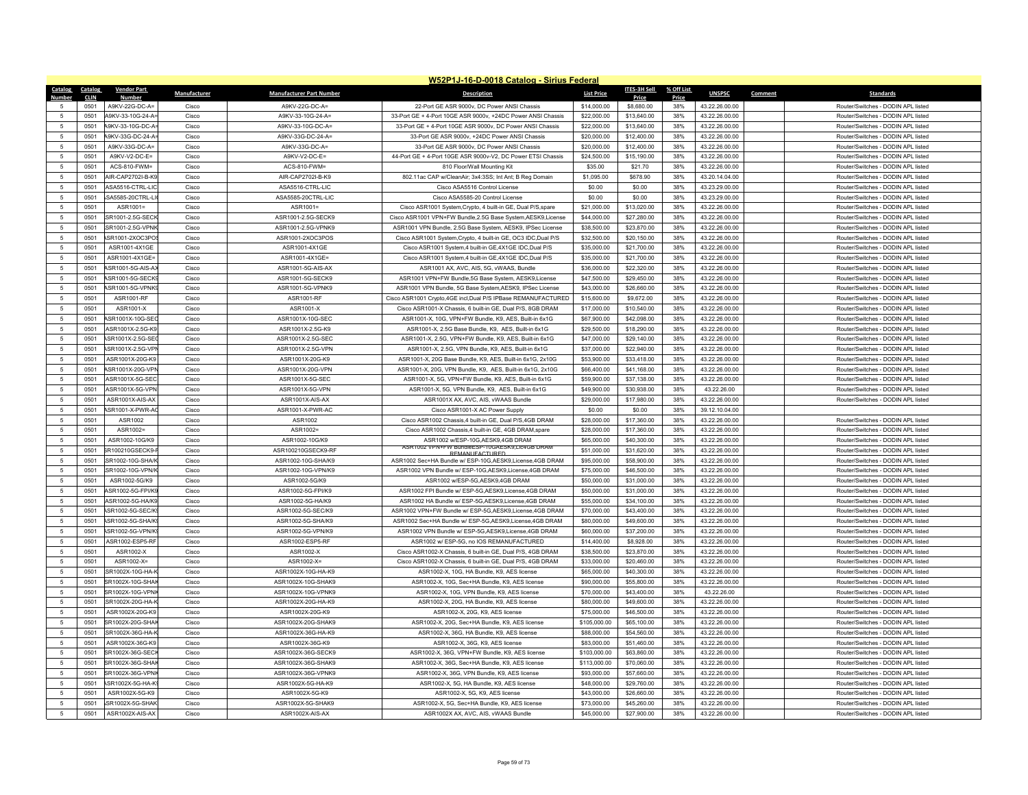## W52P1J-16-D-0018 Catalog - Sirius Federal

| Catalog Number | Catalog CLIN | Vendor Part Number | Manufacturer | Manufacturer Part Number | Description | List Price | ITES-3H Sell Price | % Off List Price | UNSPSC | Comment | Standards |
|---|---|---|---|---|---|---|---|---|---|---|---|
| 5 | 0501 | A9KV-22G-DC-A= | Cisco | A9KV-22G-DC-A= | 22-Port GE ASR 9000v, DC Power ANSI Chassis | $14,000.00 | $8,680.00 | 38% | 43.22.26.00.00 | | Router/Switches - DODIN APL listed |
| 5 | 0501 | A9KV-33-10G-24-A= | Cisco | A9KV-33-10G-24-A= | 33-Port GE + 4-Port 10GE ASR 9000v, +24DC Power ANSI Chassis | $22,000.00 | $13,640.00 | 38% | 43.22.26.00.00 | | Router/Switches - DODIN APL listed |
| 5 | 0501 | A9KV-33-10G-DC-A= | Cisco | A9KV-33-10G-DC-A= | 33-Port GE + 4-Port 10GE ASR 9000v, DC Power ANSI Chassis | $22,000.00 | $13,640.00 | 38% | 43.22.26.00.00 | | Router/Switches - DODIN APL listed |
| 5 | 0501 | A9KV-33G-DC-24-A= | Cisco | A9KV-33G-DC-24-A= | 33-Port GE ASR 9000v, +24DC Power ANSI Chassis | $20,000.00 | $12,400.00 | 38% | 43.22.26.00.00 | | Router/Switches - DODIN APL listed |
| 5 | 0501 | A9KV-33G-DC-A= | Cisco | A9KV-33G-DC-A= | 33-Port GE ASR 9000v, DC Power ANSI Chassis | $20,000.00 | $12,400.00 | 38% | 43.22.26.00.00 | | Router/Switches - DODIN APL listed |
| 5 | 0501 | A9KV-V2-DC-E= | Cisco | A9KV-V2-DC-E= | 44-Port GE + 4-Port 10GE ASR 9000v-V2, DC Power ETSI Chassis | $24,500.00 | $15,190.00 | 38% | 43.22.26.00.00 | | Router/Switches - DODIN APL listed |
| 5 | 0501 | ACS-810-FWM= | Cisco | ACS-810-FWM= | 810 Floor/Wall Mounting Kit | $35.00 | $21.70 | 38% | 43.22.26.00.00 | | Router/Switches - DODIN APL listed |
| 5 | 0501 | AIR-CAP2702I-B-K9 | Cisco | AIR-CAP2702I-B-K9 | 802.11ac CAP w/CleanAir; 3x4:3SS; Int Ant; B Reg Domain | $1,095.00 | $678.90 | 38% | 43.20.14.04.00 | | Router/Switches - DODIN APL listed |
| 5 | 0501 | ASA5516-CTRL-LIC | Cisco | ASA5516-CTRL-LIC | Cisco ASA5516 Control License | $0.00 | $0.00 | 38% | 43.23.29.00.00 | | Router/Switches - DODIN APL listed |
| 5 | 0501 | ASA5585-20CTRL-LIC | Cisco | ASA5585-20CTRL-LIC | Cisco ASA5585-20 Control License | $0.00 | $0.00 | 38% | 43.23.29.00.00 | | Router/Switches - DODIN APL listed |
| 5 | 0501 | ASR1001= | Cisco | ASR1001= | Cisco ASR1001 System,Crypto, 4 built-in GE, Dual P/S,spare | $21,000.00 | $13,020.00 | 38% | 43.22.26.00.00 | | Router/Switches - DODIN APL listed |
| 5 | 0501 | ASR1001-2.5G-SECK9 | Cisco | ASR1001-2.5G-SECK9 | Cisco ASR1001 VPN+FW Bundle,2.5G Base System,AESK9,License | $44,000.00 | $27,280.00 | 38% | 43.22.26.00.00 | | Router/Switches - DODIN APL listed |
| 5 | 0501 | ASR1001-2.5G-VPNK9 | Cisco | ASR1001-2.5G-VPNK9 | ASR1001 VPN Bundle, 2.5G Base System, AESK9, IPSec License | $38,500.00 | $23,870.00 | 38% | 43.22.26.00.00 | | Router/Switches - DODIN APL listed |
| 5 | 0501 | ASR1001-2XOC3POS | Cisco | ASR1001-2XOC3POS | Cisco ASR1001 System,Crypto, 4 built-in GE, OC3 IDC,Dual P/S | $32,500.00 | $20,150.00 | 38% | 43.22.26.00.00 | | Router/Switches - DODIN APL listed |
| 5 | 0501 | ASR1001-4X1GE | Cisco | ASR1001-4X1GE | Cisco ASR1001 System,4 built-in GE,4X1GE IDC,Dual P/S | $35,000.00 | $21,700.00 | 38% | 43.22.26.00.00 | | Router/Switches - DODIN APL listed |
| 5 | 0501 | ASR1001-4X1GE= | Cisco | ASR1001-4X1GE= | Cisco ASR1001 System,4 built-in GE,4X1GE IDC,Dual P/S | $35,000.00 | $21,700.00 | 38% | 43.22.26.00.00 | | Router/Switches - DODIN APL listed |
| 5 | 0501 | ASR1001-5G-AIS-AX | Cisco | ASR1001-5G-AIS-AX | ASR1001 AX, AVC, AIS, 5G, vWAAS, Bundle | $36,000.00 | $22,320.00 | 38% | 43.22.26.00.00 | | Router/Switches - DODIN APL listed |
| 5 | 0501 | ASR1001-5G-SECK9 | Cisco | ASR1001-5G-SECK9 | ASR1001 VPN+FW Bundle,5G Base System, AESK9,License | $47,500.00 | $29,450.00 | 38% | 43.22.26.00.00 | | Router/Switches - DODIN APL listed |
| 5 | 0501 | ASR1001-5G-VPNK9 | Cisco | ASR1001-5G-VPNK9 | ASR1001 VPN Bundle, 5G Base System,AESK9, IPSec License | $43,000.00 | $26,660.00 | 38% | 43.22.26.00.00 | | Router/Switches - DODIN APL listed |
| 5 | 0501 | ASR1001-RF | Cisco | ASR1001-RF | Cisco ASR1001 Crypto,4GE incl,Dual P/S IPBase REMANUFACTURED | $15,600.00 | $9,672.00 | 38% | 43.22.26.00.00 | | Router/Switches - DODIN APL listed |
| 5 | 0501 | ASR1001-X | Cisco | ASR1001-X | Cisco ASR1001-X Chassis, 6 built-in GE, Dual P/S, 8GB DRAM | $17,000.00 | $10,540.00 | 38% | 43.22.26.00.00 | | Router/Switches - DODIN APL listed |
| 5 | 0501 | ASR1001X-10G-SEC | Cisco | ASR1001X-10G-SEC | ASR1001-X, 10G, VPN+FW Bundle, K9, AES, Built-in 6x1G | $67,900.00 | $42,098.00 | 38% | 43.22.26.00.00 | | Router/Switches - DODIN APL listed |
| 5 | 0501 | ASR1001X-2.5G-K9 | Cisco | ASR1001X-2.5G-K9 | ASR1001-X, 2.5G Base Bundle, K9, AES, Built-in 6x1G | $29,500.00 | $18,290.00 | 38% | 43.22.26.00.00 | | Router/Switches - DODIN APL listed |
| 5 | 0501 | ASR1001X-2.5G-SEC | Cisco | ASR1001X-2.5G-SEC | ASR1001-X, 2.5G, VPN+FW Bundle, K9, AES, Built-in 6x1G | $47,000.00 | $29,140.00 | 38% | 43.22.26.00.00 | | Router/Switches - DODIN APL listed |
| 5 | 0501 | ASR1001X-2.5G-VPN | Cisco | ASR1001X-2.5G-VPN | ASR1001-X, 2.5G, VPN Bundle, K9, AES, Built-in 6x1G | $37,000.00 | $22,940.00 | 38% | 43.22.26.00.00 | | Router/Switches - DODIN APL listed |
| 5 | 0501 | ASR1001X-20G-K9 | Cisco | ASR1001X-20G-K9 | ASR1001-X, 20G Base Bundle, K9, AES, Built-in 6x1G, 2x10G | $53,900.00 | $33,418.00 | 38% | 43.22.26.00.00 | | Router/Switches - DODIN APL listed |
| 5 | 0501 | ASR1001X-20G-VPN | Cisco | ASR1001X-20G-VPN | ASR1001-X, 20G, VPN Bundle, K9, AES, Built-in 6x1G, 2x10G | $66,400.00 | $41,168.00 | 38% | 43.22.26.00.00 | | Router/Switches - DODIN APL listed |
| 5 | 0501 | ASR1001X-5G-SEC | Cisco | ASR1001X-5G-SEC | ASR1001-X, 5G, VPN+FW Bundle, K9, AES, Built-in 6x1G | $59,900.00 | $37,138.00 | 38% | 43.22.26.00.00 | | Router/Switches - DODIN APL listed |
| 5 | 0501 | ASR1001X-5G-VPN | Cisco | ASR1001X-5G-VPN | ASR1001-X, 5G, VPN Bundle, K9, AES, Built-in 6x1G | $49,900.00 | $30,938.00 | 38% | 43.22.26.00 | | Router/Switches - DODIN APL listed |
| 5 | 0501 | ASR1001X-AIS-AX | Cisco | ASR1001X-AIS-AX | ASR1001X AX, AVC, AIS, vWAAS Bundle | $29,000.00 | $17,980.00 | 38% | 43.22.26.00.00 | | Router/Switches - DODIN APL listed |
| 5 | 0501 | ASR1001-X-PWR-AC | Cisco | ASR1001-X-PWR-AC | Cisco ASR1001-X AC Power Supply | $0.00 | $0.00 | 38% | 39.12.10.04.00 | | |
| 5 | 0501 | ASR1002 | Cisco | ASR1002 | Cisco ASR1002 Chassis,4 built-in GE, Dual P/S,4GB DRAM | $28,000.00 | $17,360.00 | 38% | 43.22.26.00.00 | | Router/Switches - DODIN APL listed |
| 5 | 0501 | ASR1002= | Cisco | ASR1002= | Cisco ASR1002 Chassis,4 built-in GE, 4GB DRAM,spare | $28,000.00 | $17,360.00 | 38% | 43.22.26.00.00 | | Router/Switches - DODIN APL listed |
| 5 | 0501 | ASR1002-10G/K9 | Cisco | ASR1002-10G/K9 | ASR1002 w/ESP-10G,AESK9,4GB DRAM | $65,000.00 | $40,300.00 | 38% | 43.22.26.00.00 | | Router/Switches - DODIN APL listed |
| 5 | 0501 | ASR100210GSECK9-RF | Cisco | ASR100210GSECK9-RF | ASR1002 VPN+FW BundleESP-10GAESK9,Lic4GB DRAM REMANUFACTURED | $51,000.00 | $31,620.00 | 38% | 43.22.26.00.00 | | Router/Switches - DODIN APL listed |
| 5 | 0501 | ASR1002-10G-SHA/K9 | Cisco | ASR1002-10G-SHA/K9 | ASR1002 Sec+HA Bundle w/ ESP-10G,AESK9,License,4GB DRAM | $95,000.00 | $58,900.00 | 38% | 43.22.26.00.00 | | Router/Switches - DODIN APL listed |
| 5 | 0501 | ASR1002-10G-VPN/K9 | Cisco | ASR1002-10G-VPN/K9 | ASR1002 VPN Bundle w/ ESP-10G,AESK9,License,4GB DRAM | $75,000.00 | $46,500.00 | 38% | 43.22.26.00.00 | | Router/Switches - DODIN APL listed |
| 5 | 0501 | ASR1002-5G/K9 | Cisco | ASR1002-5G/K9 | ASR1002 w/ESP-5G,AESK9,4GB DRAM | $50,000.00 | $31,000.00 | 38% | 43.22.26.00.00 | | Router/Switches - DODIN APL listed |
| 5 | 0501 | ASR1002-5G-FPI/K9 | Cisco | ASR1002-5G-FPI/K9 | ASR1002 FPI Bundle w/ ESP-5G,AESK9,License,4GB DRAM | $50,000.00 | $31,000.00 | 38% | 43.22.26.00.00 | | Router/Switches - DODIN APL listed |
| 5 | 0501 | ASR1002-5G-HA/K9 | Cisco | ASR1002-5G-HA/K9 | ASR1002 HA Bundle w/ ESP-5G,AESK9,License,4GB DRAM | $55,000.00 | $34,100.00 | 38% | 43.22.26.00.00 | | Router/Switches - DODIN APL listed |
| 5 | 0501 | ASR1002-5G-SEC/K9 | Cisco | ASR1002-5G-SEC/K9 | ASR1002 VPN+FW Bundle w/ ESP-5G,AESK9,License,4GB DRAM | $70,000.00 | $43,400.00 | 38% | 43.22.26.00.00 | | Router/Switches - DODIN APL listed |
| 5 | 0501 | ASR1002-5G-SHA/K9 | Cisco | ASR1002-5G-SHA/K9 | ASR1002 Sec+HA Bundle w/ ESP-5G,AESK9,License,4GB DRAM | $80,000.00 | $49,600.00 | 38% | 43.22.26.00.00 | | Router/Switches - DODIN APL listed |
| 5 | 0501 | ASR1002-5G-VPN/K9 | Cisco | ASR1002-5G-VPN/K9 | ASR1002 VPN Bundle w/ ESP-5G,AESK9,License,4GB DRAM | $60,000.00 | $37,200.00 | 38% | 43.22.26.00.00 | | Router/Switches - DODIN APL listed |
| 5 | 0501 | ASR1002-ESP5-RF | Cisco | ASR1002-ESP5-RF | ASR1002 w/ ESP-5G, no IOS REMANUFACTURED | $14,400.00 | $8,928.00 | 38% | 43.22.26.00.00 | | Router/Switches - DODIN APL listed |
| 5 | 0501 | ASR1002-X | Cisco | ASR1002-X | Cisco ASR1002-X Chassis, 6 built-in GE, Dual P/S, 4GB DRAM | $38,500.00 | $23,870.00 | 38% | 43.22.26.00.00 | | Router/Switches - DODIN APL listed |
| 5 | 0501 | ASR1002-X= | Cisco | ASR1002-X= | Cisco ASR1002-X Chassis, 6 built-in GE, Dual P/S, 4GB DRAM | $33,000.00 | $20,460.00 | 38% | 43.22.26.00.00 | | Router/Switches - DODIN APL listed |
| 5 | 0501 | ASR1002X-10G-HA-K9 | Cisco | ASR1002X-10G-HA-K9 | ASR1002-X, 10G, HA Bundle, K9, AES license | $65,000.00 | $40,300.00 | 38% | 43.22.26.00.00 | | Router/Switches - DODIN APL listed |
| 5 | 0501 | ASR1002X-10G-SHAK9 | Cisco | ASR1002X-10G-SHAK9 | ASR1002-X, 10G, Sec+HA Bundle, K9, AES license | $90,000.00 | $55,800.00 | 38% | 43.22.26.00.00 | | Router/Switches - DODIN APL listed |
| 5 | 0501 | ASR1002X-10G-VPNK9 | Cisco | ASR1002X-10G-VPNK9 | ASR1002-X, 10G, VPN Bundle, K9, AES license | $70,000.00 | $43,400.00 | 38% | 43.22.26.00 | | Router/Switches - DODIN APL listed |
| 5 | 0501 | ASR1002X-20G-HA-K9 | Cisco | ASR1002X-20G-HA-K9 | ASR1002-X, 20G, HA Bundle, K9, AES license | $80,000.00 | $49,600.00 | 38% | 43.22.26.00.00 | | Router/Switches - DODIN APL listed |
| 5 | 0501 | ASR1002X-20G-K9 | Cisco | ASR1002X-20G-K9 | ASR1002-X, 20G, K9, AES license | $75,000.00 | $46,500.00 | 38% | 43.22.26.00.00 | | Router/Switches - DODIN APL listed |
| 5 | 0501 | ASR1002X-20G-SHAK9 | Cisco | ASR1002X-20G-SHAK9 | ASR1002-X, 20G, Sec+HA Bundle, K9, AES license | $105,000.00 | $65,100.00 | 38% | 43.22.26.00.00 | | Router/Switches - DODIN APL listed |
| 5 | 0501 | ASR1002X-36G-HA-K9 | Cisco | ASR1002X-36G-HA-K9 | ASR1002-X, 36G, HA Bundle, K9, AES license | $88,000.00 | $54,560.00 | 38% | 43.22.26.00.00 | | Router/Switches - DODIN APL listed |
| 5 | 0501 | ASR1002X-36G-K9 | Cisco | ASR1002X-36G-K9 | ASR1002-X, 36G, K9, AES license | $83,000.00 | $51,460.00 | 38% | 43.22.26.00.00 | | Router/Switches - DODIN APL listed |
| 5 | 0501 | ASR1002X-36G-SECK9 | Cisco | ASR1002X-36G-SECK9 | ASR1002-X, 36G, VPN+FW Bundle, K9, AES license | $103,000.00 | $63,860.00 | 38% | 43.22.26.00.00 | | Router/Switches - DODIN APL listed |
| 5 | 0501 | ASR1002X-36G-SHAK9 | Cisco | ASR1002X-36G-SHAK9 | ASR1002-X, 36G, Sec+HA Bundle, K9, AES license | $113,000.00 | $70,060.00 | 38% | 43.22.26.00.00 | | Router/Switches - DODIN APL listed |
| 5 | 0501 | ASR1002X-36G-VPNK9 | Cisco | ASR1002X-36G-VPNK9 | ASR1002-X, 36G, VPN Bundle, K9, AES license | $93,000.00 | $57,660.00 | 38% | 43.22.26.00.00 | | Router/Switches - DODIN APL listed |
| 5 | 0501 | ASR1002X-5G-HA-K9 | Cisco | ASR1002X-5G-HA-K9 | ASR1002-X, 5G, HA Bundle, K9, AES license | $48,000.00 | $29,760.00 | 38% | 43.22.26.00.00 | | Router/Switches - DODIN APL listed |
| 5 | 0501 | ASR1002X-5G-K9 | Cisco | ASR1002X-5G-K9 | ASR1002-X, 5G, K9, AES license | $43,000.00 | $26,660.00 | 38% | 43.22.26.00.00 | | Router/Switches - DODIN APL listed |
| 5 | 0501 | ASR1002X-5G-SHAK9 | Cisco | ASR1002X-5G-SHAK9 | ASR1002-X, 5G, Sec+HA Bundle, K9, AES license | $73,000.00 | $45,260.00 | 38% | 43.22.26.00.00 | | Router/Switches - DODIN APL listed |
| 5 | 0501 | ASR1002X-AIS-AX | Cisco | ASR1002X-AIS-AX | ASR1002X AX, AVC, AIS, vWAAS Bundle | $45,000.00 | $27,900.00 | 38% | 43.22.26.00.00 | | Router/Switches - DODIN APL listed |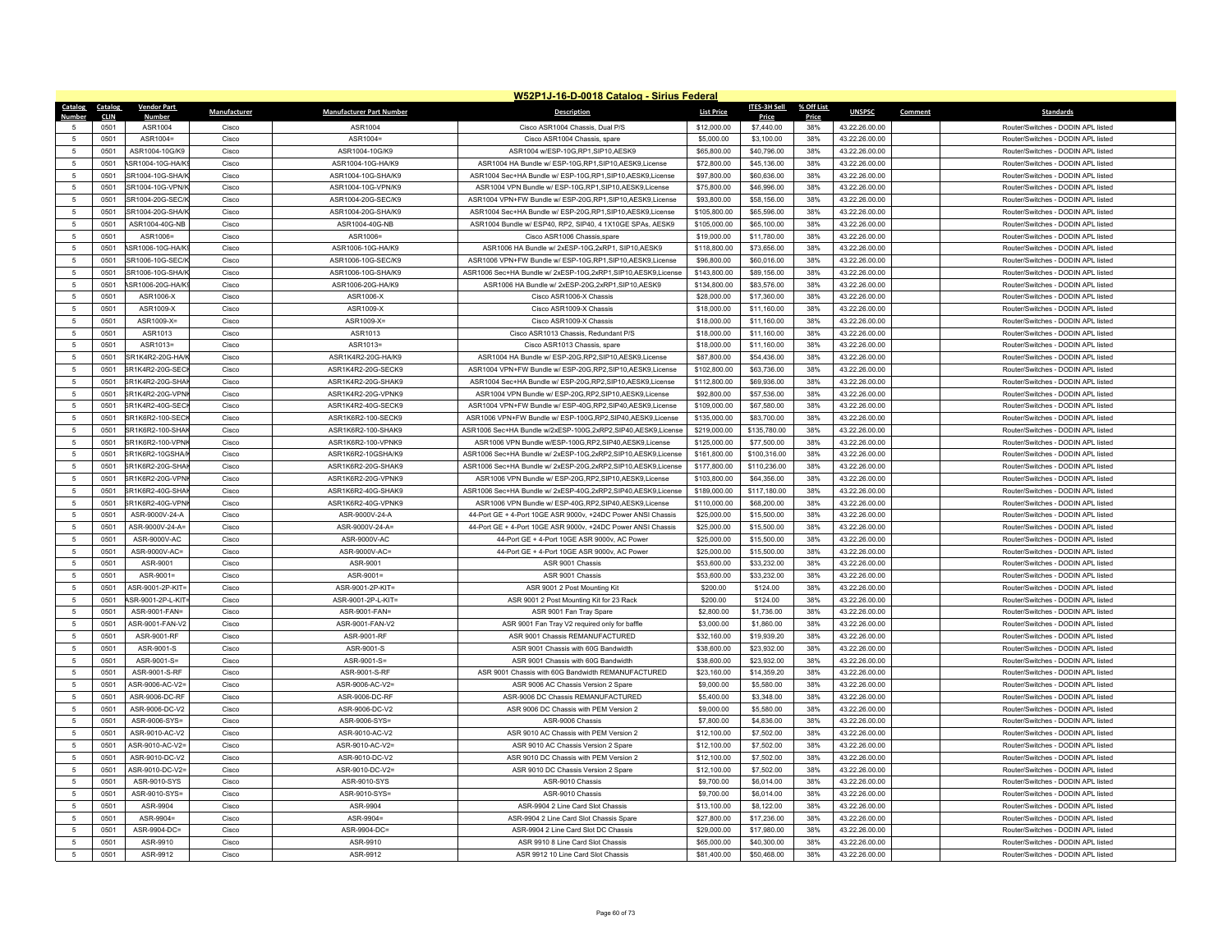## W52P1J-16-D-0018 Catalog - Sirius Federal

| Catalog Number | Catalog CLIN | Vendor Part Number | Manufacturer | Manufacturer Part Number | Description | List Price | ITES-3H Sell Price | % Off List Price | UNSPSC | Comment | Standards |
|---|---|---|---|---|---|---|---|---|---|---|---|
| 5 | 0501 | ASR1004 | Cisco | ASR1004 | Cisco ASR1004 Chassis, Dual P/S | $12,000.00 | $7,440.00 | 38% | 43.22.26.00.00 | | Router/Switches - DODIN APL listed |
| 5 | 0501 | ASR1004= | Cisco | ASR1004= | Cisco ASR1004 Chassis, spare | $5,000.00 | $3,100.00 | 38% | 43.22.26.00.00 | | Router/Switches - DODIN APL listed |
| 5 | 0501 | ASR1004-10G/K9 | Cisco | ASR1004-10G/K9 | ASR1004 w/ESP-10G,RP1,SIP10,AESK9 | $65,800.00 | $40,796.00 | 38% | 43.22.26.00.00 | | Router/Switches - DODIN APL listed |
| 5 | 0501 | ASR1004-10G-HA/K9 | Cisco | ASR1004-10G-HA/K9 | ASR1004 HA Bundle w/ ESP-10G,RP1,SIP10,AESK9,License | $72,800.00 | $45,136.00 | 38% | 43.22.26.00.00 | | Router/Switches - DODIN APL listed |
| 5 | 0501 | ASR1004-10G-SHA/K9 | Cisco | ASR1004-10G-SHA/K9 | ASR1004 Sec+HA Bundle w/ ESP-10G,RP1,SIP10,AESK9,License | $97,800.00 | $60,636.00 | 38% | 43.22.26.00.00 | | Router/Switches - DODIN APL listed |
| 5 | 0501 | ASR1004-10G-VPN/K9 | Cisco | ASR1004-10G-VPN/K9 | ASR1004 VPN Bundle w/ ESP-10G,RP1,SIP10,AESK9,License | $75,800.00 | $46,996.00 | 38% | 43.22.26.00.00 | | Router/Switches - DODIN APL listed |
| 5 | 0501 | ASR1004-20G-SEC/K9 | Cisco | ASR1004-20G-SEC/K9 | ASR1004 VPN+FW Bundle w/ ESP-20G,RP1,SIP10,AESK9,License | $93,800.00 | $58,156.00 | 38% | 43.22.26.00.00 | | Router/Switches - DODIN APL listed |
| 5 | 0501 | ASR1004-20G-SHA/K9 | Cisco | ASR1004-20G-SHA/K9 | ASR1004 Sec+HA Bundle w/ ESP-20G,RP1,SIP10,AESK9,License | $105,800.00 | $65,596.00 | 38% | 43.22.26.00.00 | | Router/Switches - DODIN APL listed |
| 5 | 0501 | ASR1004-40G-NB | Cisco | ASR1004-40G-NB | ASR1004 Bundle w/ ESP40, RP2, SIP40, 4 1X10GE SPAs, AESK9 | $105,000.00 | $65,100.00 | 38% | 43.22.26.00.00 | | Router/Switches - DODIN APL listed |
| 5 | 0501 | ASR1006= | Cisco | ASR1006= | Cisco ASR1006 Chassis,spare | $19,000.00 | $11,780.00 | 38% | 43.22.26.00.00 | | Router/Switches - DODIN APL listed |
| 5 | 0501 | ASR1006-10G-HA/K9 | Cisco | ASR1006-10G-HA/K9 | ASR1006 HA Bundle w/ 2xESP-10G,2xRP1, SIP10,AESK9 | $118,800.00 | $73,656.00 | 38% | 43.22.26.00.00 | | Router/Switches - DODIN APL listed |
| 5 | 0501 | ASR1006-10G-SEC/K9 | Cisco | ASR1006-10G-SEC/K9 | ASR1006 VPN+FW Bundle w/ ESP-10G,RP1,SIP10,AESK9,License | $96,800.00 | $60,016.00 | 38% | 43.22.26.00.00 | | Router/Switches - DODIN APL listed |
| 5 | 0501 | ASR1006-10G-SHA/K9 | Cisco | ASR1006-10G-SHA/K9 | ASR1006 Sec+HA Bundle w/ 2xESP-10G,2xRP1,SIP10,AESK9,License | $143,800.00 | $89,156.00 | 38% | 43.22.26.00.00 | | Router/Switches - DODIN APL listed |
| 5 | 0501 | ASR1006-20G-HA/K9 | Cisco | ASR1006-20G-HA/K9 | ASR1006 HA Bundle w/ 2xESP-20G,2xRP1,SIP10,AESK9 | $134,800.00 | $83,576.00 | 38% | 43.22.26.00.00 | | Router/Switches - DODIN APL listed |
| 5 | 0501 | ASR1006-X | Cisco | ASR1006-X | Cisco ASR1006-X Chassis | $28,000.00 | $17,360.00 | 38% | 43.22.26.00.00 | | Router/Switches - DODIN APL listed |
| 5 | 0501 | ASR1009-X | Cisco | ASR1009-X | Cisco ASR1009-X Chassis | $18,000.00 | $11,160.00 | 38% | 43.22.26.00.00 | | Router/Switches - DODIN APL listed |
| 5 | 0501 | ASR1009-X= | Cisco | ASR1009-X= | Cisco ASR1009-X Chassis | $18,000.00 | $11,160.00 | 38% | 43.22.26.00.00 | | Router/Switches - DODIN APL listed |
| 5 | 0501 | ASR1013 | Cisco | ASR1013 | Cisco ASR1013 Chassis, Redundant P/S | $18,000.00 | $11,160.00 | 38% | 43.22.26.00.00 | | Router/Switches - DODIN APL listed |
| 5 | 0501 | ASR1013= | Cisco | ASR1013= | Cisco ASR1013 Chassis, spare | $18,000.00 | $11,160.00 | 38% | 43.22.26.00.00 | | Router/Switches - DODIN APL listed |
| 5 | 0501 | ASR1K4R2-20G-HA/K9 | Cisco | ASR1K4R2-20G-HA/K9 | ASR1004 HA Bundle w/ ESP-20G,RP2,SIP10,AESK9,License | $87,800.00 | $54,436.00 | 38% | 43.22.26.00.00 | | Router/Switches - DODIN APL listed |
| 5 | 0501 | ASR1K4R2-20G-SECK9 | Cisco | ASR1K4R2-20G-SECK9 | ASR1004 VPN+FW Bundle w/ ESP-20G,RP2,SIP10,AESK9,License | $102,800.00 | $63,736.00 | 38% | 43.22.26.00.00 | | Router/Switches - DODIN APL listed |
| 5 | 0501 | ASR1K4R2-20G-SHAK9 | Cisco | ASR1K4R2-20G-SHAK9 | ASR1004 Sec+HA Bundle w/ ESP-20G,RP2,SIP10,AESK9,License | $112,800.00 | $69,936.00 | 38% | 43.22.26.00.00 | | Router/Switches - DODIN APL listed |
| 5 | 0501 | ASR1K4R2-20G-VPNK9 | Cisco | ASR1K4R2-20G-VPNK9 | ASR1004 VPN Bundle w/ ESP-20G,RP2,SIP10,AESK9,License | $92,800.00 | $57,536.00 | 38% | 43.22.26.00.00 | | Router/Switches - DODIN APL listed |
| 5 | 0501 | ASR1K4R2-40G-SECK9 | Cisco | ASR1K4R2-40G-SECK9 | ASR1004 VPN+FW Bundle w/ ESP-40G,RP2,SIP40,AESK9,License | $109,000.00 | $67,580.00 | 38% | 43.22.26.00.00 | | Router/Switches - DODIN APL listed |
| 5 | 0501 | ASR1K6R2-100-SECK9 | Cisco | ASR1K6R2-100-SECK9 | ASR1006 VPN+FW Bundle w/ ESP-100G,RP2,SIP40,AESK9,License | $135,000.00 | $83,700.00 | 38% | 43.22.26.00.00 | | Router/Switches - DODIN APL listed |
| 5 | 0501 | ASR1K6R2-100-SHAK9 | Cisco | ASR1K6R2-100-SHAK9 | ASR1006 Sec+HA Bundle w/2xESP-100G,2xRP2,SIP40,AESK9,License | $219,000.00 | $135,780.00 | 38% | 43.22.26.00.00 | | Router/Switches - DODIN APL listed |
| 5 | 0501 | ASR1K6R2-100-VPNK9 | Cisco | ASR1K6R2-100-VPNK9 | ASR1006 VPN Bundle w/ESP-100G,RP2,SIP40,AESK9,License | $125,000.00 | $77,500.00 | 38% | 43.22.26.00.00 | | Router/Switches - DODIN APL listed |
| 5 | 0501 | ASR1K6R2-10GSHA/K9 | Cisco | ASR1K6R2-10GSHA/K9 | ASR1006 Sec+HA Bundle w/ 2xESP-10G,2xRP2,SIP10,AESK9,License | $161,800.00 | $100,316.00 | 38% | 43.22.26.00.00 | | Router/Switches - DODIN APL listed |
| 5 | 0501 | ASR1K6R2-20G-SHAK9 | Cisco | ASR1K6R2-20G-SHAK9 | ASR1006 Sec+HA Bundle w/ 2xESP-20G,2xRP2,SIP10,AESK9,License | $177,800.00 | $110,236.00 | 38% | 43.22.26.00.00 | | Router/Switches - DODIN APL listed |
| 5 | 0501 | ASR1K6R2-20G-VPNK9 | Cisco | ASR1K6R2-20G-VPNK9 | ASR1006 VPN Bundle w/ ESP-20G,RP2,SIP10,AESK9,License | $103,800.00 | $64,356.00 | 38% | 43.22.26.00.00 | | Router/Switches - DODIN APL listed |
| 5 | 0501 | ASR1K6R2-40G-SHAK9 | Cisco | ASR1K6R2-40G-SHAK9 | ASR1006 Sec+HA Bundle w/ 2xESP-40G,2xRP2,SIP40,AESK9,License | $189,000.00 | $117,180.00 | 38% | 43.22.26.00.00 | | Router/Switches - DODIN APL listed |
| 5 | 0501 | ASR1K6R2-40G-VPNK9 | Cisco | ASR1K6R2-40G-VPNK9 | ASR1006 VPN Bundle w/ ESP-40G,RP2,SIP40,AESK9,License | $110,000.00 | $68,200.00 | 38% | 43.22.26.00.00 | | Router/Switches - DODIN APL listed |
| 5 | 0501 | ASR-9000V-24-A | Cisco | ASR-9000V-24-A | 44-Port GE + 4-Port 10GE ASR 9000v, +24DC Power ANSI Chassis | $25,000.00 | $15,500.00 | 38% | 43.22.26.00.00 | | Router/Switches - DODIN APL listed |
| 5 | 0501 | ASR-9000V-24-A= | Cisco | ASR-9000V-24-A= | 44-Port GE + 4-Port 10GE ASR 9000v, +24DC Power ANSI Chassis | $25,000.00 | $15,500.00 | 38% | 43.22.26.00.00 | | Router/Switches - DODIN APL listed |
| 5 | 0501 | ASR-9000V-AC | Cisco | ASR-9000V-AC | 44-Port GE + 4-Port 10GE ASR 9000v, AC Power | $25,000.00 | $15,500.00 | 38% | 43.22.26.00.00 | | Router/Switches - DODIN APL listed |
| 5 | 0501 | ASR-9000V-AC= | Cisco | ASR-9000V-AC= | 44-Port GE + 4-Port 10GE ASR 9000v, AC Power | $25,000.00 | $15,500.00 | 38% | 43.22.26.00.00 | | Router/Switches - DODIN APL listed |
| 5 | 0501 | ASR-9001 | Cisco | ASR-9001 | ASR 9001 Chassis | $53,600.00 | $33,232.00 | 38% | 43.22.26.00.00 | | Router/Switches - DODIN APL listed |
| 5 | 0501 | ASR-9001= | Cisco | ASR-9001= | ASR 9001 Chassis | $53,600.00 | $33,232.00 | 38% | 43.22.26.00.00 | | Router/Switches - DODIN APL listed |
| 5 | 0501 | ASR-9001-2P-KIT= | Cisco | ASR-9001-2P-KIT= | ASR 9001 2 Post Mounting Kit | $200.00 | $124.00 | 38% | 43.22.26.00.00 | | Router/Switches - DODIN APL listed |
| 5 | 0501 | ASR-9001-2P-L-KIT= | Cisco | ASR-9001-2P-L-KIT= | ASR 9001 2 Post Mounting Kit for 23 Rack | $200.00 | $124.00 | 38% | 43.22.26.00.00 | | Router/Switches - DODIN APL listed |
| 5 | 0501 | ASR-9001-FAN= | Cisco | ASR-9001-FAN= | ASR 9001 Fan Tray Spare | $2,800.00 | $1,736.00 | 38% | 43.22.26.00.00 | | Router/Switches - DODIN APL listed |
| 5 | 0501 | ASR-9001-FAN-V2 | Cisco | ASR-9001-FAN-V2 | ASR 9001 Fan Tray V2 required only for baffle | $3,000.00 | $1,860.00 | 38% | 43.22.26.00.00 | | Router/Switches - DODIN APL listed |
| 5 | 0501 | ASR-9001-RF | Cisco | ASR-9001-RF | ASR 9001 Chassis REMANUFACTURED | $32,160.00 | $19,939.20 | 38% | 43.22.26.00.00 | | Router/Switches - DODIN APL listed |
| 5 | 0501 | ASR-9001-S | Cisco | ASR-9001-S | ASR 9001 Chassis with 60G Bandwidth | $38,600.00 | $23,932.00 | 38% | 43.22.26.00.00 | | Router/Switches - DODIN APL listed |
| 5 | 0501 | ASR-9001-S= | Cisco | ASR-9001-S= | ASR 9001 Chassis with 60G Bandwidth | $38,600.00 | $23,932.00 | 38% | 43.22.26.00.00 | | Router/Switches - DODIN APL listed |
| 5 | 0501 | ASR-9001-S-RF | Cisco | ASR-9001-S-RF | ASR 9001 Chassis with 60G Bandwidth REMANUFACTURED | $23,160.00 | $14,359.20 | 38% | 43.22.26.00.00 | | Router/Switches - DODIN APL listed |
| 5 | 0501 | ASR-9006-AC-V2= | Cisco | ASR-9006-AC-V2= | ASR 9006 AC Chassis Version 2 Spare | $9,000.00 | $5,580.00 | 38% | 43.22.26.00.00 | | Router/Switches - DODIN APL listed |
| 5 | 0501 | ASR-9006-DC-RF | Cisco | ASR-9006-DC-RF | ASR-9006 DC Chassis REMANUFACTURED | $5,400.00 | $3,348.00 | 38% | 43.22.26.00.00 | | Router/Switches - DODIN APL listed |
| 5 | 0501 | ASR-9006-DC-V2 | Cisco | ASR-9006-DC-V2 | ASR 9006 DC Chassis with PEM Version 2 | $9,000.00 | $5,580.00 | 38% | 43.22.26.00.00 | | Router/Switches - DODIN APL listed |
| 5 | 0501 | ASR-9006-SYS= | Cisco | ASR-9006-SYS= | ASR-9006 Chassis | $7,800.00 | $4,836.00 | 38% | 43.22.26.00.00 | | Router/Switches - DODIN APL listed |
| 5 | 0501 | ASR-9010-AC-V2 | Cisco | ASR-9010-AC-V2 | ASR 9010 AC Chassis with PEM Version 2 | $12,100.00 | $7,502.00 | 38% | 43.22.26.00.00 | | Router/Switches - DODIN APL listed |
| 5 | 0501 | ASR-9010-AC-V2= | Cisco | ASR-9010-AC-V2= | ASR 9010 AC Chassis Version 2 Spare | $12,100.00 | $7,502.00 | 38% | 43.22.26.00.00 | | Router/Switches - DODIN APL listed |
| 5 | 0501 | ASR-9010-DC-V2 | Cisco | ASR-9010-DC-V2 | ASR 9010 DC Chassis with PEM Version 2 | $12,100.00 | $7,502.00 | 38% | 43.22.26.00.00 | | Router/Switches - DODIN APL listed |
| 5 | 0501 | ASR-9010-DC-V2= | Cisco | ASR-9010-DC-V2= | ASR 9010 DC Chassis Version 2 Spare | $12,100.00 | $7,502.00 | 38% | 43.22.26.00.00 | | Router/Switches - DODIN APL listed |
| 5 | 0501 | ASR-9010-SYS | Cisco | ASR-9010-SYS | ASR-9010 Chassis | $9,700.00 | $6,014.00 | 38% | 43.22.26.00.00 | | Router/Switches - DODIN APL listed |
| 5 | 0501 | ASR-9010-SYS= | Cisco | ASR-9010-SYS= | ASR-9010 Chassis | $9,700.00 | $6,014.00 | 38% | 43.22.26.00.00 | | Router/Switches - DODIN APL listed |
| 5 | 0501 | ASR-9904 | Cisco | ASR-9904 | ASR-9904 2 Line Card Slot Chassis | $13,100.00 | $8,122.00 | 38% | 43.22.26.00.00 | | Router/Switches - DODIN APL listed |
| 5 | 0501 | ASR-9904= | Cisco | ASR-9904= | ASR-9904 2 Line Card Slot Chassis Spare | $27,800.00 | $17,236.00 | 38% | 43.22.26.00.00 | | Router/Switches - DODIN APL listed |
| 5 | 0501 | ASR-9904-DC= | Cisco | ASR-9904-DC= | ASR-9904 2 Line Card Slot DC Chassis | $29,000.00 | $17,980.00 | 38% | 43.22.26.00.00 | | Router/Switches - DODIN APL listed |
| 5 | 0501 | ASR-9910 | Cisco | ASR-9910 | ASR 9910 8 Line Card Slot Chassis | $65,000.00 | $40,300.00 | 38% | 43.22.26.00.00 | | Router/Switches - DODIN APL listed |
| 5 | 0501 | ASR-9912 | Cisco | ASR-9912 | ASR 9912 10 Line Card Slot Chassis | $81,400.00 | $50,468.00 | 38% | 43.22.26.00.00 | | Router/Switches - DODIN APL listed |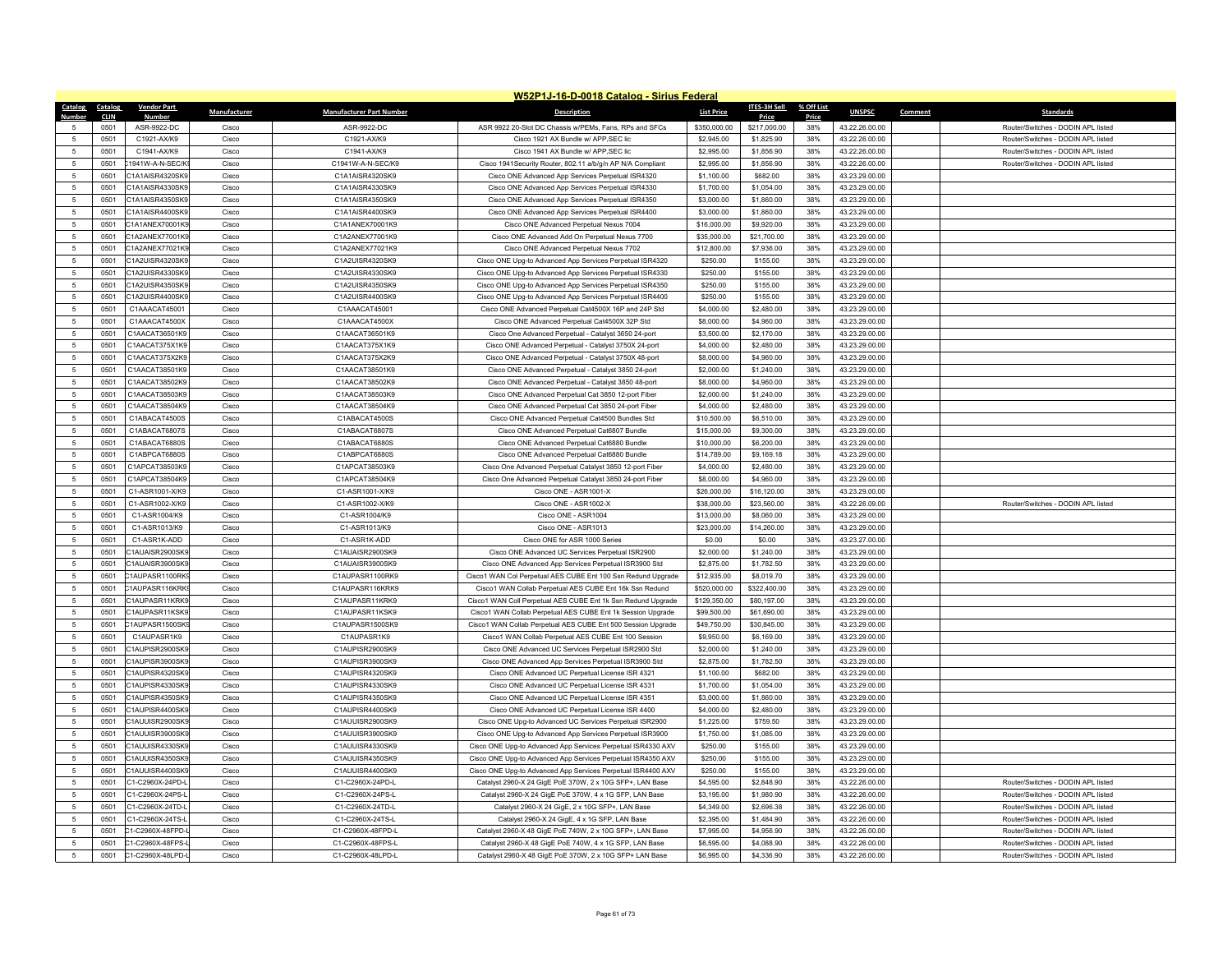## W52P1J-16-D-0018 Catalog - Sirius Federal

| Catalog Number | Catalog CLIN | Vendor Part Number | Manufacturer | Manufacturer Part Number | Description | List Price | ITES-3H Sell Price | % Off List Price | UNSPSC | Comment | Standards |
|---|---|---|---|---|---|---|---|---|---|---|---|
| 5 | 0501 | ASR-9922-DC | Cisco | ASR-9922-DC | ASR 9922 20-Slot DC Chassis w/PEMs, Fans, RPs and SFCs | $350,000.00 | $217,000.00 | 38% | 43.22.26.00.00 | | Router/Switches - DODIN APL listed |
| 5 | 0501 | C1921-AX/K9 | Cisco | C1921-AX/K9 | Cisco 1921 AX Bundle w/ APP,SEC lic | $2,945.00 | $1,825.90 | 38% | 43.22.26.00.00 | | Router/Switches - DODIN APL listed |
| 5 | 0501 | C1941-AX/K9 | Cisco | C1941-AX/K9 | Cisco 1941 AX Bundle w/ APP,SEC lic | $2,995.00 | $1,856.90 | 38% | 43.22.26.00.00 | | Router/Switches - DODIN APL listed |
| 5 | 0501 | C1941W-A-N-SEC/K9 | Cisco | C1941W-A-N-SEC/K9 | Cisco 1941Security Router, 802.11 a/b/g/n AP N/A Compliant | $2,995.00 | $1,856.90 | 38% | 43.22.26.00.00 | | Router/Switches - DODIN APL listed |
| 5 | 0501 | C1A1AISR4320SK9 | Cisco | C1A1AISR4320SK9 | Cisco ONE Advanced App Services Perpetual ISR4320 | $1,100.00 | $682.00 | 38% | 43.23.29.00.00 | | |
| 5 | 0501 | C1A1AISR4330SK9 | Cisco | C1A1AISR4330SK9 | Cisco ONE Advanced App Services Perpetual ISR4330 | $1,700.00 | $1,054.00 | 38% | 43.23.29.00.00 | | |
| 5 | 0501 | C1A1AISR4350SK9 | Cisco | C1A1AISR4350SK9 | Cisco ONE Advanced App Services Perpetual ISR4350 | $3,000.00 | $1,860.00 | 38% | 43.23.29.00.00 | | |
| 5 | 0501 | C1A1AISR4400SK9 | Cisco | C1A1AISR4400SK9 | Cisco ONE Advanced App Services Perpetual ISR4400 | $3,000.00 | $1,860.00 | 38% | 43.23.29.00.00 | | |
| 5 | 0501 | C1A1ANEX70001K9 | Cisco | C1A1ANEX70001K9 | Cisco ONE Advanced Perpetual Nexus 7004 | $16,000.00 | $9,920.00 | 38% | 43.23.29.00.00 | | |
| 5 | 0501 | C1A2ANEX77001K9 | Cisco | C1A2ANEX77001K9 | Cisco ONE Advanced Add On Perpetual Nexus 7700 | $35,000.00 | $21,700.00 | 38% | 43.23.29.00.00 | | |
| 5 | 0501 | C1A2ANEX77021K9 | Cisco | C1A2ANEX77021K9 | Cisco ONE Advanced Perpetual Nexus 7702 | $12,800.00 | $7,936.00 | 38% | 43.23.29.00.00 | | |
| 5 | 0501 | C1A2UISR4320SK9 | Cisco | C1A2UISR4320SK9 | Cisco ONE Upg-to Advanced App Services Perpetual ISR4320 | $250.00 | $155.00 | 38% | 43.23.29.00.00 | | |
| 5 | 0501 | C1A2UISR4330SK9 | Cisco | C1A2UISR4330SK9 | Cisco ONE Upg-to Advanced App Services Perpetual ISR4330 | $250.00 | $155.00 | 38% | 43.23.29.00.00 | | |
| 5 | 0501 | C1A2UISR4350SK9 | Cisco | C1A2UISR4350SK9 | Cisco ONE Upg-to Advanced App Services Perpetual ISR4350 | $250.00 | $155.00 | 38% | 43.23.29.00.00 | | |
| 5 | 0501 | C1A2UISR4400SK9 | Cisco | C1A2UISR4400SK9 | Cisco ONE Upg-to Advanced App Services Perpetual ISR4400 | $250.00 | $155.00 | 38% | 43.23.29.00.00 | | |
| 5 | 0501 | C1AAACAT45001 | Cisco | C1AAACAT45001 | Cisco ONE Advanced Perpetual Cat4500X 16P and 24P Std | $4,000.00 | $2,480.00 | 38% | 43.23.29.00.00 | | |
| 5 | 0501 | C1AAACAT4500X | Cisco | C1AAACAT4500X | Cisco ONE Advanced Perpetual Cat4500X 32P Std | $8,000.00 | $4,960.00 | 38% | 43.23.29.00.00 | | |
| 5 | 0501 | C1AACAT36501K9 | Cisco | C1AACAT36501K9 | Cisco One Advanced Perpetual - Catalyst 3650 24-port | $3,500.00 | $2,170.00 | 38% | 43.23.29.00.00 | | |
| 5 | 0501 | C1AACAT375X1K9 | Cisco | C1AACAT375X1K9 | Cisco ONE Advanced Perpetual - Catalyst 3750X 24-port | $4,000.00 | $2,480.00 | 38% | 43.23.29.00.00 | | |
| 5 | 0501 | C1AACAT375X2K9 | Cisco | C1AACAT375X2K9 | Cisco ONE Advanced Perpetual - Catalyst 3750X 48-port | $8,000.00 | $4,960.00 | 38% | 43.23.29.00.00 | | |
| 5 | 0501 | C1AACAT38501K9 | Cisco | C1AACAT38501K9 | Cisco ONE Advanced Perpetual - Catalyst 3850 24-port | $2,000.00 | $1,240.00 | 38% | 43.23.29.00.00 | | |
| 5 | 0501 | C1AACAT38502K9 | Cisco | C1AACAT38502K9 | Cisco ONE Advanced Perpetual - Catalyst 3850 48-port | $8,000.00 | $4,960.00 | 38% | 43.23.29.00.00 | | |
| 5 | 0501 | C1AACAT38503K9 | Cisco | C1AACAT38503K9 | Cisco ONE Advanced Perpetual Cat 3850 12-port Fiber | $2,000.00 | $1,240.00 | 38% | 43.23.29.00.00 | | |
| 5 | 0501 | C1AACAT38504K9 | Cisco | C1AACAT38504K9 | Cisco ONE Advanced Perpetual Cat 3850 24-port Fiber | $4,000.00 | $2,480.00 | 38% | 43.23.29.00.00 | | |
| 5 | 0501 | C1ABACAT4500S | Cisco | C1ABACAT4500S | Cisco ONE Advanced Perpetual Cat4500 Bundles Std | $10,500.00 | $6,510.00 | 38% | 43.23.29.00.00 | | |
| 5 | 0501 | C1ABACAT6807S | Cisco | C1ABACAT6807S | Cisco ONE Advanced Perpetual Cat6807 Bundle | $15,000.00 | $9,300.00 | 38% | 43.23.29.00.00 | | |
| 5 | 0501 | C1ABACAT6880S | Cisco | C1ABACAT6880S | Cisco ONE Advanced Perpetual Cat6880 Bundle | $10,000.00 | $6,200.00 | 38% | 43.23.29.00.00 | | |
| 5 | 0501 | C1ABPCAT6880S | Cisco | C1ABPCAT6880S | Cisco ONE Advanced Perpetual Cat6880 Bundle | $14,789.00 | $9,169.18 | 38% | 43.23.29.00.00 | | |
| 5 | 0501 | C1APCAT38503K9 | Cisco | C1APCAT38503K9 | Cisco One Advanced Perpetual Catalyst 3850 12-port Fiber | $4,000.00 | $2,480.00 | 38% | 43.23.29.00.00 | | |
| 5 | 0501 | C1APCAT38504K9 | Cisco | C1APCAT38504K9 | Cisco One Advanced Perpetual Catalyst 3850 24-port Fiber | $8,000.00 | $4,960.00 | 38% | 43.23.29.00.00 | | |
| 5 | 0501 | C1-ASR1001-X/K9 | Cisco | C1-ASR1001-X/K9 | Cisco ONE - ASR1001-X | $26,000.00 | $16,120.00 | 38% | 43.23.29.00.00 | | |
| 5 | 0501 | C1-ASR1002-X/K9 | Cisco | C1-ASR1002-X/K9 | Cisco ONE - ASR1002-X | $38,000.00 | $23,560.00 | 38% | 43.22.26.09.00 | | Router/Switches - DODIN APL listed |
| 5 | 0501 | C1-ASR1004/K9 | Cisco | C1-ASR1004/K9 | Cisco ONE - ASR1004 | $13,000.00 | $8,060.00 | 38% | 43.23.29.00.00 | | |
| 5 | 0501 | C1-ASR1013/K9 | Cisco | C1-ASR1013/K9 | Cisco ONE - ASR1013 | $23,000.00 | $14,260.00 | 38% | 43.23.29.00.00 | | |
| 5 | 0501 | C1-ASR1K-ADD | Cisco | C1-ASR1K-ADD | Cisco ONE for ASR 1000 Series | $0.00 | $0.00 | 38% | 43.23.27.00.00 | | |
| 5 | 0501 | C1AUAISR2900SK9 | Cisco | C1AUAISR2900SK9 | Cisco ONE Advanced UC Services Perpetual ISR2900 | $2,000.00 | $1,240.00 | 38% | 43.23.29.00.00 | | |
| 5 | 0501 | C1AUAISR3900SK9 | Cisco | C1AUAISR3900SK9 | Cisco ONE Advanced App Services Perpetual ISR3900 Std | $2,875.00 | $1,782.50 | 38% | 43.23.29.00.00 | | |
| 5 | 0501 | C1AUPASR1100RK9 | Cisco | C1AUPASR1100RK9 | Cisco1 WAN Col Perpetual AES CUBE Ent 100 Ssn Redund Upgrade | $12,935.00 | $8,019.70 | 38% | 43.23.29.00.00 | | |
| 5 | 0501 | C1AUPASR116KRK9 | Cisco | C1AUPASR116KRK9 | Cisco1 WAN Collab Perpetual AES CUBE Ent 16k Ssn Redund | $520,000.00 | $322,400.00 | 38% | 43.23.29.00.00 | | |
| 5 | 0501 | C1AUPASR11KRK9 | Cisco | C1AUPASR11KRK9 | Cisco1 WAN Coll Perpetual AES CUBE Ent 1k Ssn Redund Upgrade | $129,350.00 | $80,197.00 | 38% | 43.23.29.00.00 | | |
| 5 | 0501 | C1AUPASR11KSK9 | Cisco | C1AUPASR11KSK9 | Cisco1 WAN Collab Perpetual AES CUBE Ent 1k Session Upgrade | $99,500.00 | $61,690.00 | 38% | 43.23.29.00.00 | | |
| 5 | 0501 | C1AUPASR1500SK9 | Cisco | C1AUPASR1500SK9 | Cisco1 WAN Collab Perpetual AES CUBE Ent 500 Session Upgrade | $49,750.00 | $30,845.00 | 38% | 43.23.29.00.00 | | |
| 5 | 0501 | C1AUPASR1K9 | Cisco | C1AUPASR1K9 | Cisco1 WAN Collab Perpetual AES CUBE Ent 100 Session | $9,950.00 | $6,169.00 | 38% | 43.23.29.00.00 | | |
| 5 | 0501 | C1AUPISR2900SK9 | Cisco | C1AUPISR2900SK9 | Cisco ONE Advanced UC Services Perpetual ISR2900 Std | $2,000.00 | $1,240.00 | 38% | 43.23.29.00.00 | | |
| 5 | 0501 | C1AUPISR3900SK9 | Cisco | C1AUPISR3900SK9 | Cisco ONE Advanced App Services Perpetual ISR3900 Std | $2,875.00 | $1,782.50 | 38% | 43.23.29.00.00 | | |
| 5 | 0501 | C1AUPISR4320SK9 | Cisco | C1AUPISR4320SK9 | Cisco ONE Advanced UC Perpetual License ISR 4321 | $1,100.00 | $682.00 | 38% | 43.23.29.00.00 | | |
| 5 | 0501 | C1AUPISR4330SK9 | Cisco | C1AUPISR4330SK9 | Cisco ONE Advanced UC Perpetual License ISR 4331 | $1,700.00 | $1,054.00 | 38% | 43.23.29.00.00 | | |
| 5 | 0501 | C1AUPISR4350SK9 | Cisco | C1AUPISR4350SK9 | Cisco ONE Advanced UC Perpetual License ISR 4351 | $3,000.00 | $1,860.00 | 38% | 43.23.29.00.00 | | |
| 5 | 0501 | C1AUPISR4400SK9 | Cisco | C1AUPISR4400SK9 | Cisco ONE Advanced UC Perpetual License ISR 4400 | $4,000.00 | $2,480.00 | 38% | 43.23.29.00.00 | | |
| 5 | 0501 | C1AUUISR2900SK9 | Cisco | C1AUUISR2900SK9 | Cisco ONE Upg-to Advanced UC Services Perpetual ISR2900 | $1,225.00 | $759.50 | 38% | 43.23.29.00.00 | | |
| 5 | 0501 | C1AUUISR3900SK9 | Cisco | C1AUUISR3900SK9 | Cisco ONE Upg-to Advanced App Services Perpetual ISR3900 | $1,750.00 | $1,085.00 | 38% | 43.23.29.00.00 | | |
| 5 | 0501 | C1AUUISR4330SK9 | Cisco | C1AUUISR4330SK9 | Cisco ONE Upg-to Advanced App Services Perpetual ISR4330 AXV | $250.00 | $155.00 | 38% | 43.23.29.00.00 | | |
| 5 | 0501 | C1AUUISR4350SK9 | Cisco | C1AUUISR4350SK9 | Cisco ONE Upg-to Advanced App Services Perpetual ISR4350 AXV | $250.00 | $155.00 | 38% | 43.23.29.00.00 | | |
| 5 | 0501 | C1AUUISR4400SK9 | Cisco | C1AUUISR4400SK9 | Cisco ONE Upg-to Advanced App Services Perpetual ISR4400 AXV | $250.00 | $155.00 | 38% | 43.23.29.00.00 | | |
| 5 | 0501 | C1-C2960X-24PD-L | Cisco | C1-C2960X-24PD-L | Catalyst 2960-X 24 GigE PoE 370W, 2 x 10G SFP+, LAN Base | $4,595.00 | $2,848.90 | 38% | 43.22.26.00.00 | | Router/Switches - DODIN APL listed |
| 5 | 0501 | C1-C2960X-24PS-L | Cisco | C1-C2960X-24PS-L | Catalyst 2960-X 24 GigE PoE 370W, 4 x 1G SFP, LAN Base | $3,195.00 | $1,980.90 | 38% | 43.22.26.00.00 | | Router/Switches - DODIN APL listed |
| 5 | 0501 | C1-C2960X-24TD-L | Cisco | C1-C2960X-24TD-L | Catalyst 2960-X 24 GigE, 2 x 10G SFP+, LAN Base | $4,349.00 | $2,696.38 | 38% | 43.22.26.00.00 | | Router/Switches - DODIN APL listed |
| 5 | 0501 | C1-C2960X-24TS-L | Cisco | C1-C2960X-24TS-L | Catalyst 2960-X 24 GigE, 4 x 1G SFP, LAN Base | $2,395.00 | $1,484.90 | 38% | 43.22.26.00.00 | | Router/Switches - DODIN APL listed |
| 5 | 0501 | C1-C2960X-48FPD-L | Cisco | C1-C2960X-48FPD-L | Catalyst 2960-X 48 GigE PoE 740W, 2 x 10G SFP+, LAN Base | $7,995.00 | $4,956.90 | 38% | 43.22.26.00.00 | | Router/Switches - DODIN APL listed |
| 5 | 0501 | C1-C2960X-48FPS-L | Cisco | C1-C2960X-48FPS-L | Catalyst 2960-X 48 GigE PoE 740W, 4 x 1G SFP, LAN Base | $6,595.00 | $4,088.90 | 38% | 43.22.26.00.00 | | Router/Switches - DODIN APL listed |
| 5 | 0501 | C1-C2960X-48LPD-L | Cisco | C1-C2960X-48LPD-L | Catalyst 2960-X 48 GigE PoE 370W, 2 x 10G SFP+ LAN Base | $6,995.00 | $4,336.90 | 38% | 43.22.26.00.00 | | Router/Switches - DODIN APL listed |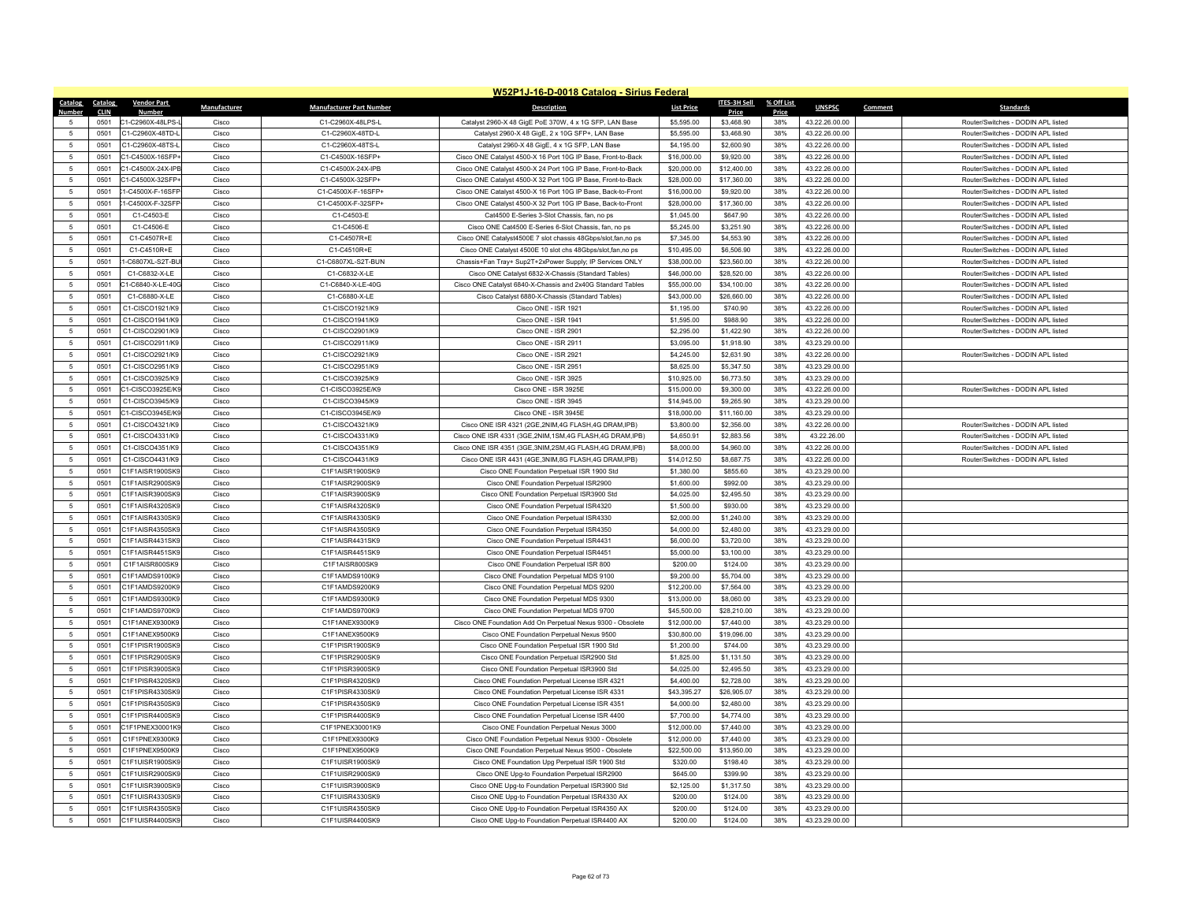# W52P1J-16-D-0018 Catalog - Sirius Federal

| Catalog Number | Catalog CLIN | Vendor Part Number | Manufacturer | Manufacturer Part Number | Description | List Price | ITES-3H Sell Price | % Off List Price | UNSPSC | Comment | Standards |
|---|---|---|---|---|---|---|---|---|---|---|---|
| 5 | 0501 | C1-C2960X-48LPS-L | Cisco | C1-C2960X-48LPS-L | Catalyst 2960-X 48 GigE PoE 370W, 4 x 1G SFP, LAN Base | $5,595.00 | $3,468.90 | 38% | 43.22.26.00.00 | | Router/Switches - DODIN APL listed |
| 5 | 0501 | C1-C2960X-48TD-L | Cisco | C1-C2960X-48TD-L | Catalyst 2960-X 48 GigE, 2 x 10G SFP+, LAN Base | $5,595.00 | $3,468.90 | 38% | 43.22.26.00.00 | | Router/Switches - DODIN APL listed |
| 5 | 0501 | C1-C2960X-48TS-L | Cisco | C1-C2960X-48TS-L | Catalyst 2960-X 48 GigE, 4 x 1G SFP, LAN Base | $4,195.00 | $2,600.90 | 38% | 43.22.26.00.00 | | Router/Switches - DODIN APL listed |
| 5 | 0501 | C1-C4500X-16SFP+ | Cisco | C1-C4500X-16SFP+ | Cisco ONE Catalyst 4500-X 16 Port 10G IP Base, Front-to-Back | $16,000.00 | $9,920.00 | 38% | 43.22.26.00.00 | | Router/Switches - DODIN APL listed |
| 5 | 0501 | C1-C4500X-24X-IPB | Cisco | C1-C4500X-24X-IPB | Cisco ONE Catalyst 4500-X 24 Port 10G IP Base, Front-to-Back | $20,000.00 | $12,400.00 | 38% | 43.22.26.00.00 | | Router/Switches - DODIN APL listed |
| 5 | 0501 | C1-C4500X-32SFP+ | Cisco | C1-C4500X-32SFP+ | Cisco ONE Catalyst 4500-X 32 Port 10G IP Base, Front-to-Back | $28,000.00 | $17,360.00 | 38% | 43.22.26.00.00 | | Router/Switches - DODIN APL listed |
| 5 | 0501 | C1-C4500X-F-16SFP | Cisco | C1-C4500X-F-16SFP+ | Cisco ONE Catalyst 4500-X 16 Port 10G IP Base, Back-to-Front | $16,000.00 | $9,920.00 | 38% | 43.22.26.00.00 | | Router/Switches - DODIN APL listed |
| 5 | 0501 | C1-C4500X-F-32SFP | Cisco | C1-C4500X-F-32SFP+ | Cisco ONE Catalyst 4500-X 32 Port 10G IP Base, Back-to-Front | $28,000.00 | $17,360.00 | 38% | 43.22.26.00.00 | | Router/Switches - DODIN APL listed |
| 5 | 0501 | C1-C4503-E | Cisco | C1-C4503-E | Cat4500 E-Series 3-Slot Chassis, fan, no ps | $1,045.00 | $647.90 | 38% | 43.22.26.00.00 | | Router/Switches - DODIN APL listed |
| 5 | 0501 | C1-C4506-E | Cisco | C1-C4506-E | Cisco ONE Cat4500 E-Series 6-Slot Chassis, fan, no ps | $5,245.00 | $3,251.90 | 38% | 43.22.26.00.00 | | Router/Switches - DODIN APL listed |
| 5 | 0501 | C1-C4507R+E | Cisco | C1-C4507R+E | Cisco ONE Catalyst4500E 7 slot chassis 48Gbps/slot,fan,no ps | $7,345.00 | $4,553.90 | 38% | 43.22.26.00.00 | | Router/Switches - DODIN APL listed |
| 5 | 0501 | C1-C4510R+E | Cisco | C1-C4510R+E | Cisco ONE Catalyst 4500E 10 slot chs 48Gbps/slot,fan,no ps | $10,495.00 | $6,506.90 | 38% | 43.22.26.00.00 | | Router/Switches - DODIN APL listed |
| 5 | 0501 | C1-C6807XL-S2T-BU | Cisco | C1-C6807XL-S2T-BUN | Chassis+Fan Tray+ Sup2T+2xPower Supply; IP Services ONLY | $38,000.00 | $23,560.00 | 38% | 43.22.26.00.00 | | Router/Switches - DODIN APL listed |
| 5 | 0501 | C1-C6832-X-LE | Cisco | C1-C6832-X-LE | Cisco ONE Catalyst 6832-X-Chassis (Standard Tables) | $46,000.00 | $28,520.00 | 38% | 43.22.26.00.00 | | Router/Switches - DODIN APL listed |
| 5 | 0501 | C1-C6840-X-LE-40G | Cisco | C1-C6840-X-LE-40G | Cisco ONE Catalyst 6840-X-Chassis and 2x40G Standard Tables | $55,000.00 | $34,100.00 | 38% | 43.22.26.00.00 | | Router/Switches - DODIN APL listed |
| 5 | 0501 | C1-C6880-X-LE | Cisco | C1-C6880-X-LE | Cisco Catalyst 6880-X-Chassis (Standard Tables) | $43,000.00 | $26,660.00 | 38% | 43.22.26.00.00 | | Router/Switches - DODIN APL listed |
| 5 | 0501 | C1-CISCO1921/K9 | Cisco | C1-CISCO1921/K9 | Cisco ONE - ISR 1921 | $1,195.00 | $740.90 | 38% | 43.22.26.00.00 | | Router/Switches - DODIN APL listed |
| 5 | 0501 | C1-CISCO1941/K9 | Cisco | C1-CISCO1941/K9 | Cisco ONE - ISR 1941 | $1,595.00 | $988.90 | 38% | 43.22.26.00.00 | | Router/Switches - DODIN APL listed |
| 5 | 0501 | C1-CISCO2901/K9 | Cisco | C1-CISCO2901/K9 | Cisco ONE - ISR 2901 | $2,295.00 | $1,422.90 | 38% | 43.22.26.00.00 | | Router/Switches - DODIN APL listed |
| 5 | 0501 | C1-CISCO2911/K9 | Cisco | C1-CISCO2911/K9 | Cisco ONE - ISR 2911 | $3,095.00 | $1,918.90 | 38% | 43.23.29.00.00 | | |
| 5 | 0501 | C1-CISCO2921/K9 | Cisco | C1-CISCO2921/K9 | Cisco ONE - ISR 2921 | $4,245.00 | $2,631.90 | 38% | 43.22.26.00.00 | | Router/Switches - DODIN APL listed |
| 5 | 0501 | C1-CISCO2951/K9 | Cisco | C1-CISCO2951/K9 | Cisco ONE - ISR 2951 | $8,625.00 | $5,347.50 | 38% | 43.23.29.00.00 | | |
| 5 | 0501 | C1-CISCO3925/K9 | Cisco | C1-CISCO3925/K9 | Cisco ONE - ISR 3925 | $10,925.00 | $6,773.50 | 38% | 43.23.29.00.00 | | |
| 5 | 0501 | C1-CISCO3925E/K9 | Cisco | C1-CISCO3925E/K9 | Cisco ONE - ISR 3925E | $15,000.00 | $9,300.00 | 38% | 43.22.26.00.00 | | Router/Switches - DODIN APL listed |
| 5 | 0501 | C1-CISCO3945/K9 | Cisco | C1-CISCO3945/K9 | Cisco ONE - ISR 3945 | $14,945.00 | $9,265.90 | 38% | 43.23.29.00.00 | | |
| 5 | 0501 | C1-CISCO3945E/K9 | Cisco | C1-CISCO3945E/K9 | Cisco ONE - ISR 3945E | $18,000.00 | $11,160.00 | 38% | 43.23.29.00.00 | | |
| 5 | 0501 | C1-CISCO4321/K9 | Cisco | C1-CISCO4321/K9 | Cisco ONE ISR 4321 (2GE,2NIM,4G FLASH,4G DRAM,IPB) | $3,800.00 | $2,356.00 | 38% | 43.22.26.00.00 | | Router/Switches - DODIN APL listed |
| 5 | 0501 | C1-CISCO4331/K9 | Cisco | C1-CISCO4331/K9 | Cisco ONE ISR 4331 (3GE,2NIM,1SM,4G FLASH,4G DRAM,IPB) | $4,650.91 | $2,883.56 | 38% | 43.22.26.00 | | Router/Switches - DODIN APL listed |
| 5 | 0501 | C1-CISCO4351/K9 | Cisco | C1-CISCO4351/K9 | Cisco ONE ISR 4351 (3GE,3NIM,2SM,4G FLASH,4G DRAM,IPB) | $8,000.00 | $4,960.00 | 38% | 43.22.26.00.00 | | Router/Switches - DODIN APL listed |
| 5 | 0501 | C1-CISCO4431/K9 | Cisco | C1-CISCO4431/K9 | Cisco ONE ISR 4431 (4GE,3NIM,8G FLASH,4G DRAM,IPB) | $14,012.50 | $8,687.75 | 38% | 43.22.26.00.00 | | Router/Switches - DODIN APL listed |
| 5 | 0501 | C1F1AISR1900SK9 | Cisco | C1F1AISR1900SK9 | Cisco ONE Foundation Perpetual ISR 1900 Std | $1,380.00 | $855.60 | 38% | 43.23.29.00.00 | | |
| 5 | 0501 | C1F1AISR2900SK9 | Cisco | C1F1AISR2900SK9 | Cisco ONE Foundation Perpetual ISR2900 | $1,600.00 | $992.00 | 38% | 43.23.29.00.00 | | |
| 5 | 0501 | C1F1AISR3900SK9 | Cisco | C1F1AISR3900SK9 | Cisco ONE Foundation Perpetual ISR3900 Std | $4,025.00 | $2,495.50 | 38% | 43.23.29.00.00 | | |
| 5 | 0501 | C1F1AISR4320SK9 | Cisco | C1F1AISR4320SK9 | Cisco ONE Foundation Perpetual ISR4320 | $1,500.00 | $930.00 | 38% | 43.23.29.00.00 | | |
| 5 | 0501 | C1F1AISR4330SK9 | Cisco | C1F1AISR4330SK9 | Cisco ONE Foundation Perpetual ISR4330 | $2,000.00 | $1,240.00 | 38% | 43.23.29.00.00 | | |
| 5 | 0501 | C1F1AISR4350SK9 | Cisco | C1F1AISR4350SK9 | Cisco ONE Foundation Perpetual ISR4350 | $4,000.00 | $2,480.00 | 38% | 43.23.29.00.00 | | |
| 5 | 0501 | C1F1AISR4431SK9 | Cisco | C1F1AISR4431SK9 | Cisco ONE Foundation Perpetual ISR4431 | $6,000.00 | $3,720.00 | 38% | 43.23.29.00.00 | | |
| 5 | 0501 | C1F1AISR4451SK9 | Cisco | C1F1AISR4451SK9 | Cisco ONE Foundation Perpetual ISR4451 | $5,000.00 | $3,100.00 | 38% | 43.23.29.00.00 | | |
| 5 | 0501 | C1F1AISR800SK9 | Cisco | C1F1AISR800SK9 | Cisco ONE Foundation Perpetual ISR 800 | $200.00 | $124.00 | 38% | 43.23.29.00.00 | | |
| 5 | 0501 | C1F1AMDS9100K9 | Cisco | C1F1AMDS9100K9 | Cisco ONE Foundation Perpetual MDS 9100 | $9,200.00 | $5,704.00 | 38% | 43.23.29.00.00 | | |
| 5 | 0501 | C1F1AMDS9200K9 | Cisco | C1F1AMDS9200K9 | Cisco ONE Foundation Perpetual MDS 9200 | $12,200.00 | $7,564.00 | 38% | 43.23.29.00.00 | | |
| 5 | 0501 | C1F1AMDS9300K9 | Cisco | C1F1AMDS9300K9 | Cisco ONE Foundation Perpetual MDS 9300 | $13,000.00 | $8,060.00 | 38% | 43.23.29.00.00 | | |
| 5 | 0501 | C1F1AMDS9700K9 | Cisco | C1F1AMDS9700K9 | Cisco ONE Foundation Perpetual MDS 9700 | $45,500.00 | $28,210.00 | 38% | 43.23.29.00.00 | | |
| 5 | 0501 | C1F1ANEX9300K9 | Cisco | C1F1ANEX9300K9 | Cisco ONE Foundation Add On Perpetual Nexus 9300 - Obsolete | $12,000.00 | $7,440.00 | 38% | 43.23.29.00.00 | | |
| 5 | 0501 | C1F1ANEX9500K9 | Cisco | C1F1ANEX9500K9 | Cisco ONE Foundation Perpetual Nexus 9500 | $30,800.00 | $19,096.00 | 38% | 43.23.29.00.00 | | |
| 5 | 0501 | C1F1PISR1900SK9 | Cisco | C1F1PISR1900SK9 | Cisco ONE Foundation Perpetual ISR 1900 Std | $1,200.00 | $744.00 | 38% | 43.23.29.00.00 | | |
| 5 | 0501 | C1F1PISR2900SK9 | Cisco | C1F1PISR2900SK9 | Cisco ONE Foundation Perpetual ISR2900 Std | $1,825.00 | $1,131.50 | 38% | 43.23.29.00.00 | | |
| 5 | 0501 | C1F1PISR3900SK9 | Cisco | C1F1PISR3900SK9 | Cisco ONE Foundation Perpetual ISR3900 Std | $4,025.00 | $2,495.50 | 38% | 43.23.29.00.00 | | |
| 5 | 0501 | C1F1PISR4320SK9 | Cisco | C1F1PISR4320SK9 | Cisco ONE Foundation Perpetual License ISR 4321 | $4,400.00 | $2,728.00 | 38% | 43.23.29.00.00 | | |
| 5 | 0501 | C1F1PISR4330SK9 | Cisco | C1F1PISR4330SK9 | Cisco ONE Foundation Perpetual License ISR 4331 | $43,395.27 | $26,905.07 | 38% | 43.23.29.00.00 | | |
| 5 | 0501 | C1F1PISR4350SK9 | Cisco | C1F1PISR4350SK9 | Cisco ONE Foundation Perpetual License ISR 4351 | $4,000.00 | $2,480.00 | 38% | 43.23.29.00.00 | | |
| 5 | 0501 | C1F1PISR4400SK9 | Cisco | C1F1PISR4400SK9 | Cisco ONE Foundation Perpetual License ISR 4400 | $7,700.00 | $4,774.00 | 38% | 43.23.29.00.00 | | |
| 5 | 0501 | C1F1PNEX30001K9 | Cisco | C1F1PNEX30001K9 | Cisco ONE Foundation Perpetual Nexus 3000 | $12,000.00 | $7,440.00 | 38% | 43.23.29.00.00 | | |
| 5 | 0501 | C1F1PNEX9300K9 | Cisco | C1F1PNEX9300K9 | Cisco ONE Foundation Perpetual Nexus 9300 - Obsolete | $12,000.00 | $7,440.00 | 38% | 43.23.29.00.00 | | |
| 5 | 0501 | C1F1PNEX9500K9 | Cisco | C1F1PNEX9500K9 | Cisco ONE Foundation Perpetual Nexus 9500 - Obsolete | $22,500.00 | $13,950.00 | 38% | 43.23.29.00.00 | | |
| 5 | 0501 | C1F1UISR1900SK9 | Cisco | C1F1UISR1900SK9 | Cisco ONE Foundation Upg Perpetual ISR 1900 Std | $320.00 | $198.40 | 38% | 43.23.29.00.00 | | |
| 5 | 0501 | C1F1UISR2900SK9 | Cisco | C1F1UISR2900SK9 | Cisco ONE Upg-to Foundation Perpetual ISR2900 | $645.00 | $399.90 | 38% | 43.23.29.00.00 | | |
| 5 | 0501 | C1F1UISR3900SK9 | Cisco | C1F1UISR3900SK9 | Cisco ONE Upg-to Foundation Perpetual ISR3900 Std | $2,125.00 | $1,317.50 | 38% | 43.23.29.00.00 | | |
| 5 | 0501 | C1F1UISR4330SK9 | Cisco | C1F1UISR4330SK9 | Cisco ONE Upg-to Foundation Perpetual ISR4330 AX | $200.00 | $124.00 | 38% | 43.23.29.00.00 | | |
| 5 | 0501 | C1F1UISR4350SK9 | Cisco | C1F1UISR4350SK9 | Cisco ONE Upg-to Foundation Perpetual ISR4350 AX | $200.00 | $124.00 | 38% | 43.23.29.00.00 | | |
| 5 | 0501 | C1F1UISR4400SK9 | Cisco | C1F1UISR4400SK9 | Cisco ONE Upg-to Foundation Perpetual ISR4400 AX | $200.00 | $124.00 | 38% | 43.23.29.00.00 | | |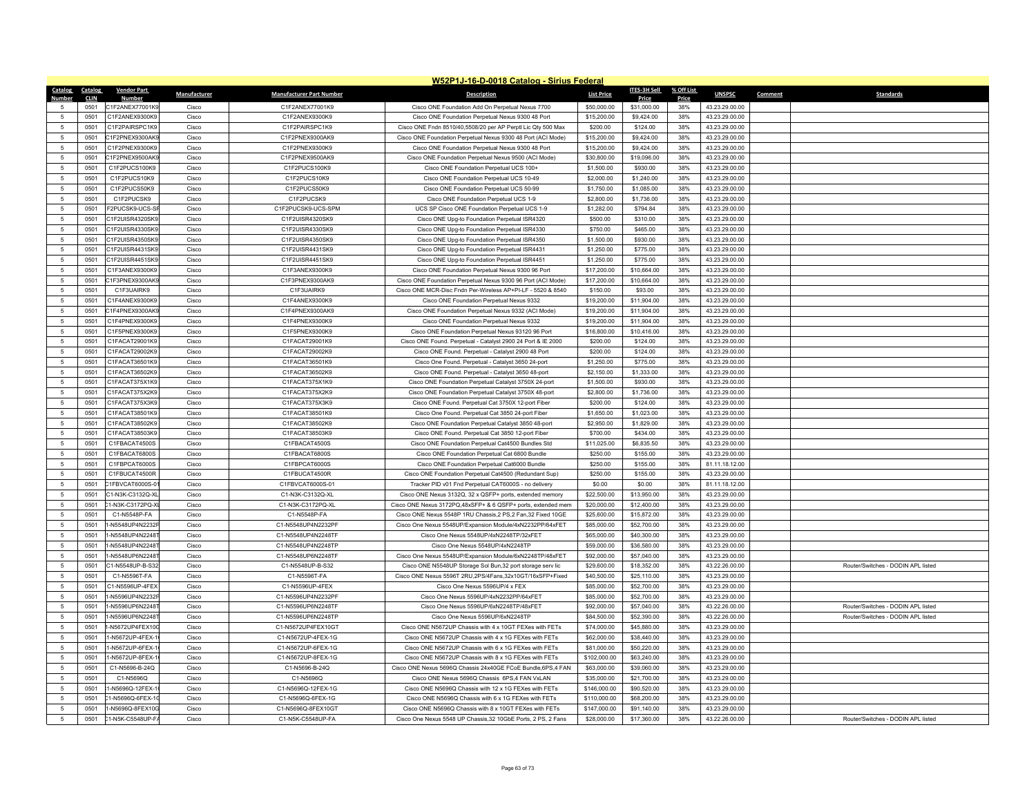# W52P1J-16-D-0018 Catalog - Sirius Federal

| Catalog Number | Catalog CLIN | Vendor Part Number | Manufacturer | Manufacturer Part Number | Description | List Price | ITES-3H Sell Price | % Off List Price | UNSPSC | Comment | Standards |
|---|---|---|---|---|---|---|---|---|---|---|---|
| 5 | 0501 | C1F2ANEX77001K9 | Cisco | C1F2ANEX77001K9 | Cisco ONE Foundation Add On Perpetual Nexus 7700 | $50,000.00 | $31,000.00 | 38% | 43.23.29.00.00 | | |
| 5 | 0501 | C1F2ANEX9300K9 | Cisco | C1F2ANEX9300K9 | Cisco ONE Foundation Perpetual Nexus 9300 48 Port | $15,200.00 | $9,424.00 | 38% | 43.23.29.00.00 | | |
| 5 | 0501 | C1F2PAIRSPC1K9 | Cisco | C1F2PAIRSPC1K9 | Cisco ONE Fndn 8510/40,5508/20 per AP Perptl Lic Qty 500 Max | $200.00 | $124.00 | 38% | 43.23.29.00.00 | | |
| 5 | 0501 | C1F2PNEX9300AK9 | Cisco | C1F2PNEX9300AK9 | Cisco ONE Foundation Perpetual Nexus 9300 48 Port (ACI Mode) | $15,200.00 | $9,424.00 | 38% | 43.23.29.00.00 | | |
| 5 | 0501 | C1F2PNEX9300K9 | Cisco | C1F2PNEX9300K9 | Cisco ONE Foundation Perpetual Nexus 9300 48 Port | $15,200.00 | $9,424.00 | 38% | 43.23.29.00.00 | | |
| 5 | 0501 | C1F2PNEX9500AK9 | Cisco | C1F2PNEX9500AK9 | Cisco ONE Foundation Perpetual Nexus 9500 (ACI Mode) | $30,800.00 | $19,096.00 | 38% | 43.23.29.00.00 | | |
| 5 | 0501 | C1F2PUCS100K9 | Cisco | C1F2PUCS100K9 | Cisco ONE Foundation Perpetual UCS 100+ | $1,500.00 | $930.00 | 38% | 43.23.29.00.00 | | |
| 5 | 0501 | C1F2PUCS10K9 | Cisco | C1F2PUCS10K9 | Cisco ONE Foundation Perpetual UCS 10-49 | $2,000.00 | $1,240.00 | 38% | 43.23.29.00.00 | | |
| 5 | 0501 | C1F2PUCS50K9 | Cisco | C1F2PUCS50K9 | Cisco ONE Foundation Perpetual UCS 50-99 | $1,750.00 | $1,085.00 | 38% | 43.23.29.00.00 | | |
| 5 | 0501 | C1F2PUCSK9 | Cisco | C1F2PUCSK9 | Cisco ONE Foundation Perpetual UCS 1-9 | $2,800.00 | $1,736.00 | 38% | 43.23.29.00.00 | | |
| 5 | 0501 | F2PUCSK9-UCS-SP | Cisco | C1F2PUCSK9-UCS-SPM | UCS SP Cisco ONE Foundation Perpetual UCS 1-9 | $1,282.00 | $794.84 | 38% | 43.23.29.00.00 | | |
| 5 | 0501 | C1F2UISR4320SK9 | Cisco | C1F2UISR4320SK9 | Cisco ONE Upg-to Foundation Perpetual ISR4320 | $500.00 | $310.00 | 38% | 43.23.29.00.00 | | |
| 5 | 0501 | C1F2UISR4330SK9 | Cisco | C1F2UISR4330SK9 | Cisco ONE Upg-to Foundation Perpetual ISR4330 | $750.00 | $465.00 | 38% | 43.23.29.00.00 | | |
| 5 | 0501 | C1F2UISR4350SK9 | Cisco | C1F2UISR4350SK9 | Cisco ONE Upg-to Foundation Perpetual ISR4350 | $1,500.00 | $930.00 | 38% | 43.23.29.00.00 | | |
| 5 | 0501 | C1F2UISR4431SK9 | Cisco | C1F2UISR4431SK9 | Cisco ONE Upg-to Foundation Perpetual ISR4431 | $1,250.00 | $775.00 | 38% | 43.23.29.00.00 | | |
| 5 | 0501 | C1F2UISR4451SK9 | Cisco | C1F2UISR4451SK9 | Cisco ONE Upg-to Foundation Perpetual ISR4451 | $1,250.00 | $775.00 | 38% | 43.23.29.00.00 | | |
| 5 | 0501 | C1F3ANEX9300K9 | Cisco | C1F3ANEX9300K9 | Cisco ONE Foundation Perpetual Nexus 9300 96 Port | $17,200.00 | $10,664.00 | 38% | 43.23.29.00.00 | | |
| 5 | 0501 | C1F3PNEX9300AK9 | Cisco | C1F3PNEX9300AK9 | Cisco ONE Foundation Perpetual Nexus 9300 96 Port (ACI Mode) | $17,200.00 | $10,664.00 | 38% | 43.23.29.00.00 | | |
| 5 | 0501 | C1F3UAIRK9 | Cisco | C1F3UAIRK9 | Cisco ONE MCR-Disc Fndn Per-Wireless AP+PI-LF - 5520 & 8540 | $150.00 | $93.00 | 38% | 43.23.29.00.00 | | |
| 5 | 0501 | C1F4ANEX9300K9 | Cisco | C1F4ANEX9300K9 | Cisco ONE Foundation Perpetual Nexus 9332 | $19,200.00 | $11,904.00 | 38% | 43.23.29.00.00 | | |
| 5 | 0501 | C1F4PNEX9300AK9 | Cisco | C1F4PNEX9300AK9 | Cisco ONE Foundation Perpetual Nexus 9332 (ACI Mode) | $19,200.00 | $11,904.00 | 38% | 43.23.29.00.00 | | |
| 5 | 0501 | C1F4PNEX9300K9 | Cisco | C1F4PNEX9300K9 | Cisco ONE Foundation Perpetual Nexus 9332 | $19,200.00 | $11,904.00 | 38% | 43.23.29.00.00 | | |
| 5 | 0501 | C1F5PNEX9300K9 | Cisco | C1F5PNEX9300K9 | Cisco ONE Foundation Perpetual Nexus 93120 96 Port | $16,800.00 | $10,416.00 | 38% | 43.23.29.00.00 | | |
| 5 | 0501 | C1FACAT29001K9 | Cisco | C1FACAT29001K9 | Cisco ONE Found. Perpetual - Catalyst 2900 24 Port & IE 2000 | $200.00 | $124.00 | 38% | 43.23.29.00.00 | | |
| 5 | 0501 | C1FACAT29002K9 | Cisco | C1FACAT29002K9 | Cisco ONE Found. Perpetual - Catalyst 2900 48 Port | $200.00 | $124.00 | 38% | 43.23.29.00.00 | | |
| 5 | 0501 | C1FACAT36501K9 | Cisco | C1FACAT36501K9 | Cisco One Found. Perpetual - Catalyst 3650 24-port | $1,250.00 | $775.00 | 38% | 43.23.29.00.00 | | |
| 5 | 0501 | C1FACAT36502K9 | Cisco | C1FACAT36502K9 | Cisco ONE Found. Perpetual - Catalyst 3650 48-port | $2,150.00 | $1,333.00 | 38% | 43.23.29.00.00 | | |
| 5 | 0501 | C1FACAT375X1K9 | Cisco | C1FACAT375X1K9 | Cisco ONE Foundation Perpetual Catalyst 3750X 24-port | $1,500.00 | $930.00 | 38% | 43.23.29.00.00 | | |
| 5 | 0501 | C1FACAT375X2K9 | Cisco | C1FACAT375X2K9 | Cisco ONE Foundation Perpetual Catalyst 3750X 48-port | $2,800.00 | $1,736.00 | 38% | 43.23.29.00.00 | | |
| 5 | 0501 | C1FACAT375X3K9 | Cisco | C1FACAT375X3K9 | Cisco ONE Found. Perpetual Cat 3750X 12-port Fiber | $200.00 | $124.00 | 38% | 43.23.29.00.00 | | |
| 5 | 0501 | C1FACAT38501K9 | Cisco | C1FACAT38501K9 | Cisco One Found. Perpetual Cat 3850 24-port Fiber | $1,650.00 | $1,023.00 | 38% | 43.23.29.00.00 | | |
| 5 | 0501 | C1FACAT38502K9 | Cisco | C1FACAT38502K9 | Cisco ONE Foundation Perpetual Catalyst 3850 48-port | $2,950.00 | $1,829.00 | 38% | 43.23.29.00.00 | | |
| 5 | 0501 | C1FACAT38503K9 | Cisco | C1FACAT38503K9 | Cisco ONE Found. Perpetual Cat 3850 12-port Fiber | $700.00 | $434.00 | 38% | 43.23.29.00.00 | | |
| 5 | 0501 | C1FBACAT4500S | Cisco | C1FBACAT4500S | Cisco ONE Foundation Perpetual Cat4500 Bundles Std | $11,025.00 | $6,835.50 | 38% | 43.23.29.00.00 | | |
| 5 | 0501 | C1FBACAT6800S | Cisco | C1FBACAT6800S | Cisco ONE Foundation Perpetual Cat 6800 Bundle | $250.00 | $155.00 | 38% | 43.23.29.00.00 | | |
| 5 | 0501 | C1FBPCAT6000S | Cisco | C1FBPCAT6000S | Cisco ONE Foundation Perpetual Cat6000 Bundle | $250.00 | $155.00 | 38% | 81.11.18.12.00 | | |
| 5 | 0501 | C1FBUCAT4500R | Cisco | C1FBUCAT4500R | Cisco ONE Foundation Perpetual Cat4500 (Redundant Sup) | $250.00 | $155.00 | 38% | 43.23.29.00.00 | | |
| 5 | 0501 | C1FBVCAT6000S-01 | Cisco | C1FBVCAT6000S-01 | Tracker PID v01 Fnd Perpetual CAT6000S - no delivery | $0.00 | $0.00 | 38% | 81.11.18.12.00 | | |
| 5 | 0501 | C1-N3K-C3132Q-XL | Cisco | C1-N3K-C3132Q-XL | Cisco ONE Nexus 3132Q, 32 x QSFP+ ports, extended memory | $22,500.00 | $13,950.00 | 38% | 43.23.29.00.00 | | |
| 5 | 0501 | C1-N3K-C3172PQ-XL | Cisco | C1-N3K-C3172PQ-XL | Cisco ONE Nexus 3172PQ,48xSFP+ & 6 QSFP+ ports, extended mem | $20,000.00 | $12,400.00 | 38% | 43.23.29.00.00 | | |
| 5 | 0501 | C1-N5548P-FA | Cisco | C1-N5548P-FA | Cisco ONE Nexus 5548P 1RU Chassis,2 PS,2 Fan,32 Fixed 10GE | $25,600.00 | $15,872.00 | 38% | 43.23.29.00.00 | | |
| 5 | 0501 | 1-N5548UP4N2232F | Cisco | C1-N5548UP4N2232PF | Cisco One Nexus 5548UP/Expansion Module/4xN2232PP/64xFET | $85,000.00 | $52,700.00 | 38% | 43.23.29.00.00 | | |
| 5 | 0501 | 1-N5548UP4N2248T | Cisco | C1-N5548UP4N2248TF | Cisco One Nexus 5548UP/4xN2248TP/32xFET | $65,000.00 | $40,300.00 | 38% | 43.23.29.00.00 | | |
| 5 | 0501 | 1-N5548UP4N2248T | Cisco | C1-N5548UP4N2248TP | Cisco One Nexus 5548UP/4xN2248TP | $59,000.00 | $36,580.00 | 38% | 43.23.29.00.00 | | |
| 5 | 0501 | 1-N5548UP6N2248T | Cisco | C1-N5548UP6N2248TF | Cisco One Nexus 5548UP/Expansion Module/6xN2248TP/48xFET | $92,000.00 | $57,040.00 | 38% | 43.23.29.00.00 | | |
| 5 | 0501 | C1-N5548UP-B-S32 | Cisco | C1-N5548UP-B-S32 | Cisco ONE N5548UP Storage Sol Bun,32 port storage serv lic | $29,600.00 | $18,352.00 | 38% | 43.22.26.00.00 | | Router/Switches - DODIN APL listed |
| 5 | 0501 | C1-N5596T-FA | Cisco | C1-N5596T-FA | Cisco ONE Nexus 5596T 2RU,2PS/4Fans,32x10GT/16xSFP+Fixed | $40,500.00 | $25,110.00 | 38% | 43.23.29.00.00 | | |
| 5 | 0501 | C1-N5596UP-4FEX | Cisco | C1-N5596UP-4FEX | Cisco One Nexus 5596UP/4 x FEX | $85,000.00 | $52,700.00 | 38% | 43.23.29.00.00 | | |
| 5 | 0501 | 1-N5596UP4N2232F | Cisco | C1-N5596UP4N2232PF | Cisco One Nexus 5596UP/4xN2232PP/64xFET | $85,000.00 | $52,700.00 | 38% | 43.23.29.00.00 | | |
| 5 | 0501 | 1-N5596UP6N2248T | Cisco | C1-N5596UP6N2248TF | Cisco One Nexus 5596UP/6xN2248TP/48xFET | $92,000.00 | $57,040.00 | 38% | 43.22.26.00.00 | | Router/Switches - DODIN APL listed |
| 5 | 0501 | 1-N5596UP6N2248T | Cisco | C1-N5596UP6N2248TP | Cisco One Nexus 5596UP/6xN2248TP | $84,500.00 | $52,390.00 | 38% | 43.22.26.00.00 | | Router/Switches - DODIN APL listed |
| 5 | 0501 | 1-N5672UP4FEX10G | Cisco | C1-N5672UP4FEX10GT | Cisco ONE N5672UP Chassis with 4 x 10GT FEXes with FETs | $74,000.00 | $45,880.00 | 38% | 43.23.29.00.00 | | |
| 5 | 0501 | 1-N5672UP-4FEX-1 | Cisco | C1-N5672UP-4FEX-1G | Cisco ONE N5672UP Chassis with 4 x 1G FEXes with FETs | $62,000.00 | $38,440.00 | 38% | 43.23.29.00.00 | | |
| 5 | 0501 | 1-N5672UP-6FEX-1 | Cisco | C1-N5672UP-6FEX-1G | Cisco ONE N5672UP Chassis with 6 x 1G FEXes with FETs | $81,000.00 | $50,220.00 | 38% | 43.23.29.00.00 | | |
| 5 | 0501 | 1-N5672UP-8FEX-1 | Cisco | C1-N5672UP-8FEX-1G | Cisco ONE N5672UP Chassis with 8 x 1G FEXes with FETs | $102,000.00 | $63,240.00 | 38% | 43.23.29.00.00 | | |
| 5 | 0501 | C1-N5696-B-24Q | Cisco | C1-N5696-B-24Q | Cisco ONE Nexus 5696Q Chassis 24x40GE FCoE Bundle,6PS,4 FAN | $63,000.00 | $39,060.00 | 38% | 43.23.29.00.00 | | |
| 5 | 0501 | C1-N5696Q | Cisco | C1-N5696Q | Cisco ONE Nexus 5696Q Chassis 6PS,4 FAN VxLAN | $35,000.00 | $21,700.00 | 38% | 43.23.29.00.00 | | |
| 5 | 0501 | 1-N5696Q-12FEX-1 | Cisco | C1-N5696Q-12FEX-1G | Cisco ONE N5696Q Chassis with 12 x 1G FEXes with FETs | $146,000.00 | $90,520.00 | 38% | 43.23.29.00.00 | | |
| 5 | 0501 | C1-N5696Q-6FEX-1G | Cisco | C1-N5696Q-6FEX-1G | Cisco ONE N5696Q Chassis with 6 x 1G FEXes with FETs | $110,000.00 | $68,200.00 | 38% | 43.23.29.00.00 | | |
| 5 | 0501 | 1-N5696Q-8FEX10G | Cisco | C1-N5696Q-8FEX10GT | Cisco ONE N5696Q Chassis with 8 x 10GT FEXes with FETs | $147,000.00 | $91,140.00 | 38% | 43.23.29.00.00 | | |
| 5 | 0501 | C1-N5K-C5548UP-FA | Cisco | C1-N5K-C5548UP-FA | Cisco One Nexus 5548 UP Chassis,32 10GbE Ports, 2 PS, 2 Fans | $28,000.00 | $17,360.00 | 38% | 43.22.26.00.00 | | Router/Switches - DODIN APL listed |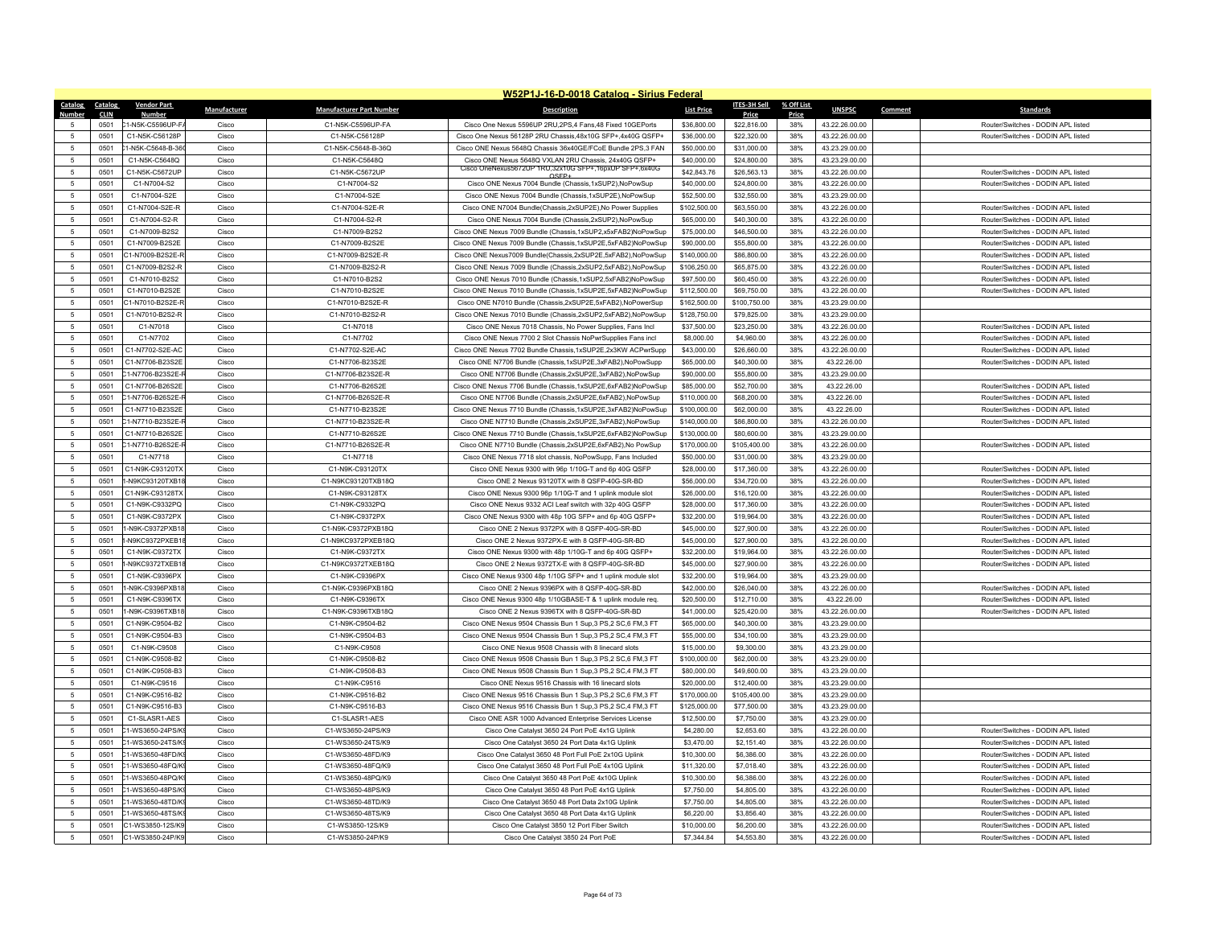## W52P1J-16-D-0018 Catalog - Sirius Federal

| Catalog Number | Catalog CLIN | Vendor Part Number | Manufacturer | Manufacturer Part Number | Description | List Price | ITES-3H Sell Price | % Off List Price | UNSPSC | Comment | Standards |
|---|---|---|---|---|---|---|---|---|---|---|---|
| 5 | 0501 | C1-N5K-C5596UP-FA | Cisco | C1-N5K-C5596UP-FA | Cisco One Nexus 5596UP 2RU,2PS,4 Fans,48 Fixed 10GEPorts | $36,800.00 | $22,816.00 | 38% | 43.22.26.00.00 | | Router/Switches - DODIN APL listed |
| 5 | 0501 | C1-N5K-C56128P | Cisco | C1-N5K-C56128P | Cisco One Nexus 56128P 2RU Chassis,48x10G SFP+,4x40G QSFP+ | $36,000.00 | $22,320.00 | 38% | 43.22.26.00.00 | | Router/Switches - DODIN APL listed |
| 5 | 0501 | C1-N5K-C5648-B-36Q | Cisco | C1-N5K-C5648-B-36Q | Cisco ONE Nexus 5648Q Chassis 36x40GE/FCoE Bundle 2PS,3 FAN | $50,000.00 | $31,000.00 | 38% | 43.23.29.00.00 | | |
| 5 | 0501 | C1-N5K-C5648Q | Cisco | C1-N5K-C5648Q | Cisco ONE Nexus 5648Q VXLAN 2RU Chassis, 24x40G QSFP+ | $40,000.00 | $24,800.00 | 38% | 43.23.29.00.00 | | |
| 5 | 0501 | C1-N5K-C5672UP | Cisco | C1-N5K-C5672UP | Cisco OneNexus5672UP 1RU,32x10G SFP+,16pxUP SFP+,6x40G QSFP+ | $42,843.76 | $26,563.13 | 38% | 43.22.26.00.00 | | Router/Switches - DODIN APL listed |
| 5 | 0501 | C1-N7004-S2 | Cisco | C1-N7004-S2 | Cisco ONE Nexus 7004 Bundle (Chassis,1xSUP2),NoPowSup | $40,000.00 | $24,800.00 | 38% | 43.22.26.00.00 | | Router/Switches - DODIN APL listed |
| 5 | 0501 | C1-N7004-S2E | Cisco | C1-N7004-S2E | Cisco ONE Nexus 7004 Bundle (Chassis,1xSUP2E),NoPowSup | $52,500.00 | $32,550.00 | 38% | 43.23.29.00.00 | | |
| 5 | 0501 | C1-N7004-S2E-R | Cisco | C1-N7004-S2E-R | Cisco ONE N7004 Bundle(Chassis,2xSUP2E),No Power Supplies | $102,500.00 | $63,550.00 | 38% | 43.22.26.00.00 | | Router/Switches - DODIN APL listed |
| 5 | 0501 | C1-N7004-S2-R | Cisco | C1-N7004-S2-R | Cisco ONE Nexus 7004 Bundle (Chassis,2xSUP2),NoPowSup | $65,000.00 | $40,300.00 | 38% | 43.22.26.00.00 | | Router/Switches - DODIN APL listed |
| 5 | 0501 | C1-N7009-B2S2 | Cisco | C1-N7009-B2S2 | Cisco ONE Nexus 7009 Bundle (Chassis,1xSUP2,x5xFAB2)NoPowSup | $75,000.00 | $46,500.00 | 38% | 43.22.26.00.00 | | Router/Switches - DODIN APL listed |
| 5 | 0501 | C1-N7009-B2S2E | Cisco | C1-N7009-B2S2E | Cisco ONE Nexus 7009 Bundle (Chassis,1xSUP2E,5xFAB2)NoPowSup | $90,000.00 | $55,800.00 | 38% | 43.22.26.00.00 | | Router/Switches - DODIN APL listed |
| 5 | 0501 | C1-N7009-B2S2E-R | Cisco | C1-N7009-B2S2E-R | Cisco ONE Nexus7009 Bundle(Chassis,2xSUP2E,5xFAB2),NoPowSup | $140,000.00 | $86,800.00 | 38% | 43.22.26.00.00 | | Router/Switches - DODIN APL listed |
| 5 | 0501 | C1-N7009-B2S2-R | Cisco | C1-N7009-B2S2-R | Cisco ONE Nexus 7009 Bundle (Chassis,2xSUP2,5xFAB2),NoPowSup | $106,250.00 | $65,875.00 | 38% | 43.22.26.00.00 | | Router/Switches - DODIN APL listed |
| 5 | 0501 | C1-N7010-B2S2 | Cisco | C1-N7010-B2S2 | Cisco ONE Nexus 7010 Bundle (Chassis,1xSUP2,5xFAB2)NoPowSup | $97,500.00 | $60,450.00 | 38% | 43.22.26.00.00 | | Router/Switches - DODIN APL listed |
| 5 | 0501 | C1-N7010-B2S2E | Cisco | C1-N7010-B2S2E | Cisco ONE Nexus 7010 Bundle (Chassis,1xSUP2E,5xFAB2)NoPowSup | $112,500.00 | $69,750.00 | 38% | 43.22.26.00.00 | | Router/Switches - DODIN APL listed |
| 5 | 0501 | C1-N7010-B2S2E-R | Cisco | C1-N7010-B2S2E-R | Cisco ONE N7010 Bundle (Chassis,2xSUP2E,5xFAB2),NoPowerSup | $162,500.00 | $100,750.00 | 38% | 43.23.29.00.00 | | |
| 5 | 0501 | C1-N7010-B2S2-R | Cisco | C1-N7010-B2S2-R | Cisco ONE Nexus 7010 Bundle (Chassis,2xSUP2,5xFAB2),NoPowSup | $128,750.00 | $79,825.00 | 38% | 43.23.29.00.00 | | |
| 5 | 0501 | C1-N7018 | Cisco | C1-N7018 | Cisco ONE Nexus 7018 Chassis, No Power Supplies, Fans Incl | $37,500.00 | $23,250.00 | 38% | 43.22.26.00.00 | | Router/Switches - DODIN APL listed |
| 5 | 0501 | C1-N7702 | Cisco | C1-N7702 | Cisco ONE Nexus 7700 2 Slot Chassis NoPwrSupplies Fans incl | $8,000.00 | $4,960.00 | 38% | 43.22.26.00.00 | | Router/Switches - DODIN APL listed |
| 5 | 0501 | C1-N7702-S2E-AC | Cisco | C1-N7702-S2E-AC | Cisco ONE Nexus 7702 Bundle Chassis,1xSUP2E,2x3KW ACPwrSupp | $43,000.00 | $26,660.00 | 38% | 43.22.26.00.00 | | Router/Switches - DODIN APL listed |
| 5 | 0501 | C1-N7706-B23S2E | Cisco | C1-N7706-B23S2E | Cisco ONE N7706 Bundle (Chassis,1xSUP2E,3xFAB2),NoPowSupp | $65,000.00 | $40,300.00 | 38% | 43.22.26.00 | | Router/Switches - DODIN APL listed |
| 5 | 0501 | C1-N7706-B23S2E-R | Cisco | C1-N7706-B23S2E-R | Cisco ONE N7706 Bundle (Chassis,2xSUP2E,3xFAB2),NoPowSup | $90,000.00 | $55,800.00 | 38% | 43.23.29.00.00 | | |
| 5 | 0501 | C1-N7706-B26S2E | Cisco | C1-N7706-B26S2E | Cisco ONE Nexus 7706 Bundle (Chassis,1xSUP2E,6xFAB2)NoPowSup | $85,000.00 | $52,700.00 | 38% | 43.22.26.00 | | Router/Switches - DODIN APL listed |
| 5 | 0501 | C1-N7706-B26S2E-R | Cisco | C1-N7706-B26S2E-R | Cisco ONE N7706 Bundle (Chassis,2xSUP2E,6xFAB2),NoPowSup | $110,000.00 | $68,200.00 | 38% | 43.22.26.00 | | Router/Switches - DODIN APL listed |
| 5 | 0501 | C1-N7710-B23S2E | Cisco | C1-N7710-B23S2E | Cisco ONE Nexus 7710 Bundle (Chassis,1xSUP2E,3xFAB2)NoPowSup | $100,000.00 | $62,000.00 | 38% | 43.22.26.00 | | Router/Switches - DODIN APL listed |
| 5 | 0501 | C1-N7710-B23S2E-R | Cisco | C1-N7710-B23S2E-R | Cisco ONE N7710 Bundle (Chassis,2xSUP2E,3xFAB2),NoPowSup | $140,000.00 | $86,800.00 | 38% | 43.22.26.00.00 | | Router/Switches - DODIN APL listed |
| 5 | 0501 | C1-N7710-B26S2E | Cisco | C1-N7710-B26S2E | Cisco ONE Nexus 7710 Bundle (Chassis,1xSUP2E,6xFAB2)NoPowSup | $130,000.00 | $80,600.00 | 38% | 43.23.29.00.00 | | |
| 5 | 0501 | C1-N7710-B26S2E-R | Cisco | C1-N7710-B26S2E-R | Cisco ONE N7710 Bundle (Chassis,2xSUP2E,6xFAB2),No PowSup | $170,000.00 | $105,400.00 | 38% | 43.22.26.00.00 | | Router/Switches - DODIN APL listed |
| 5 | 0501 | C1-N7718 | Cisco | C1-N7718 | Cisco ONE Nexus 7718 slot chassis, NoPowSupp, Fans Included | $50,000.00 | $31,000.00 | 38% | 43.23.29.00.00 | | |
| 5 | 0501 | C1-N9K-C93120TX | Cisco | C1-N9K-C93120TX | Cisco ONE Nexus 9300 with 96p 1/10G-T and 6p 40G QSFP | $28,000.00 | $17,360.00 | 38% | 43.22.26.00.00 | | Router/Switches - DODIN APL listed |
| 5 | 0501 | C1-N9KC93120TXB18Q | Cisco | C1-N9KC93120TXB18Q | Cisco ONE 2 Nexus 93120TX with 8 QSFP-40G-SR-BD | $56,000.00 | $34,720.00 | 38% | 43.22.26.00.00 | | Router/Switches - DODIN APL listed |
| 5 | 0501 | C1-N9K-C93128TX | Cisco | C1-N9K-C93128TX | Cisco ONE Nexus 9300 96p 1/10G-T and 1 uplink module slot | $26,000.00 | $16,120.00 | 38% | 43.22.26.00.00 | | Router/Switches - DODIN APL listed |
| 5 | 0501 | C1-N9K-C9332PQ | Cisco | C1-N9K-C9332PQ | Cisco ONE Nexus 9332 ACI Leaf switch with 32p 40G QSFP | $28,000.00 | $17,360.00 | 38% | 43.22.26.00.00 | | Router/Switches - DODIN APL listed |
| 5 | 0501 | C1-N9K-C9372PX | Cisco | C1-N9K-C9372PX | Cisco ONE Nexus 9300 with 48p 10G SFP+ and 6p 40G QSFP+ | $32,200.00 | $19,964.00 | 38% | 43.22.26.00.00 | | Router/Switches - DODIN APL listed |
| 5 | 0501 | C1-N9K-C9372PXB18Q | Cisco | C1-N9K-C9372PXB18Q | Cisco ONE 2 Nexus 9372PX with 8 QSFP-40G-SR-BD | $45,000.00 | $27,900.00 | 38% | 43.22.26.00.00 | | Router/Switches - DODIN APL listed |
| 5 | 0501 | C1-N9KC9372PXEB18Q | Cisco | C1-N9KC9372PXEB18Q | Cisco ONE 2 Nexus 9372PX-E with 8 QSFP-40G-SR-BD | $45,000.00 | $27,900.00 | 38% | 43.22.26.00.00 | | Router/Switches - DODIN APL listed |
| 5 | 0501 | C1-N9K-C9372TX | Cisco | C1-N9K-C9372TX | Cisco ONE Nexus 9300 with 48p 1/10G-T and 6p 40G QSFP+ | $32,200.00 | $19,964.00 | 38% | 43.22.26.00.00 | | Router/Switches - DODIN APL listed |
| 5 | 0501 | C1-N9KC9372TXEB18Q | Cisco | C1-N9KC9372TXEB18Q | Cisco ONE 2 Nexus 9372TX-E with 8 QSFP-40G-SR-BD | $45,000.00 | $27,900.00 | 38% | 43.22.26.00.00 | | Router/Switches - DODIN APL listed |
| 5 | 0501 | C1-N9K-C9396PX | Cisco | C1-N9K-C9396PX | Cisco ONE Nexus 9300 48p 1/10G SFP+ and 1 uplink module slot | $32,200.00 | $19,964.00 | 38% | 43.23.29.00.00 | | |
| 5 | 0501 | C1-N9K-C9396PXB18Q | Cisco | C1-N9K-C9396PXB18Q | Cisco ONE 2 Nexus 9396PX with 8 QSFP-40G-SR-BD | $42,000.00 | $26,040.00 | 38% | 43.22.26.00.00 | | Router/Switches - DODIN APL listed |
| 5 | 0501 | C1-N9K-C9396TX | Cisco | C1-N9K-C9396TX | Cisco ONE Nexus 9300 48p 1/10GBASE-T & 1 uplink module req. | $20,500.00 | $12,710.00 | 38% | 43.22.26.00 | | Router/Switches - DODIN APL listed |
| 5 | 0501 | C1-N9K-C9396TXB18Q | Cisco | C1-N9K-C9396TXB18Q | Cisco ONE 2 Nexus 9396TX with 8 QSFP-40G-SR-BD | $41,000.00 | $25,420.00 | 38% | 43.22.26.00.00 | | Router/Switches - DODIN APL listed |
| 5 | 0501 | C1-N9K-C9504-B2 | Cisco | C1-N9K-C9504-B2 | Cisco ONE Nexus 9504 Chassis Bun 1 Sup,3 PS,2 SC,6 FM,3 FT | $65,000.00 | $40,300.00 | 38% | 43.23.29.00.00 | | |
| 5 | 0501 | C1-N9K-C9504-B3 | Cisco | C1-N9K-C9504-B3 | Cisco ONE Nexus 9504 Chassis Bun 1 Sup,3 PS,2 SC,4 FM,3 FT | $55,000.00 | $34,100.00 | 38% | 43.23.29.00.00 | | |
| 5 | 0501 | C1-N9K-C9508 | Cisco | C1-N9K-C9508 | Cisco ONE Nexus 9508 Chassis with 8 linecard slots | $15,000.00 | $9,300.00 | 38% | 43.23.29.00.00 | | |
| 5 | 0501 | C1-N9K-C9508-B2 | Cisco | C1-N9K-C9508-B2 | Cisco ONE Nexus 9508 Chassis Bun 1 Sup,3 PS,2 SC,6 FM,3 FT | $100,000.00 | $62,000.00 | 38% | 43.23.29.00.00 | | |
| 5 | 0501 | C1-N9K-C9508-B3 | Cisco | C1-N9K-C9508-B3 | Cisco ONE Nexus 9508 Chassis Bun 1 Sup,3 PS,2 SC,4 FM,3 FT | $80,000.00 | $49,600.00 | 38% | 43.23.29.00.00 | | |
| 5 | 0501 | C1-N9K-C9516 | Cisco | C1-N9K-C9516 | Cisco ONE Nexus 9516 Chassis with 16 linecard slots | $20,000.00 | $12,400.00 | 38% | 43.23.29.00.00 | | |
| 5 | 0501 | C1-N9K-C9516-B2 | Cisco | C1-N9K-C9516-B2 | Cisco ONE Nexus 9516 Chassis Bun 1 Sup,3 PS,2 SC,6 FM,3 FT | $170,000.00 | $105,400.00 | 38% | 43.23.29.00.00 | | |
| 5 | 0501 | C1-N9K-C9516-B3 | Cisco | C1-N9K-C9516-B3 | Cisco ONE Nexus 9516 Chassis Bun 1 Sup,3 PS,2 SC,4 FM,3 FT | $125,000.00 | $77,500.00 | 38% | 43.23.29.00.00 | | |
| 5 | 0501 | C1-SLASR1-AES | Cisco | C1-SLASR1-AES | Cisco ONE ASR 1000 Advanced Enterprise Services License | $12,500.00 | $7,750.00 | 38% | 43.23.29.00.00 | | |
| 5 | 0501 | C1-WS3650-24PS/K9 | Cisco | C1-WS3650-24PS/K9 | Cisco One Catalyst 3650 24 Port PoE 4x1G Uplink | $4,280.00 | $2,653.60 | 38% | 43.22.26.00.00 | | Router/Switches - DODIN APL listed |
| 5 | 0501 | C1-WS3650-24TS/K9 | Cisco | C1-WS3650-24TS/K9 | Cisco One Catalyst 3650 24 Port Data 4x1G Uplink | $3,470.00 | $2,151.40 | 38% | 43.22.26.00.00 | | Router/Switches - DODIN APL listed |
| 5 | 0501 | C1-WS3650-48FD/K9 | Cisco | C1-WS3650-48FD/K9 | Cisco One Catalyst 3650 48 Port Full PoE 2x10G Uplink | $10,300.00 | $6,386.00 | 38% | 43.22.26.00.00 | | Router/Switches - DODIN APL listed |
| 5 | 0501 | C1-WS3650-48FQ/K9 | Cisco | C1-WS3650-48FQ/K9 | Cisco One Catalyst 3650 48 Port Full PoE 4x10G Uplink | $11,320.00 | $7,018.40 | 38% | 43.22.26.00.00 | | Router/Switches - DODIN APL listed |
| 5 | 0501 | C1-WS3650-48PQ/K9 | Cisco | C1-WS3650-48PQ/K9 | Cisco One Catalyst 3650 48 Port PoE 4x10G Uplink | $10,300.00 | $6,386.00 | 38% | 43.22.26.00.00 | | Router/Switches - DODIN APL listed |
| 5 | 0501 | C1-WS3650-48PS/K9 | Cisco | C1-WS3650-48PS/K9 | Cisco One Catalyst 3650 48 Port PoE 4x1G Uplink | $7,750.00 | $4,805.00 | 38% | 43.22.26.00.00 | | Router/Switches - DODIN APL listed |
| 5 | 0501 | C1-WS3650-48TD/K9 | Cisco | C1-WS3650-48TD/K9 | Cisco One Catalyst 3650 48 Port Data 2x10G Uplink | $7,750.00 | $4,805.00 | 38% | 43.22.26.00.00 | | Router/Switches - DODIN APL listed |
| 5 | 0501 | C1-WS3650-48TS/K9 | Cisco | C1-WS3650-48TS/K9 | Cisco One Catalyst 3650 48 Port Data 4x1G Uplink | $6,220.00 | $3,856.40 | 38% | 43.22.26.00.00 | | Router/Switches - DODIN APL listed |
| 5 | 0501 | C1-WS3850-12S/K9 | Cisco | C1-WS3850-12S/K9 | Cisco One Catalyst 3850 12 Port Fiber Switch | $10,000.00 | $6,200.00 | 38% | 43.22.26.00.00 | | Router/Switches - DODIN APL listed |
| 5 | 0501 | C1-WS3850-24P/K9 | Cisco | C1-WS3850-24P/K9 | Cisco One Catalyst 3850 24 Port PoE | $7,344.84 | $4,553.80 | 38% | 43.22.26.00.00 | | Router/Switches - DODIN APL listed |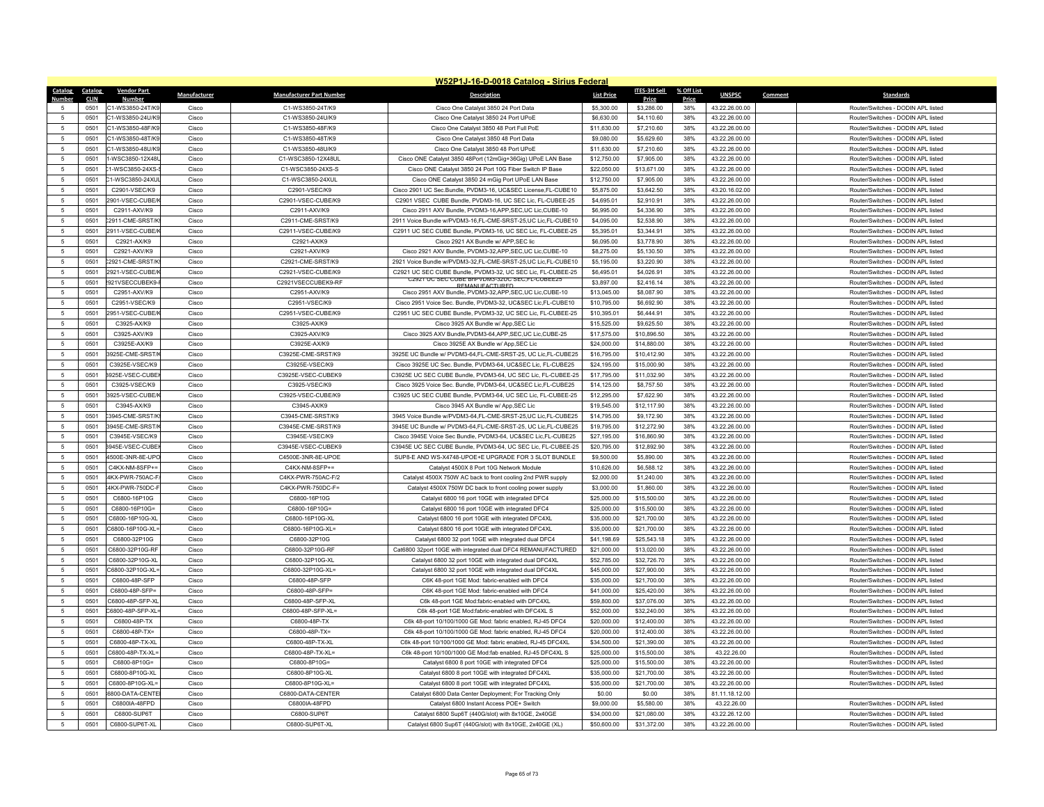## W52P1J-16-D-0018 Catalog - Sirius Federal

| Catalog Number | Catalog CLIN | Vendor Part Number | Manufacturer | Manufacturer Part Number | Description | List Price | ITES-3H Sell Price | % Off List Price | UNSPSC | Comment | Standards |
|---|---|---|---|---|---|---|---|---|---|---|---|
| 5 | 0501 | C1-WS3850-24T/K9 | Cisco | C1-WS3850-24T/K9 | Cisco One Catalyst 3850 24 Port Data | $5,300.00 | $3,286.00 | 38% | 43.22.26.00.00 | | Router/Switches - DODIN APL listed |
| 5 | 0501 | C1-WS3850-24U/K9 | Cisco | C1-WS3850-24U/K9 | Cisco One Catalyst 3850 24 Port UPoE | $6,630.00 | $4,110.60 | 38% | 43.22.26.00.00 | | Router/Switches - DODIN APL listed |
| 5 | 0501 | C1-WS3850-48F/K9 | Cisco | C1-WS3850-48F/K9 | Cisco One Catalyst 3850 48 Port Full PoE | $11,630.00 | $7,210.60 | 38% | 43.22.26.00.00 | | Router/Switches - DODIN APL listed |
| 5 | 0501 | C1-WS3850-48T/K9 | Cisco | C1-WS3850-48T/K9 | Cisco One Catalyst 3850 48 Port Data | $9,080.00 | $5,629.60 | 38% | 43.22.26.00.00 | | Router/Switches - DODIN APL listed |
| 5 | 0501 | C1-WS3850-48U/K9 | Cisco | C1-WS3850-48U/K9 | Cisco One Catalyst 3850 48 Port UPoE | $11,630.00 | $7,210.60 | 38% | 43.22.26.00.00 | | Router/Switches - DODIN APL listed |
| 5 | 0501 | 1-WSC3850-12X48U | Cisco | C1-WSC3850-12X48U | Cisco ONE Catalyst 3850 48Port (12mGig+36Gig) UPoE LAN Base | $12,750.00 | $7,905.00 | 38% | 43.22.26.00.00 | | Router/Switches - DODIN APL listed |
| 5 | 0501 | C1-WSC3850-24XS-S | Cisco | C1-WSC3850-24XS-S | Cisco ONE Catalyst 3850 24 Port 10G Fiber Switch IP Base | $22,050.00 | $13,671.00 | 38% | 43.22.26.00.00 | | Router/Switches - DODIN APL listed |
| 5 | 0501 | C1-WSC3850-24XUL | Cisco | C1-WSC3850-24XUL | Cisco ONE Catalyst 3850 24 mGig Port UPoE LAN Base | $12,750.00 | $7,905.00 | 38% | 43.22.26.00.00 | | Router/Switches - DODIN APL listed |
| 5 | 0501 | C2901-VSEC/K9 | Cisco | C2901-VSEC/K9 | Cisco 2901 UC Sec.Bundle, PVDM3-16, UC&SEC License,FL-CUBE10 | $5,875.00 | $3,642.50 | 38% | 43.20.16.02.00 | | Router/Switches - DODIN APL listed |
| 5 | 0501 | 2901-VSEC-CUBE/K | Cisco | C2901-VSEC-CUBE/K9 | C2901 VSEC CUBE Bundle, PVDM3-16, UC SEC Lic, FL-CUBEE-25 | $4,695.01 | $2,910.91 | 38% | 43.22.26.00.00 | | Router/Switches - DODIN APL listed |
| 5 | 0501 | C2911-AXV/K9 | Cisco | C2911-AXV/K9 | Cisco 2911 AXV Bundle, PVDM3-16,APP,SEC,UC Lic,CUBE-10 | $6,995.00 | $4,336.90 | 38% | 43.22.26.00.00 | | Router/Switches - DODIN APL listed |
| 5 | 0501 | 2911-CME-SRST/K | Cisco | C2911-CME-SRST/K9 | 2911 Voice Bundle w/PVDM3-16,FL-CME-SRST-25,UC Lic,FL-CUBE10 | $4,095.00 | $2,538.90 | 38% | 43.22.26.00.00 | | Router/Switches - DODIN APL listed |
| 5 | 0501 | 2911-VSEC-CUBE/K | Cisco | C2911-VSEC-CUBE/K9 | C2911 UC SEC CUBE Bundle, PVDM3-16, UC SEC Lic, FL-CUBEE-25 | $5,395.01 | $3,344.91 | 38% | 43.22.26.00.00 | | Router/Switches - DODIN APL listed |
| 5 | 0501 | C2921-AX/K9 | Cisco | C2921-AX/K9 | Cisco 2921 AX Bundle w/ APP,SEC lic | $6,095.00 | $3,778.90 | 38% | 43.22.26.00.00 | | Router/Switches - DODIN APL listed |
| 5 | 0501 | C2921-AXV/K9 | Cisco | C2921-AXV/K9 | Cisco 2921 AXV Bundle, PVDM3-32,APP,SEC,UC Lic,CUBE-10 | $8,275.00 | $5,130.50 | 38% | 43.22.26.00.00 | | Router/Switches - DODIN APL listed |
| 5 | 0501 | 2921-CME-SRST/K | Cisco | C2921-CME-SRST/K9 | 2921 Voice Bundle w/PVDM3-32,FL-CME-SRST-25,UC Lic,FL-CUBE10 | $5,195.00 | $3,220.90 | 38% | 43.22.26.00.00 | | Router/Switches - DODIN APL listed |
| 5 | 0501 | 2921-VSEC-CUBE/K | Cisco | C2921-VSEC-CUBE/K9 | C2921 UC SEC CUBE Bundle, PVDM3-32, UC SEC Lic, FL-CUBEE-25 | $6,495.01 | $4,026.91 | 38% | 43.22.26.00.00 | | Router/Switches - DODIN APL listed |
| 5 | 0501 | 921VSECCUBEK9-R | Cisco | C2921VSECCUBEK9-RF | C2921 UC SEC CUBE BnPVDM3-32UC SEC,FL-CUBEE25 REMANUFACTURED | $3,897.00 | $2,416.14 | 38% | 43.22.26.00.00 | | Router/Switches - DODIN APL listed |
| 5 | 0501 | C2951-AXV/K9 | Cisco | C2951-AXV/K9 | Cisco 2951 AXV Bundle, PVDM3-32,APP,SEC,UC Lic,CUBE-10 | $13,045.00 | $8,087.90 | 38% | 43.22.26.00.00 | | Router/Switches - DODIN APL listed |
| 5 | 0501 | C2951-VSEC/K9 | Cisco | C2951-VSEC/K9 | Cisco 2951 Voice Sec. Bundle, PVDM3-32, UC&SEC Lic,FL-CUBE10 | $10,795.00 | $6,692.90 | 38% | 43.22.26.00.00 | | Router/Switches - DODIN APL listed |
| 5 | 0501 | 2951-VSEC-CUBE/K | Cisco | C2951-VSEC-CUBE/K9 | C2951 UC SEC CUBE Bundle, PVDM3-32, UC SEC Lic, FL-CUBEE-25 | $10,395.01 | $6,444.91 | 38% | 43.22.26.00.00 | | Router/Switches - DODIN APL listed |
| 5 | 0501 | C3925-AX/K9 | Cisco | C3925-AX/K9 | Cisco 3925 AX Bundle w/ App,SEC Lic | $15,525.00 | $9,625.50 | 38% | 43.22.26.00.00 | | Router/Switches - DODIN APL listed |
| 5 | 0501 | C3925-AXV/K9 | Cisco | C3925-AXV/K9 | Cisco 3925 AXV Bundle,PVDM3-64,APP,SEC,UC Lic,CUBE-25 | $17,575.00 | $10,896.50 | 38% | 43.22.26.00.00 | | Router/Switches - DODIN APL listed |
| 5 | 0501 | C3925E-AX/K9 | Cisco | C3925E-AX/K9 | Cisco 3925E AX Bundle w/ App,SEC Lic | $24,000.00 | $14,880.00 | 38% | 43.22.26.00.00 | | Router/Switches - DODIN APL listed |
| 5 | 0501 | 3925E-CME-SRST/K | Cisco | C3925E-CME-SRST/K9 | 3925E UC Bundle w/ PVDM3-64,FL-CME-SRST-25, UC Lic,FL-CUBE25 | $16,795.00 | $10,412.90 | 38% | 43.22.26.00.00 | | Router/Switches - DODIN APL listed |
| 5 | 0501 | C3925E-VSEC/K9 | Cisco | C3925E-VSEC/K9 | Cisco 3925E UC Sec. Bundle, PVDM3-64, UC&SEC Lic, FL-CUBE25 | $24,195.00 | $15,000.90 | 38% | 43.22.26.00.00 | | Router/Switches - DODIN APL listed |
| 5 | 0501 | 3925E-VSEC-CUBEK | Cisco | C3925E-VSEC-CUBEK9 | C3925E UC SEC CUBE Bundle, PVDM3-64, UC SEC Lic, FL-CUBEE-25 | $17,795.00 | $11,032.90 | 38% | 43.22.26.00.00 | | Router/Switches - DODIN APL listed |
| 5 | 0501 | C3925-VSEC/K9 | Cisco | C3925-VSEC/K9 | Cisco 3925 Voice Sec. Bundle, PVDM3-64, UC&SEC Lic,FL-CUBE25 | $14,125.00 | $8,757.50 | 38% | 43.22.26.00.00 | | Router/Switches - DODIN APL listed |
| 5 | 0501 | 3925-VSEC-CUBE/K | Cisco | C3925-VSEC-CUBE/K9 | C3925 UC SEC CUBE Bundle, PVDM3-64, UC SEC Lic, FL-CUBEE-25 | $12,295.00 | $7,622.90 | 38% | 43.22.26.00.00 | | Router/Switches - DODIN APL listed |
| 5 | 0501 | C3945-AX/K9 | Cisco | C3945-AX/K9 | Cisco 3945 AX Bundle w/ App,SEC Lic | $19,545.00 | $12,117.90 | 38% | 43.22.26.00.00 | | Router/Switches - DODIN APL listed |
| 5 | 0501 | 3945-CME-SRST/K | Cisco | C3945-CME-SRST/K9 | 3945 Voice Bundle w/PVDM3-64,FL-CME-SRST-25,UC Lic,FL-CUBE10 | $14,795.00 | $9,172.90 | 38% | 43.22.26.00.00 | | Router/Switches - DODIN APL listed |
| 5 | 0501 | 3945E-CME-SRST/K | Cisco | C3945E-CME-SRST/K9 | 3945E UC Bundle w/ PVDM3-64,FL-CME-SRST-25, UC Lic,FL-CUBE25 | $19,795.00 | $12,272.90 | 38% | 43.22.26.00.00 | | Router/Switches - DODIN APL listed |
| 5 | 0501 | C3945E-VSEC/K9 | Cisco | C3945E-VSEC/K9 | Cisco 3945E Voice Sec Bundle, PVDM3-64, UC&SEC Lic,FL-CUBE25 | $27,195.00 | $16,860.90 | 38% | 43.22.26.00.00 | | Router/Switches - DODIN APL listed |
| 5 | 0501 | 3945E-VSEC-CUBEK | Cisco | C3945E-VSEC-CUBEK9 | C3945E UC SEC CUBE Bundle, PVDM3-64, UC SEC Lic, FL-CUBEE-25 | $20,795.00 | $12,892.90 | 38% | 43.22.26.00.00 | | Router/Switches - DODIN APL listed |
| 5 | 0501 | 4500E-3NR-8E-UPO | Cisco | C4500E-3NR-8E-UPOE | SUP8-E AND WS-X4748-UPOE+E UPGRADE FOR 3 SLOT BUNDLE | $9,500.00 | $5,890.00 | 38% | 43.22.26.00.00 | | Router/Switches - DODIN APL listed |
| 5 | 0501 | C4KX-NM-8SFP+= | Cisco | C4KX-NM-8SFP+= | Catalyst 4500X 8 Port 10G Network Module | $10,626.00 | $6,588.12 | 38% | 43.22.26.00.00 | | Router/Switches - DODIN APL listed |
| 5 | 0501 | 4KX-PWR-750AC-F/ | Cisco | C4KX-PWR-750AC-F/2 | Catalyst 4500X 750W AC back to front cooling 2nd PWR supply | $2,000.00 | $1,240.00 | 38% | 43.22.26.00.00 | | Router/Switches - DODIN APL listed |
| 5 | 0501 | 4KX-PWR-750DC-F | Cisco | C4KX-PWR-750DC-F= | Catalyst 4500X 750W DC back to front cooling power supply | $3,000.00 | $1,860.00 | 38% | 43.22.26.00.00 | | Router/Switches - DODIN APL listed |
| 5 | 0501 | C6800-16P10G | Cisco | C6800-16P10G | Catalyst 6800 16 port 10GE with integrated DFC4 | $25,000.00 | $15,500.00 | 38% | 43.22.26.00.00 | | Router/Switches - DODIN APL listed |
| 5 | 0501 | C6800-16P10G= | Cisco | C6800-16P10G= | Catalyst 6800 16 port 10GE with integrated DFC4 | $25,000.00 | $15,500.00 | 38% | 43.22.26.00.00 | | Router/Switches - DODIN APL listed |
| 5 | 0501 | C6800-16P10G-XL | Cisco | C6800-16P10G-XL | Catalyst 6800 16 port 10GE with integrated DFC4XL | $35,000.00 | $21,700.00 | 38% | 43.22.26.00.00 | | Router/Switches - DODIN APL listed |
| 5 | 0501 | C6800-16P10G-XL= | Cisco | C6800-16P10G-XL= | Catalyst 6800 16 port 10GE with integrated DFC4XL | $35,000.00 | $21,700.00 | 38% | 43.22.26.00.00 | | Router/Switches - DODIN APL listed |
| 5 | 0501 | C6800-32P10G | Cisco | C6800-32P10G | Catalyst 6800 32 port 10GE with integrated dual DFC4 | $41,198.69 | $25,543.18 | 38% | 43.22.26.00.00 | | Router/Switches - DODIN APL listed |
| 5 | 0501 | C6800-32P10G-RF | Cisco | C6800-32P10G-RF | Cat6800 32port 10GE with integrated dual DFC4 REMANUFACTURED | $21,000.00 | $13,020.00 | 38% | 43.22.26.00.00 | | Router/Switches - DODIN APL listed |
| 5 | 0501 | C6800-32P10G-XL | Cisco | C6800-32P10G-XL | Catalyst 6800 32 port 10GE with integrated dual DFC4XL | $52,785.00 | $32,726.70 | 38% | 43.22.26.00.00 | | Router/Switches - DODIN APL listed |
| 5 | 0501 | C6800-32P10G-XL= | Cisco | C6800-32P10G-XL= | Catalyst 6800 32 port 10GE with integrated dual DFC4XL | $45,000.00 | $27,900.00 | 38% | 43.22.26.00.00 | | Router/Switches - DODIN APL listed |
| 5 | 0501 | C6800-48P-SFP | Cisco | C6800-48P-SFP | C6K 48-port 1GE Mod: fabric-enabled with DFC4 | $35,000.00 | $21,700.00 | 38% | 43.22.26.00.00 | | Router/Switches - DODIN APL listed |
| 5 | 0501 | C6800-48P-SFP= | Cisco | C6800-48P-SFP= | C6K 48-port 1GE Mod: fabric-enabled with DFC4 | $41,000.00 | $25,420.00 | 38% | 43.22.26.00.00 | | Router/Switches - DODIN APL listed |
| 5 | 0501 | C6800-48P-SFP-XL | Cisco | C6800-48P-SFP-XL | C6k 48-port 1GE Mod:fabric-enabled with DFC4XL | $59,800.00 | $37,076.00 | 38% | 43.22.26.00.00 | | Router/Switches - DODIN APL listed |
| 5 | 0501 | C6800-48P-SFP-XL= | Cisco | C6800-48P-SFP-XL= | C6k 48-port 1GE Mod:fabric-enabled with DFC4XL S | $52,000.00 | $32,240.00 | 38% | 43.22.26.00.00 | | Router/Switches - DODIN APL listed |
| 5 | 0501 | C6800-48P-TX | Cisco | C6800-48P-TX | C6k 48-port 10/100/1000 GE Mod: fabric enabled, RJ-45 DFC4 | $20,000.00 | $12,400.00 | 38% | 43.22.26.00.00 | | Router/Switches - DODIN APL listed |
| 5 | 0501 | C6800-48P-TX= | Cisco | C6800-48P-TX= | C6k 48-port 10/100/1000 GE Mod: fabric enabled, RJ-45 DFC4 | $20,000.00 | $12,400.00 | 38% | 43.22.26.00.00 | | Router/Switches - DODIN APL listed |
| 5 | 0501 | C6800-48P-TX-XL | Cisco | C6800-48P-TX-XL | C6k 48-port 10/100/1000 GE Mod: fabric enabled, RJ-45 DFC4XL | $34,500.00 | $21,390.00 | 38% | 43.22.26.00.00 | | Router/Switches - DODIN APL listed |
| 5 | 0501 | C6800-48P-TX-XL= | Cisco | C6800-48P-TX-XL= | C6k 48-port 10/100/1000 GE Mod:fab enabled, RJ-45 DFC4XL S | $25,000.00 | $15,500.00 | 38% | 43.22.26.00 | | Router/Switches - DODIN APL listed |
| 5 | 0501 | C6800-8P10G= | Cisco | C6800-8P10G= | Catalyst 6800 8 port 10GE with integrated DFC4 | $25,000.00 | $15,500.00 | 38% | 43.22.26.00.00 | | Router/Switches - DODIN APL listed |
| 5 | 0501 | C6800-8P10G-XL | Cisco | C6800-8P10G-XL | Catalyst 6800 8 port 10GE with integrated DFC4XL | $35,000.00 | $21,700.00 | 38% | 43.22.26.00.00 | | Router/Switches - DODIN APL listed |
| 5 | 0501 | C6800-8P10G-XL= | Cisco | C6800-8P10G-XL= | Catalyst 6800 8 port 10GE with integrated DFC4XL | $35,000.00 | $21,700.00 | 38% | 43.22.26.00.00 | | Router/Switches - DODIN APL listed |
| 5 | 0501 | 6800-DATA-CENTE | Cisco | C6800-DATA-CENTER | Catalyst 6800 Data Center Deployment; For Tracking Only | $0.00 | $0.00 | 38% | 81.11.18.12.00 | | |
| 5 | 0501 | C6800IA-48FPD | Cisco | C6800IA-48FPD | Catalyst 6800 Instant Access POE+ Switch | $9,000.00 | $5,580.00 | 38% | 43.22.26.00 | | Router/Switches - DODIN APL listed |
| 5 | 0501 | C6800-SUP6T | Cisco | C6800-SUP6T | Catalyst 6800 Sup6T (440G/slot) with 8x10GE, 2x40GE | $34,000.00 | $21,080.00 | 38% | 43.32.26.12.00 | | Router/Switches - DODIN APL listed |
| 5 | 0501 | C6800-SUP6T-XL | Cisco | C6800-SUP6T-XL | Catalyst 6800 Sup6T (440G/slot) with 8x10GE, 2x40GE (XL) | $50,600.00 | $31,372.00 | 38% | 43.22.26.00.00 | | Router/Switches - DODIN APL listed |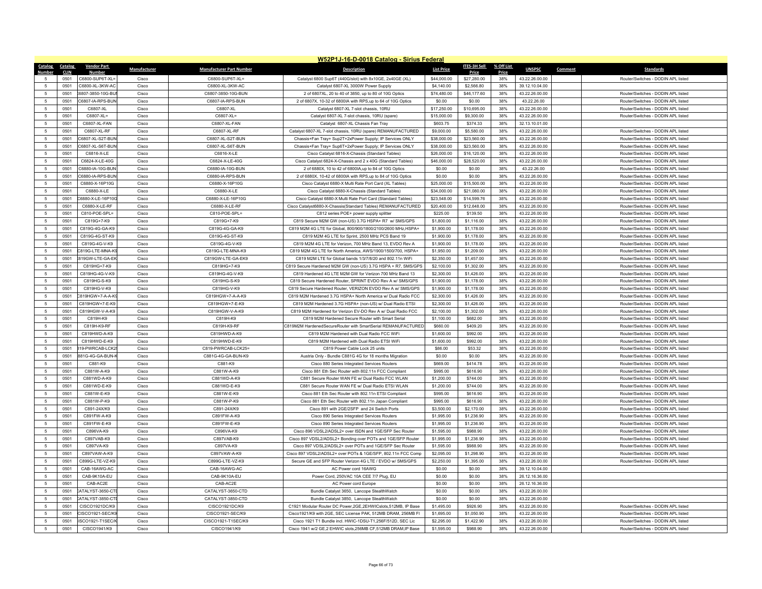## W52P1J-16-D-0018 Catalog - Sirius Federal

| Catalog Number | Catalog CLIN | Vendor Part Number | Manufacturer | Manufacturer Part Number | Description | List Price | ITES-3H Sell Price | % Off List Price | UNSPSC | Comment | Standards |
|---|---|---|---|---|---|---|---|---|---|---|---|
| 5 | 0501 | C6800-SUP6T-XL= | Cisco | C6800-SUP6T-XL= | Catalyst 6800 Sup6T (440G/slot) with 8x10GE, 2x40GE (XL) | $44,000.00 | $27,280.00 | 38% | 43.22.26.00.00 | | Router/Switches - DODIN APL listed |
| 5 | 0501 | C6800-XL-3KW-AC | Cisco | C6800-XL-3KW-AC | Catalyst 6807-XL 3000W Power Supply | $4,140.00 | $2,566.80 | 38% | 39.12.10.04.00 | | |
| 5 | 0501 | 6807-3850-10G-BU | Cisco | C6807-3850-10G-BUN | 2 of 6807XL, 20 to 40 of 3850, up to 80 of 10G Optics | $74,480.00 | $46,177.60 | 38% | 43.22.26.00.00 | | Router/Switches - DODIN APL listed |
| 5 | 0501 | C6807-IA-RPS-BUN | Cisco | C6807-IA-RPS-BUN | 2 of 6807X, 10-32 of 6800IA with RPS,up to 64 of 10G Optics | $0.00 | $0.00 | 38% | 43.22.26.00 | | Router/Switches - DODIN APL listed |
| 5 | 0501 | C6807-XL | Cisco | C6807-XL | Catalyst 6807-XL 7-slot chassis, 10RU | $17,250.00 | $10,695.00 | 38% | 43.22.26.00.00 | | Router/Switches - DODIN APL listed |
| 5 | 0501 | C6807-XL= | Cisco | C6807-XL= | Catalyst 6807-XL 7-slot chassis, 10RU (spare) | $15,000.00 | $9,300.00 | 38% | 43.22.26.00.00 | | Router/Switches - DODIN APL listed |
| 5 | 0501 | C6807-XL-FAN | Cisco | C6807-XL-FAN | Catalyst 6807-XL Chassis Fan Tray | $603.75 | $374.33 | 38% | 32.13.10.01.00 | | |
| 5 | 0501 | C6807-XL-RF | Cisco | C6807-XL-RF | Catalyst 6807-XL 7-slot chassis, 10RU (spare) REMANUFACTURED | $9,000.00 | $5,580.00 | 38% | 43.22.26.00.00 | | Router/Switches - DODIN APL listed |
| 5 | 0501 | C6807-XL-S2T-BUN | Cisco | C6807-XL-S2T-BUN | Chassis+Fan Tray+ Sup2T+2xPower Supply; IP Services ONLY | $38,000.00 | $23,560.00 | 38% | 43.22.26.00.00 | | Router/Switches - DODIN APL listed |
| 5 | 0501 | C6807-XL-S6T-BUN | Cisco | C6807-XL-S6T-BUN | Chassis+Fan Tray+ Sup6T+2xPower Supply; IP Services ONLY | $38,000.00 | $23,560.00 | 38% | 43.22.26.00.00 | | Router/Switches - DODIN APL listed |
| 5 | 0501 | C6816-X-LE | Cisco | C6816-X-LE | Cisco Catalyst 6816-X-Chassis (Standard Tables) | $26,000.00 | $16,120.00 | 38% | 43.22.26.00.00 | | Router/Switches - DODIN APL listed |
| 5 | 0501 | C6824-X-LE-40G | Cisco | C6824-X-LE-40G | Cisco Catalyst 6824-X-Chassis and 2 x 40G (Standard Tables) | $46,000.00 | $28,520.00 | 38% | 43.22.26.00.00 | | Router/Switches - DODIN APL listed |
| 5 | 0501 | C6880-IA-10G-BUN | Cisco | C6880-IA-10G-BUN | 2 of 6880X, 10 to 42 of 6800IA,up to 84 of 10G Optics | $0.00 | $0.00 | 38% | 43.22.26.00 | | Router/Switches - DODIN APL listed |
| 5 | 0501 | C6880-IA-RPS-BUN | Cisco | C6880-IA-RPS-BUN | 2 of 6880X, 10-42 of 6800IA with RPS,up to 84 of 10G Optics | $0.00 | $0.00 | 38% | 43.22.26.00.00 | | Router/Switches - DODIN APL listed |
| 5 | 0501 | C6880-X-16P10G | Cisco | C6880-X-16P10G | Cisco Catalyst 6880-X Multi Rate Port Card (XL Tables) | $25,000.00 | $15,500.00 | 38% | 43.22.26.00.00 | | Router/Switches - DODIN APL listed |
| 5 | 0501 | C6880-X-LE | Cisco | C6880-X-LE | Cisco Catalyst 6880-X-Chassis (Standard Tables) | $34,000.00 | $21,080.00 | 38% | 43.22.26.00.00 | | Router/Switches - DODIN APL listed |
| 5 | 0501 | C6880-X-LE-16P10G | Cisco | C6880-X-LE-16P10G | Cisco Catalyst 6880-X Multi Rate Port Card (Standard Tables) | $23,548.00 | $14,599.76 | 38% | 43.22.26.00.00 | | Router/Switches - DODIN APL listed |
| 5 | 0501 | C6880-X-LE-RF | Cisco | C6880-X-LE-RF | Cisco Catalyst6880-X-Chassis(Standard Tables) REMANUFACTURED | $20,400.00 | $12,648.00 | 38% | 43.22.26.00.00 | | Router/Switches - DODIN APL listed |
| 5 | 0501 | C810-POE-SPL= | Cisco | C810-POE-SPL= | C812 series POE+ power supply splitter | $225.00 | $139.50 | 38% | 43.22.26.00.00 | | Router/Switches - DODIN APL listed |
| 5 | 0501 | C819G+7-K9 | Cisco | C819G+7-K9 | C819 Secure M2M GW (non-US) 3.7G HSPA+ R7 w/ SMS/GPS | $1,800.00 | $1,116.00 | 38% | 43.22.26.00.00 | | Router/Switches - DODIN APL listed |
| 5 | 0501 | C819G-4G-GA-K9 | Cisco | C819G-4G-GA-K9 | C819 M2M 4G LTE for Global, 800/900/1800/2100/2600 MHz,HSPA+ | $1,900.00 | $1,178.00 | 38% | 43.22.26.00.00 | | Router/Switches - DODIN APL listed |
| 5 | 0501 | C819G-4G-ST-K9 | Cisco | C819G-4G-ST-K9 | C819 M2M 4G LTE for Sprint, 2500 MHz PCS Band 19 | $1,900.00 | $1,178.00 | 38% | 43.22.26.00.00 | | Router/Switches - DODIN APL listed |
| 5 | 0501 | C819G-4G-V-K9 | Cisco | C819G-4G-V-K9 | C819 M2M 4G LTE for Verizon, 700 MHz Band 13, EVDO Rev A | $1,900.00 | $1,178.00 | 38% | 43.22.26.00.00 | | Router/Switches - DODIN APL listed |
| 5 | 0501 | C819G-LTE-MNA-K9 | Cisco | C819G-LTE-MNA-K9 | C819 M2M 4G LTE for North America, AWS/1900/1500/700, HSPA+ | $1,950.00 | $1,209.00 | 38% | 43.22.26.00.00 | | Router/Switches - DODIN APL listed |
| 5 | 0501 | 819GW-LTE-GA-EK | Cisco | C819GW-LTE-GA-EK9 | C819 M2M LTE for Global bands 1/3/7/8/20 and 802.11n WiFi | $2,350.00 | $1,457.00 | 38% | 43.22.26.00.00 | | Router/Switches - DODIN APL listed |
| 5 | 0501 | C819HG+7-K9 | Cisco | C819HG+7-K9 | C819 Secure Hardened M2M GW (non-US) 3.7G HSPA + R7, SMS/GPS | $2,100.00 | $1,302.00 | 38% | 43.22.26.00.00 | | Router/Switches - DODIN APL listed |
| 5 | 0501 | C819HG-4G-V-K9 | Cisco | C819HG-4G-V-K9 | C819 Hardened 4G LTE M2M GW for Verizon 700 MHz Band 13 | $2,300.00 | $1,426.00 | 38% | 43.22.26.00.00 | | Router/Switches - DODIN APL listed |
| 5 | 0501 | C819HG-S-K9 | Cisco | C819HG-S-K9 | C819 Secure Hardened Router, SPRINT EVDO Rev A w/ SMS/GPS | $1,900.00 | $1,178.00 | 38% | 43.22.26.00.00 | | Router/Switches - DODIN APL listed |
| 5 | 0501 | C819HG-V-K9 | Cisco | C819HG-V-K9 | C819 Secure Hardened Router, VERIZON EVDO Rev A w/ SMS/GPS | $1,900.00 | $1,178.00 | 38% | 43.22.26.00.00 | | Router/Switches - DODIN APL listed |
| 5 | 0501 | C819HGW+7-A-A-K9 | Cisco | C819HGW+7-A-A-K9 | C819 M2M Hardened 3.7G HSPA+ North America w/ Dual Radio FCC | $2,300.00 | $1,426.00 | 38% | 43.22.26.00.00 | | Router/Switches - DODIN APL listed |
| 5 | 0501 | C819HGW+7-E-K9 | Cisco | C819HGW+7-E-K9 | C819 M2M Hardened 3.7G HSPA+ (non-US) w/ Dual Radio ETSI | $2,300.00 | $1,426.00 | 38% | 43.22.26.00.00 | | Router/Switches - DODIN APL listed |
| 5 | 0501 | C819HGW-V-A-K9 | Cisco | C819HGW-V-A-K9 | C819 M2M Hardened for Verizon EV-DO Rev A w/ Dual Radio FCC | $2,100.00 | $1,302.00 | 38% | 43.22.26.00.00 | | Router/Switches - DODIN APL listed |
| 5 | 0501 | C819H-K9 | Cisco | C819H-K9 | C819 M2M Hardened Secure Router with Smart Serial | $1,100.00 | $682.00 | 38% | 43.22.26.00.00 | | Router/Switches - DODIN APL listed |
| 5 | 0501 | C819H-K9-RF | Cisco | C819H-K9-RF | C819M2M HardenedSecureRouter with SmartSerial REMANUFACTURED | $660.00 | $409.20 | 38% | 43.22.26.00.00 | | Router/Switches - DODIN APL listed |
| 5 | 0501 | C819HWD-A-K9 | Cisco | C819HWD-A-K9 | C819 M2M Hardened with Dual Radio FCC WiFi | $1,600.00 | $992.00 | 38% | 43.22.26.00.00 | | Router/Switches - DODIN APL listed |
| 5 | 0501 | C819HWD-E-K9 | Cisco | C819HWD-E-K9 | C819 M2M Hardened with Dual Radio ETSI WiFi | $1,600.00 | $992.00 | 38% | 43.22.26.00.00 | | Router/Switches - DODIN APL listed |
| 5 | 0501 | 19-PWRCAB-LCK2 | Cisco | C819-PWRCAB-LCK25= | C819 Power Cable Lock 25 units | $86.00 | $53.32 | 38% | 43.22.26.00.00 | | Router/Switches - DODIN APL listed |
| 5 | 0501 | 881G-4G-GA-BUN-K | Cisco | C881G-4G-GA-BUN-K9 | Austria Only - Bundle C881G 4G for 18 months Migration | $0.00 | $0.00 | 38% | 43.22.26.00.00 | | Router/Switches - DODIN APL listed |
| 5 | 0501 | C881-K9 | Cisco | C881-K9 | Cisco 880 Series Integrated Services Routers | $669.00 | $414.78 | 38% | 43.22.26.00.00 | | Router/Switches - DODIN APL listed |
| 5 | 0501 | C881W-A-K9 | Cisco | C881W-A-K9 | Cisco 881 Eth Sec Router with 802.11n FCC Compliant | $995.00 | $616.90 | 38% | 43.22.26.00.00 | | Router/Switches - DODIN APL listed |
| 5 | 0501 | C881WD-A-K9 | Cisco | C881WD-A-K9 | C881 Secure Router WAN FE w/ Dual Radio FCC WLAN | $1,200.00 | $744.00 | 38% | 43.22.26.00.00 | | Router/Switches - DODIN APL listed |
| 5 | 0501 | C881WD-E-K9 | Cisco | C881WD-E-K9 | C881 Secure Router WAN FE w/ Dual Radio ETSI WLAN | $1,200.00 | $744.00 | 38% | 43.22.26.00.00 | | Router/Switches - DODIN APL listed |
| 5 | 0501 | C881W-E-K9 | Cisco | C881W-E-K9 | Cisco 881 Eth Sec Router with 802.11n ETSI Compliant | $995.00 | $616.90 | 38% | 43.22.26.00.00 | | Router/Switches - DODIN APL listed |
| 5 | 0501 | C881W-P-K9 | Cisco | C881W-P-K9 | Cisco 881 Eth Sec Router with 802.11n Japan Compliant | $995.00 | $616.90 | 38% | 43.22.26.00.00 | | Router/Switches - DODIN APL listed |
| 5 | 0501 | C891-24X/K9 | Cisco | C891-24X/K9 | Cisco 891 with 2GE/2SFP and 24 Switch Ports | $3,500.00 | $2,170.00 | 38% | 43.22.26.00.00 | | Router/Switches - DODIN APL listed |
| 5 | 0501 | C891FW-A-K9 | Cisco | C891FW-A-K9 | Cisco 890 Series Integrated Services Routers | $1,995.00 | $1,236.90 | 38% | 43.22.26.00.00 | | Router/Switches - DODIN APL listed |
| 5 | 0501 | C891FW-E-K9 | Cisco | C891FW-E-K9 | Cisco 890 Series Integrated Services Routers | $1,995.00 | $1,236.90 | 38% | 43.22.26.00.00 | | Router/Switches - DODIN APL listed |
| 5 | 0501 | C896VA-K9 | Cisco | C896VA-K9 | Cisco 896 VDSL2/ADSL2+ over ISDN and 1GE/SFP Sec Router | $1,595.00 | $988.90 | 38% | 43.22.26.00.00 | | Router/Switches - DODIN APL listed |
| 5 | 0501 | C897VAB-K9 | Cisco | C897VAB-K9 | Cisco 897 VDSL2/ADSL2+ Bonding over POTs and 1GE/SFP Router | $1,995.00 | $1,236.90 | 38% | 43.22.26.00.00 | | Router/Switches - DODIN APL listed |
| 5 | 0501 | C897VA-K9 | Cisco | C897VA-K9 | Cisco 897 VDSL2/ADSL2+ over POTs and 1GE/SFP Sec Router | $1,595.00 | $988.90 | 38% | 43.22.26.00.00 | | Router/Switches - DODIN APL listed |
| 5 | 0501 | C897VAW-A-K9 | Cisco | C897VAW-A-K9 | Cisco 897 VDSL2/ADSL2+ over POTs & 1GE/SFP, 802.11n FCC Comp | $2,095.00 | $1,298.90 | 38% | 43.22.26.00.00 | | Router/Switches - DODIN APL listed |
| 5 | 0501 | C899G-LTE-VZ-K9 | Cisco | C899G-LTE-VZ-K9 | Secure GE and SFP Router Verizon 4G LTE / EVDO w/ SMS/GPS | $2,250.00 | $1,395.00 | 38% | 43.22.26.00.00 | | Router/Switches - DODIN APL listed |
| 5 | 0501 | CAB-16AWG-AC | Cisco | CAB-16AWG-AC | AC Power cord 16AWG | $0.00 | $0.00 | 38% | 39.12.10.04.00 | | |
| 5 | 0501 | CAB-9K10A-EU | Cisco | CAB-9K10A-EU | Power Cord, 250VAC 10A CEE 7/7 Plug, EU | $0.00 | $0.00 | 38% | 26.12.16.36.00 | | |
| 5 | 0501 | CAB-AC2E | Cisco | CAB-AC2E | AC Power cord Europe | $0.00 | $0.00 | 38% | 26.12.16.36.00 | | |
| 5 | 0501 | CATALYST-3650-CT | Cisco | CATALYST-3650-CTD | Bundle Catalyst 3650, Lancope StealthWatch | $0.00 | $0.00 | 38% | 43.22.26.00.00 | | |
| 5 | 0501 | CATALYST-3850-CT | Cisco | CATALYST-3850-CTD | Bundle Catalyst 3850, Lancope StealthWatch | $0.00 | $0.00 | 38% | 43.22.26.00.00 | | |
| 5 | 0501 | CISCO1921DC/K9 | Cisco | CISCO1921DC/K9 | C1921 Modular Router DC Power,2GE,2EHWICslots,512MB, IP Base | $1,495.00 | $926.90 | 38% | 43.22.26.00.00 | | Router/Switches - DODIN APL listed |
| 5 | 0501 | CISCO1921-SEC/K9 | Cisco | CISCO1921-SEC/K9 | Cisco1921/K9 with 2GE, SEC License PAK, 512MB DRAM, 256MB Fl | $1,695.00 | $1,050.90 | 38% | 43.22.26.00.00 | | Router/Switches - DODIN APL listed |
| 5 | 0501 | ISCO1921-T1SEC/K | Cisco | CISCO1921-T1SEC/K9 | Cisco 1921 T1 Bundle incl. HWIC-1DSU-T1,256F/512D, SEC Lic | $2,295.00 | $1,422.90 | 38% | 43.22.26.00.00 | | Router/Switches - DODIN APL listed |
| 5 | 0501 | CISCO1941/K9 | Cisco | CISCO1941/K9 | Cisco 1941 w/2 GE,2 EHWIC slots,256MB CF,512MB DRAM,IP Base | $1,595.00 | $988.90 | 38% | 43.22.26.00.00 | | Router/Switches - DODIN APL listed |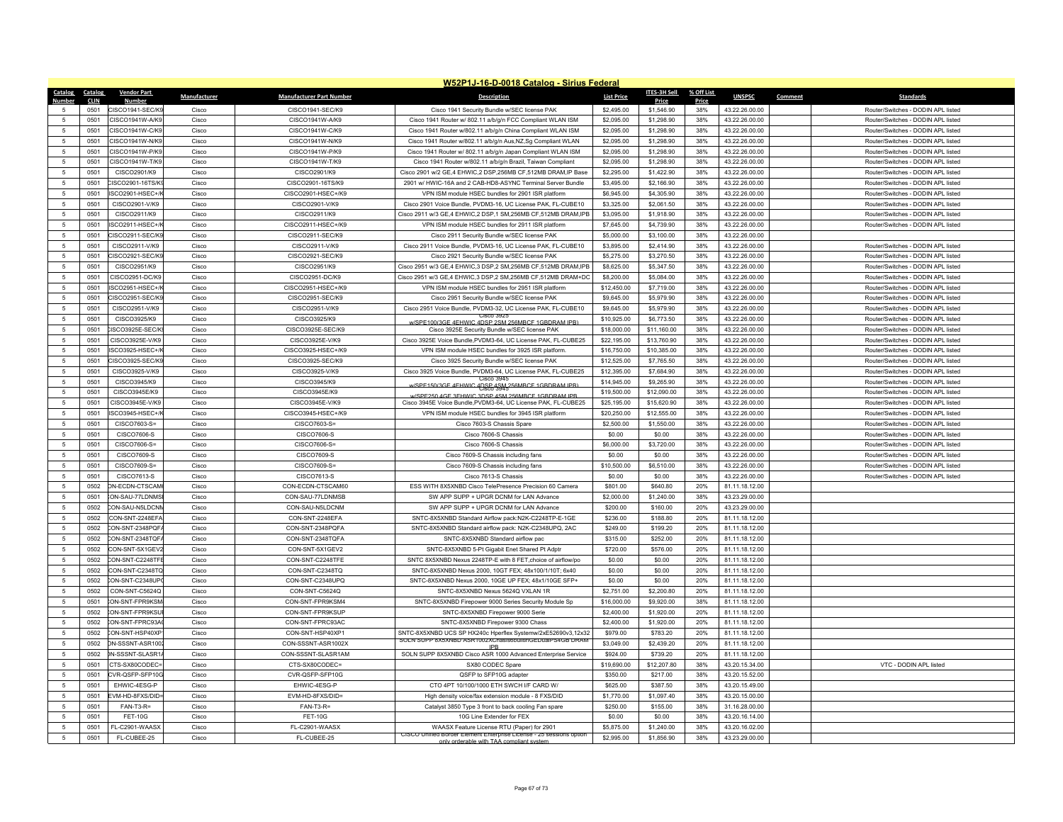## W52P1J-16-D-0018 Catalog - Sirius Federal

| Catalog Number | Catalog CLIN | Vendor Part Number | Manufacturer | Manufacturer Part Number | Description | List Price | ITES-3H Sell Price | % Off List Price | UNSPSC | Comment | Standards |
|---|---|---|---|---|---|---|---|---|---|---|---|
| 5 | 0501 | CISCO1941-SEC/K9 | Cisco | CISCO1941-SEC/K9 | Cisco 1941 Security Bundle w/SEC license PAK | $2,495.00 | $1,546.90 | 38% | 43.22.26.00.00 | | Router/Switches - DODIN APL listed |
| 5 | 0501 | CISCO1941W-A/K9 | Cisco | CISCO1941W-A/K9 | Cisco 1941 Router w/ 802.11 a/b/g/n FCC Compliant WLAN ISM | $2,095.00 | $1,298.90 | 38% | 43.22.26.00.00 | | Router/Switches - DODIN APL listed |
| 5 | 0501 | CISCO1941W-C/K9 | Cisco | CISCO1941W-C/K9 | Cisco 1941 Router w/802.11 a/b/g/n China Compliant WLAN ISM | $2,095.00 | $1,298.90 | 38% | 43.22.26.00.00 | | Router/Switches - DODIN APL listed |
| 5 | 0501 | CISCO1941W-N/K9 | Cisco | CISCO1941W-N/K9 | Cisco 1941 Router w/802.11 a/b/g/n Aus,NZ,Sg Compliant WLAN | $2,095.00 | $1,298.90 | 38% | 43.22.26.00.00 | | Router/Switches - DODIN APL listed |
| 5 | 0501 | CISCO1941W-P/K9 | Cisco | CISCO1941W-P/K9 | Cisco 1941 Router w/ 802.11 a/b/g/n Japan Compliant WLAN ISM | $2,095.00 | $1,298.90 | 38% | 43.22.26.00.00 | | Router/Switches - DODIN APL listed |
| 5 | 0501 | CISCO1941W-T/K9 | Cisco | CISCO1941W-T/K9 | Cisco 1941 Router w/802.11 a/b/g/n Brazil, Taiwan Compliant | $2,095.00 | $1,298.90 | 38% | 43.22.26.00.00 | | Router/Switches - DODIN APL listed |
| 5 | 0501 | CISCO2901/K9 | Cisco | CISCO2901/K9 | Cisco 2901 w/2 GE,4 EHWIC,2 DSP,256MB CF,512MB DRAM,IP Base | $2,295.00 | $1,422.90 | 38% | 43.22.26.00.00 | | Router/Switches - DODIN APL listed |
| 5 | 0501 | CISCO2901-16TS/K9 | Cisco | CISCO2901-16TS/K9 | 2901 w/ HWIC-16A and 2 CAB-HD8-ASYNC Terminal Server Bundle | $3,495.00 | $2,166.90 | 38% | 43.22.26.00.00 | | Router/Switches - DODIN APL listed |
| 5 | 0501 | CISCO2901-HSEC+/K9 | Cisco | CISCO2901-HSEC+/K9 | VPN ISM module HSEC bundles for 2901 ISR platform | $6,945.00 | $4,305.90 | 38% | 43.22.26.00.00 | | Router/Switches - DODIN APL listed |
| 5 | 0501 | CISCO2901-V/K9 | Cisco | CISCO2901-V/K9 | Cisco 2901 Voice Bundle, PVDM3-16, UC License PAK, FL-CUBE10 | $3,325.00 | $2,061.50 | 38% | 43.22.26.00.00 | | Router/Switches - DODIN APL listed |
| 5 | 0501 | CISCO2911/K9 | Cisco | CISCO2911/K9 | Cisco 2911 w/3 GE,4 EHWIC,2 DSP,1 SM,256MB CF,512MB DRAM,IPB | $3,095.00 | $1,918.90 | 38% | 43.22.26.00.00 | | Router/Switches - DODIN APL listed |
| 5 | 0501 | CISCO2911-HSEC+/K9 | Cisco | CISCO2911-HSEC+/K9 | VPN ISM module HSEC bundles for 2911 ISR platform | $7,645.00 | $4,739.90 | 38% | 43.22.26.00.00 | | Router/Switches - DODIN APL listed |
| 5 | 0501 | CISCO2911-SEC/K9 | Cisco | CISCO2911-SEC/K9 | Cisco 2911 Security Bundle w/SEC license PAK | $5,000.00 | $3,100.00 | 38% | 43.22.26.00.00 | | |
| 5 | 0501 | CISCO2911-V/K9 | Cisco | CISCO2911-V/K9 | Cisco 2911 Voice Bundle, PVDM3-16, UC License PAK, FL-CUBE10 | $3,895.00 | $2,414.90 | 38% | 43.22.26.00.00 | | Router/Switches - DODIN APL listed |
| 5 | 0501 | CISCO2921-SEC/K9 | Cisco | CISCO2921-SEC/K9 | Cisco 2921 Security Bundle w/SEC license PAK | $5,275.00 | $3,270.50 | 38% | 43.22.26.00.00 | | Router/Switches - DODIN APL listed |
| 5 | 0501 | CISCO2951/K9 | Cisco | CISCO2951/K9 | Cisco 2951 w/3 GE,4 EHWIC,3 DSP,2 SM,256MB CF,512MB DRAM,IPB | $8,625.00 | $5,347.50 | 38% | 43.22.26.00.00 | | Router/Switches - DODIN APL listed |
| 5 | 0501 | CISCO2951-DC/K9 | Cisco | CISCO2951-DC/K9 | Cisco 2951 w/3 GE,4 EHWIC,3 DSP,2 SM,256MB CF,512MB DRAM+DC | $8,200.00 | $5,084.00 | 38% | 43.22.26.00.00 | | Router/Switches - DODIN APL listed |
| 5 | 0501 | CISCO2951-HSEC+/K9 | Cisco | CISCO2951-HSEC+/K9 | VPN ISM module HSEC bundles for 2951 ISR platform | $12,450.00 | $7,719.00 | 38% | 43.22.26.00.00 | | Router/Switches - DODIN APL listed |
| 5 | 0501 | CISCO2951-SEC/K9 | Cisco | CISCO2951-SEC/K9 | Cisco 2951 Security Bundle w/SEC license PAK | $9,645.00 | $5,979.90 | 38% | 43.22.26.00.00 | | Router/Switches - DODIN APL listed |
| 5 | 0501 | CISCO2951-V/K9 | Cisco | CISCO2951-V/K9 | Cisco 2951 Voice Bundle, PVDM3-32, UC License PAK, FL-CUBE10 | $9,645.00 | $5,979.90 | 38% | 43.22.26.00.00 | | Router/Switches - DODIN APL listed |
| 5 | 0501 | CISCO3925/K9 | Cisco | CISCO3925/K9 | Cisco 3925 w/SPE100(3GE,4EHWIC,4DSP,2SM,256MBCF,1GBDRAM,IPB) | $10,925.00 | $6,773.50 | 38% | 43.22.26.00.00 | | Router/Switches - DODIN APL listed |
| 5 | 0501 | CISCO3925E-SEC/K9 | Cisco | CISCO3925E-SEC/K9 | Cisco 3925E Security Bundle w/SEC license PAK | $18,000.00 | $11,160.00 | 38% | 43.22.26.00.00 | | Router/Switches - DODIN APL listed |
| 5 | 0501 | CISCO3925E-V/K9 | Cisco | CISCO3925E-V/K9 | Cisco 3925E Voice Bundle,PVDM3-64, UC License PAK, FL-CUBE25 | $22,195.00 | $13,760.90 | 38% | 43.22.26.00.00 | | Router/Switches - DODIN APL listed |
| 5 | 0501 | CISCO3925-HSEC+/K9 | Cisco | CISCO3925-HSEC+/K9 | VPN ISM module HSEC bundles for 3925 ISR platform. | $16,750.00 | $10,385.00 | 38% | 43.22.26.00.00 | | Router/Switches - DODIN APL listed |
| 5 | 0501 | CISCO3925-SEC/K9 | Cisco | CISCO3925-SEC/K9 | Cisco 3925 Security Bundle w/SEC license PAK | $12,525.00 | $7,765.50 | 38% | 43.22.26.00.00 | | Router/Switches - DODIN APL listed |
| 5 | 0501 | CISCO3925-V/K9 | Cisco | CISCO3925-V/K9 | Cisco 3925 Voice Bundle, PVDM3-64, UC License PAK, FL-CUBE25 | $12,395.00 | $7,684.90 | 38% | 43.22.26.00.00 | | Router/Switches - DODIN APL listed |
| 5 | 0501 | CISCO3945/K9 | Cisco | CISCO3945/K9 | Cisco 3945 w/SPE150(3GE,4EHWIC,4DSP,4SM,256MBCF,1GBDRAM,IPB) | $14,945.00 | $9,265.90 | 38% | 43.22.26.00.00 | | Router/Switches - DODIN APL listed |
| 5 | 0501 | CISCO3945E/K9 | Cisco | CISCO3945E/K9 | Cisco 3945 w/SPE250,4GE,3EHWIC,3DSP,4SM,256MBCF,1GBDRAM,IPB | $19,500.00 | $12,090.00 | 38% | 43.22.26.00.00 | | Router/Switches - DODIN APL listed |
| 5 | 0501 | CISCO3945E-V/K9 | Cisco | CISCO3945E-V/K9 | Cisco 3945E Voice Bundle,PVDM3-64, UC License PAK, FL-CUBE25 | $25,195.00 | $15,620.90 | 38% | 43.22.26.00.00 | | Router/Switches - DODIN APL listed |
| 5 | 0501 | CISCO3945-HSEC+/K9 | Cisco | CISCO3945-HSEC+/K9 | VPN ISM module HSEC bundles for 3945 ISR platform | $20,250.00 | $12,555.00 | 38% | 43.22.26.00.00 | | Router/Switches - DODIN APL listed |
| 5 | 0501 | CISCO7603-S= | Cisco | CISCO7603-S= | Cisco 7603-S Chassis Spare | $2,500.00 | $1,550.00 | 38% | 43.22.26.00.00 | | Router/Switches - DODIN APL listed |
| 5 | 0501 | CISCO7606-S | Cisco | CISCO7606-S | Cisco 7606-S Chassis | $0.00 | $0.00 | 38% | 43.22.26.00.00 | | Router/Switches - DODIN APL listed |
| 5 | 0501 | CISCO7606-S= | Cisco | CISCO7606-S= | Cisco 7606-S Chassis | $6,000.00 | $3,720.00 | 38% | 43.22.26.00.00 | | Router/Switches - DODIN APL listed |
| 5 | 0501 | CISCO7609-S | Cisco | CISCO7609-S | Cisco 7609-S Chassis including fans | $0.00 | $0.00 | 38% | 43.22.26.00.00 | | Router/Switches - DODIN APL listed |
| 5 | 0501 | CISCO7609-S= | Cisco | CISCO7609-S= | Cisco 7609-S Chassis including fans | $10,500.00 | $6,510.00 | 38% | 43.22.26.00.00 | | Router/Switches - DODIN APL listed |
| 5 | 0501 | CISCO7613-S | Cisco | CISCO7613-S | Cisco 7613-S Chassis | $0.00 | $0.00 | 38% | 43.22.26.00.00 | | Router/Switches - DODIN APL listed |
| 5 | 0502 | CON-ECDN-CTSCAM60 | Cisco | CON-ECDN-CTSCAM60 | ESS WITH 8X5XNBD Cisco TelePresence Precision 60 Camera | $801.00 | $640.80 | 20% | 81.11.18.12.00 | | |
| 5 | 0501 | CON-SAU-77LDNMSB | Cisco | CON-SAU-77LDNMSB | SW APP SUPP + UPGR DCNM for LAN Advance | $2,000.00 | $1,240.00 | 38% | 43.23.29.00.00 | | |
| 5 | 0502 | CON-SAU-N5LDCNM | Cisco | CON-SAU-N5LDCNM | SW APP SUPP + UPGR DCNM for LAN Advance | $200.00 | $160.00 | 20% | 43.23.29.00.00 | | |
| 5 | 0502 | CON-SNT-2248EFA | Cisco | CON-SNT-2248EFA | SNTC-8X5XNBD Standard Airflow pack:N2K-C2248TP-E-1GE | $236.00 | $188.80 | 20% | 81.11.18.12.00 | | |
| 5 | 0502 | CON-SNT-2348PQFA | Cisco | CON-SNT-2348PQFA | SNTC-8X5XNBD Standard airflow pack: N2K-C2348UPQ, 2AC | $249.00 | $199.20 | 20% | 81.11.18.12.00 | | |
| 5 | 0502 | CON-SNT-2348TQFA | Cisco | CON-SNT-2348TQFA | SNTC-8X5XNBD Standard airflow pac | $315.00 | $252.00 | 20% | 81.11.18.12.00 | | |
| 5 | 0502 | CON-SNT-5X1GEV2 | Cisco | CON-SNT-5X1GEV2 | SNTC-8X5XNBD 5-Pt Gigabit Enet Shared Pt Adptr | $720.00 | $576.00 | 20% | 81.11.18.12.00 | | |
| 5 | 0502 | CON-SNT-C2248TFE | Cisco | CON-SNT-C2248TFE | SNTC 8X5XNBD Nexus 2248TP-E with 8 FET,choice of airflow/po | $0.00 | $0.00 | 20% | 81.11.18.12.00 | | |
| 5 | 0502 | CON-SNT-C2348TQ | Cisco | CON-SNT-C2348TQ | SNTC-8X5XNBD Nexus 2000, 10GT FEX; 48x100/1/10T; 6x40 | $0.00 | $0.00 | 20% | 81.11.18.12.00 | | |
| 5 | 0502 | CON-SNT-C2348UPQ | Cisco | CON-SNT-C2348UPQ | SNTC-8X5XNBD Nexus 2000, 10GE UP FEX; 48x1/10GE SFP+ | $0.00 | $0.00 | 20% | 81.11.18.12.00 | | |
| 5 | 0502 | CON-SNT-C5624Q | Cisco | CON-SNT-C5624Q | SNTC-8X5XNBD Nexus 5624Q VXLAN 1R | $2,751.00 | $2,200.80 | 20% | 81.11.18.12.00 | | |
| 5 | 0501 | CON-SNT-FPR9KSM | Cisco | CON-SNT-FPR9KSM4 | SNTC-8X5XNBD Firepower 9000 Series Security Module Sp | $16,000.00 | $9,920.00 | 38% | 81.11.18.12.00 | | |
| 5 | 0502 | CON-SNT-FPR9KSUP | Cisco | CON-SNT-FPR9KSUP | SNTC-8X5XNBD Firepower 9000 Serie | $2,400.00 | $1,920.00 | 20% | 81.11.18.12.00 | | |
| 5 | 0502 | CON-SNT-FPRC93AC | Cisco | CON-SNT-FPRC93AC | SNTC-8X5XNBD Firepower 9300 Chass | $2,400.00 | $1,920.00 | 20% | 81.11.18.12.00 | | |
| 5 | 0502 | CON-SNT-HSP40XP1 | Cisco | CON-SNT-HSP40XP1 | SNTC-8X5XNBD UCS SP HX240c Hperflex Systemw/2xE52690v3,12x32 | $979.00 | $783.20 | 20% | 81.11.18.12.00 | | |
| 5 | 0502 | CON-SSSNT-ASR1002X | Cisco | CON-SSSNT-ASR1002X | SOLN SUPP 8X5XNBD ASR1002XChassis6builtinGEDualPS4GB DRAM IPB | $3,049.00 | $2,439.20 | 20% | 81.11.18.12.00 | | |
| 5 | 0502 | CON-SSSNT-SLASR1AM | Cisco | CON-SSSNT-SLASR1AM | SOLN SUPP 8X5XNBD Cisco ASR 1000 Advanced Enterprise Service | $924.00 | $739.20 | 20% | 81.11.18.12.00 | | |
| 5 | 0501 | CTS-SX80CODEC= | Cisco | CTS-SX80CODEC= | SX80 CODEC Spare | $19,690.00 | $12,207.80 | 38% | 43.20.15.34.00 | | VTC - DODIN APL listed |
| 5 | 0501 | CVR-QSFP-SFP10G | Cisco | CVR-QSFP-SFP10G | QSFP to SFP10G adapter | $350.00 | $217.00 | 38% | 43.20.15.52.00 | | |
| 5 | 0501 | EHWIC-4ESG-P | Cisco | EHWIC-4ESG-P | CTO 4PT 10/100/1000 ETH SWCH I/F CARD W/ | $625.00 | $387.50 | 38% | 43.20.15.49.00 | | |
| 5 | 0501 | EVM-HD-8FXS/DID= | Cisco | EVM-HD-8FXS/DID= | High density voice/fax extension module - 8 FXS/DID | $1,770.00 | $1,097.40 | 38% | 43.20.15.00.00 | | |
| 5 | 0501 | FAN-T3-R= | Cisco | FAN-T3-R= | Catalyst 3850 Type 3 front to back cooling Fan spare | $250.00 | $155.00 | 38% | 31.16.28.00.00 | | |
| 5 | 0501 | FET-10G | Cisco | FET-10G | 10G Line Extender for FEX | $0.00 | $0.00 | 38% | 43.20.16.14.00 | | |
| 5 | 0501 | FL-C2901-WAASX | Cisco | FL-C2901-WAASX | WAASX Feature License RTU (Paper) for 2901 | $5,875.00 | $1,240.00 | 38% | 43.20.16.02.00 | | |
| 5 | 0501 | FL-CUBEE-25 | Cisco | FL-CUBEE-25 | Cisco Unified Border Element Enterprise License - 25 sessions option only orderable with TAA compliant system | $2,995.00 | $1,856.90 | 38% | 43.23.29.00.00 | | |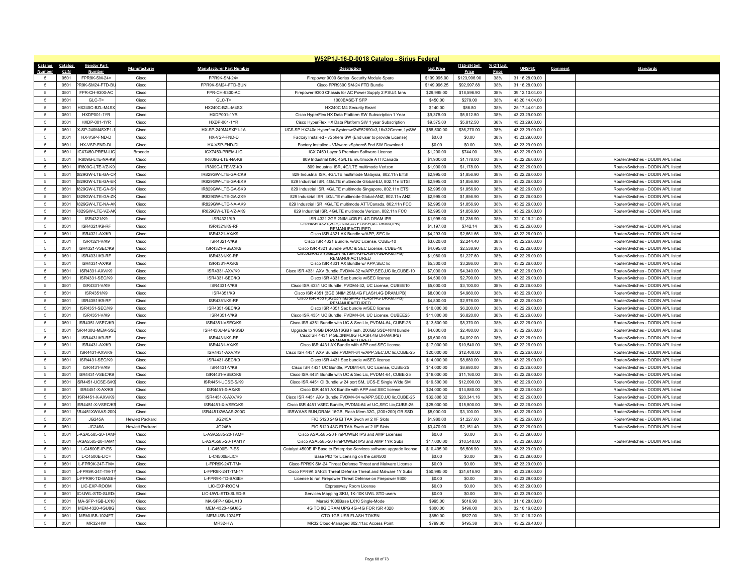## W52P1J-16-D-0018 Catalog - Sirius Federal

| Catalog Number | Catalog CLIN | Vendor Part Number | Manufacturer | Manufacturer Part Number | Description | List Price | ITES-3H Sell Price | % Off List Price | UNSPSC | Comment | Standards |
|---|---|---|---|---|---|---|---|---|---|---|---|
| 5 | 0501 | FPR9K-SM-24= | Cisco | FPR9K-SM-24= | Firepower 9000 Series Security Module Spare | $199,995.00 | $123,996.90 | 38% | 31.16.28.00.00 | | |
| 5 | 0501 | PR9K-SM24-FTD-BU | Cisco | FPR9K-SM24-FTD-BUN | Cisco FPR9300 SM-24 FTD Bundle | $149,996.25 | $92,997.68 | 38% | 31.16.28.00.00 | | |
| 5 | 0501 | FPR-CH-9300-AC | Cisco | FPR-CH-9300-AC | Firepower 9300 Chassis for AC Power Supply 2 PSU/4 fans | $29,995.00 | $18,596.90 | 38% | 39.12.10.04.00 | | |
| 5 | 0501 | GLC-T= | Cisco | GLC-T= | 1000BASE-T SFP | $450.00 | $279.00 | 38% | 43.20.14.04.00 | | |
| 5 | 0501 | HX240C-BZL-M4SX | Cisco | HX240C-BZL-M4SX | HX240C M4 Security Bezel | $140.00 | $86.80 | 38% | 25.17.44.01.00 | | |
| 5 | 0501 | HXDP001-1YR | Cisco | HXDP001-1YR | Cisco HyperFlex HX Data Platform SW Subscription 1 Year | $9,375.00 | $5,812.50 | 38% | 43.23.29.00.00 | | |
| 5 | 0501 | HXDP-001-1YR | Cisco | HXDP-001-1YR | Cisco HyperFlex HX Data Platform SW 1 year Subscription | $9,375.00 | $5,812.50 | 38% | 43.23.29.00.00 | | |
| 5 | 0501 | X-SP-240M4SXP1-1 | Cisco | HX-SP-240M4SXP1-1A | UCS SP HX240c Hyperflex Systemw/2xE52690v3,16x32Gmem,1yrSW | $58,500.00 | $36,270.00 | 38% | 43.23.29.00.00 | | |
| 5 | 0501 | HX-VSP-FND-D | Cisco | HX-VSP-FND-D | Factory Installed - vSphere SW (End user to provide License) | $0.00 | $0.00 | 38% | 43.23.29.00.00 | | |
| 5 | 0501 | HX-VSP-FND-DL | Cisco | HX-VSP-FND-DL | Factory Installed - VMware vSphere6 Fnd SW Download | $0.00 | $0.00 | 38% | 43.23.29.00.00 | | |
| 5 | 0501 | ICX7450-PREM-LIC | Brocade | ICX7450-PREM-LIC | ICX 7450 Layer 3 Premium Software License | $1,200.00 | $744.00 | 38% | 43.22.26.00.00 | | |
| 5 | 0501 | IR809G-LTE-NA-K9 | Cisco | IR809G-LTE-NA-K9 | 809 Industrial ISR, 4G/LTE multimode ATT/Canada | $1,900.00 | $1,178.00 | 38% | 43.22.26.00.00 | | Router/Switches - DODIN APL listed |
| 5 | 0501 | IR809G-LTE-VZ-K9 | Cisco | IR809G-LTE-VZ-K9 | 809 Industrial ISR, 4G/LTE multimode Verizon | $1,900.00 | $1,178.00 | 38% | 43.22.26.00.00 | | Router/Switches - DODIN APL listed |
| 5 | 0501 | R829GW-LTE-GA-CK | Cisco | IR829GW-LTE-GA-CK9 | 829 Industrial ISR, 4G/LTE multimode Malaysia, 802.11n ETSI | $2,995.00 | $1,856.90 | 38% | 43.22.26.00.00 | | Router/Switches - DODIN APL listed |
| 5 | 0501 | R829GW-LTE-GA-EK | Cisco | IR829GW-LTE-GA-EK9 | 829 Industrial ISR, 4G/LTE multimode Global-EU, 802.11n ETSI | $2,995.00 | $1,856.90 | 38% | 43.22.26.00.00 | | Router/Switches - DODIN APL listed |
| 5 | 0501 | R829GW-LTE-GA-SK | Cisco | IR829GW-LTE-GA-SK9 | 829 Industrial ISR, 4G/LTE multimode Singapore, 802.11n ETSI | $2,995.00 | $1,856.90 | 38% | 43.22.26.00.00 | | Router/Switches - DODIN APL listed |
| 5 | 0501 | R829GW-LTE-GA-ZK | Cisco | IR829GW-LTE-GA-ZK9 | 829 Industrial ISR, 4G/LTE multimode Global-ANZ, 802.11n ANZ | $2,995.00 | $1,856.90 | 38% | 43.22.26.00.00 | | Router/Switches - DODIN APL listed |
| 5 | 0501 | R829GW-LTE-NA-AK | Cisco | IR829GW-LTE-NA-AK9 | 829 Industrial ISR, 4G/LTE multimode ATT/Canada, 802.11n FCC | $2,995.00 | $1,856.90 | 38% | 43.22.26.00.00 | | Router/Switches - DODIN APL listed |
| 5 | 0501 | R829GW-LTE-VZ-AK | Cisco | IR829GW-LTE-VZ-AK9 | 829 Industrial ISR, 4G/LTE multimode Verizon, 802.11n FCC | $2,995.00 | $1,856.90 | 38% | 43.22.26.00.00 | | Router/Switches - DODIN APL listed |
| 5 | 0501 | ISR4321/K9 | Cisco | ISR4321/K9 | ISR 4321 2GE 2NIM 4GB FL 4G DRAM IPB | $1,995.00 | $1,236.90 | 38% | 32.10.16.21.00 | | |
| 5 | 0501 | ISR4321/K9-RF | Cisco | ISR4321/K9-RF | CiscoISR 4321(2GE,2NIM,4G FLASH,4G DRAM,IPB) REMANUFACTURED | $1,197.00 | $742.14 | 38% | 43.22.26.00.00 | | Router/Switches - DODIN APL listed |
| 5 | 0501 | ISR4321-AX/K9 | Cisco | ISR4321-AX/K9 | Cisco ISR 4321 AX Bundle w/APP, SEC lic | $4,293.00 | $2,661.66 | 38% | 43.22.26.00.00 | | Router/Switches - DODIN APL listed |
| 5 | 0501 | ISR4321-V/K9 | Cisco | ISR4321-V/K9 | Cisco ISR 4321 Bundle, w/UC License, CUBE-10 | $3,620.00 | $2,244.40 | 38% | 43.22.26.00.00 | | Router/Switches - DODIN APL listed |
| 5 | 0501 | ISR4321-VSEC/K9 | Cisco | ISR4321-VSEC/K9 | Cisco ISR 4321 Bundle w/UC & SEC License, CUBE-10 | $4,095.00 | $2,538.90 | 38% | 43.22.26.00.00 | | Router/Switches - DODIN APL listed |
| 5 | 0501 | ISR4331/K9-RF | Cisco | ISR4331/K9-RF | CiscoISR4331(3GE,2NIM,1SM,4GFLASH,4GDRAM,IPB) REMANUFACTURED | $1,980.00 | $1,227.60 | 38% | 43.22.26.00.00 | | Router/Switches - DODIN APL listed |
| 5 | 0501 | ISR4331-AX/K9 | Cisco | ISR4331-AX/K9 | Cisco ISR 4331 AX Bundle w/ APP,SEC lic | $5,300.00 | $3,286.00 | 38% | 43.22.26.00.00 | | Router/Switches - DODIN APL listed |
| 5 | 0501 | ISR4331-AXV/K9 | Cisco | ISR4331-AXV/K9 | Cisco ISR 4331 AXV Bundle,PVDM4-32 w/APP,SEC,UC lic,CUBE-10 | $7,000.00 | $4,340.00 | 38% | 43.22.26.00.00 | | Router/Switches - DODIN APL listed |
| 5 | 0501 | ISR4331-SEC/K9 | Cisco | ISR4331-SEC/K9 | Cisco ISR 4331 Sec bundle w/SEC license | $4,500.00 | $2,790.00 | 38% | 43.22.26.00.00 | | Router/Switches - DODIN APL listed |
| 5 | 0501 | ISR4331-V/K9 | Cisco | ISR4331-V/K9 | Cisco ISR 4331 UC Bundle, PVDM4-32, UC License, CUBEE10 | $5,000.00 | $3,100.00 | 38% | 43.22.26.00.00 | | Router/Switches - DODIN APL listed |
| 5 | 0501 | ISR4351/K9 | Cisco | ISR4351/K9 | Cisco ISR 4351 (3GE,3NIM,2SM,4G FLASH,4G DRAM,IPB) | $8,000.00 | $4,960.00 | 38% | 43.22.26.00.00 | | Router/Switches - DODIN APL listed |
| 5 | 0501 | ISR4351/K9-RF | Cisco | ISR4351/K9-RF | Cisco ISR 4351(3GE3NIM2SM4G FLASH4G DRAM,IPB) REMANUFACTURED | $4,800.00 | $2,976.00 | 38% | 43.22.26.00.00 | | Router/Switches - DODIN APL listed |
| 5 | 0501 | ISR4351-SEC/K9 | Cisco | ISR4351-SEC/K9 | Cisco ISR 4351 Sec bundle w/SEC license | $10,000.00 | $6,200.00 | 38% | 43.22.26.00.00 | | Router/Switches - DODIN APL listed |
| 5 | 0501 | ISR4351-V/K9 | Cisco | ISR4351-V/K9 | Cisco ISR 4351 UC Bundle, PVDM4-64, UC License, CUBEE25 | $11,000.00 | $6,820.00 | 38% | 43.22.26.00.00 | | Router/Switches - DODIN APL listed |
| 5 | 0501 | ISR4351-VSEC/K9 | Cisco | ISR4351-VSEC/K9 | Cisco ISR 4351 Bundle with UC & Sec Lic, PVDM4-64, CUBE-25 | $13,500.00 | $8,370.00 | 38% | 43.22.26.00.00 | | Router/Switches - DODIN APL listed |
| 5 | 0501 | SR4430U-MEM-SSD | Cisco | ISR4430U-MEM-SSD | Upgrade to 16GB DRAM/16GB Flash, 200GB SSD+NIM bundle | $4,000.00 | $2,480.00 | 38% | 43.22.26.00.00 | | Router/Switches - DODIN APL listed |
| 5 | 0501 | ISR4431/K9-RF | Cisco | ISR4431/K9-RF | CiscoISR 4431 (4GE,3NIM,8G FLASH,4G DRAM,IPB) REMANUFACTURED | $6,600.00 | $4,092.00 | 38% | 43.22.26.00.00 | | Router/Switches - DODIN APL listed |
| 5 | 0501 | ISR4431-AX/K9 | Cisco | ISR4431-AX/K9 | Cisco ISR 4431 AX Bundle with APP and SEC license | $17,000.00 | $10,540.00 | 38% | 43.22.26.00.00 | | Router/Switches - DODIN APL listed |
| 5 | 0501 | ISR4431-AXV/K9 | Cisco | ISR4431-AXV/K9 | Cisco ISR 4431 AXV Bundle,PVDM4-64 w/APP,SEC,UC lic,CUBE-25 | $20,000.00 | $12,400.00 | 38% | 43.22.26.00.00 | | Router/Switches - DODIN APL listed |
| 5 | 0501 | ISR4431-SEC/K9 | Cisco | ISR4431-SEC/K9 | Cisco ISR 4431 Sec bundle w/SEC license | $14,000.00 | $8,680.00 | 38% | 43.22.26.00.00 | | Router/Switches - DODIN APL listed |
| 5 | 0501 | ISR4431-V/K9 | Cisco | ISR4431-V/K9 | Cisco ISR 4431 UC Bundle, PVDM4-64, UC License, CUBE-25 | $14,000.00 | $8,680.00 | 38% | 43.22.26.00.00 | | Router/Switches - DODIN APL listed |
| 5 | 0501 | ISR4431-VSEC/K9 | Cisco | ISR4431-VSEC/K9 | Cisco ISR 4431 Bundle with UC & Sec Lic, PVDM4-64, CUBE-25 | $18,000.00 | $11,160.00 | 38% | 43.22.26.00.00 | | Router/Switches - DODIN APL listed |
| 5 | 0501 | SR4451-UCSE-S/K9 | Cisco | ISR4451-UCSE-S/K9 | Cisco ISR 4451 CI Bundle w 24 port SM, UCS-E Single Wide SM | $19,500.00 | $12,090.00 | 38% | 43.22.26.00.00 | | Router/Switches - DODIN APL listed |
| 5 | 0501 | ISR4451-X-AX/K9 | Cisco | ISR4451-X-AX/K9 | Cisco ISR 4451 AX Bundle with APP and SEC license | $24,000.00 | $14,880.00 | 38% | 43.22.26.00.00 | | Router/Switches - DODIN APL listed |
| 5 | 0501 | ISR4451-X-AXV/K9 | Cisco | ISR4451-X-AXV/K9 | Cisco ISR 4451 AXV Bundle,PVDM4-64 w/APP,SEC,UC lic,CUBE-25 | $32,808.32 | $20,341.16 | 38% | 43.22.26.00.00 | | Router/Switches - DODIN APL listed |
| 5 | 0501 | SR4451-X-VSEC/K9 | Cisco | ISR4451-X-VSEC/K9 | Cisco ISR 4451 VSEC Bundle, PVDM4-64 w/ UC,SEC Lic,CUBE-25 | $25,000.00 | $15,500.00 | 38% | 43.22.26.00.00 | | Router/Switches - DODIN APL listed |
| 5 | 0501 | SR4451XWAAS-200 | Cisco | ISR4451XWAAS-200G | ISRWAAS BUN,DRAM 16GB, Flash Mem 32G, (200+200) GB SSD | $5,000.00 | $3,100.00 | 38% | 43.22.26.00.00 | | Router/Switches - DODIN APL listed |
| 5 | 0501 | JG245A | Hewlett Packard | JG245A | FIO 5120 24G EI TAA Swch w/ 2 I/F Slots | $1,980.00 | $1,227.60 | 38% | 43.22.26.00.00 | | Router/Switches - DODIN APL listed |
| 5 | 0501 | JG246A | Hewlett Packard | JG246A | FIO 5120 48G EI TAA Swch w/ 2 I/F Slots | $3,470.00 | $2,151.40 | 38% | 43.22.26.00.00 | | Router/Switches - DODIN APL listed |
| 5 | 0501 | -ASA5585-20-TAM= | Cisco | L-ASA5585-20-TAM= | Cisco ASA5585-20 FirePOWER IPS and AMP Licenses | $0.00 | $0.00 | 38% | 43.23.29.00.00 | | |
| 5 | 0501 | -ASA5585-20-TAM1 | Cisco | L-ASA5585-20-TAM1Y | Cisco ASA5585-20 FirePOWER IPS and AMP 1YR Subs | $17,000.00 | $10,540.00 | 38% | 43.23.29.00.00 | | Router/Switches - DODIN APL listed |
| 5 | 0501 | L-C4500E-IP-ES | Cisco | L-C4500E-IP-ES | Catalyst 4500E IP Base to Enterprise Services software upgrade license | $10,495.00 | $6,506.90 | 38% | 43.23.29.00.00 | | |
| 5 | 0501 | L-C4500E-LIC= | Cisco | L-C4500E-LIC= | Base PID for Licensing on the cat4500 | $0.00 | $0.00 | 38% | 43.23.29.00.00 | | |
| 5 | 0501 | L-FPR9K-24T-TM= | Cisco | L-FPR9K-24T-TM= | Cisco FPR9K SM-24 Threat Defense Threat and Malware License | $0.00 | $0.00 | 38% | 43.23.29.00.00 | | |
| 5 | 0501 | -FPR9K-24T-TM-1Y | Cisco | L-FPR9K-24T-TM-1Y | Cisco FPR9K SM-24 Threat Defense Threat and Malware 1Y Subs | $50,995.00 | $31,616.90 | 38% | 43.23.29.00.00 | | |
| 5 | 0501 | -FPR9K-TD-BASE= | Cisco | L-FPR9K-TD-BASE= | License to run Firepower Threat Defense on Firepower 9300 | $0.00 | $0.00 | 38% | 43.23.29.00.00 | | |
| 5 | 0501 | LIC-EXP-ROOM | Cisco | LIC-EXP-ROOM | Expressway Room License | $0.00 | $0.00 | 38% | 43.23.29.00.00 | | |
| 5 | 0501 | IC-UWL-STD-SLED- | Cisco | LIC-UWL-STD-SLED-B | Services Mapping SKU, 1K-10K UWL STD users | $0.00 | $0.00 | 38% | 43.23.29.00.00 | | |
| 5 | 0501 | MA-SFP-1GB-LX10 | Cisco | MA-SFP-1GB-LX10 | Meraki 1000Base LX10 Single-Mode | $995.00 | $616.90 | 38% | 31.16.28.00.00 | | |
| 5 | 0501 | MEM-4320-4GU8G | Cisco | MEM-4320-4GU8G | 4G TO 8G DRAM UPG 4G+4G FOR ISR 4320 | $800.00 | $496.00 | 38% | 32.10.16.02.00 | | |
| 5 | 0501 | MEMUSB-1024FT | Cisco | MEMUSB-1024FT | CTO 1GB USB FLASH TOKEN | $850.00 | $527.00 | 38% | 32.10.16.22.00 | | |
| 5 | 0501 | MR32-HW | Cisco | MR32-HW | MR32 Cloud-Managed 802.11ac Access Point | $799.00 | $495.38 | 38% | 43.22.26.40.00 | | |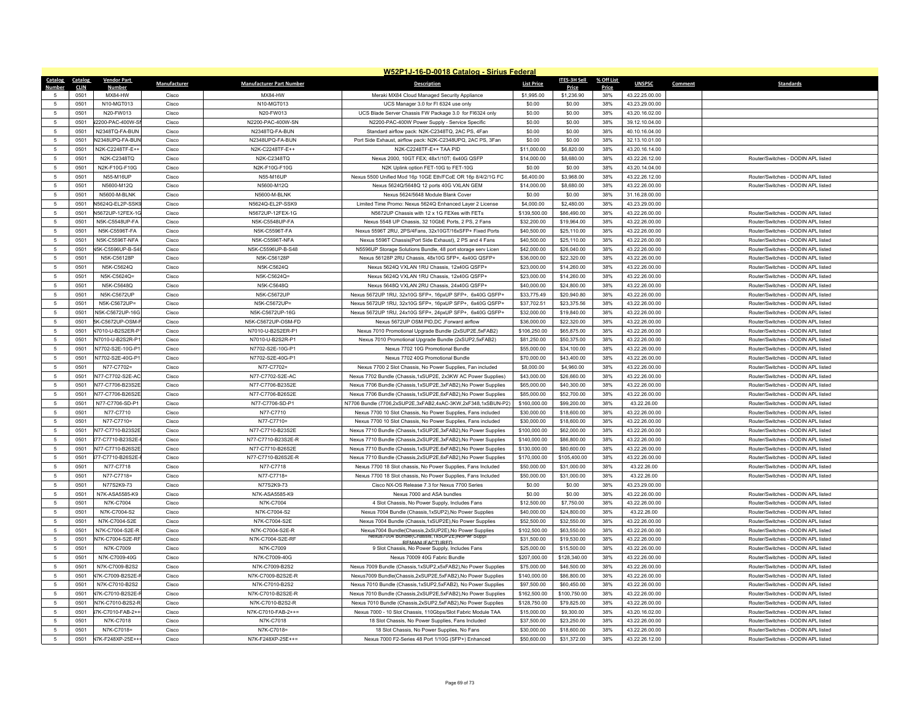## W52P1J-16-D-0018 Catalog - Sirius Federal

| Catalog Number | Catalog CLIN | Vendor Part Number | Manufacturer | Manufacturer Part Number | Description | List Price | ITES-3H Sell Price | % Off List Price | UNSPSC | Comment | Standards |
|---|---|---|---|---|---|---|---|---|---|---|---|
| 5 | 0501 | MX84-HW | Cisco | MX84-HW | Meraki MX84 Cloud Managed Security Appliance | $1,995.00 | $1,236.90 | 38% | 43.22.25.00.00 | | |
| 5 | 0501 | N10-MGT013 | Cisco | N10-MGT013 | UCS Manager 3.0 for FI 6324 use only | $0.00 | $0.00 | 38% | 43.23.29.00.00 | | |
| 5 | 0501 | N20-FW013 | Cisco | N20-FW013 | UCS Blade Server Chassis FW Package 3.0 for FI6324 only | $0.00 | $0.00 | 38% | 43.20.16.02.00 | | |
| 5 | 0501 | N2200-PAC-400W-SN | Cisco | N2200-PAC-400W-SN | N2200-PAC-400W Power Supply - Service Specific | $0.00 | $0.00 | 38% | 39.12.10.04.00 | | |
| 5 | 0501 | N2348TQ-FA-BUN | Cisco | N2348TQ-FA-BUN | Standard airflow pack: N2K-C2348TQ, 2AC PS, 4Fan | $0.00 | $0.00 | 38% | 40.10.16.04.00 | | |
| 5 | 0501 | N2348UPQ-FA-BUN | Cisco | N2348UPQ-FA-BUN | Port Side Exhaust, airflow pack: N2K-C2348UPQ, 2AC PS, 3Fan | $0.00 | $0.00 | 38% | 32.13.10.01.00 | | |
| 5 | 0501 | N2K-C2248TF-E++ | Cisco | N2K-C2248TF-E++ | N2K-C2248TF-E++ TAA PID | $11,000.00 | $6,820.00 | 38% | 43.20.16.14.00 | | |
| 5 | 0501 | N2K-C2348TQ | Cisco | N2K-C2348TQ | Nexus 2000, 10GT FEX; 48x1/10T; 6x40G QSFP | $14,000.00 | $8,680.00 | 38% | 43.22.26.12.00 | | Router/Switches - DODIN APL listed |
| 5 | 0501 | N2K-F10G-F10G | Cisco | N2K-F10G-F10G | N2K Uplink option FET-10G to FET-10G | $0.00 | $0.00 | 38% | 43.20.14.04.00 | | |
| 5 | 0501 | N55-M16UP | Cisco | N55-M16UP | Nexus 5500 Unified Mod 16p 10GE Eth/FCoE OR 16p 8/4/2/1G FC | $6,400.00 | $3,968.00 | 38% | 43.22.26.12.00 | | Router/Switches - DODIN APL listed |
| 5 | 0501 | N5600-M12Q | Cisco | N5600-M12Q | Nexus 5624Q/5648Q 12 ports 40G VXLAN GEM | $14,000.00 | $8,680.00 | 38% | 43.22.26.00.00 | | Router/Switches - DODIN APL listed |
| 5 | 0501 | N5600-M-BLNK | Cisco | N5600-M-BLNK | Nexus 5624/5648 Module Blank Cover | $0.00 | $0.00 | 38% | 31.16.28.00.00 | | |
| 5 | 0501 | N5624Q-EL2P-SSK9 | Cisco | N5624Q-EL2P-SSK9 | Limited Time Promo: Nexus 5624Q Enhanced Layer 2 License | $4,000.00 | $2,480.00 | 38% | 43.23.29.00.00 | | |
| 5 | 0501 | N5672UP-12FEX-1G | Cisco | N5672UP-12FEX-1G | N5672UP Chassis with 12 x 1G FEXes with FETs | $139,500.00 | $86,490.00 | 38% | 43.22.26.00.00 | | Router/Switches - DODIN APL listed |
| 5 | 0501 | N5K-C5548UP-FA | Cisco | N5K-C5548UP-FA | Nexus 5548 UP Chassis, 32 10GbE Ports, 2 PS, 2 Fans | $32,200.00 | $19,964.00 | 38% | 43.22.26.00.00 | | Router/Switches - DODIN APL listed |
| 5 | 0501 | N5K-C5596T-FA | Cisco | N5K-C5596T-FA | Nexus 5596T 2RU, 2PS/4Fans, 32x10GT/16xSFP+ Fixed Ports | $40,500.00 | $25,110.00 | 38% | 43.22.26.00.00 | | Router/Switches - DODIN APL listed |
| 5 | 0501 | N5K-C5596T-NFA | Cisco | N5K-C5596T-NFA | Nexus 5596T Chassis(Port Side Exhaust), 2 PS and 4 Fans | $40,500.00 | $25,110.00 | 38% | 43.22.26.00.00 | | Router/Switches - DODIN APL listed |
| 5 | 0501 | N5K-C5596UP-B-S48 | Cisco | N5K-C5596UP-B-S48 | N5596UP Storage Solutions Bundle, 48 port storage serv Licen | $42,000.00 | $26,040.00 | 38% | 43.22.26.00.00 | | Router/Switches - DODIN APL listed |
| 5 | 0501 | N5K-C56128P | Cisco | N5K-C56128P | Nexus 56128P 2RU Chassis, 48x10G SFP+, 4x40G QSFP+ | $36,000.00 | $22,320.00 | 38% | 43.22.26.00.00 | | Router/Switches - DODIN APL listed |
| 5 | 0501 | N5K-C5624Q | Cisco | N5K-C5624Q | Nexus 5624Q VXLAN 1RU Chassis, 12x40G QSFP+ | $23,000.00 | $14,260.00 | 38% | 43.22.26.00.00 | | Router/Switches - DODIN APL listed |
| 5 | 0501 | N5K-C5624Q= | Cisco | N5K-C5624Q= | Nexus 5624Q VXLAN 1RU Chassis, 12x40G QSFP+ | $23,000.00 | $14,260.00 | 38% | 43.22.26.00.00 | | Router/Switches - DODIN APL listed |
| 5 | 0501 | N5K-C5648Q | Cisco | N5K-C5648Q | Nexus 5648Q VXLAN 2RU Chassis, 24x40G QSFP+ | $40,000.00 | $24,800.00 | 38% | 43.22.26.00.00 | | Router/Switches - DODIN APL listed |
| 5 | 0501 | N5K-C5672UP | Cisco | N5K-C5672UP | Nexus 5672UP 1RU, 32x10G SFP+, 16pxUP SFP+, 6x40G QSFP+ | $33,775.49 | $20,940.80 | 38% | 43.22.26.00.00 | | Router/Switches - DODIN APL listed |
| 5 | 0501 | N5K-C5672UP= | Cisco | N5K-C5672UP= | Nexus 5672UP 1RU, 32x10G SFP+, 16pxUP SFP+, 6x40G QSFP+ | $37,702.51 | $23,375.56 | 38% | 43.22.26.00.00 | | Router/Switches - DODIN APL listed |
| 5 | 0501 | N5K-C5672UP-16G | Cisco | N5K-C5672UP-16G | Nexus 5672UP 1RU, 24x10G SFP+, 24pxUP SFP+, 6x40G QSFP+ | $32,000.00 | $19,840.00 | 38% | 43.22.26.00.00 | | Router/Switches - DODIN APL listed |
| 5 | 0501 | N5K-C5672UP-OSM-FD | Cisco | N5K-C5672UP-OSM-FD | Nexus 5672UP OSM PID,DC ,Forward airflow | $36,000.00 | $22,320.00 | 38% | 43.22.26.00.00 | | Router/Switches - DODIN APL listed |
| 5 | 0501 | N7010-U-B2S2ER-P1 | Cisco | N7010-U-B2S2ER-P1 | Nexus 7010 Promotional Upgrade Bundle (2xSUP2E,5xFAB2) | $106,250.00 | $65,875.00 | 38% | 43.22.26.00.00 | | Router/Switches - DODIN APL listed |
| 5 | 0501 | N7010-U-B2S2R-P1 | Cisco | N7010-U-B2S2R-P1 | Nexus 7010 Promotional Upgrade Bundle (2xSUP2,5xFAB2) | $81,250.00 | $50,375.00 | 38% | 43.22.26.00.00 | | Router/Switches - DODIN APL listed |
| 5 | 0501 | N7702-S2E-10G-P1 | Cisco | N7702-S2E-10G-P1 | Nexus 7702 10G Promotional Bundle | $55,000.00 | $34,100.00 | 38% | 43.22.26.00.00 | | Router/Switches - DODIN APL listed |
| 5 | 0501 | N7702-S2E-40G-P1 | Cisco | N7702-S2E-40G-P1 | Nexus 7702 40G Promotional Bundle | $70,000.00 | $43,400.00 | 38% | 43.22.26.00.00 | | Router/Switches - DODIN APL listed |
| 5 | 0501 | N77-C7702= | Cisco | N77-C7702= | Nexus 7700 2 Slot Chassis, No Power Supplies, Fan included | $8,000.00 | $4,960.00 | 38% | 43.22.26.00.00 | | Router/Switches - DODIN APL listed |
| 5 | 0501 | N77-C7702-S2E-AC | Cisco | N77-C7702-S2E-AC | Nexus 7702 Bundle (Chassis,1xSUP2E, 2x3KW AC Power Supplies) | $43,000.00 | $26,660.00 | 38% | 43.22.26.00.00 | | Router/Switches - DODIN APL listed |
| 5 | 0501 | N77-C7706-B23S2E | Cisco | N77-C7706-B23S2E | Nexus 7706 Bundle (Chassis,1xSUP2E,3xFAB2),No Power Supplies | $65,000.00 | $40,300.00 | 38% | 43.22.26.00.00 | | Router/Switches - DODIN APL listed |
| 5 | 0501 | N77-C7706-B26S2E | Cisco | N77-C7706-B26S2E | Nexus 7706 Bundle (Chassis,1xSUP2E,6xFAB2),No Power Supplies | $85,000.00 | $52,700.00 | 38% | 43.22.26.00.00 | | Router/Switches - DODIN APL listed |
| 5 | 0501 | N77-C7706-SD-P1 | Cisco | N77-C7706-SD-P1 | N7706 Bundle (7706,2xSUP2E,3xFAB2,4xAC-3KW,2xF348,1xSBUN-P2) | $160,000.00 | $99,200.00 | 38% | 43.22.26.00 | | Router/Switches - DODIN APL listed |
| 5 | 0501 | N77-C7710 | Cisco | N77-C7710 | Nexus 7700 10 Slot Chassis, No Power Supplies, Fans included | $30,000.00 | $18,600.00 | 38% | 43.22.26.00.00 | | Router/Switches - DODIN APL listed |
| 5 | 0501 | N77-C7710= | Cisco | N77-C7710= | Nexus 7700 10 Slot Chassis, No Power Supplies, Fans included | $30,000.00 | $18,600.00 | 38% | 43.22.26.00.00 | | Router/Switches - DODIN APL listed |
| 5 | 0501 | N77-C7710-B23S2E | Cisco | N77-C7710-B23S2E | Nexus 7710 Bundle (Chassis,1xSUP2E,3xFAB2),No Power Supplies | $100,000.00 | $62,000.00 | 38% | 43.22.26.00.00 | | Router/Switches - DODIN APL listed |
| 5 | 0501 | N77-C7710-B23S2E-R | Cisco | N77-C7710-B23S2E-R | Nexus 7710 Bundle (Chassis,2xSUP2E,3xFAB2),No Power Supplies | $140,000.00 | $86,800.00 | 38% | 43.22.26.00.00 | | Router/Switches - DODIN APL listed |
| 5 | 0501 | N77-C7710-B26S2E | Cisco | N77-C7710-B26S2E | Nexus 7710 Bundle (Chassis,1xSUP2E,6xFAB2),No Power Supplies | $130,000.00 | $80,600.00 | 38% | 43.22.26.00.00 | | Router/Switches - DODIN APL listed |
| 5 | 0501 | N77-C7710-B26S2E-R | Cisco | N77-C7710-B26S2E-R | Nexus 7710 Bundle (Chassis,2xSUP2E,6xFAB2),No Power Supplies | $170,000.00 | $105,400.00 | 38% | 43.22.26.00.00 | | Router/Switches - DODIN APL listed |
| 5 | 0501 | N77-C7718 | Cisco | N77-C7718 | Nexus 7700 18 Slot chassis, No Power Supplies, Fans Included | $50,000.00 | $31,000.00 | 38% | 43.22.26.00 | | Router/Switches - DODIN APL listed |
| 5 | 0501 | N77-C7718= | Cisco | N77-C7718= | Nexus 7700 18 Slot chassis, No Power Supplies, Fans Included | $50,000.00 | $31,000.00 | 38% | 43.22.26.00 | | Router/Switches - DODIN APL listed |
| 5 | 0501 | N77S2K9-73 | Cisco | N77S2K9-73 | Cisco NX-OS Release 7.3 for Nexus 7700 Series | $0.00 | $0.00 | 38% | 43.23.29.00.00 | | |
| 5 | 0501 | N7K-ASA5585-K9 | Cisco | N7K-ASA5585-K9 | Nexus 7000 and ASA bundles | $0.00 | $0.00 | 38% | 43.22.26.00.00 | | Router/Switches - DODIN APL listed |
| 5 | 0501 | N7K-C7004 | Cisco | N7K-C7004 | 4 Slot Chassis, No Power Supply, Includes Fans | $12,500.00 | $7,750.00 | 38% | 43.22.26.00.00 | | Router/Switches - DODIN APL listed |
| 5 | 0501 | N7K-C7004-S2 | Cisco | N7K-C7004-S2 | Nexus 7004 Bundle (Chassis,1xSUP2),No Power Supplies | $40,000.00 | $24,800.00 | 38% | 43.22.26.00 | | Router/Switches - DODIN APL listed |
| 5 | 0501 | N7K-C7004-S2E | Cisco | N7K-C7004-S2E | Nexus 7004 Bundle (Chassis,1xSUP2E),No Power Supplies | $52,500.00 | $32,550.00 | 38% | 43.22.26.00.00 | | Router/Switches - DODIN APL listed |
| 5 | 0501 | N7K-C7004-S2E-R | Cisco | N7K-C7004-S2E-R | Nexus7004 Bundle(Chassis,2xSUP2E),No Power Supplies | $102,500.00 | $63,550.00 | 38% | 43.22.26.00.00 | | Router/Switches - DODIN APL listed |
| 5 | 0501 | N7K-C7004-S2E-RF | Cisco | N7K-C7004-S2E-RF | Nexus7004 Bundle(Chassis,1xSUP2E)NoPwr Suppl REMANUFACTURED | $31,500.00 | $19,530.00 | 38% | 43.22.26.00.00 | | Router/Switches - DODIN APL listed |
| 5 | 0501 | N7K-C7009 | Cisco | N7K-C7009 | 9 Slot Chassis, No Power Supply, Includes Fans | $25,000.00 | $15,500.00 | 38% | 43.22.26.00.00 | | Router/Switches - DODIN APL listed |
| 5 | 0501 | N7K-C7009-40G | Cisco | N7K-C7009-40G | Nexus 70009 40G Fabric Bundle | $207,000.00 | $128,340.00 | 38% | 43.22.26.00.00 | | Router/Switches - DODIN APL listed |
| 5 | 0501 | N7K-C7009-B2S2 | Cisco | N7K-C7009-B2S2 | Nexus 7009 Bundle (Chassis,1xSUP2,5xFAB2),No Power Supplies | $75,000.00 | $46,500.00 | 38% | 43.22.26.00.00 | | Router/Switches - DODIN APL listed |
| 5 | 0501 | N7K-C7009-B2S2E-R | Cisco | N7K-C7009-B2S2E-R | Nexus7009 Bundle(Chassis,2xSUP2E,5xFAB2),No Power Supplies | $140,000.00 | $86,800.00 | 38% | 43.22.26.00.00 | | Router/Switches - DODIN APL listed |
| 5 | 0501 | N7K-C7010-B2S2 | Cisco | N7K-C7010-B2S2 | Nexus 7010 Bundle (Chassis,1xSUP2,5xFAB2), No Power Supplies | $97,500.00 | $60,450.00 | 38% | 43.22.26.00.00 | | Router/Switches - DODIN APL listed |
| 5 | 0501 | N7K-C7010-B2S2E-R | Cisco | N7K-C7010-B2S2E-R | Nexus 7010 Bundle (Chassis,2xSUP2E,5xFAB2),No Power Supplies | $162,500.00 | $100,750.00 | 38% | 43.22.26.00.00 | | Router/Switches - DODIN APL listed |
| 5 | 0501 | N7K-C7010-B2S2-R | Cisco | N7K-C7010-B2S2-R | Nexus 7010 Bundle (Chassis,2xSUP2,5xFAB2),No Power Supplies | $128,750.00 | $79,825.00 | 38% | 43.22.26.00.00 | | Router/Switches - DODIN APL listed |
| 5 | 0501 | N7K-C7010-FAB-2++ | Cisco | N7K-C7010-FAB-2++= | Nexus 7000 - 10 Slot Chassis, 110Gbps/Slot Fabric Module TAA | $15,000.00 | $9,300.00 | 38% | 43.20.16.02.00 | | Router/Switches - DODIN APL listed |
| 5 | 0501 | N7K-C7018 | Cisco | N7K-C7018 | 18 Slot Chassis, No Power Supplies, Fans Included | $37,500.00 | $23,250.00 | 38% | 43.22.26.00.00 | | Router/Switches - DODIN APL listed |
| 5 | 0501 | N7K-C7018= | Cisco | N7K-C7018= | 18 Slot Chassis, No Power Supplies, No Fans | $30,000.00 | $18,600.00 | 38% | 43.22.26.00.00 | | Router/Switches - DODIN APL listed |
| 5 | 0501 | N7K-F248XP-25E++= | Cisco | N7K-F248XP-25E++= | Nexus 7000 F2-Series 48 Port 1/10G (SFP+) Enhanced | $50,600.00 | $31,372.00 | 38% | 43.22.26.12.00 | | Router/Switches - DODIN APL listed |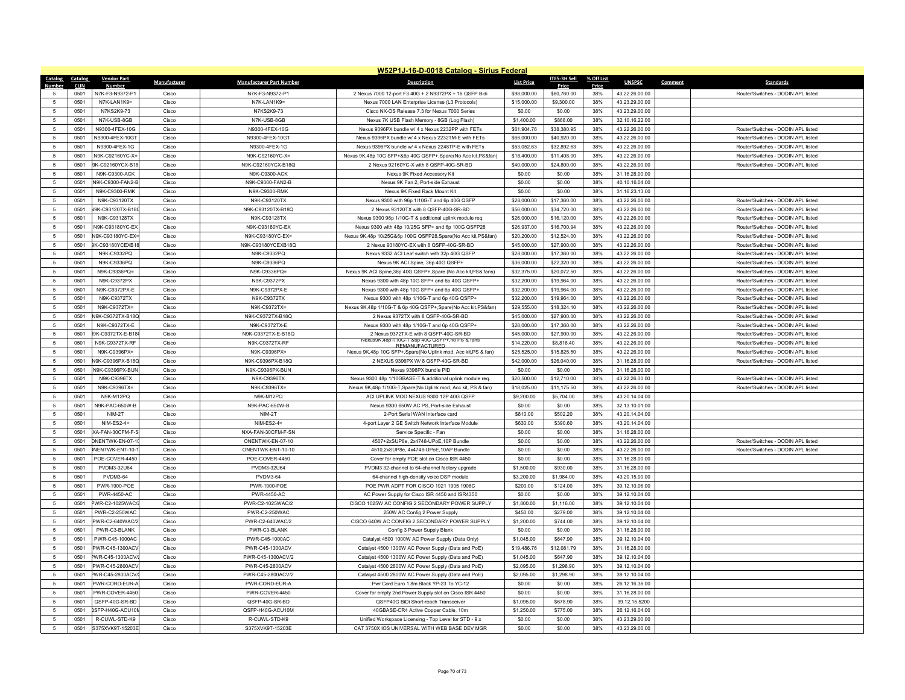# W52P1J-16-D-0018 Catalog - Sirius Federal

| Catalog Number | Catalog CLIN | Vendor Part Number | Manufacturer | Manufacturer Part Number | Description | List Price | ITES-3H Sell Price | % Off List Price | UNSPSC | Comment | Standards |
|---|---|---|---|---|---|---|---|---|---|---|---|
| 5 | 0501 | N7K-F3-N9372-P1 | Cisco | N7K-F3-N9372-P1 | 2 Nexus 7000 12-port F3 40G + 2 N9372PX + 16 QSFP Bidi | $98,000.00 | $60,760.00 | 38% | 43.22.26.00.00 | | Router/Switches - DODIN APL listed |
| 5 | 0501 | N7K-LAN1K9= | Cisco | N7K-LAN1K9= | Nexus 7000 LAN Enterprise License (L3 Protocols) | $15,000.00 | $9,300.00 | 38% | 43.23.29.00.00 | | |
| 5 | 0501 | N7KS2K9-73 | Cisco | N7KS2K9-73 | Cisco NX-OS Release 7.3 for Nexus 7000 Series | $0.00 | $0.00 | 38% | 43.23.29.00.00 | | |
| 5 | 0501 | N7K-USB-8GB | Cisco | N7K-USB-8GB | Nexus 7K USB Flash Memory - 8GB (Log Flash) | $1,400.00 | $868.00 | 38% | 32.10.16.22.00 | | |
| 5 | 0501 | N9300-4FEX-10G | Cisco | N9300-4FEX-10G | Nexus 9396PX bundle w/ 4 x Nexus 2232PP with FETs | $61,904.76 | $38,380.95 | 38% | 43.22.26.00.00 | | Router/Switches - DODIN APL listed |
| 5 | 0501 | N9300-4FEX-10GT | Cisco | N9300-4FEX-10GT | Nexus 9396PX bundle w/ 4 x Nexus 2232TM-E with FETs | $66,000.00 | $40,920.00 | 38% | 43.22.26.00.00 | | Router/Switches - DODIN APL listed |
| 5 | 0501 | N9300-4FEX-1G | Cisco | N9300-4FEX-1G | Nexus 9396PX bundle w/ 4 x Nexus 2248TP-E with FETs | $53,052.63 | $32,892.63 | 38% | 43.22.26.00.00 | | Router/Switches - DODIN APL listed |
| 5 | 0501 | N9K-C92160YC-X= | Cisco | N9K-C92160YC-X= | Nexus 9K,48p 10G SFP+&6p 40G QSFP+,Spare(No Acc kit,PS&fan) | $18,400.00 | $11,408.00 | 38% | 43.22.26.00.00 | | Router/Switches - DODIN APL listed |
| 5 | 0501 | 9K-C92160YCX-B18 | Cisco | N9K-C92160YCX-B18Q | 2 Nexus 92160YC-X with 8 QSFP-40G-SR-BD | $40,000.00 | $24,800.00 | 38% | 43.22.26.00.00 | | Router/Switches - DODIN APL listed |
| 5 | 0501 | N9K-C9300-ACK | Cisco | N9K-C9300-ACK | Nexus 9K Fixed Accessory Kit | $0.00 | $0.00 | 38% | 31.16.28.00.00 | | |
| 5 | 0501 | N9K-C9300-FAN2-B | Cisco | N9K-C9300-FAN2-B | Nexus 9K Fan 2, Port-side Exhaust | $0.00 | $0.00 | 38% | 40.10.16.04.00 | | |
| 5 | 0501 | N9K-C9300-RMK | Cisco | N9K-C9300-RMK | Nexus 9K Fixed Rack Mount Kit | $0.00 | $0.00 | 38% | 31.16.23.13.00 | | |
| 5 | 0501 | N9K-C93120TX | Cisco | N9K-C93120TX | Nexus 9300 with 96p 1/10G-T and 6p 40G QSFP | $28,000.00 | $17,360.00 | 38% | 43.22.26.00.00 | | Router/Switches - DODIN APL listed |
| 5 | 0501 | N9K-C93120TX-B18Q | Cisco | N9K-C93120TX-B18Q | 2 Nexus 93120TX with 8 QSFP-40G-SR-BD | $56,000.00 | $34,720.00 | 38% | 43.22.26.00.00 | | Router/Switches - DODIN APL listed |
| 5 | 0501 | N9K-C93128TX | Cisco | N9K-C93128TX | Nexus 9300 96p 1/10G-T & additional uplink module req. | $26,000.00 | $16,120.00 | 38% | 43.22.26.00.00 | | Router/Switches - DODIN APL listed |
| 5 | 0501 | N9K-C93180YC-EX | Cisco | N9K-C93180YC-EX | Nexus 9300 with 48p 10/25G SFP+ and 6p 100G QSFP28 | $26,937.00 | $16,700.94 | 38% | 43.22.26.00.00 | | Router/Switches - DODIN APL listed |
| 5 | 0501 | N9K-C93180YC-EX= | Cisco | N9K-C93180YC-EX= | Nexus 9K,48p 10/25G&6p 100G QSFP28,Spare(No Acc kit,PS&fan) | $20,200.00 | $12,524.00 | 38% | 43.22.26.00.00 | | Router/Switches - DODIN APL listed |
| 5 | 0501 | 9K-C93180YCEXB18 | Cisco | N9K-C93180YCEXB18Q | 2 Nexus 93180YC-EX with 8 QSFP-40G-SR-BD | $45,000.00 | $27,900.00 | 38% | 43.22.26.00.00 | | Router/Switches - DODIN APL listed |
| 5 | 0501 | N9K-C9332PQ | Cisco | N9K-C9332PQ | Nexus 9332 ACI Leaf switch with 32p 40G QSFP | $28,000.00 | $17,360.00 | 38% | 43.22.26.00.00 | | Router/Switches - DODIN APL listed |
| 5 | 0501 | N9K-C9336PQ | Cisco | N9K-C9336PQ | Nexus 9K ACI Spine, 36p 40G QSFP+ | $36,000.00 | $22,320.00 | 38% | 43.22.26.00.00 | | Router/Switches - DODIN APL listed |
| 5 | 0501 | N9K-C9336PQ= | Cisco | N9K-C9336PQ= | Nexus 9K ACI Spine,36p 40G QSFP+,Spare (No Acc kit,PS& fans) | $32,375.00 | $20,072.50 | 38% | 43.22.26.00.00 | | Router/Switches - DODIN APL listed |
| 5 | 0501 | N9K-C9372PX | Cisco | N9K-C9372PX | Nexus 9300 with 48p 10G SFP+ and 6p 40G QSFP+ | $32,200.00 | $19,964.00 | 38% | 43.22.26.00.00 | | Router/Switches - DODIN APL listed |
| 5 | 0501 | N9K-C9372PX-E | Cisco | N9K-C9372PX-E | Nexus 9300 with 48p 10G SFP+ and 6p 40G QSFP+ | $32,200.00 | $19,964.00 | 38% | 43.22.26.00.00 | | Router/Switches - DODIN APL listed |
| 5 | 0501 | N9K-C9372TX | Cisco | N9K-C9372TX | Nexus 9300 with 48p 1/10G-T and 6p 40G QSFP+ | $32,200.00 | $19,964.00 | 38% | 43.22.26.00.00 | | Router/Switches - DODIN APL listed |
| 5 | 0501 | N9K-C9372TX= | Cisco | N9K-C9372TX= | Nexus 9K,48p 1/10G-T & 6p 40G QSFP+,Spare(No Acc kit,PS&fan) | $29,555.00 | $18,324.10 | 38% | 43.22.26.00.00 | | Router/Switches - DODIN APL listed |
| 5 | 0501 | N9K-C9372TX-B18Q | Cisco | N9K-C9372TX-B18Q | 2 Nexus 9372TX with 8 QSFP-40G-SR-BD | $45,000.00 | $27,900.00 | 38% | 43.22.26.00.00 | | Router/Switches - DODIN APL listed |
| 5 | 0501 | N9K-C9372TX-E | Cisco | N9K-C9372TX-E | Nexus 9300 with 48p 1/10G-T and 6p 40G QSFP+ | $28,000.00 | $17,360.00 | 38% | 43.22.26.00.00 | | Router/Switches - DODIN APL listed |
| 5 | 0501 | 9K-C9372TX-E-B18 | Cisco | N9K-C9372TX-E-B18Q | 2 Nexus 9372TX-E with 8 QSFP-40G-SR-BD | $45,000.00 | $27,900.00 | 38% | 43.22.26.00.00 | | Router/Switches - DODIN APL listed |
| 5 | 0501 | N9K-C9372TX-RF | Cisco | N9K-C9372TX-RF | Nexus9K,48p1/10G-T &6p 40G QSFP+,no PS & fans REMANUFACTURED | $14,220.00 | $8,816.40 | 38% | 43.22.26.00.00 | | Router/Switches - DODIN APL listed |
| 5 | 0501 | N9K-C9396PX= | Cisco | N9K-C9396PX= | Nexus 9K,48p 10G SFP+,Spare(No Uplink mod, Acc kit,PS & fan) | $25,525.00 | $15,825.50 | 38% | 43.22.26.00.00 | | Router/Switches - DODIN APL listed |
| 5 | 0501 | N9K-C9396PX-B18Q | Cisco | N9K-C9396PX-B18Q | 2 NEXUS 9396PX W/ 8 QSFP-40G-SR-BD | $42,000.00 | $26,040.00 | 38% | 31.16.28.00.00 | | Router/Switches - DODIN APL listed |
| 5 | 0501 | N9K-C9396PX-BUN | Cisco | N9K-C9396PX-BUN | Nexus 9396PX bundle PID | $0.00 | $0.00 | 38% | 31.16.28.00.00 | | |
| 5 | 0501 | N9K-C9396TX | Cisco | N9K-C9396TX | Nexus 9300 48p 1/10GBASE-T & additional uplink module req. | $20,500.00 | $12,710.00 | 38% | 43.22.26.00.00 | | Router/Switches - DODIN APL listed |
| 5 | 0501 | N9K-C9396TX= | Cisco | N9K-C9396TX= | Nexus 9K,48p 1/10G-T,Spare(No Uplink mod, Acc kit, PS & fan) | $18,025.00 | $11,175.50 | 38% | 43.22.26.00.00 | | Router/Switches - DODIN APL listed |
| 5 | 0501 | N9K-M12PQ | Cisco | N9K-M12PQ | ACI UPLINK MOD NEXUS 9300 12P 40G QSFP | $9,200.00 | $5,704.00 | 38% | 43.20.14.04.00 | | |
| 5 | 0501 | N9K-PAC-650W-B | Cisco | N9K-PAC-650W-B | Nexus 9300 650W AC PS, Port-side Exhaust | $0.00 | $0.00 | 38% | 32.13.10.01.00 | | |
| 5 | 0501 | NIM-2T | Cisco | NIM-2T | 2-Port Serial WAN Interface card | $810.00 | $502.20 | 38% | 43.20.14.04.00 | | |
| 5 | 0501 | NIM-ES2-4= | Cisco | NIM-ES2-4= | 4-port Layer 2 GE Switch Network Interface Module | $630.00 | $390.60 | 38% | 43.20.14.04.00 | | |
| 5 | 0501 | XA-FAN-30CFM-F-S | Cisco | NXA-FAN-30CFM-F-SN | Service Specific - Fan | $0.00 | $0.00 | 38% | 31.16.28.00.00 | | |
| 5 | 0501 | ONENTWK-EN-07-1 | Cisco | ONENTWK-EN-07-10 | 4507+2xSUP8e, 2x4748-UPoE,10P Bundle | $0.00 | $0.00 | 38% | 43.22.26.00.00 | | Router/Switches - DODIN APL listed |
| 5 | 0501 | NENTWK-ENT-10-1 | Cisco | ONENTWK-ENT-10-10 | 4510,2xSUP8e, 4x4748-UPoE,10AP Bundle | $0.00 | $0.00 | 38% | 43.22.26.00.00 | | Router/Switches - DODIN APL listed |
| 5 | 0501 | POE-COVER-4450 | Cisco | POE-COVER-4450 | Cover for empty POE slot on Cisco ISR 4450 | $0.00 | $0.00 | 38% | 31.16.28.00.00 | | |
| 5 | 0501 | PVDM3-32U64 | Cisco | PVDM3-32U64 | PVDM3 32-channel to 64-channel factory upgrade | $1,500.00 | $930.00 | 38% | 31.16.28.00.00 | | |
| 5 | 0501 | PVDM3-64 | Cisco | PVDM3-64 | 64-channel high-density voice DSP module | $3,200.00 | $1,984.00 | 38% | 43.20.15.00.00 | | |
| 5 | 0501 | PWR-1900-POE | Cisco | PWR-1900-POE | POE PWR ADPT FOR CISCO 1921 1905 1906C | $200.00 | $124.00 | 38% | 39.12.10.06.00 | | |
| 5 | 0501 | PWR-4450-AC | Cisco | PWR-4450-AC | AC Power Supply for Cisco ISR 4450 and ISR4350 | $0.00 | $0.00 | 38% | 39.12.10.04.00 | | |
| 5 | 0501 | PWR-C2-1025WAC/2 | Cisco | PWR-C2-1025WAC/2 | CISCO 1025W AC CONFIG 2 SECONDARY POWER SUPPLY | $1,800.00 | $1,116.00 | 38% | 39.12.10.04.00 | | |
| 5 | 0501 | PWR-C2-250WAC | Cisco | PWR-C2-250WAC | 250W AC Config 2 Power Supply | $450.00 | $279.00 | 38% | 39.12.10.04.00 | | |
| 5 | 0501 | PWR-C2-640WAC/2 | Cisco | PWR-C2-640WAC/2 | CISCO 640W AC CONFIG 2 SECONDARY POWER SUPPLY | $1,200.00 | $744.00 | 38% | 39.12.10.04.00 | | |
| 5 | 0501 | PWR-C3-BLANK | Cisco | PWR-C3-BLANK | Config 3 Power Supply Blank | $0.00 | $0.00 | 38% | 31.16.28.00.00 | | |
| 5 | 0501 | PWR-C45-1000AC | Cisco | PWR-C45-1000AC | Catalyst 4500 1000W AC Power Supply (Data Only) | $1,045.00 | $647.90 | 38% | 39.12.10.04.00 | | |
| 5 | 0501 | PWR-C45-1300ACV | Cisco | PWR-C45-1300ACV | Catalyst 4500 1300W AC Power Supply (Data and PoE) | $19,486.76 | $12,081.79 | 38% | 31.16.28.00.00 | | |
| 5 | 0501 | PWR-C45-1300ACV/ | Cisco | PWR-C45-1300ACV/2 | Catalyst 4500 1300W AC Power Supply (Data and PoE) | $1,045.00 | $647.90 | 38% | 39.12.10.04.00 | | |
| 5 | 0501 | PWR-C45-2800ACV | Cisco | PWR-C45-2800ACV | Catalyst 4500 2800W AC Power Supply (Data and PoE) | $2,095.00 | $1,298.90 | 38% | 39.12.10.04.00 | | |
| 5 | 0501 | PWR-C45-2800ACV/ | Cisco | PWR-C45-2800ACV/2 | Catalyst 4500 2800W AC Power Supply (Data and PoE) | $2,095.00 | $1,298.90 | 38% | 39.12.10.04.00 | | |
| 5 | 0501 | PWR-CORD-EUR-A | Cisco | PWR-CORD-EUR-A | Pwr Cord Euro 1.8m Black YP-23 To YC-12 | $0.00 | $0.00 | 38% | 26.12.16.36.00 | | |
| 5 | 0501 | PWR-COVER-4450 | Cisco | PWR-COVER-4450 | Cover for empty 2nd Power Supply slot on Cisco ISR 4450 | $0.00 | $0.00 | 38% | 31.16.28.00.00 | | |
| 5 | 0501 | QSFP-40G-SR-BD | Cisco | QSFP-40G-SR-BD | QSFP40G BiDi Short-reach Transceiver | $1,095.00 | $678.90 | 38% | 39.12.15.5200 | | |
| 5 | 0501 | QSFP-H40G-ACU10M | Cisco | QSFP-H40G-ACU10M | 40GBASE-CR4 Active Copper Cable, 10m | $1,250.00 | $775.00 | 38% | 26.12.16.04.00 | | |
| 5 | 0501 | R-CUWL-STD-K9 | Cisco | R-CUWL-STD-K9 | Unified Workspace Licensing - Top Level for STD - 9.x | $0.00 | $0.00 | 38% | 43.23.29.00.00 | | |
| 5 | 0501 | S375XVK9T-15203E | Cisco | S375XVK9T-15203E | CAT 3750X IOS UNIVERSAL WITH WEB BASE DEV MGR | $0.00 | $0.00 | 38% | 43.23.29.00.00 | | |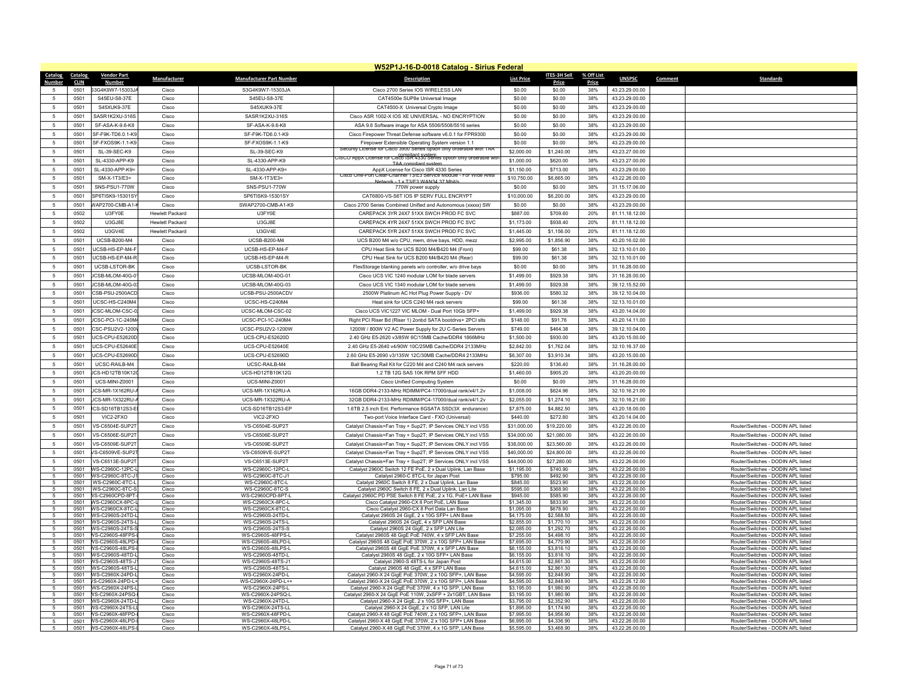# W52P1J-16-D-0018 Catalog - Sirius Federal

| Catalog Number | Catalog CLIN | Vendor Part Number | Manufacturer | Manufacturer Part Number | Description | List Price | ITES-3H Sell Price | % Off List Price | UNSPSC | Comment | Standards |
|---|---|---|---|---|---|---|---|---|---|---|---|
| 5 | 0501 | S3G4K9W7-15303JA | Cisco | S3G4K9W7-15303JA | Cisco 2700 Series IOS WIRELESS LAN | $0.00 | $0.00 | 38% | 43.23.29.00.00 | | |
| 5 | 0501 | S45EU-S8-37E | Cisco | S45EU-S8-37E | CAT4500e SUP8e Universal Image | $0.00 | $0.00 | 38% | 43.23.29.00.00 | | |
| 5 | 0501 | S45XUK9-37E | Cisco | S45XUK9-37E | CAT4500-X Universal Crypto Image | $0.00 | $0.00 | 38% | 43.23.29.00.00 | | |
| 5 | 0501 | SASR1K2XU-316S | Cisco | SASR1K2XU-316S | Cisco ASR 1002-X IOS XE UNIVERSAL - NO ENCRYPTION | $0.00 | $0.00 | 38% | 43.23.29.00.00 | | |
| 5 | 0501 | SF-ASA-K-9.6-K8 | Cisco | SF-ASA-K-9.6-K8 | ASA 9.6 Software image for ASA 5506/5508/5516 series | $0.00 | $0.00 | 38% | 43.23.29.00.00 | | |
| 5 | 0501 | SF-F9K-TD6.0.1-K9 | Cisco | SF-F9K-TD6.0.1-K9 | Cisco Firepower Threat Defense software v6.0.1 for FPR9300 | $0.00 | $0.00 | 38% | 43.23.29.00.00 | | |
| 5 | 0501 | SF-FXOS9K-1.1-K9 | Cisco | SF-FXOS9K-1.1-K9 | Firepower Extensible Operating System version 1.1 | $0.00 | $0.00 | 38% | 43.23.29.00.00 | | |
| 5 | 0501 | SL-39-SEC-K9 | Cisco | SL-39-SEC-K9 | Security License for Cisco 3900 Series option only orderable with TAA compliant system | $2,000.00 | $1,240.00 | 38% | 43.23.27.00.00 | | |
| 5 | 0501 | SL-4330-APP-K9 | Cisco | SL-4330-APP-K9 | CISCO AppX License for Cisco ISR 4330 Series option only orderable with TAA compliant system | $1,000.00 | $620.00 | 38% | 43.23.27.00.00 | | |
| 5 | 0501 | SL-4330-APP-K9= | Cisco | SL-4330-APP-K9= | AppX License for Cisco ISR 4330 Series | $1,150.00 | $713.00 | 38% | 43.23.29.00.00 | | |
| 5 | 0501 | SM-X-1T3/E3= | Cisco | SM-X-1T3/E3= | Cisco One-Port Clear-Channel T3/E3 Service Module - For Wide Area Network - 1 x T3/E3 WAN34.37 Mbit/s | $10,750.00 | $6,665.00 | 38% | 43.22.26.00.00 | | |
| 5 | 0501 | SNS-PSU1-770W | Cisco | SNS-PSU1-770W | 770W power supply | $0.00 | $0.00 | 38% | 31.15.17.06.00 | | |
| 5 | 0501 | SP6TISK9-15301SY | Cisco | SP6TISK9-15301SY | CAT6800-VS-S6T IOS IP SERV FULL ENCRYPT | $10,000.00 | $6,200.00 | 38% | 43.23.29.00.00 | | |
| 5 | 0501 | SWAP2700-CMB-A1-K | Cisco | SWAP2700-CMB-A1-K9 | Cisco 2700 Series Combined Unified and Autonomous (xxxxx) SW | $0.00 | $0.00 | 38% | 43.23.29.00.00 | | |
| 5 | 0502 | U3FY0E | Hewlett Packard | U3FY0E | CAREPACK 3YR 24X7 51XX SWCH PROD FC SVC | $887.00 | $709.60 | 20% | 81.11.18.12.00 | | |
| 5 | 0502 | U3GJ8E | Hewlett Packard | U3GJ8E | CAREPACK 4YR 24X7 51XX SWCH PROD FC SVC | $1,173.00 | $938.40 | 20% | 81.11.18.12.00 | | |
| 5 | 0502 | U3GV4E | Hewlett Packard | U3GV4E | CAREPACK 5YR 24X7 51XX SWCH PROD FC SVC | $1,445.00 | $1,156.00 | 20% | 81.11.18.12.00 | | |
| 5 | 0501 | UCSB-B200-M4 | Cisco | UCSB-B200-M4 | UCS B200 M4 w/o CPU, mem, drive bays, HDD, mezz | $2,995.00 | $1,856.90 | 38% | 43.20.16.02.00 | | |
| 5 | 0501 | UCSB-HS-EP-M4-F | Cisco | UCSB-HS-EP-M4-F | CPU Heat Sink for UCS B200 M4/B420 M4 (Front) | $99.00 | $61.38 | 38% | 32.13.10.01.00 | | |
| 5 | 0501 | UCSB-HS-EP-M4-R | Cisco | UCSB-HS-EP-M4-R | CPU Heat Sink for UCS B200 M4/B420 M4 (Rear) | $99.00 | $61.38 | 38% | 32.13.10.01.00 | | |
| 5 | 0501 | UCSB-LSTOR-BK | Cisco | UCSB-LSTOR-BK | FlexStorage blanking panels w/o controller, w/o drive bays | $0.00 | $0.00 | 38% | 31.16.28.00.00 | | |
| 5 | 0501 | UCSB-MLOM-40G-01 | Cisco | UCSB-MLOM-40G-01 | Cisco UCS VIC 1240 modular LOM for blade servers | $1,499.00 | $929.38 | 38% | 31.16.28.00.00 | | |
| 5 | 0501 | UCSB-MLOM-40G-03 | Cisco | UCSB-MLOM-40G-03 | Cisco UCS VIC 1340 modular LOM for blade servers | $1,499.00 | $929.38 | 38% | 39.12.15.52.00 | | |
| 5 | 0501 | UCSB-PSU-2500ACD | Cisco | UCSB-PSU-2500ACDV | 2500W Platinum AC Hot Plug Power Supply - DV | $936.00 | $580.32 | 38% | 39.12.10.04.00 | | |
| 5 | 0501 | UCSC-HS-C240M4 | Cisco | UCSC-HS-C240M4 | Heat sink for UCS C240 M4 rack servers | $99.00 | $61.38 | 38% | 32.13.10.01.00 | | |
| 5 | 0501 | UCSC-MLOM-CSC-02 | Cisco | UCSC-MLOM-CSC-02 | Cisco UCS VIC1227 VIC MLOM - Dual Port 10Gb SFP+ | $1,499.00 | $929.38 | 38% | 43.20.14.04.00 | | |
| 5 | 0501 | UCSC-PCI-1C-240M4 | Cisco | UCSC-PCI-1C-240M4 | Right PCI Riser Bd (Riser 1) 2onbd SATA bootdrvs+ 2PCI slts | $148.00 | $91.76 | 38% | 43.20.14.11.00 | | |
| 5 | 0501 | UCSC-PSU2V2-1200W | Cisco | UCSC-PSU2V2-1200W | 1200W / 800W V2 AC Power Supply for 2U C-Series Servers | $749.00 | $464.38 | 38% | 39.12.10.04.00 | | |
| 5 | 0501 | UCS-CPU-E52620D | Cisco | UCS-CPU-E52620D | 2.40 GHz E5-2620 v3/85W 6C/15MB Cache/DDR4 1866MHz | $1,500.00 | $930.00 | 38% | 43.20.15.00.00 | | |
| 5 | 0501 | UCS-CPU-E52640E | Cisco | UCS-CPU-E52640E | 2.40 GHz E5-2640 v4/90W 10C/25MB Cache/DDR4 2133MHz | $2,842.00 | $1,762.04 | 38% | 32.10.16.37.00 | | |
| 5 | 0501 | UCS-CPU-E52690D | Cisco | UCS-CPU-E52690D | 2.60 GHz E5-2690 v3/135W 12C/30MB Cache/DDR4 2133MHz | $6,307.00 | $3,910.34 | 38% | 43.20.15.00.00 | | |
| 5 | 0501 | UCSC-RAILB-M4 | Cisco | UCSC-RAILB-M4 | Ball Bearing Rail Kit for C220 M4 and C240 M4 rack servers | $220.00 | $136.40 | 38% | 31.16.28.00.00 | | |
| 5 | 0501 | UCS-HD12TB10K12G | Cisco | UCS-HD12TB10K12G | 1.2 TB 12G SAS 10K RPM SFF HDD | $1,460.00 | $905.20 | 38% | 43.20.20.00.00 | | |
| 5 | 0501 | UCS-MINI-Z0001 | Cisco | UCS-MINI-Z0001 | Cisco Unified Computing System | $0.00 | $0.00 | 38% | 31.16.28.00.00 | | |
| 5 | 0501 | UCS-MR-1X162RU-A | Cisco | UCS-MR-1X162RU-A | 16GB DDR4-2133-MHz RDIMM/PC4-17000/dual rank/x4/1.2v | $1,008.00 | $624.96 | 38% | 32.10.16.21.00 | | |
| 5 | 0501 | UCS-MR-1X322RU-A | Cisco | UCS-MR-1X322RU-A | 32GB DDR4-2133-MHz RDIMM/PC4-17000/dual rank/x4/1.2v | $2,055.00 | $1,274.10 | 38% | 32.10.16.21.00 | | |
| 5 | 0501 | UCS-SD16TB12S3-EP | Cisco | UCS-SD16TB12S3-EP | 1.6TB 2.5 inch Ent. Performance 6GSATA SSD(3X endurance) | $7,875.00 | $4,882.50 | 38% | 43.20.18.00.00 | | |
| 5 | 0501 | VIC2-2FXO | Cisco | VIC2-2FXO | Two-port Voice Interface Card - FXO (Universal) | $440.00 | $272.80 | 38% | 43.20.14.04.00 | | |
| 5 | 0501 | VS-C6504E-SUP2T | Cisco | VS-C6504E-SUP2T | Catalyst Chassis+Fan Tray + Sup2T; IP Services ONLY incl VSS | $31,000.00 | $19,220.00 | 38% | 43.22.26.00.00 | | Router/Switches - DODIN APL listed |
| 5 | 0501 | VS-C6506E-SUP2T | Cisco | VS-C6506E-SUP2T | Catalyst Chassis+Fan Tray + Sup2T; IP Services ONLY incl VSS | $34,000.00 | $21,080.00 | 38% | 43.22.26.00.00 | | Router/Switches - DODIN APL listed |
| 5 | 0501 | VS-C6509E-SUP2T | Cisco | VS-C6509E-SUP2T | Catalyst Chassis+Fan Tray + Sup2T; IP Services ONLY incl VSS | $38,000.00 | $23,560.00 | 38% | 43.22.26.00.00 | | Router/Switches - DODIN APL listed |
| 5 | 0501 | VS-C6509VE-SUP2T | Cisco | VS-C6509VE-SUP2T | Catalyst Chassis+Fan Tray + Sup2T; IP Services ONLY incl VSS | $40,000.00 | $24,800.00 | 38% | 43.22.26.00.00 | | Router/Switches - DODIN APL listed |
| 5 | 0501 | VS-C6513E-SUP2T | Cisco | VS-C6513E-SUP2T | Catalyst Chassis+Fan Tray + Sup2T; IP Services ONLY incl VSS | $44,000.00 | $27,280.00 | 38% | 43.22.26.00.00 | | Router/Switches - DODIN APL listed |
| 5 | 0501 | WS-C2960C-12PC-L | Cisco | WS-C2960C-12PC-L | Catalyst 2960C Switch 12 FE PoE, 2 x Dual Uplink, Lan Base | $1,195.00 | $740.90 | 38% | 43.22.26.00.00 | | Router/Switches - DODIN APL listed |
| 5 | 0501 | WS-C2960C-8TC-J1 | Cisco | WS-C2960C-8TC-J1 | Catalyst 2960-C 8TC-L for Japan Post | $795.00 | $492.90 | 38% | 43.22.26.00.00 | | Router/Switches - DODIN APL listed |
| 5 | 0501 | WS-C2960C-8TC-L | Cisco | WS-C2960C-8TC-L | Catalyst 2960C Switch 8 FE, 2 x Dual Uplink, Lan Base | $845.00 | $523.90 | 38% | 43.22.26.00.00 | | Router/Switches - DODIN APL listed |
| 5 | 0501 | WS-C2960C-8TC-S | Cisco | WS-C2960C-8TC-S | Catalyst 2960C Switch 8 FE, 2 x Dual Uplink, Lan Lite | $595.00 | $368.90 | 38% | 43.22.26.00.00 | | Router/Switches - DODIN APL listed |
| 5 | 0501 | WS-C2960CPD-8PT-L | Cisco | WS-C2960CPD-8PT-L | Catalyst 2960C PD PSE Switch 8 FE PoE, 2 x 1G, PoE+ LAN Base | $945.00 | $585.90 | 38% | 43.22.26.00.00 | | Router/Switches - DODIN APL listed |
| 5 | 0501 | WS-C2960CX-8PC-L | Cisco | WS-C2960CX-8PC-L | Cisco Catalyst 2960-CX 8 Port PoE, LAN Base | $1,345.00 | $833.90 | 38% | 43.22.26.00.00 | | Router/Switches - DODIN APL listed |
| 5 | 0501 | WS-C2960CX-8TC-L | Cisco | WS-C2960CX-8TC-L | Cisco Catalyst 2960-CX 8 Port Data Lan Base | $1,095.00 | $678.90 | 38% | 43.22.26.00.00 | | Router/Switches - DODIN APL listed |
| 5 | 0501 | WS-C2960S-24TD-L | Cisco | WS-C2960S-24TD-L | Catalyst 2960S 24 GigE, 2 x 10G SFP+ LAN Base | $4,175.00 | $2,588.50 | 38% | 43.22.26.00.00 | | Router/Switches - DODIN APL listed |
| 5 | 0501 | WS-C2960S-24TS-L | Cisco | WS-C2960S-24TS-L | Catalyst 2960S 24 GigE, 4 x SFP LAN Base | $2,855.00 | $1,770.10 | 38% | 43.22.26.00.00 | | Router/Switches - DODIN APL listed |
| 5 | 0501 | WS-C2960S-24TS-S | Cisco | WS-C2960S-24TS-S | Catalyst 2960S 24 GigE, 2 x SFP LAN Lite | $2,085.00 | $1,292.70 | 38% | 43.22.26.00.00 | | Router/Switches - DODIN APL listed |
| 5 | 0501 | WS-C2960S-48FPS-L | Cisco | WS-C2960S-48FPS-L | Catalyst 2960S 48 GigE PoE 740W, 4 x SFP LAN Base | $7,255.00 | $4,498.10 | 38% | 43.22.26.00.00 | | Router/Switches - DODIN APL listed |
| 5 | 0501 | WS-C2960S-48LPD-L | Cisco | WS-C2960S-48LPD-L | Catalyst 2960S 48 GigE PoE 370W, 2 x 10G SFP+ LAN Base | $7,695.00 | $4,770.90 | 38% | 43.22.26.00.00 | | Router/Switches - DODIN APL listed |
| 5 | 0501 | WS-C2960S-48LPS-L | Cisco | WS-C2960S-48LPS-L | Catalyst 2960S 48 GigE PoE 370W, 4 x SFP LAN Base | $6,155.00 | $3,816.10 | 38% | 43.22.26.00.00 | | Router/Switches - DODIN APL listed |
| 5 | 0501 | WS-C2960S-48TD-L | Cisco | WS-C2960S-48TD-L | Catalyst 2960S 48 GigE, 2 x 10G SFP+ LAN Base | $6,155.00 | $3,816.10 | 38% | 43.22.26.00.00 | | Router/Switches - DODIN APL listed |
| 5 | 0501 | WS-C2960S-48TS-J1 | Cisco | WS-C2960S-48TS-J1 | Catalyst 2960-S 48TS-L for Japan Post | $4,615.00 | $2,861.30 | 38% | 43.22.26.00.00 | | Router/Switches - DODIN APL listed |
| 5 | 0501 | WS-C2960S-48TS-L | Cisco | WS-C2960S-48TS-L | Catalyst 2960S 48 GigE, 4 x SFP LAN Base | $4,615.00 | $2,861.30 | 38% | 43.22.26.00.00 | | Router/Switches - DODIN APL listed |
| 5 | 0501 | WS-C2960X-24PD-L | Cisco | WS-C2960X-24PD-L | Catalyst 2960-X 24 GigE PoE 370W, 2 x 10G SFP+, LAN Base | $4,595.00 | $2,848.90 | 38% | 43.22.26.00.00 | | Router/Switches - DODIN APL listed |
| 5 | 0501 | WS-C2960X-24PD-L++ | Cisco | WS-C2960X-24PD-L++ | Catalyst 2960-X 24 GigE PoE 370W, 2 x 10G SFP+, LAN Base | $4,595.00 | $2,848.90 | 38% | 43.22.26.12.00 | | Router/Switches - DODIN APL listed |
| 5 | 0501 | WS-C2960X-24PS-L | Cisco | WS-C2960X-24PS-L | Catalyst 2960-X 24 GigE PoE 370W, 4 x 1G SFP, LAN Base | $3,195.00 | $1,980.90 | 38% | 43.22.26.00.00 | | Router/Switches - DODIN APL listed |
| 5 | 0501 | WS-C2960X-24PSQ-L | Cisco | WS-C2960X-24PSQ-L | Catalyst 2960-X 24 GigE PoE 110W, 2xSFP + 2x1GBT, LAN Base | $3,195.00 | $1,980.90 | 38% | 43.22.26.00.00 | | Router/Switches - DODIN APL listed |
| 5 | 0501 | WS-C2960X-24TD-L | Cisco | WS-C2960X-24TD-L | Catalyst 2960-X 24 GigE, 2 x 10G SFP+, LAN Base | $3,795.00 | $2,352.90 | 38% | 43.22.26.00.00 | | Router/Switches - DODIN APL listed |
| 5 | 0501 | WS-C2960X-24TS-LL | Cisco | WS-C2960X-24TS-LL | Catalyst 2960-X 24 GigE, 2 x 1G SFP, LAN Lite | $1,895.00 | $1,174.90 | 38% | 43.22.26.00.00 | | Router/Switches - DODIN APL listed |
| 5 | 0501 | WS-C2960X-48FPD-L | Cisco | WS-C2960X-48FPD-L | Catalyst 2960-X 48 GigE PoE 740W, 2 x 10G SFP+, LAN Base | $7,995.00 | $4,956.90 | 38% | 43.22.26.00.00 | | Router/Switches - DODIN APL listed |
| 5 | 0501 | WS-C2960X-48LPD-L | Cisco | WS-C2960X-48LPD-L | Catalyst 2960-X 48 GigE PoE 370W, 2 x 10G SFP+ LAN Base | $6,995.00 | $4,336.90 | 38% | 43.22.26.00.00 | | Router/Switches - DODIN APL listed |
| 5 | 0501 | WS-C2960X-48LPS-L | Cisco | WS-C2960X-48LPS-L | Catalyst 2960-X 48 GigE PoE 370W, 4 x 1G SFP, LAN Base | $5,595.00 | $3,468.90 | 38% | 43.22.26.00.00 | | Router/Switches - DODIN APL listed |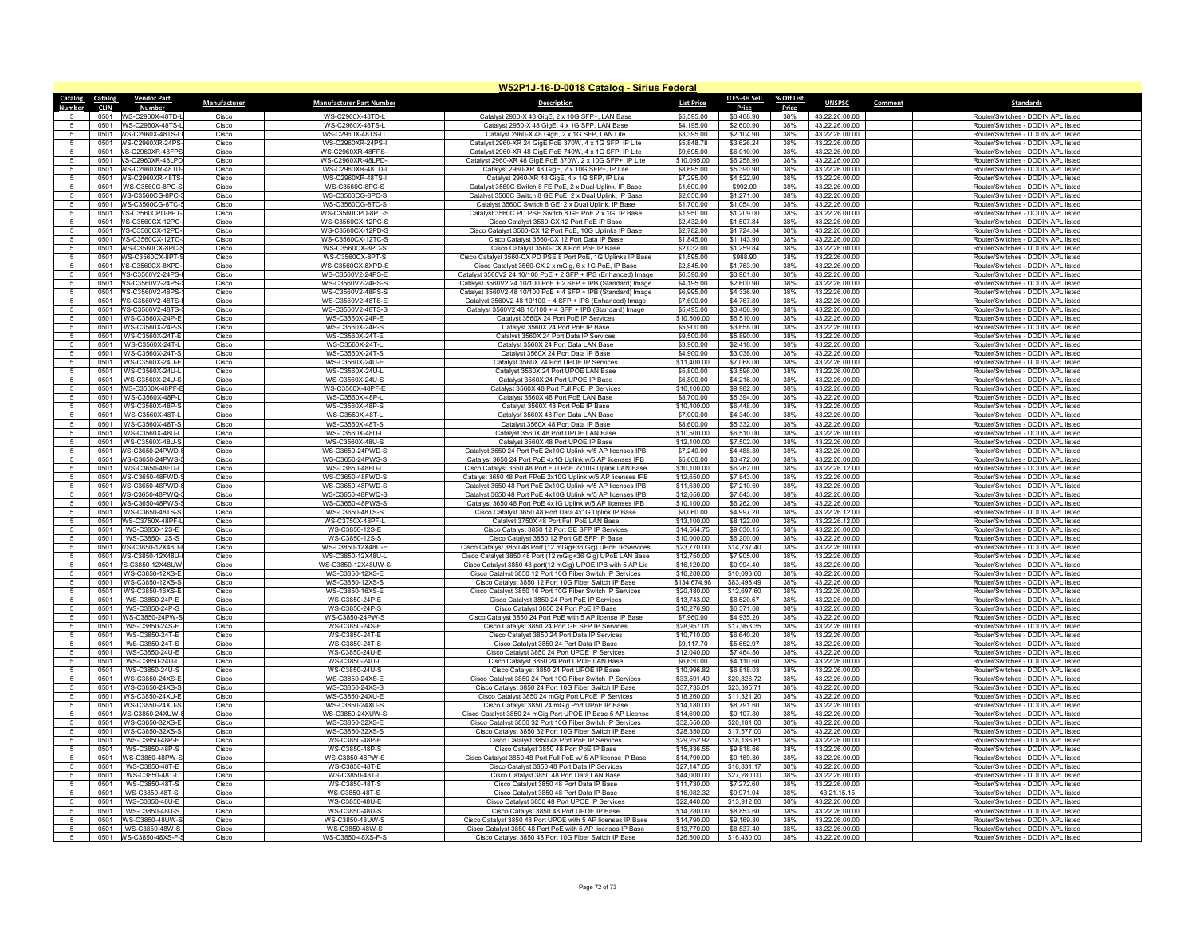# W52P1J-16-D-0018 Catalog - Sirius Federal

| Catalog Number | Catalog CLIN | Vendor Part Number | Manufacturer | Manufacturer Part Number | Description | List Price | ITES-3H Sell Price | % Off List Price | UNSPSC | Comment | Standards |
|---|---|---|---|---|---|---|---|---|---|---|---|
| 5 | 0501 | WS-C2960X-48TD-L | Cisco | WS-C2960X-48TD-L | Catalyst 2960-X 48 GigE, 2 x 10G SFP+, LAN Base | $5,595.00 | $3,468.90 | 38% | 43.22.26.00.00 | | Router/Switches - DODIN APL listed |
| 5 | 0501 | WS-C2960X-48TS-L | Cisco | WS-C2960X-48TS-L | Catalyst 2960-X 48 GigE, 4 x 1G SFP, LAN Base | $4,195.00 | $2,600.90 | 38% | 43.22.26.00.00 | | Router/Switches - DODIN APL listed |
| 5 | 0501 | WS-C2960X-48TS-LL | Cisco | WS-C2960X-48TS-LL | Catalyst 2960-X 48 GigE, 2 x 1G SFP, LAN Lite | $3,395.00 | $2,104.90 | 38% | 43.22.26.00.00 | | Router/Switches - DODIN APL listed |
| 5 | 0501 | WS-C2960XR-24PS-I | Cisco | WS-C2960XR-24PS-I | Catalyst 2960-XR 24 GigE PoE 370W, 4 x 1G SFP, IP Lite | $5,848.78 | $3,626.24 | 38% | 43.22.26.00.00 | | Router/Switches - DODIN APL listed |
| 5 | 0501 | WS-C2960XR-48FPS-I | Cisco | WS-C2960XR-48FPS-I | Catalyst 2960-XR 48 GigE PoE 740W, 4 x 1G SFP, IP Lite | $9,695.00 | $6,010.90 | 38% | 43.22.26.00.00 | | Router/Switches - DODIN APL listed |
| 5 | 0501 | WS-C2960XR-48LPD-I | Cisco | WS-C2960XR-48LPD-I | Catalyst 2960-XR 48 GigE PoE 370W, 2 x 10G SFP+, IP Lite | $10,095.00 | $6,258.90 | 38% | 43.22.26.00.00 | | Router/Switches - DODIN APL listed |
| 5 | 0501 | WS-C2960XR-48TD-I | Cisco | WS-C2960XR-48TD-I | Catalyst 2960-XR 48 GigE, 2 x 10G SFP+, IP Lite | $8,695.00 | $5,390.90 | 38% | 43.22.26.00.00 | | Router/Switches - DODIN APL listed |
| 5 | 0501 | WS-C2960XR-48TS-I | Cisco | WS-C2960XR-48TS-I | Catalyst 2960-XR 48 GigE, 4 x 1G SFP, IP Lite | $7,295.00 | $4,522.90 | 38% | 43.22.26.00.00 | | Router/Switches - DODIN APL listed |
| 5 | 0501 | WS-C3560C-8PC-S | Cisco | WS-C3560C-8PC-S | Catalyst 3560C Switch 8 FE PoE, 2 x Dual Uplink, IP Base | $1,600.00 | $992.00 | 38% | 43.22.26.00.00 | | Router/Switches - DODIN APL listed |
| 5 | 0501 | WS-C3560CG-8PC-S | Cisco | WS-C3560CG-8PC-S | Catalyst 3560C Switch 8 GE PoE, 2 x Dual Uplink, IP Base | $2,050.00 | $1,271.00 | 38% | 43.22.26.00.00 | | Router/Switches - DODIN APL listed |
| 5 | 0501 | WS-C3560CG-8TC-S | Cisco | WS-C3560CG-8TC-S | Catalyst 3560C Switch 8 GE, 2 x Dual Uplink, IP Base | $1,700.00 | $1,054.00 | 38% | 43.22.26.00.00 | | Router/Switches - DODIN APL listed |
| 5 | 0501 | WS-C3560CPD-8PT-S | Cisco | WS-C3560CPD-8PT-S | Catalyst 3560C PD PSE Switch 8 GE PoE 2 x 1G, IP Base | $1,950.00 | $1,209.00 | 38% | 43.22.26.00.00 | | Router/Switches - DODIN APL listed |
| 5 | 0501 | WS-C3560CX-12PC-S | Cisco | WS-C3560CX-12PC-S | Cisco Catalyst 3560-CX 12 Port PoE IP Base | $2,432.00 | $1,507.84 | 38% | 43.22.26.00.00 | | Router/Switches - DODIN APL listed |
| 5 | 0501 | WS-C3560CX-12PD-S | Cisco | WS-C3560CX-12PD-S | Cisco Catalyst 3560-CX 12 Port PoE, 10G Uplinks IP Base | $2,782.00 | $1,724.84 | 38% | 43.22.26.00.00 | | Router/Switches - DODIN APL listed |
| 5 | 0501 | WS-C3560CX-12TC-S | Cisco | WS-C3560CX-12TC-S | Cisco Catalyst 3560-CX 12 Port Data IP Base | $1,845.00 | $1,143.90 | 38% | 43.22.26.00.00 | | Router/Switches - DODIN APL listed |
| 5 | 0501 | WS-C3560CX-8PC-S | Cisco | WS-C3560CX-8PC-S | Cisco Catalyst 3560-CX 8 Port PoE IP Base | $2,032.00 | $1,259.84 | 38% | 43.22.26.00.00 | | Router/Switches - DODIN APL listed |
| 5 | 0501 | WS-C3560CX-8PT-S | Cisco | WS-C3560CX-8PT-S | Cisco Catalyst 3560-CX PD PSE 8 Port PoE, 1G Uplinks IP Base | $1,595.00 | $988.90 | 38% | 43.22.26.00.00 | | Router/Switches - DODIN APL listed |
| 5 | 0501 | WS-C3560CX-8XPD-S | Cisco | WS-C3560CX-8XPD-S | Cisco Catalyst 3560-CX 2 x mGig, 6 x 1G PoE, IP Base | $2,845.00 | $1,763.90 | 38% | 43.22.26.00.00 | | Router/Switches - DODIN APL listed |
| 5 | 0501 | WS-C3560V2-24PS-E | Cisco | WS-C3560V2-24PS-E | Catalyst 3560V2 24 10/100 PoE + 2 SFP + IPS (Enhanced) Image | $6,390.00 | $3,961.80 | 38% | 43.22.26.00.00 | | Router/Switches - DODIN APL listed |
| 5 | 0501 | WS-C3560V2-24PS-S | Cisco | WS-C3560V2-24PS-S | Catalyst 3560V2 24 10/100 PoE + 2 SFP + IPB (Standard) Image | $4,195.00 | $2,600.90 | 38% | 43.22.26.00.00 | | Router/Switches - DODIN APL listed |
| 5 | 0501 | WS-C3560V2-48PS-S | Cisco | WS-C3560V2-48PS-S | Catalyst 3560V2 48 10/100 PoE + 4 SFP + IPB (Standard) Image | $6,995.00 | $4,336.90 | 38% | 43.22.26.00.00 | | Router/Switches - DODIN APL listed |
| 5 | 0501 | WS-C3560V2-48TS-E | Cisco | WS-C3560V2-48TS-E | Catalyst 3560V2 48 10/100 + 4 SFP + IPS (Enhanced) Image | $7,690.00 | $4,767.80 | 38% | 43.22.26.00.00 | | Router/Switches - DODIN APL listed |
| 5 | 0501 | WS-C3560V2-48TS-S | Cisco | WS-C3560V2-48TS-S | Catalyst 3560V2 48 10/100 + 4 SFP + IPB (Standard) Image | $5,495.00 | $3,406.90 | 38% | 43.22.26.00.00 | | Router/Switches - DODIN APL listed |
| 5 | 0501 | WS-C3560X-24P-E | Cisco | WS-C3560X-24P-E | Catalyst 3560X 24 Port PoE IP Services | $10,500.00 | $6,510.00 | 38% | 43.22.26.00.00 | | Router/Switches - DODIN APL listed |
| 5 | 0501 | WS-C3560X-24P-S | Cisco | WS-C3560X-24P-S | Catalyst 3560X 24 Port PoE IP Base | $5,900.00 | $3,658.00 | 38% | 43.22.26.00.00 | | Router/Switches - DODIN APL listed |
| 5 | 0501 | WS-C3560X-24T-E | Cisco | WS-C3560X-24T-E | Catalyst 3560X 24 Port Data IP Services | $9,500.00 | $5,890.00 | 38% | 43.22.26.00.00 | | Router/Switches - DODIN APL listed |
| 5 | 0501 | WS-C3560X-24T-L | Cisco | WS-C3560X-24T-L | Catalyst 3560X 24 Port Data LAN Base | $3,900.00 | $2,418.00 | 38% | 43.22.26.00.00 | | Router/Switches - DODIN APL listed |
| 5 | 0501 | WS-C3560X-24T-S | Cisco | WS-C3560X-24T-S | Catalyst 3560X 24 Port Data IP Base | $4,900.00 | $3,038.00 | 38% | 43.22.26.00.00 | | Router/Switches - DODIN APL listed |
| 5 | 0501 | WS-C3560X-24U-E | Cisco | WS-C3560X-24U-E | Catalyst 3560X 24 Port UPOE IP Services | $11,400.00 | $7,068.00 | 38% | 43.22.26.00.00 | | Router/Switches - DODIN APL listed |
| 5 | 0501 | WS-C3560X-24U-L | Cisco | WS-C3560X-24U-L | Catalyst 3560X 24 Port UPOE LAN Base | $5,800.00 | $3,596.00 | 38% | 43.22.26.00.00 | | Router/Switches - DODIN APL listed |
| 5 | 0501 | WS-C3560X-24U-S | Cisco | WS-C3560X-24U-S | Catalyst 3560X 24 Port UPOE IP Base | $6,800.00 | $4,216.00 | 38% | 43.22.26.00.00 | | Router/Switches - DODIN APL listed |
| 5 | 0501 | WS-C3560X-48PF-E | Cisco | WS-C3560X-48PF-E | Catalyst 3560X 48 Port Full PoE IP Services | $16,100.00 | $9,982.00 | 38% | 43.22.26.00.00 | | Router/Switches - DODIN APL listed |
| 5 | 0501 | WS-C3560X-48P-L | Cisco | WS-C3560X-48P-L | Catalyst 3560X 48 Port PoE LAN Base | $8,700.00 | $5,394.00 | 38% | 43.22.26.00.00 | | Router/Switches - DODIN APL listed |
| 5 | 0501 | WS-C3560X-48P-S | Cisco | WS-C3560X-48P-S | Catalyst 3560X 48 Port PoE IP Base | $10,400.00 | $6,448.00 | 38% | 43.22.26.00.00 | | Router/Switches - DODIN APL listed |
| 5 | 0501 | WS-C3560X-48T-L | Cisco | WS-C3560X-48T-L | Catalyst 3560X 48 Port Data LAN Base | $7,000.00 | $4,340.00 | 38% | 43.22.26.00.00 | | Router/Switches - DODIN APL listed |
| 5 | 0501 | WS-C3560X-48T-S | Cisco | WS-C3560X-48T-S | Catalyst 3560X 48 Port Data IP Base | $8,600.00 | $5,332.00 | 38% | 43.22.26.00.00 | | Router/Switches - DODIN APL listed |
| 5 | 0501 | WS-C3560X-48U-L | Cisco | WS-C3560X-48U-L | Catalyst 3560X 48 Port UPOE LAN Base | $10,500.00 | $6,510.00 | 38% | 43.22.26.00.00 | | Router/Switches - DODIN APL listed |
| 5 | 0501 | WS-C3560X-48U-S | Cisco | WS-C3560X-48U-S | Catalyst 3560X 48 Port UPOE IP Base | $12,100.00 | $7,502.00 | 38% | 43.22.26.00.00 | | Router/Switches - DODIN APL listed |
| 5 | 0501 | WS-C3650-24PWD-S | Cisco | WS-C3650-24PWD-S | Catalyst 3650 24 Port PoE 2x10G Uplink w/5 AP licenses IPB | $7,240.00 | $4,488.80 | 38% | 43.22.26.00.00 | | Router/Switches - DODIN APL listed |
| 5 | 0501 | WS-C3650-24PWS-S | Cisco | WS-C3650-24PWS-S | Catalyst 3650 24 Port PoE 4x1G Uplink w/5 AP licenses IPB | $5,600.00 | $3,472.00 | 38% | 43.22.26.00.00 | | Router/Switches - DODIN APL listed |
| 5 | 0501 | WS-C3650-48FD-L | Cisco | WS-C3650-48FD-L | Cisco Catalyst 3650 48 Port Full PoE 2x10G Uplink LAN Base | $10,100.00 | $6,262.00 | 38% | 43.22.26.12.00 | | Router/Switches - DODIN APL listed |
| 5 | 0501 | WS-C3650-48FWD-S | Cisco | WS-C3650-48FWD-S | Catalyst 3650 48 Port FPoE 2x10G Uplink w/5 AP licenses IPB | $12,650.00 | $7,843.00 | 38% | 43.22.26.00.00 | | Router/Switches - DODIN APL listed |
| 5 | 0501 | WS-C3650-48PWD-S | Cisco | WS-C3650-48PWD-S | Catalyst 3650 48 Port PoE 2x10G Uplink w/5 AP licenses IPB | $11,630.00 | $7,210.60 | 38% | 43.22.26.00.00 | | Router/Switches - DODIN APL listed |
| 5 | 0501 | WS-C3650-48PWQ-S | Cisco | WS-C3650-48PWQ-S | Catalyst 3650 48 Port PoE 4x10G Uplink w/5 AP licenses IPB | $12,650.00 | $7,843.00 | 38% | 43.22.26.00.00 | | Router/Switches - DODIN APL listed |
| 5 | 0501 | WS-C3650-48PWS-S | Cisco | WS-C3650-48PWS-S | Catalyst 3650 48 Port PoE 4x1G Uplink w/5 AP licenses IPB | $10,100.00 | $6,262.00 | 38% | 43.22.26.00.00 | | Router/Switches - DODIN APL listed |
| 5 | 0501 | WS-C3650-48TS-S | Cisco | WS-C3650-48TS-S | Cisco Catalyst 3650 48 Port Data 4x1G Uplink IP Base | $8,060.00 | $4,997.20 | 38% | 43.22.26.12.00 | | Router/Switches - DODIN APL listed |
| 5 | 0501 | WS-C3750X-48PF-L | Cisco | WS-C3750X-48PF-L | Catalyst 3750X 48 Port Full PoE LAN Base | $13,100.00 | $8,122.00 | 38% | 43.22.26.12.00 | | Router/Switches - DODIN APL listed |
| 5 | 0501 | WS-C3850-12S-E | Cisco | WS-C3850-12S-E | Cisco Catalyst 3850 12 Port GE SFP IP Services | $14,564.75 | $9,030.15 | 38% | 43.22.26.00.00 | | Router/Switches - DODIN APL listed |
| 5 | 0501 | WS-C3850-12S-S | Cisco | WS-C3850-12S-S | Cisco Catalyst 3850 12 Port GE SFP IP Base | $10,000.00 | $6,200.00 | 38% | 43.22.26.00.00 | | Router/Switches - DODIN APL listed |
| 5 | 0501 | WS-C3850-12X48U-E | Cisco | WS-C3850-12X48U-E | Cisco Catalyst 3850 48 Port (12 mGig+36 Gig) UPoE IPServices | $23,770.00 | $14,737.40 | 38% | 43.22.26.00.00 | | Router/Switches - DODIN APL listed |
| 5 | 0501 | WS-C3850-12X48U-L | Cisco | WS-C3850-12X48U-L | Cisco Catalyst 3850 48 Port (12 mGig+36 Gig) UPoE LAN Base | $12,750.00 | $7,905.00 | 38% | 43.22.26.00.00 | | Router/Switches - DODIN APL listed |
| 5 | 0501 | WS-C3850-12X48UW-S | Cisco | WS-C3850-12X48UW-S | Cisco Catalyst 3850 48 port(12 mGig)UPOE IPB with 5 AP Lic | $16,120.00 | $9,994.40 | 38% | 43.22.26.00.00 | | Router/Switches - DODIN APL listed |
| 5 | 0501 | WS-C3850-12XS-E | Cisco | WS-C3850-12XS-E | Cisco Catalyst 3850 12 Port 10G Fiber Switch IP Services | $16,280.00 | $10,093.60 | 38% | 43.22.26.00.00 | | Router/Switches - DODIN APL listed |
| 5 | 0501 | WS-C3850-12XS-S | Cisco | WS-C3850-12XS-S | Cisco Catalyst 3850 12 Port 10G Fiber Switch IP Base | $134,674.98 | $83,498.49 | 38% | 43.22.26.00.00 | | Router/Switches - DODIN APL listed |
| 5 | 0501 | WS-C3850-16XS-E | Cisco | WS-C3850-16XS-E | Cisco Catalyst 3850 16 Port 10G Fiber Switch IP Services | $20,480.00 | $12,697.60 | 38% | 43.22.26.00.00 | | Router/Switches - DODIN APL listed |
| 5 | 0501 | WS-C3850-24P-E | Cisco | WS-C3850-24P-E | Cisco Catalyst 3850 24 Port PoE IP Services | $13,743.02 | $8,520.67 | 38% | 43.22.26.00.00 | | Router/Switches - DODIN APL listed |
| 5 | 0501 | WS-C3850-24P-S | Cisco | WS-C3850-24P-S | Cisco Catalyst 3850 24 Port PoE IP Base | $10,276.90 | $6,371.68 | 38% | 43.22.26.00.00 | | Router/Switches - DODIN APL listed |
| 5 | 0501 | WS-C3850-24PW-S | Cisco | WS-C3850-24PW-S | Cisco Catalyst 3850 24 Port PoE with 5 AP license IP Base | $7,960.00 | $4,935.20 | 38% | 43.22.26.00.00 | | Router/Switches - DODIN APL listed |
| 5 | 0501 | WS-C3850-24S-E | Cisco | WS-C3850-24S-E | Cisco Catalyst 3850 24 Port GE SFP IP Services | $28,957.01 | $17,953.35 | 38% | 43.22.26.00.00 | | Router/Switches - DODIN APL listed |
| 5 | 0501 | WS-C3850-24T-E | Cisco | WS-C3850-24T-E | Cisco Catalyst 3850 24 Port Data IP Services | $10,710.00 | $6,640.20 | 38% | 43.22.26.00.00 | | Router/Switches - DODIN APL listed |
| 5 | 0501 | WS-C3850-24T-S | Cisco | WS-C3850-24T-S | Cisco Catalyst 3850 24 Port Data IP Base | $9,117.70 | $5,652.97 | 38% | 43.22.26.00.00 | | Router/Switches - DODIN APL listed |
| 5 | 0501 | WS-C3850-24U-E | Cisco | WS-C3850-24U-E | Cisco Catalyst 3850 24 Port UPOE IP Services | $12,040.00 | $7,464.80 | 38% | 43.22.26.00.00 | | Router/Switches - DODIN APL listed |
| 5 | 0501 | WS-C3850-24U-L | Cisco | WS-C3850-24U-L | Cisco Catalyst 3850 24 Port UPOE LAN Base | $6,630.00 | $4,110.60 | 38% | 43.22.26.00.00 | | Router/Switches - DODIN APL listed |
| 5 | 0501 | WS-C3850-24U-S | Cisco | WS-C3850-24U-S | Cisco Catalyst 3850 24 Port UPOE IP Base | $10,996.82 | $6,818.03 | 38% | 43.22.26.00.00 | | Router/Switches - DODIN APL listed |
| 5 | 0501 | WS-C3850-24XS-E | Cisco | WS-C3850-24XS-E | Cisco Catalyst 3850 24 Port 10G Fiber Switch IP Services | $33,591.49 | $20,826.72 | 38% | 43.22.26.00.00 | | Router/Switches - DODIN APL listed |
| 5 | 0501 | WS-C3850-24XS-S | Cisco | WS-C3850-24XS-S | Cisco Catalyst 3850 24 Port 10G Fiber Switch IP Base | $37,735.01 | $23,395.71 | 38% | 43.22.26.00.00 | | Router/Switches - DODIN APL listed |
| 5 | 0501 | WS-C3850-24XU-E | Cisco | WS-C3850-24XU-E | Cisco Catalyst 3850 24 mGig Port UPoE IP Services | $18,260.00 | $11,321.20 | 38% | 43.22.26.00.00 | | Router/Switches - DODIN APL listed |
| 5 | 0501 | WS-C3850-24XU-S | Cisco | WS-C3850-24XU-S | Cisco Catalyst 3850 24 mGig Port UPoE IP Base | $14,180.00 | $8,791.60 | 38% | 43.22.26.00.00 | | Router/Switches - DODIN APL listed |
| 5 | 0501 | WS-C3850-24XUW-S | Cisco | WS-C3850-24XUW-S | Cisco Catalyst 3850 24 mGig Port UPOE IP Base 5 AP License | $14,690.00 | $9,107.80 | 38% | 43.22.26.00.00 | | Router/Switches - DODIN APL listed |
| 5 | 0501 | WS-C3850-32XS-E | Cisco | WS-C3850-32XS-E | Cisco Catalyst 3850 32 Port 10G Fiber Switch IP Services | $32,550.00 | $20,181.00 | 38% | 43.22.26.00.00 | | Router/Switches - DODIN APL listed |
| 5 | 0501 | WS-C3850-32XS-S | Cisco | WS-C3850-32XS-S | Cisco Catalyst 3850 32 Port 10G Fiber Switch IP Base | $28,350.00 | $17,577.00 | 38% | 43.22.26.00.00 | | Router/Switches - DODIN APL listed |
| 5 | 0501 | WS-C3850-48P-E | Cisco | WS-C3850-48P-E | Cisco Catalyst 3850 48 Port PoE IP Services | $29,252.92 | $18,136.81 | 38% | 43.22.26.00.00 | | Router/Switches - DODIN APL listed |
| 5 | 0501 | WS-C3850-48P-S | Cisco | WS-C3850-48P-S | Cisco Catalyst 3850 48 Port PoE IP Base | $15,836.55 | $9,818.66 | 38% | 43.22.26.00.00 | | Router/Switches - DODIN APL listed |
| 5 | 0501 | WS-C3850-48PW-S | Cisco | WS-C3850-48PW-S | Cisco Catalyst 3850 48 Port Full PoE w/ 5 AP license IP Base | $14,790.00 | $9,169.80 | 38% | 43.22.26.00.00 | | Router/Switches - DODIN APL listed |
| 5 | 0501 | WS-C3850-48T-E | Cisco | WS-C3850-48T-E | Cisco Catalyst 3850 48 Port Data IP Services | $27,147.05 | $16,831.17 | 38% | 43.22.26.00.00 | | Router/Switches - DODIN APL listed |
| 5 | 0501 | WS-C3850-48T-L | Cisco | WS-C3850-48T-L | Cisco Catalyst 3850 48 Port Data LAN Base | $44,000.00 | $27,280.00 | 38% | 43.22.26.00.00 | | Router/Switches - DODIN APL listed |
| 5 | 0501 | WS-C3850-48T-S | Cisco | WS-C3850-48T-S | Cisco Catalyst 3850 48 Port Data IP Base | $11,730.00 | $7,272.60 | 38% | 43.22.26.00.00 | | Router/Switches - DODIN APL listed |
| 5 | 0501 | WS-C3850-48T-S | Cisco | WS-C3850-48T-S | Cisco Catalyst 3850 48 Port Data IP Base | $16,082.32 | $9,971.04 | 38% | 43.21.15.15 | | Router/Switches - DODIN APL listed |
| 5 | 0501 | WS-C3850-48U-E | Cisco | WS-C3850-48U-E | Cisco Catalyst 3850 48 Port UPOE IP Services | $22,440.00 | $13,912.80 | 38% | 43.22.26.00.00 | | Router/Switches - DODIN APL listed |
| 5 | 0501 | WS-C3850-48U-S | Cisco | WS-C3850-48U-S | Cisco Catalyst 3850 48 Port UPOE IP Base | $14,280.00 | $8,853.60 | 38% | 43.22.26.00.00 | | Router/Switches - DODIN APL listed |
| 5 | 0501 | WS-C3850-48UW-S | Cisco | WS-C3850-48UW-S | Cisco Catalyst 3850 48 Port UPOE with 5 AP licenses IP Base | $14,790.00 | $9,169.80 | 38% | 43.22.26.00.00 | | Router/Switches - DODIN APL listed |
| 5 | 0501 | WS-C3850-48W-S | Cisco | WS-C3850-48W-S | Cisco Catalyst 3850 48 Port PoE with 5 AP licenses IP Base | $13,770.00 | $8,537.40 | 38% | 43.22.26.00.00 | | Router/Switches - DODIN APL listed |
| 5 | 0501 | WS-C3850-48XS-F-S | Cisco | WS-C3850-48XS-F-S | Cisco Catalyst 3850 48 Port 10G Fiber Switch IP Base | $26,500.00 | $16,430.00 | 38% | 43.22.26.00.00 | | Router/Switches - DODIN APL listed |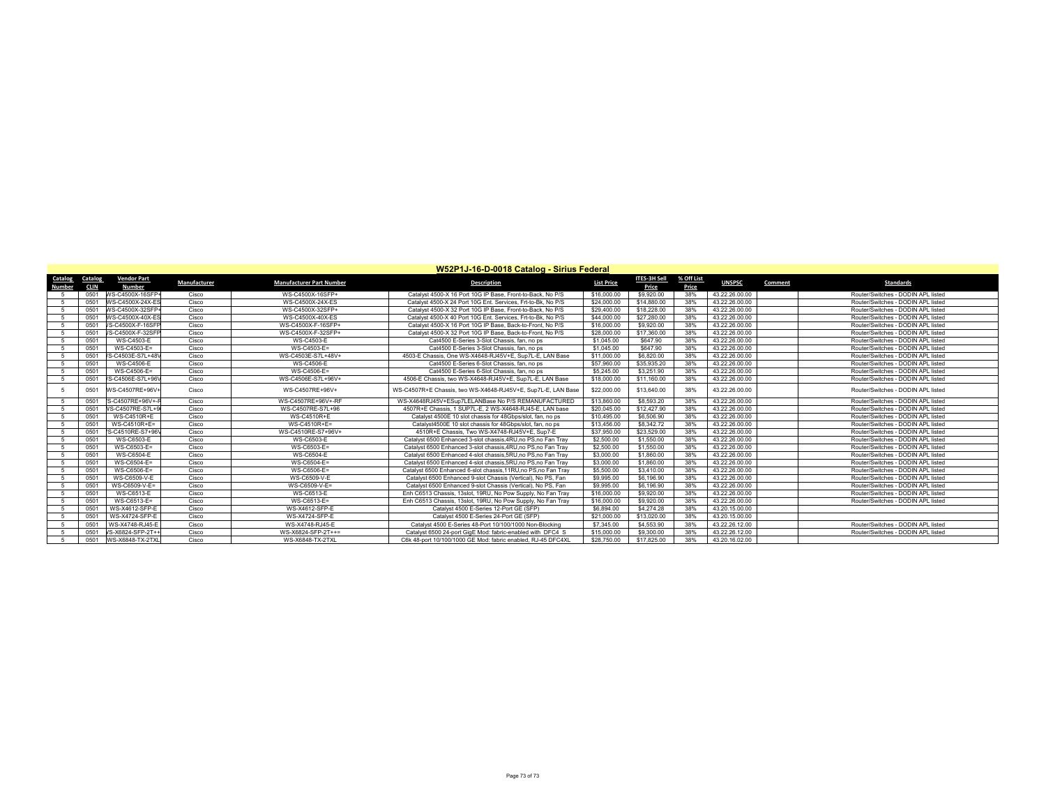## W52P1J-16-D-0018 Catalog - Sirius Federal

| Catalog Number | Catalog CLIN | Vendor Part Number | Manufacturer | Manufacturer Part Number | Description | List Price | ITES-3H Sell Price | % Off List Price | UNSPSC | Comment | Standards |
|---|---|---|---|---|---|---|---|---|---|---|---|
| 5 | 0501 | WS-C4500X-16SFP+ | Cisco | WS-C4500X-16SFP+ | Catalyst 4500-X 16 Port 10G IP Base, Front-to-Back, No P/S | $16,000.00 | $9,920.00 | 38% | 43.22.26.00.00 | | Router/Switches - DODIN APL listed |
| 5 | 0501 | WS-C4500X-24X-ES | Cisco | WS-C4500X-24X-ES | Catalyst 4500-X 24 Port 10G Ent. Services, Frt-to-Bk, No P/S | $24,000.00 | $14,880.00 | 38% | 43.22.26.00.00 | | Router/Switches - DODIN APL listed |
| 5 | 0501 | WS-C4500X-32SFP+ | Cisco | WS-C4500X-32SFP+ | Catalyst 4500-X 32 Port 10G IP Base, Front-to-Back, No P/S | $29,400.00 | $18,228.00 | 38% | 43.22.26.00.00 | | Router/Switches - DODIN APL listed |
| 5 | 0501 | WS-C4500X-40X-ES | Cisco | WS-C4500X-40X-ES | Catalyst 4500-X 40 Port 10G Ent. Services, Frt-to-Bk, No P/S | $44,000.00 | $27,280.00 | 38% | 43.22.26.00.00 | | Router/Switches - DODIN APL listed |
| 5 | 0501 | WS-C4500X-F-16SFP | Cisco | WS-C4500X-F-16SFP+ | Catalyst 4500-X 16 Port 10G IP Base, Back-to-Front, No P/S | $16,000.00 | $9,920.00 | 38% | 43.22.26.00.00 | | Router/Switches - DODIN APL listed |
| 5 | 0501 | WS-C4500X-F-32SFP | Cisco | WS-C4500X-F-32SFP+ | Catalyst 4500-X 32 Port 10G IP Base, Back-to-Front, No P/S | $28,000.00 | $17,360.00 | 38% | 43.22.26.00.00 | | Router/Switches - DODIN APL listed |
| 5 | 0501 | WS-C4503-E | Cisco | WS-C4503-E | Cat4500 E-Series 3-Slot Chassis, fan, no ps | $1,045.00 | $647.90 | 38% | 43.22.26.00.00 | | Router/Switches - DODIN APL listed |
| 5 | 0501 | WS-C4503-E= | Cisco | WS-C4503-E= | Cat4500 E-Series 3-Slot Chassis, fan, no ps | $1,045.00 | $647.90 | 38% | 43.22.26.00.00 | | Router/Switches - DODIN APL listed |
| 5 | 0501 | WS-C4503E-S7L+48V | Cisco | WS-C4503E-S7L+48V+ | 4503-E Chassis, One WS-X4648-RJ45V+E, Sup7L-E, LAN Base | $11,000.00 | $6,820.00 | 38% | 43.22.26.00.00 | | Router/Switches - DODIN APL listed |
| 5 | 0501 | WS-C4506-E | Cisco | WS-C4506-E | Cat4500 E-Series 6-Slot Chassis, fan, no ps | $57,960.00 | $35,935.20 | 38% | 43.22.26.00.00 | | Router/Switches - DODIN APL listed |
| 5 | 0501 | WS-C4506-E= | Cisco | WS-C4506-E= | Cat4500 E-Series 6-Slot Chassis, fan, no ps | $5,245.00 | $3,251.90 | 38% | 43.22.26.00.00 | | Router/Switches - DODIN APL listed |
| 5 | 0501 | WS-C4506E-S7L+96V | Cisco | WS-C4506E-S7L+96V+ | 4506-E Chassis, two WS-X4648-RJ45V+E, Sup7L-E, LAN Base | $18,000.00 | $11,160.00 | 38% | 43.22.26.00.00 | | Router/Switches - DODIN APL listed |
| 5 | 0501 | WS-C4507RE+96V+ | Cisco | WS-C4507RE+96V+ | WS-C4507R+E Chassis, two WS-X4648-RJ45V+E, Sup7L-E, LAN Base | $22,000.00 | $13,640.00 | 38% | 43.22.26.00.00 | | Router/Switches - DODIN APL listed |
| 5 | 0501 | WS-C4507RE+96V+-R | Cisco | WS-C4507RE+96V+-RF | WS-X4648RJ45V+ESup7LELANBase No P/S REMANUFACTURED | $13,860.00 | $8,593.20 | 38% | 43.22.26.00.00 | | Router/Switches - DODIN APL listed |
| 5 | 0501 | WS-C4507RE-S7L+96 | Cisco | WS-C4507RE-S7L+96 | 4507R+E Chassis, 1 SUP7L-E, 2 WS-X4648-RJ45-E, LAN base | $20,045.00 | $12,427.90 | 38% | 43.22.26.00.00 | | Router/Switches - DODIN APL listed |
| 5 | 0501 | WS-C4510R+E | Cisco | WS-C4510R+E | Catalyst 4500E 10 slot chassis for 48Gbps/slot, fan, no ps | $10,495.00 | $6,506.90 | 38% | 43.22.26.00.00 | | Router/Switches - DODIN APL listed |
| 5 | 0501 | WS-C4510R+E= | Cisco | WS-C4510R+E= | Catalyst4500E 10 slot chassis for 48Gbps/slot, fan, no ps | $13,456.00 | $8,342.72 | 38% | 43.22.26.00.00 | | Router/Switches - DODIN APL listed |
| 5 | 0501 | WS-C4510RE-S7+96V | Cisco | WS-C4510RE-S7+96V+ | 4510R+E Chassis, Two WS-X4748-RJ45V+E, Sup7-E | $37,950.00 | $23,529.00 | 38% | 43.22.26.00.00 | | Router/Switches - DODIN APL listed |
| 5 | 0501 | WS-C6503-E | Cisco | WS-C6503-E | Catalyst 6500 Enhanced 3-slot chassis,4RU,no PS,no Fan Tray | $2,500.00 | $1,550.00 | 38% | 43.22.26.00.00 | | Router/Switches - DODIN APL listed |
| 5 | 0501 | WS-C6503-E= | Cisco | WS-C6503-E= | Catalyst 6500 Enhanced 3-slot chassis,4RU,no PS,no Fan Tray | $2,500.00 | $1,550.00 | 38% | 43.22.26.00.00 | | Router/Switches - DODIN APL listed |
| 5 | 0501 | WS-C6504-E | Cisco | WS-C6504-E | Catalyst 6500 Enhanced 4-slot chassis,5RU,no PS,no Fan Tray | $3,000.00 | $1,860.00 | 38% | 43.22.26.00.00 | | Router/Switches - DODIN APL listed |
| 5 | 0501 | WS-C6504-E= | Cisco | WS-C6504-E= | Catalyst 6500 Enhanced 4-slot chassis,5RU,no PS,no Fan Tray | $3,000.00 | $1,860.00 | 38% | 43.22.26.00.00 | | Router/Switches - DODIN APL listed |
| 5 | 0501 | WS-C6506-E= | Cisco | WS-C6506-E= | Catalyst 6500 Enhanced 6-slot chassis,11RU,no PS,no Fan Tray | $5,500.00 | $3,410.00 | 38% | 43.22.26.00.00 | | Router/Switches - DODIN APL listed |
| 5 | 0501 | WS-C6509-V-E | Cisco | WS-C6509-V-E | Catalyst 6500 Enhanced 9-slot Chassis (Vertical), No PS, Fan | $9,995.00 | $6,196.90 | 38% | 43.22.26.00.00 | | Router/Switches - DODIN APL listed |
| 5 | 0501 | WS-C6509-V-E= | Cisco | WS-C6509-V-E= | Catalyst 6500 Enhanced 9-slot Chassis (Vertical), No PS, Fan | $9,995.00 | $6,196.90 | 38% | 43.22.26.00.00 | | Router/Switches - DODIN APL listed |
| 5 | 0501 | WS-C6513-E | Cisco | WS-C6513-E | Enh C6513 Chassis, 13slot, 19RU, No Pow Supply, No Fan Tray | $16,000.00 | $9,920.00 | 38% | 43.22.26.00.00 | | Router/Switches - DODIN APL listed |
| 5 | 0501 | WS-C6513-E= | Cisco | WS-C6513-E= | Enh C6513 Chassis, 13slot, 19RU, No Pow Supply, No Fan Tray | $16,000.00 | $9,920.00 | 38% | 43.22.26.00.00 | | Router/Switches - DODIN APL listed |
| 5 | 0501 | WS-X4612-SFP-E | Cisco | WS-X4612-SFP-E | Catalyst 4500 E-Series 12-Port GE (SFP) | $6,894.00 | $4,274.28 | 38% | 43.20.15.00.00 | | |
| 5 | 0501 | WS-X4724-SFP-E | Cisco | WS-X4724-SFP-E | Catalyst 4500 E-Series 24-Port GE (SFP) | $21,000.00 | $13,020.00 | 38% | 43.20.15.00.00 | | |
| 5 | 0501 | WS-X4748-RJ45-E | Cisco | WS-X4748-RJ45-E | Catalyst 4500 E-Series 48-Port 10/100/1000 Non-Blocking | $7,345.00 | $4,553.90 | 38% | 43.22.26.12.00 | | Router/Switches - DODIN APL listed |
| 5 | 0501 | WS-X6824-SFP-2T++ | Cisco | WS-X6824-SFP-2T++= | Catalyst 6500 24-port GigE Mod: fabric-enabled with DFC4 S | $15,000.00 | $9,300.00 | 38% | 43.22.26.12.00 | | Router/Switches - DODIN APL listed |
| 5 | 0501 | WS-X6848-TX-2TXL | Cisco | WS-X6848-TX-2TXL | C6k 48-port 10/100/1000 GE Mod: fabric enabled, RJ-45 DFC4XL | $28,750.00 | $17,825.00 | 38% | 43.20.16.02.00 | | |